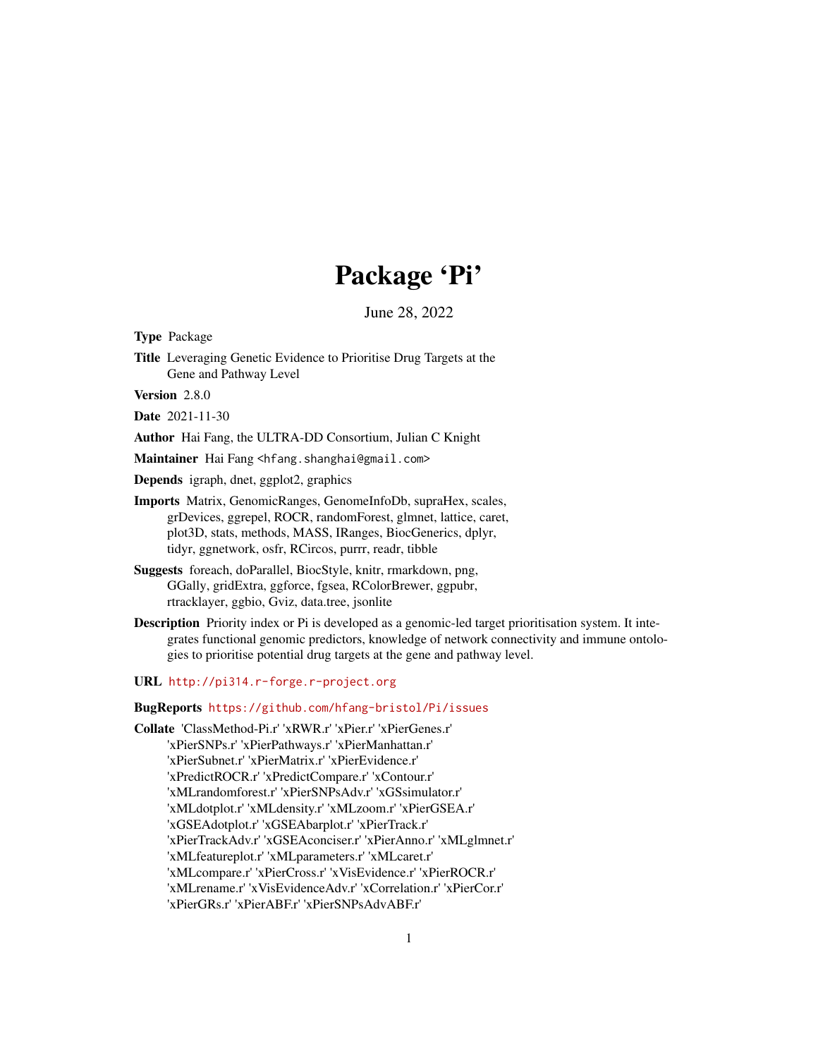# Package 'Pi'

June 28, 2022

**Type** Package

**Title** Leveraging Genetic Evidence to Prioritise Drug Targets at the Gene and Pathway Level

**Version** 2.8.0

**Date** 2021-11-30

**Author** Hai Fang, the ULTRA-DD Consortium, Julian C Knight

**Maintainer** Hai Fang <hfang.shanghai@gmail.com>

**Depends** igraph, dnet, ggplot2, graphics

**Imports** Matrix, GenomicRanges, GenomeInfoDb, supraHex, scales, grDevices, ggrepel, ROCR, randomForest, glmnet, lattice, caret, plot3D, stats, methods, MASS, IRanges, BiocGenerics, dplyr, tidyr, ggnetwork, osfr, RCircos, purrr, readr, tibble

**Suggests** foreach, doParallel, BiocStyle, knitr, rmarkdown, png, GGally, gridExtra, ggforce, fgsea, RColorBrewer, ggpubr, rtracklayer, ggbio, Gviz, data.tree, jsonlite

**Description** Priority index or Pi is developed as a genomic-led target prioritisation system. It integrates functional genomic predictors, knowledge of network connectivity and immune ontologies to prioritise potential drug targets at the gene and pathway level.

**URL** http://pi314.r-forge.r-project.org

**BugReports** https://github.com/hfang-bristol/Pi/issues

**Collate** 'ClassMethod-Pi.r' 'xRWR.r' 'xPier.r' 'xPierGenes.r' 'xPierSNPs.r' 'xPierPathways.r' 'xPierManhattan.r' 'xPierSubnet.r' 'xPierMatrix.r' 'xPierEvidence.r' 'xPredictROCR.r' 'xPredictCompare.r' 'xContour.r' 'xMLrandomforest.r' 'xPierSNPsAdv.r' 'xGSsimulator.r' 'xMLdotplot.r' 'xMLdensity.r' 'xMLzoom.r' 'xPierGSEA.r' 'xGSEAdotplot.r' 'xGSEAbarplot.r' 'xPierTrack.r' 'xPierTrackAdv.r' 'xGSEAconciser.r' 'xPierAnno.r' 'xMLglmnet.r' 'xMLfeatureplot.r' 'xMLparameters.r' 'xMLcaret.r' 'xMLcompare.r' 'xPierCross.r' 'xVisEvidence.r' 'xPierROCR.r' 'xMLrename.r' 'xVisEvidenceAdv.r' 'xCorrelation.r' 'xPierCor.r' 'xPierGRs.r' 'xPierABF.r' 'xPierSNPsAdvABF.r'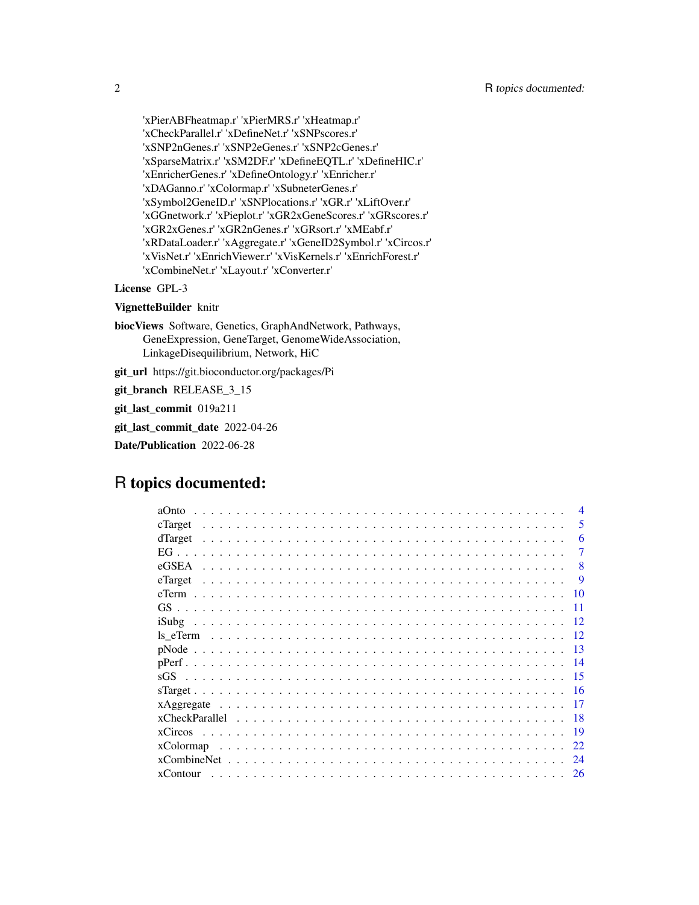'xPierABFheatmap.r' 'xPierMRS.r' 'xHeatmap.r' 'xCheckParallel.r' 'xDefineNet.r' 'xSNPscores.r' 'xSNP2nGenes.r' 'xSNP2eGenes.r' 'xSNP2cGenes.r' 'xSparseMatrix.r' 'xSM2DF.r' 'xDefineEQTL.r' 'xDefineHIC.r' 'xEnricherGenes.r' 'xDefineOntology.r' 'xEnricher.r' 'xDAGanno.r' 'xColormap.r' 'xSubneterGenes.r' 'xSymbol2GeneID.r' 'xSNPlocations.r' 'xGR.r' 'xLiftOver.r' 'xGGnetwork.r' 'xPieplot.r' 'xGR2xGeneScores.r' 'xGRscores.r' 'xGR2xGenes.r' 'xGR2nGenes.r' 'xGRsort.r' 'xMEabf.r' 'xRDataLoader.r' 'xAggregate.r' 'xGeneID2Symbol.r' 'xCircos.r' 'xVisNet.r' 'xEnrichViewer.r' 'xVisKernels.r' 'xEnrichForest.r' 'xCombineNet.r' 'xLayout.r' 'xConverter.r'

**License** GPL-3

**VignetteBuilder** knitr

**biocViews** Software, Genetics, GraphAndNetwork, Pathways, GeneExpression, GeneTarget, GenomeWideAssociation, LinkageDisequilibrium, Network, HiC

**git_url** https://git.bioconductor.org/packages/Pi

**git_branch** RELEASE_3_15

**git_last_commit** 019a211

**git_last_commit_date** 2022-04-26

**Date/Publication** 2022-06-28

# R topics documented:

- aOnto . . . . . . . . . . . . . . . . . . . . . . . . . . . . . . . . . . . . . . . . . . 4
- cTarget . . . . . . . . . . . . . . . . . . . . . . . . . . . . . . . . . . . . . . . . . 5
- dTarget . . . . . . . . . . . . . . . . . . . . . . . . . . . . . . . . . . . . . . . . . 6
- EG . . . . . . . . . . . . . . . . . . . . . . . . . . . . . . . . . . . . . . . . . . . 7
- eGSEA . . . . . . . . . . . . . . . . . . . . . . . . . . . . . . . . . . . . . . . . . 8
- eTarget . . . . . . . . . . . . . . . . . . . . . . . . . . . . . . . . . . . . . . . . . 9
- eTerm . . . . . . . . . . . . . . . . . . . . . . . . . . . . . . . . . . . . . . . . . 10
- GS . . . . . . . . . . . . . . . . . . . . . . . . . . . . . . . . . . . . . . . . . . . 11
- iSubg . . . . . . . . . . . . . . . . . . . . . . . . . . . . . . . . . . . . . . . . . 12
- ls_eTerm . . . . . . . . . . . . . . . . . . . . . . . . . . . . . . . . . . . . . . . 12
- pNode . . . . . . . . . . . . . . . . . . . . . . . . . . . . . . . . . . . . . . . . . 13
- pPerf . . . . . . . . . . . . . . . . . . . . . . . . . . . . . . . . . . . . . . . . . . 14
- sGS . . . . . . . . . . . . . . . . . . . . . . . . . . . . . . . . . . . . . . . . . . 15
- sTarget . . . . . . . . . . . . . . . . . . . . . . . . . . . . . . . . . . . . . . . . . 16
- xAggregate . . . . . . . . . . . . . . . . . . . . . . . . . . . . . . . . . . . . . . 17
- xCheckParallel . . . . . . . . . . . . . . . . . . . . . . . . . . . . . . . . . . . . 18
- xCircos . . . . . . . . . . . . . . . . . . . . . . . . . . . . . . . . . . . . . . . . 19
- xColormap . . . . . . . . . . . . . . . . . . . . . . . . . . . . . . . . . . . . . . 22
- xCombineNet . . . . . . . . . . . . . . . . . . . . . . . . . . . . . . . . . . . . . 24
- xContour . . . . . . . . . . . . . . . . . . . . . . . . . . . . . . . . . . . . . . . 26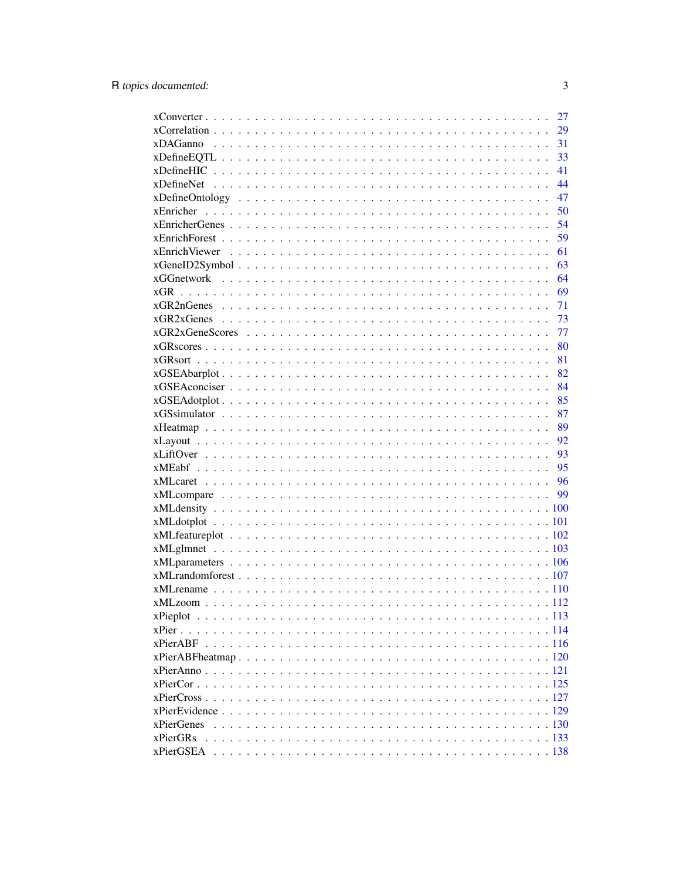| | |
|---|---|
| xConverter | 27 |
| xCorrelation | 29 |
| xDAGanno | 31 |
| xDefineEQTL | 33 |
| xDefineHIC | 41 |
| xDefineNet | 44 |
| xDefineOntology | 47 |
| xEnricher | 50 |
| xEnricherGenes | 54 |
| xEnrichForest | 59 |
| xEnrichViewer | 61 |
| xGeneID2Symbol | 63 |
| xGGnetwork | 64 |
| xGR | 69 |
| xGR2nGenes | 71 |
| xGR2xGenes | 73 |
| xGR2xGeneScores | 77 |
| xGRscores | 80 |
| xGRsort | 81 |
| xGSEAbarplot | 82 |
| xGSEAconciser | 84 |
| xGSEAdotplot | 85 |
| xGSsimulator | 87 |
| xHeatmap | 89 |
| xLayout | 92 |
| xLiftOver | 93 |
| xMEabf | 95 |
| xMLcaret | 96 |
| xMLcompare | 99 |
| xMLdensity | 100 |
| xMLdotplot | 101 |
| xMLfeatureplot | 102 |
| xMLglmnet | 103 |
| xMLparameters | 106 |
| xMLrandomforest | 107 |
| xMLrename | 110 |
| xMLzoom | 112 |
| xPieplot | 113 |
| xPier | 114 |
| xPierABF | 116 |
| xPierABFheatmap | 120 |
| xPierAnno | 121 |
| xPierCor | 125 |
| xPierCross | 127 |
| xPierEvidence | 129 |
| xPierGenes | 130 |
| xPierGRs | 133 |
| xPierGSEA | 138 |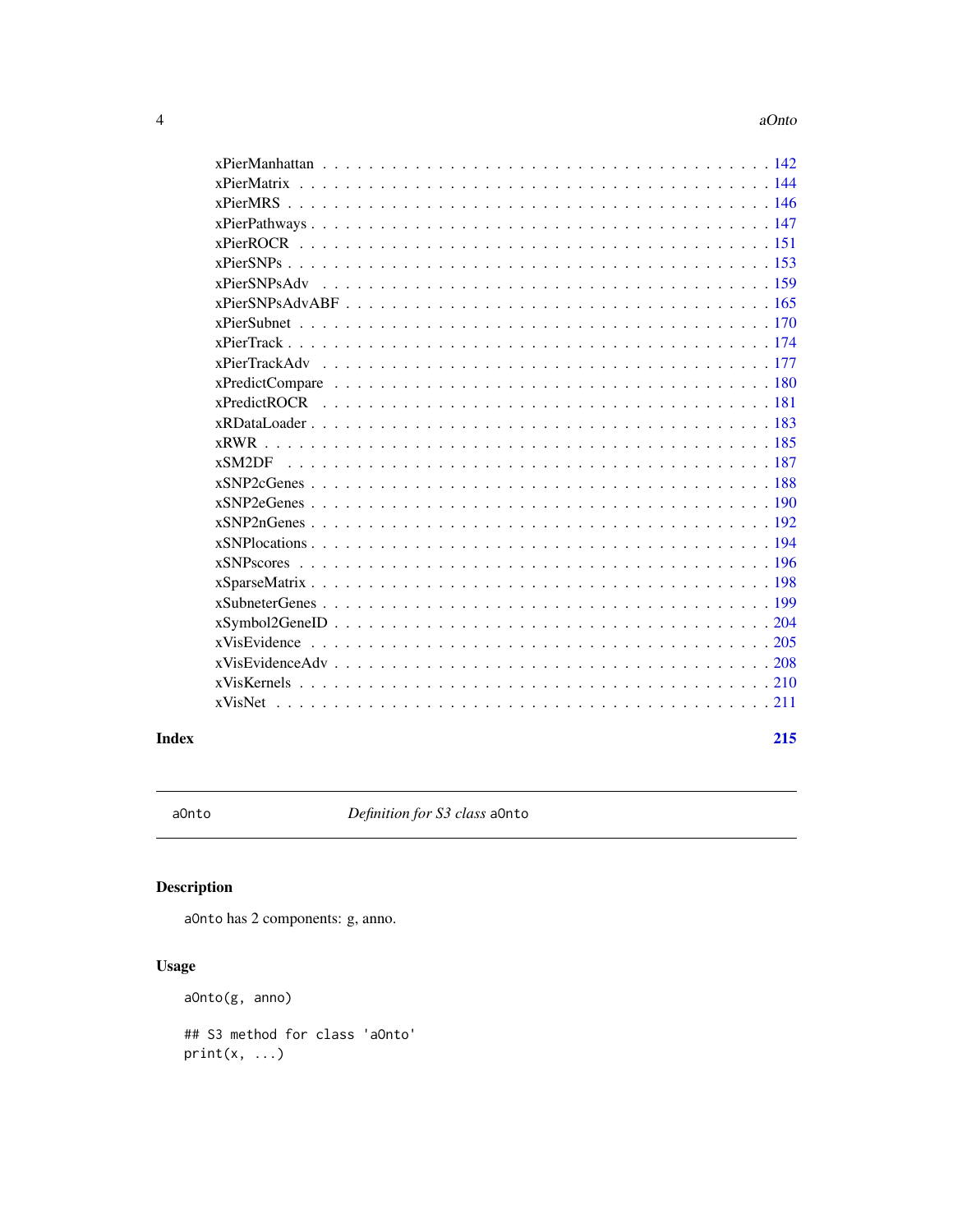xPierManhattan . . . . . . . . . . . . . . . . . . . . . . . . . . . . . . . . . . . . . 142
xPierMatrix . . . . . . . . . . . . . . . . . . . . . . . . . . . . . . . . . . . . . . . 144
xPierMRS . . . . . . . . . . . . . . . . . . . . . . . . . . . . . . . . . . . . . . . . 146
xPierPathways . . . . . . . . . . . . . . . . . . . . . . . . . . . . . . . . . . . . . . 147
xPierROCR . . . . . . . . . . . . . . . . . . . . . . . . . . . . . . . . . . . . . . . 151
xPierSNPs . . . . . . . . . . . . . . . . . . . . . . . . . . . . . . . . . . . . . . . . 153
xPierSNPsAdv . . . . . . . . . . . . . . . . . . . . . . . . . . . . . . . . . . . . . . 159
xPierSNPsAdvABF . . . . . . . . . . . . . . . . . . . . . . . . . . . . . . . . . . . . 165
xPierSubnet . . . . . . . . . . . . . . . . . . . . . . . . . . . . . . . . . . . . . . . 170
xPierTrack . . . . . . . . . . . . . . . . . . . . . . . . . . . . . . . . . . . . . . . . 174
xPierTrackAdv . . . . . . . . . . . . . . . . . . . . . . . . . . . . . . . . . . . . . . 177
xPredictCompare . . . . . . . . . . . . . . . . . . . . . . . . . . . . . . . . . . . . . 180
xPredictROCR . . . . . . . . . . . . . . . . . . . . . . . . . . . . . . . . . . . . . . 181
xRDataLoader . . . . . . . . . . . . . . . . . . . . . . . . . . . . . . . . . . . . . . 183
xRWR . . . . . . . . . . . . . . . . . . . . . . . . . . . . . . . . . . . . . . . . . . 185
xSM2DF . . . . . . . . . . . . . . . . . . . . . . . . . . . . . . . . . . . . . . . . . 187
xSNP2cGenes . . . . . . . . . . . . . . . . . . . . . . . . . . . . . . . . . . . . . . 188
xSNP2eGenes . . . . . . . . . . . . . . . . . . . . . . . . . . . . . . . . . . . . . . 190
xSNP2nGenes . . . . . . . . . . . . . . . . . . . . . . . . . . . . . . . . . . . . . . 192
xSNPlocations . . . . . . . . . . . . . . . . . . . . . . . . . . . . . . . . . . . . . . 194
xSNPscores . . . . . . . . . . . . . . . . . . . . . . . . . . . . . . . . . . . . . . . 196
xSparseMatrix . . . . . . . . . . . . . . . . . . . . . . . . . . . . . . . . . . . . . . 198
xSubneterGenes . . . . . . . . . . . . . . . . . . . . . . . . . . . . . . . . . . . . . 199
xSymbol2GeneID . . . . . . . . . . . . . . . . . . . . . . . . . . . . . . . . . . . . . 204
xVisEvidence . . . . . . . . . . . . . . . . . . . . . . . . . . . . . . . . . . . . . . . 205
xVisEvidenceAdv . . . . . . . . . . . . . . . . . . . . . . . . . . . . . . . . . . . . . 208
xVisKernels . . . . . . . . . . . . . . . . . . . . . . . . . . . . . . . . . . . . . . . 210
xVisNet . . . . . . . . . . . . . . . . . . . . . . . . . . . . . . . . . . . . . . . . . 211

**Index** **215**

---

aOnto — *Definition for S3 class* aOnto

---

## Description

aOnto has 2 components: g, anno.

## Usage

```
aOnto(g, anno)

## S3 method for class 'aOnto'
print(x, ...)
```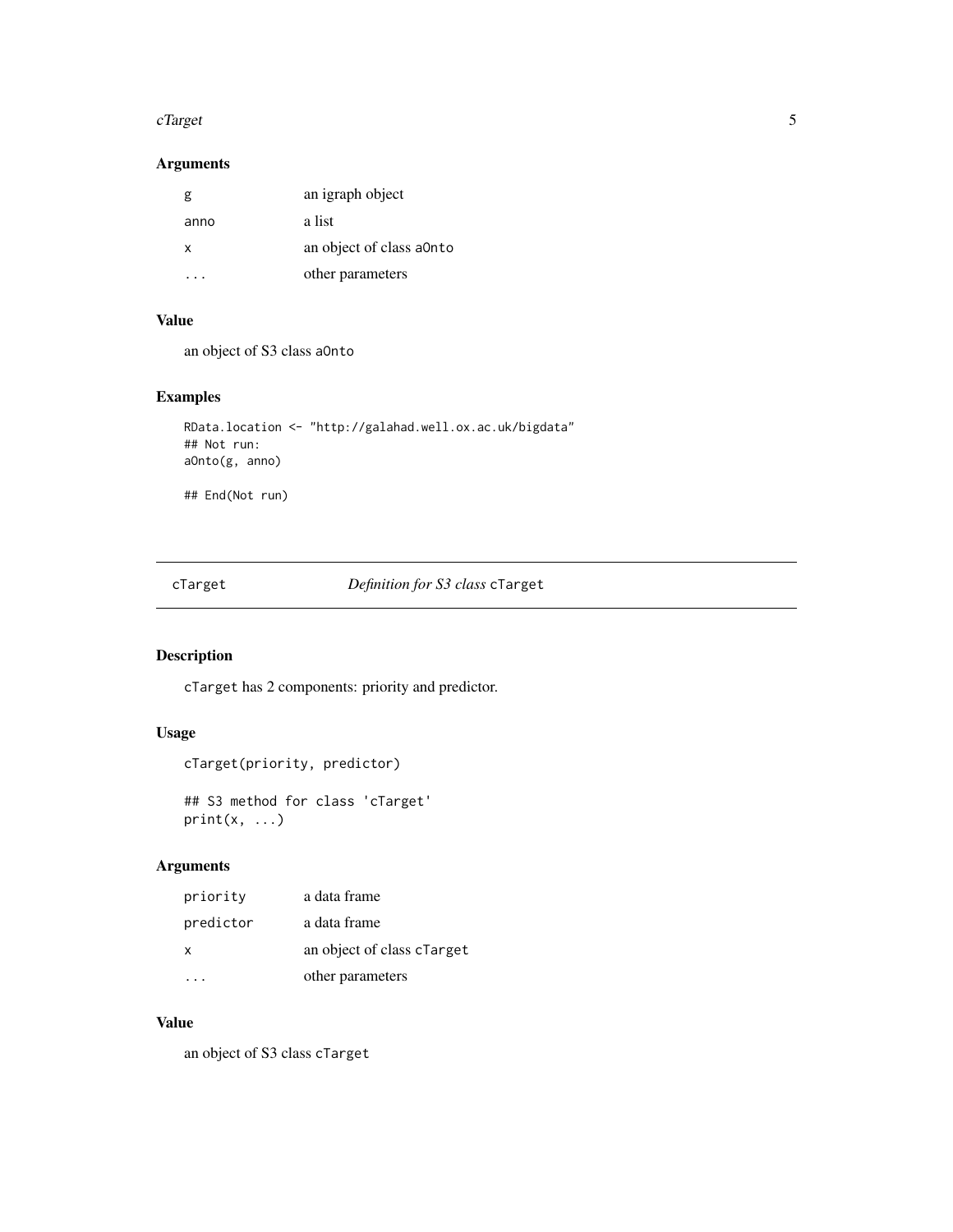### Arguments

| | |
|---|---|
| g | an igraph object |
| anno | a list |
| x | an object of class aOnto |
| ... | other parameters |

### Value

an object of S3 class aOnto

### Examples

```
RData.location <- "http://galahad.well.ox.ac.uk/bigdata"
## Not run:
aOnto(g, anno)

## End(Not run)
```

---

## cTarget — *Definition for S3 class* cTarget

### Description

cTarget has 2 components: priority and predictor.

### Usage

```
cTarget(priority, predictor)

## S3 method for class 'cTarget'
print(x, ...)
```

### Arguments

| | |
|---|---|
| priority | a data frame |
| predictor | a data frame |
| x | an object of class cTarget |
| ... | other parameters |

### Value

an object of S3 class cTarget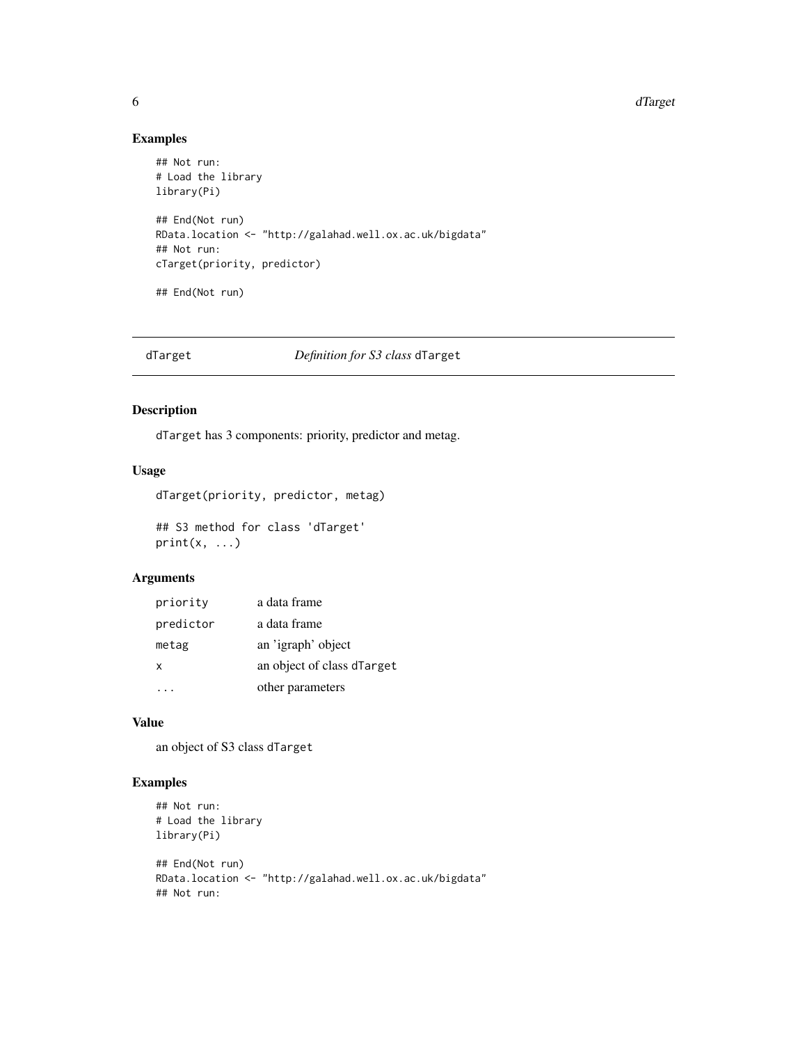## Examples

```
## Not run:
# Load the library
library(Pi)

## End(Not run)
RData.location <- "http://galahad.well.ox.ac.uk/bigdata"
## Not run:
cTarget(priority, predictor)

## End(Not run)
```

---

# dTarget — *Definition for S3 class* `dTarget`

## Description

`dTarget` has 3 components: priority, predictor and metag.

## Usage

```
dTarget(priority, predictor, metag)

## S3 method for class 'dTarget'
print(x, ...)
```

## Arguments

| | |
|---|---|
| `priority` | a data frame |
| `predictor` | a data frame |
| `metag` | an 'igraph' object |
| `x` | an object of class `dTarget` |
| `...` | other parameters |

## Value

an object of S3 class `dTarget`

## Examples

```
## Not run:
# Load the library
library(Pi)

## End(Not run)
RData.location <- "http://galahad.well.ox.ac.uk/bigdata"
## Not run:
```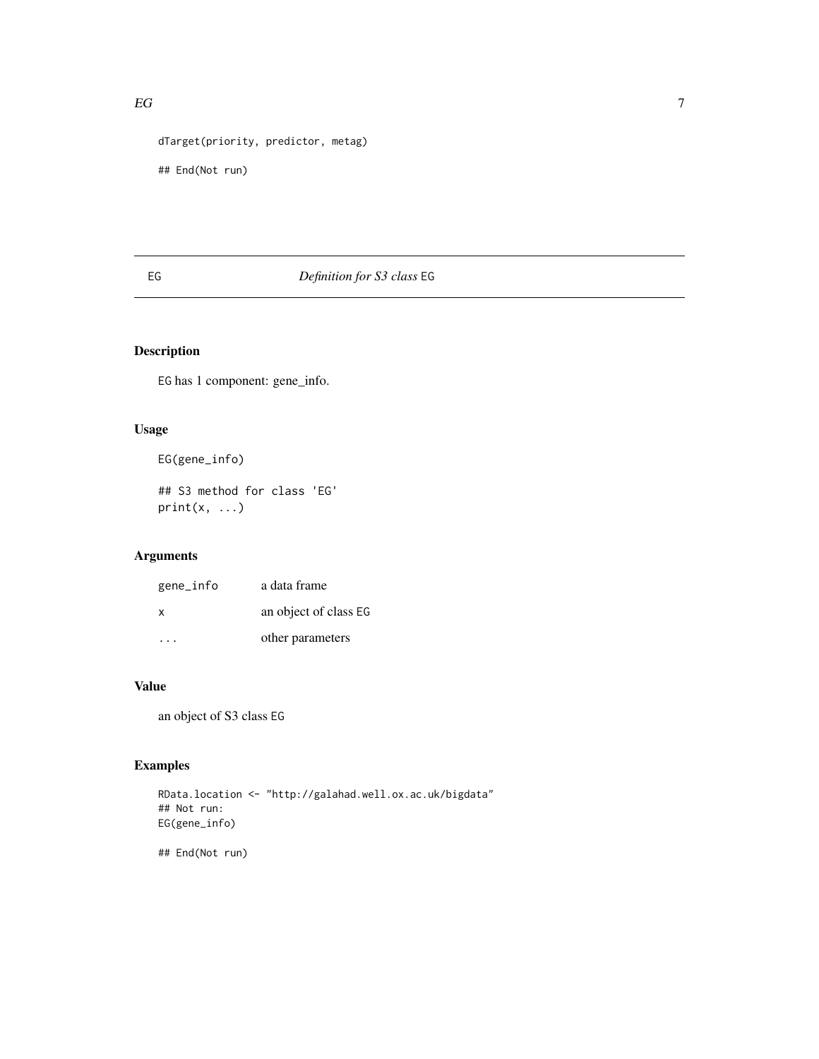```
dTarget(priority, predictor, metag)

## End(Not run)
```

## EG — *Definition for S3 class* EG

### Description

EG has 1 component: gene_info.

### Usage

```
EG(gene_info)

## S3 method for class 'EG'
print(x, ...)
```

### Arguments

| | |
|---|---|
| gene_info | a data frame |
| x | an object of class EG |
| ... | other parameters |

### Value

an object of S3 class EG

### Examples

```
RData.location <- "http://galahad.well.ox.ac.uk/bigdata"
## Not run:
EG(gene_info)

## End(Not run)
```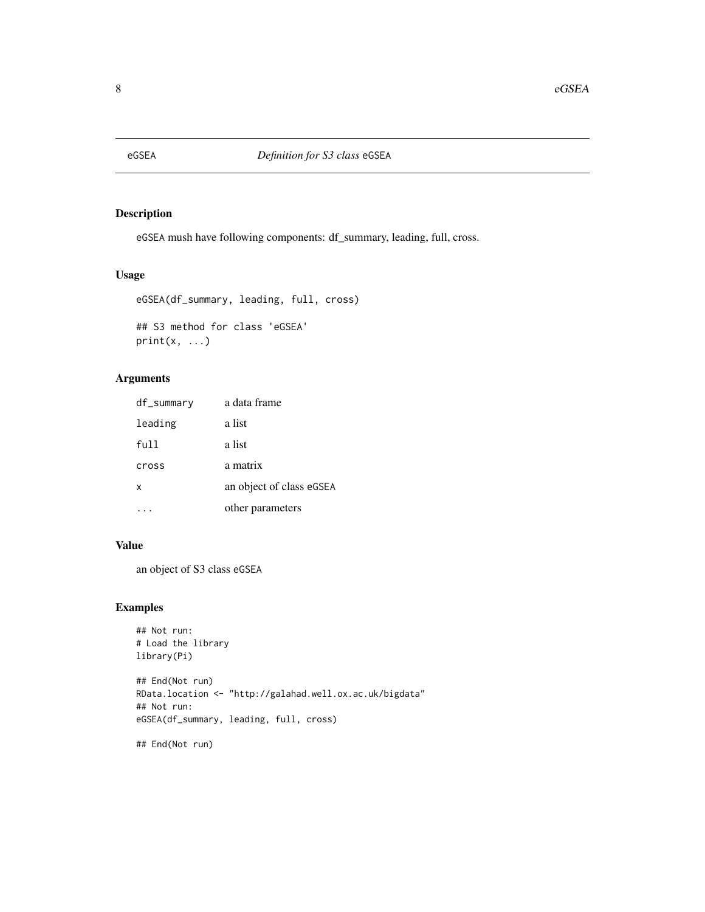eGSEA *Definition for S3 class* eGSEA

## Description

eGSEA mush have following components: df_summary, leading, full, cross.

## Usage

```
eGSEA(df_summary, leading, full, cross)

## S3 method for class 'eGSEA'
print(x, ...)
```

## Arguments

| | |
|---|---|
| df_summary | a data frame |
| leading | a list |
| full | a list |
| cross | a matrix |
| x | an object of class eGSEA |
| ... | other parameters |

## Value

an object of S3 class eGSEA

## Examples

```
## Not run:
# Load the library
library(Pi)

## End(Not run)
RData.location <- "http://galahad.well.ox.ac.uk/bigdata"
## Not run:
eGSEA(df_summary, leading, full, cross)

## End(Not run)
```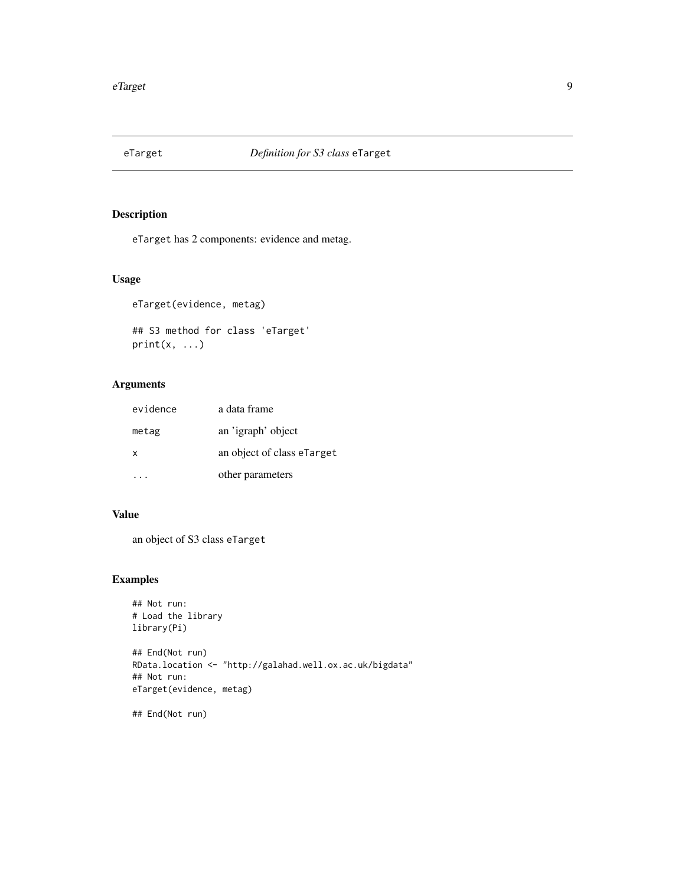# eTarget — *Definition for S3 class* `eTarget`

## Description

`eTarget` has 2 components: evidence and metag.

## Usage

```
eTarget(evidence, metag)

## S3 method for class 'eTarget'
print(x, ...)
```

## Arguments

| | |
|---|---|
| `evidence` | a data frame |
| `metag` | an 'igraph' object |
| `x` | an object of class `eTarget` |
| `...` | other parameters |

## Value

an object of S3 class `eTarget`

## Examples

```
## Not run:
# Load the library
library(Pi)

## End(Not run)
RData.location <- "http://galahad.well.ox.ac.uk/bigdata"
## Not run:
eTarget(evidence, metag)

## End(Not run)
```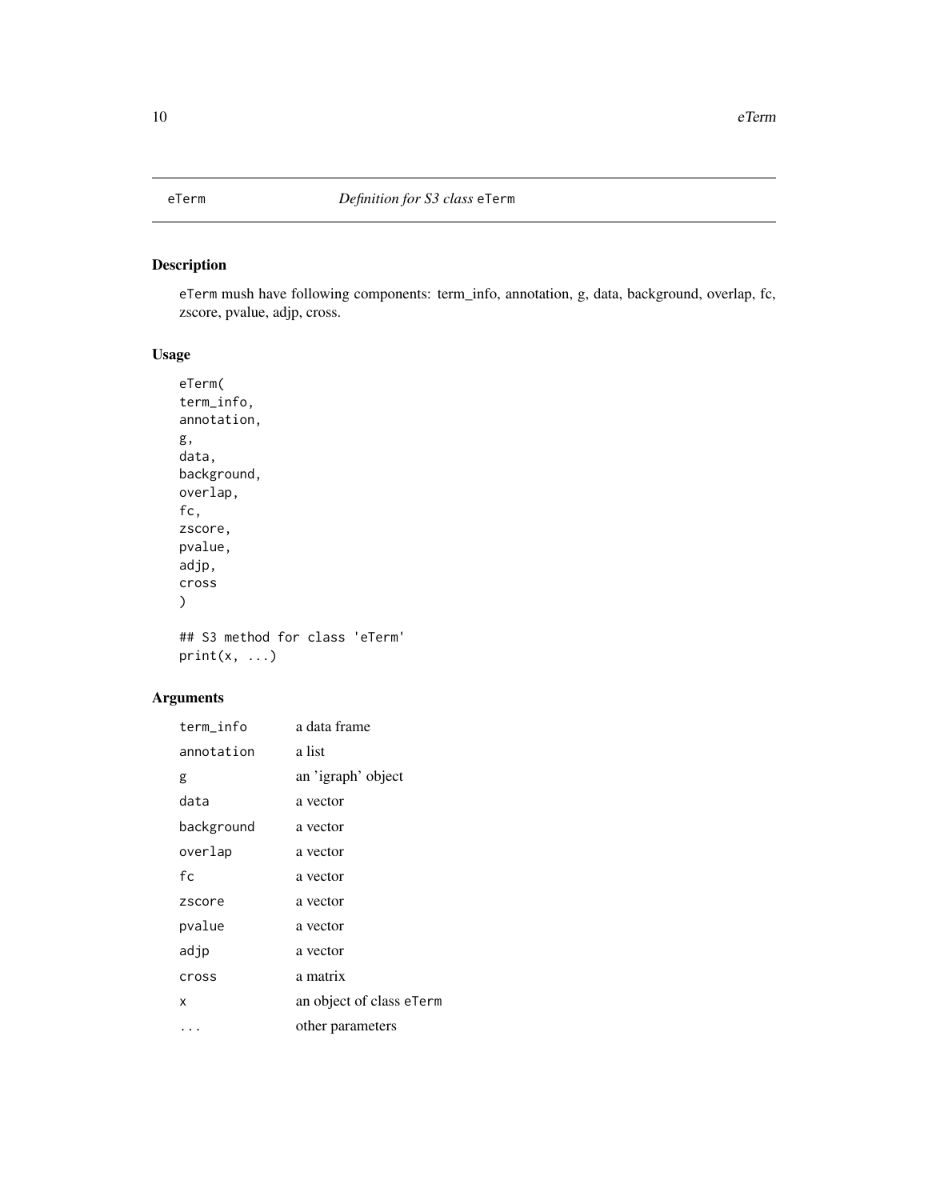# eTerm — *Definition for S3 class* eTerm

## Description

eTerm mush have following components: term_info, annotation, g, data, background, overlap, fc, zscore, pvalue, adjp, cross.

## Usage

```
eTerm(
term_info,
annotation,
g,
data,
background,
overlap,
fc,
zscore,
pvalue,
adjp,
cross
)

## S3 method for class 'eTerm'
print(x, ...)
```

## Arguments

| | |
|---|---|
| term_info | a data frame |
| annotation | a list |
| g | an 'igraph' object |
| data | a vector |
| background | a vector |
| overlap | a vector |
| fc | a vector |
| zscore | a vector |
| pvalue | a vector |
| adjp | a vector |
| cross | a matrix |
| x | an object of class eTerm |
| ... | other parameters |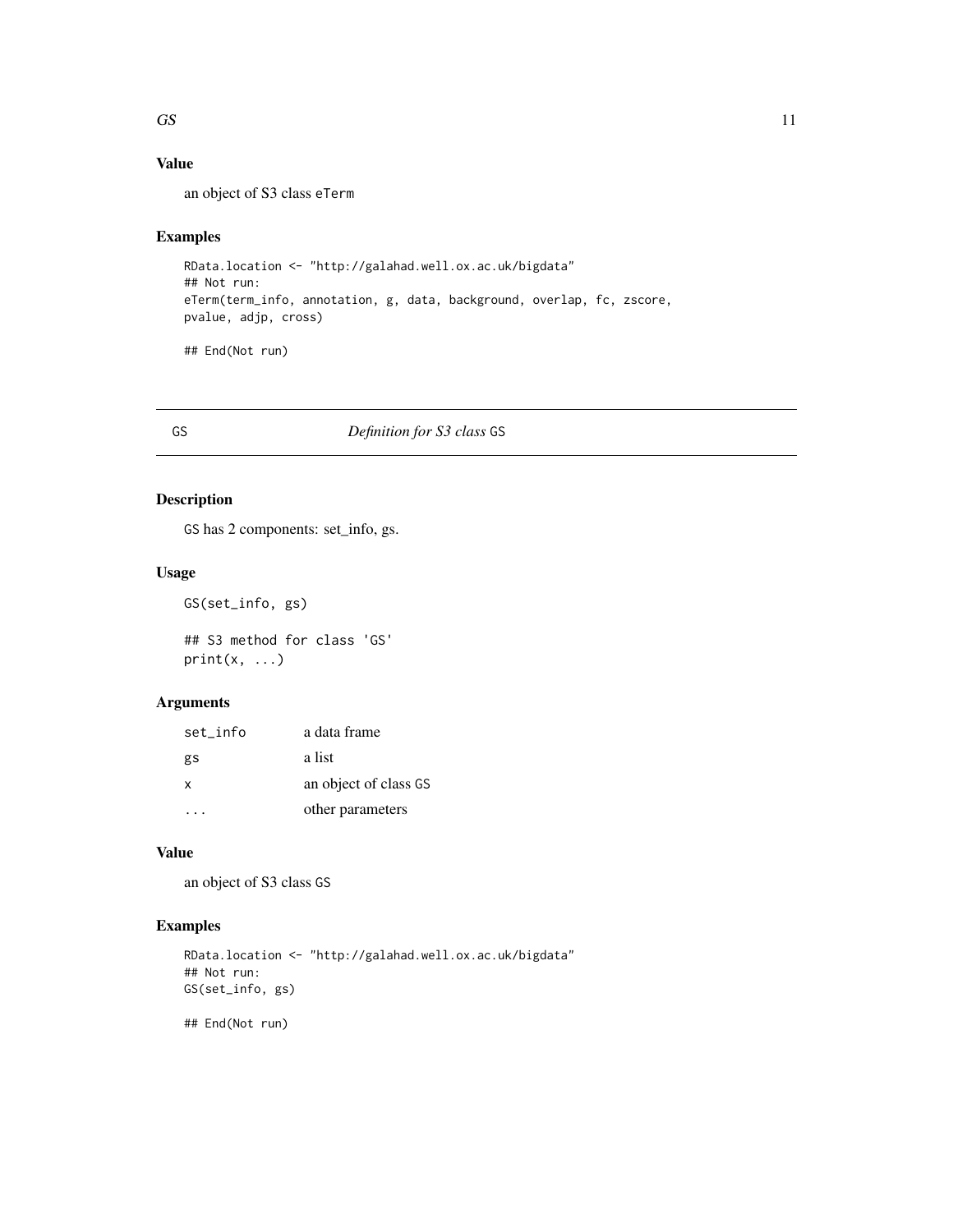## Value

an object of S3 class eTerm

## Examples

```
RData.location <- "http://galahad.well.ox.ac.uk/bigdata"
## Not run:
eTerm(term_info, annotation, g, data, background, overlap, fc, zscore,
pvalue, adjp, cross)

## End(Not run)
```

---

# GS — *Definition for S3 class* GS

## Description

GS has 2 components: set_info, gs.

## Usage

```
GS(set_info, gs)

## S3 method for class 'GS'
print(x, ...)
```

## Arguments

| | |
|---|---|
| set_info | a data frame |
| gs | a list |
| x | an object of class GS |
| ... | other parameters |

## Value

an object of S3 class GS

## Examples

```
RData.location <- "http://galahad.well.ox.ac.uk/bigdata"
## Not run:
GS(set_info, gs)

## End(Not run)
```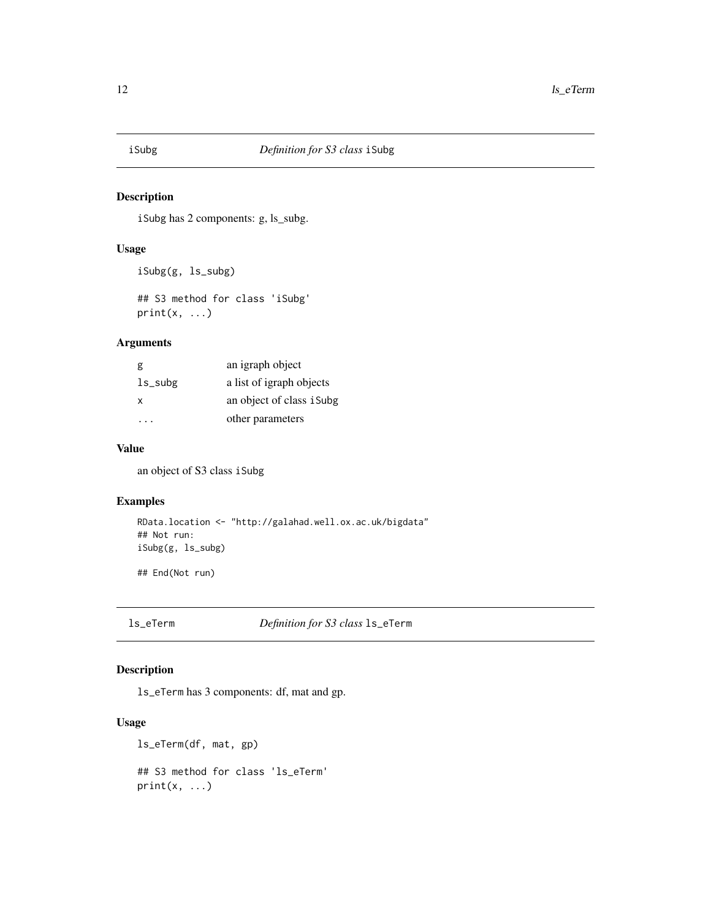## iSubg *Definition for S3 class* iSubg

### Description

iSubg has 2 components: g, ls_subg.

### Usage

```
iSubg(g, ls_subg)

## S3 method for class 'iSubg'
print(x, ...)
```

### Arguments

| | |
|---|---|
| g | an igraph object |
| ls_subg | a list of igraph objects |
| x | an object of class iSubg |
| ... | other parameters |

### Value

an object of S3 class iSubg

### Examples

```
RData.location <- "http://galahad.well.ox.ac.uk/bigdata"
## Not run:
iSubg(g, ls_subg)

## End(Not run)
```

## ls_eTerm *Definition for S3 class* ls_eTerm

### Description

ls_eTerm has 3 components: df, mat and gp.

### Usage

```
ls_eTerm(df, mat, gp)

## S3 method for class 'ls_eTerm'
print(x, ...)
```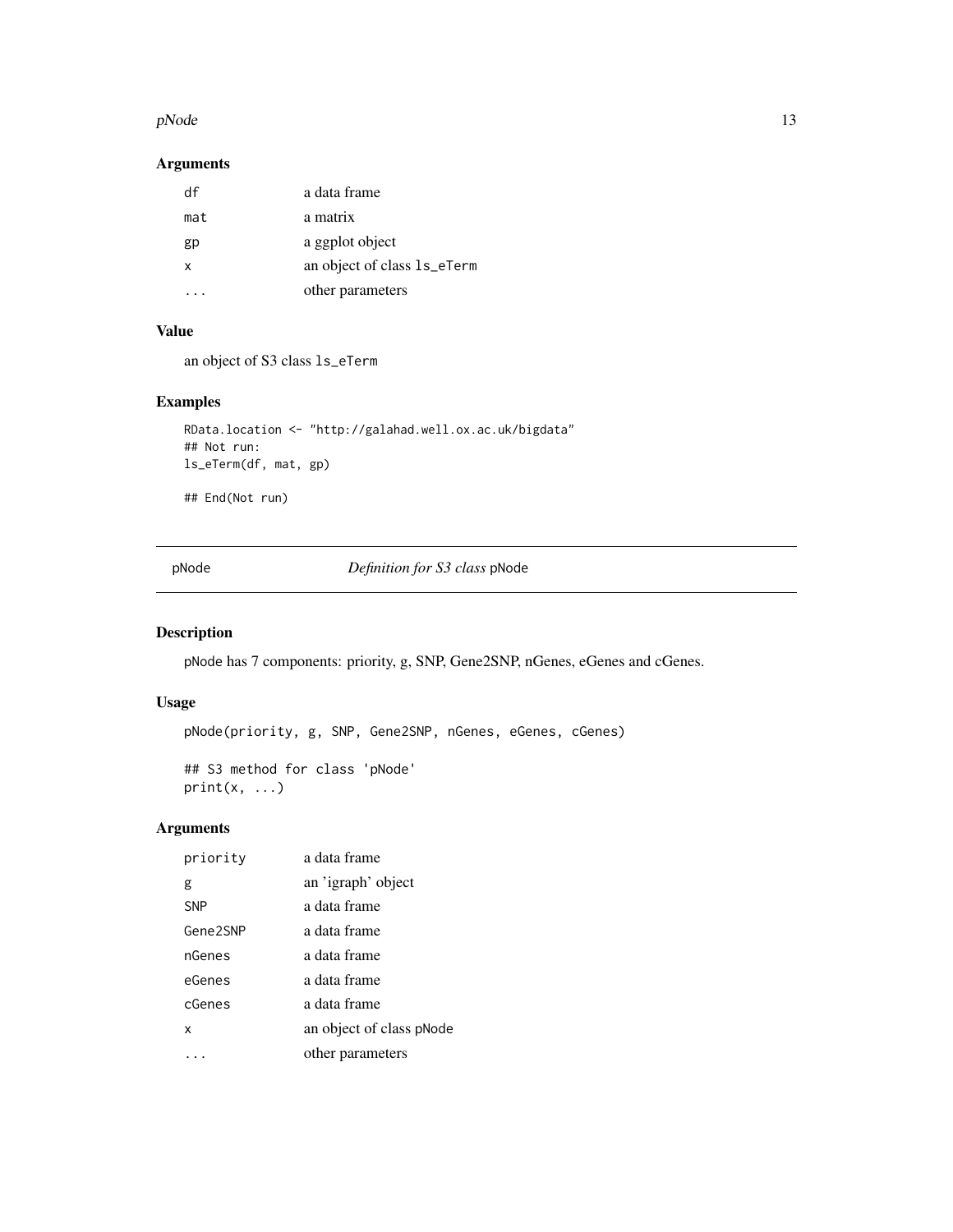### Arguments

| | |
|---|---|
| `df` | a data frame |
| `mat` | a matrix |
| `gp` | a ggplot object |
| `x` | an object of class `ls_eTerm` |
| `...` | other parameters |

### Value

an object of S3 class `ls_eTerm`

### Examples

```
RData.location <- "http://galahad.well.ox.ac.uk/bigdata"
## Not run:
ls_eTerm(df, mat, gp)

## End(Not run)
```

---

## pNode — *Definition for S3 class* pNode

### Description

pNode has 7 components: priority, g, SNP, Gene2SNP, nGenes, eGenes and cGenes.

### Usage

```
pNode(priority, g, SNP, Gene2SNP, nGenes, eGenes, cGenes)

## S3 method for class 'pNode'
print(x, ...)
```

### Arguments

| | |
|---|---|
| `priority` | a data frame |
| `g` | an 'igraph' object |
| `SNP` | a data frame |
| `Gene2SNP` | a data frame |
| `nGenes` | a data frame |
| `eGenes` | a data frame |
| `cGenes` | a data frame |
| `x` | an object of class pNode |
| `...` | other parameters |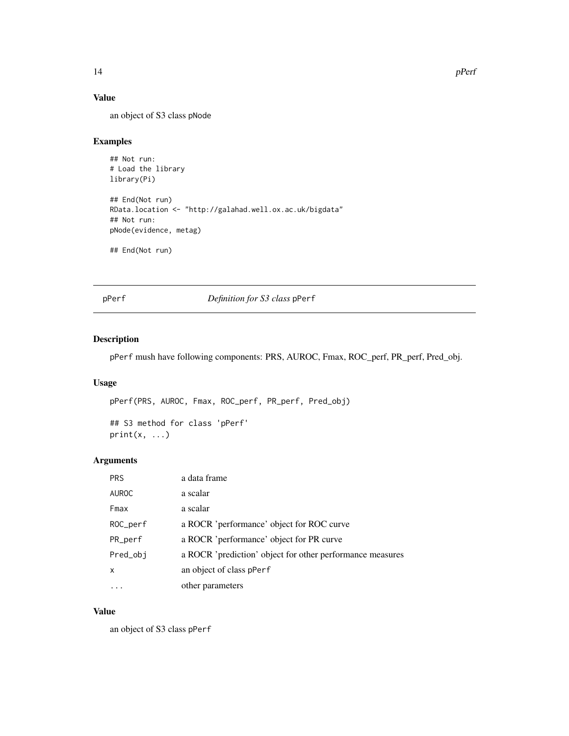## Value

an object of S3 class pNode

## Examples

```
## Not run:
# Load the library
library(Pi)

## End(Not run)
RData.location <- "http://galahad.well.ox.ac.uk/bigdata"
## Not run:
pNode(evidence, metag)

## End(Not run)
```

---

# pPerf *Definition for S3 class* pPerf

## Description

pPerf mush have following components: PRS, AUROC, Fmax, ROC_perf, PR_perf, Pred_obj.

## Usage

```
pPerf(PRS, AUROC, Fmax, ROC_perf, PR_perf, Pred_obj)

## S3 method for class 'pPerf'
print(x, ...)
```

## Arguments

| | |
|---|---|
| PRS | a data frame |
| AUROC | a scalar |
| Fmax | a scalar |
| ROC_perf | a ROCR 'performance' object for ROC curve |
| PR_perf | a ROCR 'performance' object for PR curve |
| Pred_obj | a ROCR 'prediction' object for other performance measures |
| x | an object of class pPerf |
| ... | other parameters |

## Value

an object of S3 class pPerf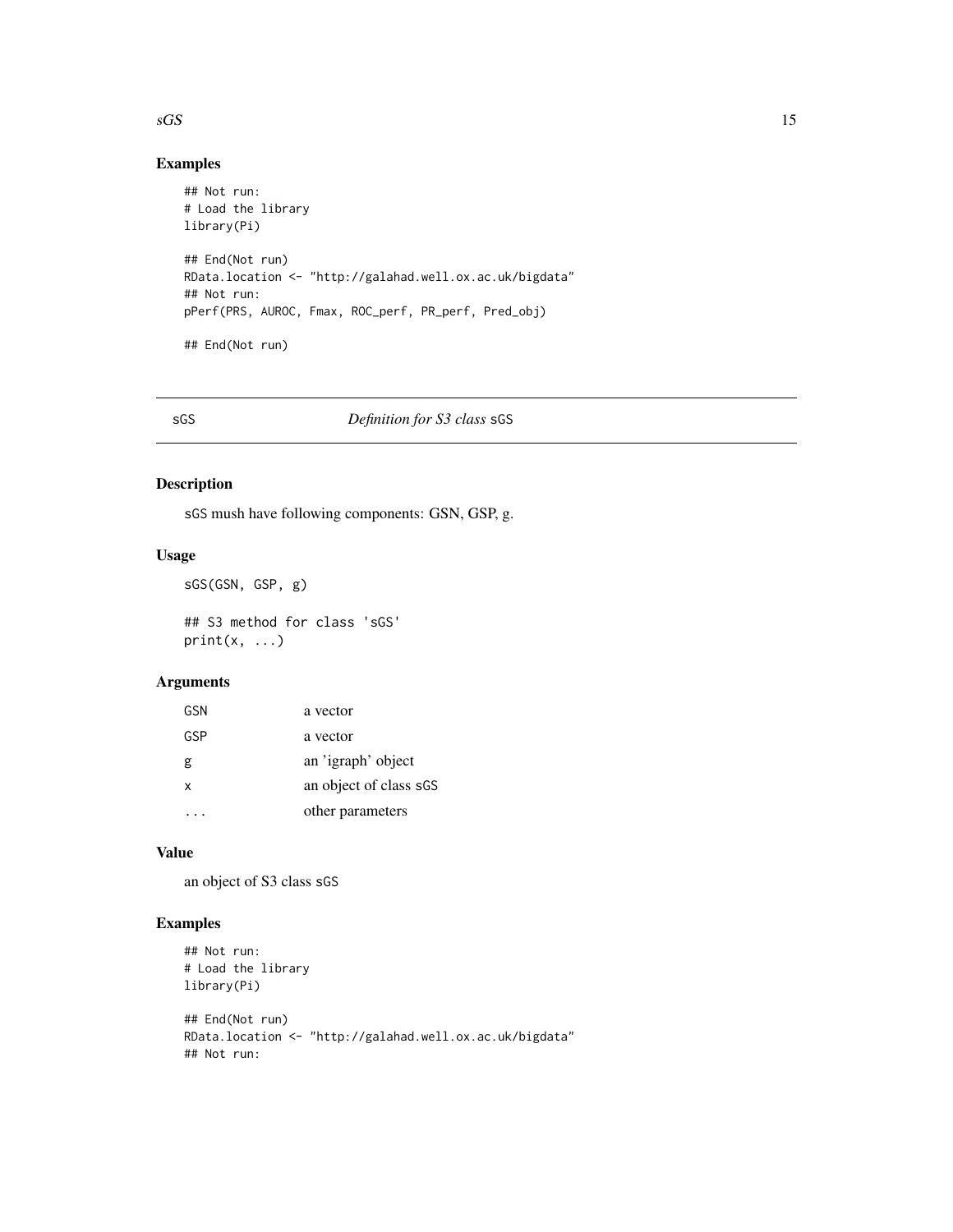## Examples

```
## Not run:
# Load the library
library(Pi)

## End(Not run)
RData.location <- "http://galahad.well.ox.ac.uk/bigdata"
## Not run:
pPerf(PRS, AUROC, Fmax, ROC_perf, PR_perf, Pred_obj)

## End(Not run)
```

---

# sGS — *Definition for S3 class* sGS

## Description

sGS mush have following components: GSN, GSP, g.

## Usage

```
sGS(GSN, GSP, g)

## S3 method for class 'sGS'
print(x, ...)
```

## Arguments

| | |
|---|---|
| GSN | a vector |
| GSP | a vector |
| g | an 'igraph' object |
| x | an object of class sGS |
| ... | other parameters |

## Value

an object of S3 class sGS

## Examples

```
## Not run:
# Load the library
library(Pi)

## End(Not run)
RData.location <- "http://galahad.well.ox.ac.uk/bigdata"
## Not run:
```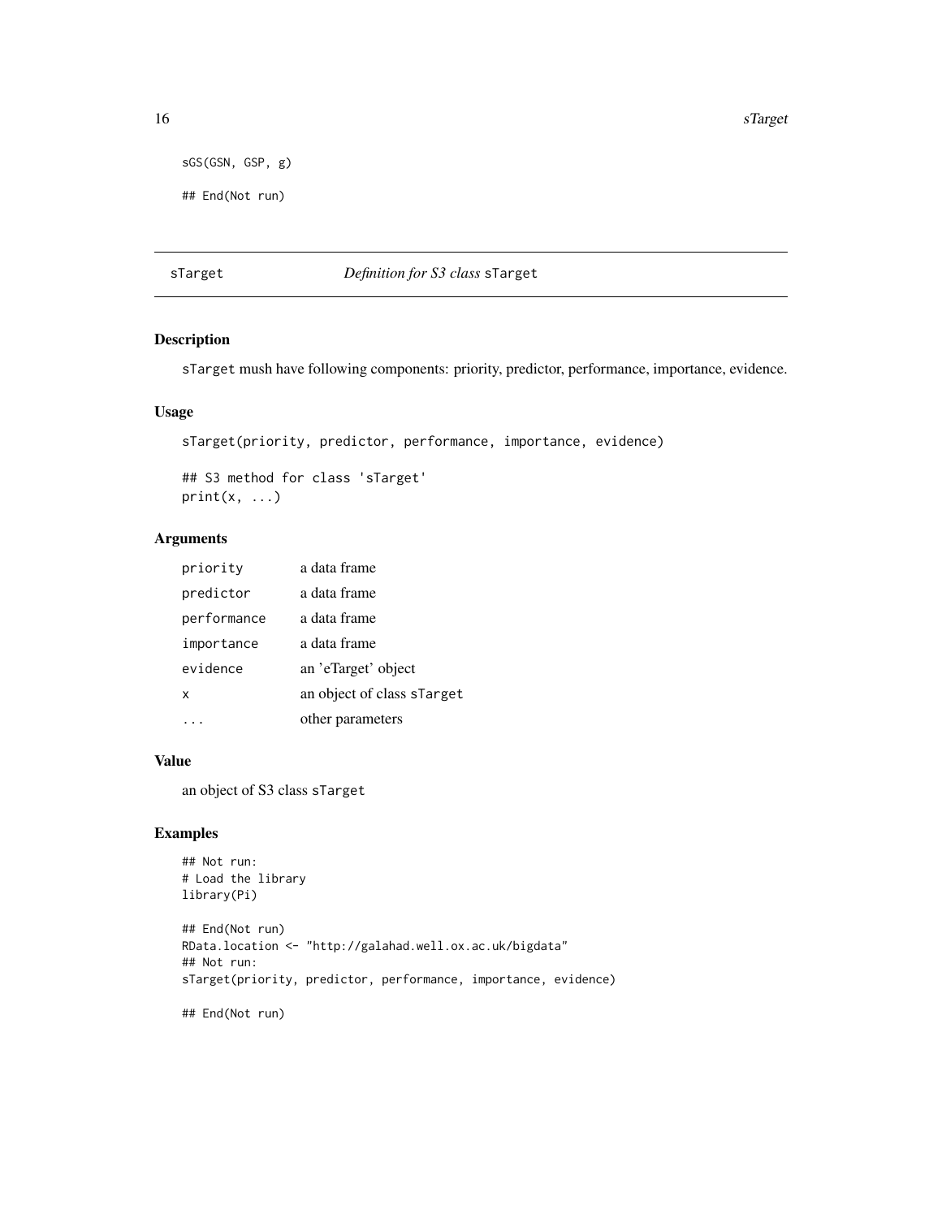```
sGS(GSN, GSP, g)

## End(Not run)
```

## sTarget    *Definition for S3 class* `sTarget`

### Description

`sTarget` mush have following components: priority, predictor, performance, importance, evidence.

### Usage

```
sTarget(priority, predictor, performance, importance, evidence)

## S3 method for class 'sTarget'
print(x, ...)
```

### Arguments

| | |
|---|---|
| `priority` | a data frame |
| `predictor` | a data frame |
| `performance` | a data frame |
| `importance` | a data frame |
| `evidence` | an 'eTarget' object |
| `x` | an object of class `sTarget` |
| `...` | other parameters |

### Value

an object of S3 class `sTarget`

### Examples

```
## Not run:
# Load the library
library(Pi)

## End(Not run)
RData.location <- "http://galahad.well.ox.ac.uk/bigdata"
## Not run:
sTarget(priority, predictor, performance, importance, evidence)

## End(Not run)
```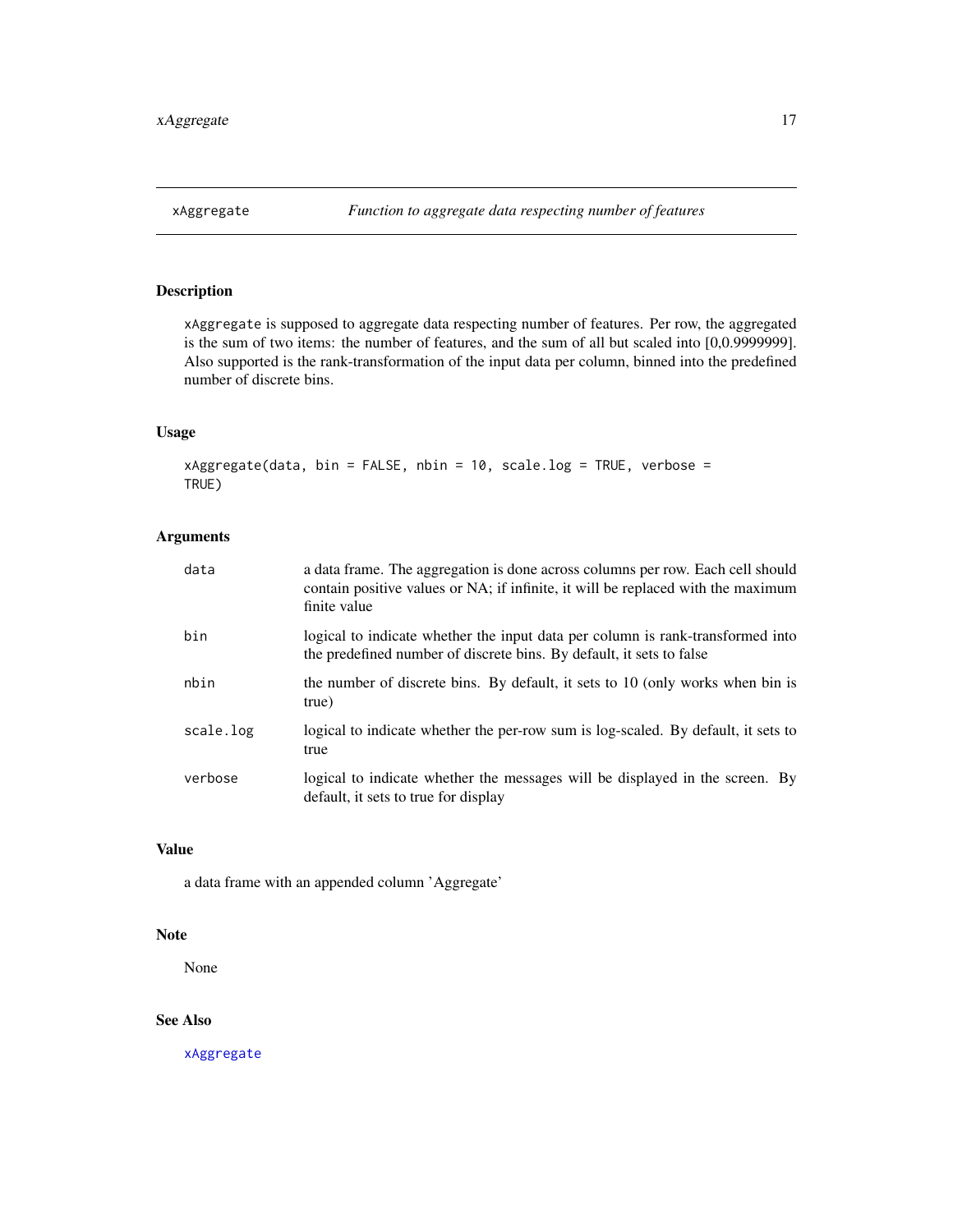## xAggregate — *Function to aggregate data respecting number of features*

### Description

`xAggregate` is supposed to aggregate data respecting number of features. Per row, the aggregated is the sum of two items: the number of features, and the sum of all but scaled into [0,0.9999999]. Also supported is the rank-transformation of the input data per column, binned into the predefined number of discrete bins.

### Usage

```
xAggregate(data, bin = FALSE, nbin = 10, scale.log = TRUE, verbose =
TRUE)
```

### Arguments

| | |
|---|---|
| `data` | a data frame. The aggregation is done across columns per row. Each cell should contain positive values or NA; if infinite, it will be replaced with the maximum finite value |
| `bin` | logical to indicate whether the input data per column is rank-transformed into the predefined number of discrete bins. By default, it sets to false |
| `nbin` | the number of discrete bins. By default, it sets to 10 (only works when bin is true) |
| `scale.log` | logical to indicate whether the per-row sum is log-scaled. By default, it sets to true |
| `verbose` | logical to indicate whether the messages will be displayed in the screen. By default, it sets to true for display |

### Value

a data frame with an appended column 'Aggregate'

### Note

None

### See Also

`xAggregate`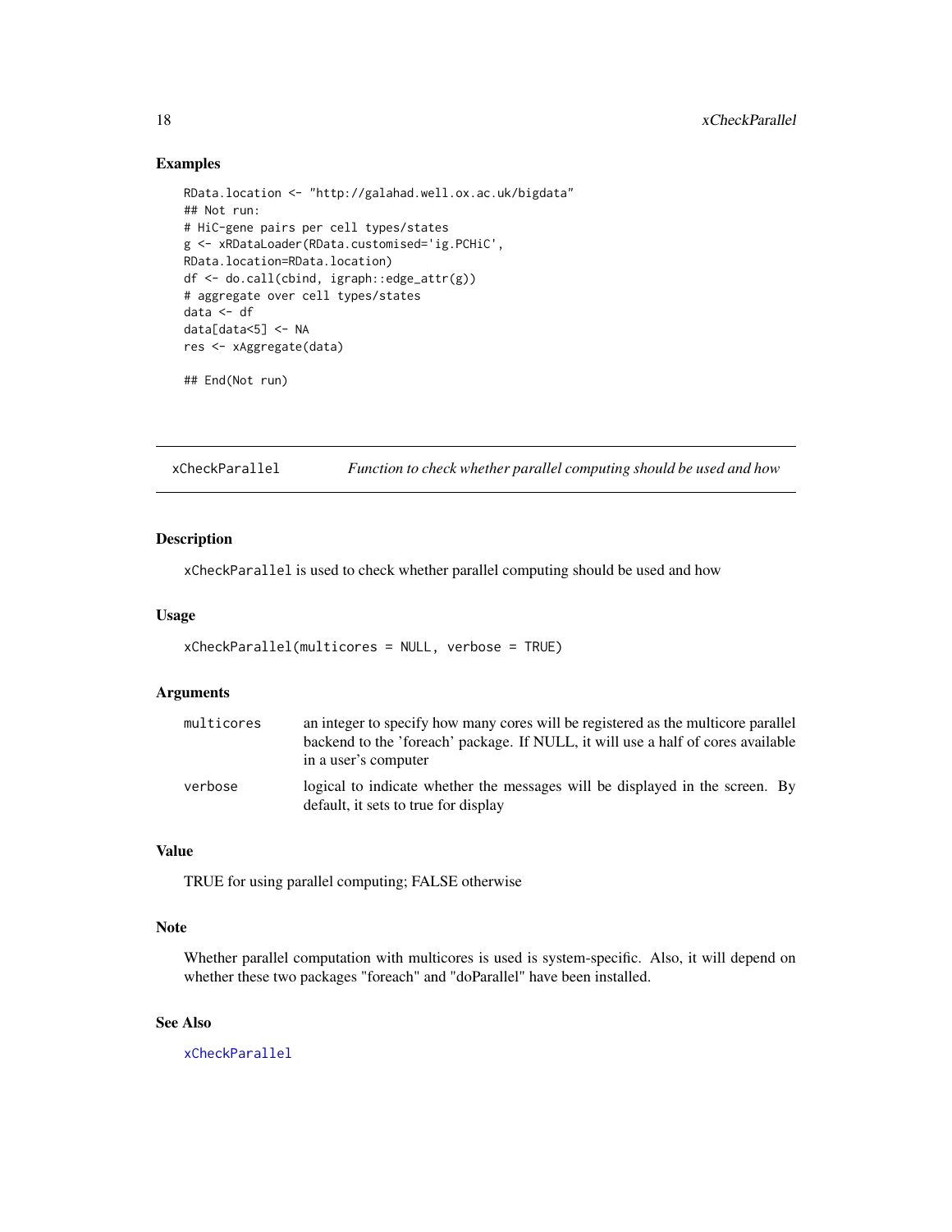## Examples

```
RData.location <- "http://galahad.well.ox.ac.uk/bigdata"
## Not run:
# HiC-gene pairs per cell types/states
g <- xRDataLoader(RData.customised='ig.PCHiC',
RData.location=RData.location)
df <- do.call(cbind, igraph::edge_attr(g))
# aggregate over cell types/states
data <- df
data[data<5] <- NA
res <- xAggregate(data)

## End(Not run)
```

---

# xCheckParallel — *Function to check whether parallel computing should be used and how*

---

## Description

xCheckParallel is used to check whether parallel computing should be used and how

## Usage

```
xCheckParallel(multicores = NULL, verbose = TRUE)
```

## Arguments

| | |
|---|---|
| multicores | an integer to specify how many cores will be registered as the multicore parallel backend to the 'foreach' package. If NULL, it will use a half of cores available in a user's computer |
| verbose | logical to indicate whether the messages will be displayed in the screen. By default, it sets to true for display |

## Value

TRUE for using parallel computing; FALSE otherwise

## Note

Whether parallel computation with multicores is used is system-specific. Also, it will depend on whether these two packages "foreach" and "doParallel" have been installed.

## See Also

xCheckParallel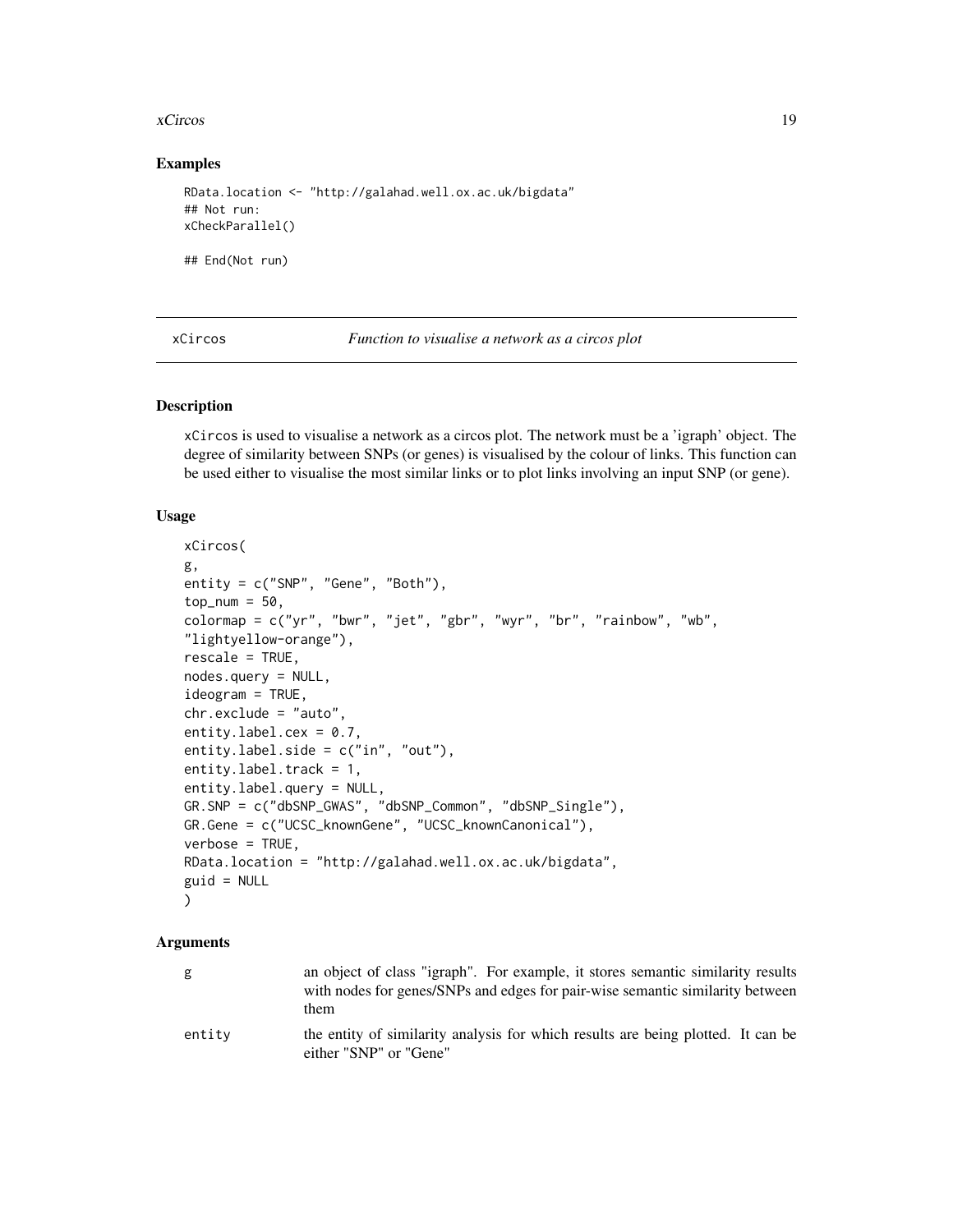## Examples

```
RData.location <- "http://galahad.well.ox.ac.uk/bigdata"
## Not run:
xCheckParallel()

## End(Not run)
```

---

# xCircos *Function to visualise a network as a circos plot*

## Description

xCircos is used to visualise a network as a circos plot. The network must be a 'igraph' object. The degree of similarity between SNPs (or genes) is visualised by the colour of links. This function can be used either to visualise the most similar links or to plot links involving an input SNP (or gene).

## Usage

```
xCircos(
g,
entity = c("SNP", "Gene", "Both"),
top_num = 50,
colormap = c("yr", "bwr", "jet", "gbr", "wyr", "br", "rainbow", "wb",
"lightyellow-orange"),
rescale = TRUE,
nodes.query = NULL,
ideogram = TRUE,
chr.exclude = "auto",
entity.label.cex = 0.7,
entity.label.side = c("in", "out"),
entity.label.track = 1,
entity.label.query = NULL,
GR.SNP = c("dbSNP_GWAS", "dbSNP_Common", "dbSNP_Single"),
GR.Gene = c("UCSC_knownGene", "UCSC_knownCanonical"),
verbose = TRUE,
RData.location = "http://galahad.well.ox.ac.uk/bigdata",
guid = NULL
)
```

## Arguments

| | |
|---|---|
| g | an object of class "igraph". For example, it stores semantic similarity results with nodes for genes/SNPs and edges for pair-wise semantic similarity between them |
| entity | the entity of similarity analysis for which results are being plotted. It can be either "SNP" or "Gene" |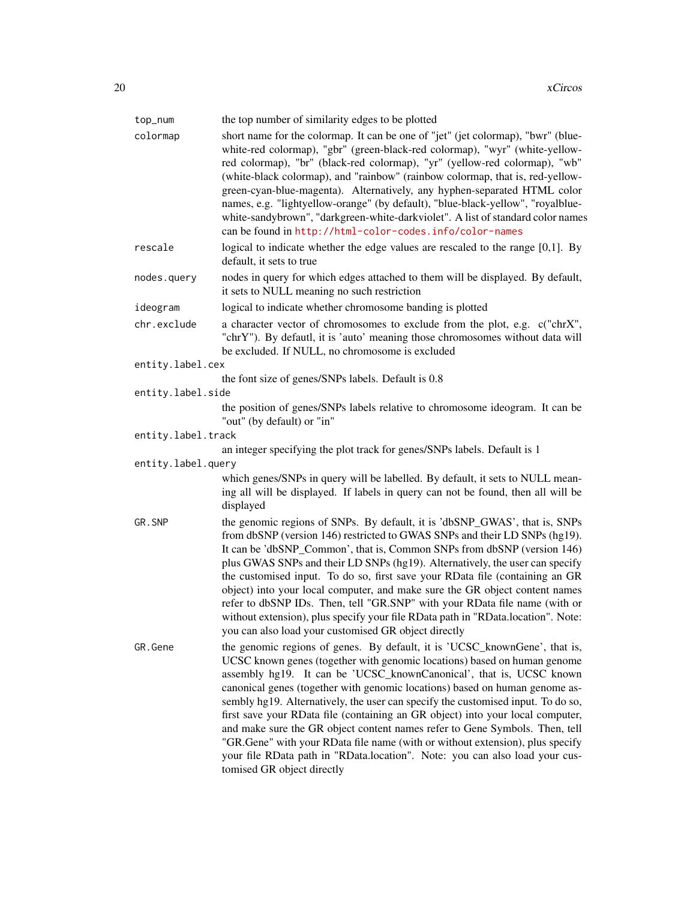| | |
|---|---|
| `top_num` | the top number of similarity edges to be plotted |
| `colormap` | short name for the colormap. It can be one of "jet" (jet colormap), "bwr" (blue-white-red colormap), "gbr" (green-black-red colormap), "wyr" (white-yellow-red colormap), "br" (black-red colormap), "yr" (yellow-red colormap), "wb" (white-black colormap), and "rainbow" (rainbow colormap, that is, red-yellow-green-cyan-blue-magenta). Alternatively, any hyphen-separated HTML color names, e.g. "lightyellow-orange" (by default), "blue-black-yellow", "royalblue-white-sandybrown", "darkgreen-white-darkviolet". A list of standard color names can be found in http://html-color-codes.info/color-names |
| `rescale` | logical to indicate whether the edge values are rescaled to the range [0,1]. By default, it sets to true |
| `nodes.query` | nodes in query for which edges attached to them will be displayed. By default, it sets to NULL meaning no such restriction |
| `ideogram` | logical to indicate whether chromosome banding is plotted |
| `chr.exclude` | a character vector of chromosomes to exclude from the plot, e.g. c("chrX", "chrY"). By defautl, it is 'auto' meaning those chromosomes without data will be excluded. If NULL, no chromosome is excluded |
| `entity.label.cex` | the font size of genes/SNPs labels. Default is 0.8 |
| `entity.label.side` | the position of genes/SNPs labels relative to chromosome ideogram. It can be "out" (by default) or "in" |
| `entity.label.track` | an integer specifying the plot track for genes/SNPs labels. Default is 1 |
| `entity.label.query` | which genes/SNPs in query will be labelled. By default, it sets to NULL meaning all will be displayed. If labels in query can not be found, then all will be displayed |
| `GR.SNP` | the genomic regions of SNPs. By default, it is 'dbSNP_GWAS', that is, SNPs from dbSNP (version 146) restricted to GWAS SNPs and their LD SNPs (hg19). It can be 'dbSNP_Common', that is, Common SNPs from dbSNP (version 146) plus GWAS SNPs and their LD SNPs (hg19). Alternatively, the user can specify the customised input. To do so, first save your RData file (containing an GR object) into your local computer, and make sure the GR object content names refer to dbSNP IDs. Then, tell "GR.SNP" with your RData file name (with or without extension), plus specify your file RData path in "RData.location". Note: you can also load your customised GR object directly |
| `GR.Gene` | the genomic regions of genes. By default, it is 'UCSC_knownGene', that is, UCSC known genes (together with genomic locations) based on human genome assembly hg19. It can be 'UCSC_knownCanonical', that is, UCSC known canonical genes (together with genomic locations) based on human genome assembly hg19. Alternatively, the user can specify the customised input. To do so, first save your RData file (containing an GR object) into your local computer, and make sure the GR object content names refer to Gene Symbols. Then, tell "GR.Gene" with your RData file name (with or without extension), plus specify your file RData path in "RData.location". Note: you can also load your customised GR object directly |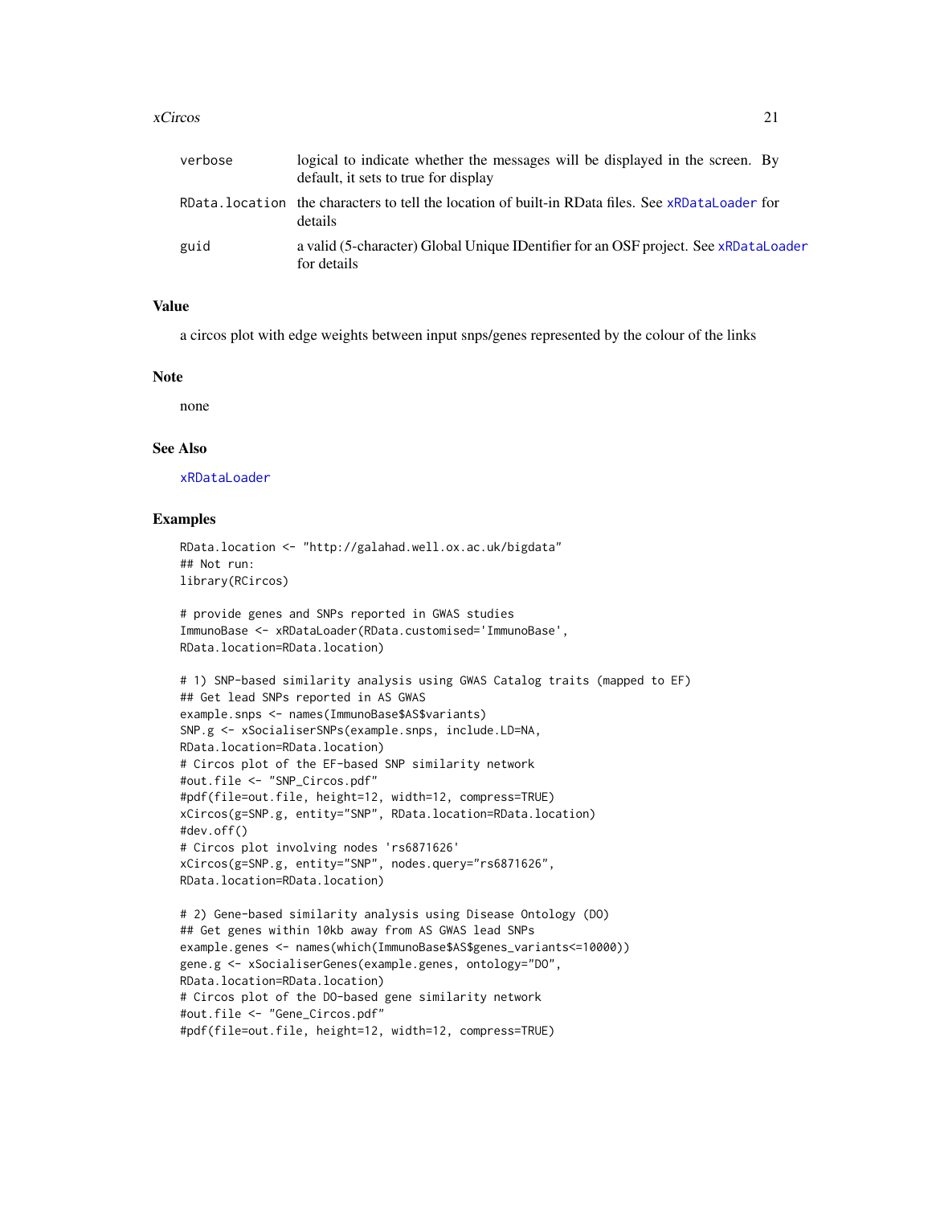| | |
|---|---|
| verbose | logical to indicate whether the messages will be displayed in the screen. By default, it sets to true for display |
| RData.location | the characters to tell the location of built-in RData files. See xRDataLoader for details |
| guid | a valid (5-character) Global Unique IDentifier for an OSF project. See xRDataLoader for details |

## Value

a circos plot with edge weights between input snps/genes represented by the colour of the links

## Note

none

## See Also

xRDataLoader

## Examples

```
RData.location <- "http://galahad.well.ox.ac.uk/bigdata"
## Not run:
library(RCircos)

# provide genes and SNPs reported in GWAS studies
ImmunoBase <- xRDataLoader(RData.customised='ImmunoBase',
RData.location=RData.location)

# 1) SNP-based similarity analysis using GWAS Catalog traits (mapped to EF)
## Get lead SNPs reported in AS GWAS
example.snps <- names(ImmunoBase$AS$variants)
SNP.g <- xSocialiserSNPs(example.snps, include.LD=NA,
RData.location=RData.location)
# Circos plot of the EF-based SNP similarity network
#out.file <- "SNP_Circos.pdf"
#pdf(file=out.file, height=12, width=12, compress=TRUE)
xCircos(g=SNP.g, entity="SNP", RData.location=RData.location)
#dev.off()
# Circos plot involving nodes 'rs6871626'
xCircos(g=SNP.g, entity="SNP", nodes.query="rs6871626",
RData.location=RData.location)

# 2) Gene-based similarity analysis using Disease Ontology (DO)
## Get genes within 10kb away from AS GWAS lead SNPs
example.genes <- names(which(ImmunoBase$AS$genes_variants<=10000))
gene.g <- xSocialiserGenes(example.genes, ontology="DO",
RData.location=RData.location)
# Circos plot of the DO-based gene similarity network
#out.file <- "Gene_Circos.pdf"
#pdf(file=out.file, height=12, width=12, compress=TRUE)
```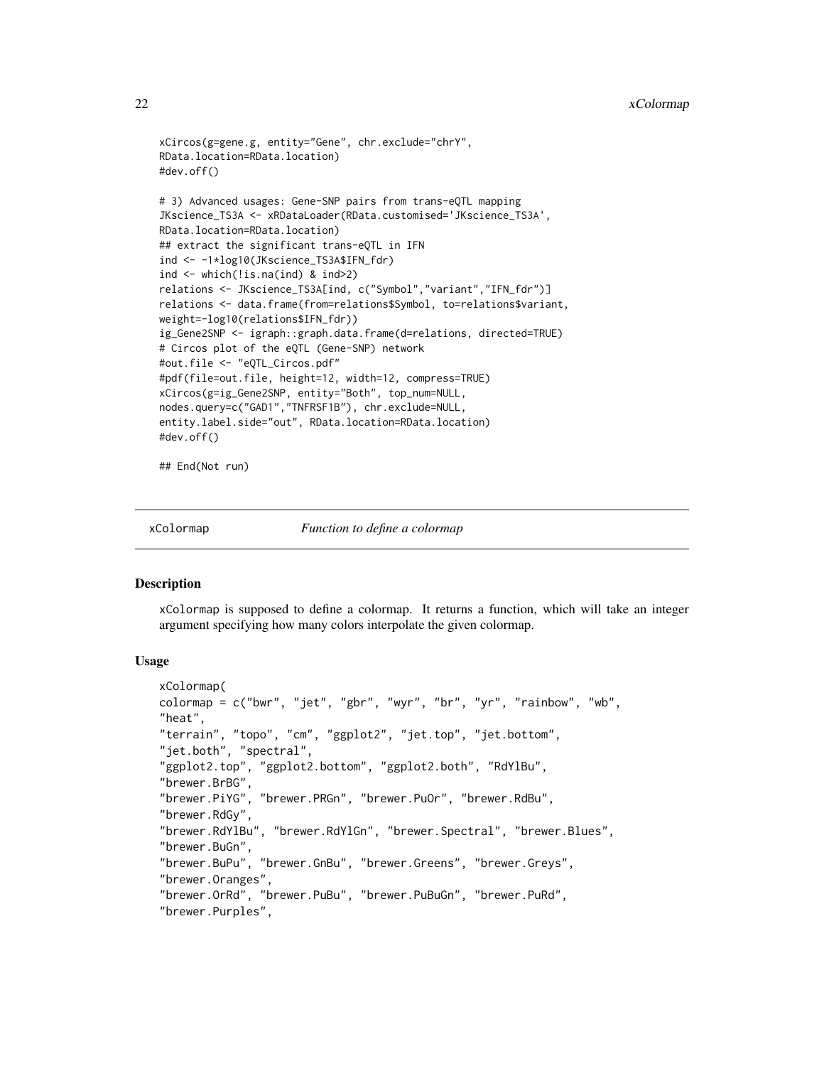```
xCircos(g=gene.g, entity="Gene", chr.exclude="chrY",
RData.location=RData.location)
#dev.off()

# 3) Advanced usages: Gene-SNP pairs from trans-eQTL mapping
JKscience_TS3A <- xRDataLoader(RData.customised='JKscience_TS3A',
RData.location=RData.location)
## extract the significant trans-eQTL in IFN
ind <- -1*log10(JKscience_TS3A$IFN_fdr)
ind <- which(!is.na(ind) & ind>2)
relations <- JKscience_TS3A[ind, c("Symbol","variant","IFN_fdr")]
relations <- data.frame(from=relations$Symbol, to=relations$variant,
weight=-log10(relations$IFN_fdr))
ig_Gene2SNP <- igraph::graph.data.frame(d=relations, directed=TRUE)
# Circos plot of the eQTL (Gene-SNP) network
#out.file <- "eQTL_Circos.pdf"
#pdf(file=out.file, height=12, width=12, compress=TRUE)
xCircos(g=ig_Gene2SNP, entity="Both", top_num=NULL,
nodes.query=c("GAD1","TNFRSF1B"), chr.exclude=NULL,
entity.label.side="out", RData.location=RData.location)
#dev.off()

## End(Not run)
```

## xColormap — *Function to define a colormap*

### Description

xColormap is supposed to define a colormap. It returns a function, which will take an integer argument specifying how many colors interpolate the given colormap.

### Usage

```
xColormap(
colormap = c("bwr", "jet", "gbr", "wyr", "br", "yr", "rainbow", "wb",
"heat",
"terrain", "topo", "cm", "ggplot2", "jet.top", "jet.bottom",
"jet.both", "spectral",
"ggplot2.top", "ggplot2.bottom", "ggplot2.both", "RdYlBu",
"brewer.BrBG",
"brewer.PiYG", "brewer.PRGn", "brewer.PuOr", "brewer.RdBu",
"brewer.RdGy",
"brewer.RdYlBu", "brewer.RdYlGn", "brewer.Spectral", "brewer.Blues",
"brewer.BuGn",
"brewer.BuPu", "brewer.GnBu", "brewer.Greens", "brewer.Greys",
"brewer.Oranges",
"brewer.OrRd", "brewer.PuBu", "brewer.PuBuGn", "brewer.PuRd",
"brewer.Purples",
```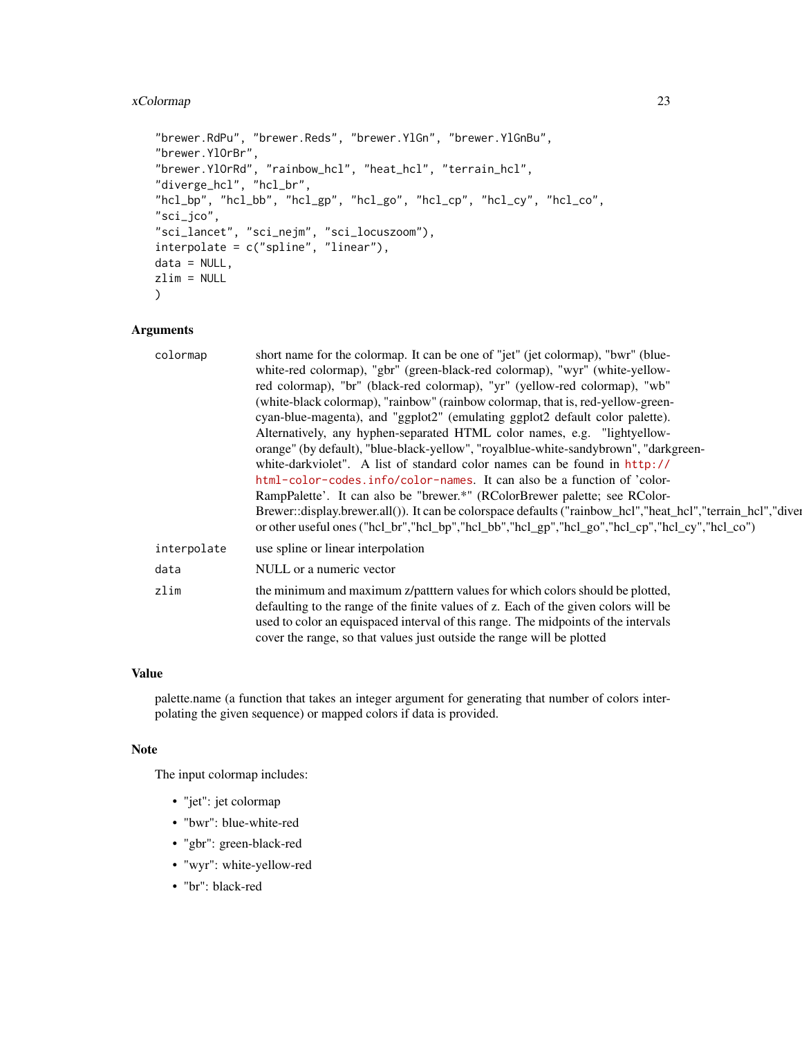```
"brewer.RdPu", "brewer.Reds", "brewer.YlGn", "brewer.YlGnBu",
"brewer.YlOrBr",
"brewer.YlOrRd", "rainbow_hcl", "heat_hcl", "terrain_hcl",
"diverge_hcl", "hcl_br",
"hcl_bp", "hcl_bb", "hcl_gp", "hcl_go", "hcl_cp", "hcl_cy", "hcl_co",
"sci_jco",
"sci_lancet", "sci_nejm", "sci_locuszoom"),
interpolate = c("spline", "linear"),
data = NULL,
zlim = NULL
)
```

## Arguments

| | |
|---|---|
| colormap | short name for the colormap. It can be one of "jet" (jet colormap), "bwr" (blue-white-red colormap), "gbr" (green-black-red colormap), "wyr" (white-yellow-red colormap), "br" (black-red colormap), "yr" (yellow-red colormap), "wb" (white-black colormap), "rainbow" (rainbow colormap, that is, red-yellow-green-cyan-blue-magenta), and "ggplot2" (emulating ggplot2 default color palette). Alternatively, any hyphen-separated HTML color names, e.g. "lightyellow-orange" (by default), "blue-black-yellow", "royalblue-white-sandybrown", "darkgreen-white-darkviolet". A list of standard color names can be found in http://html-color-codes.info/color-names. It can also be a function of 'colorRampPalette'. It can also be "brewer.*" (RColorBrewer palette; see RColorBrewer::display.brewer.all()). It can be colorspace defaults ("rainbow_hcl","heat_hcl","terrain_hcl","diver or other useful ones ("hcl_br","hcl_bp","hcl_bb","hcl_gp","hcl_go","hcl_cp","hcl_cy","hcl_co") |
| interpolate | use spline or linear interpolation |
| data | NULL or a numeric vector |
| zlim | the minimum and maximum z/patttern values for which colors should be plotted, defaulting to the range of the finite values of z. Each of the given colors will be used to color an equispaced interval of this range. The midpoints of the intervals cover the range, so that values just outside the range will be plotted |

## Value

palette.name (a function that takes an integer argument for generating that number of colors interpolating the given sequence) or mapped colors if data is provided.

## Note

The input colormap includes:

- "jet": jet colormap
- "bwr": blue-white-red
- "gbr": green-black-red
- "wyr": white-yellow-red
- "br": black-red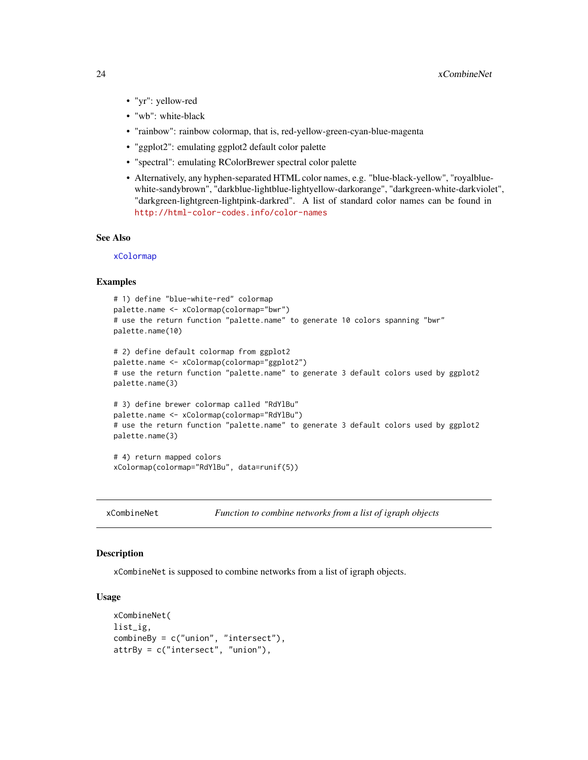- "yr": yellow-red
- "wb": white-black
- "rainbow": rainbow colormap, that is, red-yellow-green-cyan-blue-magenta
- "ggplot2": emulating ggplot2 default color palette
- "spectral": emulating RColorBrewer spectral color palette
- Alternatively, any hyphen-separated HTML color names, e.g. "blue-black-yellow", "royalblue-white-sandybrown", "darkblue-lightblue-lightyellow-darkorange", "darkgreen-white-darkviolet", "darkgreen-lightgreen-lightpink-darkred". A list of standard color names can be found in http://html-color-codes.info/color-names

### See Also

xColormap

### Examples

```
# 1) define "blue-white-red" colormap
palette.name <- xColormap(colormap="bwr")
# use the return function "palette.name" to generate 10 colors spanning "bwr"
palette.name(10)

# 2) define default colormap from ggplot2
palette.name <- xColormap(colormap="ggplot2")
# use the return function "palette.name" to generate 3 default colors used by ggplot2
palette.name(3)

# 3) define brewer colormap called "RdYlBu"
palette.name <- xColormap(colormap="RdYlBu")
# use the return function "palette.name" to generate 3 default colors used by ggplot2
palette.name(3)

# 4) return mapped colors
xColormap(colormap="RdYlBu", data=runif(5))
```

---

## xCombineNet — *Function to combine networks from a list of igraph objects*

### Description

xCombineNet is supposed to combine networks from a list of igraph objects.

### Usage

```
xCombineNet(
list_ig,
combineBy = c("union", "intersect"),
attrBy = c("intersect", "union"),
```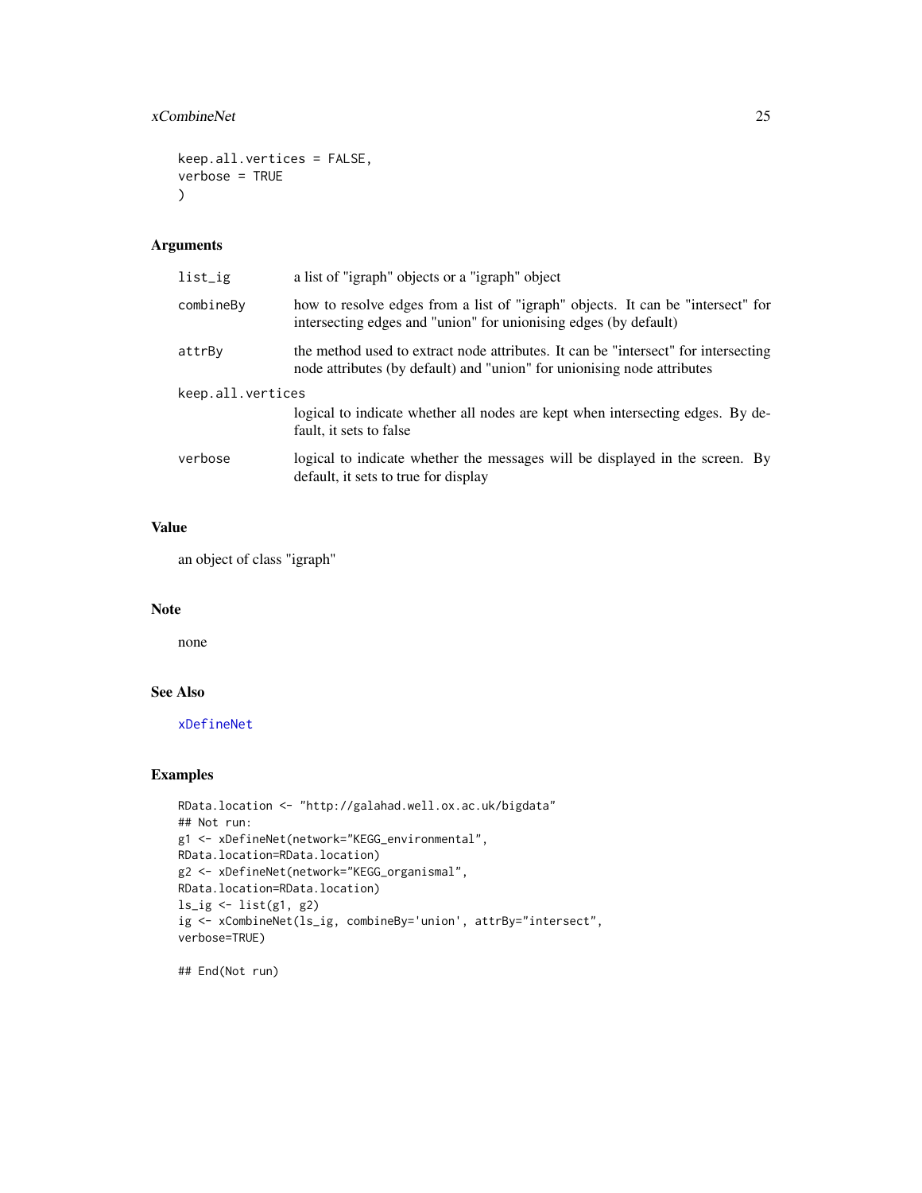```
keep.all.vertices = FALSE,
verbose = TRUE
)
```

## Arguments

| | |
|---|---|
| list_ig | a list of "igraph" objects or a "igraph" object |
| combineBy | how to resolve edges from a list of "igraph" objects. It can be "intersect" for intersecting edges and "union" for unionising edges (by default) |
| attrBy | the method used to extract node attributes. It can be "intersect" for intersecting node attributes (by default) and "union" for unionising node attributes |
| keep.all.vertices | logical to indicate whether all nodes are kept when intersecting edges. By default, it sets to false |
| verbose | logical to indicate whether the messages will be displayed in the screen. By default, it sets to true for display |

## Value

an object of class "igraph"

## Note

none

## See Also

xDefineNet

## Examples

```
RData.location <- "http://galahad.well.ox.ac.uk/bigdata"
## Not run:
g1 <- xDefineNet(network="KEGG_environmental",
RData.location=RData.location)
g2 <- xDefineNet(network="KEGG_organismal",
RData.location=RData.location)
ls_ig <- list(g1, g2)
ig <- xCombineNet(ls_ig, combineBy='union', attrBy="intersect",
verbose=TRUE)

## End(Not run)
```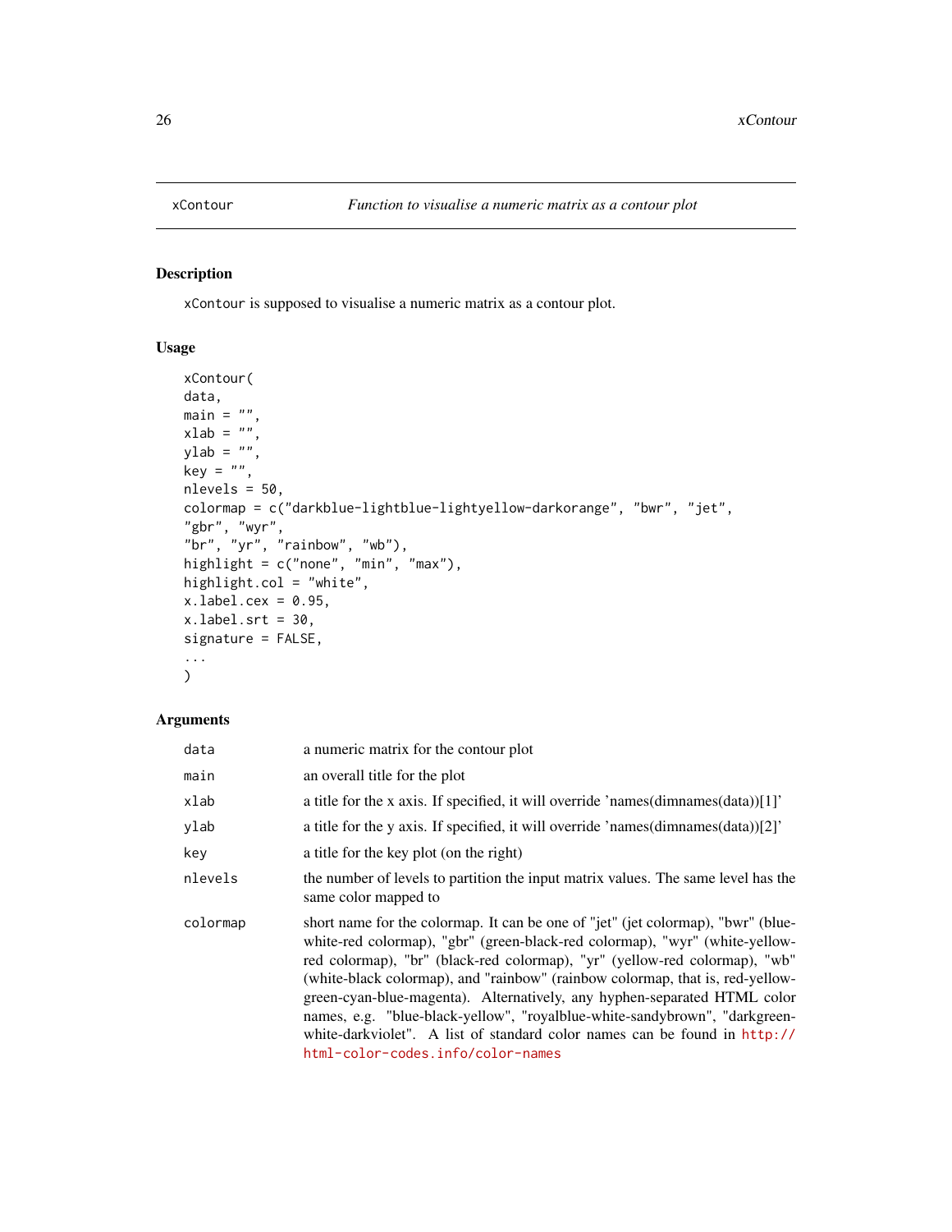## xContour — *Function to visualise a numeric matrix as a contour plot*

### Description

xContour is supposed to visualise a numeric matrix as a contour plot.

### Usage

```
xContour(
data,
main = "",
xlab = "",
ylab = "",
key = "",
nlevels = 50,
colormap = c("darkblue-lightblue-lightyellow-darkorange", "bwr", "jet",
"gbr", "wyr",
"br", "yr", "rainbow", "wb"),
highlight = c("none", "min", "max"),
highlight.col = "white",
x.label.cex = 0.95,
x.label.srt = 30,
signature = FALSE,
...
)
```

### Arguments

| | |
|---|---|
| data | a numeric matrix for the contour plot |
| main | an overall title for the plot |
| xlab | a title for the x axis. If specified, it will override 'names(dimnames(data))[1]' |
| ylab | a title for the y axis. If specified, it will override 'names(dimnames(data))[2]' |
| key | a title for the key plot (on the right) |
| nlevels | the number of levels to partition the input matrix values. The same level has the same color mapped to |
| colormap | short name for the colormap. It can be one of "jet" (jet colormap), "bwr" (blue-white-red colormap), "gbr" (green-black-red colormap), "wyr" (white-yellow-red colormap), "br" (black-red colormap), "yr" (yellow-red colormap), "wb" (white-black colormap), and "rainbow" (rainbow colormap, that is, red-yellow-green-cyan-blue-magenta). Alternatively, any hyphen-separated HTML color names, e.g. "blue-black-yellow", "royalblue-white-sandybrown", "darkgreen-white-darkviolet". A list of standard color names can be found in http://html-color-codes.info/color-names |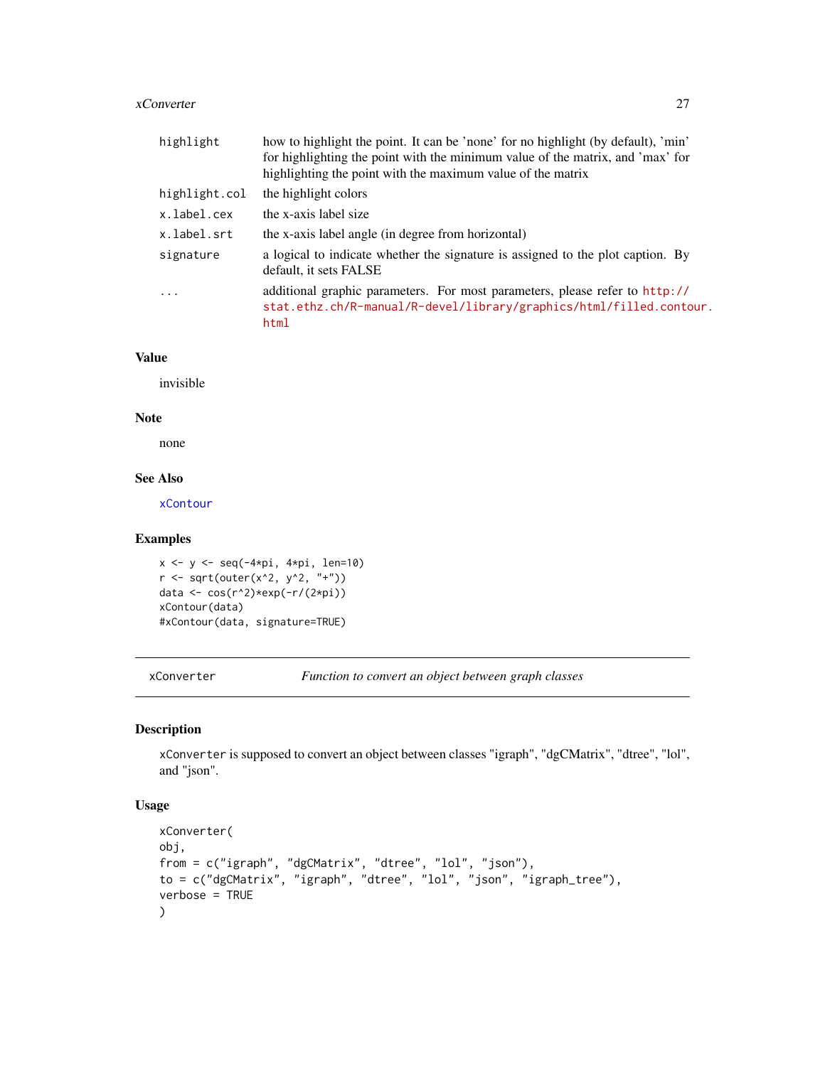| | |
|---|---|
| highlight | how to highlight the point. It can be 'none' for no highlight (by default), 'min' for highlighting the point with the minimum value of the matrix, and 'max' for highlighting the point with the maximum value of the matrix |
| highlight.col | the highlight colors |
| x.label.cex | the x-axis label size |
| x.label.srt | the x-axis label angle (in degree from horizontal) |
| signature | a logical to indicate whether the signature is assigned to the plot caption. By default, it sets FALSE |
| ... | additional graphic parameters. For most parameters, please refer to http://stat.ethz.ch/R-manual/R-devel/library/graphics/html/filled.contour.html |

### Value

invisible

### Note

none

### See Also

xContour

### Examples

```
x <- y <- seq(-4*pi, 4*pi, len=10)
r <- sqrt(outer(x^2, y^2, "+"))
data <- cos(r^2)*exp(-r/(2*pi))
xContour(data)
#xContour(data, signature=TRUE)
```

---

## xConverter — *Function to convert an object between graph classes*

### Description

xConverter is supposed to convert an object between classes "igraph", "dgCMatrix", "dtree", "lol", and "json".

### Usage

```
xConverter(
obj,
from = c("igraph", "dgCMatrix", "dtree", "lol", "json"),
to = c("dgCMatrix", "igraph", "dtree", "lol", "json", "igraph_tree"),
verbose = TRUE
)
```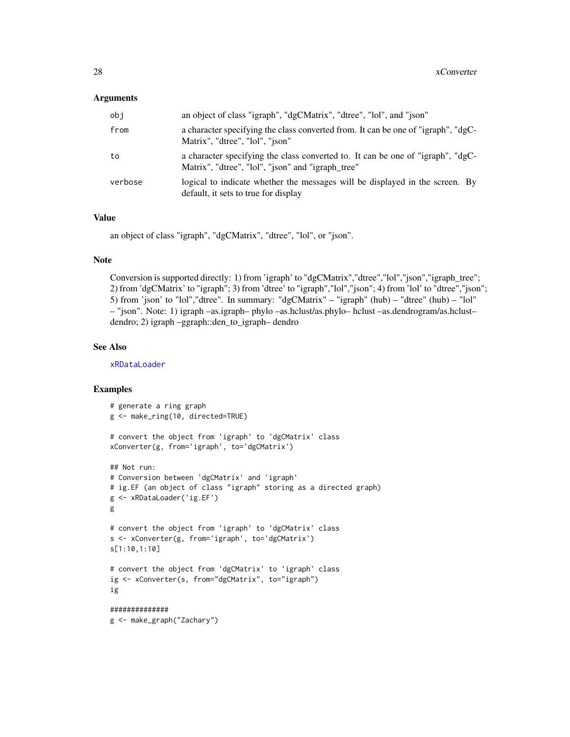## Arguments

| | |
|---|---|
| obj | an object of class "igraph", "dgCMatrix", "dtree", "lol", and "json" |
| from | a character specifying the class converted from. It can be one of "igraph", "dgCMatrix", "dtree", "lol", "json" |
| to | a character specifying the class converted to. It can be one of "igraph", "dgCMatrix", "dtree", "lol", "json" and "igraph_tree" |
| verbose | logical to indicate whether the messages will be displayed in the screen. By default, it sets to true for display |

## Value

an object of class "igraph", "dgCMatrix", "dtree", "lol", or "json".

## Note

Conversion is supported directly: 1) from 'igraph' to "dgCMatrix","dtree","lol","json","igraph_tree"; 2) from 'dgCMatrix' to "igraph"; 3) from 'dtree' to "igraph","lol","json"; 4) from 'lol' to "dtree","json"; 5) from 'json' to "lol","dtree". In summary: "dgCMatrix" – "igraph" (hub) – "dtree" (hub) – "lol" – "json". Note: 1) igraph –as.igraph– phylo –as.hclust/as.phylo– hclust –as.dendrogram/as.hclust– dendro; 2) igraph –ggraph::den_to_igraph– dendro

## See Also

xRDataLoader

## Examples

```
# generate a ring graph
g <- make_ring(10, directed=TRUE)

# convert the object from 'igraph' to 'dgCMatrix' class
xConverter(g, from='igraph', to='dgCMatrix')

## Not run:
# Conversion between 'dgCMatrix' and 'igraph'
# ig.EF (an object of class "igraph" storing as a directed graph)
g <- xRDataLoader('ig.EF')
g

# convert the object from 'igraph' to 'dgCMatrix' class
s <- xConverter(g, from='igraph', to='dgCMatrix')
s[1:10,1:10]

# convert the object from 'dgCMatrix' to 'igraph' class
ig <- xConverter(s, from="dgCMatrix", to="igraph")
ig

##############
g <- make_graph("Zachary")
```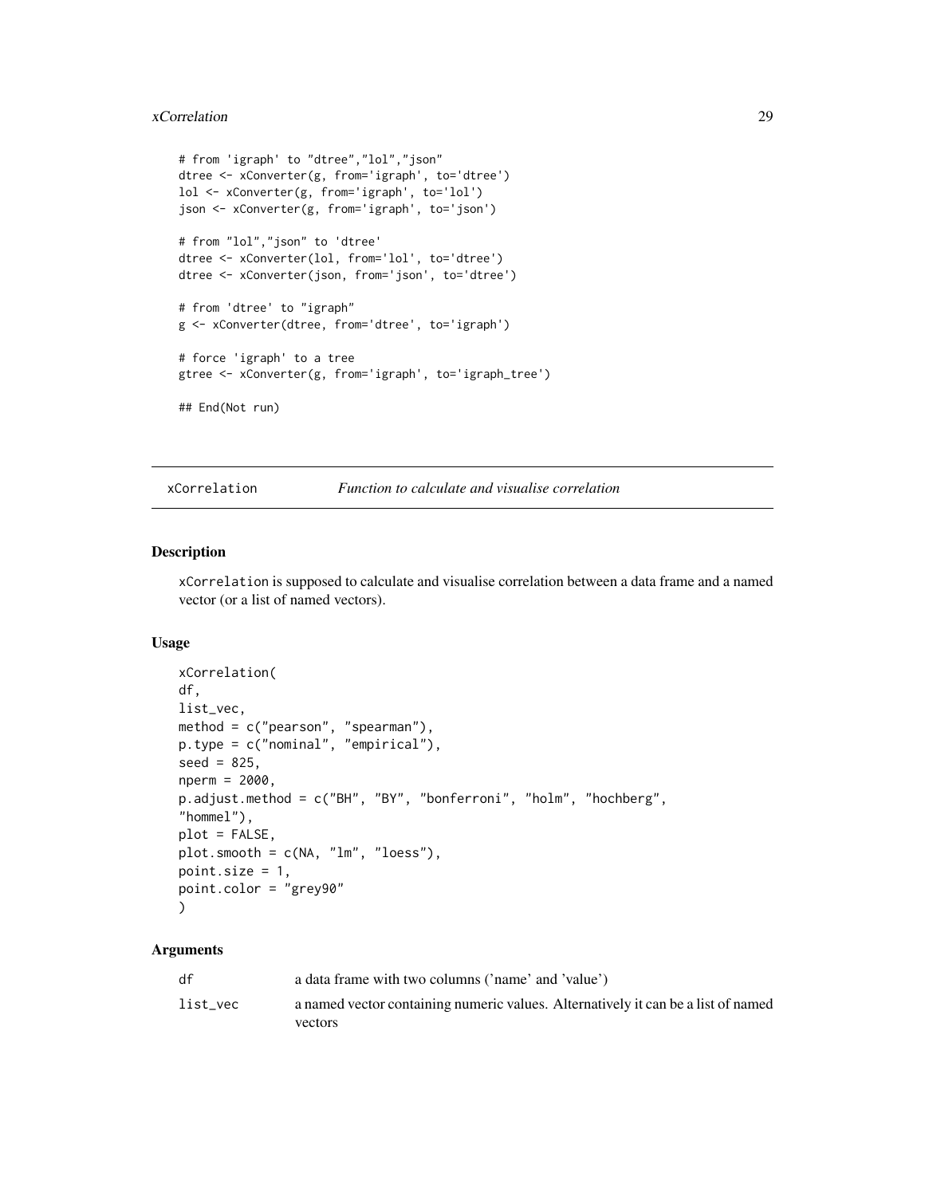```
# from 'igraph' to "dtree","lol","json"
dtree <- xConverter(g, from='igraph', to='dtree')
lol <- xConverter(g, from='igraph', to='lol')
json <- xConverter(g, from='igraph', to='json')

# from "lol","json" to 'dtree'
dtree <- xConverter(lol, from='lol', to='dtree')
dtree <- xConverter(json, from='json', to='dtree')

# from 'dtree' to "igraph"
g <- xConverter(dtree, from='dtree', to='igraph')

# force 'igraph' to a tree
gtree <- xConverter(g, from='igraph', to='igraph_tree')

## End(Not run)
```

---

## xCorrelation *Function to calculate and visualise correlation*

### Description

xCorrelation is supposed to calculate and visualise correlation between a data frame and a named vector (or a list of named vectors).

### Usage

```
xCorrelation(
df,
list_vec,
method = c("pearson", "spearman"),
p.type = c("nominal", "empirical"),
seed = 825,
nperm = 2000,
p.adjust.method = c("BH", "BY", "bonferroni", "holm", "hochberg",
"hommel"),
plot = FALSE,
plot.smooth = c(NA, "lm", "loess"),
point.size = 1,
point.color = "grey90"
)
```

### Arguments

| | |
|---|---|
| df | a data frame with two columns ('name' and 'value') |
| list_vec | a named vector containing numeric values. Alternatively it can be a list of named vectors |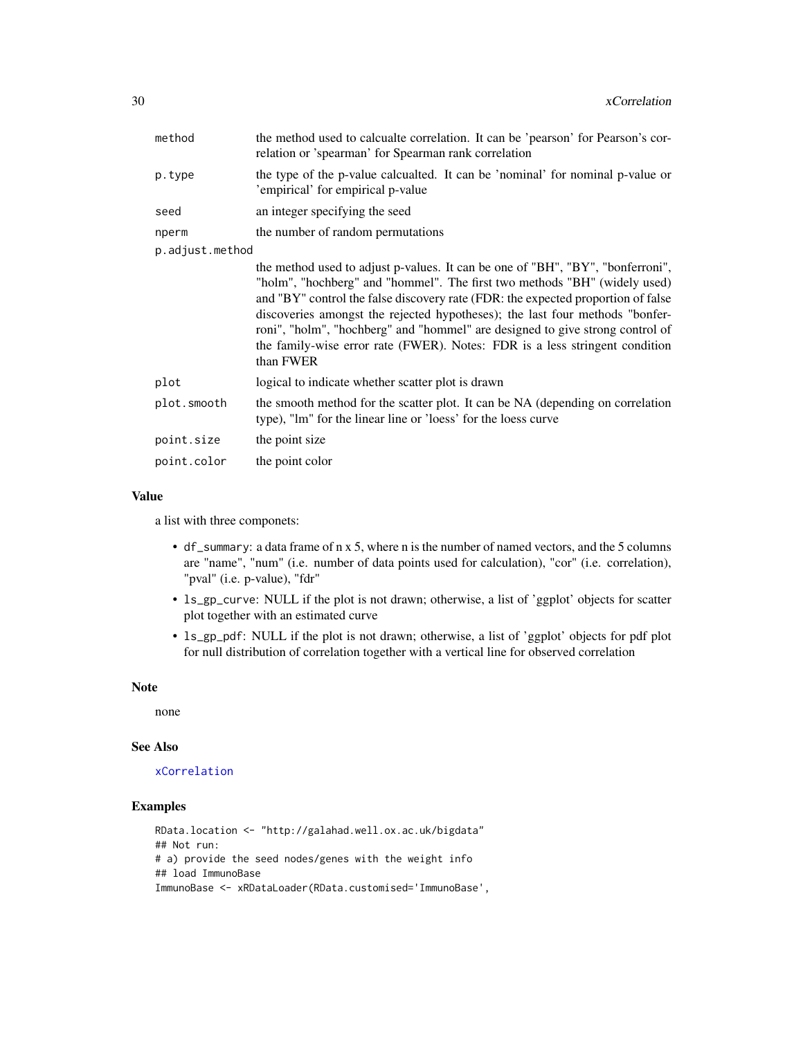| | |
|---|---|
| method | the method used to calcualte correlation. It can be 'pearson' for Pearson's correlation or 'spearman' for Spearman rank correlation |
| p.type | the type of the p-value calcualted. It can be 'nominal' for nominal p-value or 'empirical' for empirical p-value |
| seed | an integer specifying the seed |
| nperm | the number of random permutations |
| p.adjust.method | the method used to adjust p-values. It can be one of "BH", "BY", "bonferroni", "holm", "hochberg" and "hommel". The first two methods "BH" (widely used) and "BY" control the false discovery rate (FDR: the expected proportion of false discoveries amongst the rejected hypotheses); the last four methods "bonferroni", "holm", "hochberg" and "hommel" are designed to give strong control of the family-wise error rate (FWER). Notes: FDR is a less stringent condition than FWER |
| plot | logical to indicate whether scatter plot is drawn |
| plot.smooth | the smooth method for the scatter plot. It can be NA (depending on correlation type), "lm" for the linear line or 'loess' for the loess curve |
| point.size | the point size |
| point.color | the point color |

## Value

a list with three componets:

- `df_summary`: a data frame of n x 5, where n is the number of named vectors, and the 5 columns are "name", "num" (i.e. number of data points used for calculation), "cor" (i.e. correlation), "pval" (i.e. p-value), "fdr"
- `ls_gp_curve`: NULL if the plot is not drawn; otherwise, a list of 'ggplot' objects for scatter plot together with an estimated curve
- `ls_gp_pdf`: NULL if the plot is not drawn; otherwise, a list of 'ggplot' objects for pdf plot for null distribution of correlation together with a vertical line for observed correlation

## Note

none

## See Also

xCorrelation

## Examples

```
RData.location <- "http://galahad.well.ox.ac.uk/bigdata"
## Not run:
# a) provide the seed nodes/genes with the weight info
## load ImmunoBase
ImmunoBase <- xRDataLoader(RData.customised='ImmunoBase',
```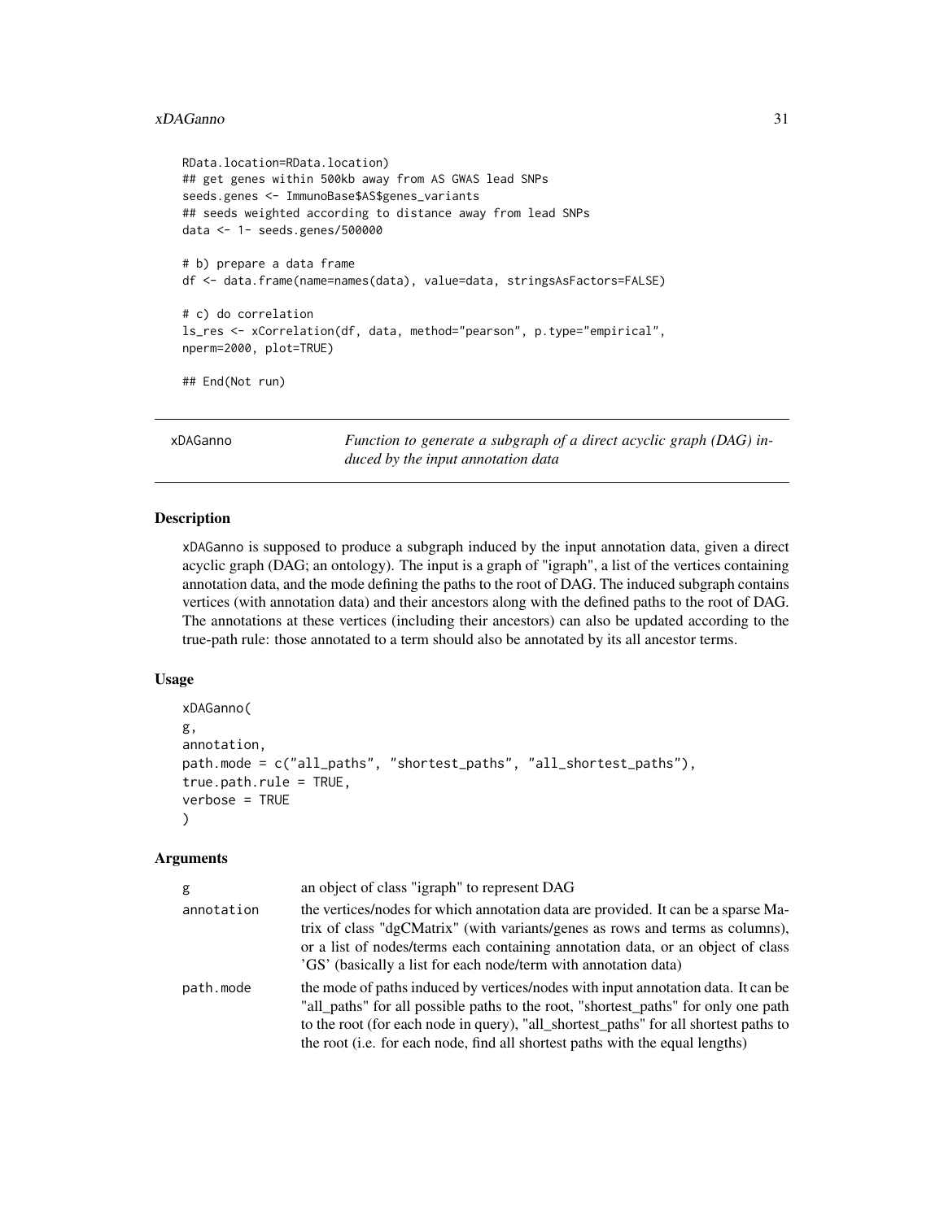```
RData.location=RData.location)
## get genes within 500kb away from AS GWAS lead SNPs
seeds.genes <- ImmunoBase$AS$genes_variants
## seeds weighted according to distance away from lead SNPs
data <- 1- seeds.genes/500000

# b) prepare a data frame
df <- data.frame(name=names(data), value=data, stringsAsFactors=FALSE)

# c) do correlation
ls_res <- xCorrelation(df, data, method="pearson", p.type="empirical",
nperm=2000, plot=TRUE)

## End(Not run)
```

---

## xDAGanno — *Function to generate a subgraph of a direct acyclic graph (DAG) induced by the input annotation data*

### Description

xDAGanno is supposed to produce a subgraph induced by the input annotation data, given a direct acyclic graph (DAG; an ontology). The input is a graph of "igraph", a list of the vertices containing annotation data, and the mode defining the paths to the root of DAG. The induced subgraph contains vertices (with annotation data) and their ancestors along with the defined paths to the root of DAG. The annotations at these vertices (including their ancestors) can also be updated according to the true-path rule: those annotated to a term should also be annotated by its all ancestor terms.

### Usage

```
xDAGanno(
g,
annotation,
path.mode = c("all_paths", "shortest_paths", "all_shortest_paths"),
true.path.rule = TRUE,
verbose = TRUE
)
```

### Arguments

| | |
|---|---|
| g | an object of class "igraph" to represent DAG |
| annotation | the vertices/nodes for which annotation data are provided. It can be a sparse Matrix of class "dgCMatrix" (with variants/genes as rows and terms as columns), or a list of nodes/terms each containing annotation data, or an object of class 'GS' (basically a list for each node/term with annotation data) |
| path.mode | the mode of paths induced by vertices/nodes with input annotation data. It can be "all_paths" for all possible paths to the root, "shortest_paths" for only one path to the root (for each node in query), "all_shortest_paths" for all shortest paths to the root (i.e. for each node, find all shortest paths with the equal lengths) |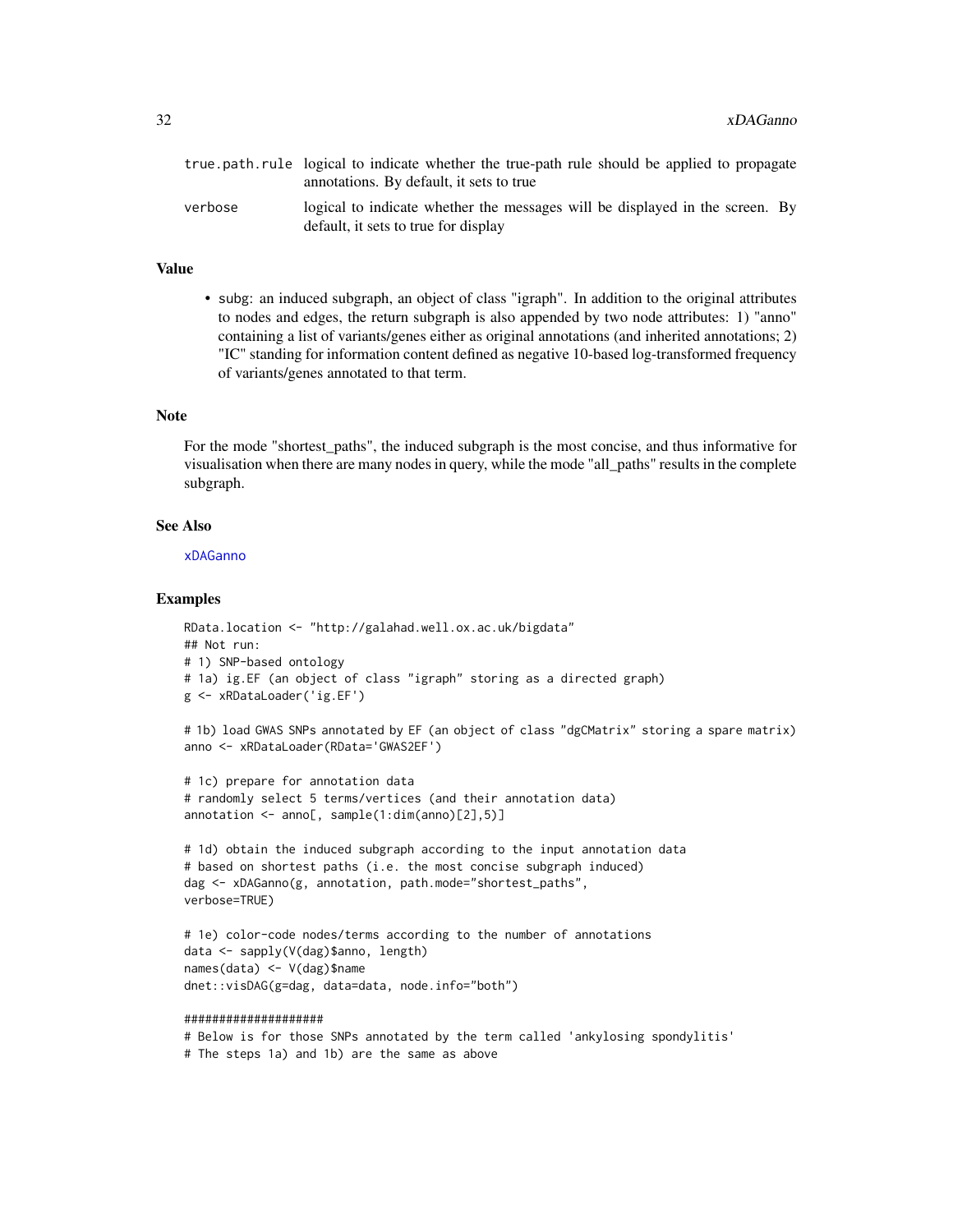| | |
|---|---|
| true.path.rule | logical to indicate whether the true-path rule should be applied to propagate annotations. By default, it sets to true |
| verbose | logical to indicate whether the messages will be displayed in the screen. By default, it sets to true for display |

### Value

- subg: an induced subgraph, an object of class "igraph". In addition to the original attributes to nodes and edges, the return subgraph is also appended by two node attributes: 1) "anno" containing a list of variants/genes either as original annotations (and inherited annotations; 2) "IC" standing for information content defined as negative 10-based log-transformed frequency of variants/genes annotated to that term.

### Note

For the mode "shortest_paths", the induced subgraph is the most concise, and thus informative for visualisation when there are many nodes in query, while the mode "all_paths" results in the complete subgraph.

### See Also

xDAGanno

### Examples

```
RData.location <- "http://galahad.well.ox.ac.uk/bigdata"
## Not run:
# 1) SNP-based ontology
# 1a) ig.EF (an object of class "igraph" storing as a directed graph)
g <- xRDataLoader('ig.EF')

# 1b) load GWAS SNPs annotated by EF (an object of class "dgCMatrix" storing a spare matrix)
anno <- xRDataLoader(RData='GWAS2EF')

# 1c) prepare for annotation data
# randomly select 5 terms/vertices (and their annotation data)
annotation <- anno[, sample(1:dim(anno)[2],5)]

# 1d) obtain the induced subgraph according to the input annotation data
# based on shortest paths (i.e. the most concise subgraph induced)
dag <- xDAGanno(g, annotation, path.mode="shortest_paths",
verbose=TRUE)

# 1e) color-code nodes/terms according to the number of annotations
data <- sapply(V(dag)$anno, length)
names(data) <- V(dag)$name
dnet::visDAG(g=dag, data=data, node.info="both")

####################
# Below is for those SNPs annotated by the term called 'ankylosing spondylitis'
# The steps 1a) and 1b) are the same as above
```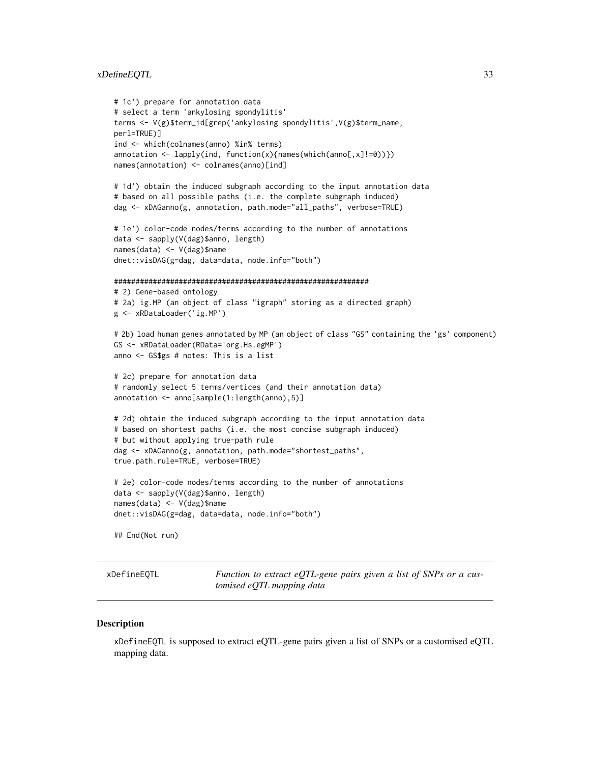```
# 1c') prepare for annotation data
# select a term 'ankylosing spondylitis'
terms <- V(g)$term_id[grep('ankylosing spondylitis',V(g)$term_name,
perl=TRUE)]
ind <- which(colnames(anno) %in% terms)
annotation <- lapply(ind, function(x){names(which(anno[,x]!=0))})
names(annotation) <- colnames(anno)[ind]

# 1d') obtain the induced subgraph according to the input annotation data
# based on all possible paths (i.e. the complete subgraph induced)
dag <- xDAGanno(g, annotation, path.mode="all_paths", verbose=TRUE)

# 1e') color-code nodes/terms according to the number of annotations
data <- sapply(V(dag)$anno, length)
names(data) <- V(dag)$name
dnet::visDAG(g=dag, data=data, node.info="both")

###########################################################
# 2) Gene-based ontology
# 2a) ig.MP (an object of class "igraph" storing as a directed graph)
g <- xRDataLoader('ig.MP')

# 2b) load human genes annotated by MP (an object of class "GS" containing the 'gs' component)
GS <- xRDataLoader(RData='org.Hs.egMP')
anno <- GS$gs # notes: This is a list

# 2c) prepare for annotation data
# randomly select 5 terms/vertices (and their annotation data)
annotation <- anno[sample(1:length(anno),5)]

# 2d) obtain the induced subgraph according to the input annotation data
# based on shortest paths (i.e. the most concise subgraph induced)
# but without applying true-path rule
dag <- xDAGanno(g, annotation, path.mode="shortest_paths",
true.path.rule=TRUE, verbose=TRUE)

# 2e) color-code nodes/terms according to the number of annotations
data <- sapply(V(dag)$anno, length)
names(data) <- V(dag)$name
dnet::visDAG(g=dag, data=data, node.info="both")

## End(Not run)
```

---

| xDefineEQTL | *Function to extract eQTL-gene pairs given a list of SNPs or a customised eQTL mapping data* |
|---|---|

---

## Description

xDefineEQTL is supposed to extract eQTL-gene pairs given a list of SNPs or a customised eQTL mapping data.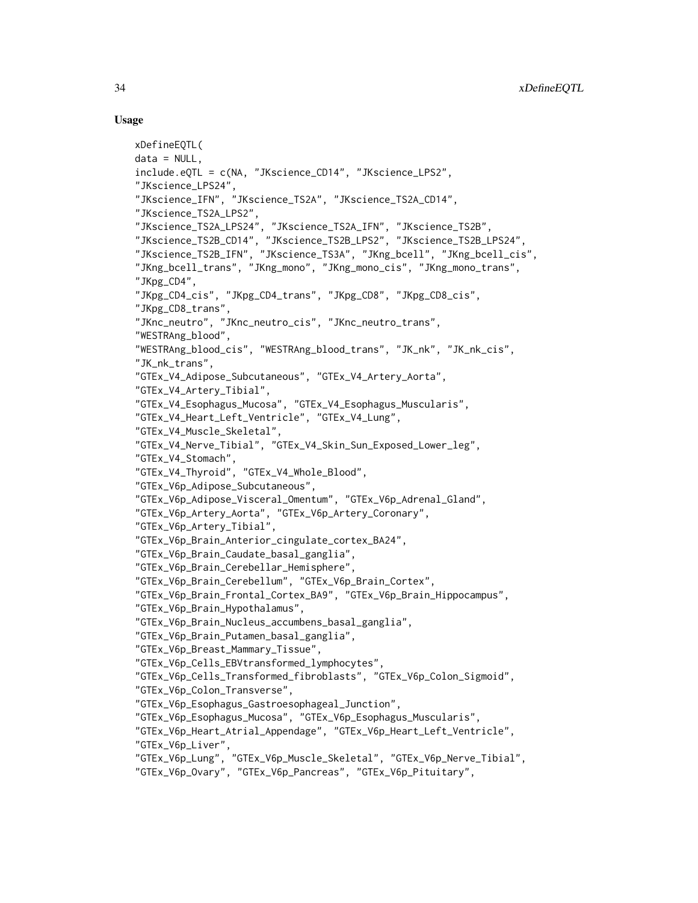## Usage

```
xDefineEQTL(
data = NULL,
include.eQTL = c(NA, "JKscience_CD14", "JKscience_LPS2",
"JKscience_LPS24",
"JKscience_IFN", "JKscience_TS2A", "JKscience_TS2A_CD14",
"JKscience_TS2A_LPS2",
"JKscience_TS2A_LPS24", "JKscience_TS2A_IFN", "JKscience_TS2B",
"JKscience_TS2B_CD14", "JKscience_TS2B_LPS2", "JKscience_TS2B_LPS24",
"JKscience_TS2B_IFN", "JKscience_TS3A", "JKng_bcell", "JKng_bcell_cis",
"JKng_bcell_trans", "JKng_mono", "JKng_mono_cis", "JKng_mono_trans",
"JKpg_CD4",
"JKpg_CD4_cis", "JKpg_CD4_trans", "JKpg_CD8", "JKpg_CD8_cis",
"JKpg_CD8_trans",
"JKnc_neutro", "JKnc_neutro_cis", "JKnc_neutro_trans",
"WESTRAng_blood",
"WESTRAng_blood_cis", "WESTRAng_blood_trans", "JK_nk", "JK_nk_cis",
"JK_nk_trans",
"GTEx_V4_Adipose_Subcutaneous", "GTEx_V4_Artery_Aorta",
"GTEx_V4_Artery_Tibial",
"GTEx_V4_Esophagus_Mucosa", "GTEx_V4_Esophagus_Muscularis",
"GTEx_V4_Heart_Left_Ventricle", "GTEx_V4_Lung",
"GTEx_V4_Muscle_Skeletal",
"GTEx_V4_Nerve_Tibial", "GTEx_V4_Skin_Sun_Exposed_Lower_leg",
"GTEx_V4_Stomach",
"GTEx_V4_Thyroid", "GTEx_V4_Whole_Blood",
"GTEx_V6p_Adipose_Subcutaneous",
"GTEx_V6p_Adipose_Visceral_Omentum", "GTEx_V6p_Adrenal_Gland",
"GTEx_V6p_Artery_Aorta", "GTEx_V6p_Artery_Coronary",
"GTEx_V6p_Artery_Tibial",
"GTEx_V6p_Brain_Anterior_cingulate_cortex_BA24",
"GTEx_V6p_Brain_Caudate_basal_ganglia",
"GTEx_V6p_Brain_Cerebellar_Hemisphere",
"GTEx_V6p_Brain_Cerebellum", "GTEx_V6p_Brain_Cortex",
"GTEx_V6p_Brain_Frontal_Cortex_BA9", "GTEx_V6p_Brain_Hippocampus",
"GTEx_V6p_Brain_Hypothalamus",
"GTEx_V6p_Brain_Nucleus_accumbens_basal_ganglia",
"GTEx_V6p_Brain_Putamen_basal_ganglia",
"GTEx_V6p_Breast_Mammary_Tissue",
"GTEx_V6p_Cells_EBVtransformed_lymphocytes",
"GTEx_V6p_Cells_Transformed_fibroblasts", "GTEx_V6p_Colon_Sigmoid",
"GTEx_V6p_Colon_Transverse",
"GTEx_V6p_Esophagus_Gastroesophageal_Junction",
"GTEx_V6p_Esophagus_Mucosa", "GTEx_V6p_Esophagus_Muscularis",
"GTEx_V6p_Heart_Atrial_Appendage", "GTEx_V6p_Heart_Left_Ventricle",
"GTEx_V6p_Liver",
"GTEx_V6p_Lung", "GTEx_V6p_Muscle_Skeletal", "GTEx_V6p_Nerve_Tibial",
"GTEx_V6p_Ovary", "GTEx_V6p_Pancreas", "GTEx_V6p_Pituitary",
```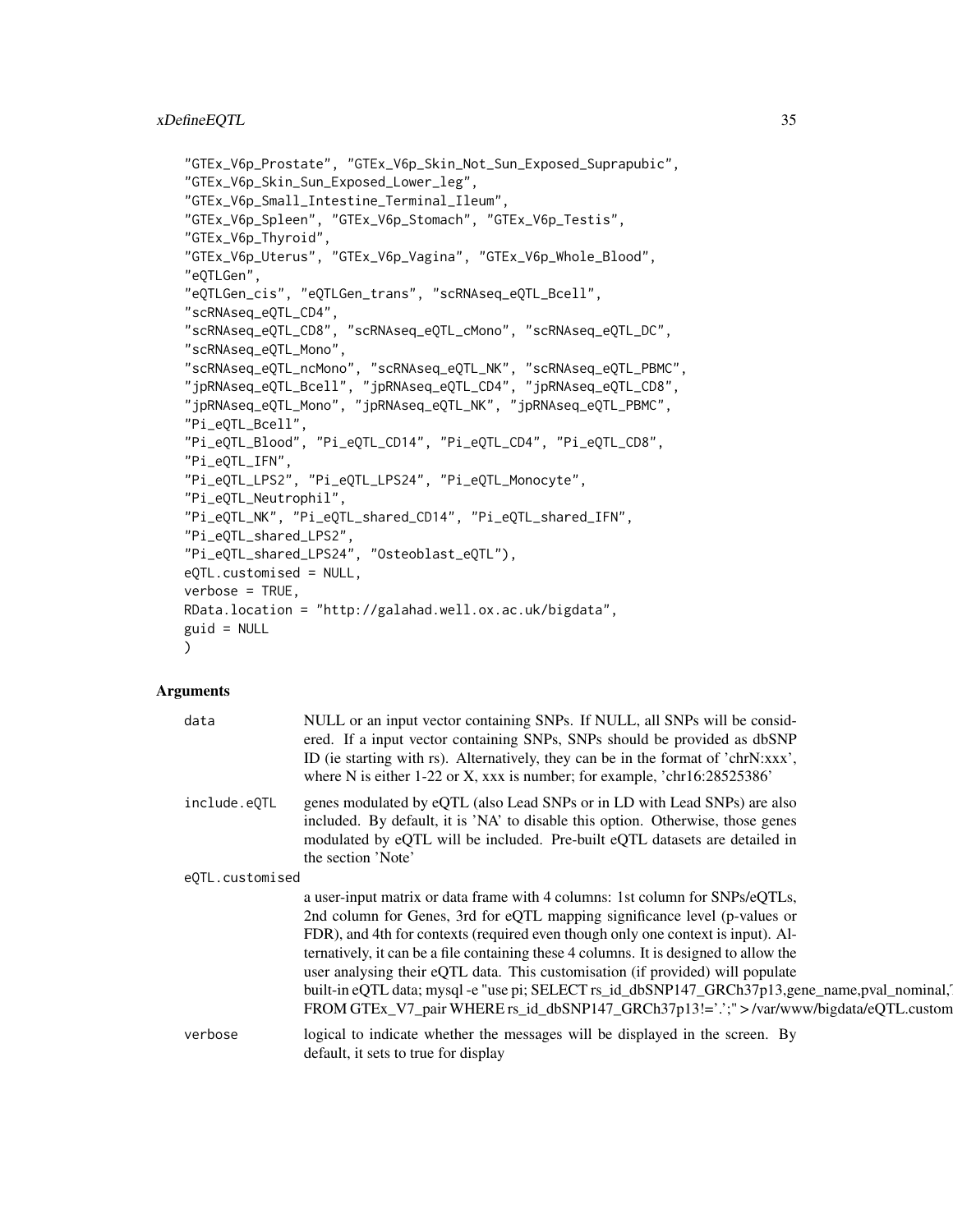```
"GTEx_V6p_Prostate", "GTEx_V6p_Skin_Not_Sun_Exposed_Suprapubic",
"GTEx_V6p_Skin_Sun_Exposed_Lower_leg",
"GTEx_V6p_Small_Intestine_Terminal_Ileum",
"GTEx_V6p_Spleen", "GTEx_V6p_Stomach", "GTEx_V6p_Testis",
"GTEx_V6p_Thyroid",
"GTEx_V6p_Uterus", "GTEx_V6p_Vagina", "GTEx_V6p_Whole_Blood",
"eQTLGen",
"eQTLGen_cis", "eQTLGen_trans", "scRNAseq_eQTL_Bcell",
"scRNAseq_eQTL_CD4",
"scRNAseq_eQTL_CD8", "scRNAseq_eQTL_cMono", "scRNAseq_eQTL_DC",
"scRNAseq_eQTL_Mono",
"scRNAseq_eQTL_ncMono", "scRNAseq_eQTL_NK", "scRNAseq_eQTL_PBMC",
"jpRNAseq_eQTL_Bcell", "jpRNAseq_eQTL_CD4", "jpRNAseq_eQTL_CD8",
"jpRNAseq_eQTL_Mono", "jpRNAseq_eQTL_NK", "jpRNAseq_eQTL_PBMC",
"Pi_eQTL_Bcell",
"Pi_eQTL_Blood", "Pi_eQTL_CD14", "Pi_eQTL_CD4", "Pi_eQTL_CD8",
"Pi_eQTL_IFN",
"Pi_eQTL_LPS2", "Pi_eQTL_LPS24", "Pi_eQTL_Monocyte",
"Pi_eQTL_Neutrophil",
"Pi_eQTL_NK", "Pi_eQTL_shared_CD14", "Pi_eQTL_shared_IFN",
"Pi_eQTL_shared_LPS2",
"Pi_eQTL_shared_LPS24", "Osteoblast_eQTL"),
eQTL.customised = NULL,
verbose = TRUE,
RData.location = "http://galahad.well.ox.ac.uk/bigdata",
guid = NULL
)
```

## Arguments

**data** NULL or an input vector containing SNPs. If NULL, all SNPs will be considered. If a input vector containing SNPs, SNPs should be provided as dbSNP ID (ie starting with rs). Alternatively, they can be in the format of 'chrN:xxx', where N is either 1-22 or X, xxx is number; for example, 'chr16:28525386'

**include.eQTL** genes modulated by eQTL (also Lead SNPs or in LD with Lead SNPs) are also included. By default, it is 'NA' to disable this option. Otherwise, those genes modulated by eQTL will be included. Pre-built eQTL datasets are detailed in the section 'Note'

**eQTL.customised** a user-input matrix or data frame with 4 columns: 1st column for SNPs/eQTLs, 2nd column for Genes, 3rd for eQTL mapping significance level (p-values or FDR), and 4th for contexts (required even though only one context is input). Alternatively, it can be a file containing these 4 columns. It is designed to allow the user analysing their eQTL data. This customisation (if provided) will populate built-in eQTL data; mysql -e "use pi; SELECT rs_id_dbSNP147_GRCh37p13,gene_name,pval_nominal,' FROM GTEx_V7_pair WHERE rs_id_dbSNP147_GRCh37p13!='.';" > /var/www/bigdata/eQTL.custom

**verbose** logical to indicate whether the messages will be displayed in the screen. By default, it sets to true for display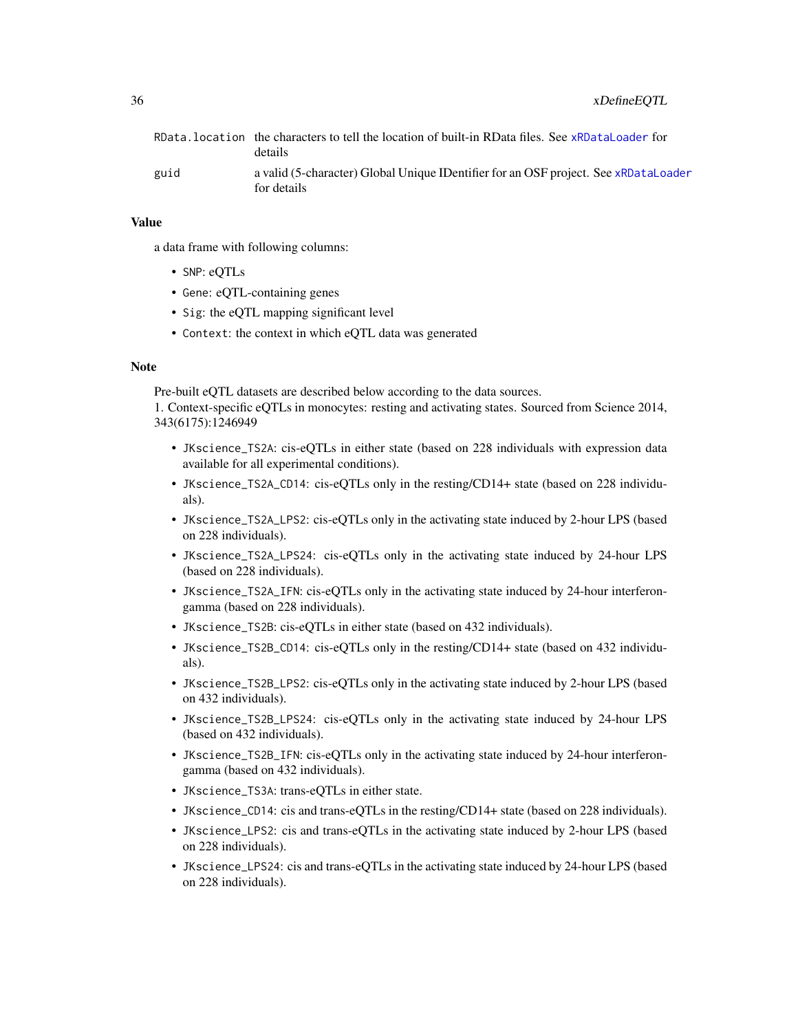| | |
|---|---|
| RData.location | the characters to tell the location of built-in RData files. See xRDataLoader for details |
| guid | a valid (5-character) Global Unique IDentifier for an OSF project. See xRDataLoader for details |

## Value

a data frame with following columns:

- SNP: eQTLs
- Gene: eQTL-containing genes
- Sig: the eQTL mapping significant level
- Context: the context in which eQTL data was generated

## Note

Pre-built eQTL datasets are described below according to the data sources.
1. Context-specific eQTLs in monocytes: resting and activating states. Sourced from Science 2014, 343(6175):1246949

- JKscience_TS2A: cis-eQTLs in either state (based on 228 individuals with expression data available for all experimental conditions).
- JKscience_TS2A_CD14: cis-eQTLs only in the resting/CD14+ state (based on 228 individuals).
- JKscience_TS2A_LPS2: cis-eQTLs only in the activating state induced by 2-hour LPS (based on 228 individuals).
- JKscience_TS2A_LPS24: cis-eQTLs only in the activating state induced by 24-hour LPS (based on 228 individuals).
- JKscience_TS2A_IFN: cis-eQTLs only in the activating state induced by 24-hour interferon-gamma (based on 228 individuals).
- JKscience_TS2B: cis-eQTLs in either state (based on 432 individuals).
- JKscience_TS2B_CD14: cis-eQTLs only in the resting/CD14+ state (based on 432 individuals).
- JKscience_TS2B_LPS2: cis-eQTLs only in the activating state induced by 2-hour LPS (based on 432 individuals).
- JKscience_TS2B_LPS24: cis-eQTLs only in the activating state induced by 24-hour LPS (based on 432 individuals).
- JKscience_TS2B_IFN: cis-eQTLs only in the activating state induced by 24-hour interferon-gamma (based on 432 individuals).
- JKscience_TS3A: trans-eQTLs in either state.
- JKscience_CD14: cis and trans-eQTLs in the resting/CD14+ state (based on 228 individuals).
- JKscience_LPS2: cis and trans-eQTLs in the activating state induced by 2-hour LPS (based on 228 individuals).
- JKscience_LPS24: cis and trans-eQTLs in the activating state induced by 24-hour LPS (based on 228 individuals).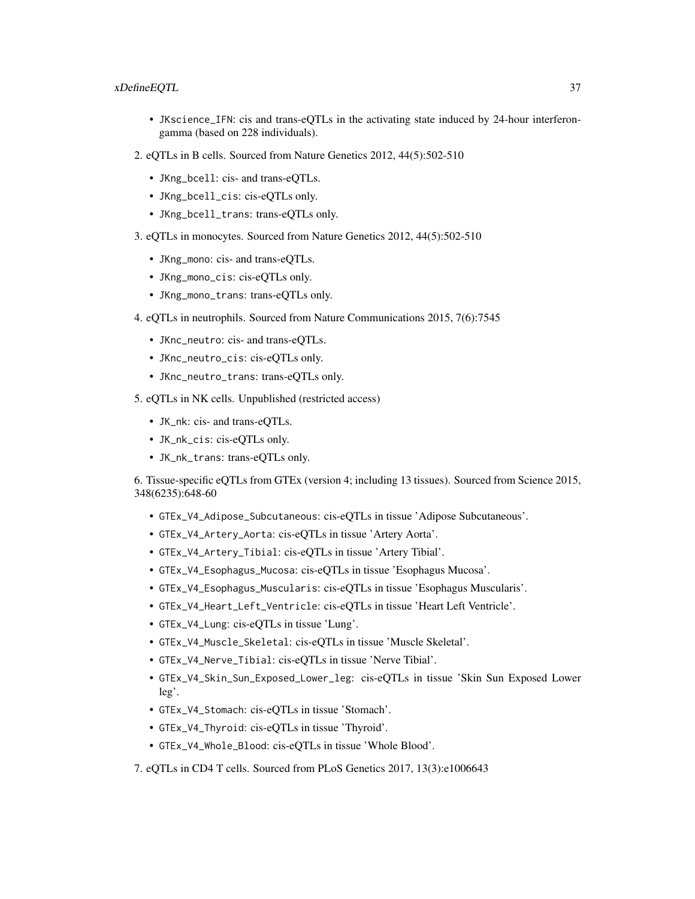- `JKscience_IFN`: cis and trans-eQTLs in the activating state induced by 24-hour interferon-gamma (based on 228 individuals).

2. eQTLs in B cells. Sourced from Nature Genetics 2012, 44(5):502-510

    - `JKng_bcell`: cis- and trans-eQTLs.
    - `JKng_bcell_cis`: cis-eQTLs only.
    - `JKng_bcell_trans`: trans-eQTLs only.

3. eQTLs in monocytes. Sourced from Nature Genetics 2012, 44(5):502-510

    - `JKng_mono`: cis- and trans-eQTLs.
    - `JKng_mono_cis`: cis-eQTLs only.
    - `JKng_mono_trans`: trans-eQTLs only.

4. eQTLs in neutrophils. Sourced from Nature Communications 2015, 7(6):7545

    - `JKnc_neutro`: cis- and trans-eQTLs.
    - `JKnc_neutro_cis`: cis-eQTLs only.
    - `JKnc_neutro_trans`: trans-eQTLs only.

5. eQTLs in NK cells. Unpublished (restricted access)

    - `JK_nk`: cis- and trans-eQTLs.
    - `JK_nk_cis`: cis-eQTLs only.
    - `JK_nk_trans`: trans-eQTLs only.

6. Tissue-specific eQTLs from GTEx (version 4; including 13 tissues). Sourced from Science 2015, 348(6235):648-60

    - `GTEx_V4_Adipose_Subcutaneous`: cis-eQTLs in tissue 'Adipose Subcutaneous'.
    - `GTEx_V4_Artery_Aorta`: cis-eQTLs in tissue 'Artery Aorta'.
    - `GTEx_V4_Artery_Tibial`: cis-eQTLs in tissue 'Artery Tibial'.
    - `GTEx_V4_Esophagus_Mucosa`: cis-eQTLs in tissue 'Esophagus Mucosa'.
    - `GTEx_V4_Esophagus_Muscularis`: cis-eQTLs in tissue 'Esophagus Muscularis'.
    - `GTEx_V4_Heart_Left_Ventricle`: cis-eQTLs in tissue 'Heart Left Ventricle'.
    - `GTEx_V4_Lung`: cis-eQTLs in tissue 'Lung'.
    - `GTEx_V4_Muscle_Skeletal`: cis-eQTLs in tissue 'Muscle Skeletal'.
    - `GTEx_V4_Nerve_Tibial`: cis-eQTLs in tissue 'Nerve Tibial'.
    - `GTEx_V4_Skin_Sun_Exposed_Lower_leg`: cis-eQTLs in tissue 'Skin Sun Exposed Lower leg'.
    - `GTEx_V4_Stomach`: cis-eQTLs in tissue 'Stomach'.
    - `GTEx_V4_Thyroid`: cis-eQTLs in tissue 'Thyroid'.
    - `GTEx_V4_Whole_Blood`: cis-eQTLs in tissue 'Whole Blood'.

7. eQTLs in CD4 T cells. Sourced from PLoS Genetics 2017, 13(3):e1006643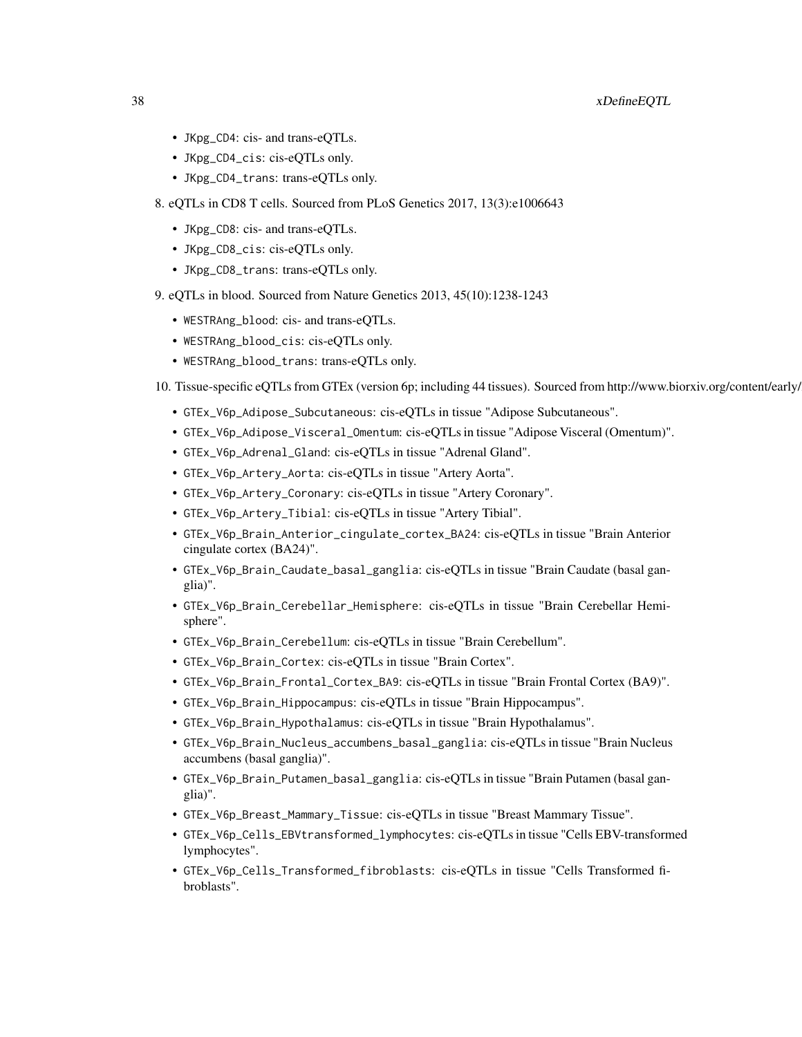- `JKpg_CD4`: cis- and trans-eQTLs.
- `JKpg_CD4_cis`: cis-eQTLs only.
- `JKpg_CD4_trans`: trans-eQTLs only.

8. eQTLs in CD8 T cells. Sourced from PLoS Genetics 2017, 13(3):e1006643

   - `JKpg_CD8`: cis- and trans-eQTLs.
   - `JKpg_CD8_cis`: cis-eQTLs only.
   - `JKpg_CD8_trans`: trans-eQTLs only.

9. eQTLs in blood. Sourced from Nature Genetics 2013, 45(10):1238-1243

   - `WESTRAng_blood`: cis- and trans-eQTLs.
   - `WESTRAng_blood_cis`: cis-eQTLs only.
   - `WESTRAng_blood_trans`: trans-eQTLs only.

10. Tissue-specific eQTLs from GTEx (version 6p; including 44 tissues). Sourced from http://www.biorxiv.org/content/early/

   - `GTEx_V6p_Adipose_Subcutaneous`: cis-eQTLs in tissue "Adipose Subcutaneous".
   - `GTEx_V6p_Adipose_Visceral_Omentum`: cis-eQTLs in tissue "Adipose Visceral (Omentum)".
   - `GTEx_V6p_Adrenal_Gland`: cis-eQTLs in tissue "Adrenal Gland".
   - `GTEx_V6p_Artery_Aorta`: cis-eQTLs in tissue "Artery Aorta".
   - `GTEx_V6p_Artery_Coronary`: cis-eQTLs in tissue "Artery Coronary".
   - `GTEx_V6p_Artery_Tibial`: cis-eQTLs in tissue "Artery Tibial".
   - `GTEx_V6p_Brain_Anterior_cingulate_cortex_BA24`: cis-eQTLs in tissue "Brain Anterior cingulate cortex (BA24)".
   - `GTEx_V6p_Brain_Caudate_basal_ganglia`: cis-eQTLs in tissue "Brain Caudate (basal ganglia)".
   - `GTEx_V6p_Brain_Cerebellar_Hemisphere`: cis-eQTLs in tissue "Brain Cerebellar Hemisphere".
   - `GTEx_V6p_Brain_Cerebellum`: cis-eQTLs in tissue "Brain Cerebellum".
   - `GTEx_V6p_Brain_Cortex`: cis-eQTLs in tissue "Brain Cortex".
   - `GTEx_V6p_Brain_Frontal_Cortex_BA9`: cis-eQTLs in tissue "Brain Frontal Cortex (BA9)".
   - `GTEx_V6p_Brain_Hippocampus`: cis-eQTLs in tissue "Brain Hippocampus".
   - `GTEx_V6p_Brain_Hypothalamus`: cis-eQTLs in tissue "Brain Hypothalamus".
   - `GTEx_V6p_Brain_Nucleus_accumbens_basal_ganglia`: cis-eQTLs in tissue "Brain Nucleus accumbens (basal ganglia)".
   - `GTEx_V6p_Brain_Putamen_basal_ganglia`: cis-eQTLs in tissue "Brain Putamen (basal ganglia)".
   - `GTEx_V6p_Breast_Mammary_Tissue`: cis-eQTLs in tissue "Breast Mammary Tissue".
   - `GTEx_V6p_Cells_EBVtransformed_lymphocytes`: cis-eQTLs in tissue "Cells EBV-transformed lymphocytes".
   - `GTEx_V6p_Cells_Transformed_fibroblasts`: cis-eQTLs in tissue "Cells Transformed fibroblasts".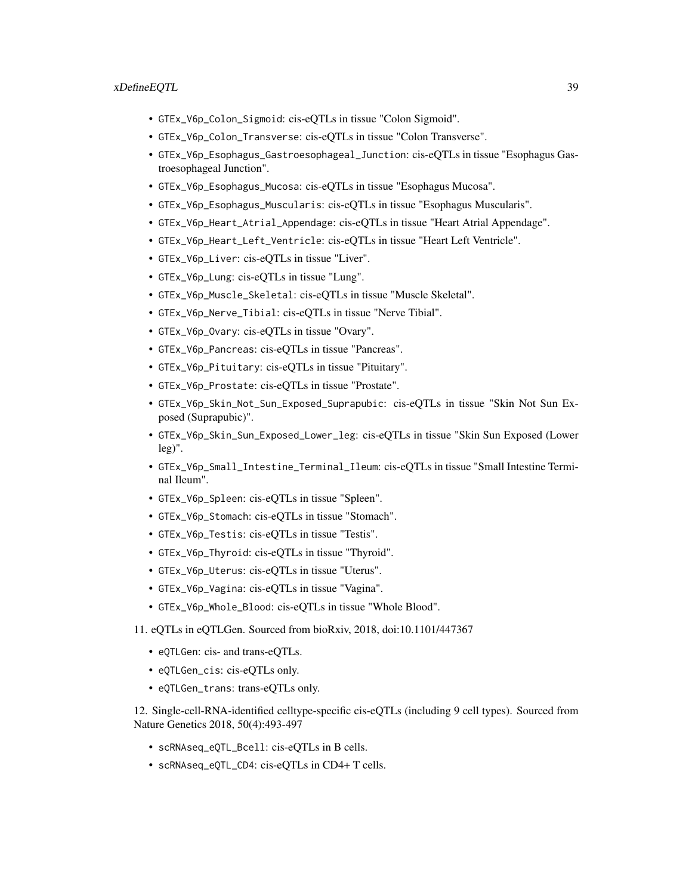- `GTEx_V6p_Colon_Sigmoid`: cis-eQTLs in tissue "Colon Sigmoid".
- `GTEx_V6p_Colon_Transverse`: cis-eQTLs in tissue "Colon Transverse".
- `GTEx_V6p_Esophagus_Gastroesophageal_Junction`: cis-eQTLs in tissue "Esophagus Gastroesophageal Junction".
- `GTEx_V6p_Esophagus_Mucosa`: cis-eQTLs in tissue "Esophagus Mucosa".
- `GTEx_V6p_Esophagus_Muscularis`: cis-eQTLs in tissue "Esophagus Muscularis".
- `GTEx_V6p_Heart_Atrial_Appendage`: cis-eQTLs in tissue "Heart Atrial Appendage".
- `GTEx_V6p_Heart_Left_Ventricle`: cis-eQTLs in tissue "Heart Left Ventricle".
- `GTEx_V6p_Liver`: cis-eQTLs in tissue "Liver".
- `GTEx_V6p_Lung`: cis-eQTLs in tissue "Lung".
- `GTEx_V6p_Muscle_Skeletal`: cis-eQTLs in tissue "Muscle Skeletal".
- `GTEx_V6p_Nerve_Tibial`: cis-eQTLs in tissue "Nerve Tibial".
- `GTEx_V6p_Ovary`: cis-eQTLs in tissue "Ovary".
- `GTEx_V6p_Pancreas`: cis-eQTLs in tissue "Pancreas".
- `GTEx_V6p_Pituitary`: cis-eQTLs in tissue "Pituitary".
- `GTEx_V6p_Prostate`: cis-eQTLs in tissue "Prostate".
- `GTEx_V6p_Skin_Not_Sun_Exposed_Suprapubic`: cis-eQTLs in tissue "Skin Not Sun Exposed (Suprapubic)".
- `GTEx_V6p_Skin_Sun_Exposed_Lower_leg`: cis-eQTLs in tissue "Skin Sun Exposed (Lower leg)".
- `GTEx_V6p_Small_Intestine_Terminal_Ileum`: cis-eQTLs in tissue "Small Intestine Terminal Ileum".
- `GTEx_V6p_Spleen`: cis-eQTLs in tissue "Spleen".
- `GTEx_V6p_Stomach`: cis-eQTLs in tissue "Stomach".
- `GTEx_V6p_Testis`: cis-eQTLs in tissue "Testis".
- `GTEx_V6p_Thyroid`: cis-eQTLs in tissue "Thyroid".
- `GTEx_V6p_Uterus`: cis-eQTLs in tissue "Uterus".
- `GTEx_V6p_Vagina`: cis-eQTLs in tissue "Vagina".
- `GTEx_V6p_Whole_Blood`: cis-eQTLs in tissue "Whole Blood".

11. eQTLs in eQTLGen. Sourced from bioRxiv, 2018, doi:10.1101/447367

- `eQTLGen`: cis- and trans-eQTLs.
- `eQTLGen_cis`: cis-eQTLs only.
- `eQTLGen_trans`: trans-eQTLs only.

12. Single-cell-RNA-identified celltype-specific cis-eQTLs (including 9 cell types). Sourced from Nature Genetics 2018, 50(4):493-497

- `scRNAseq_eQTL_Bcell`: cis-eQTLs in B cells.
- `scRNAseq_eQTL_CD4`: cis-eQTLs in CD4+ T cells.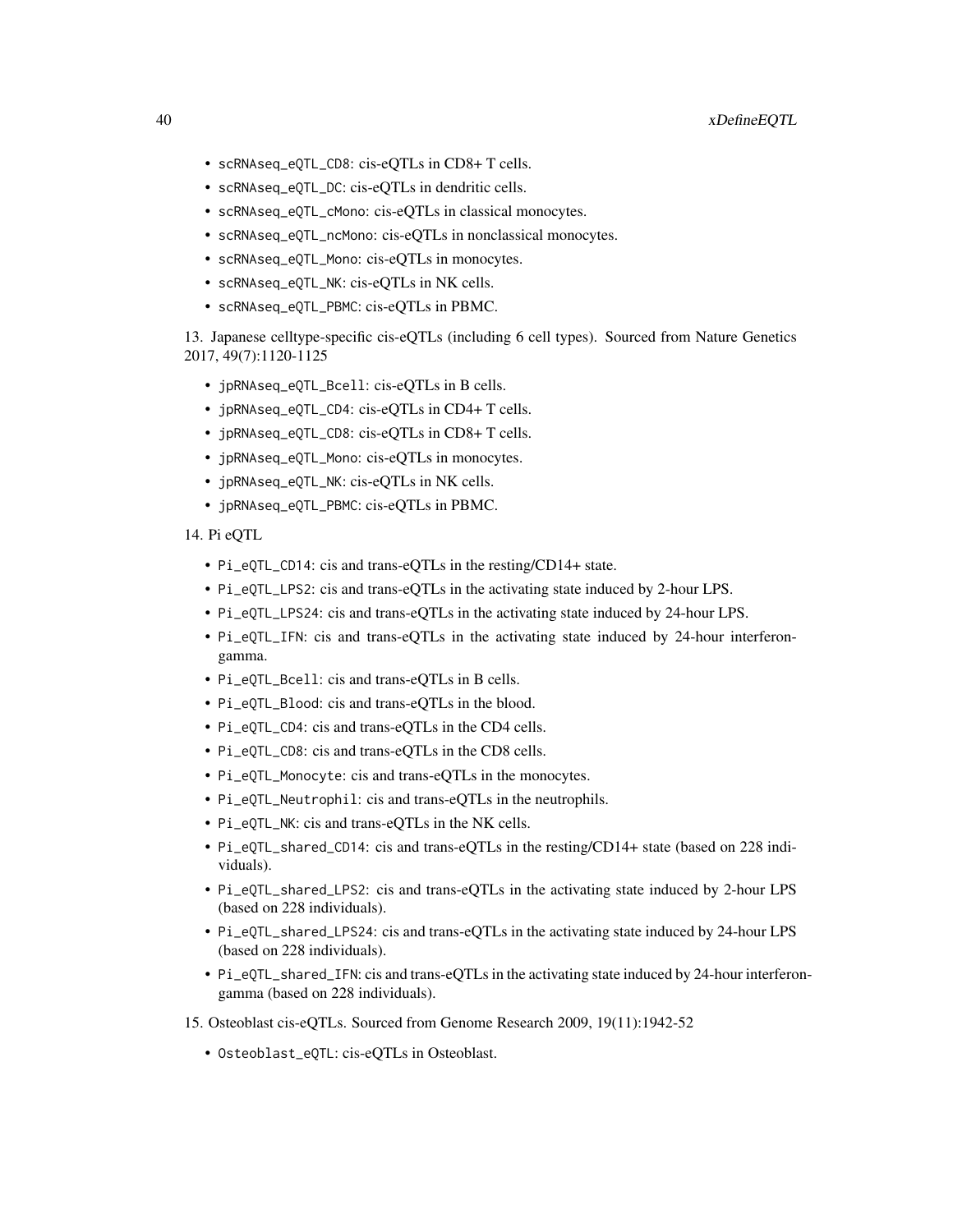- `scRNAseq_eQTL_CD8`: cis-eQTLs in CD8+ T cells.
- `scRNAseq_eQTL_DC`: cis-eQTLs in dendritic cells.
- `scRNAseq_eQTL_cMono`: cis-eQTLs in classical monocytes.
- `scRNAseq_eQTL_ncMono`: cis-eQTLs in nonclassical monocytes.
- `scRNAseq_eQTL_Mono`: cis-eQTLs in monocytes.
- `scRNAseq_eQTL_NK`: cis-eQTLs in NK cells.
- `scRNAseq_eQTL_PBMC`: cis-eQTLs in PBMC.

13. Japanese celltype-specific cis-eQTLs (including 6 cell types). Sourced from Nature Genetics 2017, 49(7):1120-1125

- `jpRNAseq_eQTL_Bcell`: cis-eQTLs in B cells.
- `jpRNAseq_eQTL_CD4`: cis-eQTLs in CD4+ T cells.
- `jpRNAseq_eQTL_CD8`: cis-eQTLs in CD8+ T cells.
- `jpRNAseq_eQTL_Mono`: cis-eQTLs in monocytes.
- `jpRNAseq_eQTL_NK`: cis-eQTLs in NK cells.
- `jpRNAseq_eQTL_PBMC`: cis-eQTLs in PBMC.

14. Pi eQTL

- `Pi_eQTL_CD14`: cis and trans-eQTLs in the resting/CD14+ state.
- `Pi_eQTL_LPS2`: cis and trans-eQTLs in the activating state induced by 2-hour LPS.
- `Pi_eQTL_LPS24`: cis and trans-eQTLs in the activating state induced by 24-hour LPS.
- `Pi_eQTL_IFN`: cis and trans-eQTLs in the activating state induced by 24-hour interferon-gamma.
- `Pi_eQTL_Bcell`: cis and trans-eQTLs in B cells.
- `Pi_eQTL_Blood`: cis and trans-eQTLs in the blood.
- `Pi_eQTL_CD4`: cis and trans-eQTLs in the CD4 cells.
- `Pi_eQTL_CD8`: cis and trans-eQTLs in the CD8 cells.
- `Pi_eQTL_Monocyte`: cis and trans-eQTLs in the monocytes.
- `Pi_eQTL_Neutrophil`: cis and trans-eQTLs in the neutrophils.
- `Pi_eQTL_NK`: cis and trans-eQTLs in the NK cells.
- `Pi_eQTL_shared_CD14`: cis and trans-eQTLs in the resting/CD14+ state (based on 228 individuals).
- `Pi_eQTL_shared_LPS2`: cis and trans-eQTLs in the activating state induced by 2-hour LPS (based on 228 individuals).
- `Pi_eQTL_shared_LPS24`: cis and trans-eQTLs in the activating state induced by 24-hour LPS (based on 228 individuals).
- `Pi_eQTL_shared_IFN`: cis and trans-eQTLs in the activating state induced by 24-hour interferon-gamma (based on 228 individuals).

15. Osteoblast cis-eQTLs. Sourced from Genome Research 2009, 19(11):1942-52

- `Osteoblast_eQTL`: cis-eQTLs in Osteoblast.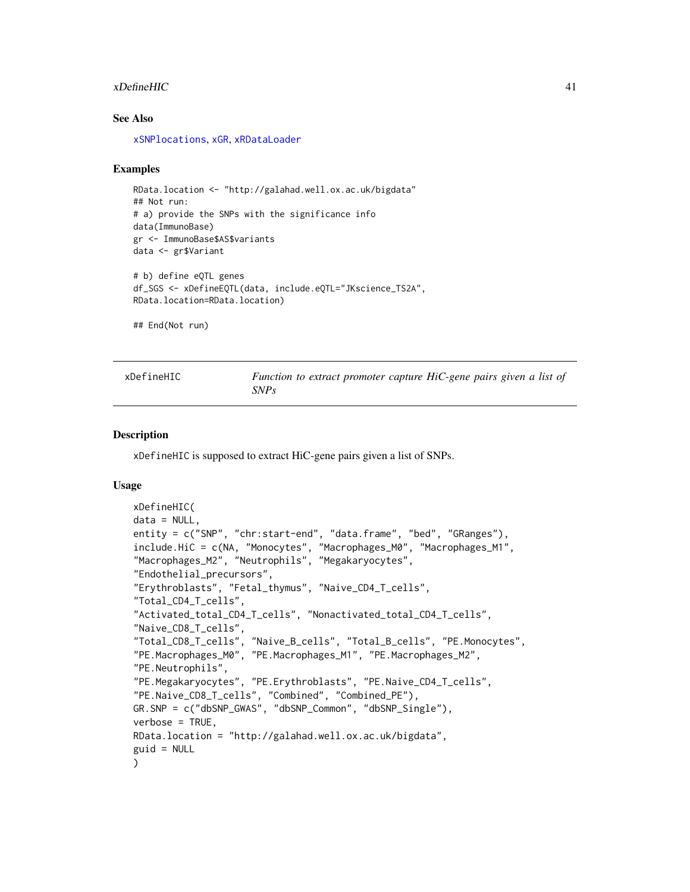## See Also

xSNPlocations, xGR, xRDataLoader

## Examples

```
RData.location <- "http://galahad.well.ox.ac.uk/bigdata"
## Not run:
# a) provide the SNPs with the significance info
data(ImmunoBase)
gr <- ImmunoBase$AS$variants
data <- gr$Variant

# b) define eQTL genes
df_SGS <- xDefineEQTL(data, include.eQTL="JKscience_TS2A",
RData.location=RData.location)

## End(Not run)
```

---

# xDefineHIC — *Function to extract promoter capture HiC-gene pairs given a list of SNPs*

## Description

xDefineHIC is supposed to extract HiC-gene pairs given a list of SNPs.

## Usage

```
xDefineHIC(
data = NULL,
entity = c("SNP", "chr:start-end", "data.frame", "bed", "GRanges"),
include.HiC = c(NA, "Monocytes", "Macrophages_M0", "Macrophages_M1",
"Macrophages_M2", "Neutrophils", "Megakaryocytes",
"Endothelial_precursors",
"Erythroblasts", "Fetal_thymus", "Naive_CD4_T_cells",
"Total_CD4_T_cells",
"Activated_total_CD4_T_cells", "Nonactivated_total_CD4_T_cells",
"Naive_CD8_T_cells",
"Total_CD8_T_cells", "Naive_B_cells", "Total_B_cells", "PE.Monocytes",
"PE.Macrophages_M0", "PE.Macrophages_M1", "PE.Macrophages_M2",
"PE.Neutrophils",
"PE.Megakaryocytes", "PE.Erythroblasts", "PE.Naive_CD4_T_cells",
"PE.Naive_CD8_T_cells", "Combined", "Combined_PE"),
GR.SNP = c("dbSNP_GWAS", "dbSNP_Common", "dbSNP_Single"),
verbose = TRUE,
RData.location = "http://galahad.well.ox.ac.uk/bigdata",
guid = NULL
)
```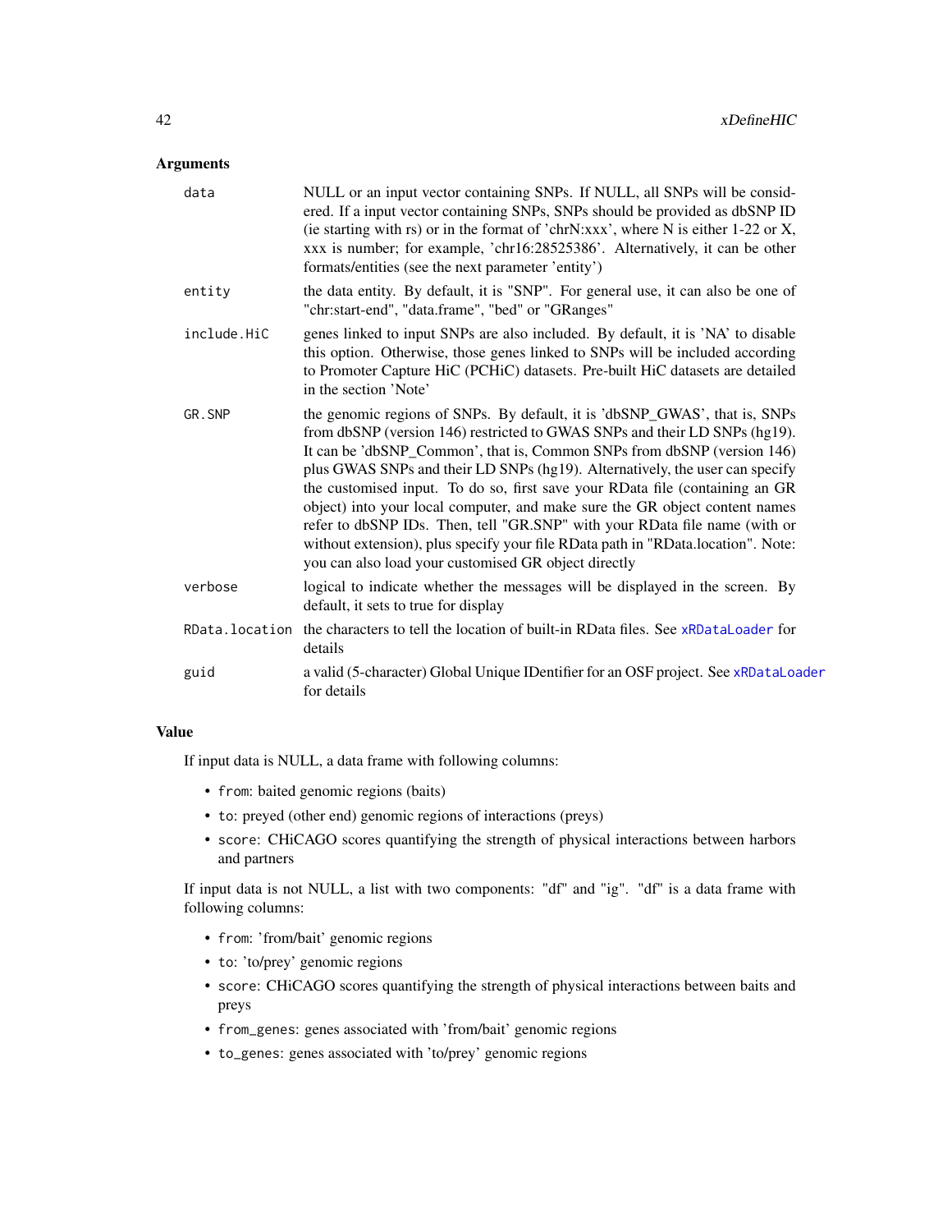## Arguments

| | |
|---|---|
| `data` | NULL or an input vector containing SNPs. If NULL, all SNPs will be considered. If a input vector containing SNPs, SNPs should be provided as dbSNP ID (ie starting with rs) or in the format of 'chrN:xxx', where N is either 1-22 or X, xxx is number; for example, 'chr16:28525386'. Alternatively, it can be other formats/entities (see the next parameter 'entity') |
| `entity` | the data entity. By default, it is "SNP". For general use, it can also be one of "chr:start-end", "data.frame", "bed" or "GRanges" |
| `include.HiC` | genes linked to input SNPs are also included. By default, it is 'NA' to disable this option. Otherwise, those genes linked to SNPs will be included according to Promoter Capture HiC (PCHiC) datasets. Pre-built HiC datasets are detailed in the section 'Note' |
| `GR.SNP` | the genomic regions of SNPs. By default, it is 'dbSNP_GWAS', that is, SNPs from dbSNP (version 146) restricted to GWAS SNPs and their LD SNPs (hg19). It can be 'dbSNP_Common', that is, Common SNPs from dbSNP (version 146) plus GWAS SNPs and their LD SNPs (hg19). Alternatively, the user can specify the customised input. To do so, first save your RData file (containing an GR object) into your local computer, and make sure the GR object content names refer to dbSNP IDs. Then, tell "GR.SNP" with your RData file name (with or without extension), plus specify your file RData path in "RData.location". Note: you can also load your customised GR object directly |
| `verbose` | logical to indicate whether the messages will be displayed in the screen. By default, it sets to true for display |
| `RData.location` | the characters to tell the location of built-in RData files. See `xRDataLoader` for details |
| `guid` | a valid (5-character) Global Unique IDentifier for an OSF project. See `xRDataLoader` for details |

## Value

If input data is NULL, a data frame with following columns:

- `from`: baited genomic regions (baits)
- `to`: preyed (other end) genomic regions of interactions (preys)
- `score`: CHiCAGO scores quantifying the strength of physical interactions between harbors and partners

If input data is not NULL, a list with two components: "df" and "ig". "df" is a data frame with following columns:

- `from`: 'from/bait' genomic regions
- `to`: 'to/prey' genomic regions
- `score`: CHiCAGO scores quantifying the strength of physical interactions between baits and preys
- `from_genes`: genes associated with 'from/bait' genomic regions
- `to_genes`: genes associated with 'to/prey' genomic regions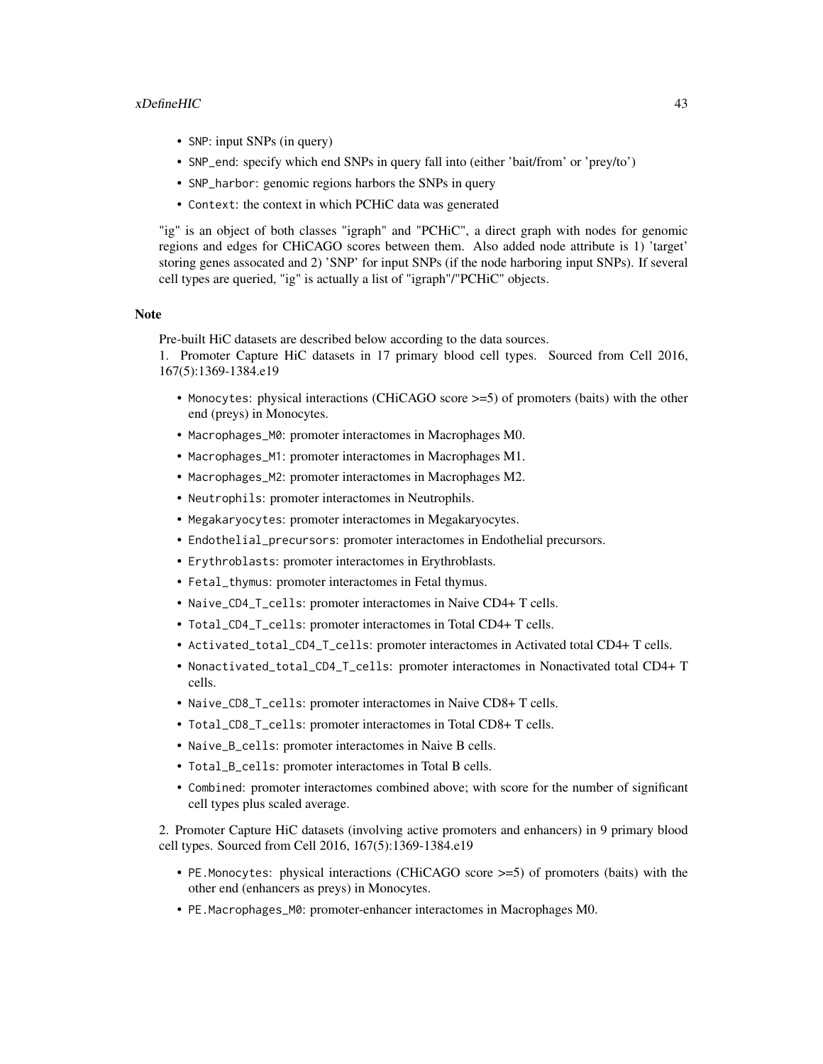- `SNP`: input SNPs (in query)
- `SNP_end`: specify which end SNPs in query fall into (either 'bait/from' or 'prey/to')
- `SNP_harbor`: genomic regions harbors the SNPs in query
- `Context`: the context in which PCHiC data was generated

"ig" is an object of both classes "igraph" and "PCHiC", a direct graph with nodes for genomic regions and edges for CHiCAGO scores between them. Also added node attribute is 1) 'target' storing genes assocated and 2) 'SNP' for input SNPs (if the node harboring input SNPs). If several cell types are queried, "ig" is actually a list of "igraph"/"PCHiC" objects.

### Note

Pre-built HiC datasets are described below according to the data sources.
1. Promoter Capture HiC datasets in 17 primary blood cell types. Sourced from Cell 2016, 167(5):1369-1384.e19

- `Monocytes`: physical interactions (CHiCAGO score >=5) of promoters (baits) with the other end (preys) in Monocytes.
- `Macrophages_M0`: promoter interactomes in Macrophages M0.
- `Macrophages_M1`: promoter interactomes in Macrophages M1.
- `Macrophages_M2`: promoter interactomes in Macrophages M2.
- `Neutrophils`: promoter interactomes in Neutrophils.
- `Megakaryocytes`: promoter interactomes in Megakaryocytes.
- `Endothelial_precursors`: promoter interactomes in Endothelial precursors.
- `Erythroblasts`: promoter interactomes in Erythroblasts.
- `Fetal_thymus`: promoter interactomes in Fetal thymus.
- `Naive_CD4_T_cells`: promoter interactomes in Naive CD4+ T cells.
- `Total_CD4_T_cells`: promoter interactomes in Total CD4+ T cells.
- `Activated_total_CD4_T_cells`: promoter interactomes in Activated total CD4+ T cells.
- `Nonactivated_total_CD4_T_cells`: promoter interactomes in Nonactivated total CD4+ T cells.
- `Naive_CD8_T_cells`: promoter interactomes in Naive CD8+ T cells.
- `Total_CD8_T_cells`: promoter interactomes in Total CD8+ T cells.
- `Naive_B_cells`: promoter interactomes in Naive B cells.
- `Total_B_cells`: promoter interactomes in Total B cells.
- `Combined`: promoter interactomes combined above; with score for the number of significant cell types plus scaled average.

2. Promoter Capture HiC datasets (involving active promoters and enhancers) in 9 primary blood cell types. Sourced from Cell 2016, 167(5):1369-1384.e19

- `PE.Monocytes`: physical interactions (CHiCAGO score >=5) of promoters (baits) with the other end (enhancers as preys) in Monocytes.
- `PE.Macrophages_M0`: promoter-enhancer interactomes in Macrophages M0.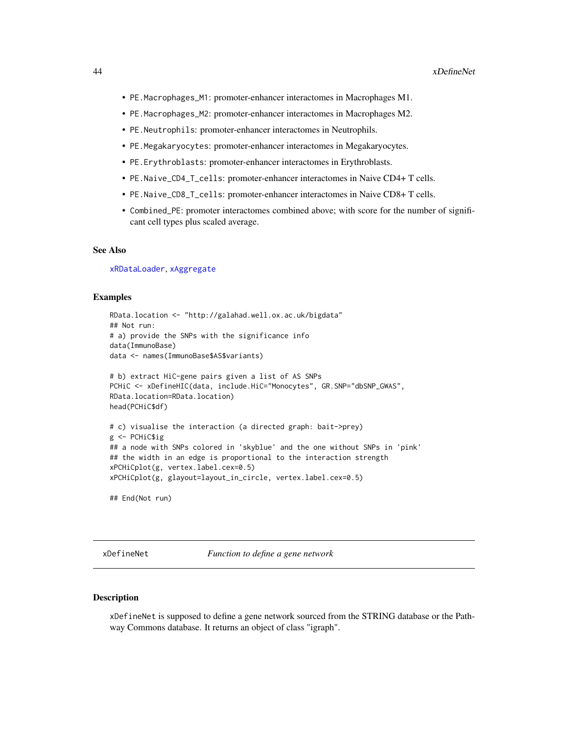- `PE.Macrophages_M1`: promoter-enhancer interactomes in Macrophages M1.
- `PE.Macrophages_M2`: promoter-enhancer interactomes in Macrophages M2.
- `PE.Neutrophils`: promoter-enhancer interactomes in Neutrophils.
- `PE.Megakaryocytes`: promoter-enhancer interactomes in Megakaryocytes.
- `PE.Erythroblasts`: promoter-enhancer interactomes in Erythroblasts.
- `PE.Naive_CD4_T_cells`: promoter-enhancer interactomes in Naive CD4+ T cells.
- `PE.Naive_CD8_T_cells`: promoter-enhancer interactomes in Naive CD8+ T cells.
- `Combined_PE`: promoter interactomes combined above; with score for the number of significant cell types plus scaled average.

### See Also

`xRDataLoader`, `xAggregate`

### Examples

```
RData.location <- "http://galahad.well.ox.ac.uk/bigdata"
## Not run:
# a) provide the SNPs with the significance info
data(ImmunoBase)
data <- names(ImmunoBase$AS$variants)

# b) extract HiC-gene pairs given a list of AS SNPs
PCHiC <- xDefineHIC(data, include.HiC="Monocytes", GR.SNP="dbSNP_GWAS",
RData.location=RData.location)
head(PCHiC$df)

# c) visualise the interaction (a directed graph: bait->prey)
g <- PCHiC$ig
## a node with SNPs colored in 'skyblue' and the one without SNPs in 'pink'
## the width in an edge is proportional to the interaction strength
xPCHiCplot(g, vertex.label.cex=0.5)
xPCHiCplot(g, glayout=layout_in_circle, vertex.label.cex=0.5)

## End(Not run)
```

---

## xDefineNet — *Function to define a gene network*

### Description

`xDefineNet` is supposed to define a gene network sourced from the STRING database or the Pathway Commons database. It returns an object of class "igraph".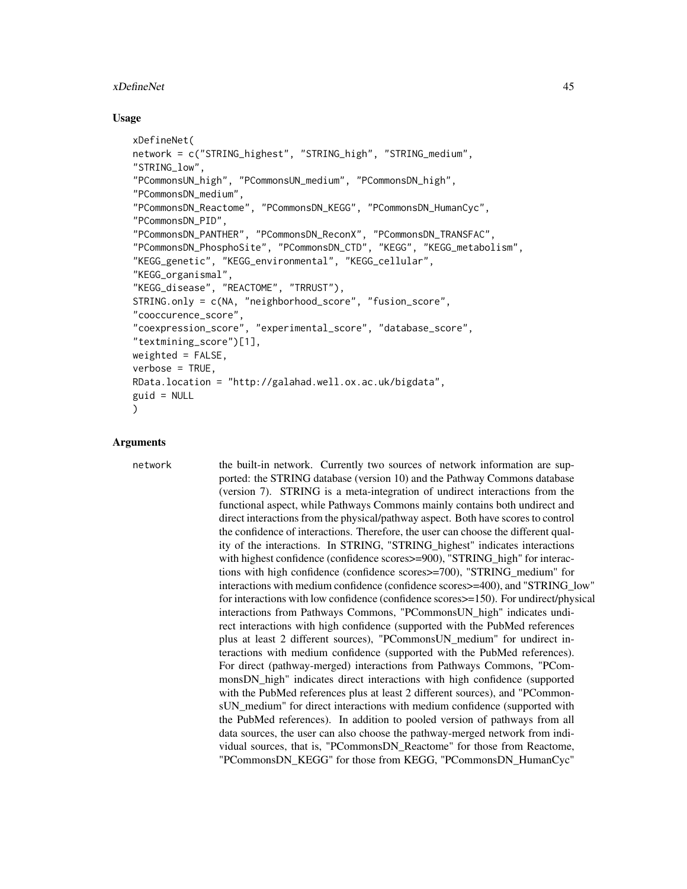## Usage

```
xDefineNet(
network = c("STRING_highest", "STRING_high", "STRING_medium",
"STRING_low",
"PCommonsUN_high", "PCommonsUN_medium", "PCommonsDN_high",
"PCommonsDN_medium",
"PCommonsDN_Reactome", "PCommonsDN_KEGG", "PCommonsDN_HumanCyc",
"PCommonsDN_PID",
"PCommonsDN_PANTHER", "PCommonsDN_ReconX", "PCommonsDN_TRANSFAC",
"PCommonsDN_PhosphoSite", "PCommonsDN_CTD", "KEGG", "KEGG_metabolism",
"KEGG_genetic", "KEGG_environmental", "KEGG_cellular",
"KEGG_organismal",
"KEGG_disease", "REACTOME", "TRRUST"),
STRING.only = c(NA, "neighborhood_score", "fusion_score",
"cooccurence_score",
"coexpression_score", "experimental_score", "database_score",
"textmining_score")[1],
weighted = FALSE,
verbose = TRUE,
RData.location = "http://galahad.well.ox.ac.uk/bigdata",
guid = NULL
)
```

## Arguments

`network` the built-in network. Currently two sources of network information are supported: the STRING database (version 10) and the Pathway Commons database (version 7). STRING is a meta-integration of undirect interactions from the functional aspect, while Pathways Commons mainly contains both undirect and direct interactions from the physical/pathway aspect. Both have scores to control the confidence of interactions. Therefore, the user can choose the different quality of the interactions. In STRING, "STRING_highest" indicates interactions with highest confidence (confidence scores>=900), "STRING_high" for interactions with high confidence (confidence scores>=700), "STRING_medium" for interactions with medium confidence (confidence scores>=400), and "STRING_low" for interactions with low confidence (confidence scores>=150). For undirect/physical interactions from Pathways Commons, "PCommonsUN_high" indicates undirect interactions with high confidence (supported with the PubMed references plus at least 2 different sources), "PCommonsUN_medium" for undirect interactions with medium confidence (supported with the PubMed references). For direct (pathway-merged) interactions from Pathways Commons, "PCommonsDN_high" indicates direct interactions with high confidence (supported with the PubMed references plus at least 2 different sources), and "PCommonsUN_medium" for direct interactions with medium confidence (supported with the PubMed references). In addition to pooled version of pathways from all data sources, the user can also choose the pathway-merged network from individual sources, that is, "PCommonsDN_Reactome" for those from Reactome, "PCommonsDN_KEGG" for those from KEGG, "PCommonsDN_HumanCyc"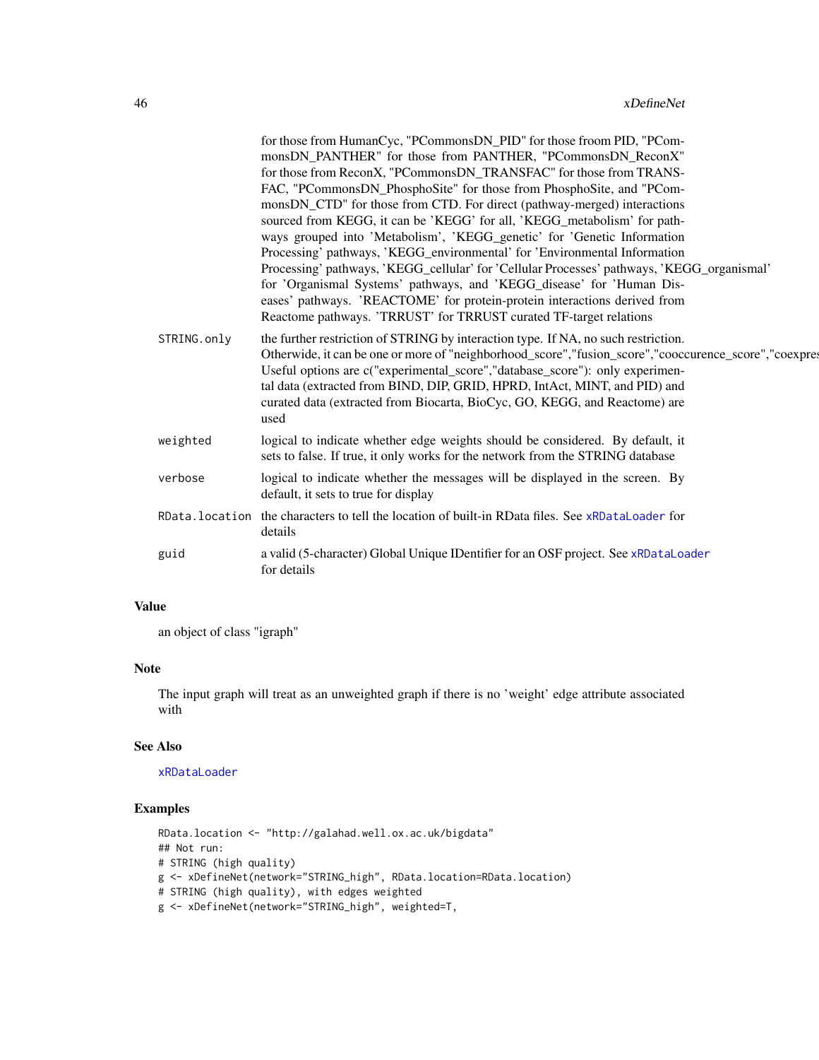| | |
|---|---|
| | for those from HumanCyc, "PCommonsDN_PID" for those froom PID, "PCommonsDN_PANTHER" for those from PANTHER, "PCommonsDN_ReconX" for those from ReconX, "PCommonsDN_TRANSFAC" for those from TRANSFAC, "PCommonsDN_PhosphoSite" for those from PhosphoSite, and "PCommonsDN_CTD" for those from CTD. For direct (pathway-merged) interactions sourced from KEGG, it can be 'KEGG' for all, 'KEGG_metabolism' for pathways grouped into 'Metabolism', 'KEGG_genetic' for 'Genetic Information Processing' pathways, 'KEGG_environmental' for 'Environmental Information Processing' pathways, 'KEGG_cellular' for 'Cellular Processes' pathways, 'KEGG_organismal' for 'Organismal Systems' pathways, and 'KEGG_disease' for 'Human Diseases' pathways. 'REACTOME' for protein-protein interactions derived from Reactome pathways. 'TRRUST' for TRRUST curated TF-target relations |
| `STRING.only` | the further restriction of STRING by interaction type. If NA, no such restriction. Otherwide, it can be one or more of "neighborhood_score","fusion_score","cooccurence_score","coexpres Useful options are c("experimental_score","database_score"): only experimental data (extracted from BIND, DIP, GRID, HPRD, IntAct, MINT, and PID) and curated data (extracted from Biocarta, BioCyc, GO, KEGG, and Reactome) are used |
| `weighted` | logical to indicate whether edge weights should be considered. By default, it sets to false. If true, it only works for the network from the STRING database |
| `verbose` | logical to indicate whether the messages will be displayed in the screen. By default, it sets to true for display |
| `RData.location` | the characters to tell the location of built-in RData files. See `xRDataLoader` for details |
| `guid` | a valid (5-character) Global Unique IDentifier for an OSF project. See `xRDataLoader` for details |

## Value

an object of class "igraph"

## Note

The input graph will treat as an unweighted graph if there is no 'weight' edge attribute associated with

## See Also

`xRDataLoader`

## Examples

```
RData.location <- "http://galahad.well.ox.ac.uk/bigdata"
## Not run:
# STRING (high quality)
g <- xDefineNet(network="STRING_high", RData.location=RData.location)
# STRING (high quality), with edges weighted
g <- xDefineNet(network="STRING_high", weighted=T,
```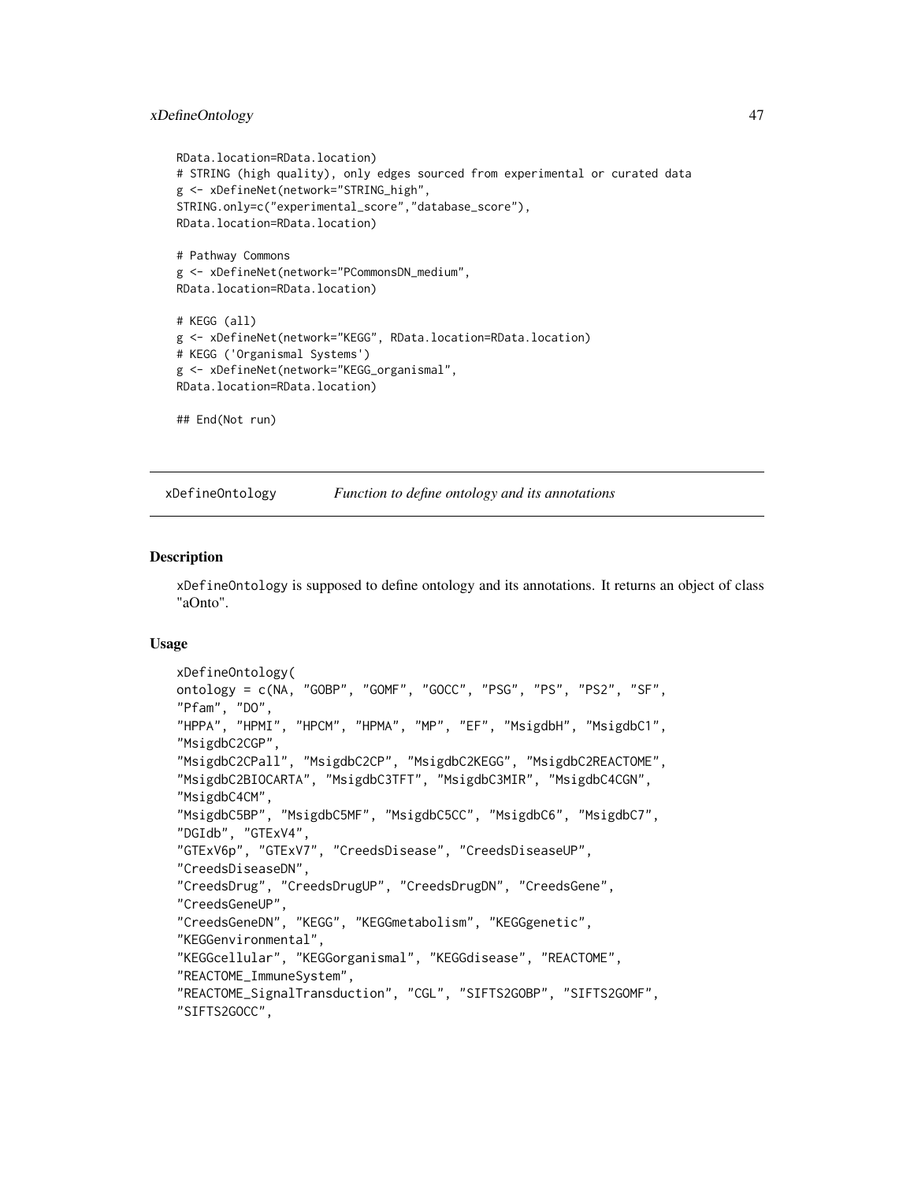```
RData.location=RData.location)
# STRING (high quality), only edges sourced from experimental or curated data
g <- xDefineNet(network="STRING_high",
STRING.only=c("experimental_score","database_score"),
RData.location=RData.location)

# Pathway Commons
g <- xDefineNet(network="PCommonsDN_medium",
RData.location=RData.location)

# KEGG (all)
g <- xDefineNet(network="KEGG", RData.location=RData.location)
# KEGG ('Organismal Systems')
g <- xDefineNet(network="KEGG_organismal",
RData.location=RData.location)

## End(Not run)
```

## xDefineOntology *Function to define ontology and its annotations*

### Description

xDefineOntology is supposed to define ontology and its annotations. It returns an object of class "aOnto".

### Usage

```
xDefineOntology(
ontology = c(NA, "GOBP", "GOMF", "GOCC", "PSG", "PS", "PS2", "SF",
"Pfam", "DO",
"HPPA", "HPMI", "HPCM", "HPMA", "MP", "EF", "MsigdbH", "MsigdbC1",
"MsigdbC2CGP",
"MsigdbC2CPall", "MsigdbC2CP", "MsigdbC2KEGG", "MsigdbC2REACTOME",
"MsigdbC2BIOCARTA", "MsigdbC3TFT", "MsigdbC3MIR", "MsigdbC4CGN",
"MsigdbC4CM",
"MsigdbC5BP", "MsigdbC5MF", "MsigdbC5CC", "MsigdbC6", "MsigdbC7",
"DGIdb", "GTExV4",
"GTExV6p", "GTExV7", "CreedsDisease", "CreedsDiseaseUP",
"CreedsDiseaseDN",
"CreedsDrug", "CreedsDrugUP", "CreedsDrugDN", "CreedsGene",
"CreedsGeneUP",
"CreedsGeneDN", "KEGG", "KEGGmetabolism", "KEGGgenetic",
"KEGGenvironmental",
"KEGGcellular", "KEGGorganismal", "KEGGdisease", "REACTOME",
"REACTOME_ImmuneSystem",
"REACTOME_SignalTransduction", "CGL", "SIFTS2GOBP", "SIFTS2GOMF",
"SIFTS2GOCC",
```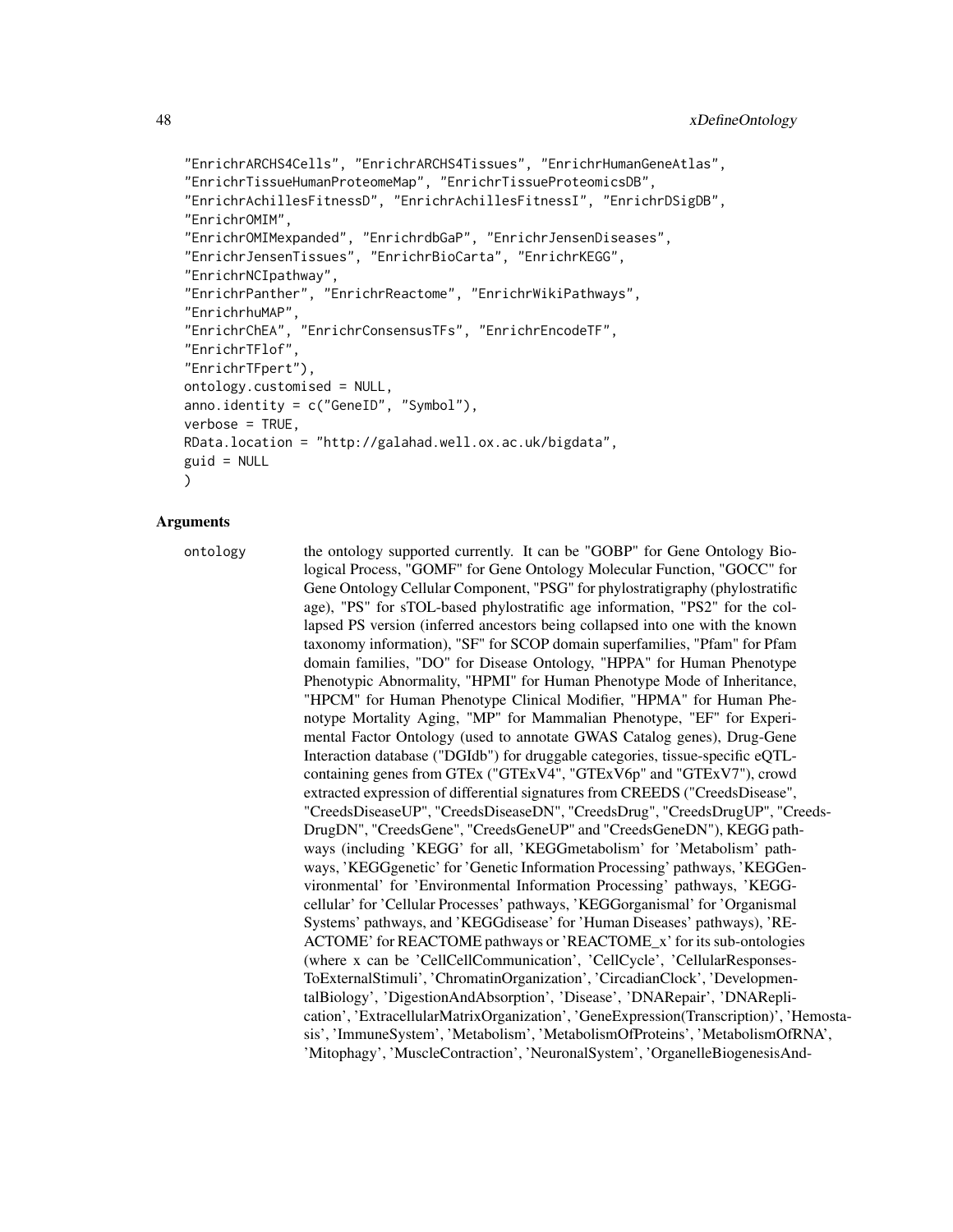```
"EnrichrARCHS4Cells", "EnrichrARCHS4Tissues", "EnrichrHumanGeneAtlas",
"EnrichrTissueHumanProteomeMap", "EnrichrTissueProteomicsDB",
"EnrichrAchillesFitnessD", "EnrichrAchillesFitnessI", "EnrichrDSigDB",
"EnrichrOMIM",
"EnrichrOMIMexpanded", "EnrichrdbGaP", "EnrichrJensenDiseases",
"EnrichrJensenTissues", "EnrichrBioCarta", "EnrichrKEGG",
"EnrichrNCIpathway",
"EnrichrPanther", "EnrichrReactome", "EnrichrWikiPathways",
"EnrichrhuMAP",
"EnrichrChEA", "EnrichrConsensusTFs", "EnrichrEncodeTF",
"EnrichrTFlof",
"EnrichrTFpert"),
ontology.customised = NULL,
anno.identity = c("GeneID", "Symbol"),
verbose = TRUE,
RData.location = "http://galahad.well.ox.ac.uk/bigdata",
guid = NULL
)
```

## Arguments

**ontology** the ontology supported currently. It can be "GOBP" for Gene Ontology Biological Process, "GOMF" for Gene Ontology Molecular Function, "GOCC" for Gene Ontology Cellular Component, "PSG" for phylostratigraphy (phylostratific age), "PS" for sTOL-based phylostratific age information, "PS2" for the collapsed PS version (inferred ancestors being collapsed into one with the known taxonomy information), "SF" for SCOP domain superfamilies, "Pfam" for Pfam domain families, "DO" for Disease Ontology, "HPPA" for Human Phenotype Phenotypic Abnormality, "HPMI" for Human Phenotype Mode of Inheritance, "HPCM" for Human Phenotype Clinical Modifier, "HPMA" for Human Phenotype Mortality Aging, "MP" for Mammalian Phenotype, "EF" for Experimental Factor Ontology (used to annotate GWAS Catalog genes), Drug-Gene Interaction database ("DGIdb") for druggable categories, tissue-specific eQTL-containing genes from GTEx ("GTExV4", "GTExV6p" and "GTExV7"), crowd extracted expression of differential signatures from CREEDS ("CreedsDisease", "CreedsDiseaseUP", "CreedsDiseaseDN", "CreedsDrug", "CreedsDrugUP", "CreedsDrugDN", "CreedsGene", "CreedsGeneUP" and "CreedsGeneDN"), KEGG pathways (including 'KEGG' for all, 'KEGGmetabolism' for 'Metabolism' pathways, 'KEGGgenetic' for 'Genetic Information Processing' pathways, 'KEGGenvironmental' for 'Environmental Information Processing' pathways, 'KEGGcellular' for 'Cellular Processes' pathways, 'KEGGorganismal' for 'Organismal Systems' pathways, and 'KEGGdisease' for 'Human Diseases' pathways), 'REACTOME' for REACTOME pathways or 'REACTOME_x' for its sub-ontologies (where x can be 'CellCellCommunication', 'CellCycle', 'CellularResponsesToExternalStimuli', 'ChromatinOrganization', 'CircadianClock', 'DevelopmentalBiology', 'DigestionAndAbsorption', 'Disease', 'DNARepair', 'DNAReplication', 'ExtracellularMatrixOrganization', 'GeneExpression(Transcription)', 'Hemostasis', 'ImmuneSystem', 'Metabolism', 'MetabolismOfProteins', 'MetabolismOfRNA', 'Mitophagy', 'MuscleContraction', 'NeuronalSystem', 'OrganelleBiogenesisAnd-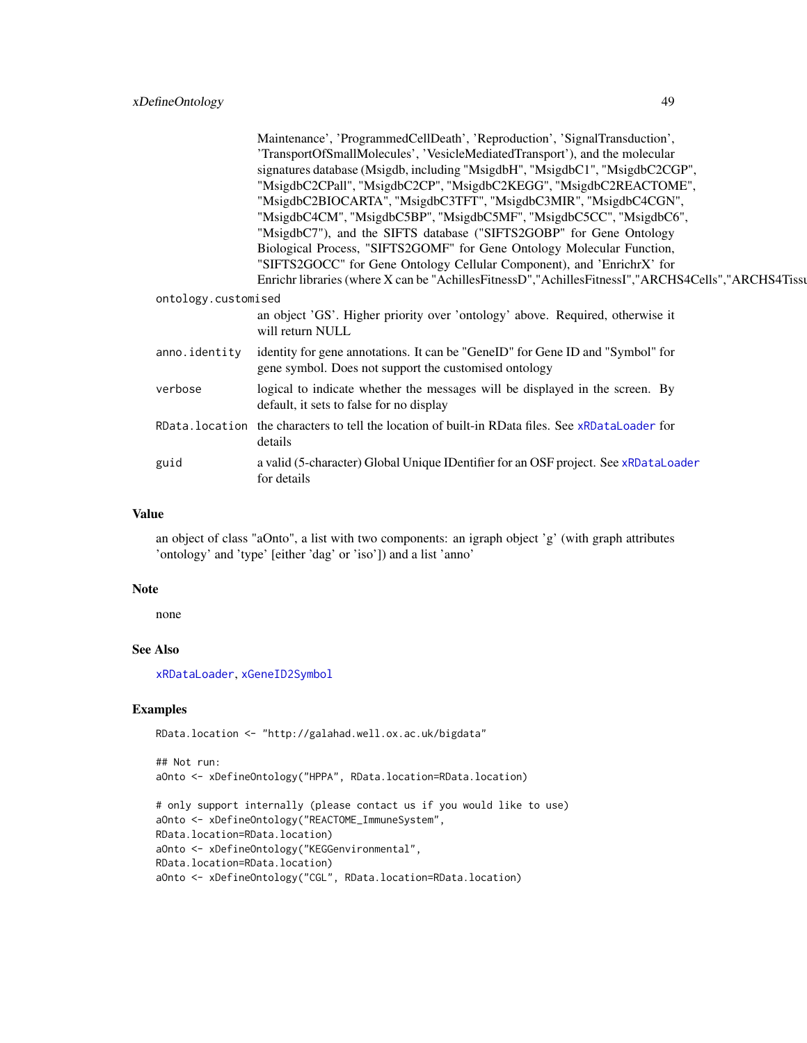Maintenance', 'ProgrammedCellDeath', 'Reproduction', 'SignalTransduction', 'TransportOfSmallMolecules', 'VesicleMediatedTransport'), and the molecular signatures database (Msigdb, including "MsigdbH", "MsigdbC1", "MsigdbC2CGP", "MsigdbC2CPall", "MsigdbC2CP", "MsigdbC2KEGG", "MsigdbC2REACTOME", "MsigdbC2BIOCARTA", "MsigdbC3TFT", "MsigdbC3MIR", "MsigdbC4CGN", "MsigdbC4CM", "MsigdbC5BP", "MsigdbC5MF", "MsigdbC5CC", "MsigdbC6", "MsigdbC7"), and the SIFTS database ("SIFTS2GOBP" for Gene Ontology Biological Process, "SIFTS2GOMF" for Gene Ontology Molecular Function, "SIFTS2GOCC" for Gene Ontology Cellular Component), and 'EnrichrX' for Enrichr libraries (where X can be "AchillesFitnessD","AchillesFitnessI","ARCHS4Cells","ARCHS4Tissu

`ontology.customised`
: an object 'GS'. Higher priority over 'ontology' above. Required, otherwise it will return NULL

`anno.identity`
: identity for gene annotations. It can be "GeneID" for Gene ID and "Symbol" for gene symbol. Does not support the customised ontology

`verbose`
: logical to indicate whether the messages will be displayed in the screen. By default, it sets to false for no display

`RData.location`
: the characters to tell the location of built-in RData files. See `xRDataLoader` for details

`guid`
: a valid (5-character) Global Unique IDentifier for an OSF project. See `xRDataLoader` for details

## Value

an object of class "aOnto", a list with two components: an igraph object 'g' (with graph attributes 'ontology' and 'type' [either 'dag' or 'iso']) and a list 'anno'

## Note

none

## See Also

`xRDataLoader`, `xGeneID2Symbol`

## Examples

```
RData.location <- "http://galahad.well.ox.ac.uk/bigdata"

## Not run:
aOnto <- xDefineOntology("HPPA", RData.location=RData.location)

# only support internally (please contact us if you would like to use)
aOnto <- xDefineOntology("REACTOME_ImmuneSystem",
RData.location=RData.location)
aOnto <- xDefineOntology("KEGGenvironmental",
RData.location=RData.location)
aOnto <- xDefineOntology("CGL", RData.location=RData.location)
```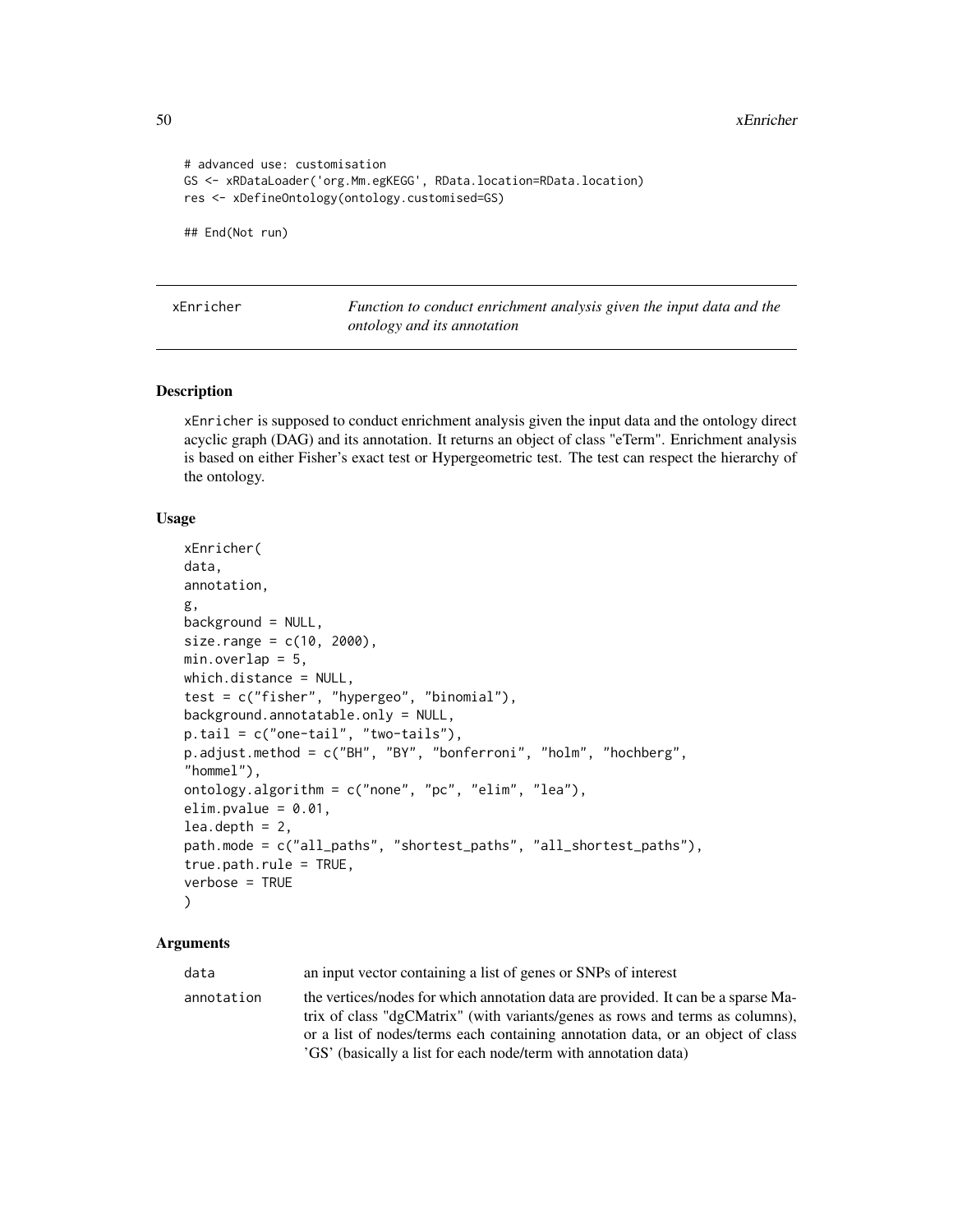```
# advanced use: customisation
GS <- xRDataLoader('org.Mm.egKEGG', RData.location=RData.location)
res <- xDefineOntology(ontology.customised=GS)

## End(Not run)
```

## xEnricher *Function to conduct enrichment analysis given the input data and the ontology and its annotation*

### Description

xEnricher is supposed to conduct enrichment analysis given the input data and the ontology direct acyclic graph (DAG) and its annotation. It returns an object of class "eTerm". Enrichment analysis is based on either Fisher's exact test or Hypergeometric test. The test can respect the hierarchy of the ontology.

### Usage

```
xEnricher(
data,
annotation,
g,
background = NULL,
size.range = c(10, 2000),
min.overlap = 5,
which.distance = NULL,
test = c("fisher", "hypergeo", "binomial"),
background.annotatable.only = NULL,
p.tail = c("one-tail", "two-tails"),
p.adjust.method = c("BH", "BY", "bonferroni", "holm", "hochberg",
"hommel"),
ontology.algorithm = c("none", "pc", "elim", "lea"),
elim.pvalue = 0.01,
lea.depth = 2,
path.mode = c("all_paths", "shortest_paths", "all_shortest_paths"),
true.path.rule = TRUE,
verbose = TRUE
)
```

### Arguments

| | |
|---|---|
| data | an input vector containing a list of genes or SNPs of interest |
| annotation | the vertices/nodes for which annotation data are provided. It can be a sparse Matrix of class "dgCMatrix" (with variants/genes as rows and terms as columns), or a list of nodes/terms each containing annotation data, or an object of class 'GS' (basically a list for each node/term with annotation data) |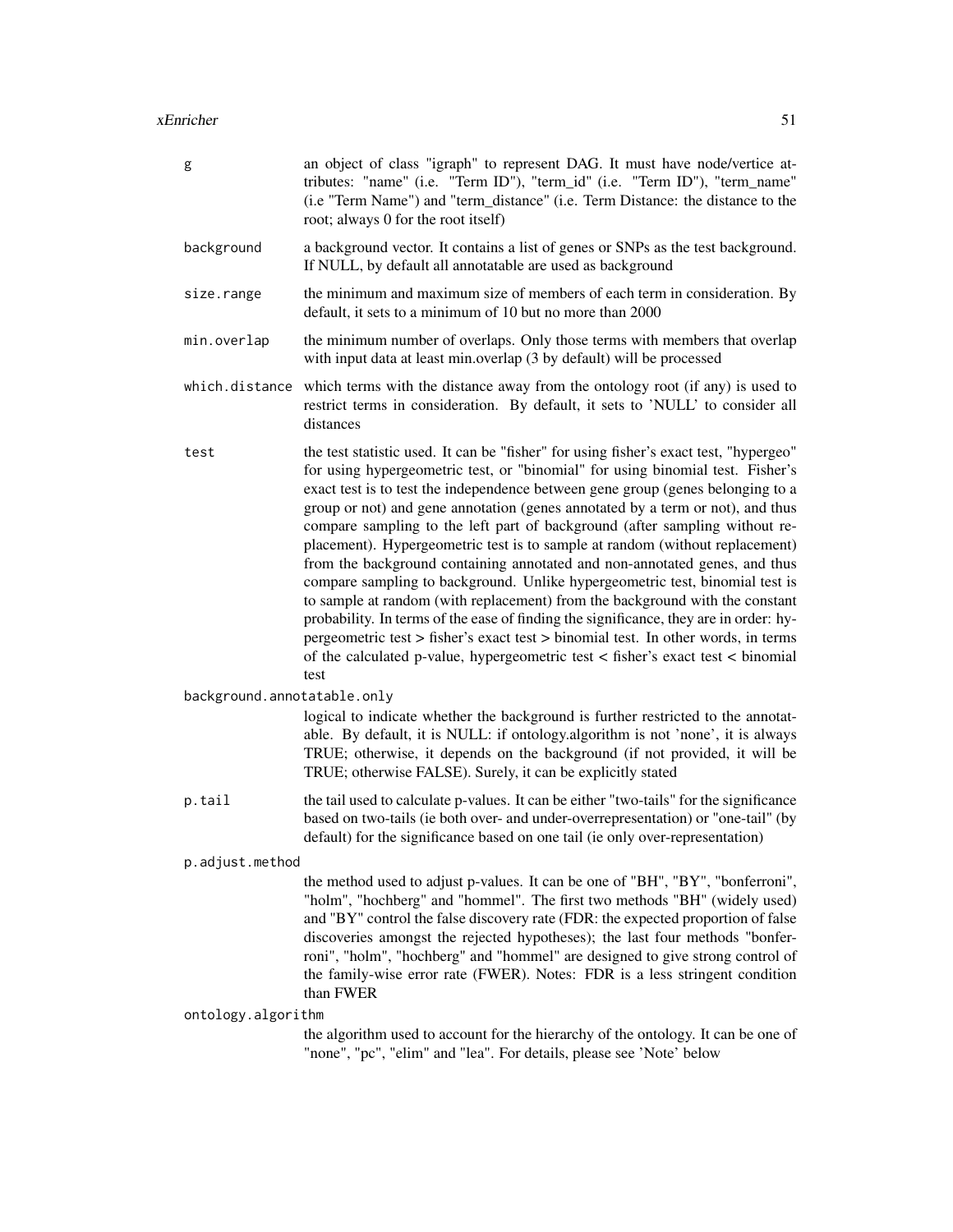`g` an object of class "igraph" to represent DAG. It must have node/vertice attributes: "name" (i.e. "Term ID"), "term_id" (i.e. "Term ID"), "term_name" (i.e "Term Name") and "term_distance" (i.e. Term Distance: the distance to the root; always 0 for the root itself)

`background` a background vector. It contains a list of genes or SNPs as the test background. If NULL, by default all annotatable are used as background

`size.range` the minimum and maximum size of members of each term in consideration. By default, it sets to a minimum of 10 but no more than 2000

`min.overlap` the minimum number of overlaps. Only those terms with members that overlap with input data at least min.overlap (3 by default) will be processed

`which.distance` which terms with the distance away from the ontology root (if any) is used to restrict terms in consideration. By default, it sets to 'NULL' to consider all distances

`test` the test statistic used. It can be "fisher" for using fisher's exact test, "hypergeo" for using hypergeometric test, or "binomial" for using binomial test. Fisher's exact test is to test the independence between gene group (genes belonging to a group or not) and gene annotation (genes annotated by a term or not), and thus compare sampling to the left part of background (after sampling without replacement). Hypergeometric test is to sample at random (without replacement) from the background containing annotated and non-annotated genes, and thus compare sampling to background. Unlike hypergeometric test, binomial test is to sample at random (with replacement) from the background with the constant probability. In terms of the ease of finding the significance, they are in order: hypergeometric test > fisher's exact test > binomial test. In other words, in terms of the calculated p-value, hypergeometric test < fisher's exact test < binomial test

`background.annotatable.only`
logical to indicate whether the background is further restricted to the annotatable. By default, it is NULL: if ontology.algorithm is not 'none', it is always TRUE; otherwise, it depends on the background (if not provided, it will be TRUE; otherwise FALSE). Surely, it can be explicitly stated

`p.tail` the tail used to calculate p-values. It can be either "two-tails" for the significance based on two-tails (ie both over- and under-overrepresentation) or "one-tail" (by default) for the significance based on one tail (ie only over-representation)

`p.adjust.method`
the method used to adjust p-values. It can be one of "BH", "BY", "bonferroni", "holm", "hochberg" and "hommel". The first two methods "BH" (widely used) and "BY" control the false discovery rate (FDR: the expected proportion of false discoveries amongst the rejected hypotheses); the last four methods "bonferroni", "holm", "hochberg" and "hommel" are designed to give strong control of the family-wise error rate (FWER). Notes: FDR is a less stringent condition than FWER

`ontology.algorithm`
the algorithm used to account for the hierarchy of the ontology. It can be one of "none", "pc", "elim" and "lea". For details, please see 'Note' below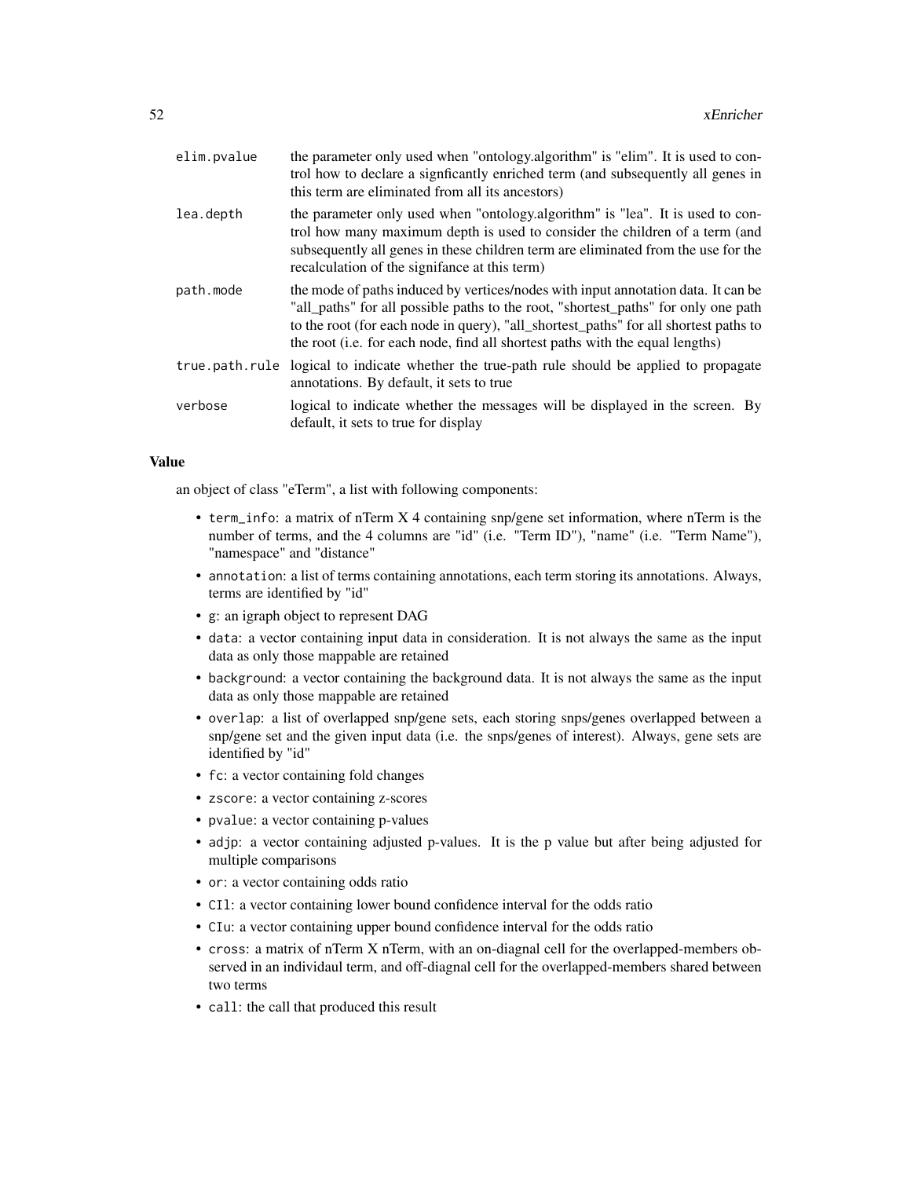| | |
|---|---|
| elim.pvalue | the parameter only used when "ontology.algorithm" is "elim". It is used to control how to declare a signficantly enriched term (and subsequently all genes in this term are eliminated from all its ancestors) |
| lea.depth | the parameter only used when "ontology.algorithm" is "lea". It is used to control how many maximum depth is used to consider the children of a term (and subsequently all genes in these children term are eliminated from the use for the recalculation of the signifance at this term) |
| path.mode | the mode of paths induced by vertices/nodes with input annotation data. It can be "all_paths" for all possible paths to the root, "shortest_paths" for only one path to the root (for each node in query), "all_shortest_paths" for all shortest paths to the root (i.e. for each node, find all shortest paths with the equal lengths) |
| true.path.rule | logical to indicate whether the true-path rule should be applied to propagate annotations. By default, it sets to true |
| verbose | logical to indicate whether the messages will be displayed in the screen. By default, it sets to true for display |

### Value

an object of class "eTerm", a list with following components:

- `term_info`: a matrix of nTerm X 4 containing snp/gene set information, where nTerm is the number of terms, and the 4 columns are "id" (i.e. "Term ID"), "name" (i.e. "Term Name"), "namespace" and "distance"
- `annotation`: a list of terms containing annotations, each term storing its annotations. Always, terms are identified by "id"
- `g`: an igraph object to represent DAG
- `data`: a vector containing input data in consideration. It is not always the same as the input data as only those mappable are retained
- `background`: a vector containing the background data. It is not always the same as the input data as only those mappable are retained
- `overlap`: a list of overlapped snp/gene sets, each storing snps/genes overlapped between a snp/gene set and the given input data (i.e. the snps/genes of interest). Always, gene sets are identified by "id"
- `fc`: a vector containing fold changes
- `zscore`: a vector containing z-scores
- `pvalue`: a vector containing p-values
- `adjp`: a vector containing adjusted p-values. It is the p value but after being adjusted for multiple comparisons
- `or`: a vector containing odds ratio
- `CIl`: a vector containing lower bound confidence interval for the odds ratio
- `CIu`: a vector containing upper bound confidence interval for the odds ratio
- `cross`: a matrix of nTerm X nTerm, with an on-diagnal cell for the overlapped-members observed in an individaul term, and off-diagnal cell for the overlapped-members shared between two terms
- `call`: the call that produced this result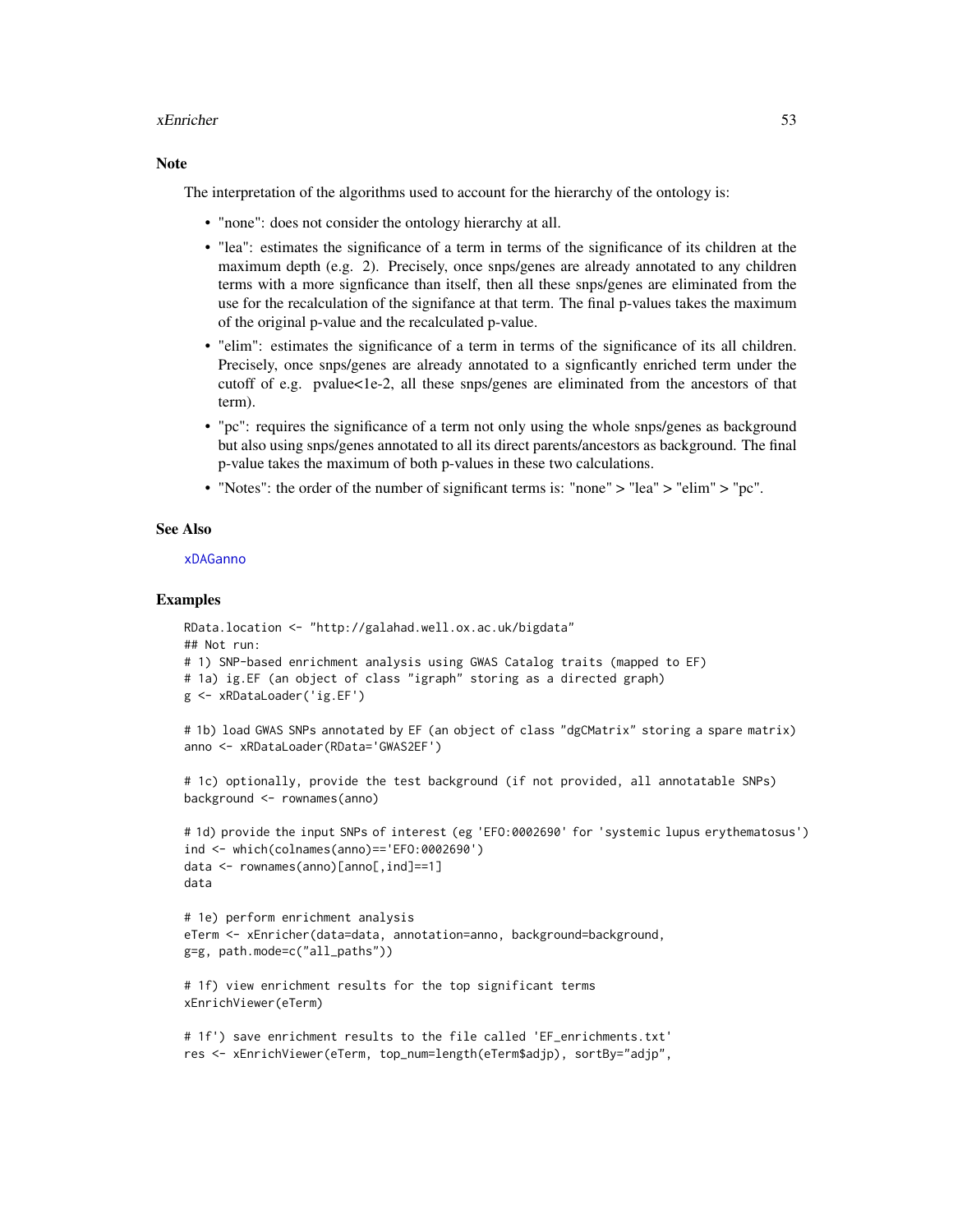## Note

The interpretation of the algorithms used to account for the hierarchy of the ontology is:

- "none": does not consider the ontology hierarchy at all.
- "lea": estimates the significance of a term in terms of the significance of its children at the maximum depth (e.g. 2). Precisely, once snps/genes are already annotated to any children terms with a more signficance than itself, then all these snps/genes are eliminated from the use for the recalculation of the signifance at that term. The final p-values takes the maximum of the original p-value and the recalculated p-value.
- "elim": estimates the significance of a term in terms of the significance of its all children. Precisely, once snps/genes are already annotated to a signficantly enriched term under the cutoff of e.g. pvalue<1e-2, all these snps/genes are eliminated from the ancestors of that term).
- "pc": requires the significance of a term not only using the whole snps/genes as background but also using snps/genes annotated to all its direct parents/ancestors as background. The final p-value takes the maximum of both p-values in these two calculations.
- "Notes": the order of the number of significant terms is: "none" > "lea" > "elim" > "pc".

## See Also

xDAGanno

## Examples

```
RData.location <- "http://galahad.well.ox.ac.uk/bigdata"
## Not run:
# 1) SNP-based enrichment analysis using GWAS Catalog traits (mapped to EF)
# 1a) ig.EF (an object of class "igraph" storing as a directed graph)
g <- xRDataLoader('ig.EF')

# 1b) load GWAS SNPs annotated by EF (an object of class "dgCMatrix" storing a spare matrix)
anno <- xRDataLoader(RData='GWAS2EF')

# 1c) optionally, provide the test background (if not provided, all annotatable SNPs)
background <- rownames(anno)

# 1d) provide the input SNPs of interest (eg 'EFO:0002690' for 'systemic lupus erythematosus')
ind <- which(colnames(anno)=='EFO:0002690')
data <- rownames(anno)[anno[,ind]==1]
data

# 1e) perform enrichment analysis
eTerm <- xEnricher(data=data, annotation=anno, background=background,
g=g, path.mode=c("all_paths"))

# 1f) view enrichment results for the top significant terms
xEnrichViewer(eTerm)

# 1f') save enrichment results to the file called 'EF_enrichments.txt'
res <- xEnrichViewer(eTerm, top_num=length(eTerm$adjp), sortBy="adjp",
```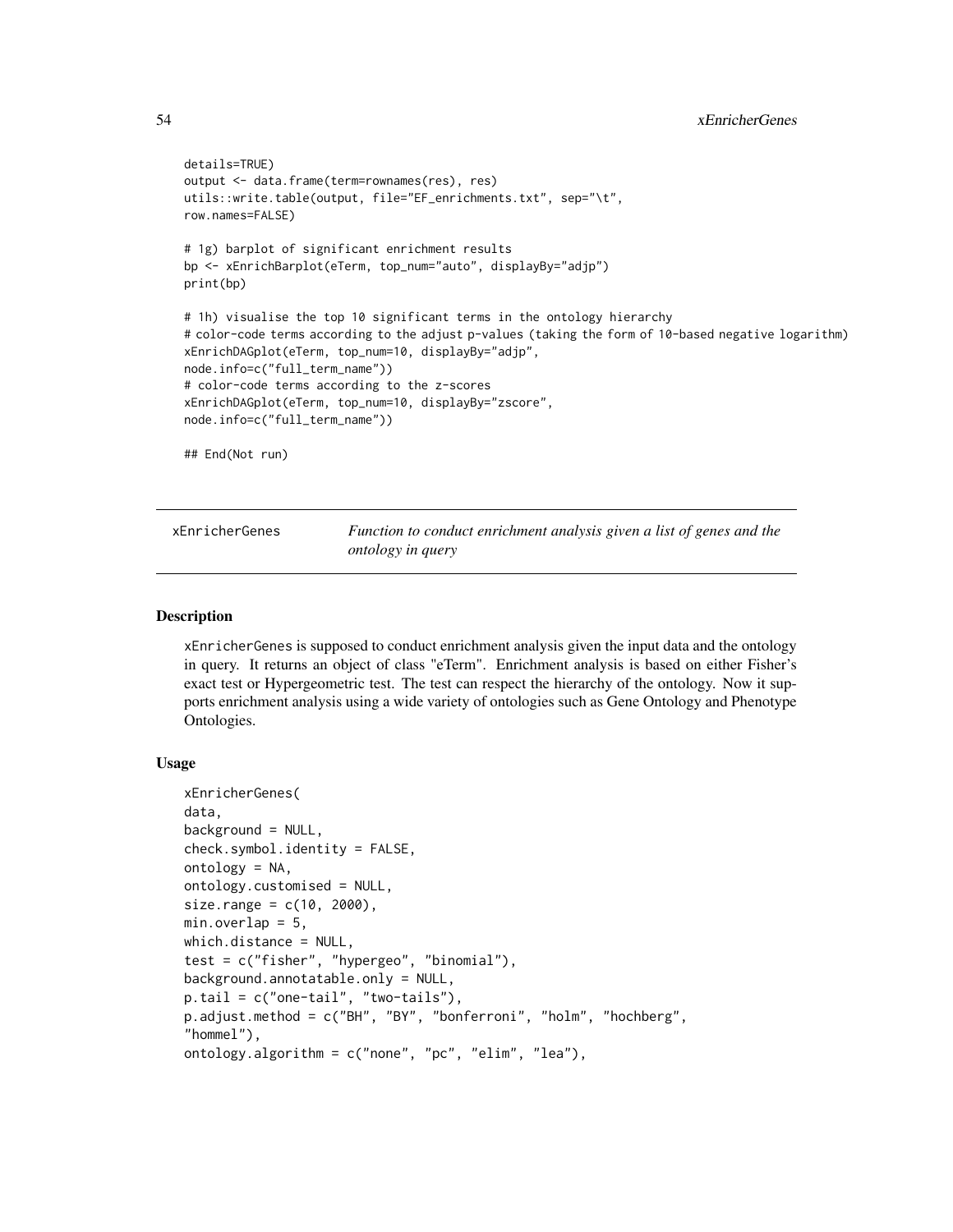```
details=TRUE)
output <- data.frame(term=rownames(res), res)
utils::write.table(output, file="EF_enrichments.txt", sep="\t",
row.names=FALSE)

# 1g) barplot of significant enrichment results
bp <- xEnrichBarplot(eTerm, top_num="auto", displayBy="adjp")
print(bp)

# 1h) visualise the top 10 significant terms in the ontology hierarchy
# color-code terms according to the adjust p-values (taking the form of 10-based negative logarithm)
xEnrichDAGplot(eTerm, top_num=10, displayBy="adjp",
node.info=c("full_term_name"))
# color-code terms according to the z-scores
xEnrichDAGplot(eTerm, top_num=10, displayBy="zscore",
node.info=c("full_term_name"))

## End(Not run)
```

---

`xEnricherGenes` *Function to conduct enrichment analysis given a list of genes and the ontology in query*

---

## Description

xEnricherGenes is supposed to conduct enrichment analysis given the input data and the ontology in query. It returns an object of class "eTerm". Enrichment analysis is based on either Fisher's exact test or Hypergeometric test. The test can respect the hierarchy of the ontology. Now it supports enrichment analysis using a wide variety of ontologies such as Gene Ontology and Phenotype Ontologies.

## Usage

```
xEnricherGenes(
data,
background = NULL,
check.symbol.identity = FALSE,
ontology = NA,
ontology.customised = NULL,
size.range = c(10, 2000),
min.overlap = 5,
which.distance = NULL,
test = c("fisher", "hypergeo", "binomial"),
background.annotatable.only = NULL,
p.tail = c("one-tail", "two-tails"),
p.adjust.method = c("BH", "BY", "bonferroni", "holm", "hochberg",
"hommel"),
ontology.algorithm = c("none", "pc", "elim", "lea"),
```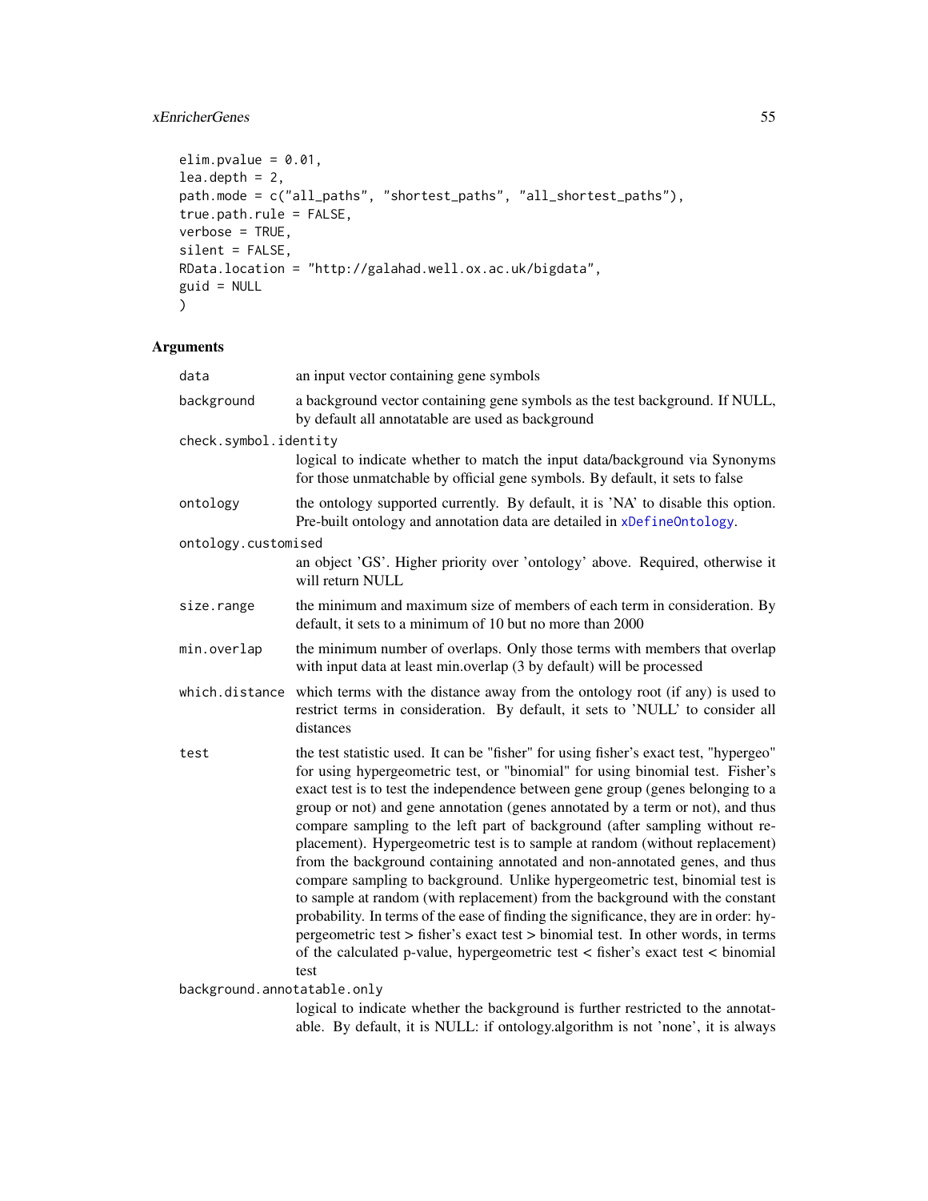```
elim.pvalue = 0.01,
lea.depth = 2,
path.mode = c("all_paths", "shortest_paths", "all_shortest_paths"),
true.path.rule = FALSE,
verbose = TRUE,
silent = FALSE,
RData.location = "http://galahad.well.ox.ac.uk/bigdata",
guid = NULL
)
```

## Arguments

**data** — an input vector containing gene symbols

**background** — a background vector containing gene symbols as the test background. If NULL, by default all annotatable are used as background

**check.symbol.identity** — logical to indicate whether to match the input data/background via Synonyms for those unmatchable by official gene symbols. By default, it sets to false

**ontology** — the ontology supported currently. By default, it is 'NA' to disable this option. Pre-built ontology and annotation data are detailed in xDefineOntology.

**ontology.customised** — an object 'GS'. Higher priority over 'ontology' above. Required, otherwise it will return NULL

**size.range** — the minimum and maximum size of members of each term in consideration. By default, it sets to a minimum of 10 but no more than 2000

**min.overlap** — the minimum number of overlaps. Only those terms with members that overlap with input data at least min.overlap (3 by default) will be processed

**which.distance** — which terms with the distance away from the ontology root (if any) is used to restrict terms in consideration. By default, it sets to 'NULL' to consider all distances

**test** — the test statistic used. It can be "fisher" for using fisher's exact test, "hypergeo" for using hypergeometric test, or "binomial" for using binomial test. Fisher's exact test is to test the independence between gene group (genes belonging to a group or not) and gene annotation (genes annotated by a term or not), and thus compare sampling to the left part of background (after sampling without replacement). Hypergeometric test is to sample at random (without replacement) from the background containing annotated and non-annotated genes, and thus compare sampling to background. Unlike hypergeometric test, binomial test is to sample at random (with replacement) from the background with the constant probability. In terms of the ease of finding the significance, they are in order: hypergeometric test > fisher's exact test > binomial test. In other words, in terms of the calculated p-value, hypergeometric test < fisher's exact test < binomial test

**background.annotatable.only** — logical to indicate whether the background is further restricted to the annotatable. By default, it is NULL: if ontology.algorithm is not 'none', it is always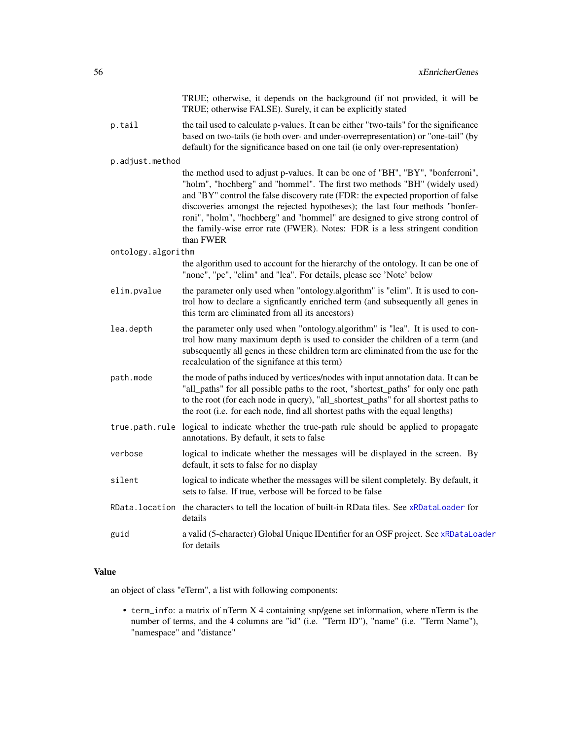TRUE; otherwise, it depends on the background (if not provided, it will be TRUE; otherwise FALSE). Surely, it can be explicitly stated

| | |
|---|---|
| p.tail | the tail used to calculate p-values. It can be either "two-tails" for the significance based on two-tails (ie both over- and under-overrepresentation) or "one-tail" (by default) for the significance based on one tail (ie only over-representation) |
| p.adjust.method | the method used to adjust p-values. It can be one of "BH", "BY", "bonferroni", "holm", "hochberg" and "hommel". The first two methods "BH" (widely used) and "BY" control the false discovery rate (FDR: the expected proportion of false discoveries amongst the rejected hypotheses); the last four methods "bonferroni", "holm", "hochberg" and "hommel" are designed to give strong control of the family-wise error rate (FWER). Notes: FDR is a less stringent condition than FWER |
| ontology.algorithm | the algorithm used to account for the hierarchy of the ontology. It can be one of "none", "pc", "elim" and "lea". For details, please see 'Note' below |
| elim.pvalue | the parameter only used when "ontology.algorithm" is "elim". It is used to control how to declare a signficantly enriched term (and subsequently all genes in this term are eliminated from all its ancestors) |
| lea.depth | the parameter only used when "ontology.algorithm" is "lea". It is used to control how many maximum depth is used to consider the children of a term (and subsequently all genes in these children term are eliminated from the use for the recalculation of the signifance at this term) |
| path.mode | the mode of paths induced by vertices/nodes with input annotation data. It can be "all_paths" for all possible paths to the root, "shortest_paths" for only one path to the root (for each node in query), "all_shortest_paths" for all shortest paths to the root (i.e. for each node, find all shortest paths with the equal lengths) |
| true.path.rule | logical to indicate whether the true-path rule should be applied to propagate annotations. By default, it sets to false |
| verbose | logical to indicate whether the messages will be displayed in the screen. By default, it sets to false for no display |
| silent | logical to indicate whether the messages will be silent completely. By default, it sets to false. If true, verbose will be forced to be false |
| RData.location | the characters to tell the location of built-in RData files. See xRDataLoader for details |
| guid | a valid (5-character) Global Unique IDentifier for an OSF project. See xRDataLoader for details |

## Value

an object of class "eTerm", a list with following components:

- term_info: a matrix of nTerm X 4 containing snp/gene set information, where nTerm is the number of terms, and the 4 columns are "id" (i.e. "Term ID"), "name" (i.e. "Term Name"), "namespace" and "distance"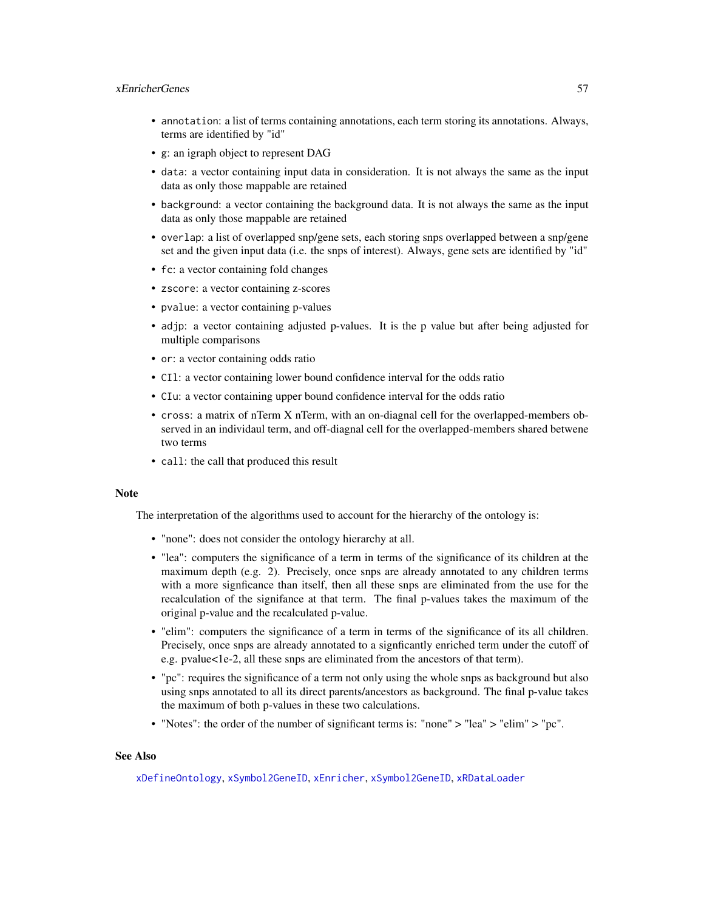- `annotation`: a list of terms containing annotations, each term storing its annotations. Always, terms are identified by "id"
- `g`: an igraph object to represent DAG
- `data`: a vector containing input data in consideration. It is not always the same as the input data as only those mappable are retained
- `background`: a vector containing the background data. It is not always the same as the input data as only those mappable are retained
- `overlap`: a list of overlapped snp/gene sets, each storing snps overlapped between a snp/gene set and the given input data (i.e. the snps of interest). Always, gene sets are identified by "id"
- `fc`: a vector containing fold changes
- `zscore`: a vector containing z-scores
- `pvalue`: a vector containing p-values
- `adjp`: a vector containing adjusted p-values. It is the p value but after being adjusted for multiple comparisons
- `or`: a vector containing odds ratio
- `CIl`: a vector containing lower bound confidence interval for the odds ratio
- `CIu`: a vector containing upper bound confidence interval for the odds ratio
- `cross`: a matrix of nTerm X nTerm, with an on-diagnal cell for the overlapped-members observed in an individaul term, and off-diagnal cell for the overlapped-members shared betwene two terms
- `call`: the call that produced this result

## Note

The interpretation of the algorithms used to account for the hierarchy of the ontology is:

- "none": does not consider the ontology hierarchy at all.
- "lea": computers the significance of a term in terms of the significance of its children at the maximum depth (e.g. 2). Precisely, once snps are already annotated to any children terms with a more signficance than itself, then all these snps are eliminated from the use for the recalculation of the signifance at that term. The final p-values takes the maximum of the original p-value and the recalculated p-value.
- "elim": computers the significance of a term in terms of the significance of its all children. Precisely, once snps are already annotated to a signficantly enriched term under the cutoff of e.g. pvalue<1e-2, all these snps are eliminated from the ancestors of that term).
- "pc": requires the significance of a term not only using the whole snps as background but also using snps annotated to all its direct parents/ancestors as background. The final p-value takes the maximum of both p-values in these two calculations.
- "Notes": the order of the number of significant terms is: "none" > "lea" > "elim" > "pc".

## See Also

`xDefineOntology`, `xSymbol2GeneID`, `xEnricher`, `xSymbol2GeneID`, `xRDataLoader`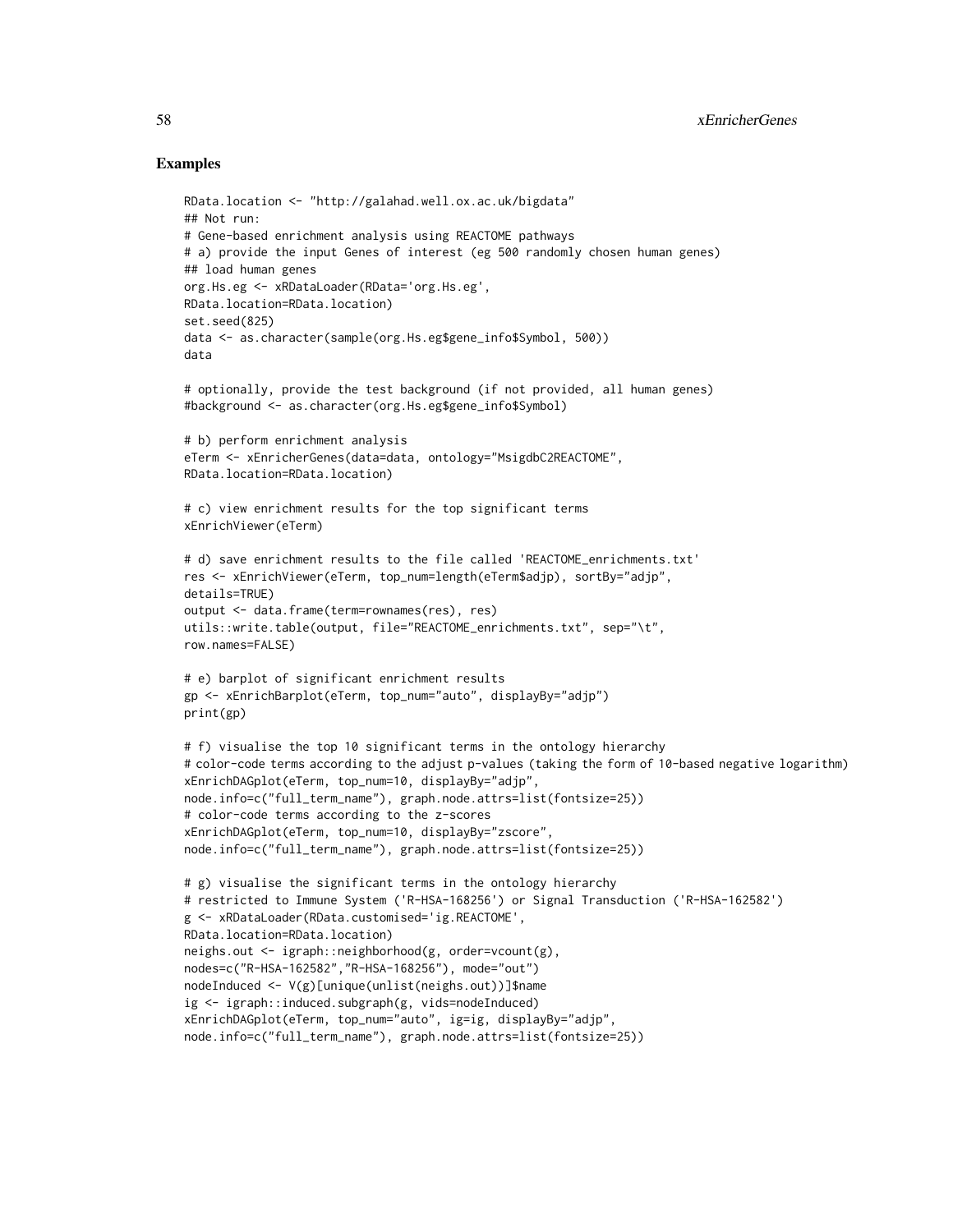## Examples

```
RData.location <- "http://galahad.well.ox.ac.uk/bigdata"
## Not run:
# Gene-based enrichment analysis using REACTOME pathways
# a) provide the input Genes of interest (eg 500 randomly chosen human genes)
## load human genes
org.Hs.eg <- xRDataLoader(RData='org.Hs.eg',
RData.location=RData.location)
set.seed(825)
data <- as.character(sample(org.Hs.eg$gene_info$Symbol, 500))
data

# optionally, provide the test background (if not provided, all human genes)
#background <- as.character(org.Hs.eg$gene_info$Symbol)

# b) perform enrichment analysis
eTerm <- xEnricherGenes(data=data, ontology="MsigdbC2REACTOME",
RData.location=RData.location)

# c) view enrichment results for the top significant terms
xEnrichViewer(eTerm)

# d) save enrichment results to the file called 'REACTOME_enrichments.txt'
res <- xEnrichViewer(eTerm, top_num=length(eTerm$adjp), sortBy="adjp",
details=TRUE)
output <- data.frame(term=rownames(res), res)
utils::write.table(output, file="REACTOME_enrichments.txt", sep="\t",
row.names=FALSE)

# e) barplot of significant enrichment results
gp <- xEnrichBarplot(eTerm, top_num="auto", displayBy="adjp")
print(gp)

# f) visualise the top 10 significant terms in the ontology hierarchy
# color-code terms according to the adjust p-values (taking the form of 10-based negative logarithm)
xEnrichDAGplot(eTerm, top_num=10, displayBy="adjp",
node.info=c("full_term_name"), graph.node.attrs=list(fontsize=25))
# color-code terms according to the z-scores
xEnrichDAGplot(eTerm, top_num=10, displayBy="zscore",
node.info=c("full_term_name"), graph.node.attrs=list(fontsize=25))

# g) visualise the significant terms in the ontology hierarchy
# restricted to Immune System ('R-HSA-168256') or Signal Transduction ('R-HSA-162582')
g <- xRDataLoader(RData.customised='ig.REACTOME',
RData.location=RData.location)
neighs.out <- igraph::neighborhood(g, order=vcount(g),
nodes=c("R-HSA-162582","R-HSA-168256"), mode="out")
nodeInduced <- V(g)[unique(unlist(neighs.out))]$name
ig <- igraph::induced.subgraph(g, vids=nodeInduced)
xEnrichDAGplot(eTerm, top_num="auto", ig=ig, displayBy="adjp",
node.info=c("full_term_name"), graph.node.attrs=list(fontsize=25))
```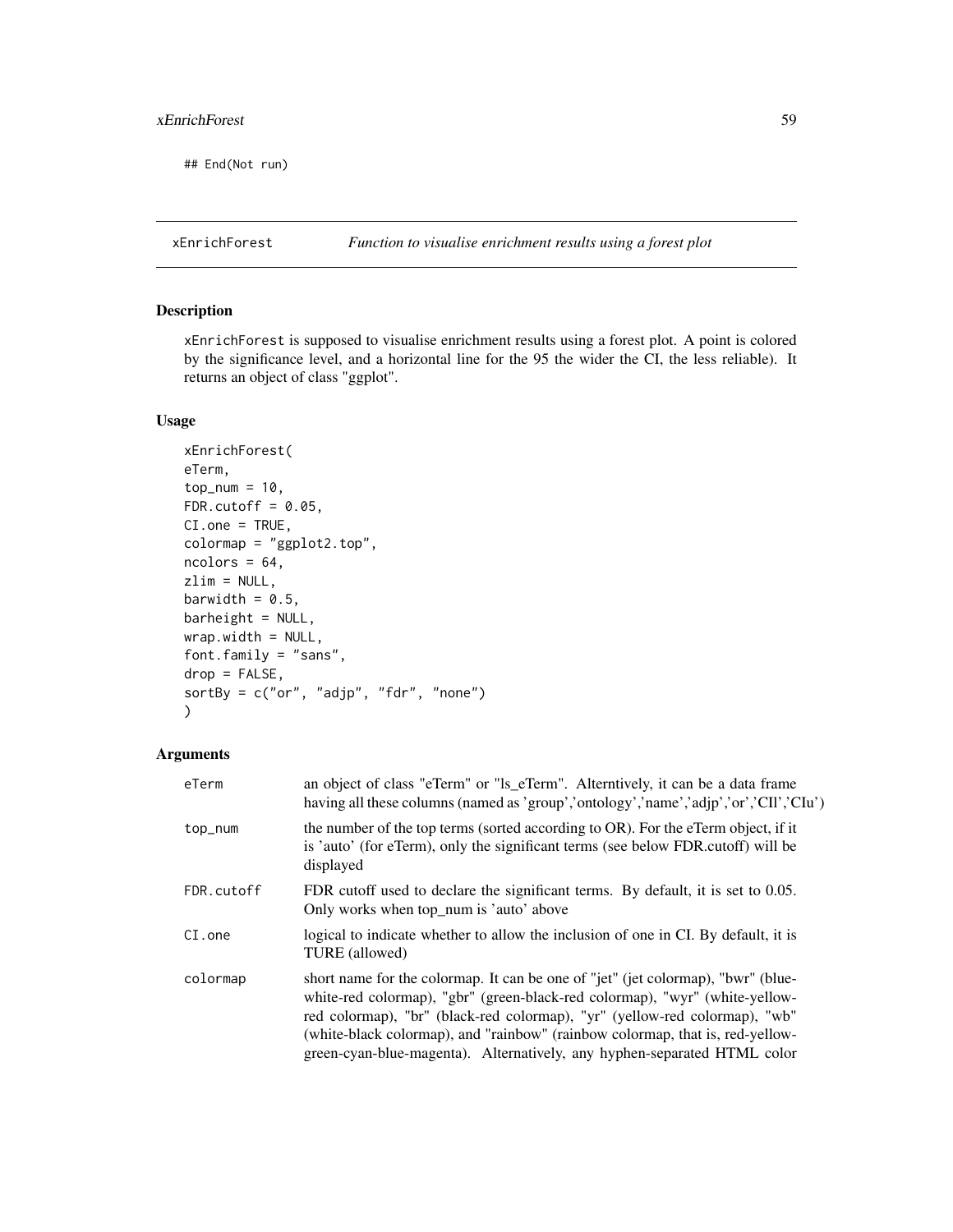```
## End(Not run)
```

---

## xEnrichForest — *Function to visualise enrichment results using a forest plot*

### Description

xEnrichForest is supposed to visualise enrichment results using a forest plot. A point is colored by the significance level, and a horizontal line for the 95 the wider the CI, the less reliable). It returns an object of class "ggplot".

### Usage

```
xEnrichForest(
eTerm,
top_num = 10,
FDR.cutoff = 0.05,
CI.one = TRUE,
colormap = "ggplot2.top",
ncolors = 64,
zlim = NULL,
barwidth = 0.5,
barheight = NULL,
wrap.width = NULL,
font.family = "sans",
drop = FALSE,
sortBy = c("or", "adjp", "fdr", "none")
)
```

### Arguments

| | |
|---|---|
| eTerm | an object of class "eTerm" or "ls_eTerm". Alterntively, it can be a data frame having all these columns (named as 'group','ontology','name','adjp','or','CIl','CIu') |
| top_num | the number of the top terms (sorted according to OR). For the eTerm object, if it is 'auto' (for eTerm), only the significant terms (see below FDR.cutoff) will be displayed |
| FDR.cutoff | FDR cutoff used to declare the significant terms. By default, it is set to 0.05. Only works when top_num is 'auto' above |
| CI.one | logical to indicate whether to allow the inclusion of one in CI. By default, it is TURE (allowed) |
| colormap | short name for the colormap. It can be one of "jet" (jet colormap), "bwr" (blue-white-red colormap), "gbr" (green-black-red colormap), "wyr" (white-yellow-red colormap), "br" (black-red colormap), "yr" (yellow-red colormap), "wb" (white-black colormap), and "rainbow" (rainbow colormap, that is, red-yellow-green-cyan-blue-magenta). Alternatively, any hyphen-separated HTML color |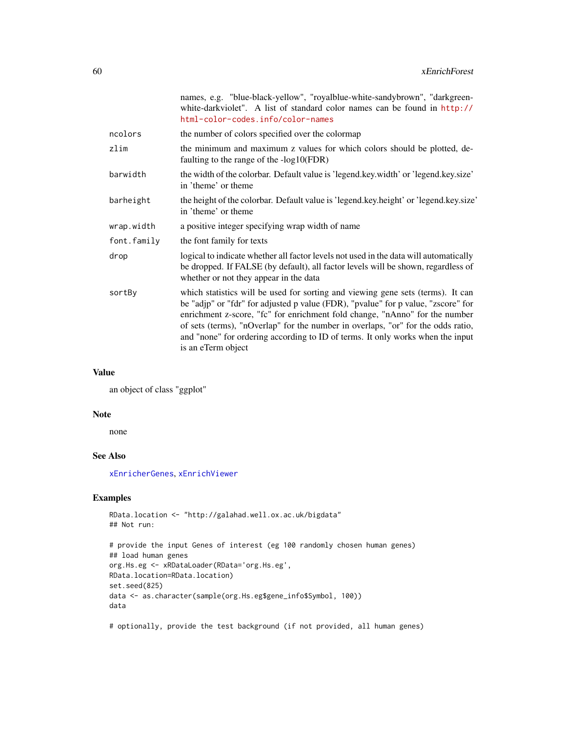| | |
|---|---|
| | names, e.g. "blue-black-yellow", "royalblue-white-sandybrown", "darkgreen-white-darkviolet". A list of standard color names can be found in http://html-color-codes.info/color-names |
| ncolors | the number of colors specified over the colormap |
| zlim | the minimum and maximum z values for which colors should be plotted, defaulting to the range of the -log10(FDR) |
| barwidth | the width of the colorbar. Default value is 'legend.key.width' or 'legend.key.size' in 'theme' or theme |
| barheight | the height of the colorbar. Default value is 'legend.key.height' or 'legend.key.size' in 'theme' or theme |
| wrap.width | a positive integer specifying wrap width of name |
| font.family | the font family for texts |
| drop | logical to indicate whether all factor levels not used in the data will automatically be dropped. If FALSE (by default), all factor levels will be shown, regardless of whether or not they appear in the data |
| sortBy | which statistics will be used for sorting and viewing gene sets (terms). It can be "adjp" or "fdr" for adjusted p value (FDR), "pvalue" for p value, "zscore" for enrichment z-score, "fc" for enrichment fold change, "nAnno" for the number of sets (terms), "nOverlap" for the number in overlaps, "or" for the odds ratio, and "none" for ordering according to ID of terms. It only works when the input is an eTerm object |

## Value

an object of class "ggplot"

## Note

none

## See Also

xEnricherGenes, xEnrichViewer

## Examples

```
RData.location <- "http://galahad.well.ox.ac.uk/bigdata"
## Not run:

# provide the input Genes of interest (eg 100 randomly chosen human genes)
## load human genes
org.Hs.eg <- xRDataLoader(RData='org.Hs.eg',
RData.location=RData.location)
set.seed(825)
data <- as.character(sample(org.Hs.eg$gene_info$Symbol, 100))
data

# optionally, provide the test background (if not provided, all human genes)
```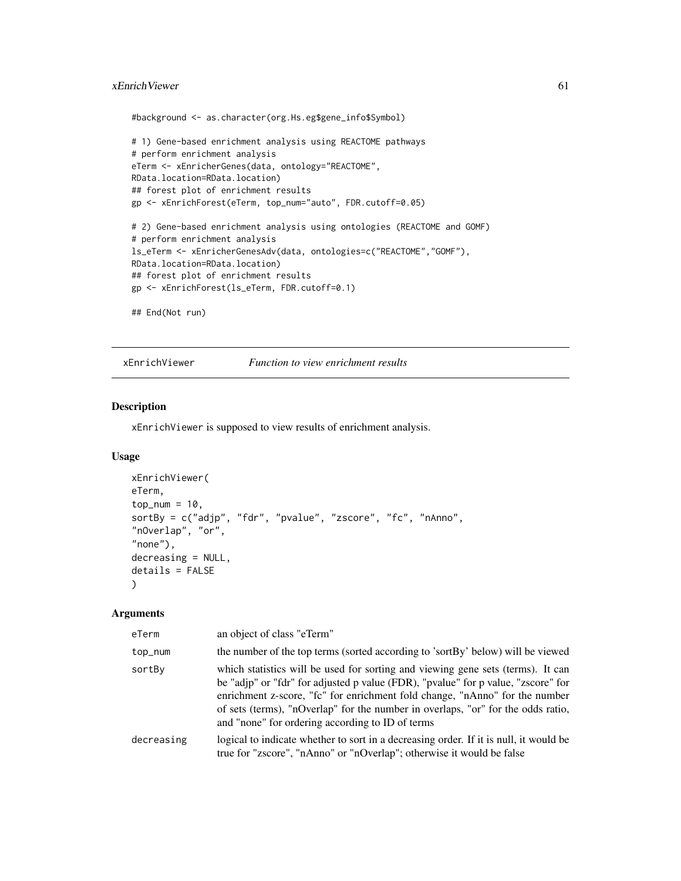```
#background <- as.character(org.Hs.eg$gene_info$Symbol)

# 1) Gene-based enrichment analysis using REACTOME pathways
# perform enrichment analysis
eTerm <- xEnricherGenes(data, ontology="REACTOME",
RData.location=RData.location)
## forest plot of enrichment results
gp <- xEnrichForest(eTerm, top_num="auto", FDR.cutoff=0.05)

# 2) Gene-based enrichment analysis using ontologies (REACTOME and GOMF)
# perform enrichment analysis
ls_eTerm <- xEnricherGenesAdv(data, ontologies=c("REACTOME","GOMF"),
RData.location=RData.location)
## forest plot of enrichment results
gp <- xEnrichForest(ls_eTerm, FDR.cutoff=0.1)

## End(Not run)
```

## xEnrichViewer *Function to view enrichment results*

### Description

xEnrichViewer is supposed to view results of enrichment analysis.

### Usage

```
xEnrichViewer(
eTerm,
top_num = 10,
sortBy = c("adjp", "fdr", "pvalue", "zscore", "fc", "nAnno",
"nOverlap", "or",
"none"),
decreasing = NULL,
details = FALSE
)
```

### Arguments

| | |
|---|---|
| eTerm | an object of class "eTerm" |
| top_num | the number of the top terms (sorted according to 'sortBy' below) will be viewed |
| sortBy | which statistics will be used for sorting and viewing gene sets (terms). It can be "adjp" or "fdr" for adjusted p value (FDR), "pvalue" for p value, "zscore" for enrichment z-score, "fc" for enrichment fold change, "nAnno" for the number of sets (terms), "nOverlap" for the number in overlaps, "or" for the odds ratio, and "none" for ordering according to ID of terms |
| decreasing | logical to indicate whether to sort in a decreasing order. If it is null, it would be true for "zscore", "nAnno" or "nOverlap"; otherwise it would be false |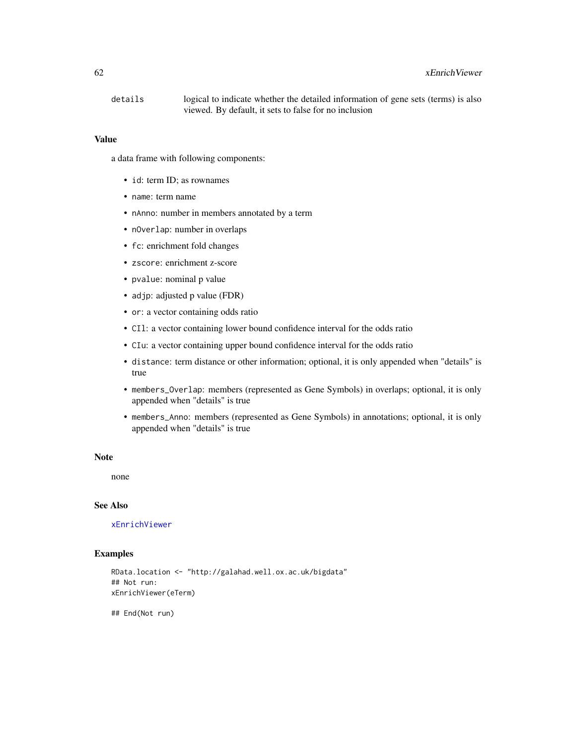details logical to indicate whether the detailed information of gene sets (terms) is also viewed. By default, it sets to false for no inclusion

## Value

a data frame with following components:

- `id`: term ID; as rownames
- `name`: term name
- `nAnno`: number in members annotated by a term
- `nOverlap`: number in overlaps
- `fc`: enrichment fold changes
- `zscore`: enrichment z-score
- `pvalue`: nominal p value
- `adjp`: adjusted p value (FDR)
- `or`: a vector containing odds ratio
- `CIl`: a vector containing lower bound confidence interval for the odds ratio
- `CIu`: a vector containing upper bound confidence interval for the odds ratio
- `distance`: term distance or other information; optional, it is only appended when "details" is true
- `members_Overlap`: members (represented as Gene Symbols) in overlaps; optional, it is only appended when "details" is true
- `members_Anno`: members (represented as Gene Symbols) in annotations; optional, it is only appended when "details" is true

## Note

none

## See Also

xEnrichViewer

## Examples

```
RData.location <- "http://galahad.well.ox.ac.uk/bigdata"
## Not run:
xEnrichViewer(eTerm)

## End(Not run)
```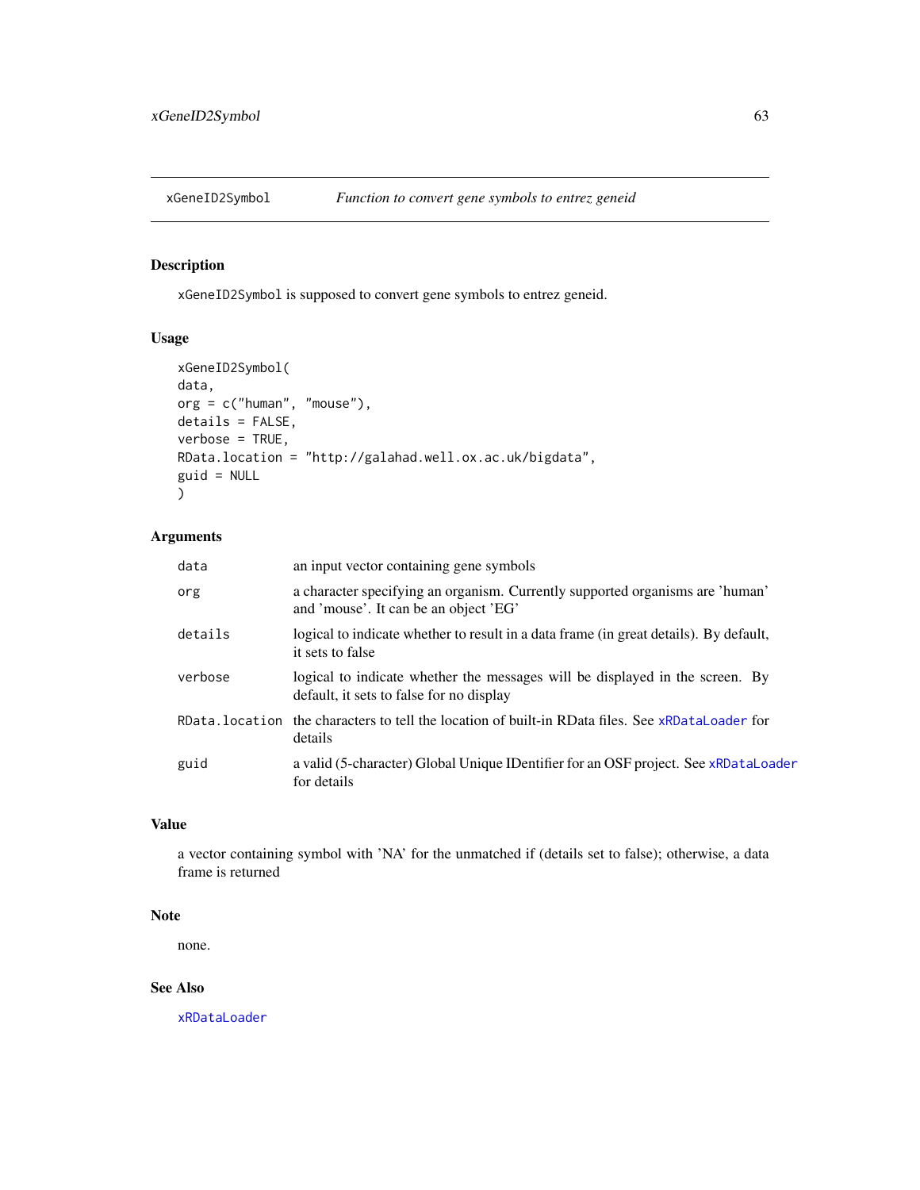## xGeneID2Symbol — *Function to convert gene symbols to entrez geneid*

### Description

`xGeneID2Symbol` is supposed to convert gene symbols to entrez geneid.

### Usage

```
xGeneID2Symbol(
data,
org = c("human", "mouse"),
details = FALSE,
verbose = TRUE,
RData.location = "http://galahad.well.ox.ac.uk/bigdata",
guid = NULL
)
```

### Arguments

| | |
|---|---|
| `data` | an input vector containing gene symbols |
| `org` | a character specifying an organism. Currently supported organisms are 'human' and 'mouse'. It can be an object 'EG' |
| `details` | logical to indicate whether to result in a data frame (in great details). By default, it sets to false |
| `verbose` | logical to indicate whether the messages will be displayed in the screen. By default, it sets to false for no display |
| `RData.location` | the characters to tell the location of built-in RData files. See `xRDataLoader` for details |
| `guid` | a valid (5-character) Global Unique IDentifier for an OSF project. See `xRDataLoader` for details |

### Value

a vector containing symbol with 'NA' for the unmatched if (details set to false); otherwise, a data frame is returned

### Note

none.

### See Also

`xRDataLoader`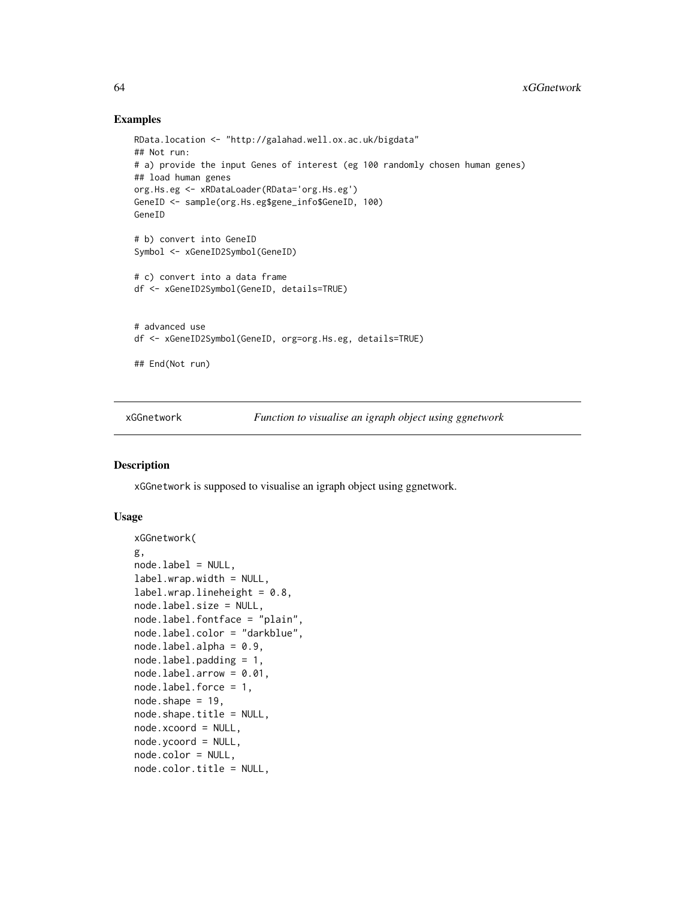## Examples

```
RData.location <- "http://galahad.well.ox.ac.uk/bigdata"
## Not run:
# a) provide the input Genes of interest (eg 100 randomly chosen human genes)
## load human genes
org.Hs.eg <- xRDataLoader(RData='org.Hs.eg')
GeneID <- sample(org.Hs.eg$gene_info$GeneID, 100)
GeneID

# b) convert into GeneID
Symbol <- xGeneID2Symbol(GeneID)

# c) convert into a data frame
df <- xGeneID2Symbol(GeneID, details=TRUE)


# advanced use
df <- xGeneID2Symbol(GeneID, org=org.Hs.eg, details=TRUE)

## End(Not run)
```

---

xGGnetwork &emsp; *Function to visualise an igraph object using ggnetwork*

---

## Description

xGGnetwork is supposed to visualise an igraph object using ggnetwork.

## Usage

```
xGGnetwork(
g,
node.label = NULL,
label.wrap.width = NULL,
label.wrap.lineheight = 0.8,
node.label.size = NULL,
node.label.fontface = "plain",
node.label.color = "darkblue",
node.label.alpha = 0.9,
node.label.padding = 1,
node.label.arrow = 0.01,
node.label.force = 1,
node.shape = 19,
node.shape.title = NULL,
node.xcoord = NULL,
node.ycoord = NULL,
node.color = NULL,
node.color.title = NULL,
```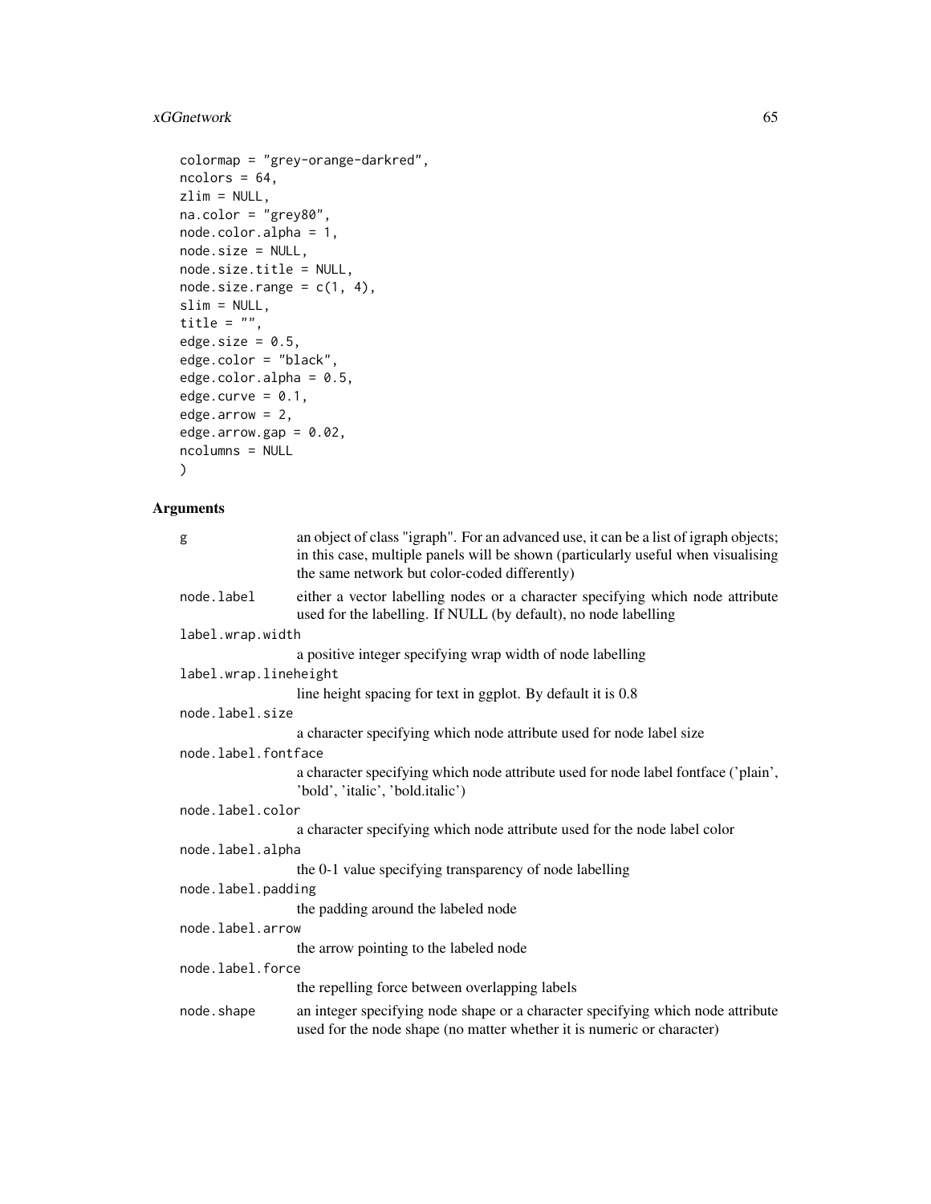```
colormap = "grey-orange-darkred",
ncolors = 64,
zlim = NULL,
na.color = "grey80",
node.color.alpha = 1,
node.size = NULL,
node.size.title = NULL,
node.size.range = c(1, 4),
slim = NULL,
title = "",
edge.size = 0.5,
edge.color = "black",
edge.color.alpha = 0.5,
edge.curve = 0.1,
edge.arrow = 2,
edge.arrow.gap = 0.02,
ncolumns = NULL
)
```

## Arguments

| | |
|---|---|
| `g` | an object of class "igraph". For an advanced use, it can be a list of igraph objects; in this case, multiple panels will be shown (particularly useful when visualising the same network but color-coded differently) |
| `node.label` | either a vector labelling nodes or a character specifying which node attribute used for the labelling. If NULL (by default), no node labelling |
| `label.wrap.width` | a positive integer specifying wrap width of node labelling |
| `label.wrap.lineheight` | line height spacing for text in ggplot. By default it is 0.8 |
| `node.label.size` | a character specifying which node attribute used for node label size |
| `node.label.fontface` | a character specifying which node attribute used for node label fontface ('plain', 'bold', 'italic', 'bold.italic') |
| `node.label.color` | a character specifying which node attribute used for the node label color |
| `node.label.alpha` | the 0-1 value specifying transparency of node labelling |
| `node.label.padding` | the padding around the labeled node |
| `node.label.arrow` | the arrow pointing to the labeled node |
| `node.label.force` | the repelling force between overlapping labels |
| `node.shape` | an integer specifying node shape or a character specifying which node attribute used for the node shape (no matter whether it is numeric or character) |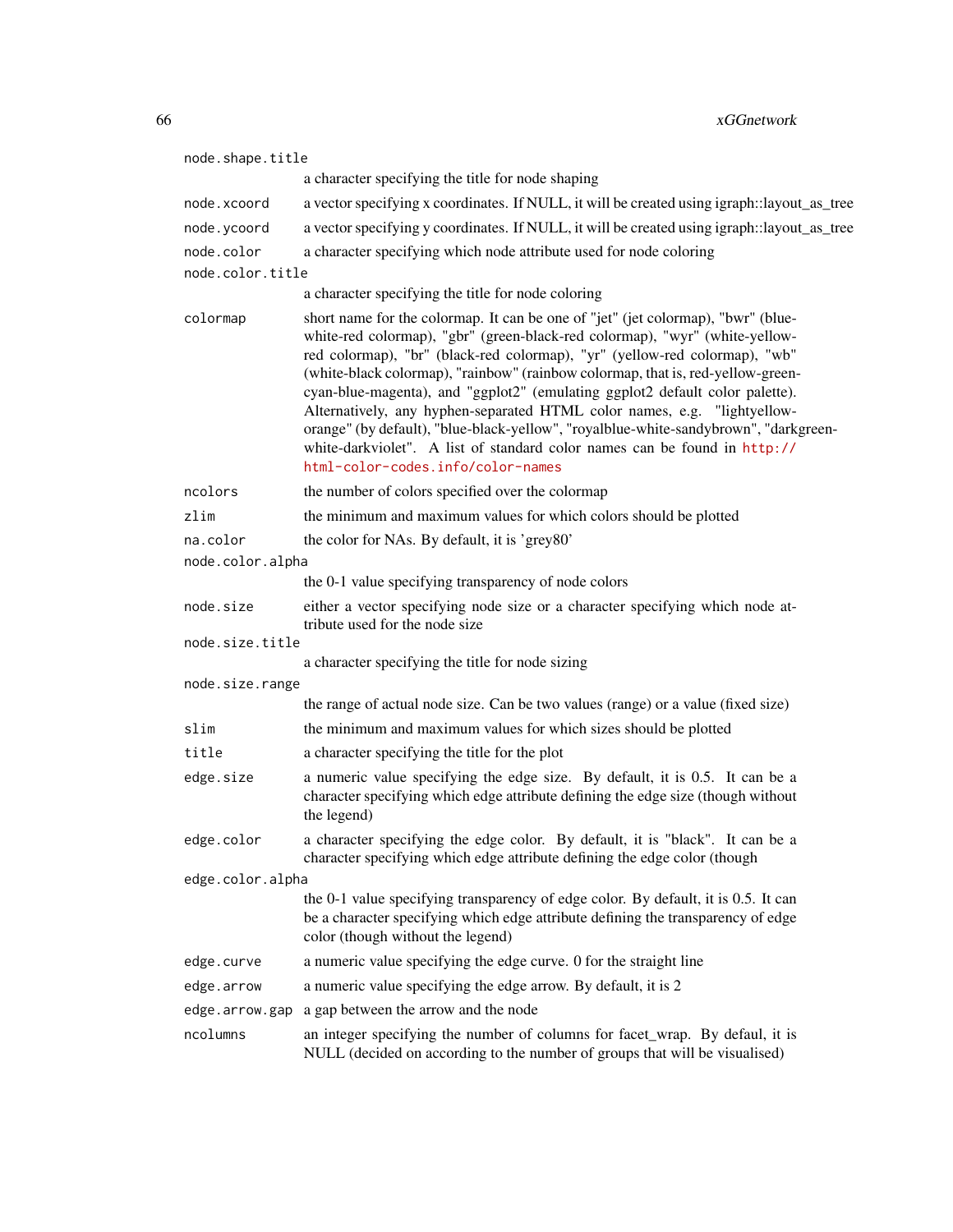| | |
|---|---|
| `node.shape.title` | a character specifying the title for node shaping |
| `node.xcoord` | a vector specifying x coordinates. If NULL, it will be created using igraph::layout_as_tree |
| `node.ycoord` | a vector specifying y coordinates. If NULL, it will be created using igraph::layout_as_tree |
| `node.color` | a character specifying which node attribute used for node coloring |
| `node.color.title` | a character specifying the title for node coloring |
| `colormap` | short name for the colormap. It can be one of "jet" (jet colormap), "bwr" (blue-white-red colormap), "gbr" (green-black-red colormap), "wyr" (white-yellow-red colormap), "br" (black-red colormap), "yr" (yellow-red colormap), "wb" (white-black colormap), "rainbow" (rainbow colormap, that is, red-yellow-green-cyan-blue-magenta), and "ggplot2" (emulating ggplot2 default color palette). Alternatively, any hyphen-separated HTML color names, e.g. "lightyellow-orange" (by default), "blue-black-yellow", "royalblue-white-sandybrown", "darkgreen-white-darkviolet". A list of standard color names can be found in http://html-color-codes.info/color-names |
| `ncolors` | the number of colors specified over the colormap |
| `zlim` | the minimum and maximum values for which colors should be plotted |
| `na.color` | the color for NAs. By default, it is 'grey80' |
| `node.color.alpha` | the 0-1 value specifying transparency of node colors |
| `node.size` | either a vector specifying node size or a character specifying which node attribute used for the node size |
| `node.size.title` | a character specifying the title for node sizing |
| `node.size.range` | the range of actual node size. Can be two values (range) or a value (fixed size) |
| `slim` | the minimum and maximum values for which sizes should be plotted |
| `title` | a character specifying the title for the plot |
| `edge.size` | a numeric value specifying the edge size. By default, it is 0.5. It can be a character specifying which edge attribute defining the edge size (though without the legend) |
| `edge.color` | a character specifying the edge color. By default, it is "black". It can be a character specifying which edge attribute defining the edge color (though |
| `edge.color.alpha` | the 0-1 value specifying transparency of edge color. By default, it is 0.5. It can be a character specifying which edge attribute defining the transparency of edge color (though without the legend) |
| `edge.curve` | a numeric value specifying the edge curve. 0 for the straight line |
| `edge.arrow` | a numeric value specifying the edge arrow. By default, it is 2 |
| `edge.arrow.gap` | a gap between the arrow and the node |
| `ncolumns` | an integer specifying the number of columns for facet_wrap. By defaul, it is NULL (decided on according to the number of groups that will be visualised) |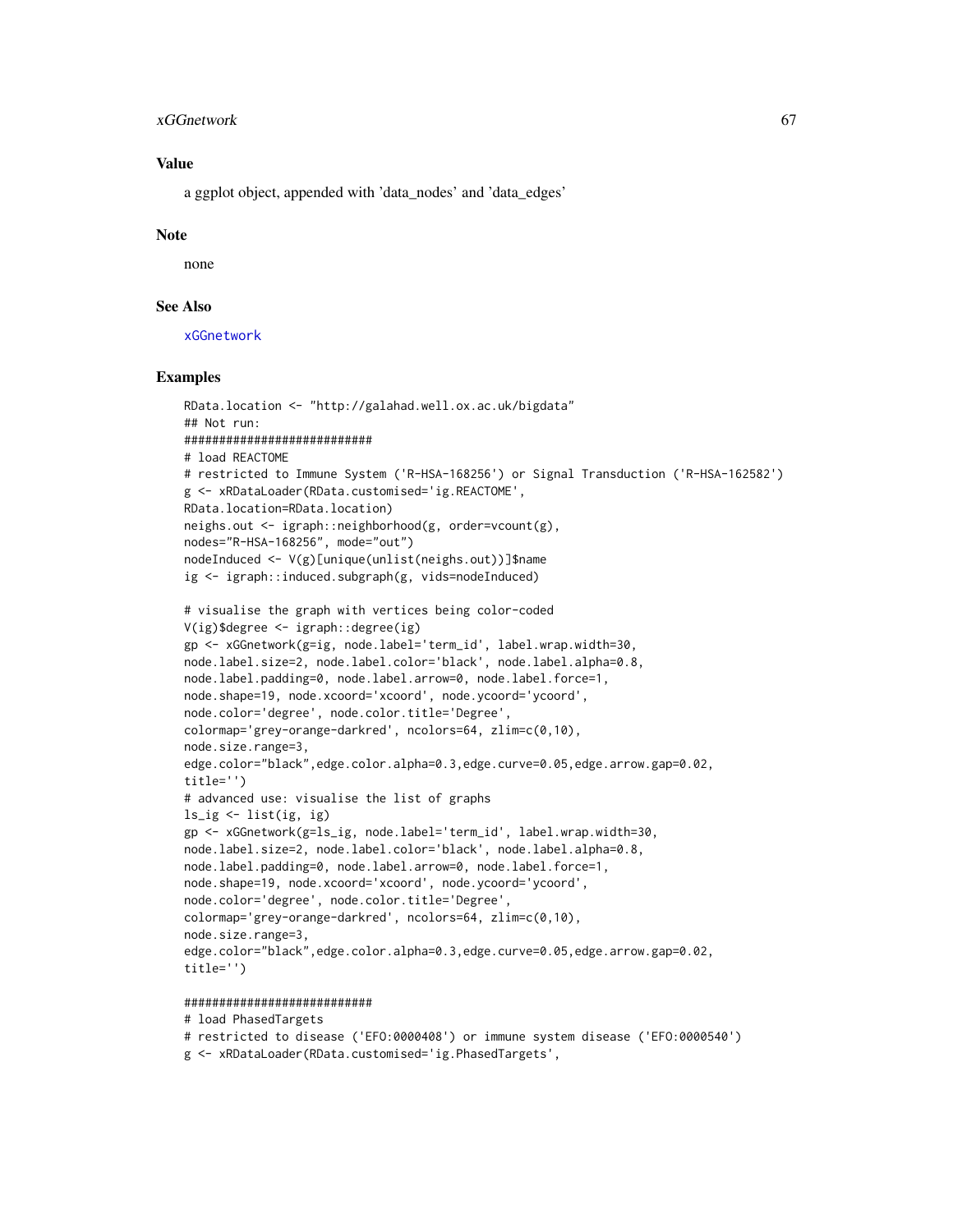## Value

a ggplot object, appended with 'data_nodes' and 'data_edges'

## Note

none

## See Also

xGGnetwork

## Examples

```
RData.location <- "http://galahad.well.ox.ac.uk/bigdata"
## Not run:
###########################
# load REACTOME
# restricted to Immune System ('R-HSA-168256') or Signal Transduction ('R-HSA-162582')
g <- xRDataLoader(RData.customised='ig.REACTOME',
RData.location=RData.location)
neighs.out <- igraph::neighborhood(g, order=vcount(g),
nodes="R-HSA-168256", mode="out")
nodeInduced <- V(g)[unique(unlist(neighs.out))]$name
ig <- igraph::induced.subgraph(g, vids=nodeInduced)

# visualise the graph with vertices being color-coded
V(ig)$degree <- igraph::degree(ig)
gp <- xGGnetwork(g=ig, node.label='term_id', label.wrap.width=30,
node.label.size=2, node.label.color='black', node.label.alpha=0.8,
node.label.padding=0, node.label.arrow=0, node.label.force=1,
node.shape=19, node.xcoord='xcoord', node.ycoord='ycoord',
node.color='degree', node.color.title='Degree',
colormap='grey-orange-darkred', ncolors=64, zlim=c(0,10),
node.size.range=3,
edge.color="black",edge.color.alpha=0.3,edge.curve=0.05,edge.arrow.gap=0.02,
title='')
# advanced use: visualise the list of graphs
ls_ig <- list(ig, ig)
gp <- xGGnetwork(g=ls_ig, node.label='term_id', label.wrap.width=30,
node.label.size=2, node.label.color='black', node.label.alpha=0.8,
node.label.padding=0, node.label.arrow=0, node.label.force=1,
node.shape=19, node.xcoord='xcoord', node.ycoord='ycoord',
node.color='degree', node.color.title='Degree',
colormap='grey-orange-darkred', ncolors=64, zlim=c(0,10),
node.size.range=3,
edge.color="black",edge.color.alpha=0.3,edge.curve=0.05,edge.arrow.gap=0.02,
title='')

###########################
# load PhasedTargets
# restricted to disease ('EFO:0000408') or immune system disease ('EFO:0000540')
g <- xRDataLoader(RData.customised='ig.PhasedTargets',
```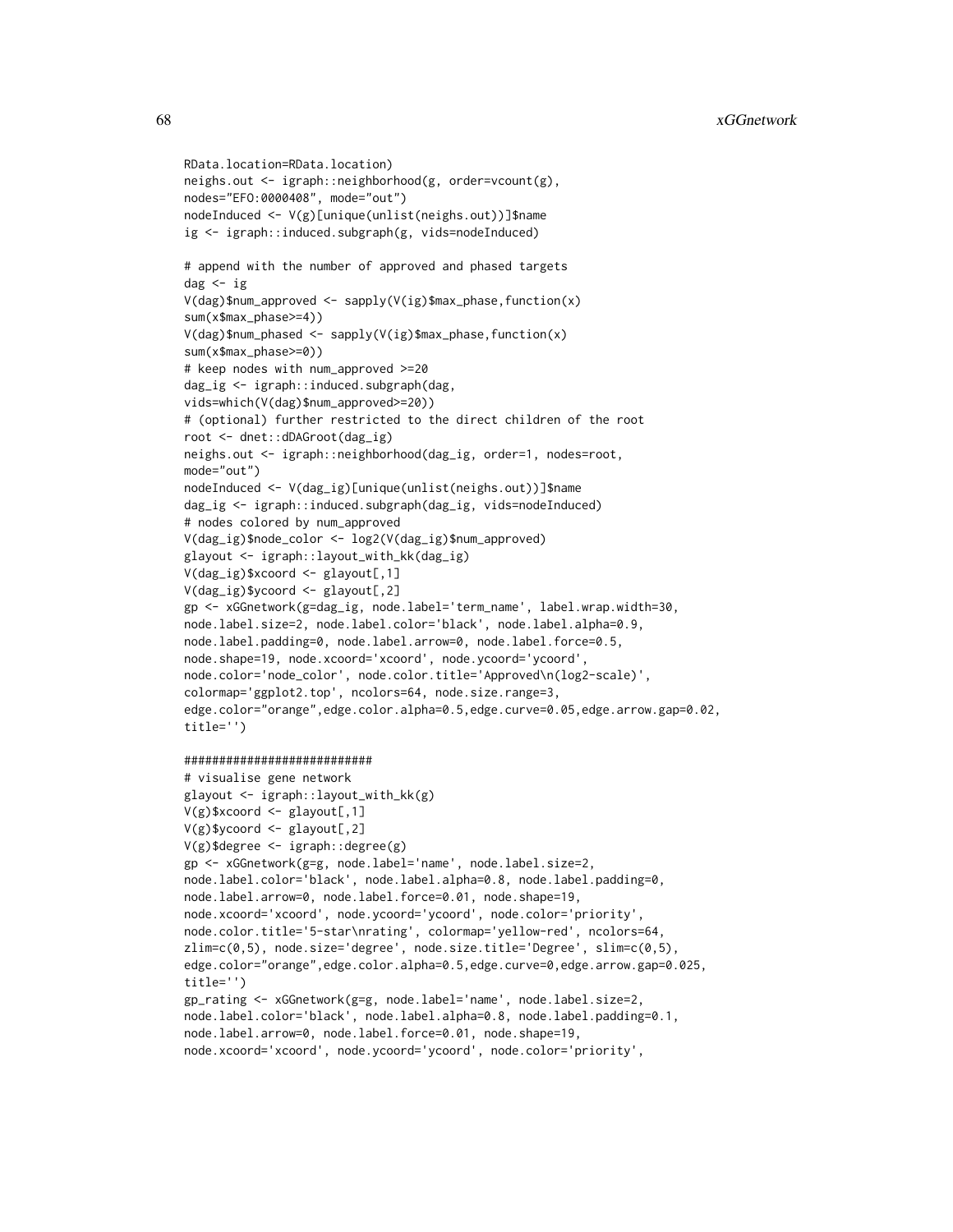```
RData.location=RData.location)
neighs.out <- igraph::neighborhood(g, order=vcount(g),
nodes="EFO:0000408", mode="out")
nodeInduced <- V(g)[unique(unlist(neighs.out))]$name
ig <- igraph::induced.subgraph(g, vids=nodeInduced)

# append with the number of approved and phased targets
dag <- ig
V(dag)$num_approved <- sapply(V(ig)$max_phase,function(x)
sum(x$max_phase>=4))
V(dag)$num_phased <- sapply(V(ig)$max_phase,function(x)
sum(x$max_phase>=0))
# keep nodes with num_approved >=20
dag_ig <- igraph::induced.subgraph(dag,
vids=which(V(dag)$num_approved>=20))
# (optional) further restricted to the direct children of the root
root <- dnet::dDAGroot(dag_ig)
neighs.out <- igraph::neighborhood(dag_ig, order=1, nodes=root,
mode="out")
nodeInduced <- V(dag_ig)[unique(unlist(neighs.out))]$name
dag_ig <- igraph::induced.subgraph(dag_ig, vids=nodeInduced)
# nodes colored by num_approved
V(dag_ig)$node_color <- log2(V(dag_ig)$num_approved)
glayout <- igraph::layout_with_kk(dag_ig)
V(dag_ig)$xcoord <- glayout[,1]
V(dag_ig)$ycoord <- glayout[,2]
gp <- xGGnetwork(g=dag_ig, node.label='term_name', label.wrap.width=30,
node.label.size=2, node.label.color='black', node.label.alpha=0.9,
node.label.padding=0, node.label.arrow=0, node.label.force=0.5,
node.shape=19, node.xcoord='xcoord', node.ycoord='ycoord',
node.color='node_color', node.color.title='Approved\n(log2-scale)',
colormap='ggplot2.top', ncolors=64, node.size.range=3,
edge.color="orange",edge.color.alpha=0.5,edge.curve=0.05,edge.arrow.gap=0.02,
title='')

###########################
# visualise gene network
glayout <- igraph::layout_with_kk(g)
V(g)$xcoord <- glayout[,1]
V(g)$ycoord <- glayout[,2]
V(g)$degree <- igraph::degree(g)
gp <- xGGnetwork(g=g, node.label='name', node.label.size=2,
node.label.color='black', node.label.alpha=0.8, node.label.padding=0,
node.label.arrow=0, node.label.force=0.01, node.shape=19,
node.xcoord='xcoord', node.ycoord='ycoord', node.color='priority',
node.color.title='5-star\nrating', colormap='yellow-red', ncolors=64,
zlim=c(0,5), node.size='degree', node.size.title='Degree', slim=c(0,5),
edge.color="orange",edge.color.alpha=0.5,edge.curve=0,edge.arrow.gap=0.025,
title='')
gp_rating <- xGGnetwork(g=g, node.label='name', node.label.size=2,
node.label.color='black', node.label.alpha=0.8, node.label.padding=0.1,
node.label.arrow=0, node.label.force=0.01, node.shape=19,
node.xcoord='xcoord', node.ycoord='ycoord', node.color='priority',
```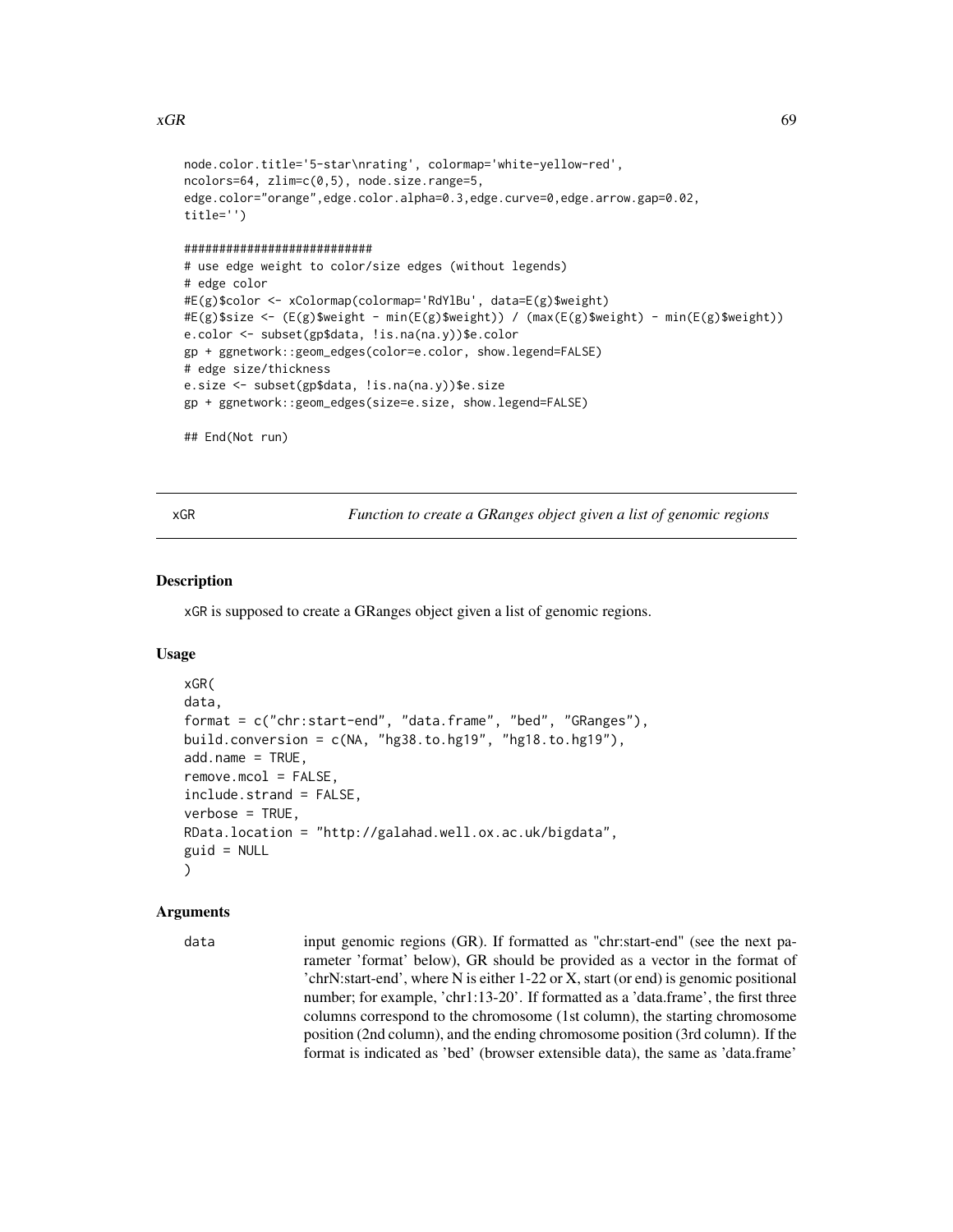```
node.color.title='5-star\nrating', colormap='white-yellow-red',
ncolors=64, zlim=c(0,5), node.size.range=5,
edge.color="orange",edge.color.alpha=0.3,edge.curve=0,edge.arrow.gap=0.02,
title='')

###########################
# use edge weight to color/size edges (without legends)
# edge color
#E(g)$color <- xColormap(colormap='RdYlBu', data=E(g)$weight)
#E(g)$size <- (E(g)$weight - min(E(g)$weight)) / (max(E(g)$weight) - min(E(g)$weight))
e.color <- subset(gp$data, !is.na(na.y))$e.color
gp + ggnetwork::geom_edges(color=e.color, show.legend=FALSE)
# edge size/thickness
e.size <- subset(gp$data, !is.na(na.y))$e.size
gp + ggnetwork::geom_edges(size=e.size, show.legend=FALSE)

## End(Not run)
```

## xGR — *Function to create a GRanges object given a list of genomic regions*

### Description

xGR is supposed to create a GRanges object given a list of genomic regions.

### Usage

```
xGR(
data,
format = c("chr:start-end", "data.frame", "bed", "GRanges"),
build.conversion = c(NA, "hg38.to.hg19", "hg18.to.hg19"),
add.name = TRUE,
remove.mcol = FALSE,
include.strand = FALSE,
verbose = TRUE,
RData.location = "http://galahad.well.ox.ac.uk/bigdata",
guid = NULL
)
```

### Arguments

data — input genomic regions (GR). If formatted as "chr:start-end" (see the next parameter 'format' below), GR should be provided as a vector in the format of 'chrN:start-end', where N is either 1-22 or X, start (or end) is genomic positional number; for example, 'chr1:13-20'. If formatted as a 'data.frame', the first three columns correspond to the chromosome (1st column), the starting chromosome position (2nd column), and the ending chromosome position (3rd column). If the format is indicated as 'bed' (browser extensible data), the same as 'data.frame'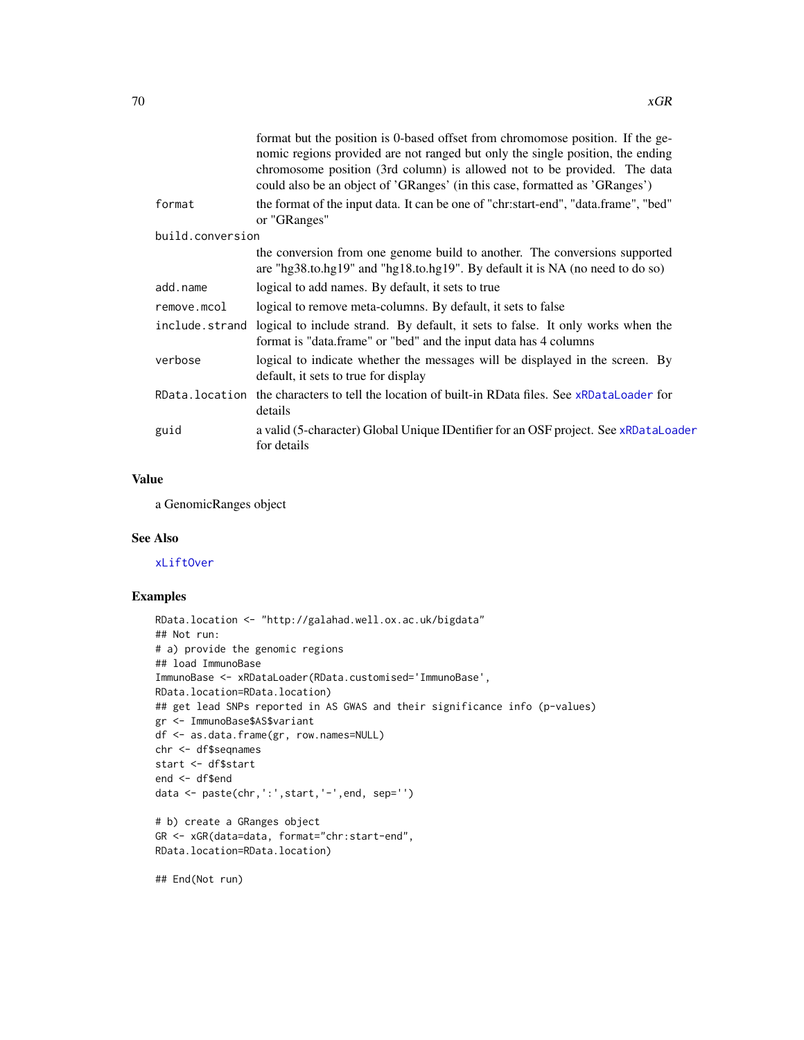format but the position is 0-based offset from chromomose position. If the genomic regions provided are not ranged but only the single position, the ending chromosome position (3rd column) is allowed not to be provided. The data could also be an object of 'GRanges' (in this case, formatted as 'GRanges')

| | |
|---|---|
| `format` | the format of the input data. It can be one of "chr:start-end", "data.frame", "bed" or "GRanges" |
| `build.conversion` | the conversion from one genome build to another. The conversions supported are "hg38.to.hg19" and "hg18.to.hg19". By default it is NA (no need to do so) |
| `add.name` | logical to add names. By default, it sets to true |
| `remove.mcol` | logical to remove meta-columns. By default, it sets to false |
| `include.strand` | logical to include strand. By default, it sets to false. It only works when the format is "data.frame" or "bed" and the input data has 4 columns |
| `verbose` | logical to indicate whether the messages will be displayed in the screen. By default, it sets to true for display |
| `RData.location` | the characters to tell the location of built-in RData files. See `xRDataLoader` for details |
| `guid` | a valid (5-character) Global Unique IDentifier for an OSF project. See `xRDataLoader` for details |

## Value

a GenomicRanges object

## See Also

`xLiftOver`

## Examples

```
RData.location <- "http://galahad.well.ox.ac.uk/bigdata"
## Not run:
# a) provide the genomic regions
## load ImmunoBase
ImmunoBase <- xRDataLoader(RData.customised='ImmunoBase',
RData.location=RData.location)
## get lead SNPs reported in AS GWAS and their significance info (p-values)
gr <- ImmunoBase$AS$variant
df <- as.data.frame(gr, row.names=NULL)
chr <- df$seqnames
start <- df$start
end <- df$end
data <- paste(chr,':',start,'-',end, sep='')

# b) create a GRanges object
GR <- xGR(data=data, format="chr:start-end",
RData.location=RData.location)

## End(Not run)
```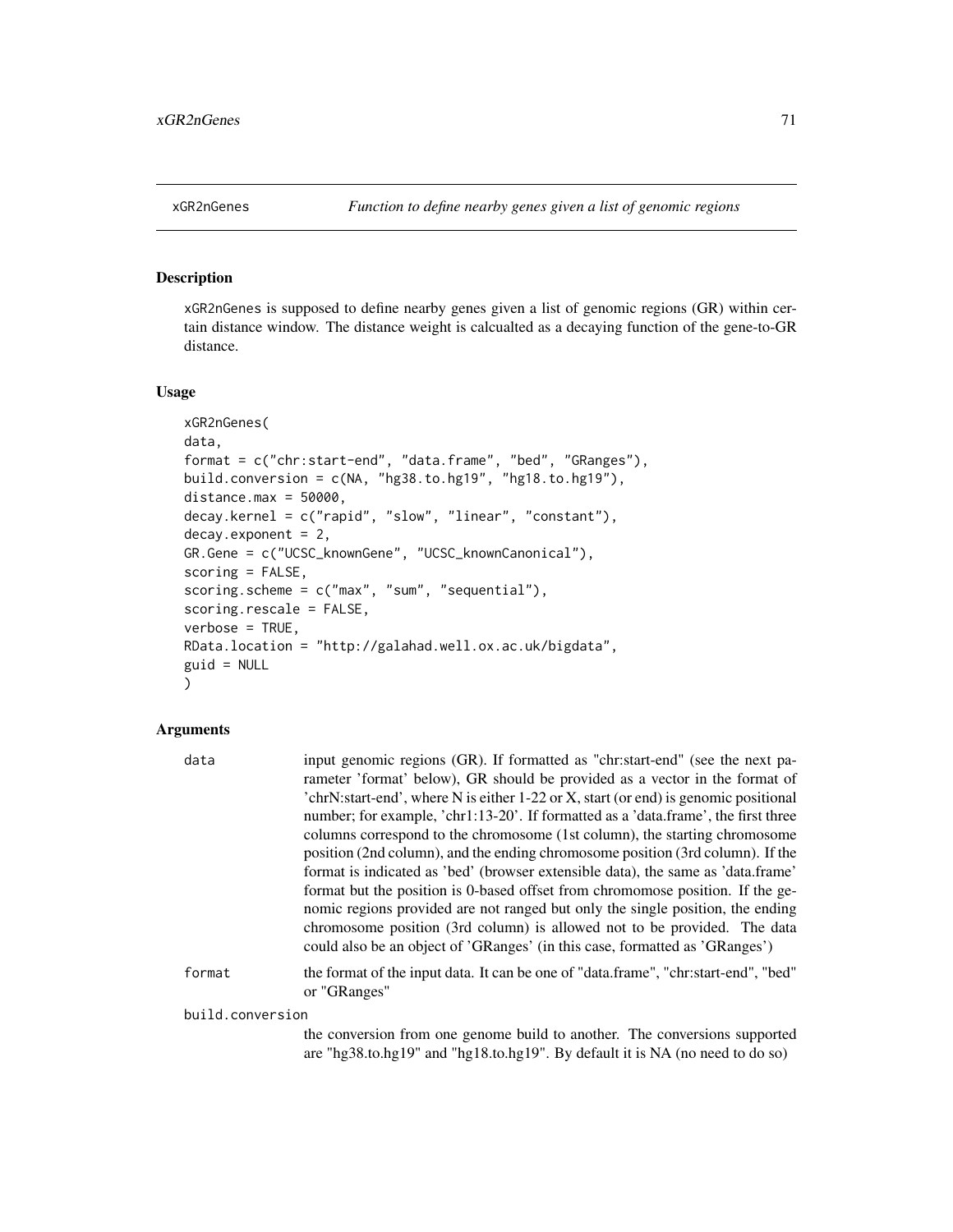xGR2nGenes *Function to define nearby genes given a list of genomic regions*

## Description

xGR2nGenes is supposed to define nearby genes given a list of genomic regions (GR) within certain distance window. The distance weight is calcualted as a decaying function of the gene-to-GR distance.

## Usage

```
xGR2nGenes(
data,
format = c("chr:start-end", "data.frame", "bed", "GRanges"),
build.conversion = c(NA, "hg38.to.hg19", "hg18.to.hg19"),
distance.max = 50000,
decay.kernel = c("rapid", "slow", "linear", "constant"),
decay.exponent = 2,
GR.Gene = c("UCSC_knownGene", "UCSC_knownCanonical"),
scoring = FALSE,
scoring.scheme = c("max", "sum", "sequential"),
scoring.rescale = FALSE,
verbose = TRUE,
RData.location = "http://galahad.well.ox.ac.uk/bigdata",
guid = NULL
)
```

## Arguments

| | |
|---|---|
| data | input genomic regions (GR). If formatted as "chr:start-end" (see the next parameter 'format' below), GR should be provided as a vector in the format of 'chrN:start-end', where N is either 1-22 or X, start (or end) is genomic positional number; for example, 'chr1:13-20'. If formatted as a 'data.frame', the first three columns correspond to the chromosome (1st column), the starting chromosome position (2nd column), and the ending chromosome position (3rd column). If the format is indicated as 'bed' (browser extensible data), the same as 'data.frame' format but the position is 0-based offset from chromomose position. If the genomic regions provided are not ranged but only the single position, the ending chromosome position (3rd column) is allowed not to be provided. The data could also be an object of 'GRanges' (in this case, formatted as 'GRanges') |
| format | the format of the input data. It can be one of "data.frame", "chr:start-end", "bed" or "GRanges" |
| build.conversion | the conversion from one genome build to another. The conversions supported are "hg38.to.hg19" and "hg18.to.hg19". By default it is NA (no need to do so) |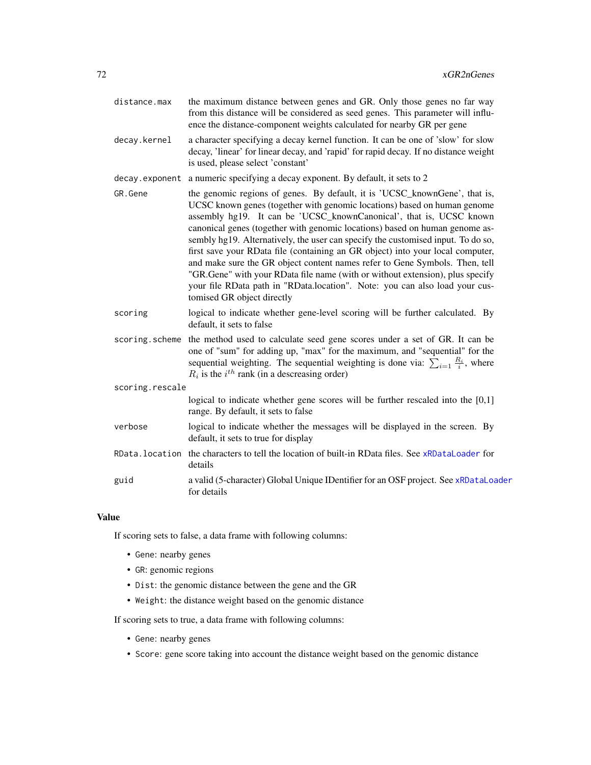| | |
|---|---|
| `distance.max` | the maximum distance between genes and GR. Only those genes no far way from this distance will be considered as seed genes. This parameter will influence the distance-component weights calculated for nearby GR per gene |
| `decay.kernel` | a character specifying a decay kernel function. It can be one of 'slow' for slow decay, 'linear' for linear decay, and 'rapid' for rapid decay. If no distance weight is used, please select 'constant' |
| `decay.exponent` | a numeric specifying a decay exponent. By default, it sets to 2 |
| `GR.Gene` | the genomic regions of genes. By default, it is 'UCSC_knownGene', that is, UCSC known genes (together with genomic locations) based on human genome assembly hg19. It can be 'UCSC_knownCanonical', that is, UCSC known canonical genes (together with genomic locations) based on human genome assembly hg19. Alternatively, the user can specify the customised input. To do so, first save your RData file (containing an GR object) into your local computer, and make sure the GR object content names refer to Gene Symbols. Then, tell "GR.Gene" with your RData file name (with or without extension), plus specify your file RData path in "RData.location". Note: you can also load your customised GR object directly |
| `scoring` | logical to indicate whether gene-level scoring will be further calculated. By default, it sets to false |
| `scoring.scheme` | the method used to calculate seed gene scores under a set of GR. It can be one of "sum" for adding up, "max" for the maximum, and "sequential" for the sequential weighting. The sequential weighting is done via: $\sum_{i=1} \frac{R_i}{i}$, where $R_i$ is the $i^{th}$ rank (in a descreasing order) |
| `scoring.rescale` | logical to indicate whether gene scores will be further rescaled into the [0,1] range. By default, it sets to false |
| `verbose` | logical to indicate whether the messages will be displayed in the screen. By default, it sets to true for display |
| `RData.location` | the characters to tell the location of built-in RData files. See `xRDataLoader` for details |
| `guid` | a valid (5-character) Global Unique IDentifier for an OSF project. See `xRDataLoader` for details |

## Value

If scoring sets to false, a data frame with following columns:

- `Gene`: nearby genes
- `GR`: genomic regions
- `Dist`: the genomic distance between the gene and the GR
- `Weight`: the distance weight based on the genomic distance

If scoring sets to true, a data frame with following columns:

- `Gene`: nearby genes
- `Score`: gene score taking into account the distance weight based on the genomic distance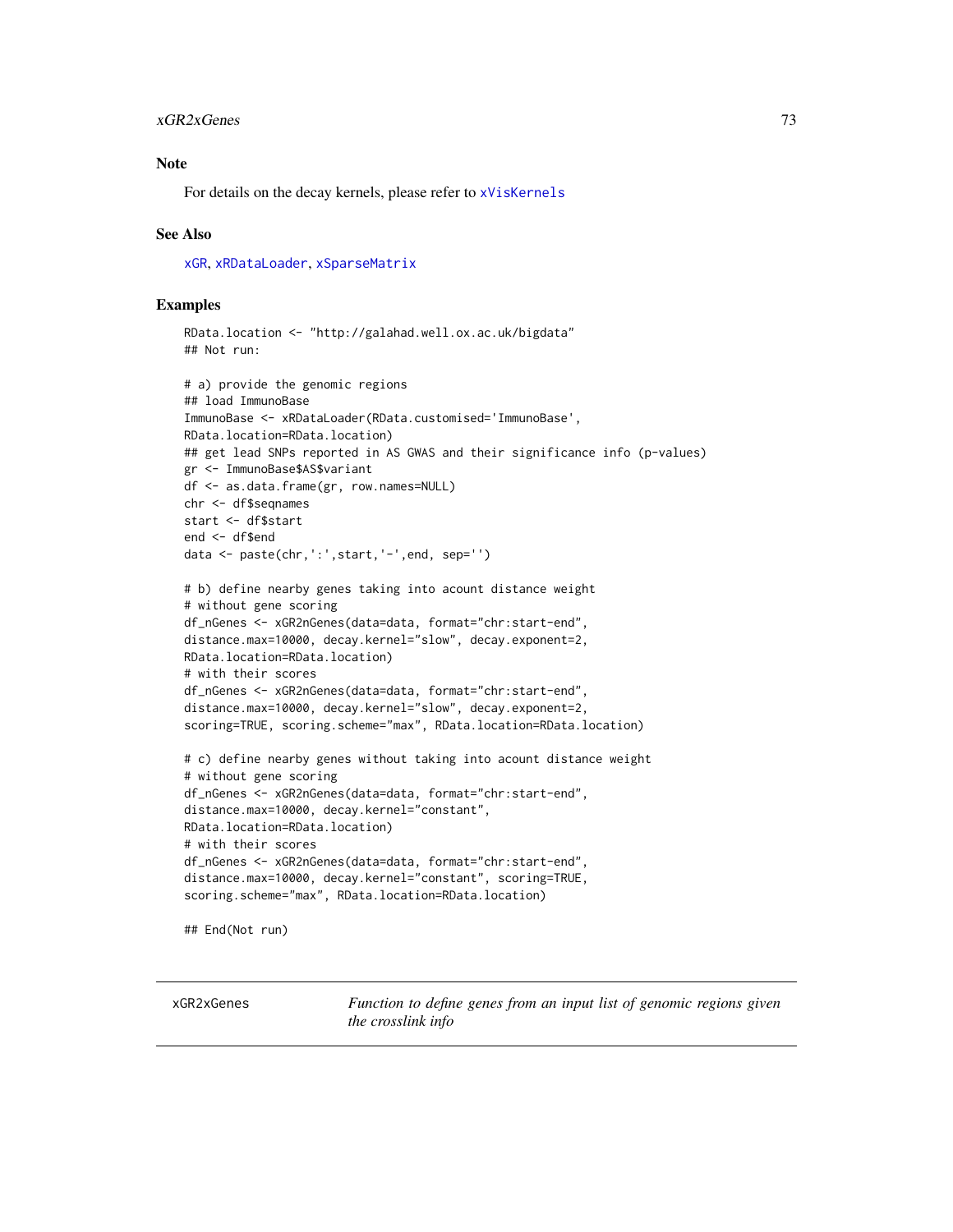## Note

For details on the decay kernels, please refer to `xVisKernels`

## See Also

`xGR`, `xRDataLoader`, `xSparseMatrix`

## Examples

```
RData.location <- "http://galahad.well.ox.ac.uk/bigdata"
## Not run:

# a) provide the genomic regions
## load ImmunoBase
ImmunoBase <- xRDataLoader(RData.customised='ImmunoBase',
RData.location=RData.location)
## get lead SNPs reported in AS GWAS and their significance info (p-values)
gr <- ImmunoBase$AS$variant
df <- as.data.frame(gr, row.names=NULL)
chr <- df$seqnames
start <- df$start
end <- df$end
data <- paste(chr,':',start,'-',end, sep='')

# b) define nearby genes taking into acount distance weight
# without gene scoring
df_nGenes <- xGR2nGenes(data=data, format="chr:start-end",
distance.max=10000, decay.kernel="slow", decay.exponent=2,
RData.location=RData.location)
# with their scores
df_nGenes <- xGR2nGenes(data=data, format="chr:start-end",
distance.max=10000, decay.kernel="slow", decay.exponent=2,
scoring=TRUE, scoring.scheme="max", RData.location=RData.location)

# c) define nearby genes without taking into acount distance weight
# without gene scoring
df_nGenes <- xGR2nGenes(data=data, format="chr:start-end",
distance.max=10000, decay.kernel="constant",
RData.location=RData.location)
# with their scores
df_nGenes <- xGR2nGenes(data=data, format="chr:start-end",
distance.max=10000, decay.kernel="constant", scoring=TRUE,
scoring.scheme="max", RData.location=RData.location)

## End(Not run)
```

---

`xGR2xGenes` *Function to define genes from an input list of genomic regions given the crosslink info*

---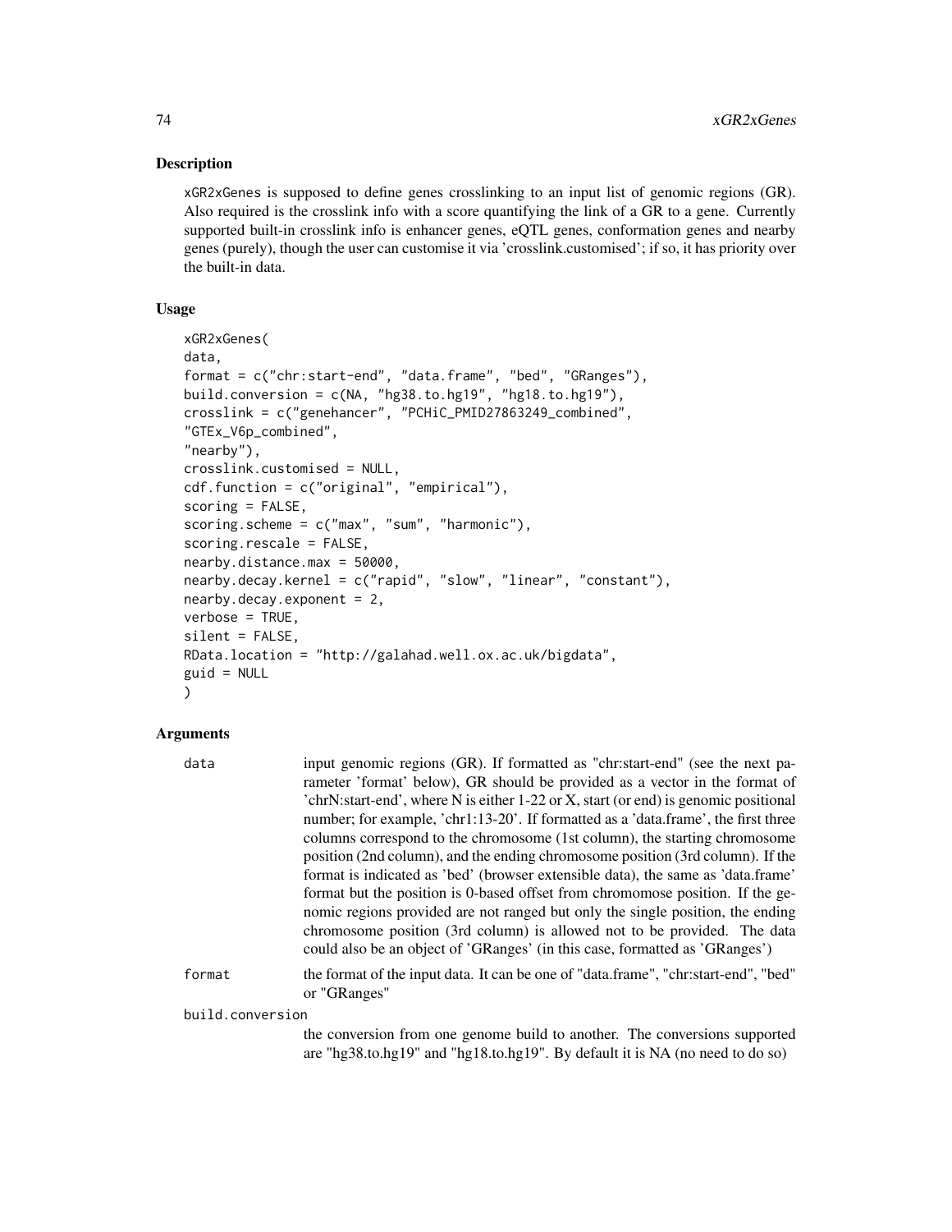## Description

xGR2xGenes is supposed to define genes crosslinking to an input list of genomic regions (GR). Also required is the crosslink info with a score quantifying the link of a GR to a gene. Currently supported built-in crosslink info is enhancer genes, eQTL genes, conformation genes and nearby genes (purely), though the user can customise it via 'crosslink.customised'; if so, it has priority over the built-in data.

## Usage

```
xGR2xGenes(
data,
format = c("chr:start-end", "data.frame", "bed", "GRanges"),
build.conversion = c(NA, "hg38.to.hg19", "hg18.to.hg19"),
crosslink = c("genehancer", "PCHiC_PMID27863249_combined",
"GTEx_V6p_combined",
"nearby"),
crosslink.customised = NULL,
cdf.function = c("original", "empirical"),
scoring = FALSE,
scoring.scheme = c("max", "sum", "harmonic"),
scoring.rescale = FALSE,
nearby.distance.max = 50000,
nearby.decay.kernel = c("rapid", "slow", "linear", "constant"),
nearby.decay.exponent = 2,
verbose = TRUE,
silent = FALSE,
RData.location = "http://galahad.well.ox.ac.uk/bigdata",
guid = NULL
)
```

## Arguments

**data** input genomic regions (GR). If formatted as "chr:start-end" (see the next parameter 'format' below), GR should be provided as a vector in the format of 'chrN:start-end', where N is either 1-22 or X, start (or end) is genomic positional number; for example, 'chr1:13-20'. If formatted as a 'data.frame', the first three columns correspond to the chromosome (1st column), the starting chromosome position (2nd column), and the ending chromosome position (3rd column). If the format is indicated as 'bed' (browser extensible data), the same as 'data.frame' format but the position is 0-based offset from chromomose position. If the genomic regions provided are not ranged but only the single position, the ending chromosome position (3rd column) is allowed not to be provided. The data could also be an object of 'GRanges' (in this case, formatted as 'GRanges')

**format** the format of the input data. It can be one of "data.frame", "chr:start-end", "bed" or "GRanges"

**build.conversion** the conversion from one genome build to another. The conversions supported are "hg38.to.hg19" and "hg18.to.hg19". By default it is NA (no need to do so)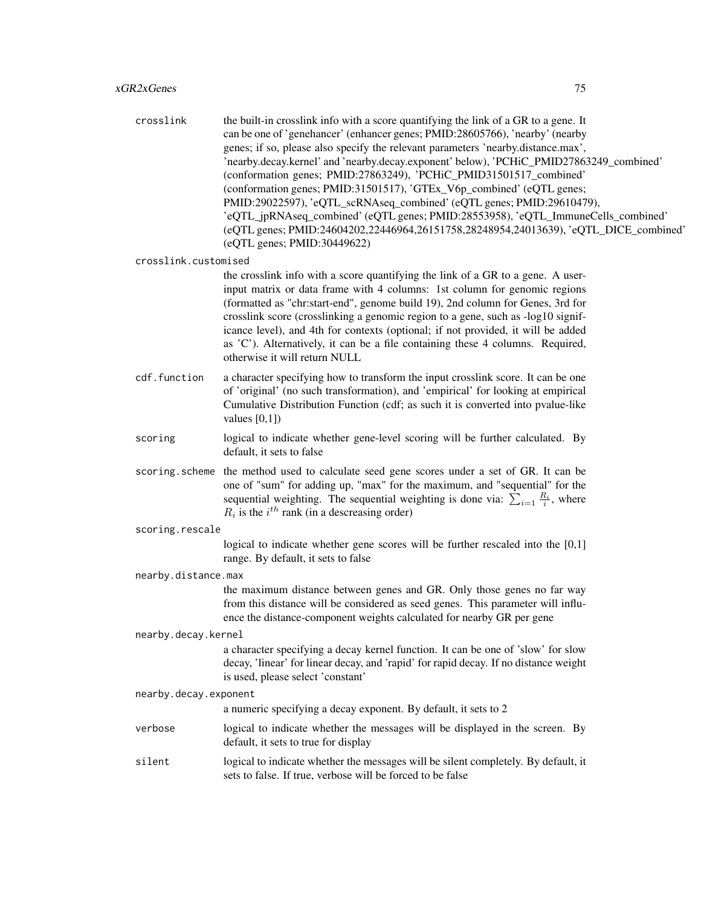crosslink
: the built-in crosslink info with a score quantifying the link of a GR to a gene. It can be one of 'genehancer' (enhancer genes; PMID:28605766), 'nearby' (nearby genes; if so, please also specify the relevant parameters 'nearby.distance.max', 'nearby.decay.kernel' and 'nearby.decay.exponent' below), 'PCHiC_PMID27863249_combined' (conformation genes; PMID:27863249), 'PCHiC_PMID31501517_combined' (conformation genes; PMID:31501517), 'GTEx_V6p_combined' (eQTL genes; PMID:29022597), 'eQTL_scRNAseq_combined' (eQTL genes; PMID:29610479), 'eQTL_jpRNAseq_combined' (eQTL genes; PMID:28553958), 'eQTL_ImmuneCells_combined' (eQTL genes; PMID:24604202,22446964,26151758,28248954,24013639), 'eQTL_DICE_combined' (eQTL genes; PMID:30449622)

crosslink.customised
: the crosslink info with a score quantifying the link of a GR to a gene. A user-input matrix or data frame with 4 columns: 1st column for genomic regions (formatted as "chr:start-end", genome build 19), 2nd column for Genes, 3rd for crosslink score (crosslinking a genomic region to a gene, such as -log10 significance level), and 4th for contexts (optional; if not provided, it will be added as 'C'). Alternatively, it can be a file containing these 4 columns. Required, otherwise it will return NULL

cdf.function
: a character specifying how to transform the input crosslink score. It can be one of 'original' (no such transformation), and 'empirical' for looking at empirical Cumulative Distribution Function (cdf; as such it is converted into pvalue-like values [0,1])

scoring
: logical to indicate whether gene-level scoring will be further calculated. By default, it sets to false

scoring.scheme
: the method used to calculate seed gene scores under a set of GR. It can be one of "sum" for adding up, "max" for the maximum, and "sequential" for the sequential weighting. The sequential weighting is done via: $\sum_{i=1} \frac{R_i}{i}$, where $R_i$ is the $i^{th}$ rank (in a descreasing order)

scoring.rescale
: logical to indicate whether gene scores will be further rescaled into the [0,1] range. By default, it sets to false

nearby.distance.max
: the maximum distance between genes and GR. Only those genes no far way from this distance will be considered as seed genes. This parameter will influence the distance-component weights calculated for nearby GR per gene

nearby.decay.kernel
: a character specifying a decay kernel function. It can be one of 'slow' for slow decay, 'linear' for linear decay, and 'rapid' for rapid decay. If no distance weight is used, please select 'constant'

nearby.decay.exponent
: a numeric specifying a decay exponent. By default, it sets to 2

verbose
: logical to indicate whether the messages will be displayed in the screen. By default, it sets to true for display

silent
: logical to indicate whether the messages will be silent completely. By default, it sets to false. If true, verbose will be forced to be false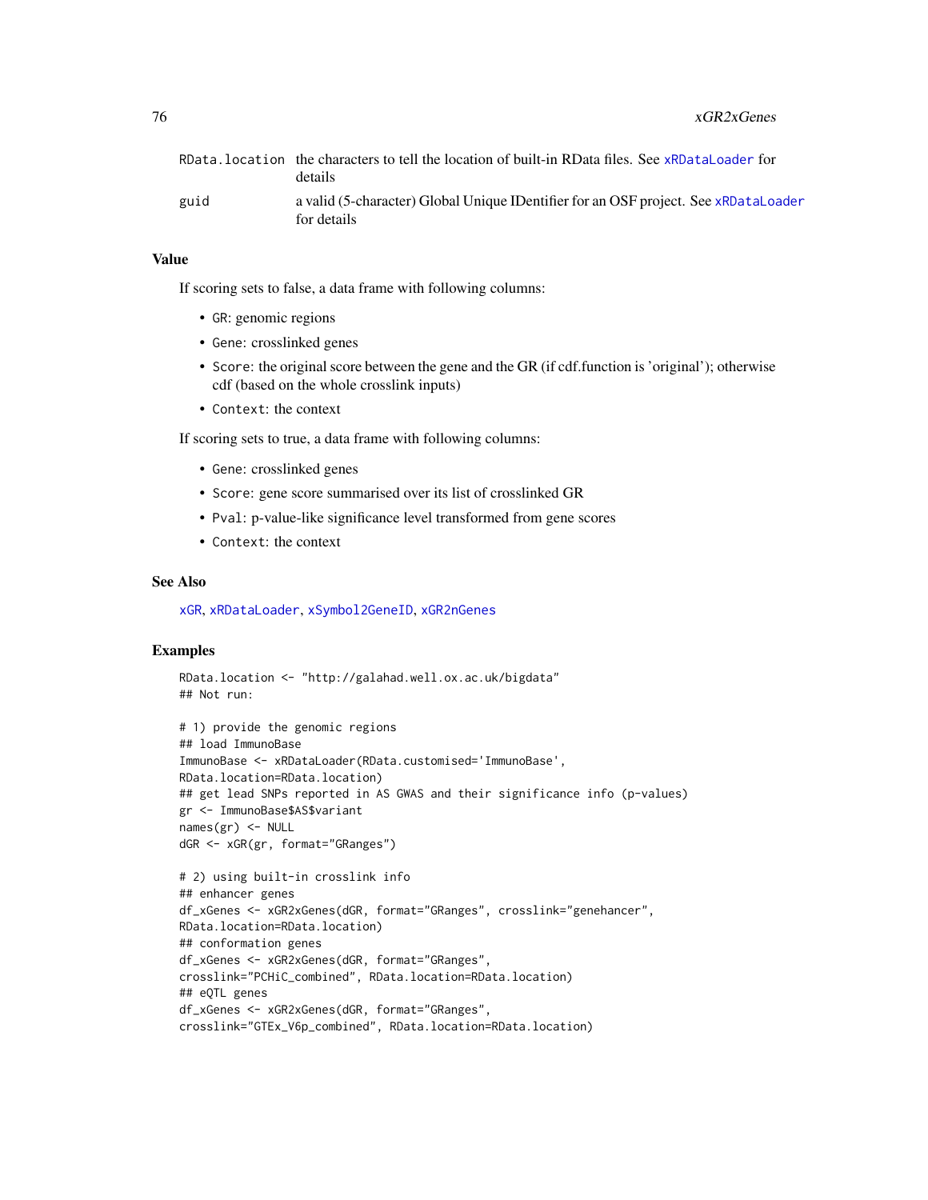| | |
|---|---|
| RData.location | the characters to tell the location of built-in RData files. See xRDataLoader for details |
| guid | a valid (5-character) Global Unique IDentifier for an OSF project. See xRDataLoader for details |

## Value

If scoring sets to false, a data frame with following columns:

- GR: genomic regions
- Gene: crosslinked genes
- Score: the original score between the gene and the GR (if cdf.function is 'original'); otherwise cdf (based on the whole crosslink inputs)
- Context: the context

If scoring sets to true, a data frame with following columns:

- Gene: crosslinked genes
- Score: gene score summarised over its list of crosslinked GR
- Pval: p-value-like significance level transformed from gene scores
- Context: the context

## See Also

xGR, xRDataLoader, xSymbol2GeneID, xGR2nGenes

## Examples

```
RData.location <- "http://galahad.well.ox.ac.uk/bigdata"
## Not run:

# 1) provide the genomic regions
## load ImmunoBase
ImmunoBase <- xRDataLoader(RData.customised='ImmunoBase',
RData.location=RData.location)
## get lead SNPs reported in AS GWAS and their significance info (p-values)
gr <- ImmunoBase$AS$variant
names(gr) <- NULL
dGR <- xGR(gr, format="GRanges")

# 2) using built-in crosslink info
## enhancer genes
df_xGenes <- xGR2xGenes(dGR, format="GRanges", crosslink="genehancer",
RData.location=RData.location)
## conformation genes
df_xGenes <- xGR2xGenes(dGR, format="GRanges",
crosslink="PCHiC_combined", RData.location=RData.location)
## eQTL genes
df_xGenes <- xGR2xGenes(dGR, format="GRanges",
crosslink="GTEx_V6p_combined", RData.location=RData.location)
```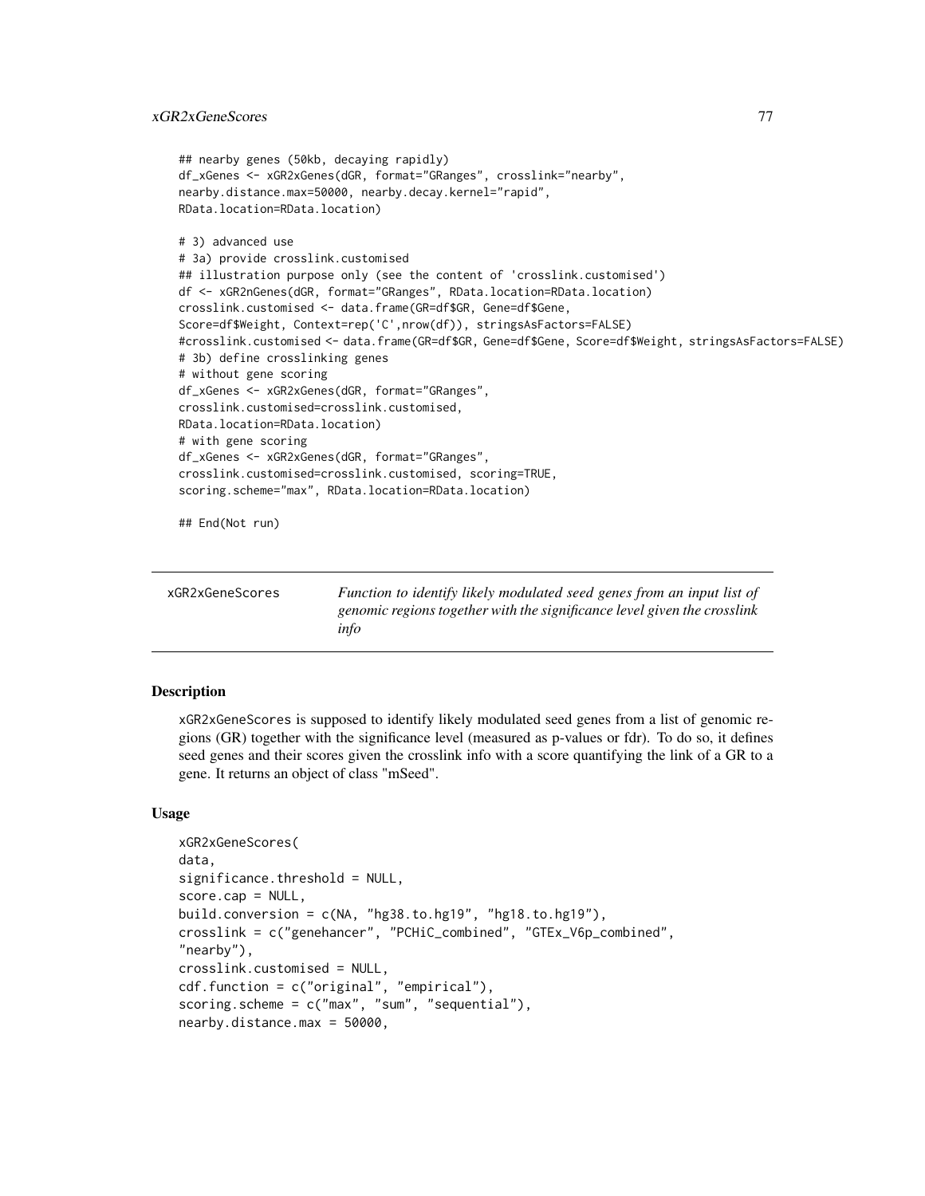```
## nearby genes (50kb, decaying rapidly)
df_xGenes <- xGR2xGenes(dGR, format="GRanges", crosslink="nearby",
nearby.distance.max=50000, nearby.decay.kernel="rapid",
RData.location=RData.location)

# 3) advanced use
# 3a) provide crosslink.customised
## illustration purpose only (see the content of 'crosslink.customised')
df <- xGR2nGenes(dGR, format="GRanges", RData.location=RData.location)
crosslink.customised <- data.frame(GR=df$GR, Gene=df$Gene,
Score=df$Weight, Context=rep('C',nrow(df)), stringsAsFactors=FALSE)
#crosslink.customised <- data.frame(GR=df$GR, Gene=df$Gene, Score=df$Weight, stringsAsFactors=FALSE)
# 3b) define crosslinking genes
# without gene scoring
df_xGenes <- xGR2xGenes(dGR, format="GRanges",
crosslink.customised=crosslink.customised,
RData.location=RData.location)
# with gene scoring
df_xGenes <- xGR2xGenes(dGR, format="GRanges",
crosslink.customised=crosslink.customised, scoring=TRUE,
scoring.scheme="max", RData.location=RData.location)

## End(Not run)
```

---

| xGR2xGeneScores | *Function to identify likely modulated seed genes from an input list of genomic regions together with the significance level given the crosslink info* |
|---|---|

## Description

xGR2xGeneScores is supposed to identify likely modulated seed genes from a list of genomic regions (GR) together with the significance level (measured as p-values or fdr). To do so, it defines seed genes and their scores given the crosslink info with a score quantifying the link of a GR to a gene. It returns an object of class "mSeed".

## Usage

```
xGR2xGeneScores(
data,
significance.threshold = NULL,
score.cap = NULL,
build.conversion = c(NA, "hg38.to.hg19", "hg18.to.hg19"),
crosslink = c("genehancer", "PCHiC_combined", "GTEx_V6p_combined",
"nearby"),
crosslink.customised = NULL,
cdf.function = c("original", "empirical"),
scoring.scheme = c("max", "sum", "sequential"),
nearby.distance.max = 50000,
```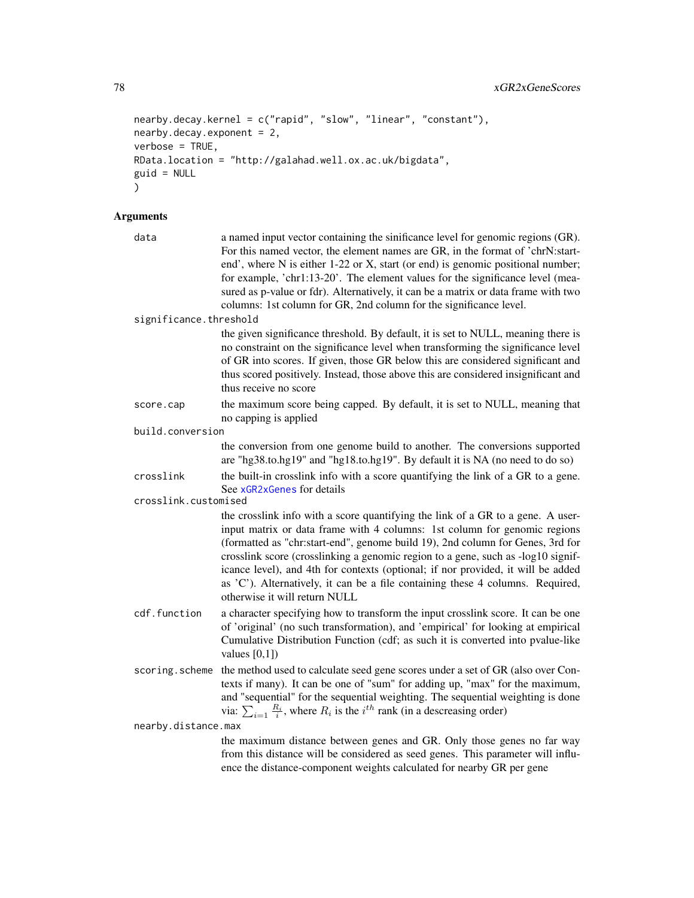```
nearby.decay.kernel = c("rapid", "slow", "linear", "constant"),
nearby.decay.exponent = 2,
verbose = TRUE,
RData.location = "http://galahad.well.ox.ac.uk/bigdata",
guid = NULL
)
```

## Arguments

**data**
a named input vector containing the sinificance level for genomic regions (GR). For this named vector, the element names are GR, in the format of 'chrN:start-end', where N is either 1-22 or X, start (or end) is genomic positional number; for example, 'chr1:13-20'. The element values for the significance level (measured as p-value or fdr). Alternatively, it can be a matrix or data frame with two columns: 1st column for GR, 2nd column for the significance level.

**significance.threshold**
the given significance threshold. By default, it is set to NULL, meaning there is no constraint on the significance level when transforming the significance level of GR into scores. If given, those GR below this are considered significant and thus scored positively. Instead, those above this are considered insigificant and thus receive no score

**score.cap**
the maximum score being capped. By default, it is set to NULL, meaning that no capping is applied

**build.conversion**
the conversion from one genome build to another. The conversions supported are "hg38.to.hg19" and "hg18.to.hg19". By default it is NA (no need to do so)

**crosslink**
the built-in crosslink info with a score quantifying the link of a GR to a gene. See `xGR2xGenes` for details

**crosslink.customised**
the crosslink info with a score quantifying the link of a GR to a gene. A user-input matrix or data frame with 4 columns: 1st column for genomic regions (formatted as "chr:start-end", genome build 19), 2nd column for Genes, 3rd for crosslink score (crosslinking a genomic region to a gene, such as -log10 significance level), and 4th for contexts (optional; if nor provided, it will be added as 'C'). Alternatively, it can be a file containing these 4 columns. Required, otherwise it will return NULL

**cdf.function**
a character specifying how to transform the input crosslink score. It can be one of 'original' (no such transformation), and 'empirical' for looking at empirical Cumulative Distribution Function (cdf; as such it is converted into pvalue-like values [0,1])

**scoring.scheme**
the method used to calculate seed gene scores under a set of GR (also over Contexts if many). It can be one of "sum" for adding up, "max" for the maximum, and "sequential" for the sequential weighting. The sequential weighting is done via: $\sum_{i=1} \frac{R_i}{i}$, where $R_i$ is the $i^{th}$ rank (in a descreasing order)

**nearby.distance.max**
the maximum distance between genes and GR. Only those genes no far way from this distance will be considered as seed genes. This parameter will influence the distance-component weights calculated for nearby GR per gene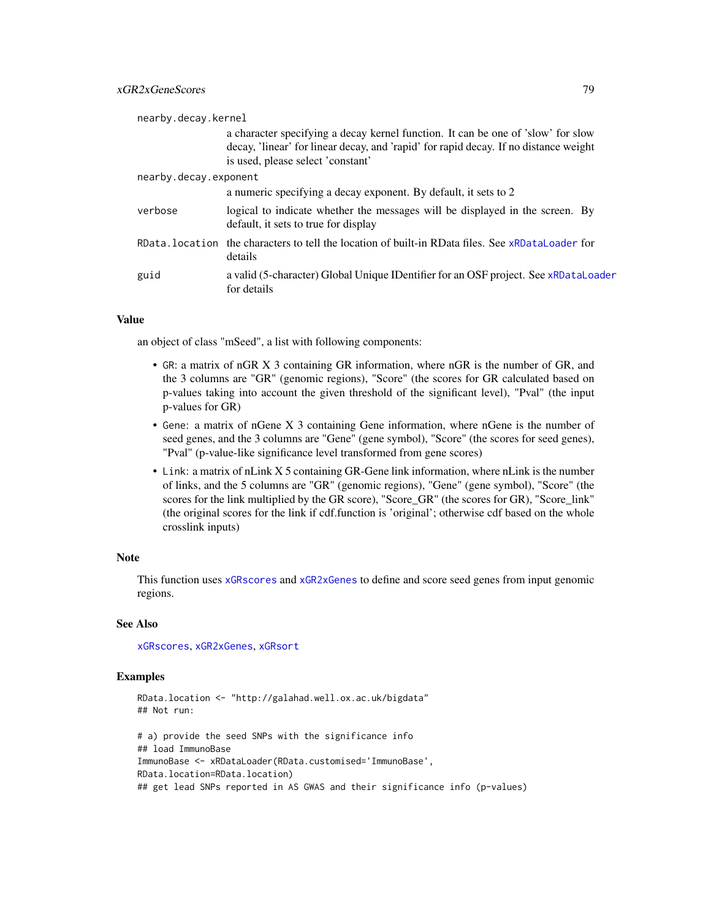| | |
|---|---|
| nearby.decay.kernel | a character specifying a decay kernel function. It can be one of 'slow' for slow decay, 'linear' for linear decay, and 'rapid' for rapid decay. If no distance weight is used, please select 'constant' |
| nearby.decay.exponent | a numeric specifying a decay exponent. By default, it sets to 2 |
| verbose | logical to indicate whether the messages will be displayed in the screen. By default, it sets to true for display |
| RData.location | the characters to tell the location of built-in RData files. See xRDataLoader for details |
| guid | a valid (5-character) Global Unique IDentifier for an OSF project. See xRDataLoader for details |

## Value

an object of class "mSeed", a list with following components:

- GR: a matrix of nGR X 3 containing GR information, where nGR is the number of GR, and the 3 columns are "GR" (genomic regions), "Score" (the scores for GR calculated based on p-values taking into account the given threshold of the significant level), "Pval" (the input p-values for GR)
- Gene: a matrix of nGene X 3 containing Gene information, where nGene is the number of seed genes, and the 3 columns are "Gene" (gene symbol), "Score" (the scores for seed genes), "Pval" (p-value-like significance level transformed from gene scores)
- Link: a matrix of nLink X 5 containing GR-Gene link information, where nLink is the number of links, and the 5 columns are "GR" (genomic regions), "Gene" (gene symbol), "Score" (the scores for the link multiplied by the GR score), "Score_GR" (the scores for GR), "Score_link" (the original scores for the link if cdf.function is 'original'; otherwise cdf based on the whole crosslink inputs)

## Note

This function uses xGRscores and xGR2xGenes to define and score seed genes from input genomic regions.

## See Also

xGRscores, xGR2xGenes, xGRsort

## Examples

```
RData.location <- "http://galahad.well.ox.ac.uk/bigdata"
## Not run:

# a) provide the seed SNPs with the significance info
## load ImmunoBase
ImmunoBase <- xRDataLoader(RData.customised='ImmunoBase',
RData.location=RData.location)
## get lead SNPs reported in AS GWAS and their significance info (p-values)
```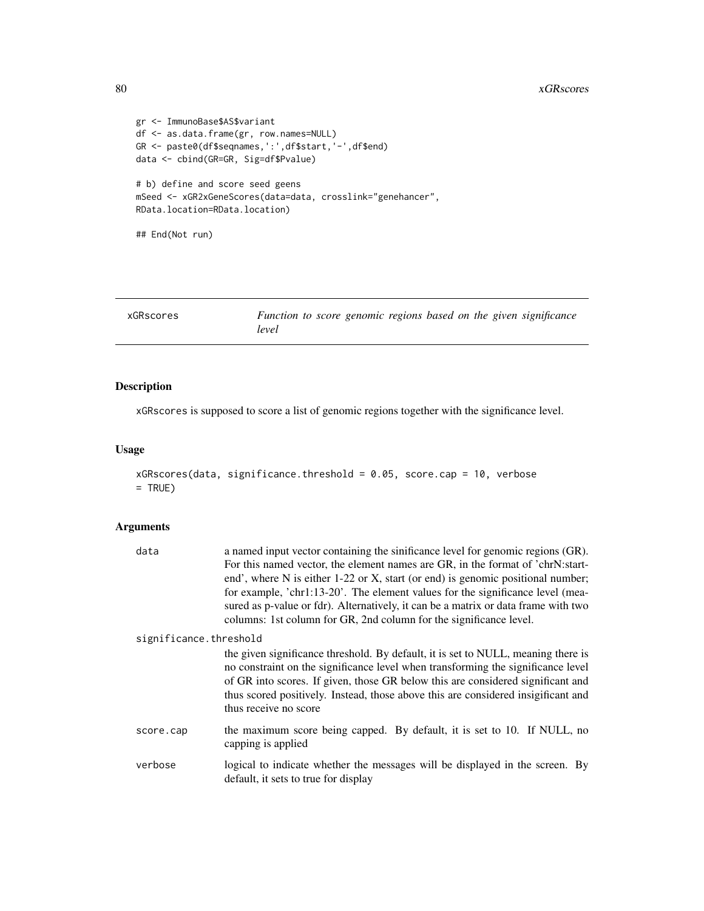```
gr <- ImmunoBase$AS$variant
df <- as.data.frame(gr, row.names=NULL)
GR <- paste0(df$seqnames,':',df$start,'-',df$end)
data <- cbind(GR=GR, Sig=df$Pvalue)

# b) define and score seed geens
mSeed <- xGR2xGeneScores(data=data, crosslink="genehancer",
RDdata.location=RData.location)

## End(Not run)
```

## xGRscores — *Function to score genomic regions based on the given significance level*

### Description

xGRscores is supposed to score a list of genomic regions together with the significance level.

### Usage

```
xGRscores(data, significance.threshold = 0.05, score.cap = 10, verbose
= TRUE)
```

### Arguments

- **data**: a named input vector containing the sinificance level for genomic regions (GR). For this named vector, the element names are GR, in the format of 'chrN:start-end', where N is either 1-22 or X, start (or end) is genomic positional number; for example, 'chr1:13-20'. The element values for the significance level (measured as p-value or fdr). Alternatively, it can be a matrix or data frame with two columns: 1st column for GR, 2nd column for the significance level.
- **significance.threshold**: the given significance threshold. By default, it is set to NULL, meaning there is no constraint on the significance level when transforming the significance level of GR into scores. If given, those GR below this are considered significant and thus scored positively. Instead, those above this are considered insigificant and thus receive no score
- **score.cap**: the maximum score being capped. By default, it is set to 10. If NULL, no capping is applied
- **verbose**: logical to indicate whether the messages will be displayed in the screen. By default, it sets to true for display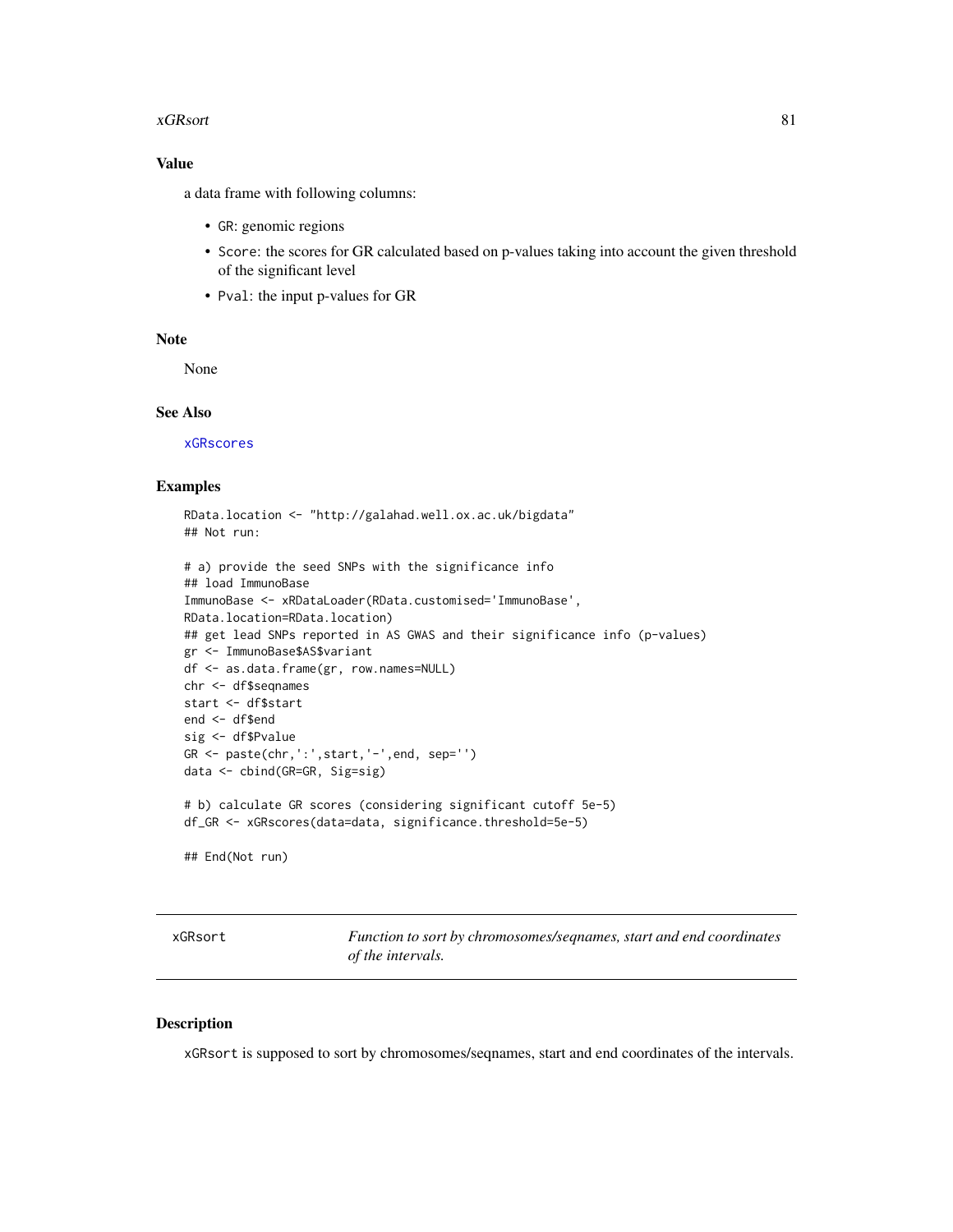## Value

a data frame with following columns:

- `GR`: genomic regions
- `Score`: the scores for GR calculated based on p-values taking into account the given threshold of the significant level
- `Pval`: the input p-values for GR

## Note

None

## See Also

`xGRscores`

## Examples

```
RData.location <- "http://galahad.well.ox.ac.uk/bigdata"
## Not run:

# a) provide the seed SNPs with the significance info
## load ImmunoBase
ImmunoBase <- xRDataLoader(RData.customised='ImmunoBase',
RData.location=RData.location)
## get lead SNPs reported in AS GWAS and their significance info (p-values)
gr <- ImmunoBase$AS$variant
df <- as.data.frame(gr, row.names=NULL)
chr <- df$seqnames
start <- df$start
end <- df$end
sig <- df$Pvalue
GR <- paste(chr,':',start,'-',end, sep='')
data <- cbind(GR=GR, Sig=sig)

# b) calculate GR scores (considering significant cutoff 5e-5)
df_GR <- xGRscores(data=data, significance.threshold=5e-5)

## End(Not run)
```

---

# xGRsort — *Function to sort by chromosomes/seqnames, start and end coordinates of the intervals.*

## Description

`xGRsort` is supposed to sort by chromosomes/seqnames, start and end coordinates of the intervals.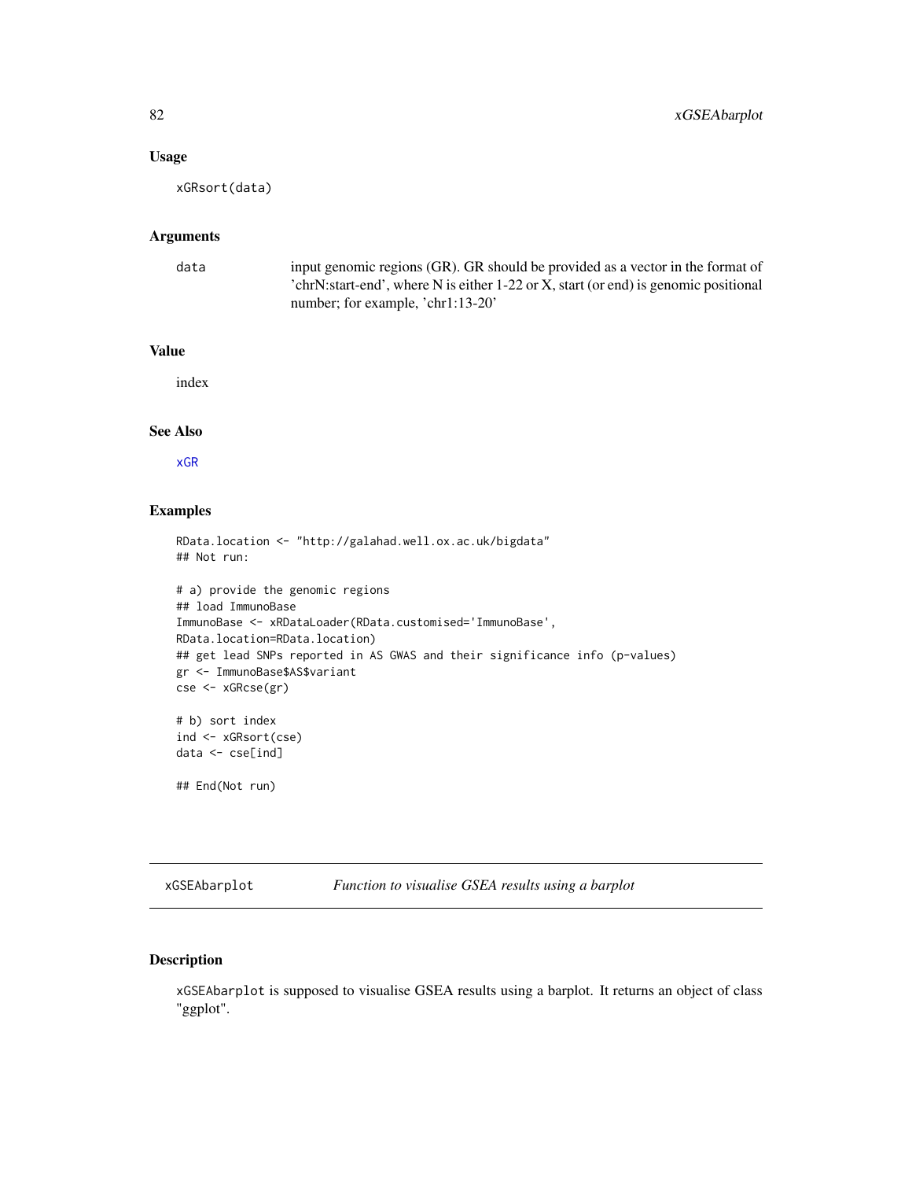## Usage

```
xGRsort(data)
```

## Arguments

data input genomic regions (GR). GR should be provided as a vector in the format of 'chrN:start-end', where N is either 1-22 or X, start (or end) is genomic positional number; for example, 'chr1:13-20'

## Value

index

## See Also

xGR

## Examples

```
RData.location <- "http://galahad.well.ox.ac.uk/bigdata"
## Not run:

# a) provide the genomic regions
## load ImmunoBase
ImmunoBase <- xRDataLoader(RData.customised='ImmunoBase',
RData.location=RData.location)
## get lead SNPs reported in AS GWAS and their significance info (p-values)
gr <- ImmunoBase$AS$variant
cse <- xGRcse(gr)

# b) sort index
ind <- xGRsort(cse)
data <- cse[ind]

## End(Not run)
```

---

# xGSEAbarplot *Function to visualise GSEA results using a barplot*

## Description

xGSEAbarplot is supposed to visualise GSEA results using a barplot. It returns an object of class "ggplot".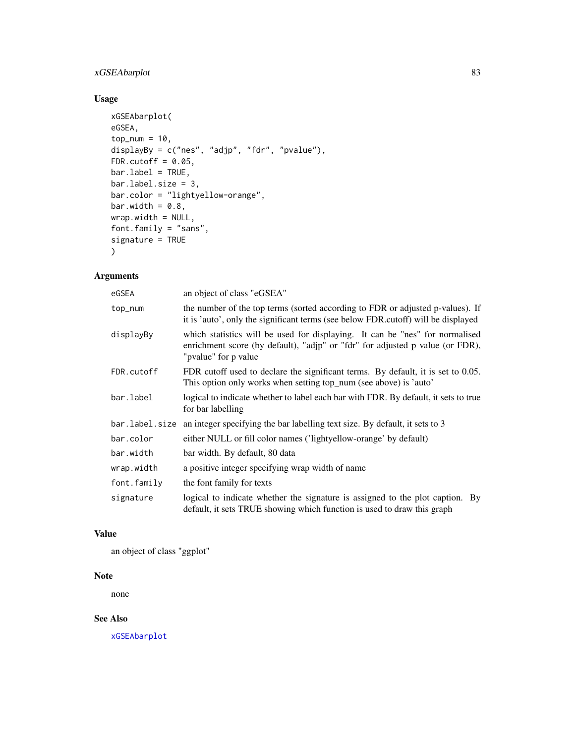## Usage

```
xGSEAbarplot(
eGSEA,
top_num = 10,
displayBy = c("nes", "adjp", "fdr", "pvalue"),
FDR.cutoff = 0.05,
bar.label = TRUE,
bar.label.size = 3,
bar.color = "lightyellow-orange",
bar.width = 0.8,
wrap.width = NULL,
font.family = "sans",
signature = TRUE
)
```

## Arguments

| | |
|---|---|
| `eGSEA` | an object of class "eGSEA" |
| `top_num` | the number of the top terms (sorted according to FDR or adjusted p-values). If it is 'auto', only the significant terms (see below FDR.cutoff) will be displayed |
| `displayBy` | which statistics will be used for displaying. It can be "nes" for normalised enrichment score (by default), "adjp" or "fdr" for adjusted p value (or FDR), "pvalue" for p value |
| `FDR.cutoff` | FDR cutoff used to declare the significant terms. By default, it is set to 0.05. This option only works when setting top_num (see above) is 'auto' |
| `bar.label` | logical to indicate whether to label each bar with FDR. By default, it sets to true for bar labelling |
| `bar.label.size` | an integer specifying the bar labelling text size. By default, it sets to 3 |
| `bar.color` | either NULL or fill color names ('lightyellow-orange' by default) |
| `bar.width` | bar width. By default, 80 data |
| `wrap.width` | a positive integer specifying wrap width of name |
| `font.family` | the font family for texts |
| `signature` | logical to indicate whether the signature is assigned to the plot caption. By default, it sets TRUE showing which function is used to draw this graph |

## Value

an object of class "ggplot"

## Note

none

## See Also

`xGSEAbarplot`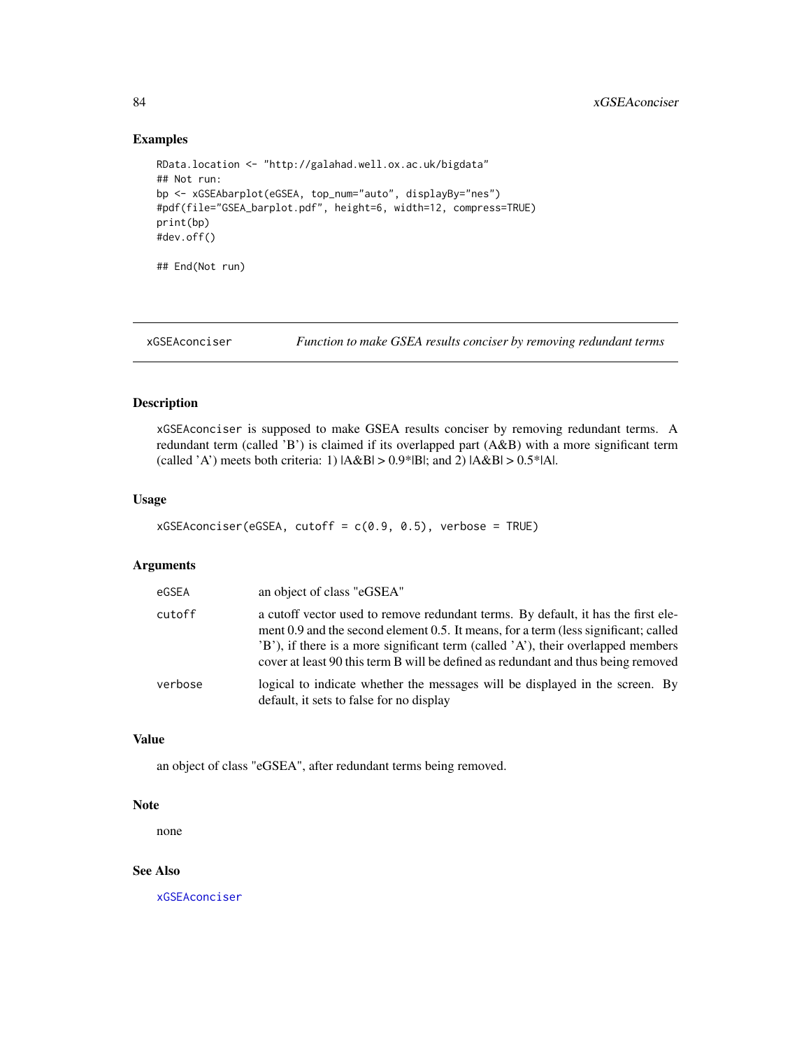## Examples

```
RData.location <- "http://galahad.well.ox.ac.uk/bigdata"
## Not run:
bp <- xGSEAbarplot(eGSEA, top_num="auto", displayBy="nes")
#pdf(file="GSEA_barplot.pdf", height=6, width=12, compress=TRUE)
print(bp)
#dev.off()

## End(Not run)
```

---

# xGSEAconciser — *Function to make GSEA results conciser by removing redundant terms*

---

## Description

xGSEAconciser is supposed to make GSEA results conciser by removing redundant terms. A redundant term (called 'B') is claimed if its overlapped part (A&B) with a more significant term (called 'A') meets both criteria: 1) |A&B| > 0.9*|B|; and 2) |A&B| > 0.5*|A|.

## Usage

```
xGSEAconciser(eGSEA, cutoff = c(0.9, 0.5), verbose = TRUE)
```

## Arguments

| | |
|---|---|
| eGSEA | an object of class "eGSEA" |
| cutoff | a cutoff vector used to remove redundant terms. By default, it has the first element 0.9 and the second element 0.5. It means, for a term (less significant; called 'B'), if there is a more significant term (called 'A'), their overlapped members cover at least 90 this term B will be defined as redundant and thus being removed |
| verbose | logical to indicate whether the messages will be displayed in the screen. By default, it sets to false for no display |

## Value

an object of class "eGSEA", after redundant terms being removed.

## Note

none

## See Also

xGSEAconciser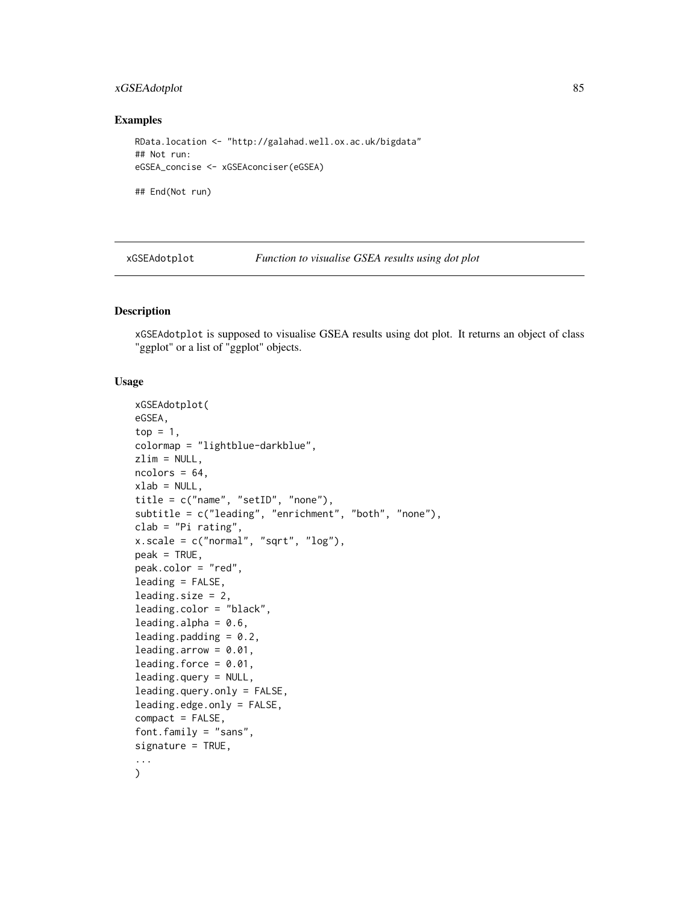## Examples

```
RData.location <- "http://galahad.well.ox.ac.uk/bigdata"
## Not run:
eGSEA_concise <- xGSEAconciser(eGSEA)

## End(Not run)
```

---

# xGSEAdotplot *Function to visualise GSEA results using dot plot*

---

## Description

xGSEAdotplot is supposed to visualise GSEA results using dot plot. It returns an object of class "ggplot" or a list of "ggplot" objects.

## Usage

```
xGSEAdotplot(
eGSEA,
top = 1,
colormap = "lightblue-darkblue",
zlim = NULL,
ncolors = 64,
xlab = NULL,
title = c("name", "setID", "none"),
subtitle = c("leading", "enrichment", "both", "none"),
clab = "Pi rating",
x.scale = c("normal", "sqrt", "log"),
peak = TRUE,
peak.color = "red",
leading = FALSE,
leading.size = 2,
leading.color = "black",
leading.alpha = 0.6,
leading.padding = 0.2,
leading.arrow = 0.01,
leading.force = 0.01,
leading.query = NULL,
leading.query.only = FALSE,
leading.edge.only = FALSE,
compact = FALSE,
font.family = "sans",
signature = TRUE,
...
)
```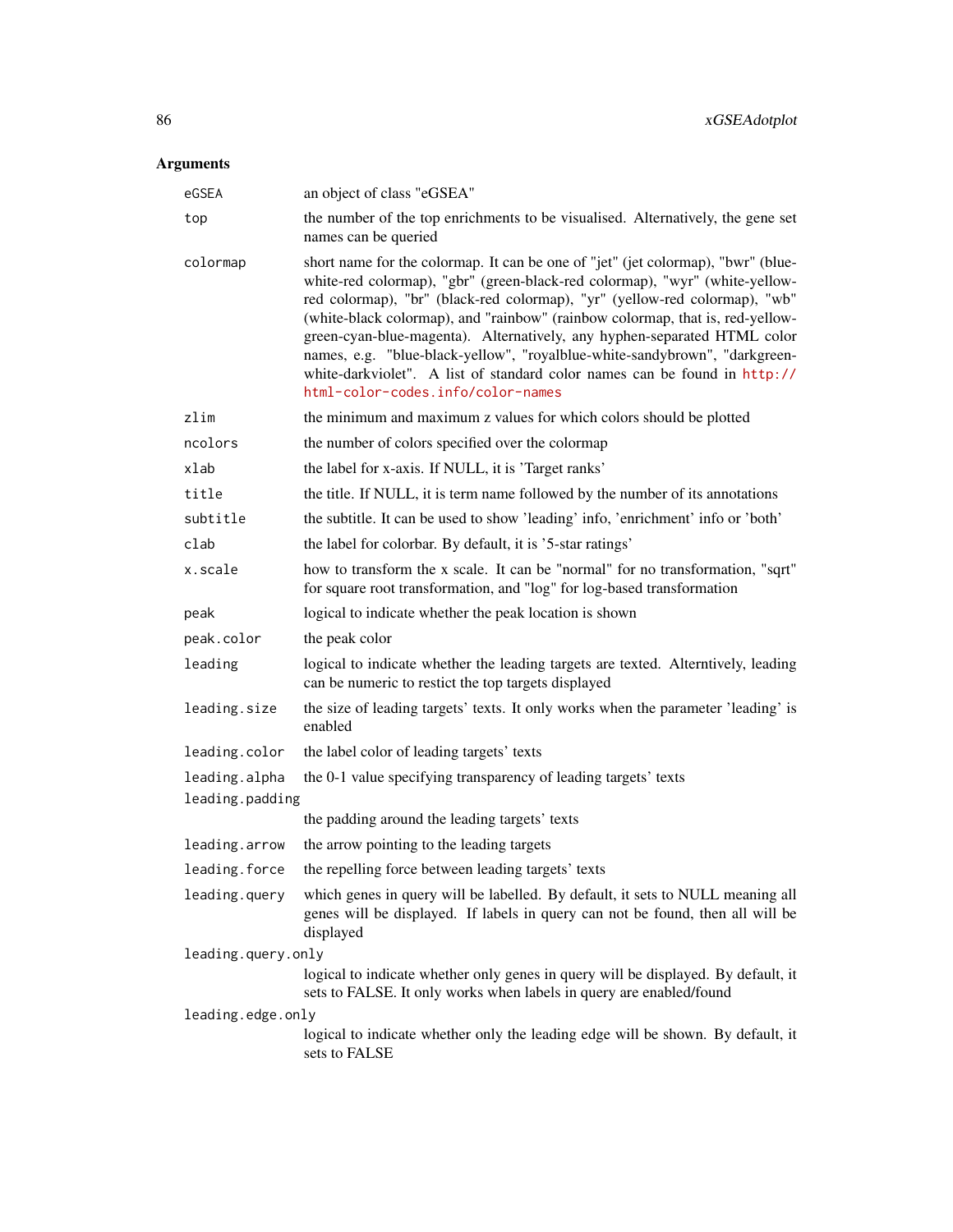## Arguments

| | |
|---|---|
| `eGSEA` | an object of class "eGSEA" |
| `top` | the number of the top enrichments to be visualised. Alternatively, the gene set names can be queried |
| `colormap` | short name for the colormap. It can be one of "jet" (jet colormap), "bwr" (blue-white-red colormap), "gbr" (green-black-red colormap), "wyr" (white-yellow-red colormap), "br" (black-red colormap), "yr" (yellow-red colormap), "wb" (white-black colormap), and "rainbow" (rainbow colormap, that is, red-yellow-green-cyan-blue-magenta). Alternatively, any hyphen-separated HTML color names, e.g. "blue-black-yellow", "royalblue-white-sandybrown", "darkgreen-white-darkviolet". A list of standard color names can be found in http://html-color-codes.info/color-names |
| `zlim` | the minimum and maximum z values for which colors should be plotted |
| `ncolors` | the number of colors specified over the colormap |
| `xlab` | the label for x-axis. If NULL, it is 'Target ranks' |
| `title` | the title. If NULL, it is term name followed by the number of its annotations |
| `subtitle` | the subtitle. It can be used to show 'leading' info, 'enrichment' info or 'both' |
| `clab` | the label for colorbar. By default, it is '5-star ratings' |
| `x.scale` | how to transform the x scale. It can be "normal" for no transformation, "sqrt" for square root transformation, and "log" for log-based transformation |
| `peak` | logical to indicate whether the peak location is shown |
| `peak.color` | the peak color |
| `leading` | logical to indicate whether the leading targets are texted. Alterntively, leading can be numeric to restict the top targets displayed |
| `leading.size` | the size of leading targets' texts. It only works when the parameter 'leading' is enabled |
| `leading.color` | the label color of leading targets' texts |
| `leading.alpha` | the 0-1 value specifying transparency of leading targets' texts |
| `leading.padding` | the padding around the leading targets' texts |
| `leading.arrow` | the arrow pointing to the leading targets |
| `leading.force` | the repelling force between leading targets' texts |
| `leading.query` | which genes in query will be labelled. By default, it sets to NULL meaning all genes will be displayed. If labels in query can not be found, then all will be displayed |
| `leading.query.only` | logical to indicate whether only genes in query will be displayed. By default, it sets to FALSE. It only works when labels in query are enabled/found |
| `leading.edge.only` | logical to indicate whether only the leading edge will be shown. By default, it sets to FALSE |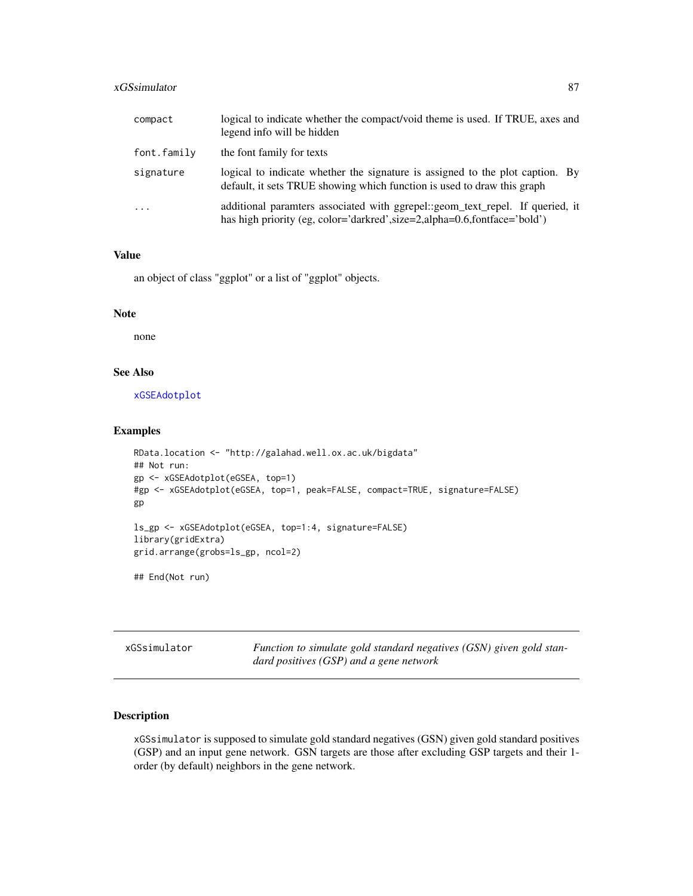| | |
|---|---|
| compact | logical to indicate whether the compact/void theme is used. If TRUE, axes and legend info will be hidden |
| font.family | the font family for texts |
| signature | logical to indicate whether the signature is assigned to the plot caption. By default, it sets TRUE showing which function is used to draw this graph |
| ... | additional paramters associated with ggrepel::geom_text_repel. If queried, it has high priority (eg, color='darkred',size=2,alpha=0.6,fontface='bold') |

### Value

an object of class "ggplot" or a list of "ggplot" objects.

### Note

none

### See Also

xGSEAdotplot

### Examples

```
RData.location <- "http://galahad.well.ox.ac.uk/bigdata"
## Not run:
gp <- xGSEAdotplot(eGSEA, top=1)
#gp <- xGSEAdotplot(eGSEA, top=1, peak=FALSE, compact=TRUE, signature=FALSE)
gp

ls_gp <- xGSEAdotplot(eGSEA, top=1:4, signature=FALSE)
library(gridExtra)
grid.arrange(grobs=ls_gp, ncol=2)

## End(Not run)
```

---

## xGSsimulator — *Function to simulate gold standard negatives (GSN) given gold standard positives (GSP) and a gene network*

### Description

xGSsimulator is supposed to simulate gold standard negatives (GSN) given gold standard positives (GSP) and an input gene network. GSN targets are those after excluding GSP targets and their 1-order (by default) neighbors in the gene network.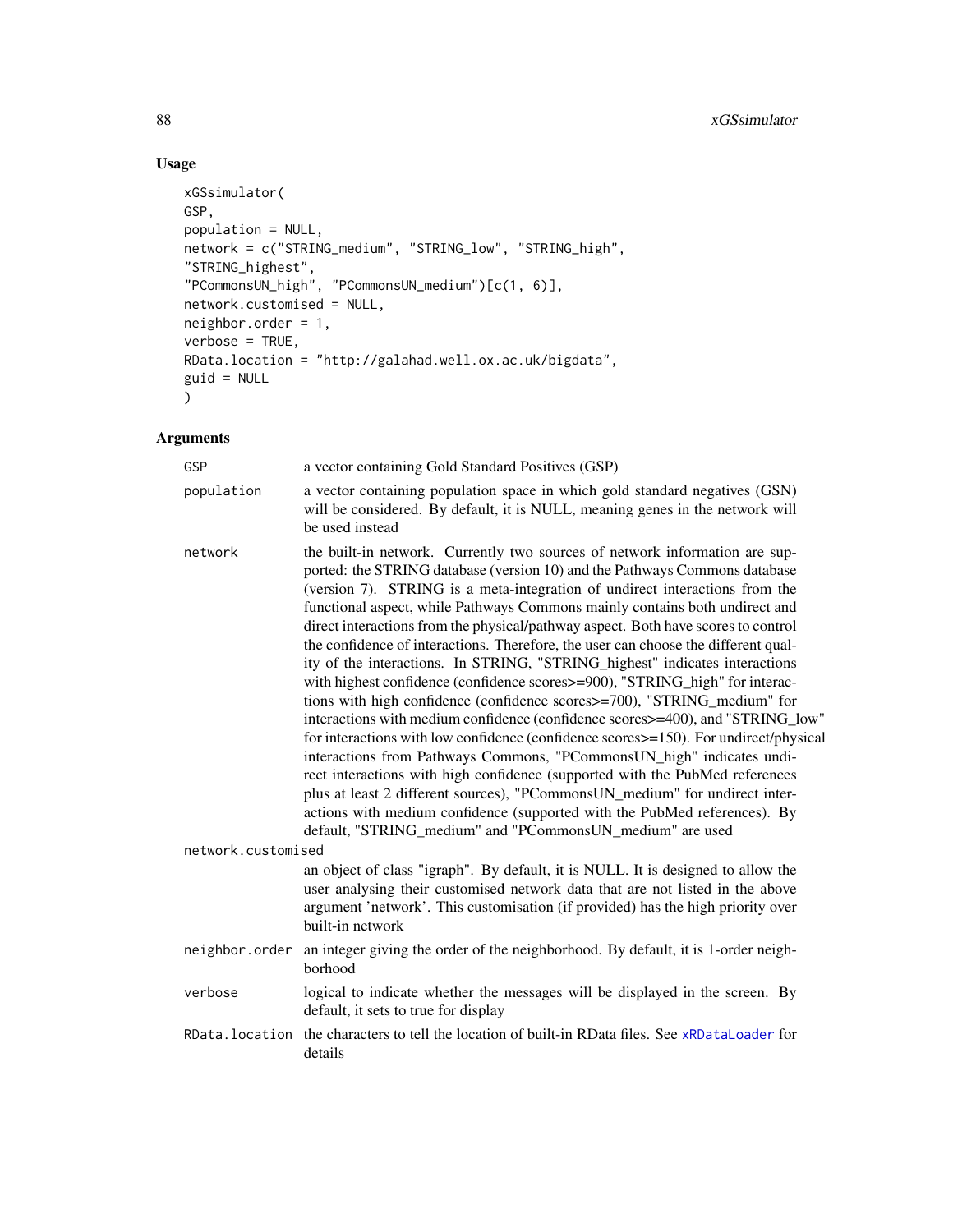## Usage

```
xGSsimulator(
GSP,
population = NULL,
network = c("STRING_medium", "STRING_low", "STRING_high",
"STRING_highest",
"PCommonsUN_high", "PCommonsUN_medium")[c(1, 6)],
network.customised = NULL,
neighbor.order = 1,
verbose = TRUE,
RData.location = "http://galahad.well.ox.ac.uk/bigdata",
guid = NULL
)
```

## Arguments

| Argument | Description |
|---|---|
| `GSP` | a vector containing Gold Standard Positives (GSP) |
| `population` | a vector containing population space in which gold standard negatives (GSN) will be considered. By default, it is NULL, meaning genes in the network will be used instead |
| `network` | the built-in network. Currently two sources of network information are supported: the STRING database (version 10) and the Pathways Commons database (version 7). STRING is a meta-integration of undirect interactions from the functional aspect, while Pathways Commons mainly contains both undirect and direct interactions from the physical/pathway aspect. Both have scores to control the confidence of interactions. Therefore, the user can choose the different quality of the interactions. In STRING, "STRING_highest" indicates interactions with highest confidence (confidence scores>=900), "STRING_high" for interactions with high confidence (confidence scores>=700), "STRING_medium" for interactions with medium confidence (confidence scores>=400), and "STRING_low" for interactions with low confidence (confidence scores>=150). For undirect/physical interactions from Pathways Commons, "PCommonsUN_high" indicates undirect interactions with high confidence (supported with the PubMed references plus at least 2 different sources), "PCommonsUN_medium" for undirect interactions with medium confidence (supported with the PubMed references). By default, "STRING_medium" and "PCommonsUN_medium" are used |
| `network.customised` | an object of class "igraph". By default, it is NULL. It is designed to allow the user analysing their customised network data that are not listed in the above argument 'network'. This customisation (if provided) has the high priority over built-in network |
| `neighbor.order` | an integer giving the order of the neighborhood. By default, it is 1-order neighborhood |
| `verbose` | logical to indicate whether the messages will be displayed in the screen. By default, it sets to true for display |
| `RData.location` | the characters to tell the location of built-in RData files. See `xRDataLoader` for details |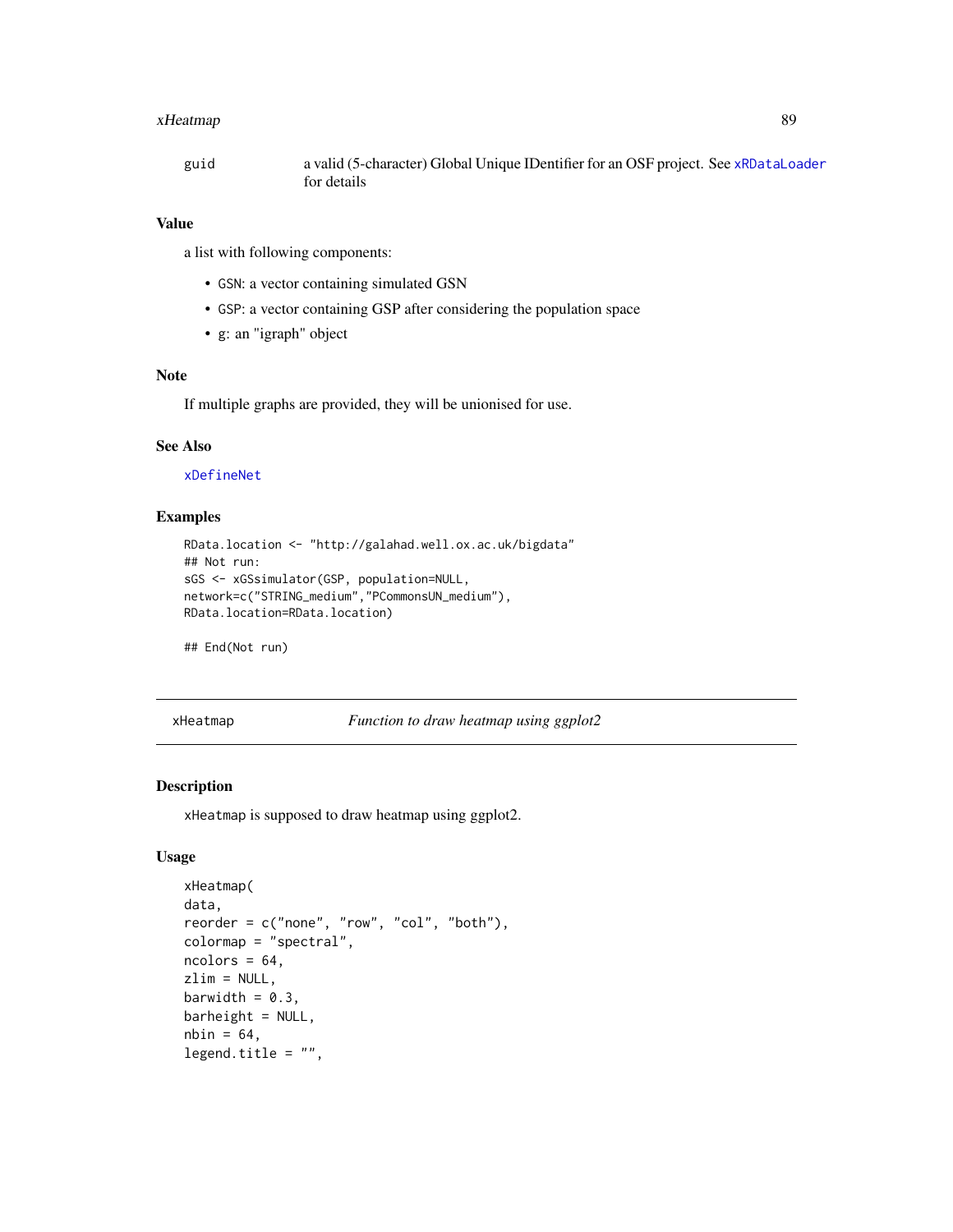guid a valid (5-character) Global Unique IDentifier for an OSF project. See xRDataLoader for details

### Value

a list with following components:

- GSN: a vector containing simulated GSN
- GSP: a vector containing GSP after considering the population space
- g: an "igraph" object

### Note

If multiple graphs are provided, they will be unionised for use.

### See Also

xDefineNet

### Examples

```
RData.location <- "http://galahad.well.ox.ac.uk/bigdata"
## Not run:
sGS <- xGSsimulator(GSP, population=NULL,
network=c("STRING_medium","PCommonsUN_medium"),
RData.location=RData.location)

## End(Not run)
```

---

## xHeatmap *Function to draw heatmap using ggplot2*

### Description

xHeatmap is supposed to draw heatmap using ggplot2.

### Usage

```
xHeatmap(
data,
reorder = c("none", "row", "col", "both"),
colormap = "spectral",
ncolors = 64,
zlim = NULL,
barwidth = 0.3,
barheight = NULL,
nbin = 64,
legend.title = "",
```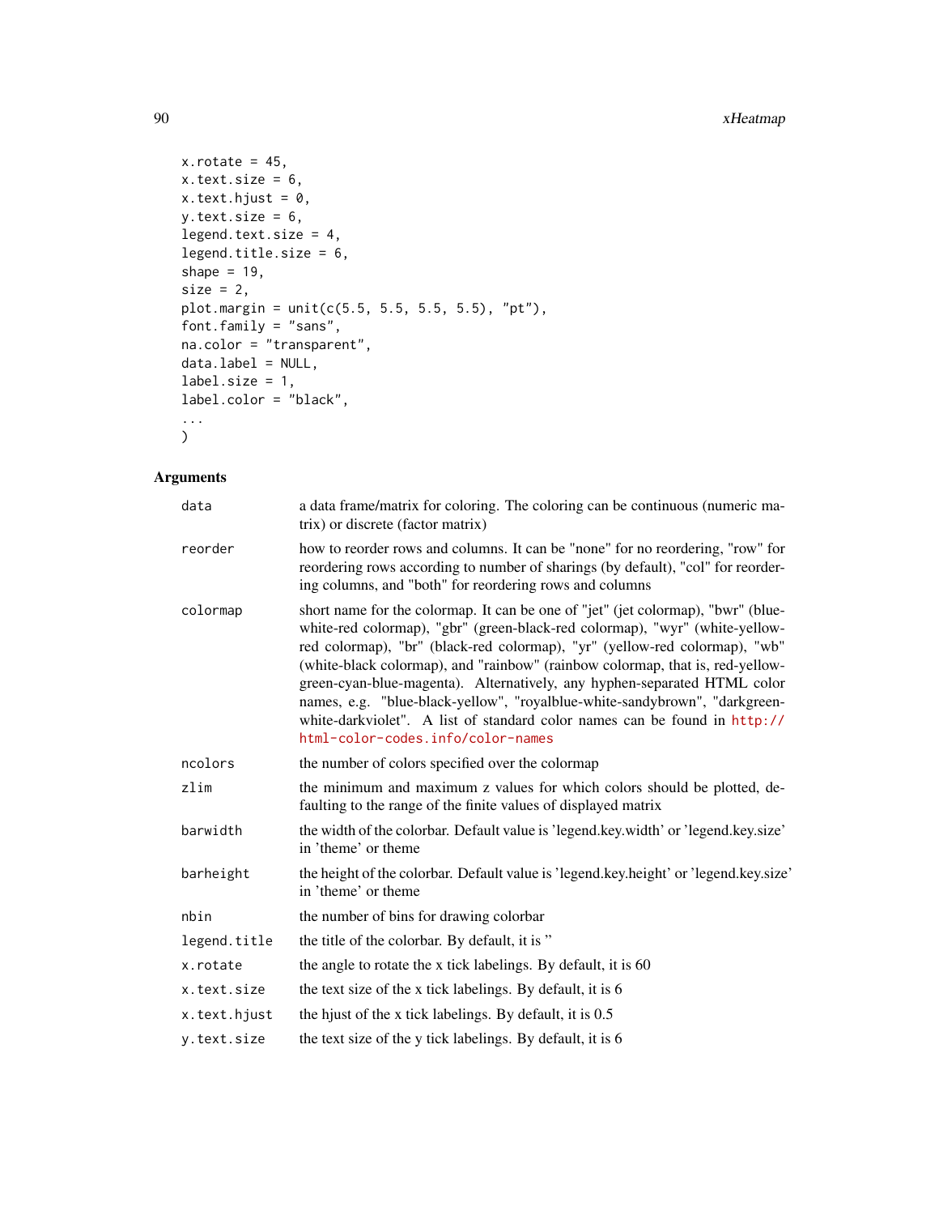```
x.rotate = 45,
x.text.size = 6,
x.text.hjust = 0,
y.text.size = 6,
legend.text.size = 4,
legend.title.size = 6,
shape = 19,
size = 2,
plot.margin = unit(c(5.5, 5.5, 5.5, 5.5), "pt"),
font.family = "sans",
na.color = "transparent",
data.label = NULL,
label.size = 1,
label.color = "black",
...
)
```

## Arguments

| | |
|---|---|
| `data` | a data frame/matrix for coloring. The coloring can be continuous (numeric matrix) or discrete (factor matrix) |
| `reorder` | how to reorder rows and columns. It can be "none" for no reordering, "row" for reordering rows according to number of sharings (by default), "col" for reordering columns, and "both" for reordering rows and columns |
| `colormap` | short name for the colormap. It can be one of "jet" (jet colormap), "bwr" (blue-white-red colormap), "gbr" (green-black-red colormap), "wyr" (white-yellow-red colormap), "br" (black-red colormap), "yr" (yellow-red colormap), "wb" (white-black colormap), and "rainbow" (rainbow colormap, that is, red-yellow-green-cyan-blue-magenta). Alternatively, any hyphen-separated HTML color names, e.g. "blue-black-yellow", "royalblue-white-sandybrown", "darkgreen-white-darkviolet". A list of standard color names can be found in http://html-color-codes.info/color-names |
| `ncolors` | the number of colors specified over the colormap |
| `zlim` | the minimum and maximum z values for which colors should be plotted, defaulting to the range of the finite values of displayed matrix |
| `barwidth` | the width of the colorbar. Default value is 'legend.key.width' or 'legend.key.size' in 'theme' or theme |
| `barheight` | the height of the colorbar. Default value is 'legend.key.height' or 'legend.key.size' in 'theme' or theme |
| `nbin` | the number of bins for drawing colorbar |
| `legend.title` | the title of the colorbar. By default, it is '' |
| `x.rotate` | the angle to rotate the x tick labelings. By default, it is 60 |
| `x.text.size` | the text size of the x tick labelings. By default, it is 6 |
| `x.text.hjust` | the hjust of the x tick labelings. By default, it is 0.5 |
| `y.text.size` | the text size of the y tick labelings. By default, it is 6 |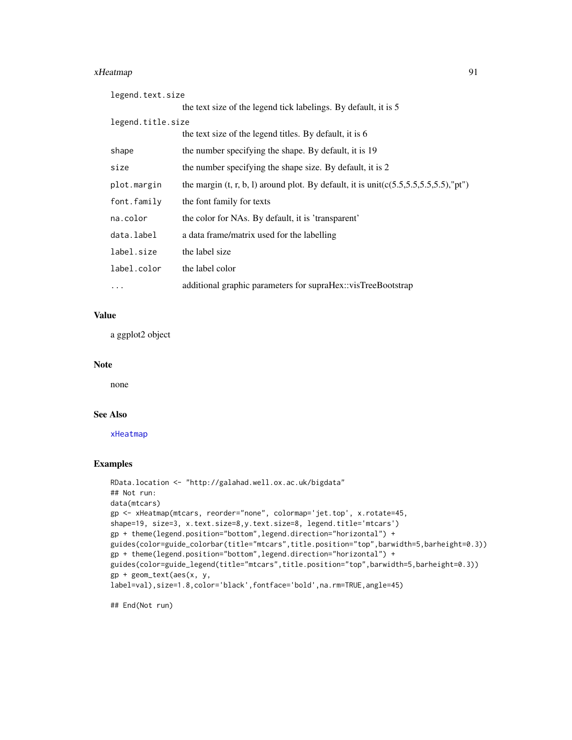| | |
|---|---|
| `legend.text.size` | the text size of the legend tick labelings. By default, it is 5 |
| `legend.title.size` | the text size of the legend titles. By default, it is 6 |
| `shape` | the number specifying the shape. By default, it is 19 |
| `size` | the number specifying the shape size. By default, it is 2 |
| `plot.margin` | the margin (t, r, b, l) around plot. By default, it is unit(c(5.5,5.5,5.5,5.5),"pt") |
| `font.family` | the font family for texts |
| `na.color` | the color for NAs. By default, it is 'transparent' |
| `data.label` | a data frame/matrix used for the labelling |
| `label.size` | the label size |
| `label.color` | the label color |
| `...` | additional graphic parameters for supraHex::visTreeBootstrap |

## Value

a ggplot2 object

## Note

none

## See Also

xHeatmap

## Examples

```
RData.location <- "http://galahad.well.ox.ac.uk/bigdata"
## Not run:
data(mtcars)
gp <- xHeatmap(mtcars, reorder="none", colormap='jet.top', x.rotate=45,
shape=19, size=3, x.text.size=8,y.text.size=8, legend.title='mtcars')
gp + theme(legend.position="bottom",legend.direction="horizontal") +
guides(color=guide_colorbar(title="mtcars",title.position="top",barwidth=5,barheight=0.3))
gp + theme(legend.position="bottom",legend.direction="horizontal") +
guides(color=guide_legend(title="mtcars",title.position="top",barwidth=5,barheight=0.3))
gp + geom_text(aes(x, y,
label=val),size=1.8,color='black',fontface='bold',na.rm=TRUE,angle=45)

## End(Not run)
```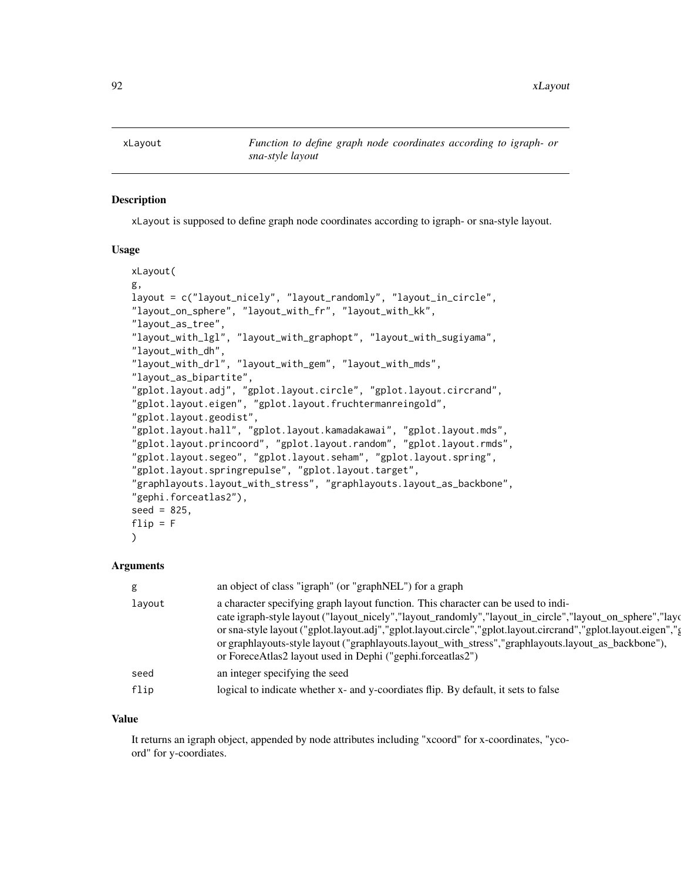# xLayout

*Function to define graph node coordinates according to igraph- or sna-style layout*

## Description

xLayout is supposed to define graph node coordinates according to igraph- or sna-style layout.

## Usage

```
xLayout(
g,
layout = c("layout_nicely", "layout_randomly", "layout_in_circle",
"layout_on_sphere", "layout_with_fr", "layout_with_kk",
"layout_as_tree",
"layout_with_lgl", "layout_with_graphopt", "layout_with_sugiyama",
"layout_with_dh",
"layout_with_drl", "layout_with_gem", "layout_with_mds",
"layout_as_bipartite",
"gplot.layout.adj", "gplot.layout.circle", "gplot.layout.circrand",
"gplot.layout.eigen", "gplot.layout.fruchtermanreingold",
"gplot.layout.geodist",
"gplot.layout.hall", "gplot.layout.kamadakawai", "gplot.layout.mds",
"gplot.layout.princoord", "gplot.layout.random", "gplot.layout.rmds",
"gplot.layout.segeo", "gplot.layout.seham", "gplot.layout.spring",
"gplot.layout.springrepulse", "gplot.layout.target",
"graphlayouts.layout_with_stress", "graphlayouts.layout_as_backbone",
"gephi.forceatlas2"),
seed = 825,
flip = F
)
```

## Arguments

| | |
|---|---|
| g | an object of class "igraph" (or "graphNEL") for a graph |
| layout | a character specifying graph layout function. This character can be used to indicate igraph-style layout ("layout_nicely","layout_randomly","layout_in_circle","layout_on_sphere","layo or sna-style layout ("gplot.layout.adj","gplot.layout.circle","gplot.layout.circrand","gplot.layout.eigen"," or graphlayouts-style layout ("graphlayouts.layout_with_stress","graphlayouts.layout_as_backbone"), or ForeceAtlas2 layout used in Dephi ("gephi.forceatlas2") |
| seed | an integer specifying the seed |
| flip | logical to indicate whether x- and y-coordiates flip. By default, it sets to false |

## Value

It returns an igraph object, appended by node attributes including "xcoord" for x-coordinates, "ycoord" for y-coordiates.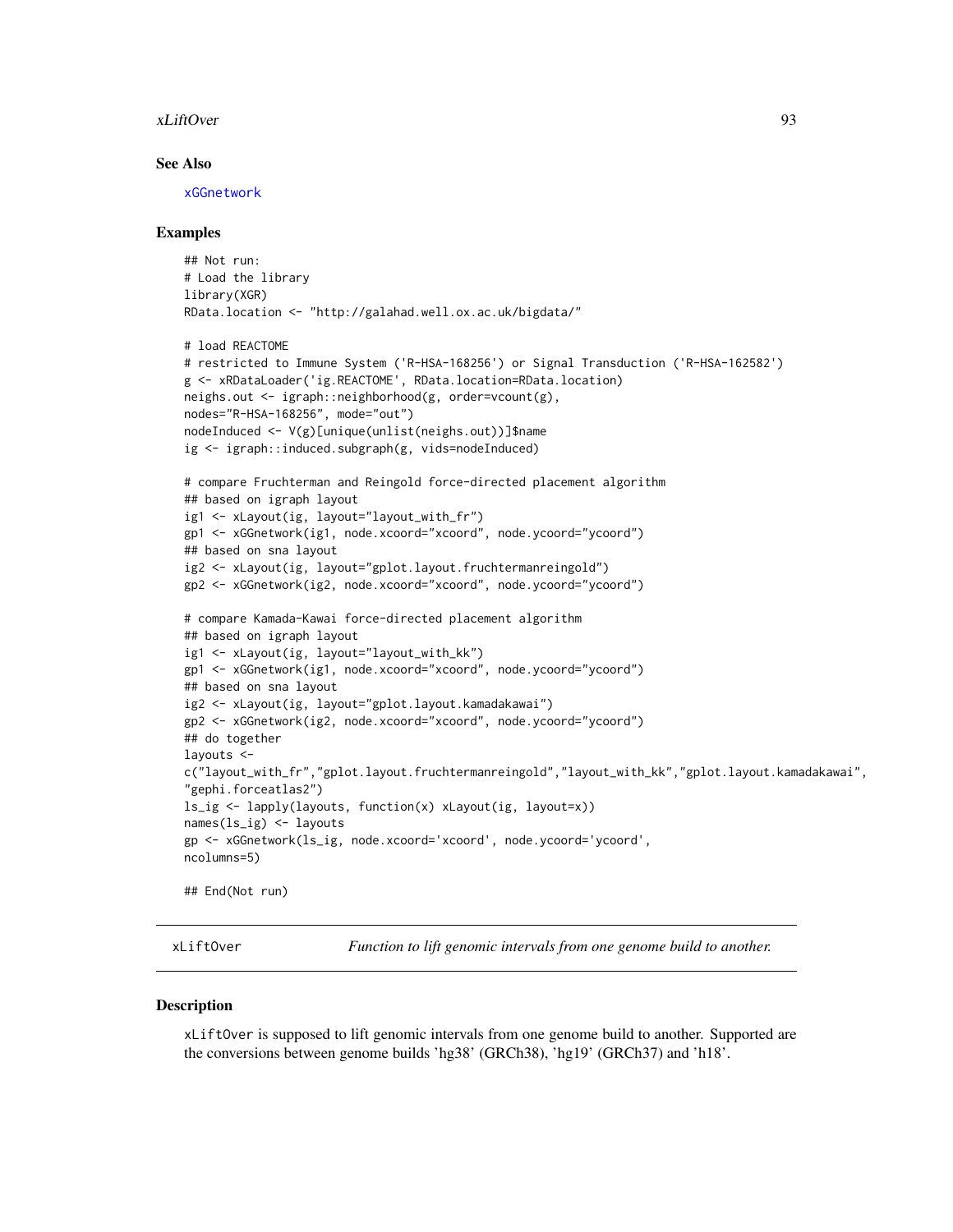## See Also

xGGnetwork

## Examples

```
## Not run:
# Load the library
library(XGR)
RData.location <- "http://galahad.well.ox.ac.uk/bigdata/"

# load REACTOME
# restricted to Immune System ('R-HSA-168256') or Signal Transduction ('R-HSA-162582')
g <- xRDataLoader('ig.REACTOME', RData.location=RData.location)
neighs.out <- igraph::neighborhood(g, order=vcount(g),
nodes="R-HSA-168256", mode="out")
nodeInduced <- V(g)[unique(unlist(neighs.out))]$name
ig <- igraph::induced.subgraph(g, vids=nodeInduced)

# compare Fruchterman and Reingold force-directed placement algorithm
## based on igraph layout
ig1 <- xLayout(ig, layout="layout_with_fr")
gp1 <- xGGnetwork(ig1, node.xcoord="xcoord", node.ycoord="ycoord")
## based on sna layout
ig2 <- xLayout(ig, layout="gplot.layout.fruchtermanreingold")
gp2 <- xGGnetwork(ig2, node.xcoord="xcoord", node.ycoord="ycoord")

# compare Kamada-Kawai force-directed placement algorithm
## based on igraph layout
ig1 <- xLayout(ig, layout="layout_with_kk")
gp1 <- xGGnetwork(ig1, node.xcoord="xcoord", node.ycoord="ycoord")
## based on sna layout
ig2 <- xLayout(ig, layout="gplot.layout.kamadakawai")
gp2 <- xGGnetwork(ig2, node.xcoord="xcoord", node.ycoord="ycoord")
## do together
layouts <-
c("layout_with_fr","gplot.layout.fruchtermanreingold","layout_with_kk","gplot.layout.kamadakawai",
"gephi.forceatlas2")
ls_ig <- lapply(layouts, function(x) xLayout(ig, layout=x))
names(ls_ig) <- layouts
gp <- xGGnetwork(ls_ig, node.xcoord='xcoord', node.ycoord='ycoord',
ncolumns=5)

## End(Not run)
```

---

`xLiftOver` *Function to lift genomic intervals from one genome build to another.*

---

## Description

xLiftOver is supposed to lift genomic intervals from one genome build to another. Supported are the conversions between genome builds 'hg38' (GRCh38), 'hg19' (GRCh37) and 'h18'.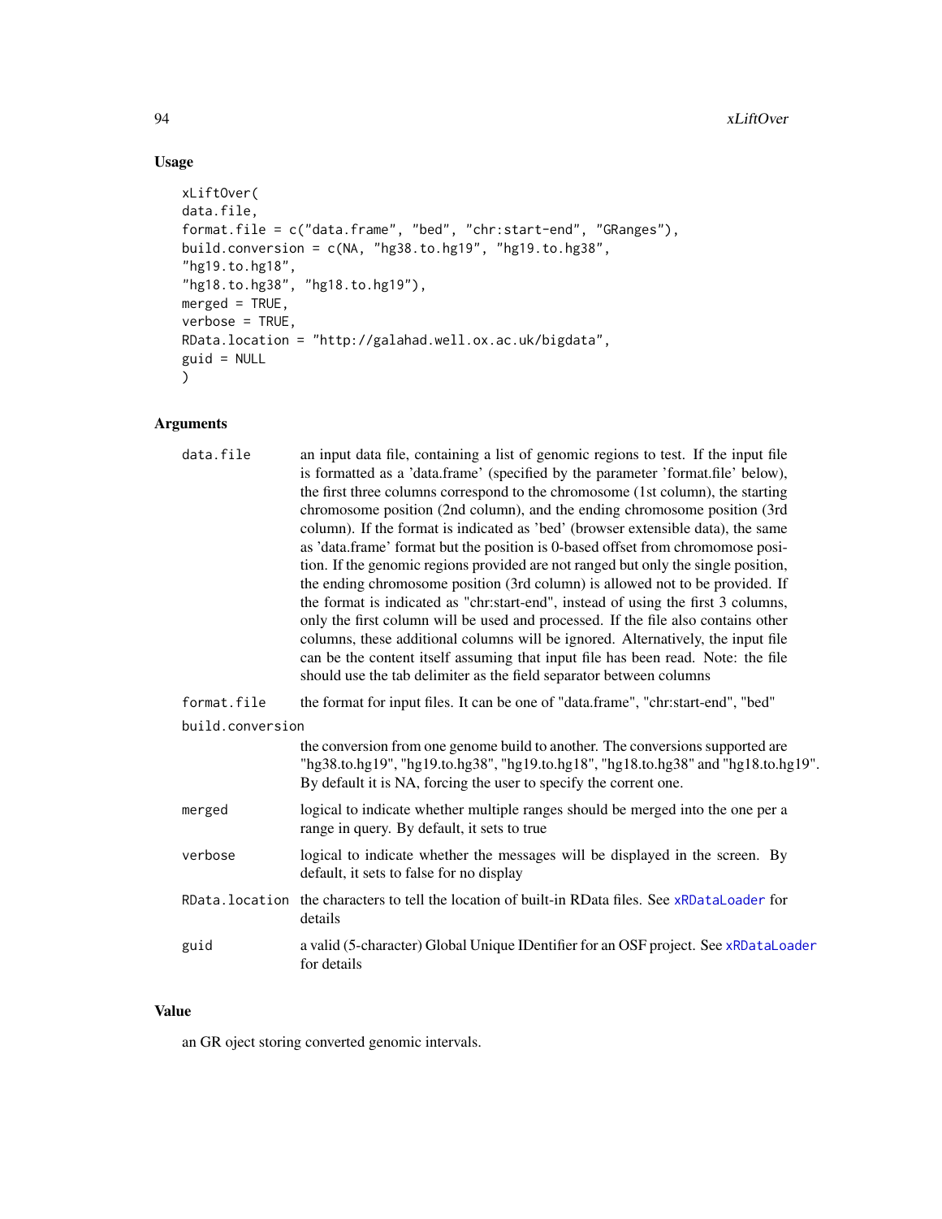## Usage

```
xLiftOver(
data.file,
format.file = c("data.frame", "bed", "chr:start-end", "GRanges"),
build.conversion = c(NA, "hg38.to.hg19", "hg19.to.hg38",
"hg19.to.hg18",
"hg18.to.hg38", "hg18.to.hg19"),
merged = TRUE,
verbose = TRUE,
RData.location = "http://galahad.well.ox.ac.uk/bigdata",
guid = NULL
)
```

## Arguments

**data.file** an input data file, containing a list of genomic regions to test. If the input file is formatted as a 'data.frame' (specified by the parameter 'format.file' below), the first three columns correspond to the chromosome (1st column), the starting chromosome position (2nd column), and the ending chromosome position (3rd column). If the format is indicated as 'bed' (browser extensible data), the same as 'data.frame' format but the position is 0-based offset from chromomose position. If the genomic regions provided are not ranged but only the single position, the ending chromosome position (3rd column) is allowed not to be provided. If the format is indicated as "chr:start-end", instead of using the first 3 columns, only the first column will be used and processed. If the file also contains other columns, these additional columns will be ignored. Alternatively, the input file can be the content itself assuming that input file has been read. Note: the file should use the tab delimiter as the field separator between columns

**format.file** the format for input files. It can be one of "data.frame", "chr:start-end", "bed"

**build.conversion** the conversion from one genome build to another. The conversions supported are "hg38.to.hg19", "hg19.to.hg38", "hg19.to.hg18", "hg18.to.hg38" and "hg18.to.hg19". By default it is NA, forcing the user to specify the corrent one.

**merged** logical to indicate whether multiple ranges should be merged into the one per a range in query. By default, it sets to true

**verbose** logical to indicate whether the messages will be displayed in the screen. By default, it sets to false for no display

**RData.location** the characters to tell the location of built-in RData files. See xRDataLoader for details

**guid** a valid (5-character) Global Unique IDentifier for an OSF project. See xRDataLoader for details

## Value

an GR oject storing converted genomic intervals.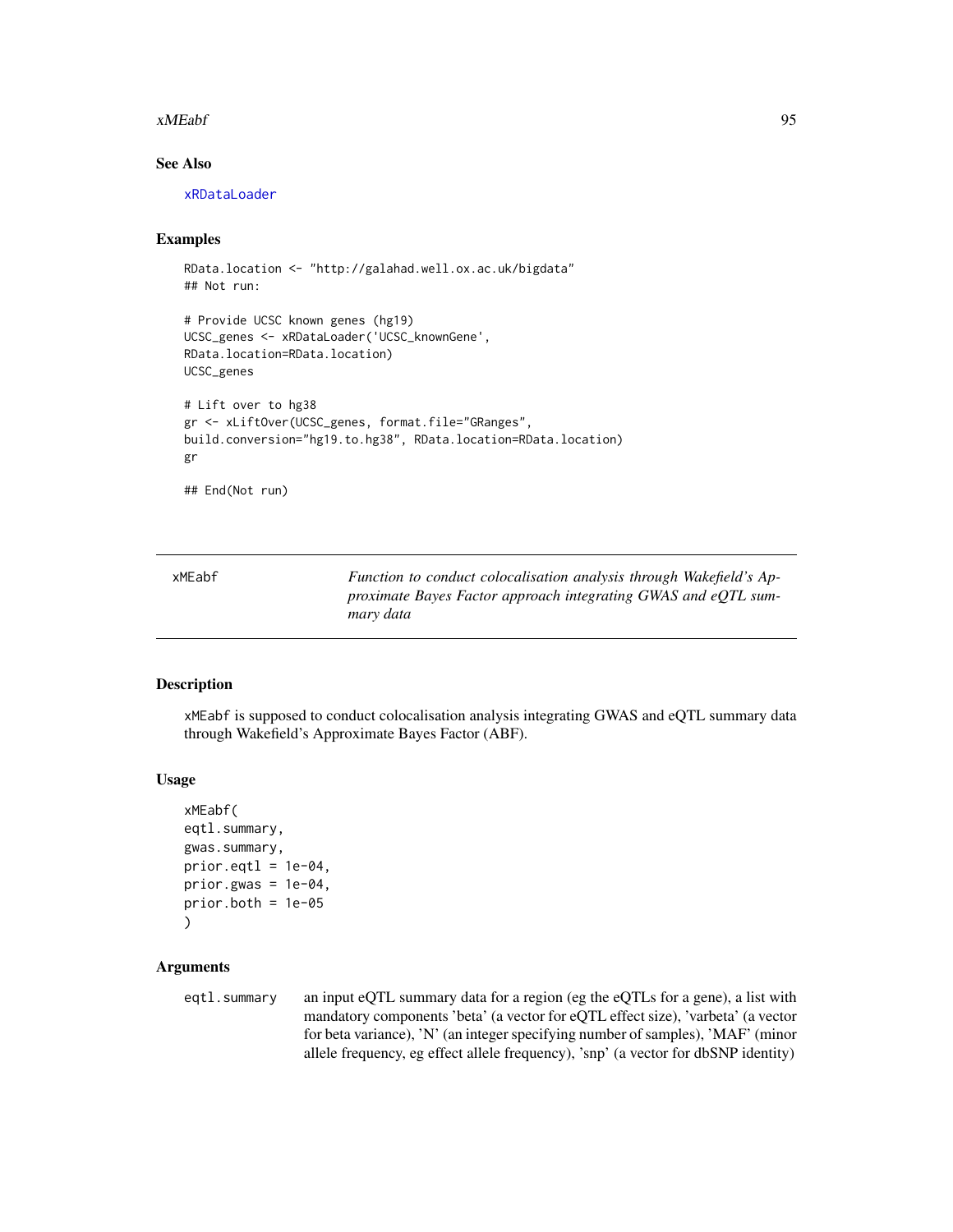## See Also

xRDataLoader

## Examples

```
RData.location <- "http://galahad.well.ox.ac.uk/bigdata"
## Not run:

# Provide UCSC known genes (hg19)
UCSC_genes <- xRDataLoader('UCSC_knownGene',
RData.location=RData.location)
UCSC_genes

# Lift over to hg38
gr <- xLiftOver(UCSC_genes, format.file="GRanges",
build.conversion="hg19.to.hg38", RData.location=RData.location)
gr

## End(Not run)
```

---

# xMEabf

*Function to conduct colocalisation analysis through Wakefield's Approximate Bayes Factor approach integrating GWAS and eQTL summary data*

---

## Description

xMEabf is supposed to conduct colocalisation analysis integrating GWAS and eQTL summary data through Wakefield's Approximate Bayes Factor (ABF).

## Usage

```
xMEabf(
eqtl.summary,
gwas.summary,
prior.eqtl = 1e-04,
prior.gwas = 1e-04,
prior.both = 1e-05
)
```

## Arguments

| | |
|---|---|
| eqtl.summary | an input eQTL summary data for a region (eg the eQTLs for a gene), a list with mandatory components 'beta' (a vector for eQTL effect size), 'varbeta' (a vector for beta variance), 'N' (an integer specifying number of samples), 'MAF' (minor allele frequency, eg effect allele frequency), 'snp' (a vector for dbSNP identity) |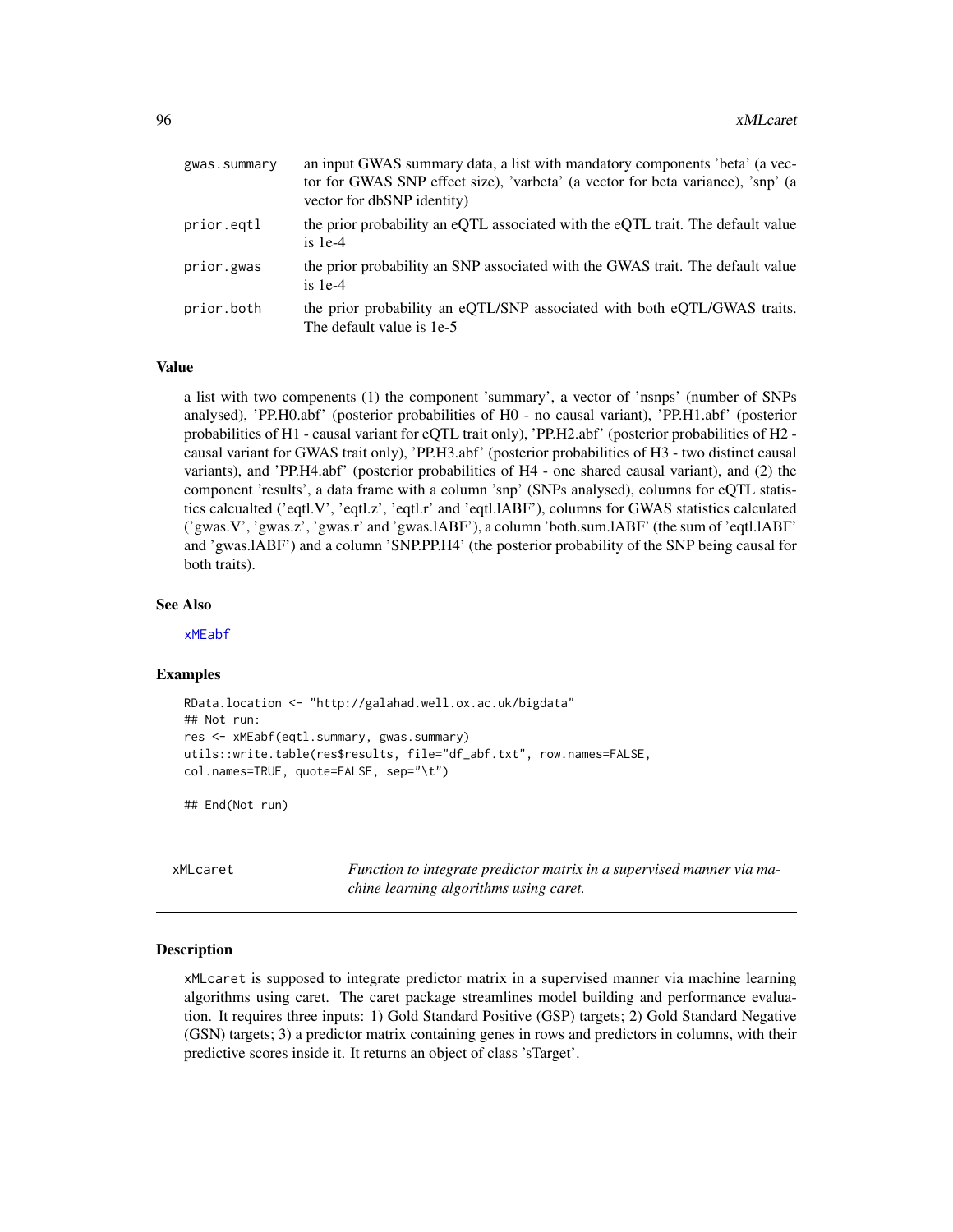| | |
|---|---|
| gwas.summary | an input GWAS summary data, a list with mandatory components 'beta' (a vector for GWAS SNP effect size), 'varbeta' (a vector for beta variance), 'snp' (a vector for dbSNP identity) |
| prior.eqtl | the prior probability an eQTL associated with the eQTL trait. The default value is 1e-4 |
| prior.gwas | the prior probability an SNP associated with the GWAS trait. The default value is 1e-4 |
| prior.both | the prior probability an eQTL/SNP associated with both eQTL/GWAS traits. The default value is 1e-5 |

## Value

a list with two compenents (1) the component 'summary', a vector of 'nsnps' (number of SNPs analysed), 'PP.H0.abf' (posterior probabilities of H0 - no causal variant), 'PP.H1.abf' (posterior probabilities of H1 - causal variant for eQTL trait only), 'PP.H2.abf' (posterior probabilities of H2 - causal variant for GWAS trait only), 'PP.H3.abf' (posterior probabilities of H3 - two distinct causal variants), and 'PP.H4.abf' (posterior probabilities of H4 - one shared causal variant), and (2) the component 'results', a data frame with a column 'snp' (SNPs analysed), columns for eQTL statistics calcualted ('eqtl.V', 'eqtl.z', 'eqtl.r' and 'eqtl.lABF'), columns for GWAS statistics calculated ('gwas.V', 'gwas.z', 'gwas.r' and 'gwas.lABF'), a column 'both.sum.lABF' (the sum of 'eqtl.lABF' and 'gwas.lABF') and a column 'SNP.PP.H4' (the posterior probability of the SNP being causal for both traits).

## See Also

xMEabf

## Examples

```
RData.location <- "http://galahad.well.ox.ac.uk/bigdata"
## Not run:
res <- xMEabf(eqtl.summary, gwas.summary)
utils::write.table(res$results, file="df_abf.txt", row.names=FALSE,
col.names=TRUE, quote=FALSE, sep="\t")

## End(Not run)
```

# xMLcaret — *Function to integrate predictor matrix in a supervised manner via machine learning algorithms using caret.*

## Description

xMLcaret is supposed to integrate predictor matrix in a supervised manner via machine learning algorithms using caret. The caret package streamlines model building and performance evaluation. It requires three inputs: 1) Gold Standard Positive (GSP) targets; 2) Gold Standard Negative (GSN) targets; 3) a predictor matrix containing genes in rows and predictors in columns, with their predictive scores inside it. It returns an object of class 'sTarget'.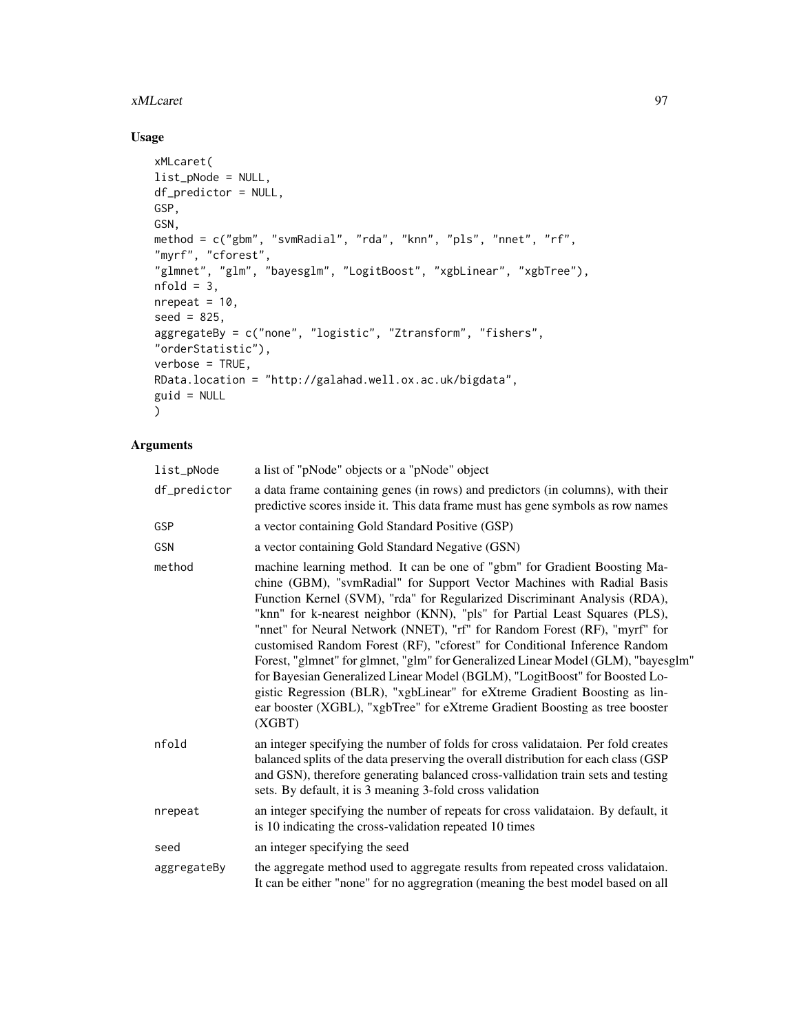## Usage

```
xMLcaret(
list_pNode = NULL,
df_predictor = NULL,
GSP,
GSN,
method = c("gbm", "svmRadial", "rda", "knn", "pls", "nnet", "rf",
"myrf", "cforest",
"glmnet", "glm", "bayesglm", "LogitBoost", "xgbLinear", "xgbTree"),
nfold = 3,
nrepeat = 10,
seed = 825,
aggregateBy = c("none", "logistic", "Ztransform", "fishers",
"orderStatistic"),
verbose = TRUE,
RData.location = "http://galahad.well.ox.ac.uk/bigdata",
guid = NULL
)
```

## Arguments

| | |
|---|---|
| list_pNode | a list of "pNode" objects or a "pNode" object |
| df_predictor | a data frame containing genes (in rows) and predictors (in columns), with their predictive scores inside it. This data frame must has gene symbols as row names |
| GSP | a vector containing Gold Standard Positive (GSP) |
| GSN | a vector containing Gold Standard Negative (GSN) |
| method | machine learning method. It can be one of "gbm" for Gradient Boosting Machine (GBM), "svmRadial" for Support Vector Machines with Radial Basis Function Kernel (SVM), "rda" for Regularized Discriminant Analysis (RDA), "knn" for k-nearest neighbor (KNN), "pls" for Partial Least Squares (PLS), "nnet" for Neural Network (NNET), "rf" for Random Forest (RF), "myrf" for customised Random Forest (RF), "cforest" for Conditional Inference Random Forest, "glmnet" for glmnet, "glm" for Generalized Linear Model (GLM), "bayesglm" for Bayesian Generalized Linear Model (BGLM), "LogitBoost" for Boosted Logistic Regression (BLR), "xgbLinear" for eXtreme Gradient Boosting as linear booster (XGBL), "xgbTree" for eXtreme Gradient Boosting as tree booster (XGBT) |
| nfold | an integer specifying the number of folds for cross validataion. Per fold creates balanced splits of the data preserving the overall distribution for each class (GSP and GSN), therefore generating balanced cross-vallidation train sets and testing sets. By default, it is 3 meaning 3-fold cross validation |
| nrepeat | an integer specifying the number of repeats for cross validataion. By default, it is 10 indicating the cross-validation repeated 10 times |
| seed | an integer specifying the seed |
| aggregateBy | the aggregate method used to aggregate results from repeated cross validataion. It can be either "none" for no aggregration (meaning the best model based on all |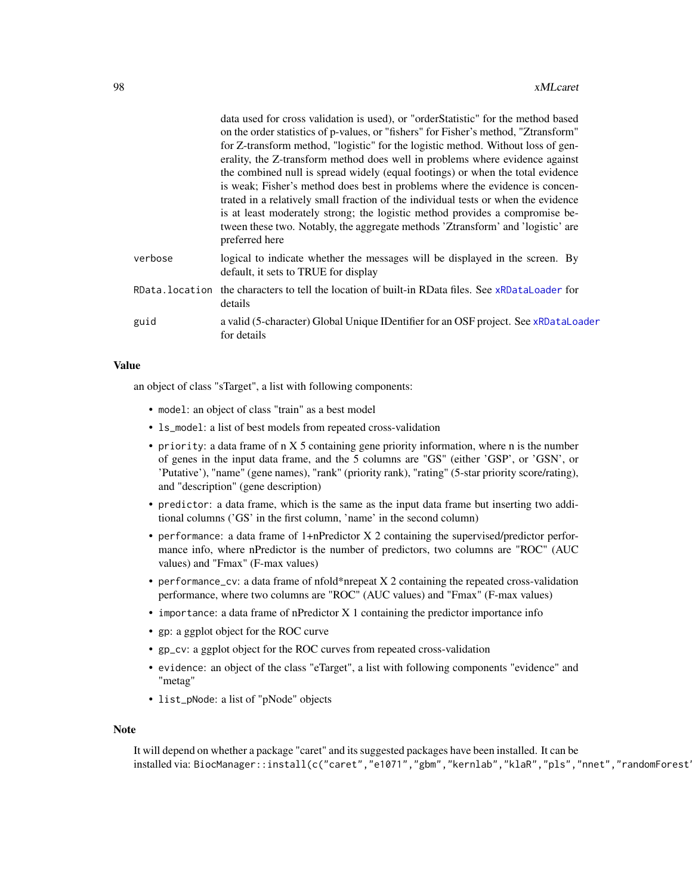data used for cross validation is used), or "orderStatistic" for the method based on the order statistics of p-values, or "fishers" for Fisher's method, "Ztransform" for Z-transform method, "logistic" for the logistic method. Without loss of generality, the Z-transform method does well in problems where evidence against the combined null is spread widely (equal footings) or when the total evidence is weak; Fisher's method does best in problems where the evidence is concentrated in a relatively small fraction of the individual tests or when the evidence is at least moderately strong; the logistic method provides a compromise between these two. Notably, the aggregate methods 'Ztransform' and 'logistic' are preferred here

| | |
|---|---|
| `verbose` | logical to indicate whether the messages will be displayed in the screen. By default, it sets to TRUE for display |
| `RData.location` | the characters to tell the location of built-in RData files. See `xRDataLoader` for details |
| `guid` | a valid (5-character) Global Unique IDentifier for an OSF project. See `xRDataLoader` for details |

## Value

an object of class "sTarget", a list with following components:

- `model`: an object of class "train" as a best model
- `ls_model`: a list of best models from repeated cross-validation
- `priority`: a data frame of n X 5 containing gene priority information, where n is the number of genes in the input data frame, and the 5 columns are "GS" (either 'GSP', or 'GSN', or 'Putative'), "name" (gene names), "rank" (priority rank), "rating" (5-star priority score/rating), and "description" (gene description)
- `predictor`: a data frame, which is the same as the input data frame but inserting two additional columns ('GS' in the first column, 'name' in the second column)
- `performance`: a data frame of 1+nPredictor X 2 containing the supervised/predictor performance info, where nPredictor is the number of predictors, two columns are "ROC" (AUC values) and "Fmax" (F-max values)
- `performance_cv`: a data frame of nfold*nrepeat X 2 containing the repeated cross-validation performance, where two columns are "ROC" (AUC values) and "Fmax" (F-max values)
- `importance`: a data frame of nPredictor X 1 containing the predictor importance info
- `gp`: a ggplot object for the ROC curve
- `gp_cv`: a ggplot object for the ROC curves from repeated cross-validation
- `evidence`: an object of the class "eTarget", a list with following components "evidence" and "metag"
- `list_pNode`: a list of "pNode" objects

## Note

It will depend on whether a package "caret" and its suggested packages have been installed. It can be installed via: `BiocManager::install(c("caret","e1071","gbm","kernlab","klaR","pls","nnet","randomForest'`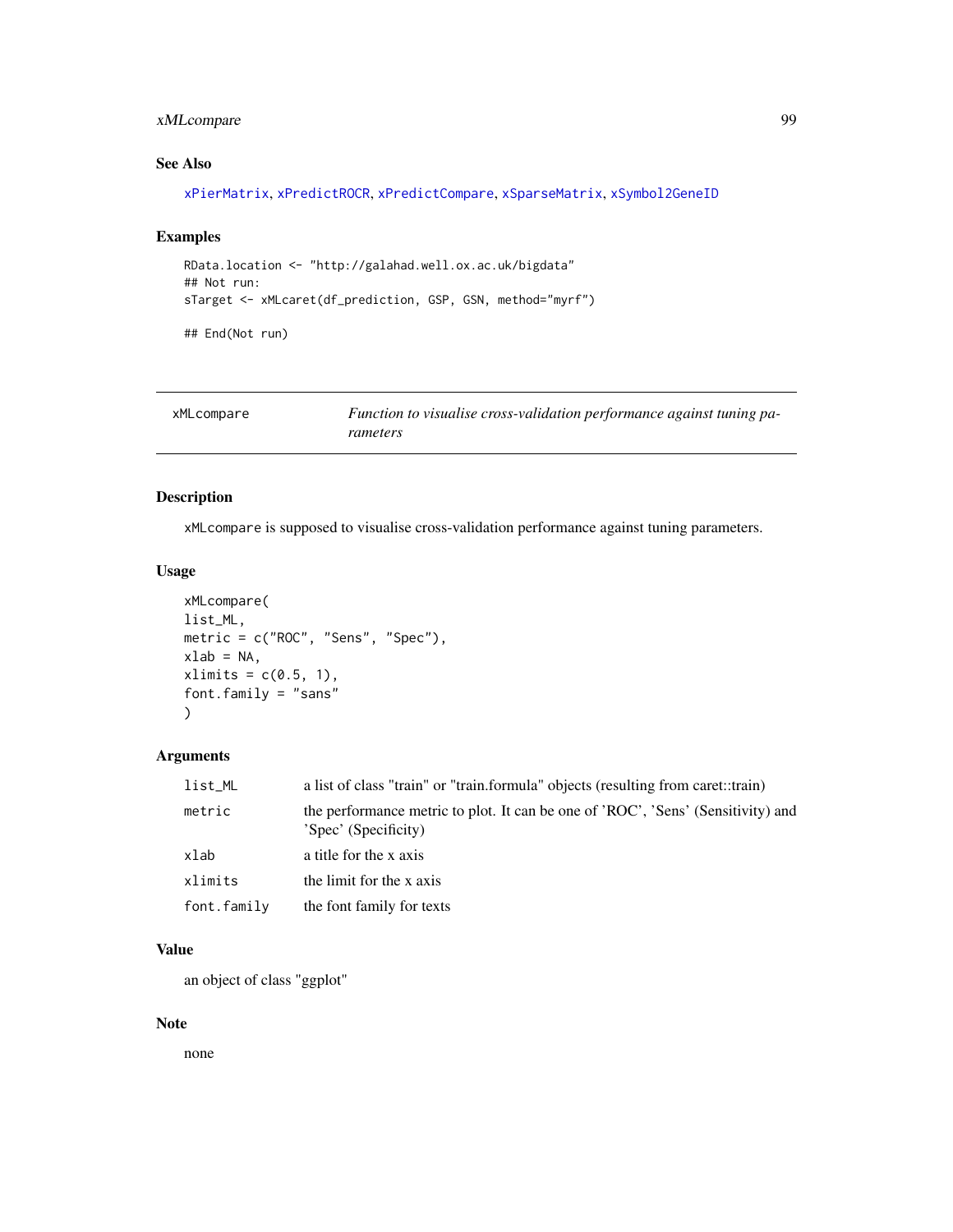## See Also

xPierMatrix, xPredictROCR, xPredictCompare, xSparseMatrix, xSymbol2GeneID

## Examples

```
RData.location <- "http://galahad.well.ox.ac.uk/bigdata"
## Not run:
sTarget <- xMLcaret(df_prediction, GSP, GSN, method="myrf")

## End(Not run)
```

---

# xMLcompare — *Function to visualise cross-validation performance against tuning parameters*

---

## Description

xMLcompare is supposed to visualise cross-validation performance against tuning parameters.

## Usage

```
xMLcompare(
list_ML,
metric = c("ROC", "Sens", "Spec"),
xlab = NA,
xlimits = c(0.5, 1),
font.family = "sans"
)
```

## Arguments

| | |
|---|---|
| list_ML | a list of class "train" or "train.formula" objects (resulting from caret::train) |
| metric | the performance metric to plot. It can be one of 'ROC', 'Sens' (Sensitivity) and 'Spec' (Specificity) |
| xlab | a title for the x axis |
| xlimits | the limit for the x axis |
| font.family | the font family for texts |

## Value

an object of class "ggplot"

## Note

none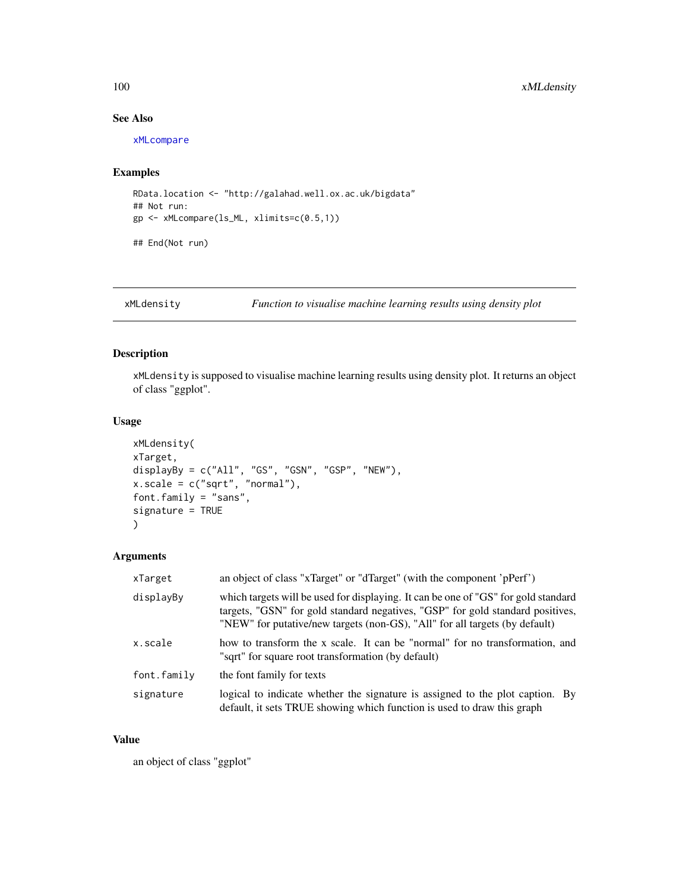## See Also

xMLcompare

## Examples

```
RData.location <- "http://galahad.well.ox.ac.uk/bigdata"
## Not run:
gp <- xMLcompare(ls_ML, xlimits=c(0.5,1))

## End(Not run)
```

---

# xMLdensity — *Function to visualise machine learning results using density plot*

## Description

xMLdensity is supposed to visualise machine learning results using density plot. It returns an object of class "ggplot".

## Usage

```
xMLdensity(
xTarget,
displayBy = c("All", "GS", "GSN", "GSP", "NEW"),
x.scale = c("sqrt", "normal"),
font.family = "sans",
signature = TRUE
)
```

## Arguments

| | |
|---|---|
| xTarget | an object of class "xTarget" or "dTarget" (with the component 'pPerf') |
| displayBy | which targets will be used for displaying. It can be one of "GS" for gold standard targets, "GSN" for gold standard negatives, "GSP" for gold standard positives, "NEW" for putative/new targets (non-GS), "All" for all targets (by default) |
| x.scale | how to transform the x scale. It can be "normal" for no transformation, and "sqrt" for square root transformation (by default) |
| font.family | the font family for texts |
| signature | logical to indicate whether the signature is assigned to the plot caption. By default, it sets TRUE showing which function is used to draw this graph |

## Value

an object of class "ggplot"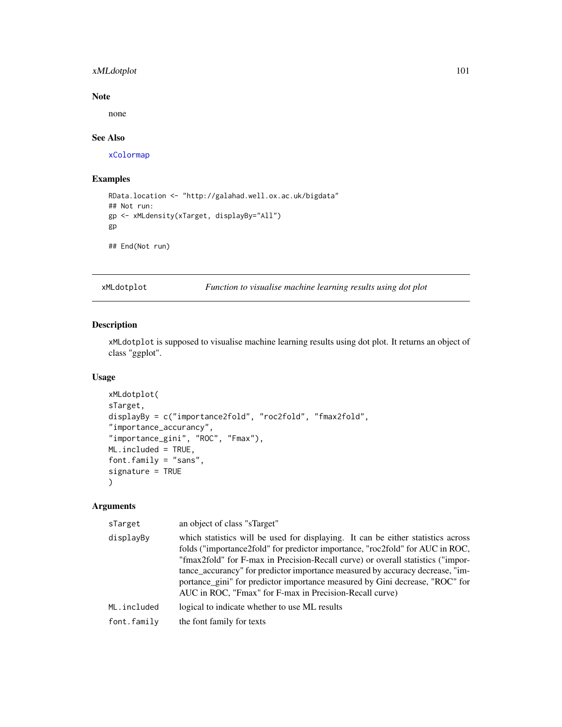## Note

none

## See Also

xColormap

## Examples

```
RData.location <- "http://galahad.well.ox.ac.uk/bigdata"
## Not run:
gp <- xMLdensity(xTarget, displayBy="All")
gp

## End(Not run)
```

---

# xMLdotplot *Function to visualise machine learning results using dot plot*

---

## Description

xMLdotplot is supposed to visualise machine learning results using dot plot. It returns an object of class "ggplot".

## Usage

```
xMLdotplot(
sTarget,
displayBy = c("importance2fold", "roc2fold", "fmax2fold",
"importance_accurancy",
"importance_gini", "ROC", "Fmax"),
ML.included = TRUE,
font.family = "sans",
signature = TRUE
)
```

## Arguments

| | |
|---|---|
| sTarget | an object of class "sTarget" |
| displayBy | which statistics will be used for displaying. It can be either statistics across folds ("importance2fold" for predictor importance, "roc2fold" for AUC in ROC, "fmax2fold" for F-max in Precision-Recall curve) or overall statistics ("importance_accurancy" for predictor importance measured by accuracy decrease, "importance_gini" for predictor importance measured by Gini decrease, "ROC" for AUC in ROC, "Fmax" for F-max in Precision-Recall curve) |
| ML.included | logical to indicate whether to use ML results |
| font.family | the font family for texts |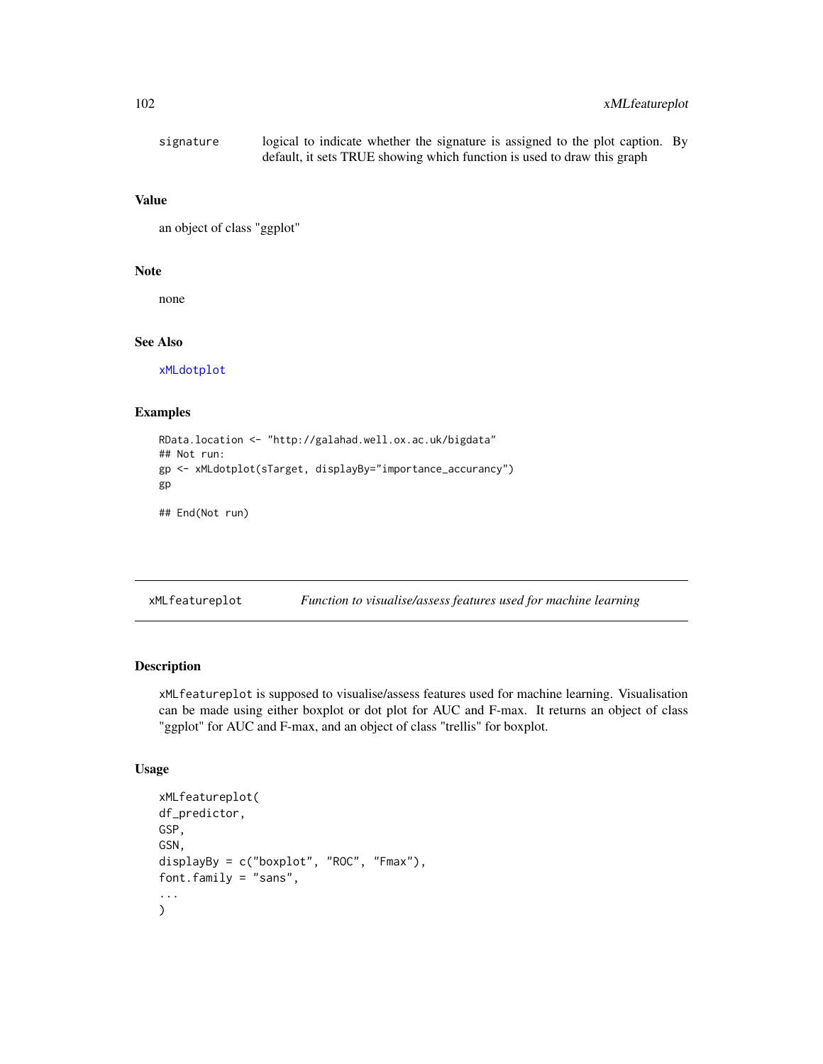signature logical to indicate whether the signature is assigned to the plot caption. By default, it sets TRUE showing which function is used to draw this graph

## Value

an object of class "ggplot"

## Note

none

## See Also

xMLdotplot

## Examples

```
RData.location <- "http://galahad.well.ox.ac.uk/bigdata"
## Not run:
gp <- xMLdotplot(sTarget, displayBy="importance_accurancy")
gp

## End(Not run)
```

---

# xMLfeatureplot *Function to visualise/assess features used for machine learning*

## Description

xMLfeatureplot is supposed to visualise/assess features used for machine learning. Visualisation can be made using either boxplot or dot plot for AUC and F-max. It returns an object of class "ggplot" for AUC and F-max, and an object of class "trellis" for boxplot.

## Usage

```
xMLfeatureplot(
df_predictor,
GSP,
GSN,
displayBy = c("boxplot", "ROC", "Fmax"),
font.family = "sans",
...
)
```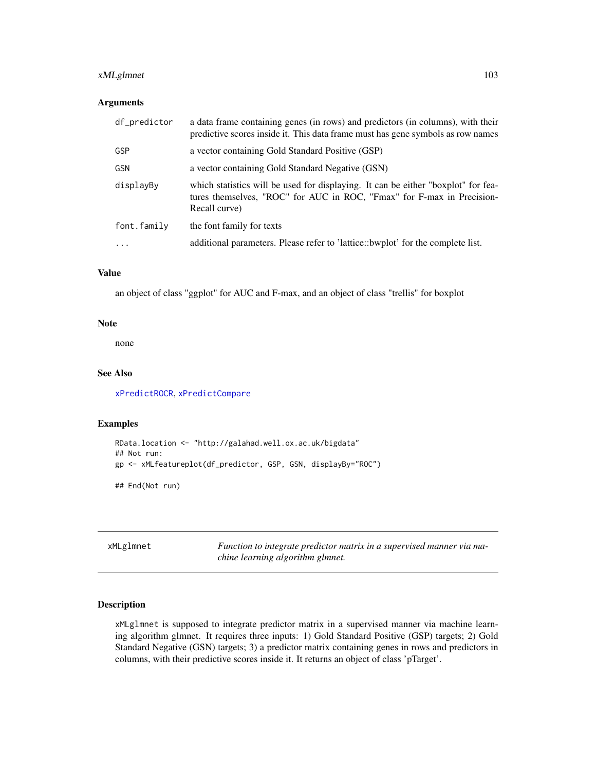## Arguments

| | |
|---|---|
| df_predictor | a data frame containing genes (in rows) and predictors (in columns), with their predictive scores inside it. This data frame must has gene symbols as row names |
| GSP | a vector containing Gold Standard Positive (GSP) |
| GSN | a vector containing Gold Standard Negative (GSN) |
| displayBy | which statistics will be used for displaying. It can be either "boxplot" for features themselves, "ROC" for AUC in ROC, "Fmax" for F-max in Precision-Recall curve) |
| font.family | the font family for texts |
| ... | additional parameters. Please refer to 'lattice::bwplot' for the complete list. |

## Value

an object of class "ggplot" for AUC and F-max, and an object of class "trellis" for boxplot

## Note

none

## See Also

xPredictROCR, xPredictCompare

## Examples

```
RData.location <- "http://galahad.well.ox.ac.uk/bigdata"
## Not run:
gp <- xMLfeatureplot(df_predictor, GSP, GSN, displayBy="ROC")

## End(Not run)
```

---

# xMLglmnet — *Function to integrate predictor matrix in a supervised manner via machine learning algorithm glmnet.*

## Description

xMLglmnet is supposed to integrate predictor matrix in a supervised manner via machine learning algorithm glmnet. It requires three inputs: 1) Gold Standard Positive (GSP) targets; 2) Gold Standard Negative (GSN) targets; 3) a predictor matrix containing genes in rows and predictors in columns, with their predictive scores inside it. It returns an object of class 'pTarget'.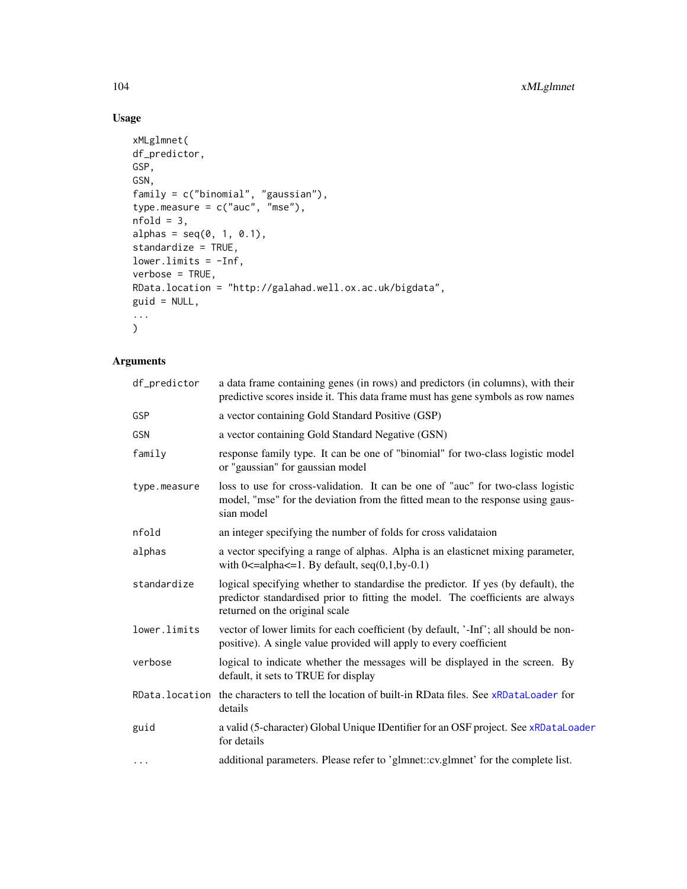## Usage

```
xMLglmnet(
df_predictor,
GSP,
GSN,
family = c("binomial", "gaussian"),
type.measure = c("auc", "mse"),
nfold = 3,
alphas = seq(0, 1, 0.1),
standardize = TRUE,
lower.limits = -Inf,
verbose = TRUE,
RData.location = "http://galahad.well.ox.ac.uk/bigdata",
guid = NULL,
...
)
```

## Arguments

| | |
|---|---|
| `df_predictor` | a data frame containing genes (in rows) and predictors (in columns), with their predictive scores inside it. This data frame must has gene symbols as row names |
| `GSP` | a vector containing Gold Standard Positive (GSP) |
| `GSN` | a vector containing Gold Standard Negative (GSN) |
| `family` | response family type. It can be one of "binomial" for two-class logistic model or "gaussian" for gaussian model |
| `type.measure` | loss to use for cross-validation. It can be one of "auc" for two-class logistic model, "mse" for the deviation from the fitted mean to the response using gaussian model |
| `nfold` | an integer specifying the number of folds for cross validataion |
| `alphas` | a vector specifying a range of alphas. Alpha is an elasticnet mixing parameter, with 0<=alpha<=1. By default, seq(0,1,by-0.1) |
| `standardize` | logical specifying whether to standardise the predictor. If yes (by default), the predictor standardised prior to fitting the model. The coefficients are always returned on the original scale |
| `lower.limits` | vector of lower limits for each coefficient (by default, '-Inf'; all should be non-positive). A single value provided will apply to every coefficient |
| `verbose` | logical to indicate whether the messages will be displayed in the screen. By default, it sets to TRUE for display |
| `RData.location` | the characters to tell the location of built-in RData files. See `xRDataLoader` for details |
| `guid` | a valid (5-character) Global Unique IDentifier for an OSF project. See `xRDataLoader` for details |
| `...` | additional parameters. Please refer to 'glmnet::cv.glmnet' for the complete list. |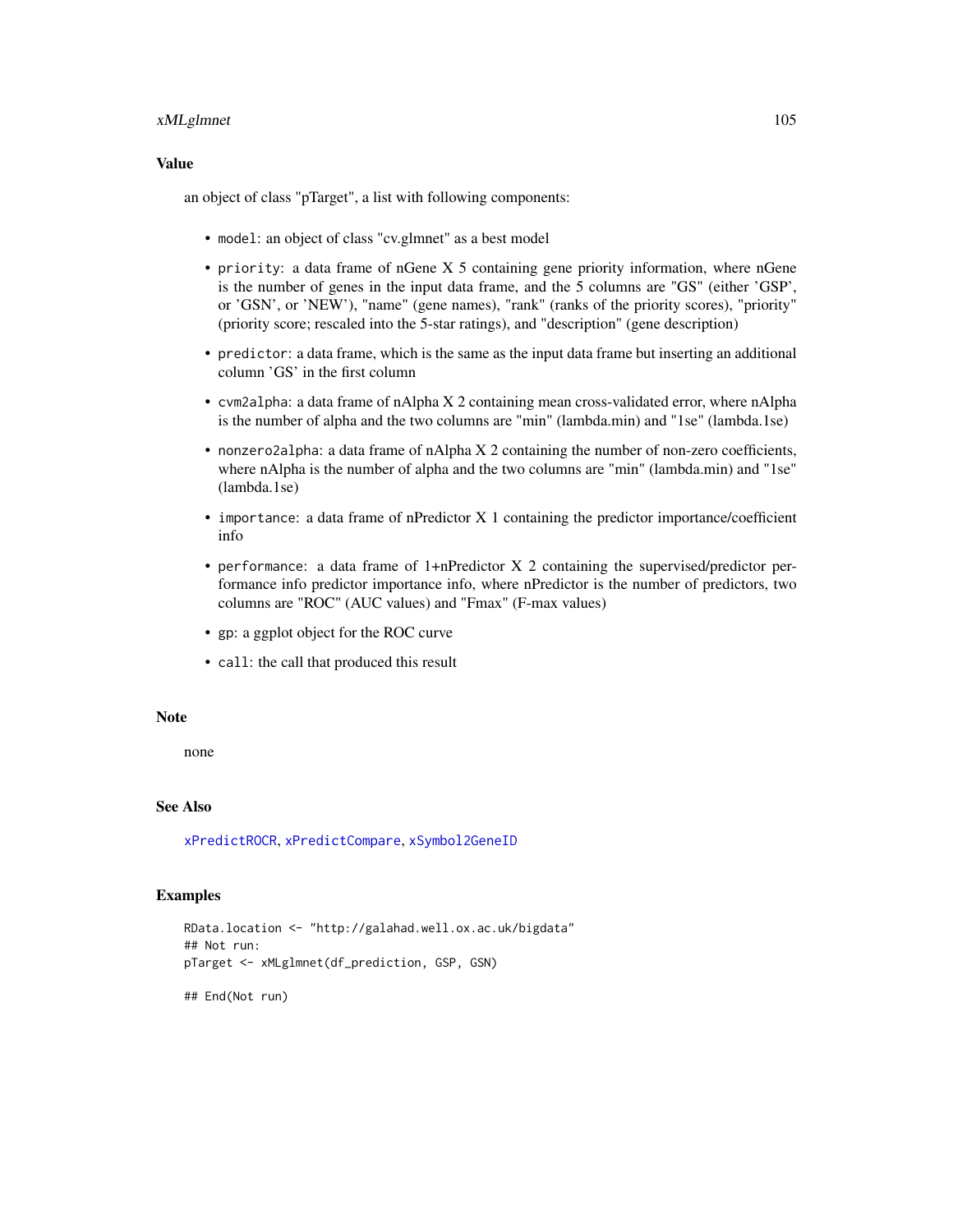## Value

an object of class "pTarget", a list with following components:

- `model`: an object of class "cv.glmnet" as a best model
- `priority`: a data frame of nGene X 5 containing gene priority information, where nGene is the number of genes in the input data frame, and the 5 columns are "GS" (either 'GSP', or 'GSN', or 'NEW'), "name" (gene names), "rank" (ranks of the priority scores), "priority" (priority score; rescaled into the 5-star ratings), and "description" (gene description)
- `predictor`: a data frame, which is the same as the input data frame but inserting an additional column 'GS' in the first column
- `cvm2alpha`: a data frame of nAlpha X 2 containing mean cross-validated error, where nAlpha is the number of alpha and the two columns are "min" (lambda.min) and "1se" (lambda.1se)
- `nonzero2alpha`: a data frame of nAlpha X 2 containing the number of non-zero coefficients, where nAlpha is the number of alpha and the two columns are "min" (lambda.min) and "1se" (lambda.1se)
- `importance`: a data frame of nPredictor X 1 containing the predictor importance/coefficient info
- `performance`: a data frame of 1+nPredictor X 2 containing the supervised/predictor performance info predictor importance info, where nPredictor is the number of predictors, two columns are "ROC" (AUC values) and "Fmax" (F-max values)
- `gp`: a ggplot object for the ROC curve
- `call`: the call that produced this result

## Note

none

## See Also

xPredictROCR, xPredictCompare, xSymbol2GeneID

## Examples

```
RData.location <- "http://galahad.well.ox.ac.uk/bigdata"
## Not run:
pTarget <- xMLglmnet(df_prediction, GSP, GSN)

## End(Not run)
```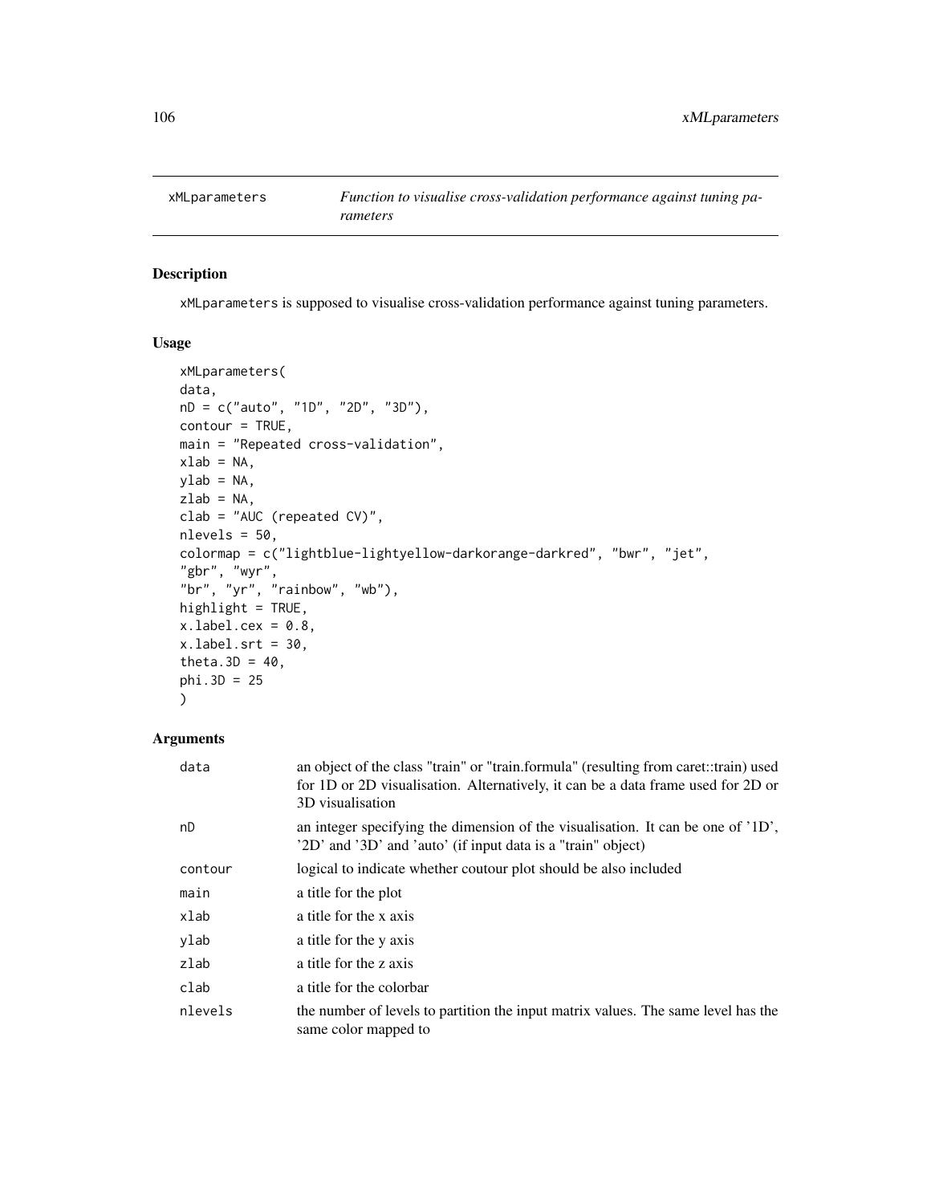| xMLparameters | *Function to visualise cross-validation performance against tuning parameters* |
|---|---|

## Description

xMLparameters is supposed to visualise cross-validation performance against tuning parameters.

## Usage

```
xMLparameters(
data,
nD = c("auto", "1D", "2D", "3D"),
contour = TRUE,
main = "Repeated cross-validation",
xlab = NA,
ylab = NA,
zlab = NA,
clab = "AUC (repeated CV)",
nlevels = 50,
colormap = c("lightblue-lightyellow-darkorange-darkred", "bwr", "jet",
"gbr", "wyr",
"br", "yr", "rainbow", "wb"),
highlight = TRUE,
x.label.cex = 0.8,
x.label.srt = 30,
theta.3D = 40,
phi.3D = 25
)
```

## Arguments

| | |
|---|---|
| data | an object of the class "train" or "train.formula" (resulting from caret::train) used for 1D or 2D visualisation. Alternatively, it can be a data frame used for 2D or 3D visualisation |
| nD | an integer specifying the dimension of the visualisation. It can be one of '1D', '2D' and '3D' and 'auto' (if input data is a "train" object) |
| contour | logical to indicate whether coutour plot should be also included |
| main | a title for the plot |
| xlab | a title for the x axis |
| ylab | a title for the y axis |
| zlab | a title for the z axis |
| clab | a title for the colorbar |
| nlevels | the number of levels to partition the input matrix values. The same level has the same color mapped to |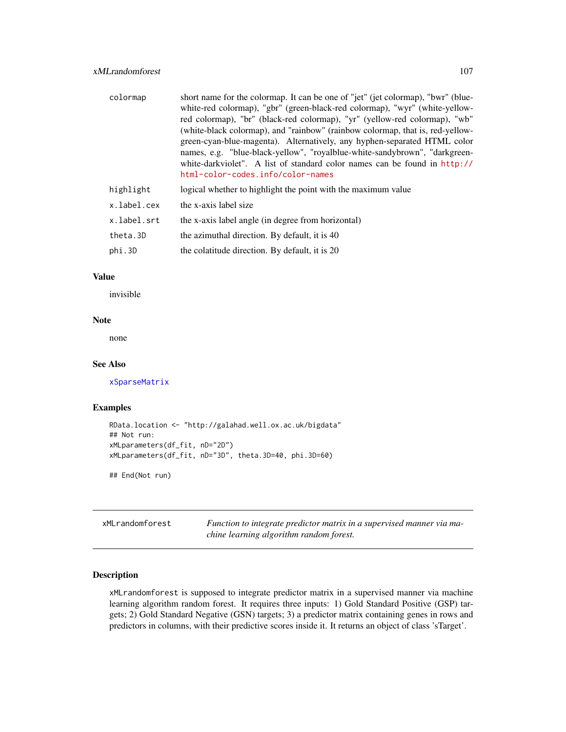| | |
|---|---|
| colormap | short name for the colormap. It can be one of "jet" (jet colormap), "bwr" (blue-white-red colormap), "gbr" (green-black-red colormap), "wyr" (white-yellow-red colormap), "br" (black-red colormap), "yr" (yellow-red colormap), "wb" (white-black colormap), and "rainbow" (rainbow colormap, that is, red-yellow-green-cyan-blue-magenta). Alternatively, any hyphen-separated HTML color names, e.g. "blue-black-yellow", "royalblue-white-sandybrown", "darkgreen-white-darkviolet". A list of standard color names can be found in http://html-color-codes.info/color-names |
| highlight | logical whether to highlight the point with the maximum value |
| x.label.cex | the x-axis label size |
| x.label.srt | the x-axis label angle (in degree from horizontal) |
| theta.3D | the azimuthal direction. By default, it is 40 |
| phi.3D | the colatitude direction. By default, it is 20 |

## Value

invisible

## Note

none

## See Also

xSparseMatrix

## Examples

```
RData.location <- "http://galahad.well.ox.ac.uk/bigdata"
## Not run:
xMLparameters(df_fit, nD="2D")
xMLparameters(df_fit, nD="3D", theta.3D=40, phi.3D=60)

## End(Not run)
```

---

# xMLrandomforest

*Function to integrate predictor matrix in a supervised manner via machine learning algorithm random forest.*

## Description

xMLrandomforest is supposed to integrate predictor matrix in a supervised manner via machine learning algorithm random forest. It requires three inputs: 1) Gold Standard Positive (GSP) targets; 2) Gold Standard Negative (GSN) targets; 3) a predictor matrix containing genes in rows and predictors in columns, with their predictive scores inside it. It returns an object of class 'sTarget'.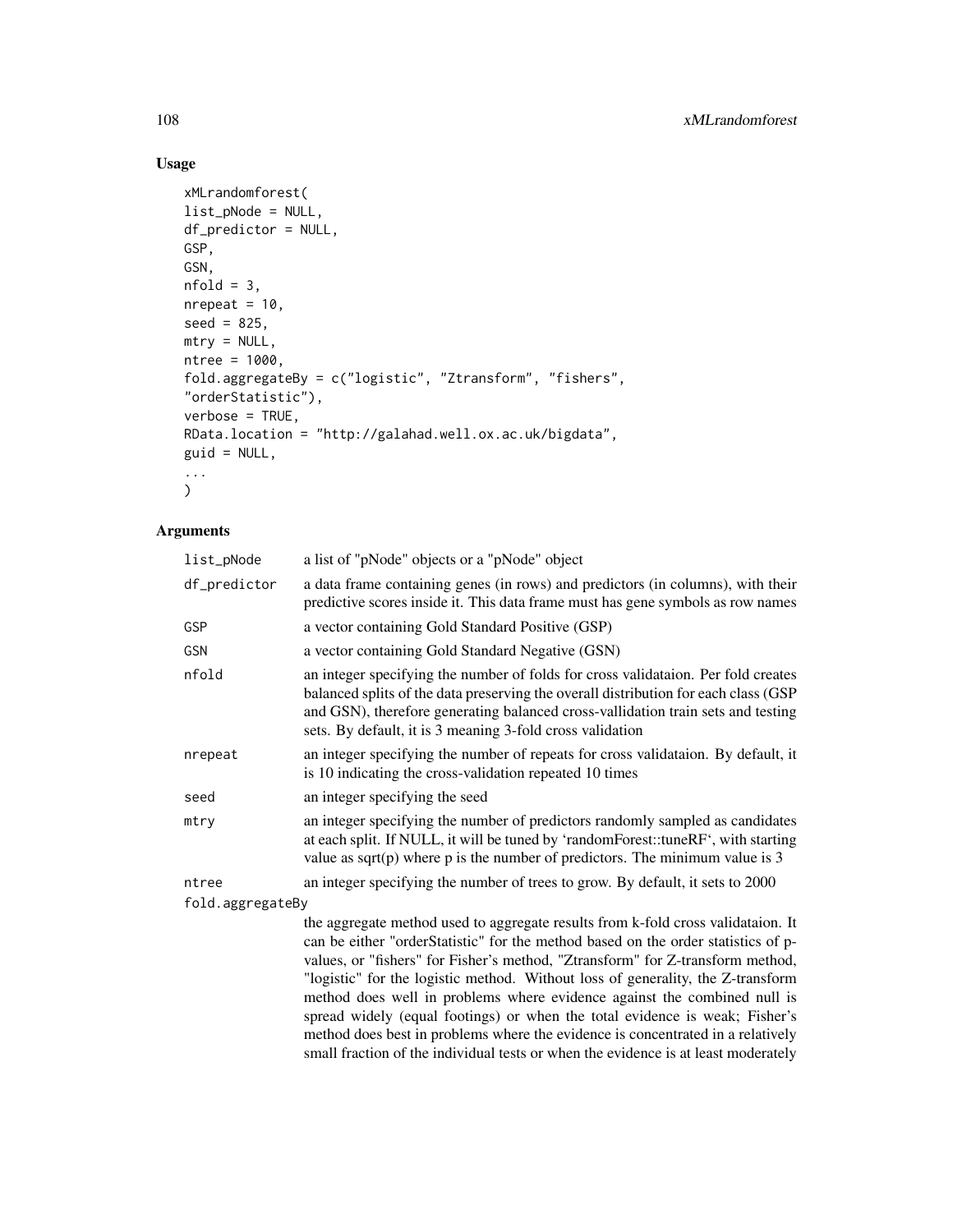## Usage

```
xMLrandomforest(
list_pNode = NULL,
df_predictor = NULL,
GSP,
GSN,
nfold = 3,
nrepeat = 10,
seed = 825,
mtry = NULL,
ntree = 1000,
fold.aggregateBy = c("logistic", "Ztransform", "fishers",
"orderStatistic"),
verbose = TRUE,
RData.location = "http://galahad.well.ox.ac.uk/bigdata",
guid = NULL,
...
)
```

## Arguments

| | |
|---|---|
| `list_pNode` | a list of "pNode" objects or a "pNode" object |
| `df_predictor` | a data frame containing genes (in rows) and predictors (in columns), with their predictive scores inside it. This data frame must has gene symbols as row names |
| `GSP` | a vector containing Gold Standard Positive (GSP) |
| `GSN` | a vector containing Gold Standard Negative (GSN) |
| `nfold` | an integer specifying the number of folds for cross validataion. Per fold creates balanced splits of the data preserving the overall distribution for each class (GSP and GSN), therefore generating balanced cross-vallidation train sets and testing sets. By default, it is 3 meaning 3-fold cross validation |
| `nrepeat` | an integer specifying the number of repeats for cross validataion. By default, it is 10 indicating the cross-validation repeated 10 times |
| `seed` | an integer specifying the seed |
| `mtry` | an integer specifying the number of predictors randomly sampled as candidates at each split. If NULL, it will be tuned by 'randomForest::tuneRF', with starting value as sqrt(p) where p is the number of predictors. The minimum value is 3 |
| `ntree` | an integer specifying the number of trees to grow. By default, it sets to 2000 |
| `fold.aggregateBy` | the aggregate method used to aggregate results from k-fold cross validataion. It can be either "orderStatistic" for the method based on the order statistics of p-values, or "fishers" for Fisher's method, "Ztransform" for Z-transform method, "logistic" for the logistic method. Without loss of generality, the Z-transform method does well in problems where evidence against the combined null is spread widely (equal footings) or when the total evidence is weak; Fisher's method does best in problems where the evidence is concentrated in a relatively small fraction of the individual tests or when the evidence is at least moderately |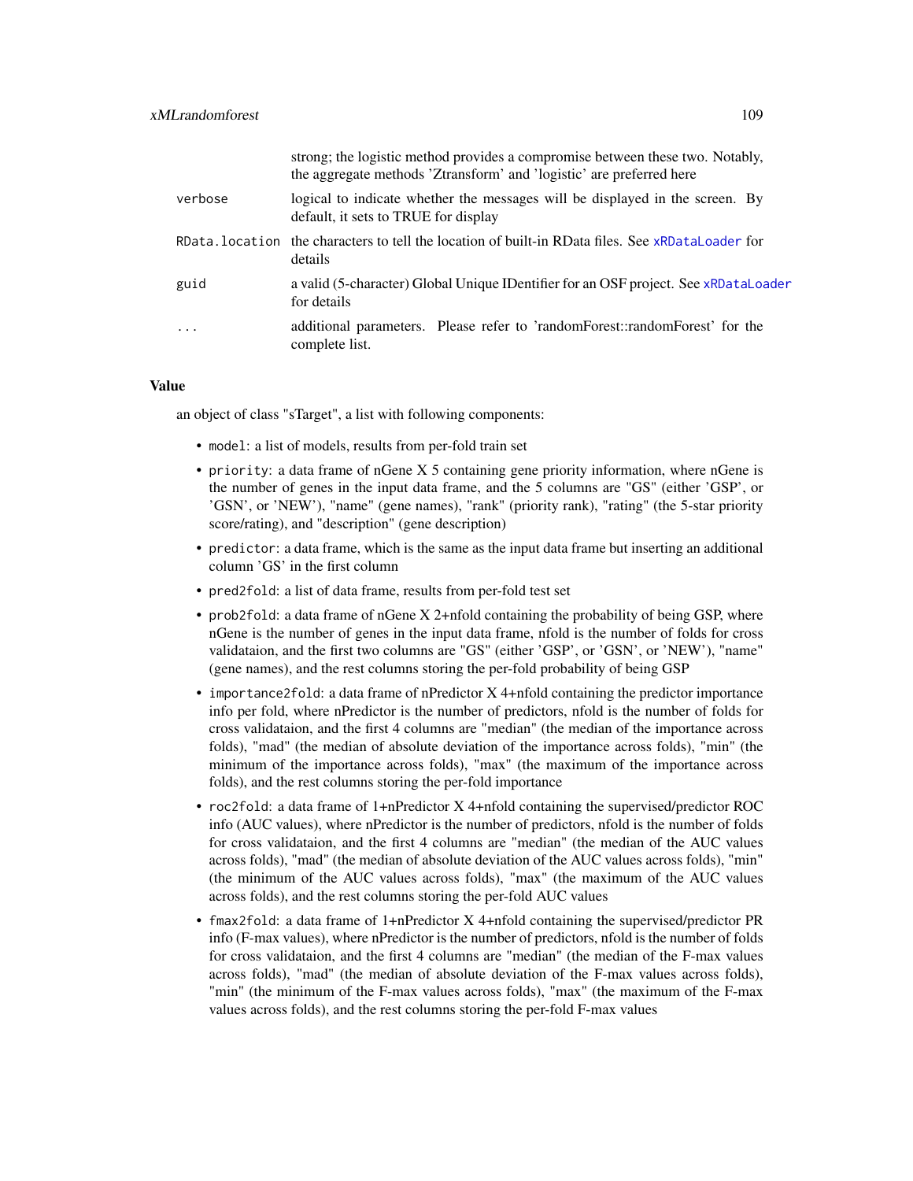| | |
|---|---|
| | strong; the logistic method provides a compromise between these two. Notably, the aggregate methods 'Ztransform' and 'logistic' are preferred here |
| verbose | logical to indicate whether the messages will be displayed in the screen. By default, it sets to TRUE for display |
| RData.location | the characters to tell the location of built-in RData files. See xRDataLoader for details |
| guid | a valid (5-character) Global Unique IDentifier for an OSF project. See xRDataLoader for details |
| ... | additional parameters. Please refer to 'randomForest::randomForest' for the complete list. |

## Value

an object of class "sTarget", a list with following components:

- `model`: a list of models, results from per-fold train set
- `priority`: a data frame of nGene X 5 containing gene priority information, where nGene is the number of genes in the input data frame, and the 5 columns are "GS" (either 'GSP', or 'GSN', or 'NEW'), "name" (gene names), "rank" (priority rank), "rating" (the 5-star priority score/rating), and "description" (gene description)
- `predictor`: a data frame, which is the same as the input data frame but inserting an additional column 'GS' in the first column
- `pred2fold`: a list of data frame, results from per-fold test set
- `prob2fold`: a data frame of nGene X 2+nfold containing the probability of being GSP, where nGene is the number of genes in the input data frame, nfold is the number of folds for cross validataion, and the first two columns are "GS" (either 'GSP', or 'GSN', or 'NEW'), "name" (gene names), and the rest columns storing the per-fold probability of being GSP
- `importance2fold`: a data frame of nPredictor X 4+nfold containing the predictor importance info per fold, where nPredictor is the number of predictors, nfold is the number of folds for cross validataion, and the first 4 columns are "median" (the median of the importance across folds), "mad" (the median of absolute deviation of the importance across folds), "min" (the minimum of the importance across folds), "max" (the maximum of the importance across folds), and the rest columns storing the per-fold importance
- `roc2fold`: a data frame of 1+nPredictor X 4+nfold containing the supervised/predictor ROC info (AUC values), where nPredictor is the number of predictors, nfold is the number of folds for cross validataion, and the first 4 columns are "median" (the median of the AUC values across folds), "mad" (the median of absolute deviation of the AUC values across folds), "min" (the minimum of the AUC values across folds), "max" (the maximum of the AUC values across folds), and the rest columns storing the per-fold AUC values
- `fmax2fold`: a data frame of 1+nPredictor X 4+nfold containing the supervised/predictor PR info (F-max values), where nPredictor is the number of predictors, nfold is the number of folds for cross validataion, and the first 4 columns are "median" (the median of the F-max values across folds), "mad" (the median of absolute deviation of the F-max values across folds), "min" (the minimum of the F-max values across folds), "max" (the maximum of the F-max values across folds), and the rest columns storing the per-fold F-max values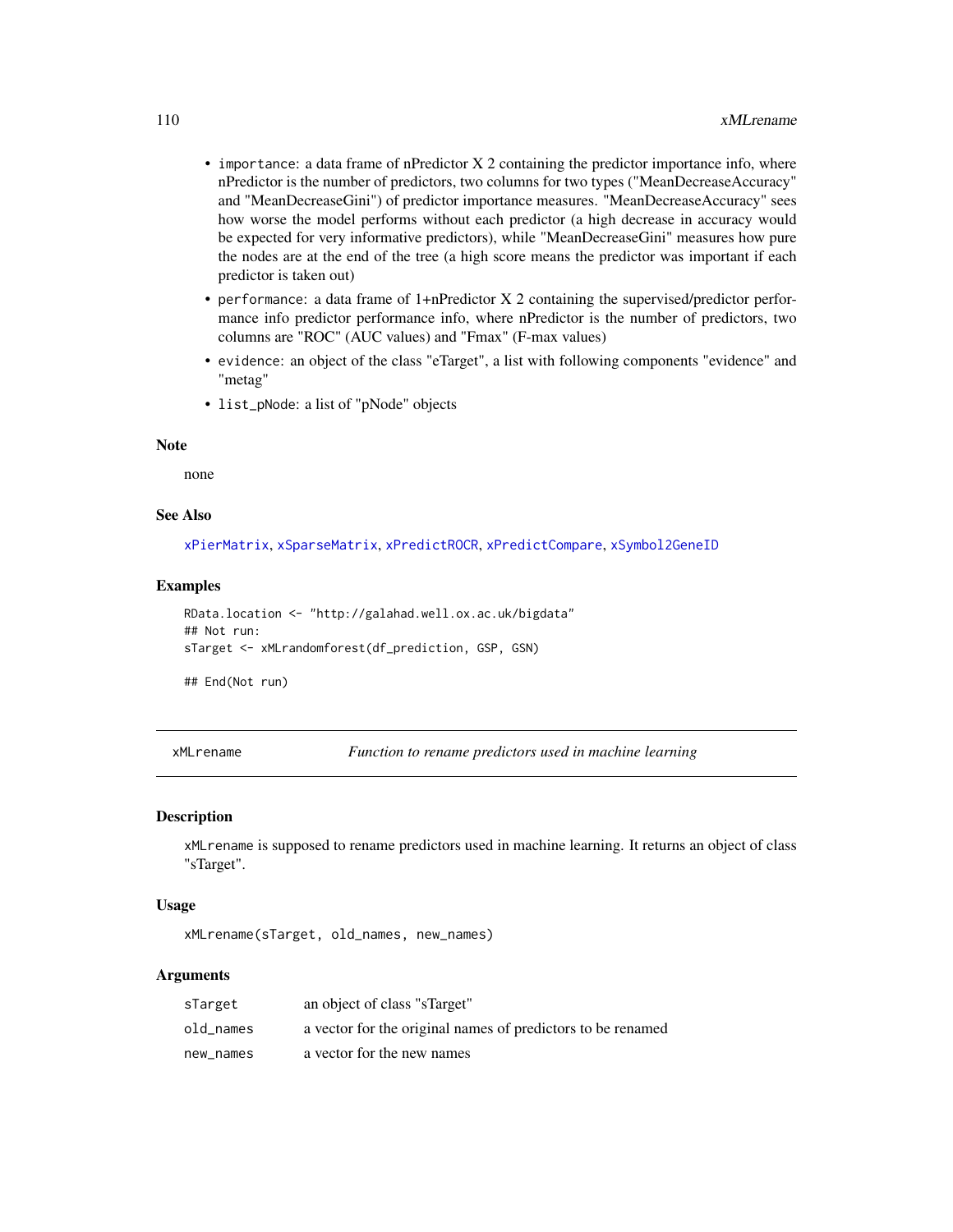- `importance`: a data frame of nPredictor X 2 containing the predictor importance info, where nPredictor is the number of predictors, two columns for two types ("MeanDecreaseAccuracy" and "MeanDecreaseGini") of predictor importance measures. "MeanDecreaseAccuracy" sees how worse the model performs without each predictor (a high decrease in accuracy would be expected for very informative predictors), while "MeanDecreaseGini" measures how pure the nodes are at the end of the tree (a high score means the predictor was important if each predictor is taken out)
- `performance`: a data frame of 1+nPredictor X 2 containing the supervised/predictor performance info predictor performance info, where nPredictor is the number of predictors, two columns are "ROC" (AUC values) and "Fmax" (F-max values)
- `evidence`: an object of the class "eTarget", a list with following components "evidence" and "metag"
- `list_pNode`: a list of "pNode" objects

### Note

none

### See Also

`xPierMatrix`, `xSparseMatrix`, `xPredictROCR`, `xPredictCompare`, `xSymbol2GeneID`

### Examples

```
RData.location <- "http://galahad.well.ox.ac.uk/bigdata"
## Not run:
sTarget <- xMLrandomforest(df_prediction, GSP, GSN)

## End(Not run)
```

---

## xMLrename — *Function to rename predictors used in machine learning*

### Description

`xMLrename` is supposed to rename predictors used in machine learning. It returns an object of class "sTarget".

### Usage

```
xMLrename(sTarget, old_names, new_names)
```

### Arguments

| | |
|---|---|
| `sTarget` | an object of class "sTarget" |
| `old_names` | a vector for the original names of predictors to be renamed |
| `new_names` | a vector for the new names |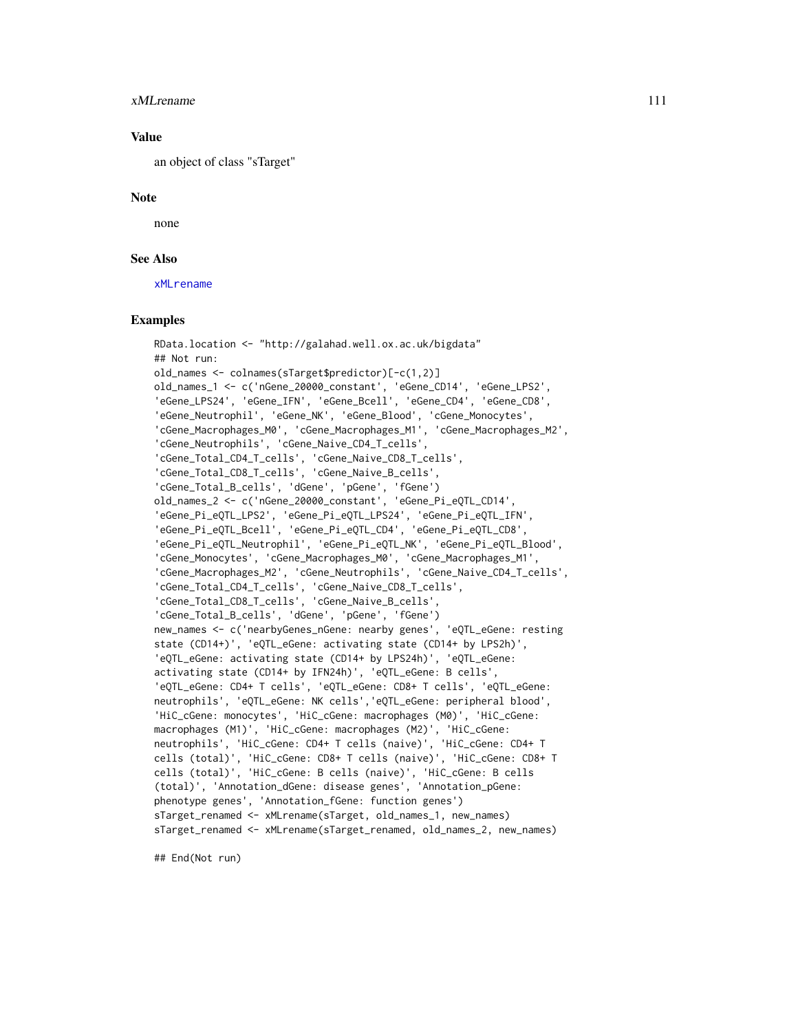## Value

an object of class "sTarget"

## Note

none

## See Also

xMLrename

## Examples

```
RData.location <- "http://galahad.well.ox.ac.uk/bigdata"
## Not run:
old_names <- colnames(sTarget$predictor)[-c(1,2)]
old_names_1 <- c('nGene_20000_constant', 'eGene_CD14', 'eGene_LPS2',
'eGene_LPS24', 'eGene_IFN', 'eGene_Bcell', 'eGene_CD4', 'eGene_CD8',
'eGene_Neutrophil', 'eGene_NK', 'eGene_Blood', 'cGene_Monocytes',
'cGene_Macrophages_M0', 'cGene_Macrophages_M1', 'cGene_Macrophages_M2',
'cGene_Neutrophils', 'cGene_Naive_CD4_T_cells',
'cGene_Total_CD4_T_cells', 'cGene_Naive_CD8_T_cells',
'cGene_Total_CD8_T_cells', 'cGene_Naive_B_cells',
'cGene_Total_B_cells', 'dGene', 'pGene', 'fGene')
old_names_2 <- c('nGene_20000_constant', 'eGene_Pi_eQTL_CD14',
'eGene_Pi_eQTL_LPS2', 'eGene_Pi_eQTL_LPS24', 'eGene_Pi_eQTL_IFN',
'eGene_Pi_eQTL_Bcell', 'eGene_Pi_eQTL_CD4', 'eGene_Pi_eQTL_CD8',
'eGene_Pi_eQTL_Neutrophil', 'eGene_Pi_eQTL_NK', 'eGene_Pi_eQTL_Blood',
'cGene_Monocytes', 'cGene_Macrophages_M0', 'cGene_Macrophages_M1',
'cGene_Macrophages_M2', 'cGene_Neutrophils', 'cGene_Naive_CD4_T_cells',
'cGene_Total_CD4_T_cells', 'cGene_Naive_CD8_T_cells',
'cGene_Total_CD8_T_cells', 'cGene_Naive_B_cells',
'cGene_Total_B_cells', 'dGene', 'pGene', 'fGene')
new_names <- c('nearbyGenes_nGene: nearby genes', 'eQTL_eGene: resting
state (CD14+)', 'eQTL_eGene: activating state (CD14+ by LPS2h)',
'eQTL_eGene: activating state (CD14+ by LPS24h)', 'eQTL_eGene:
activating state (CD14+ by IFN24h)', 'eQTL_eGene: B cells',
'eQTL_eGene: CD4+ T cells', 'eQTL_eGene: CD8+ T cells', 'eQTL_eGene:
neutrophils', 'eQTL_eGene: NK cells','eQTL_eGene: peripheral blood',
'HiC_cGene: monocytes', 'HiC_cGene: macrophages (M0)', 'HiC_cGene:
macrophages (M1)', 'HiC_cGene: macrophages (M2)', 'HiC_cGene:
neutrophils', 'HiC_cGene: CD4+ T cells (naive)', 'HiC_cGene: CD4+ T
cells (total)', 'HiC_cGene: CD8+ T cells (naive)', 'HiC_cGene: CD8+ T
cells (total)', 'HiC_cGene: B cells (naive)', 'HiC_cGene: B cells
(total)', 'Annotation_dGene: disease genes', 'Annotation_pGene:
phenotype genes', 'Annotation_fGene: function genes')
sTarget_renamed <- xMLrename(sTarget, old_names_1, new_names)
sTarget_renamed <- xMLrename(sTarget_renamed, old_names_2, new_names)

## End(Not run)
```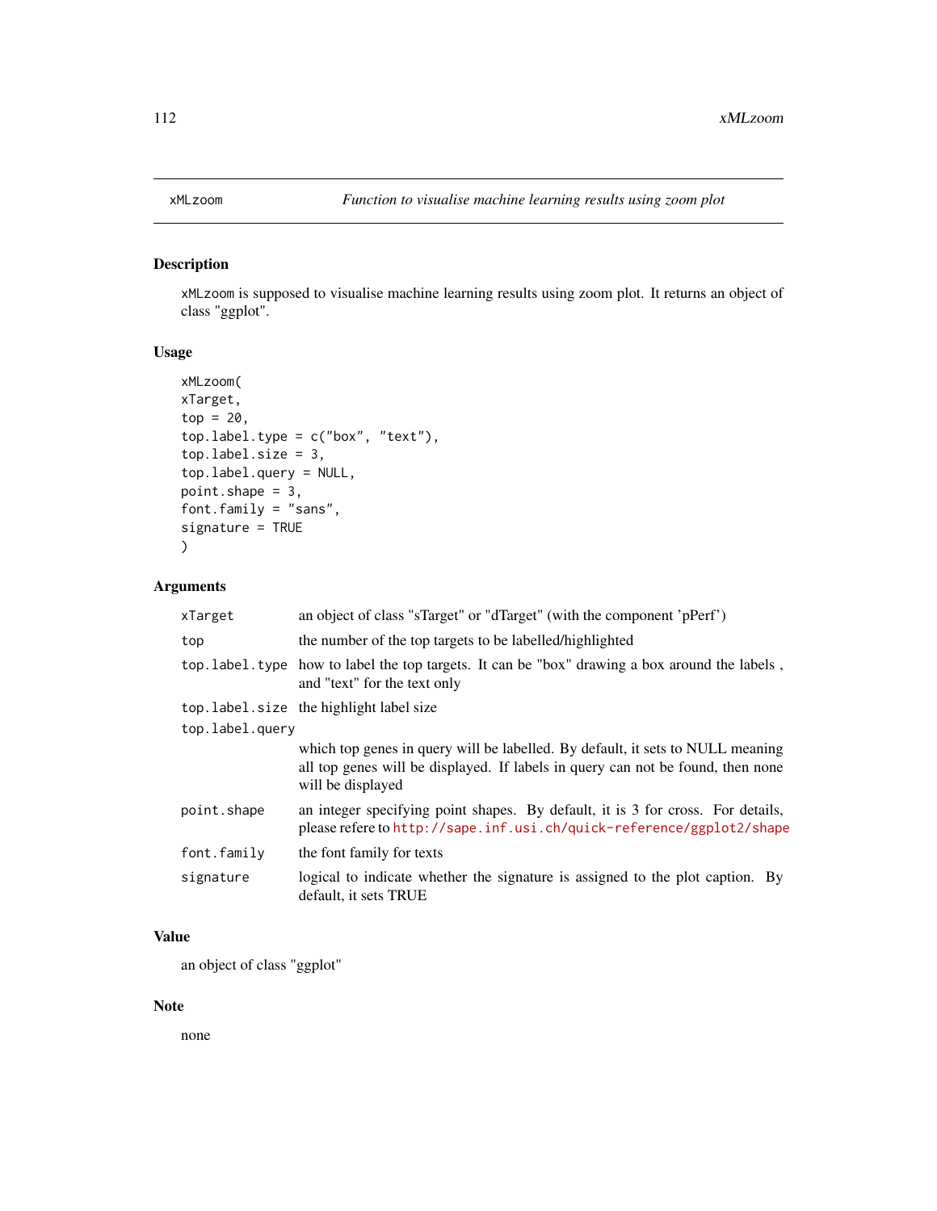# xMLzoom

*Function to visualise machine learning results using zoom plot*

## Description

xMLzoom is supposed to visualise machine learning results using zoom plot. It returns an object of class "ggplot".

## Usage

```
xMLzoom(
xTarget,
top = 20,
top.label.type = c("box", "text"),
top.label.size = 3,
top.label.query = NULL,
point.shape = 3,
font.family = "sans",
signature = TRUE
)
```

## Arguments

| Argument | Description |
|---|---|
| xTarget | an object of class "sTarget" or "dTarget" (with the component 'pPerf') |
| top | the number of the top targets to be labelled/highlighted |
| top.label.type | how to label the top targets. It can be "box" drawing a box around the labels , and "text" for the text only |
| top.label.size | the highlight label size |
| top.label.query | which top genes in query will be labelled. By default, it sets to NULL meaning all top genes will be displayed. If labels in query can not be found, then none will be displayed |
| point.shape | an integer specifying point shapes. By default, it is 3 for cross. For details, please refere to http://sape.inf.usi.ch/quick-reference/ggplot2/shape |
| font.family | the font family for texts |
| signature | logical to indicate whether the signature is assigned to the plot caption. By default, it sets TRUE |

## Value

an object of class "ggplot"

## Note

none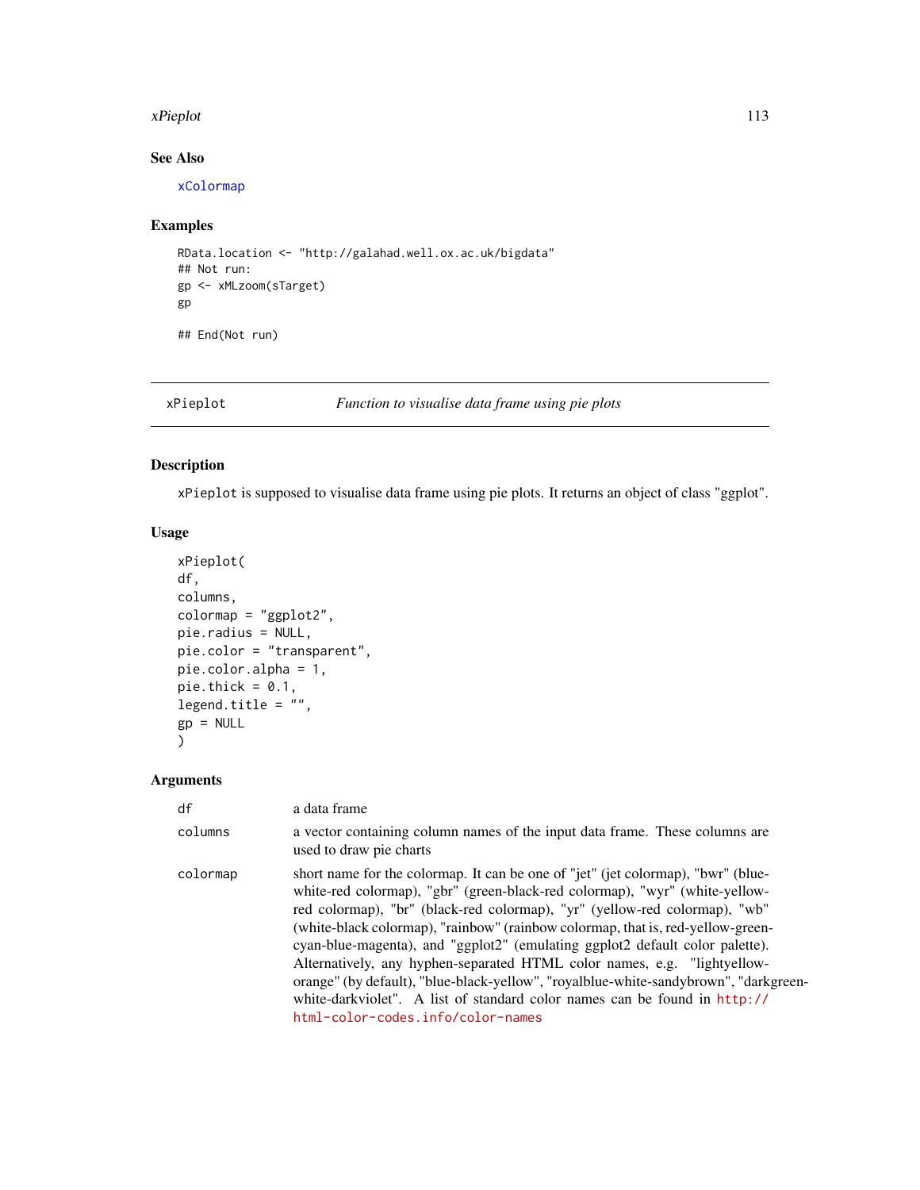## See Also

xColormap

## Examples

```
RData.location <- "http://galahad.well.ox.ac.uk/bigdata"
## Not run:
gp <- xMLzoom(sTarget)
gp

## End(Not run)
```

---

# xPieplot — *Function to visualise data frame using pie plots*

---

## Description

`xPieplot` is supposed to visualise data frame using pie plots. It returns an object of class "ggplot".

## Usage

```
xPieplot(
df,
columns,
colormap = "ggplot2",
pie.radius = NULL,
pie.color = "transparent",
pie.color.alpha = 1,
pie.thick = 0.1,
legend.title = "",
gp = NULL
)
```

## Arguments

| | |
|---|---|
| df | a data frame |
| columns | a vector containing column names of the input data frame. These columns are used to draw pie charts |
| colormap | short name for the colormap. It can be one of "jet" (jet colormap), "bwr" (blue-white-red colormap), "gbr" (green-black-red colormap), "wyr" (white-yellow-red colormap), "br" (black-red colormap), "yr" (yellow-red colormap), "wb" (white-black colormap), "rainbow" (rainbow colormap, that is, red-yellow-green-cyan-blue-magenta), and "ggplot2" (emulating ggplot2 default color palette). Alternatively, any hyphen-separated HTML color names, e.g. "lightyellow-orange" (by default), "blue-black-yellow", "royalblue-white-sandybrown", "darkgreen-white-darkviolet". A list of standard color names can be found in http://html-color-codes.info/color-names |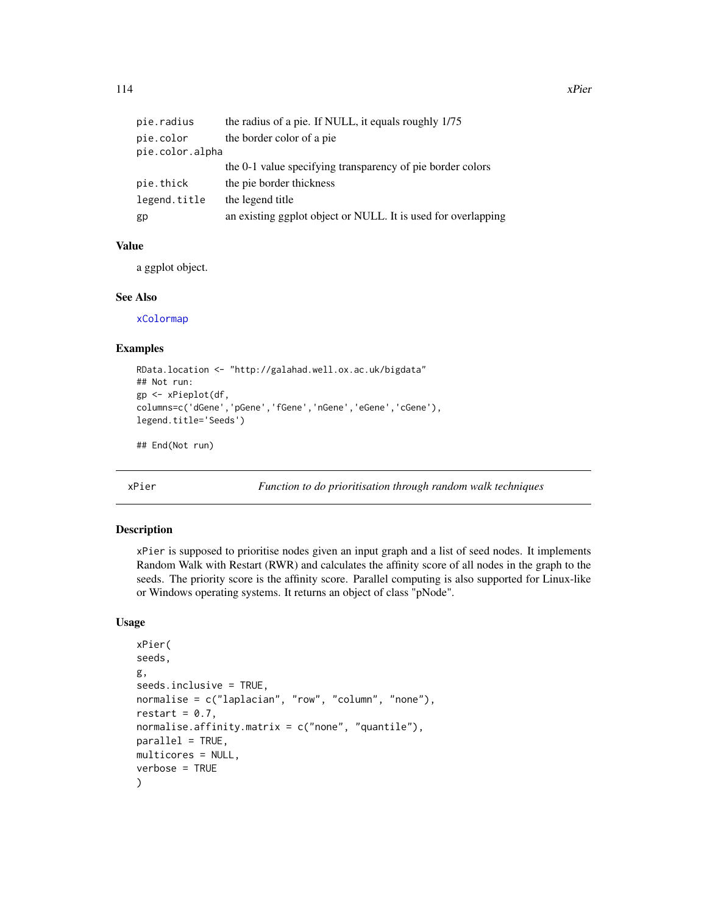| | |
|---|---|
| pie.radius | the radius of a pie. If NULL, it equals roughly 1/75 |
| pie.color | the border color of a pie |
| pie.color.alpha | the 0-1 value specifying transparency of pie border colors |
| pie.thick | the pie border thickness |
| legend.title | the legend title |
| gp | an existing ggplot object or NULL. It is used for overlapping |

### Value

a ggplot object.

### See Also

xColormap

### Examples

```
RData.location <- "http://galahad.well.ox.ac.uk/bigdata"
## Not run:
gp <- xPieplot(df,
columns=c('dGene','pGene','fGene','nGene','eGene','cGene'),
legend.title='Seeds')

## End(Not run)
```

## xPier — *Function to do prioritisation through random walk techniques*

### Description

xPier is supposed to prioritise nodes given an input graph and a list of seed nodes. It implements Random Walk with Restart (RWR) and calculates the affinity score of all nodes in the graph to the seeds. The priority score is the affinity score. Parallel computing is also supported for Linux-like or Windows operating systems. It returns an object of class "pNode".

### Usage

```
xPier(
seeds,
g,
seeds.inclusive = TRUE,
normalise = c("laplacian", "row", "column", "none"),
restart = 0.7,
normalise.affinity.matrix = c("none", "quantile"),
parallel = TRUE,
multicores = NULL,
verbose = TRUE
)
```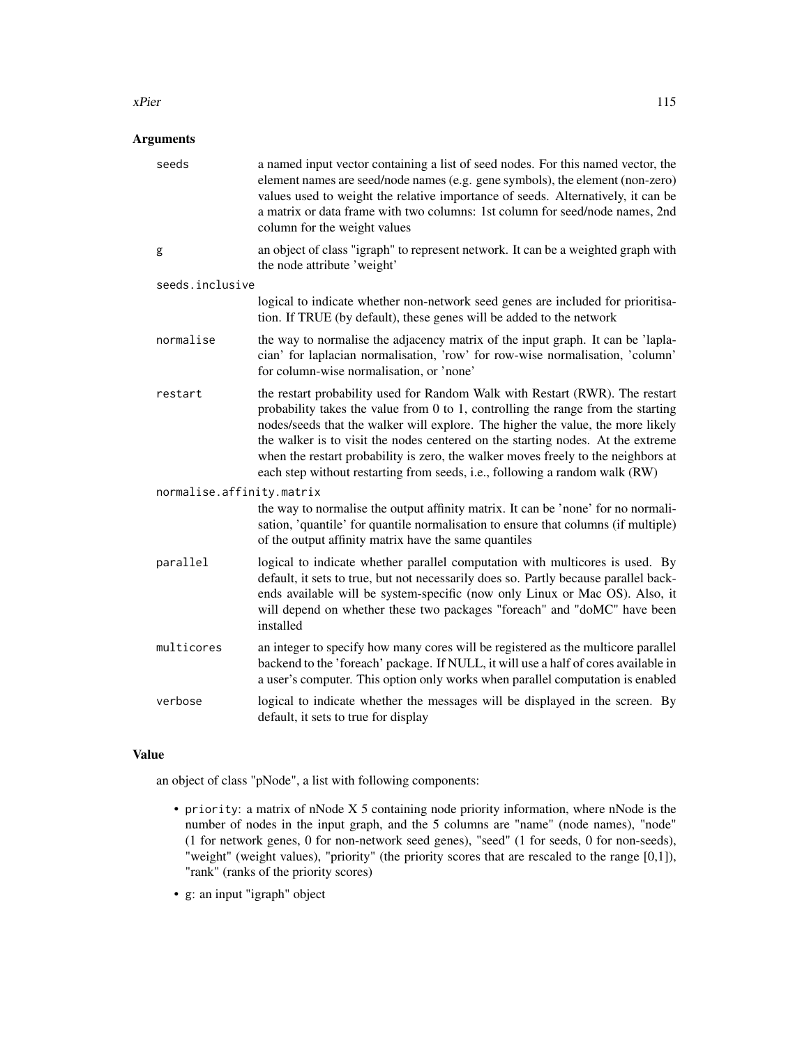## Arguments

| | |
|---|---|
| seeds | a named input vector containing a list of seed nodes. For this named vector, the element names are seed/node names (e.g. gene symbols), the element (non-zero) values used to weight the relative importance of seeds. Alternatively, it can be a matrix or data frame with two columns: 1st column for seed/node names, 2nd column for the weight values |
| g | an object of class "igraph" to represent network. It can be a weighted graph with the node attribute 'weight' |
| seeds.inclusive | logical to indicate whether non-network seed genes are included for prioritisation. If TRUE (by default), these genes will be added to the network |
| normalise | the way to normalise the adjacency matrix of the input graph. It can be 'laplacian' for laplacian normalisation, 'row' for row-wise normalisation, 'column' for column-wise normalisation, or 'none' |
| restart | the restart probability used for Random Walk with Restart (RWR). The restart probability takes the value from 0 to 1, controlling the range from the starting nodes/seeds that the walker will explore. The higher the value, the more likely the walker is to visit the nodes centered on the starting nodes. At the extreme when the restart probability is zero, the walker moves freely to the neighbors at each step without restarting from seeds, i.e., following a random walk (RW) |
| normalise.affinity.matrix | the way to normalise the output affinity matrix. It can be 'none' for no normalisation, 'quantile' for quantile normalisation to ensure that columns (if multiple) of the output affinity matrix have the same quantiles |
| parallel | logical to indicate whether parallel computation with multicores is used. By default, it sets to true, but not necessarily does so. Partly because parallel backends available will be system-specific (now only Linux or Mac OS). Also, it will depend on whether these two packages "foreach" and "doMC" have been installed |
| multicores | an integer to specify how many cores will be registered as the multicore parallel backend to the 'foreach' package. If NULL, it will use a half of cores available in a user's computer. This option only works when parallel computation is enabled |
| verbose | logical to indicate whether the messages will be displayed in the screen. By default, it sets to true for display |

## Value

an object of class "pNode", a list with following components:

- priority: a matrix of nNode X 5 containing node priority information, where nNode is the number of nodes in the input graph, and the 5 columns are "name" (node names), "node" (1 for network genes, 0 for non-network seed genes), "seed" (1 for seeds, 0 for non-seeds), "weight" (weight values), "priority" (the priority scores that are rescaled to the range [0,1]), "rank" (ranks of the priority scores)
- g: an input "igraph" object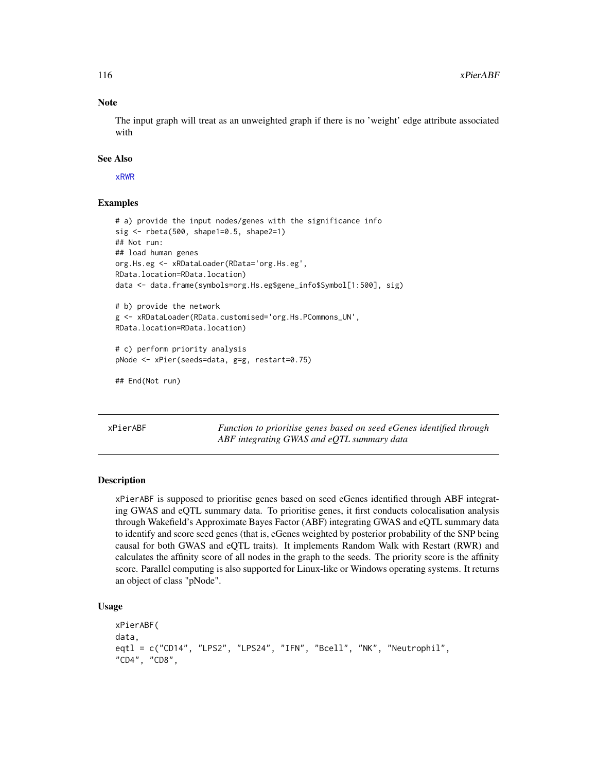### Note

The input graph will treat as an unweighted graph if there is no 'weight' edge attribute associated with

### See Also

xRWR

### Examples

```
# a) provide the input nodes/genes with the significance info
sig <- rbeta(500, shape1=0.5, shape2=1)
## Not run:
## load human genes
org.Hs.eg <- xRDataLoader(RData='org.Hs.eg',
RData.location=RData.location)
data <- data.frame(symbols=org.Hs.eg$gene_info$Symbol[1:500], sig)

# b) provide the network
g <- xRDataLoader(RData.customised='org.Hs.PCommons_UN',
RData.location=RData.location)

# c) perform priority analysis
pNode <- xPier(seeds=data, g=g, restart=0.75)

## End(Not run)
```

---

## xPierABF

*Function to prioritise genes based on seed eGenes identified through ABF integrating GWAS and eQTL summary data*

### Description

xPierABF is supposed to prioritise genes based on seed eGenes identified through ABF integrating GWAS and eQTL summary data. To prioritise genes, it first conducts colocalisation analysis through Wakefield's Approximate Bayes Factor (ABF) integrating GWAS and eQTL summary data to identify and score seed genes (that is, eGenes weighted by posterior probability of the SNP being causal for both GWAS and eQTL traits). It implements Random Walk with Restart (RWR) and calculates the affinity score of all nodes in the graph to the seeds. The priority score is the affinity score. Parallel computing is also supported for Linux-like or Windows operating systems. It returns an object of class "pNode".

### Usage

```
xPierABF(
data,
eqtl = c("CD14", "LPS2", "LPS24", "IFN", "Bcell", "NK", "Neutrophil",
"CD4", "CD8",
```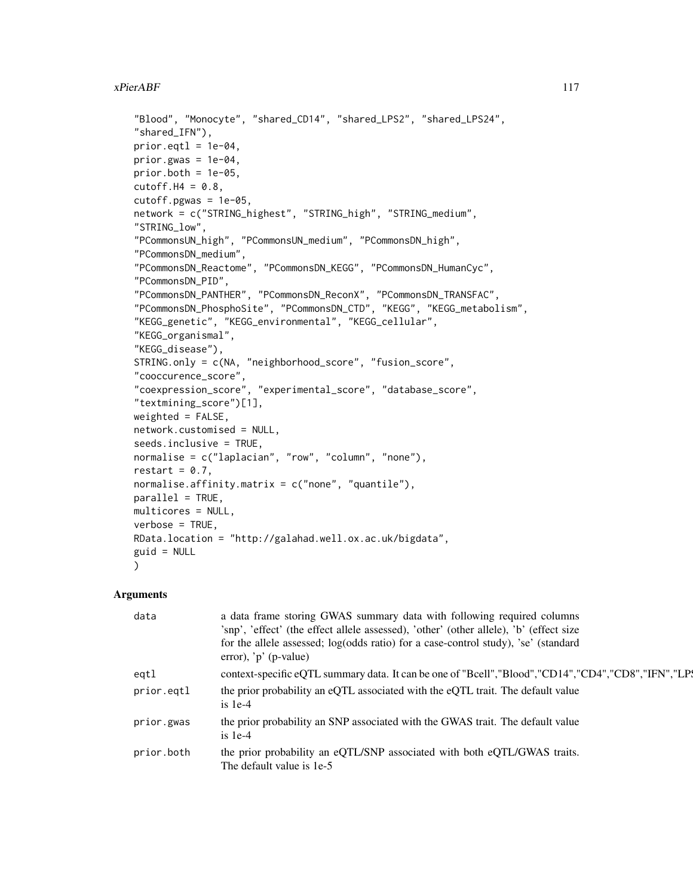```
"Blood", "Monocyte", "shared_CD14", "shared_LPS2", "shared_LPS24",
"shared_IFN"),
prior.eqtl = 1e-04,
prior.gwas = 1e-04,
prior.both = 1e-05,
cutoff.H4 = 0.8,
cutoff.pgwas = 1e-05,
network = c("STRING_highest", "STRING_high", "STRING_medium",
"STRING_low",
"PCommonsUN_high", "PCommonsUN_medium", "PCommonsDN_high",
"PCommonsDN_medium",
"PCommonsDN_Reactome", "PCommonsDN_KEGG", "PCommonsDN_HumanCyc",
"PCommonsDN_PID",
"PCommonsDN_PANTHER", "PCommonsDN_ReconX", "PCommonsDN_TRANSFAC",
"PCommonsDN_PhosphoSite", "PCommonsDN_CTD", "KEGG", "KEGG_metabolism",
"KEGG_genetic", "KEGG_environmental", "KEGG_cellular",
"KEGG_organismal",
"KEGG_disease"),
STRING.only = c(NA, "neighborhood_score", "fusion_score",
"cooccurence_score",
"coexpression_score", "experimental_score", "database_score",
"textmining_score")[1],
weighted = FALSE,
network.customised = NULL,
seeds.inclusive = TRUE,
normalise = c("laplacian", "row", "column", "none"),
restart = 0.7,
normalise.affinity.matrix = c("none", "quantile"),
parallel = TRUE,
multicores = NULL,
verbose = TRUE,
RData.location = "http://galahad.well.ox.ac.uk/bigdata",
guid = NULL
)
```

## Arguments

| | |
|---|---|
| data | a data frame storing GWAS summary data with following required columns 'snp', 'effect' (the effect allele assessed), 'other' (other allele), 'b' (effect size for the allele assessed; log(odds ratio) for a case-control study), 'se' (standard error), 'p' (p-value) |
| eqtl | context-specific eQTL summary data. It can be one of "Bcell","Blood","CD14","CD4","CD8","IFN","LPS |
| prior.eqtl | the prior probability an eQTL associated with the eQTL trait. The default value is 1e-4 |
| prior.gwas | the prior probability an SNP associated with the GWAS trait. The default value is 1e-4 |
| prior.both | the prior probability an eQTL/SNP associated with both eQTL/GWAS traits. The default value is 1e-5 |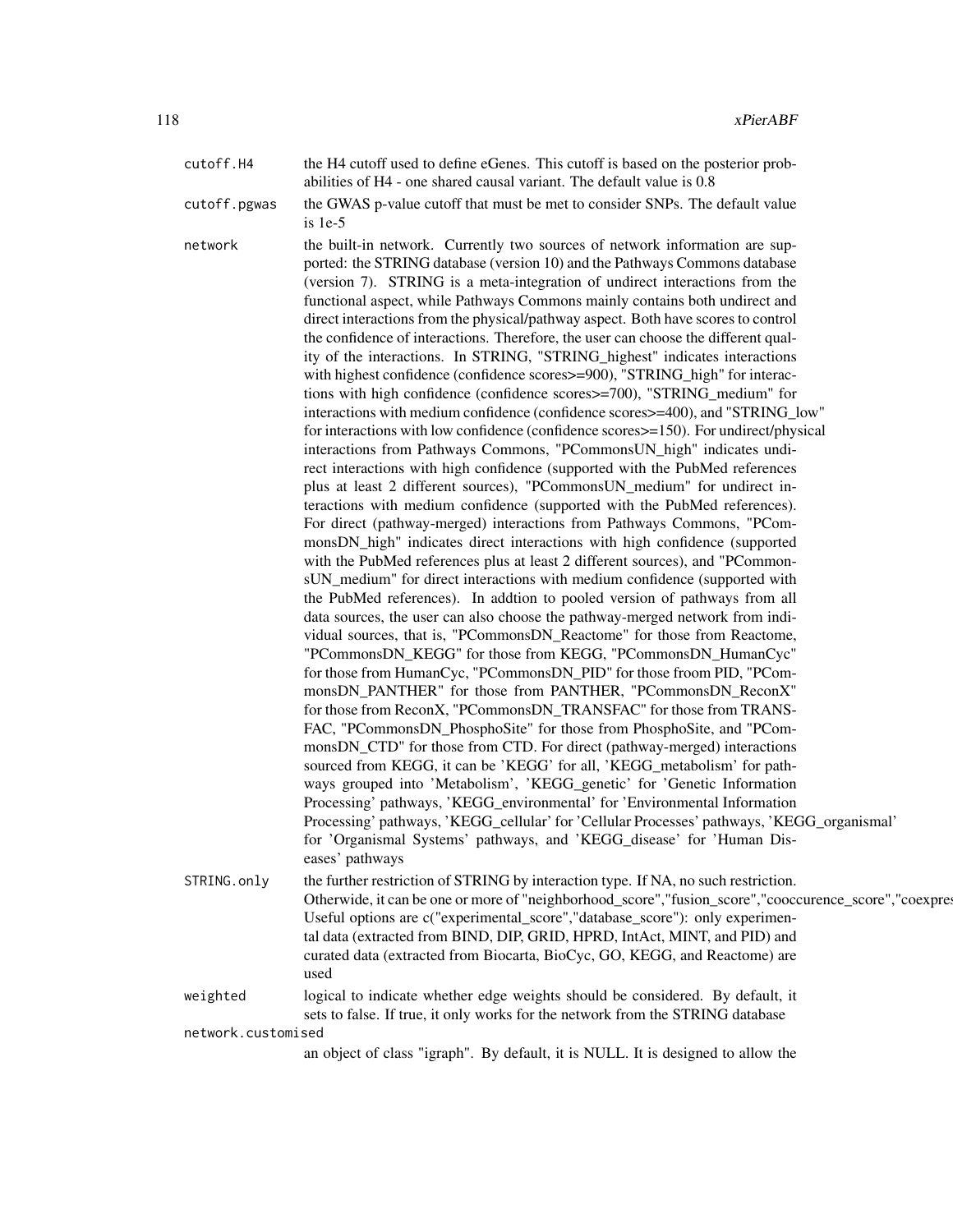cutoff.H4
: the H4 cutoff used to define eGenes. This cutoff is based on the posterior probabilities of H4 - one shared causal variant. The default value is 0.8

cutoff.pgwas
: the GWAS p-value cutoff that must be met to consider SNPs. The default value is 1e-5

network
: the built-in network. Currently two sources of network information are supported: the STRING database (version 10) and the Pathways Commons database (version 7). STRING is a meta-integration of undirect interactions from the functional aspect, while Pathways Commons mainly contains both undirect and direct interactions from the physical/pathway aspect. Both have scores to control the confidence of interactions. Therefore, the user can choose the different quality of the interactions. In STRING, "STRING_highest" indicates interactions with highest confidence (confidence scores>=900), "STRING_high" for interactions with high confidence (confidence scores>=700), "STRING_medium" for interactions with medium confidence (confidence scores>=400), and "STRING_low" for interactions with low confidence (confidence scores>=150). For undirect/physical interactions from Pathways Commons, "PCommonsUN_high" indicates undirect interactions with high confidence (supported with the PubMed references plus at least 2 different sources), "PCommonsUN_medium" for undirect interactions with medium confidence (supported with the PubMed references). For direct (pathway-merged) interactions from Pathways Commons, "PCommonsDN_high" indicates direct interactions with high confidence (supported with the PubMed references plus at least 2 different sources), and "PCommonsUN_medium" for direct interactions with medium confidence (supported with the PubMed references). In addtion to pooled version of pathways from all data sources, the user can also choose the pathway-merged network from individual sources, that is, "PCommonsDN_Reactome" for those from Reactome, "PCommonsDN_KEGG" for those from KEGG, "PCommonsDN_HumanCyc" for those from HumanCyc, "PCommonsDN_PID" for those froom PID, "PCommonsDN_PANTHER" for those from PANTHER, "PCommonsDN_ReconX" for those from ReconX, "PCommonsDN_TRANSFAC" for those from TRANSFAC, "PCommonsDN_PhosphoSite" for those from PhosphoSite, and "PCommonsDN_CTD" for those from CTD. For direct (pathway-merged) interactions sourced from KEGG, it can be 'KEGG' for all, 'KEGG_metabolism' for pathways grouped into 'Metabolism', 'KEGG_genetic' for 'Genetic Information Processing' pathways, 'KEGG_environmental' for 'Environmental Information Processing' pathways, 'KEGG_cellular' for 'Cellular Processes' pathways, 'KEGG_organismal' for 'Organismal Systems' pathways, and 'KEGG_disease' for 'Human Diseases' pathways

STRING.only
: the further restriction of STRING by interaction type. If NA, no such restriction. Otherwide, it can be one or more of "neighborhood_score","fusion_score","cooccurence_score","coexpres
Useful options are c("experimental_score","database_score"): only experimental data (extracted from BIND, DIP, GRID, HPRD, IntAct, MINT, and PID) and curated data (extracted from Biocarta, BioCyc, GO, KEGG, and Reactome) are used

weighted
: logical to indicate whether edge weights should be considered. By default, it sets to false. If true, it only works for the network from the STRING database

network.customised
: an object of class "igraph". By default, it is NULL. It is designed to allow the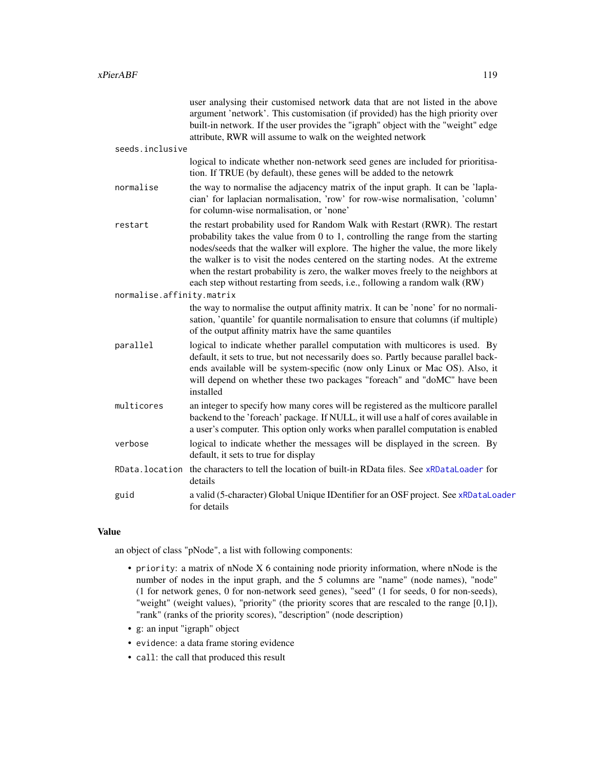user analysing their customised network data that are not listed in the above argument 'network'. This customisation (if provided) has the high priority over built-in network. If the user provides the "igraph" object with the "weight" edge attribute, RWR will assume to walk on the weighted network

`seeds.inclusive`
: logical to indicate whether non-network seed genes are included for prioritisation. If TRUE (by default), these genes will be added to the netowrk

`normalise`
: the way to normalise the adjacency matrix of the input graph. It can be 'laplacian' for laplacian normalisation, 'row' for row-wise normalisation, 'column' for column-wise normalisation, or 'none'

`restart`
: the restart probability used for Random Walk with Restart (RWR). The restart probability takes the value from 0 to 1, controlling the range from the starting nodes/seeds that the walker will explore. The higher the value, the more likely the walker is to visit the nodes centered on the starting nodes. At the extreme when the restart probability is zero, the walker moves freely to the neighbors at each step without restarting from seeds, i.e., following a random walk (RW)

`normalise.affinity.matrix`
: the way to normalise the output affinity matrix. It can be 'none' for no normalisation, 'quantile' for quantile normalisation to ensure that columns (if multiple) of the output affinity matrix have the same quantiles

`parallel`
: logical to indicate whether parallel computation with multicores is used. By default, it sets to true, but not necessarily does so. Partly because parallel backends available will be system-specific (now only Linux or Mac OS). Also, it will depend on whether these two packages "foreach" and "doMC" have been installed

`multicores`
: an integer to specify how many cores will be registered as the multicore parallel backend to the 'foreach' package. If NULL, it will use a half of cores available in a user's computer. This option only works when parallel computation is enabled

`verbose`
: logical to indicate whether the messages will be displayed in the screen. By default, it sets to true for display

`RData.location`
: the characters to tell the location of built-in RData files. See `xRDataLoader` for details

`guid`
: a valid (5-character) Global Unique IDentifier for an OSF project. See `xRDataLoader` for details

## Value

an object of class "pNode", a list with following components:

- `priority`: a matrix of nNode X 6 containing node priority information, where nNode is the number of nodes in the input graph, and the 5 columns are "name" (node names), "node" (1 for network genes, 0 for non-network seed genes), "seed" (1 for seeds, 0 for non-seeds), "weight" (weight values), "priority" (the priority scores that are rescaled to the range [0,1]), "rank" (ranks of the priority scores), "description" (node description)
- `g`: an input "igraph" object
- `evidence`: a data frame storing evidence
- `call`: the call that produced this result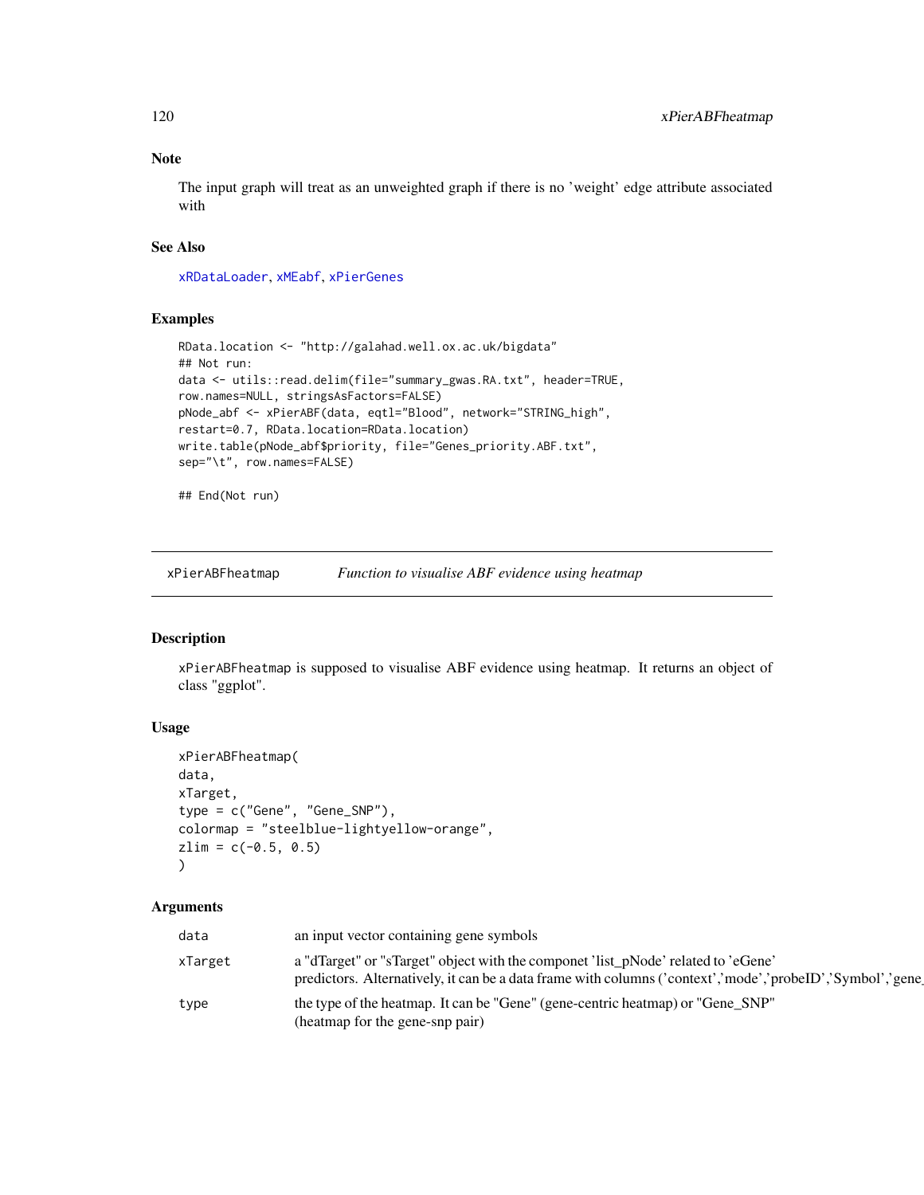## Note

The input graph will treat as an unweighted graph if there is no 'weight' edge attribute associated with

## See Also

xRDataLoader, xMEabf, xPierGenes

## Examples

```
RData.location <- "http://galahad.well.ox.ac.uk/bigdata"
## Not run:
data <- utils::read.delim(file="summary_gwas.RA.txt", header=TRUE,
row.names=NULL, stringsAsFactors=FALSE)
pNode_abf <- xPierABF(data, eqtl="Blood", network="STRING_high",
restart=0.7, RData.location=RData.location)
write.table(pNode_abf$priority, file="Genes_priority.ABF.txt",
sep="\t", row.names=FALSE)

## End(Not run)
```

---

# xPierABFheatmap — *Function to visualise ABF evidence using heatmap*

## Description

xPierABFheatmap is supposed to visualise ABF evidence using heatmap. It returns an object of class "ggplot".

## Usage

```
xPierABFheatmap(
data,
xTarget,
type = c("Gene", "Gene_SNP"),
colormap = "steelblue-lightyellow-orange",
zlim = c(-0.5, 0.5)
)
```

## Arguments

| | |
|---|---|
| data | an input vector containing gene symbols |
| xTarget | a "dTarget" or "sTarget" object with the componet 'list_pNode' related to 'eGene' predictors. Alternatively, it can be a data frame with columns ('context','mode','probeID','Symbol','gene_ |
| type | the type of the heatmap. It can be "Gene" (gene-centric heatmap) or "Gene_SNP" (heatmap for the gene-snp pair) |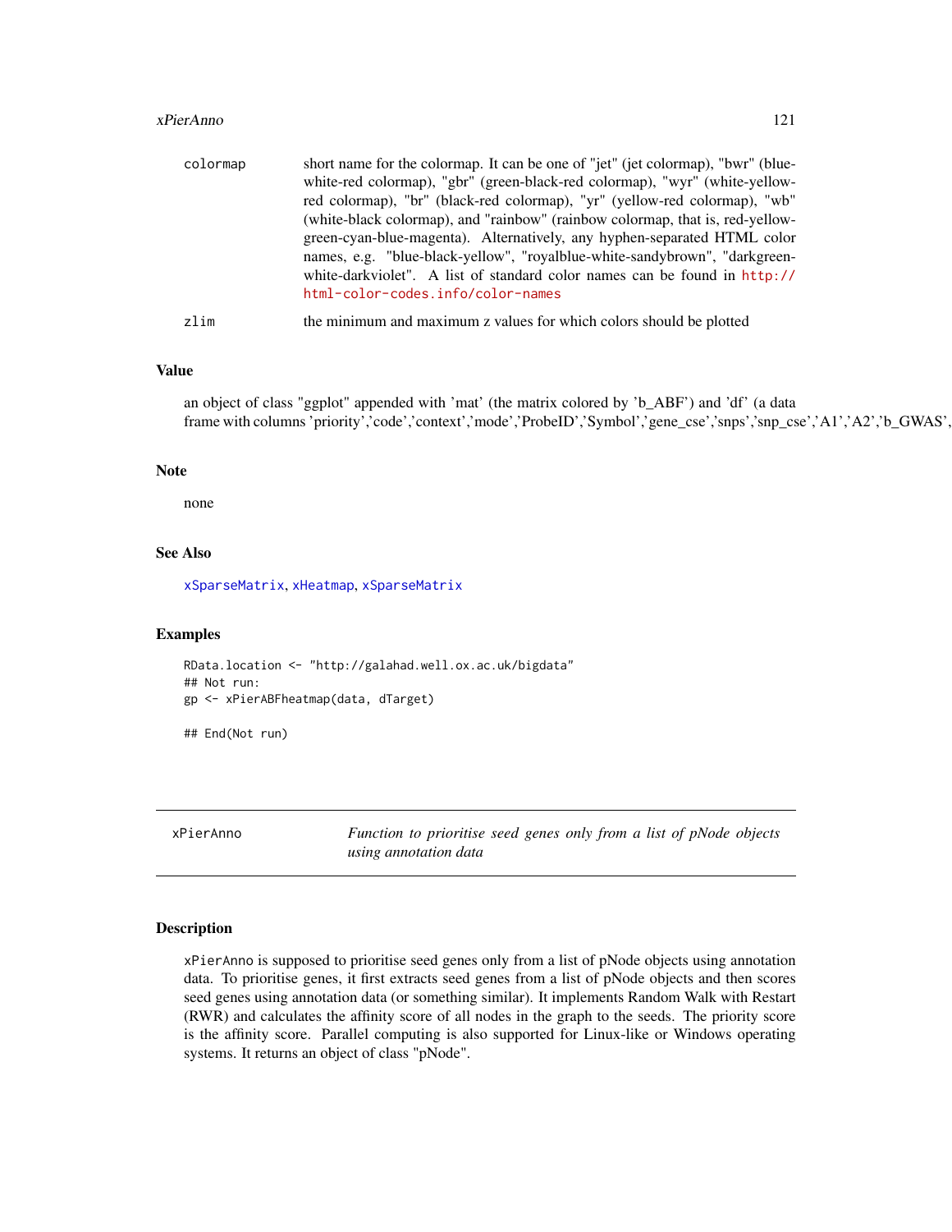colormap
: short name for the colormap. It can be one of "jet" (jet colormap), "bwr" (blue-white-red colormap), "gbr" (green-black-red colormap), "wyr" (white-yellow-red colormap), "br" (black-red colormap), "yr" (yellow-red colormap), "wb" (white-black colormap), and "rainbow" (rainbow colormap, that is, red-yellow-green-cyan-blue-magenta). Alternatively, any hyphen-separated HTML color names, e.g. "blue-black-yellow", "royalblue-white-sandybrown", "darkgreen-white-darkviolet". A list of standard color names can be found in http://html-color-codes.info/color-names

zlim
: the minimum and maximum z values for which colors should be plotted

### Value

an object of class "ggplot" appended with 'mat' (the matrix colored by 'b_ABF') and 'df' (a data frame with columns 'priority','code','context','mode','ProbeID','Symbol','gene_cse','snps','snp_cse','A1','A2','b_GWAS',

### Note

none

### See Also

xSparseMatrix, xHeatmap, xSparseMatrix

### Examples

```
RData.location <- "http://galahad.well.ox.ac.uk/bigdata"
## Not run:
gp <- xPierABFheatmap(data, dTarget)

## End(Not run)
```

---

## xPierAnno

*Function to prioritise seed genes only from a list of pNode objects using annotation data*

### Description

xPierAnno is supposed to prioritise seed genes only from a list of pNode objects using annotation data. To prioritise genes, it first extracts seed genes from a list of pNode objects and then scores seed genes using annotation data (or something similar). It implements Random Walk with Restart (RWR) and calculates the affinity score of all nodes in the graph to the seeds. The priority score is the affinity score. Parallel computing is also supported for Linux-like or Windows operating systems. It returns an object of class "pNode".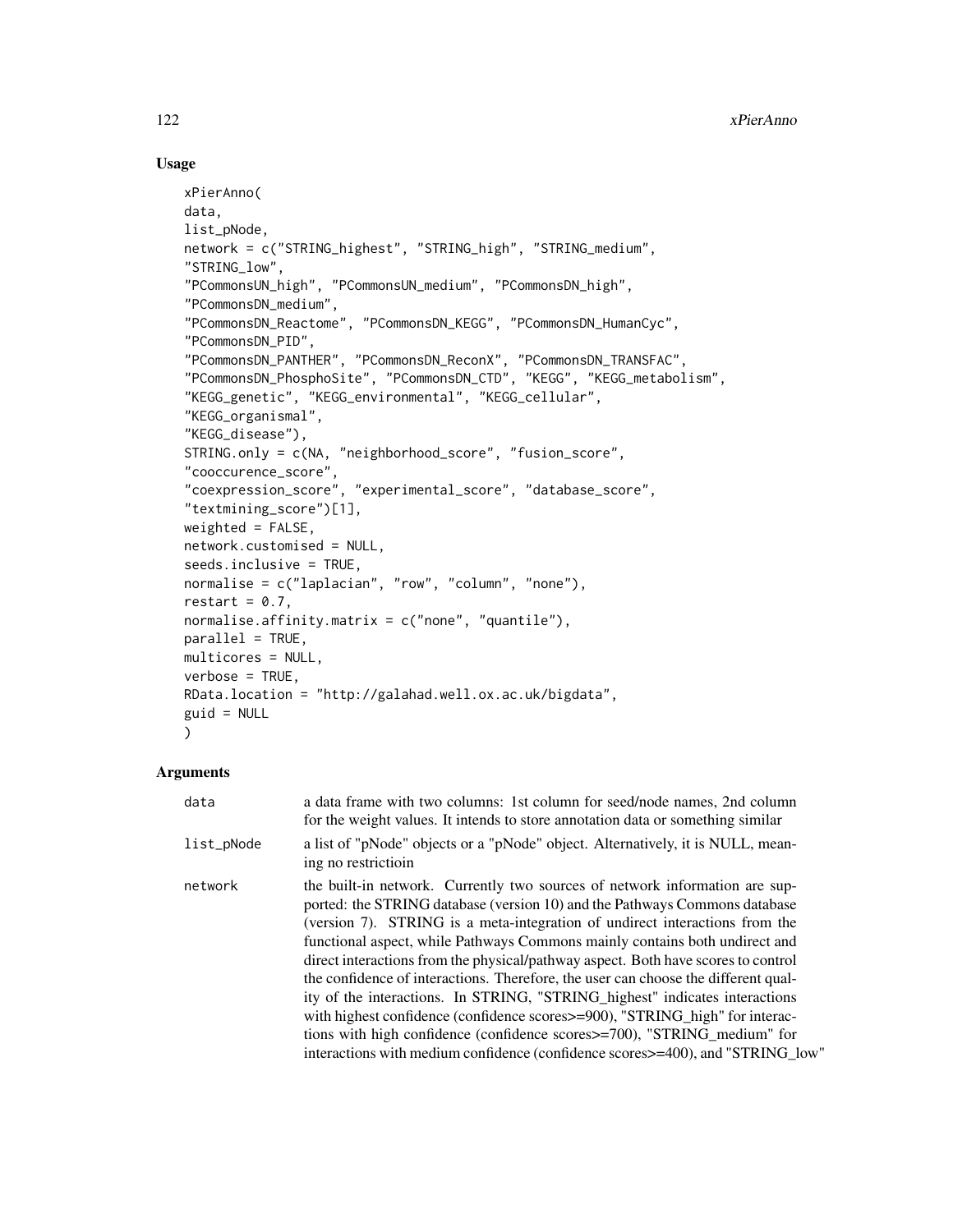## Usage

```
xPierAnno(
data,
list_pNode,
network = c("STRING_highest", "STRING_high", "STRING_medium",
"STRING_low",
"PCommonsUN_high", "PCommonsUN_medium", "PCommonsDN_high",
"PCommonsDN_medium",
"PCommonsDN_Reactome", "PCommonsDN_KEGG", "PCommonsDN_HumanCyc",
"PCommonsDN_PID",
"PCommonsDN_PANTHER", "PCommonsDN_ReconX", "PCommonsDN_TRANSFAC",
"PCommonsDN_PhosphoSite", "PCommonsDN_CTD", "KEGG", "KEGG_metabolism",
"KEGG_genetic", "KEGG_environmental", "KEGG_cellular",
"KEGG_organismal",
"KEGG_disease"),
STRING.only = c(NA, "neighborhood_score", "fusion_score",
"cooccurence_score",
"coexpression_score", "experimental_score", "database_score",
"textmining_score")[1],
weighted = FALSE,
network.customised = NULL,
seeds.inclusive = TRUE,
normalise = c("laplacian", "row", "column", "none"),
restart = 0.7,
normalise.affinity.matrix = c("none", "quantile"),
parallel = TRUE,
multicores = NULL,
verbose = TRUE,
RData.location = "http://galahad.well.ox.ac.uk/bigdata",
guid = NULL
)
```

## Arguments

| | |
|---|---|
| data | a data frame with two columns: 1st column for seed/node names, 2nd column for the weight values. It intends to store annotation data or something similar |
| list_pNode | a list of "pNode" objects or a "pNode" object. Alternatively, it is NULL, meaning no restrictioin |
| network | the built-in network. Currently two sources of network information are supported: the STRING database (version 10) and the Pathways Commons database (version 7). STRING is a meta-integration of undirect interactions from the functional aspect, while Pathways Commons mainly contains both undirect and direct interactions from the physical/pathway aspect. Both have scores to control the confidence of interactions. Therefore, the user can choose the different quality of the interactions. In STRING, "STRING_highest" indicates interactions with highest confidence (confidence scores>=900), "STRING_high" for interactions with high confidence (confidence scores>=700), "STRING_medium" for interactions with medium confidence (confidence scores>=400), and "STRING_low" |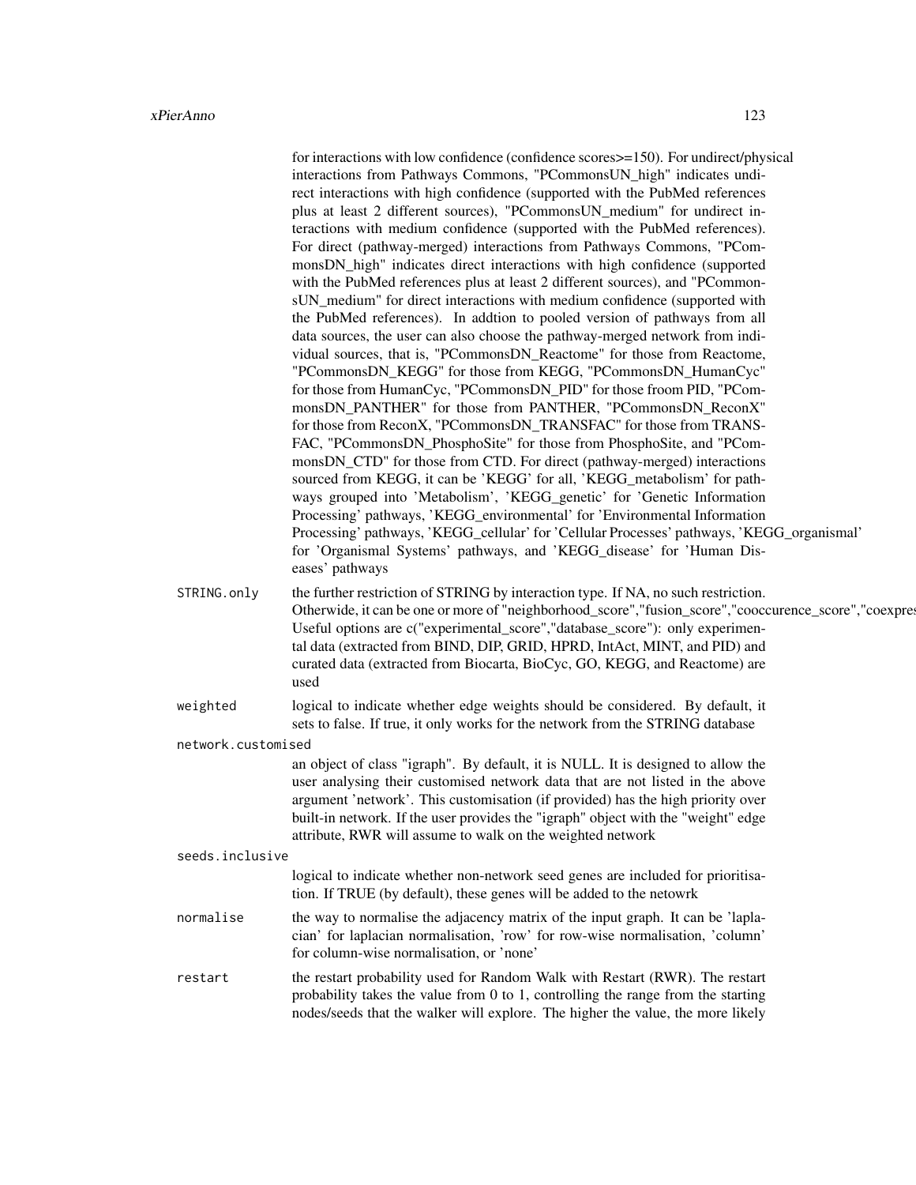for interactions with low confidence (confidence scores>=150). For undirect/physical interactions from Pathways Commons, "PCommonsUN_high" indicates undirect interactions with high confidence (supported with the PubMed references plus at least 2 different sources), "PCommonsUN_medium" for undirect interactions with medium confidence (supported with the PubMed references). For direct (pathway-merged) interactions from Pathways Commons, "PCommonsDN_high" indicates direct interactions with high confidence (supported with the PubMed references plus at least 2 different sources), and "PCommonsUN_medium" for direct interactions with medium confidence (supported with the PubMed references). In addtion to pooled version of pathways from all data sources, the user can also choose the pathway-merged network from individual sources, that is, "PCommonsDN_Reactome" for those from Reactome, "PCommonsDN_KEGG" for those from KEGG, "PCommonsDN_HumanCyc" for those from HumanCyc, "PCommonsDN_PID" for those froom PID, "PCommonsDN_PANTHER" for those from PANTHER, "PCommonsDN_ReconX" for those from ReconX, "PCommonsDN_TRANSFAC" for those from TRANSFAC, "PCommonsDN_PhosphoSite" for those from PhosphoSite, and "PCommonsDN_CTD" for those from CTD. For direct (pathway-merged) interactions sourced from KEGG, it can be 'KEGG' for all, 'KEGG_metabolism' for pathways grouped into 'Metabolism', 'KEGG_genetic' for 'Genetic Information Processing' pathways, 'KEGG_environmental' for 'Environmental Information Processing' pathways, 'KEGG_cellular' for 'Cellular Processes' pathways, 'KEGG_organismal' for 'Organismal Systems' pathways, and 'KEGG_disease' for 'Human Diseases' pathways

`STRING.only`
: the further restriction of STRING by interaction type. If NA, no such restriction. Otherwide, it can be one or more of "neighborhood_score","fusion_score","cooccurence_score","coexpres Useful options are c("experimental_score","database_score"): only experimental data (extracted from BIND, DIP, GRID, HPRD, IntAct, MINT, and PID) and curated data (extracted from Biocarta, BioCyc, GO, KEGG, and Reactome) are used

`weighted`
: logical to indicate whether edge weights should be considered. By default, it sets to false. If true, it only works for the network from the STRING database

`network.customised`
: an object of class "igraph". By default, it is NULL. It is designed to allow the user analysing their customised network data that are not listed in the above argument 'network'. This customisation (if provided) has the high priority over built-in network. If the user provides the "igraph" object with the "weight" edge attribute, RWR will assume to walk on the weighted network

`seeds.inclusive`
: logical to indicate whether non-network seed genes are included for prioritisation. If TRUE (by default), these genes will be added to the netowrk

`normalise`
: the way to normalise the adjacency matrix of the input graph. It can be 'laplacian' for laplacian normalisation, 'row' for row-wise normalisation, 'column' for column-wise normalisation, or 'none'

`restart`
: the restart probability used for Random Walk with Restart (RWR). The restart probability takes the value from 0 to 1, controlling the range from the starting nodes/seeds that the walker will explore. The higher the value, the more likely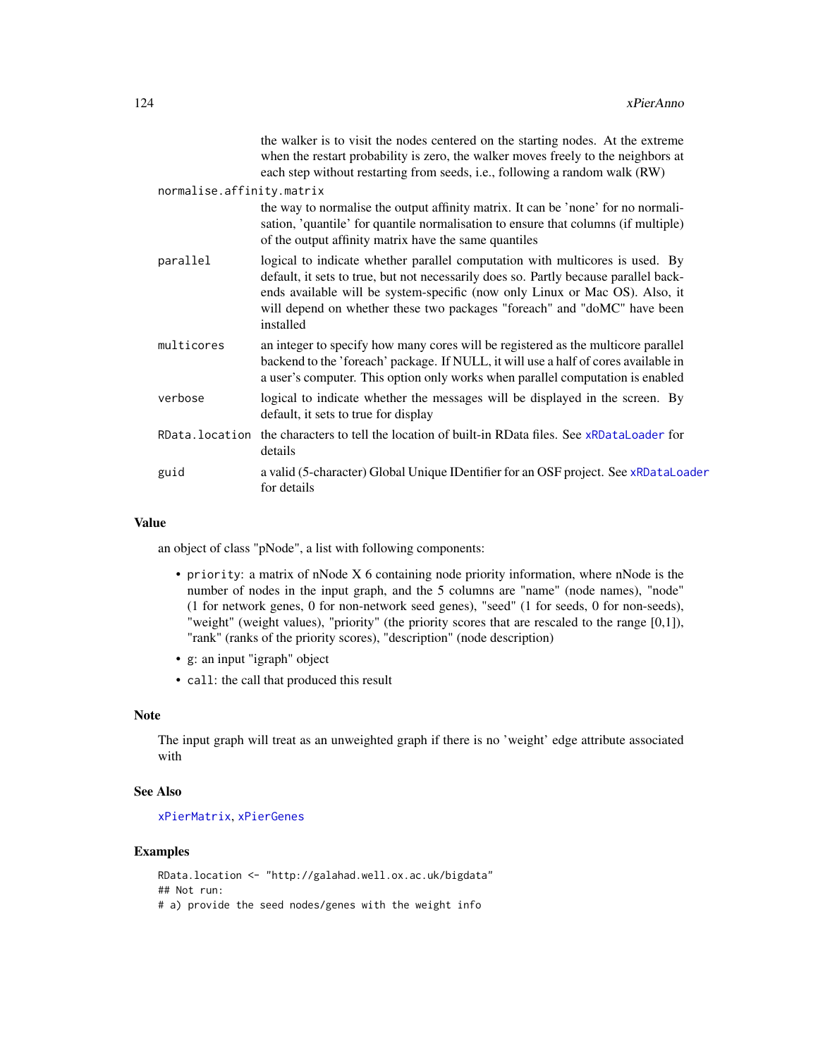the walker is to visit the nodes centered on the starting nodes. At the extreme when the restart probability is zero, the walker moves freely to the neighbors at each step without restarting from seeds, i.e., following a random walk (RW)

`normalise.affinity.matrix`
: the way to normalise the output affinity matrix. It can be 'none' for no normalisation, 'quantile' for quantile normalisation to ensure that columns (if multiple) of the output affinity matrix have the same quantiles

`parallel`
: logical to indicate whether parallel computation with multicores is used. By default, it sets to true, but not necessarily does so. Partly because parallel backends available will be system-specific (now only Linux or Mac OS). Also, it will depend on whether these two packages "foreach" and "doMC" have been installed

`multicores`
: an integer to specify how many cores will be registered as the multicore parallel backend to the 'foreach' package. If NULL, it will use a half of cores available in a user's computer. This option only works when parallel computation is enabled

`verbose`
: logical to indicate whether the messages will be displayed in the screen. By default, it sets to true for display

`RData.location`
: the characters to tell the location of built-in RData files. See `xRDataLoader` for details

`guid`
: a valid (5-character) Global Unique IDentifier for an OSF project. See `xRDataLoader` for details

## Value

an object of class "pNode", a list with following components:

- `priority`: a matrix of nNode X 6 containing node priority information, where nNode is the number of nodes in the input graph, and the 5 columns are "name" (node names), "node" (1 for network genes, 0 for non-network seed genes), "seed" (1 for seeds, 0 for non-seeds), "weight" (weight values), "priority" (the priority scores that are rescaled to the range [0,1]), "rank" (ranks of the priority scores), "description" (node description)
- `g`: an input "igraph" object
- `call`: the call that produced this result

## Note

The input graph will treat as an unweighted graph if there is no 'weight' edge attribute associated with

## See Also

`xPierMatrix`, `xPierGenes`

## Examples

```
RData.location <- "http://galahad.well.ox.ac.uk/bigdata"
## Not run:
# a) provide the seed nodes/genes with the weight info
```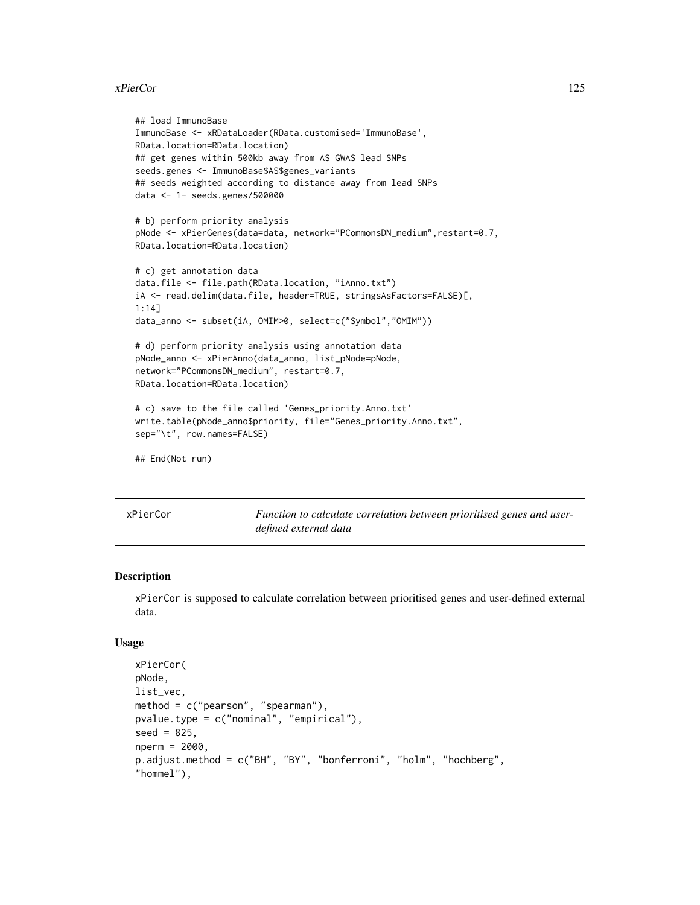```
## load ImmunoBase
ImmunoBase <- xRDataLoader(RData.customised='ImmunoBase',
RData.location=RData.location)
## get genes within 500kb away from AS GWAS lead SNPs
seeds.genes <- ImmunoBase$AS$genes_variants
## seeds weighted according to distance away from lead SNPs
data <- 1- seeds.genes/500000

# b) perform priority analysis
pNode <- xPierGenes(data=data, network="PCommonsDN_medium",restart=0.7,
RData.location=RData.location)

# c) get annotation data
data.file <- file.path(RData.location, "iAnno.txt")
iA <- read.delim(data.file, header=TRUE, stringsAsFactors=FALSE)[,
1:14]
data_anno <- subset(iA, OMIM>0, select=c("Symbol","OMIM"))

# d) perform priority analysis using annotation data
pNode_anno <- xPierAnno(data_anno, list_pNode=pNode,
network="PCommonsDN_medium", restart=0.7,
RData.location=RData.location)

# c) save to the file called 'Genes_priority.Anno.txt'
write.table(pNode_anno$priority, file="Genes_priority.Anno.txt",
sep="\t", row.names=FALSE)

## End(Not run)
```

## xPierCor — *Function to calculate correlation between prioritised genes and user-defined external data*

### Description

xPierCor is supposed to calculate correlation between prioritised genes and user-defined external data.

### Usage

```
xPierCor(
pNode,
list_vec,
method = c("pearson", "spearman"),
pvalue.type = c("nominal", "empirical"),
seed = 825,
nperm = 2000,
p.adjust.method = c("BH", "BY", "bonferroni", "holm", "hochberg",
"hommel"),
```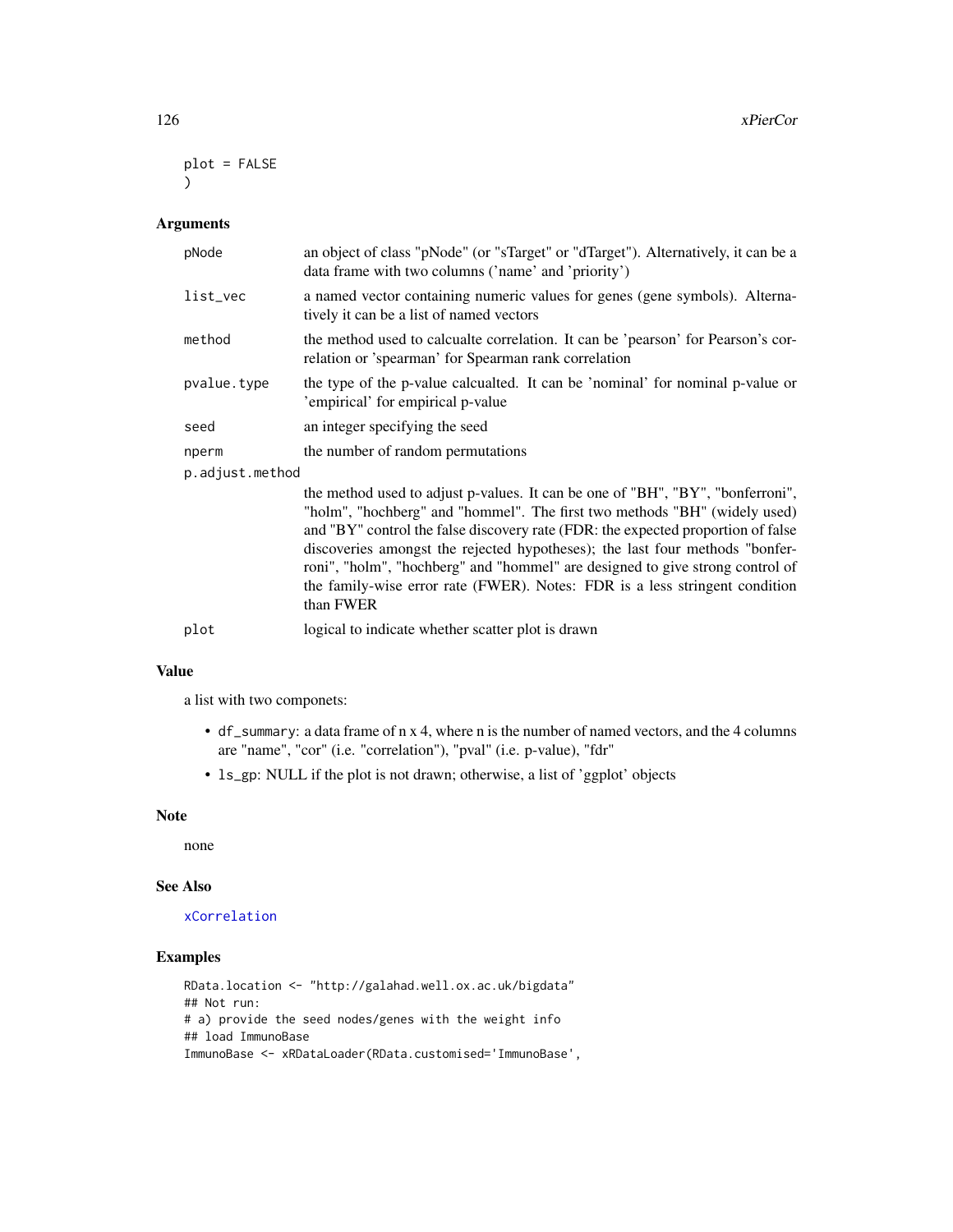```
plot = FALSE
)
```

## Arguments

| | |
|---|---|
| pNode | an object of class "pNode" (or "sTarget" or "dTarget"). Alternatively, it can be a data frame with two columns ('name' and 'priority') |
| list_vec | a named vector containing numeric values for genes (gene symbols). Alternatively it can be a list of named vectors |
| method | the method used to calcualte correlation. It can be 'pearson' for Pearson's correlation or 'spearman' for Spearman rank correlation |
| pvalue.type | the type of the p-value calcualted. It can be 'nominal' for nominal p-value or 'empirical' for empirical p-value |
| seed | an integer specifying the seed |
| nperm | the number of random permutations |
| p.adjust.method | the method used to adjust p-values. It can be one of "BH", "BY", "bonferroni", "holm", "hochberg" and "hommel". The first two methods "BH" (widely used) and "BY" control the false discovery rate (FDR: the expected proportion of false discoveries amongst the rejected hypotheses); the last four methods "bonferroni", "holm", "hochberg" and "hommel" are designed to give strong control of the family-wise error rate (FWER). Notes: FDR is a less stringent condition than FWER |
| plot | logical to indicate whether scatter plot is drawn |

## Value

a list with two componets:

- df_summary: a data frame of n x 4, where n is the number of named vectors, and the 4 columns are "name", "cor" (i.e. "correlation"), "pval" (i.e. p-value), "fdr"
- ls_gp: NULL if the plot is not drawn; otherwise, a list of 'ggplot' objects

## Note

none

## See Also

xCorrelation

## Examples

```
RData.location <- "http://galahad.well.ox.ac.uk/bigdata"
## Not run:
# a) provide the seed nodes/genes with the weight info
## load ImmunoBase
ImmunoBase <- xRDataLoader(RData.customised='ImmunoBase',
```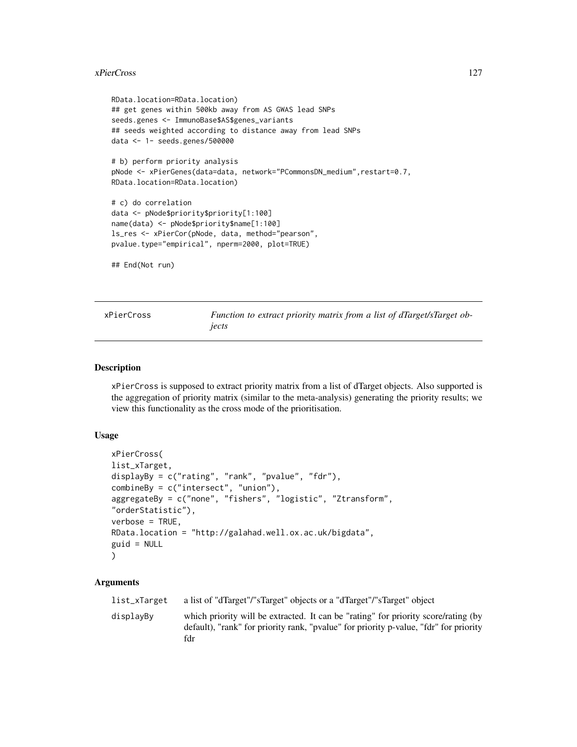```
RData.location=RData.location)
## get genes within 500kb away from AS GWAS lead SNPs
seeds.genes <- ImmunoBase$AS$genes_variants
## seeds weighted according to distance away from lead SNPs
data <- 1- seeds.genes/500000

# b) perform priority analysis
pNode <- xPierGenes(data=data, network="PCommonsDN_medium",restart=0.7,
RData.location=RData.location)

# c) do correlation
data <- pNode$priority$priority[1:100]
name(data) <- pNode$priority$name[1:100]
ls_res <- xPierCor(pNode, data, method="pearson",
pvalue.type="empirical", nperm=2000, plot=TRUE)

## End(Not run)
```

---

## xPierCross — *Function to extract priority matrix from a list of dTarget/sTarget objects*

### Description

xPierCross is supposed to extract priority matrix from a list of dTarget objects. Also supported is the aggregation of priority matrix (similar to the meta-analysis) generating the priority results; we view this functionality as the cross mode of the prioritisation.

### Usage

```
xPierCross(
list_xTarget,
displayBy = c("rating", "rank", "pvalue", "fdr"),
combineBy = c("intersect", "union"),
aggregateBy = c("none", "fishers", "logistic", "Ztransform",
"orderStatistic"),
verbose = TRUE,
RData.location = "http://galahad.well.ox.ac.uk/bigdata",
guid = NULL
)
```

### Arguments

| | |
|---|---|
| list_xTarget | a list of "dTarget"/"sTarget" objects or a "dTarget"/"sTarget" object |
| displayBy | which priority will be extracted. It can be "rating" for priority score/rating (by default), "rank" for priority rank, "pvalue" for priority p-value, "fdr" for priority fdr |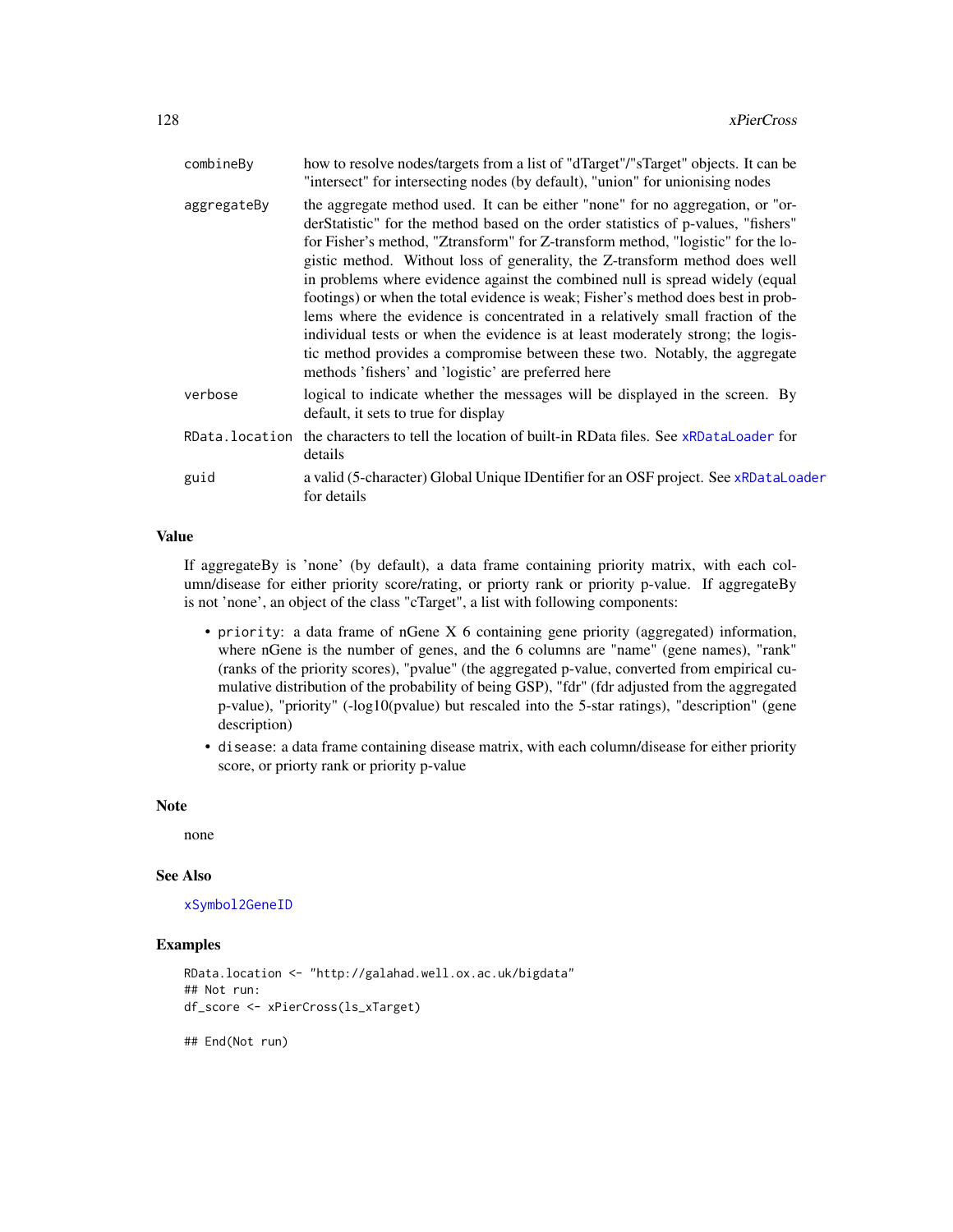| | |
|---|---|
| combineBy | how to resolve nodes/targets from a list of "dTarget"/"sTarget" objects. It can be "intersect" for intersecting nodes (by default), "union" for unionising nodes |
| aggregateBy | the aggregate method used. It can be either "none" for no aggregation, or "orderStatistic" for the method based on the order statistics of p-values, "fishers" for Fisher's method, "Ztransform" for Z-transform method, "logistic" for the logistic method. Without loss of generality, the Z-transform method does well in problems where evidence against the combined null is spread widely (equal footings) or when the total evidence is weak; Fisher's method does best in problems where the evidence is concentrated in a relatively small fraction of the individual tests or when the evidence is at least moderately strong; the logistic method provides a compromise between these two. Notably, the aggregate methods 'fishers' and 'logistic' are preferred here |
| verbose | logical to indicate whether the messages will be displayed in the screen. By default, it sets to true for display |
| RData.location | the characters to tell the location of built-in RData files. See xRDataLoader for details |
| guid | a valid (5-character) Global Unique IDentifier for an OSF project. See xRDataLoader for details |

## Value

If aggregateBy is 'none' (by default), a data frame containing priority matrix, with each column/disease for either priority score/rating, or priorty rank or priority p-value. If aggregateBy is not 'none', an object of the class "cTarget", a list with following components:

- priority: a data frame of nGene X 6 containing gene priority (aggregated) information, where nGene is the number of genes, and the 6 columns are "name" (gene names), "rank" (ranks of the priority scores), "pvalue" (the aggregated p-value, converted from empirical cumulative distribution of the probability of being GSP), "fdr" (fdr adjusted from the aggregated p-value), "priority" (-log10(pvalue) but rescaled into the 5-star ratings), "description" (gene description)
- disease: a data frame containing disease matrix, with each column/disease for either priority score, or priorty rank or priority p-value

## Note

none

## See Also

xSymbol2GeneID

## Examples

```
RData.location <- "http://galahad.well.ox.ac.uk/bigdata"
## Not run:
df_score <- xPierCross(ls_xTarget)

## End(Not run)
```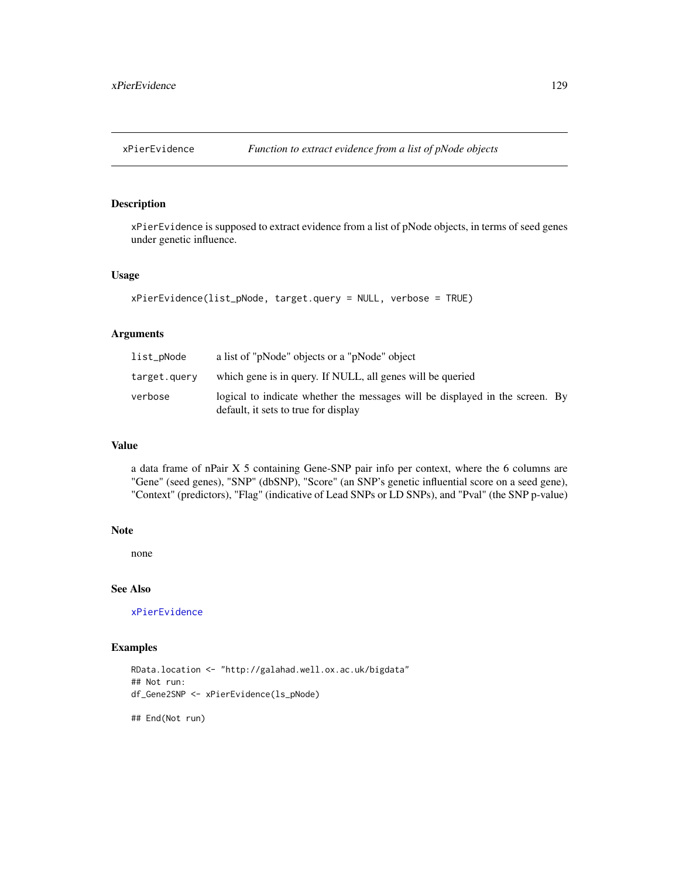## xPierEvidence — *Function to extract evidence from a list of pNode objects*

### Description

xPierEvidence is supposed to extract evidence from a list of pNode objects, in terms of seed genes under genetic influence.

### Usage

```
xPierEvidence(list_pNode, target.query = NULL, verbose = TRUE)
```

### Arguments

| | |
|---|---|
| list_pNode | a list of "pNode" objects or a "pNode" object |
| target.query | which gene is in query. If NULL, all genes will be queried |
| verbose | logical to indicate whether the messages will be displayed in the screen. By default, it sets to true for display |

### Value

a data frame of nPair X 5 containing Gene-SNP pair info per context, where the 6 columns are "Gene" (seed genes), "SNP" (dbSNP), "Score" (an SNP's genetic influential score on a seed gene), "Context" (predictors), "Flag" (indicative of Lead SNPs or LD SNPs), and "Pval" (the SNP p-value)

### Note

none

### See Also

xPierEvidence

### Examples

```
RData.location <- "http://galahad.well.ox.ac.uk/bigdata"
## Not run:
df_Gene2SNP <- xPierEvidence(ls_pNode)

## End(Not run)
```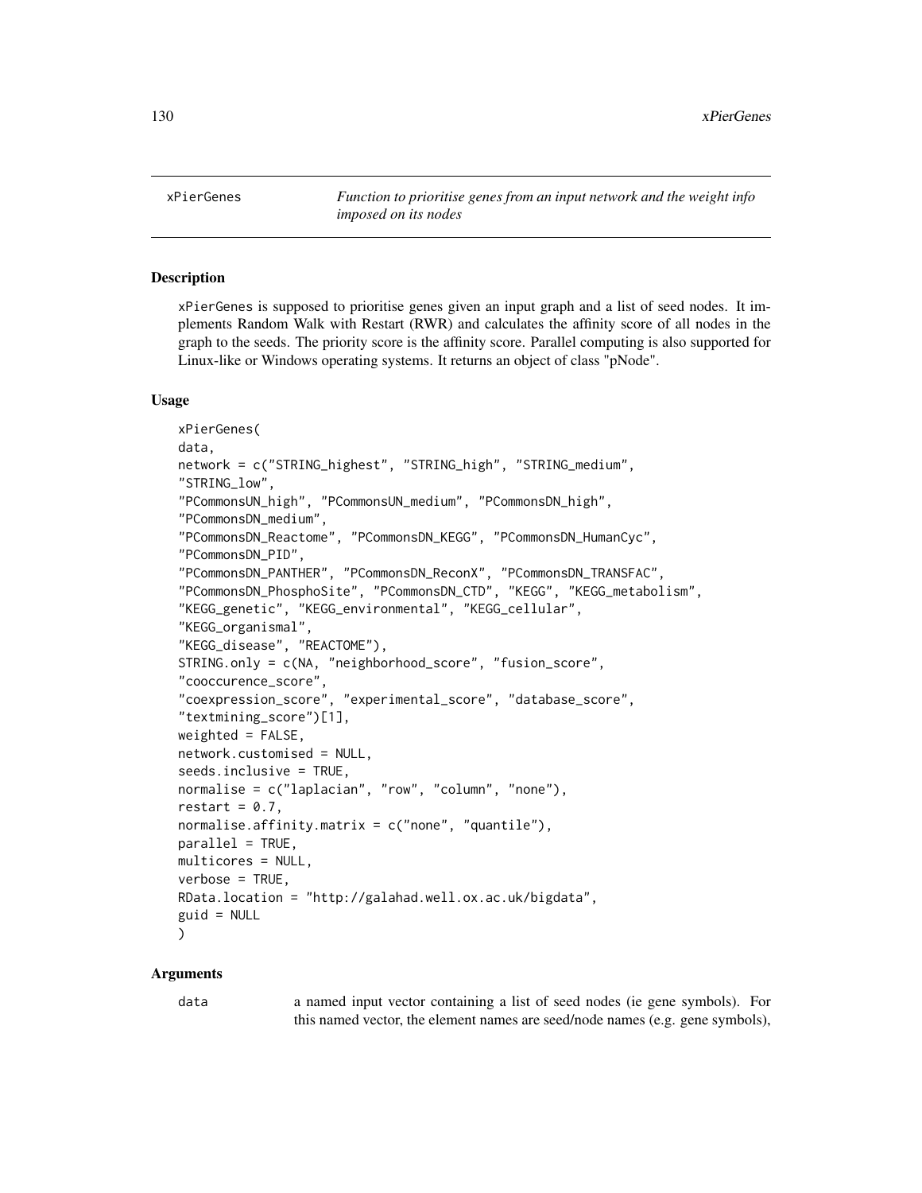xPierGenes *Function to prioritise genes from an input network and the weight info imposed on its nodes*

## Description

xPierGenes is supposed to prioritise genes given an input graph and a list of seed nodes. It implements Random Walk with Restart (RWR) and calculates the affinity score of all nodes in the graph to the seeds. The priority score is the affinity score. Parallel computing is also supported for Linux-like or Windows operating systems. It returns an object of class "pNode".

## Usage

```
xPierGenes(
data,
network = c("STRING_highest", "STRING_high", "STRING_medium",
"STRING_low",
"PCommonsUN_high", "PCommonsUN_medium", "PCommonsDN_high",
"PCommonsDN_medium",
"PCommonsDN_Reactome", "PCommonsDN_KEGG", "PCommonsDN_HumanCyc",
"PCommonsDN_PID",
"PCommonsDN_PANTHER", "PCommonsDN_ReconX", "PCommonsDN_TRANSFAC",
"PCommonsDN_PhosphoSite", "PCommonsDN_CTD", "KEGG", "KEGG_metabolism",
"KEGG_genetic", "KEGG_environmental", "KEGG_cellular",
"KEGG_organismal",
"KEGG_disease", "REACTOME"),
STRING.only = c(NA, "neighborhood_score", "fusion_score",
"cooccurence_score",
"coexpression_score", "experimental_score", "database_score",
"textmining_score")[1],
weighted = FALSE,
network.customised = NULL,
seeds.inclusive = TRUE,
normalise = c("laplacian", "row", "column", "none"),
restart = 0.7,
normalise.affinity.matrix = c("none", "quantile"),
parallel = TRUE,
multicores = NULL,
verbose = TRUE,
RData.location = "http://galahad.well.ox.ac.uk/bigdata",
guid = NULL
)
```

## Arguments

data a named input vector containing a list of seed nodes (ie gene symbols). For this named vector, the element names are seed/node names (e.g. gene symbols),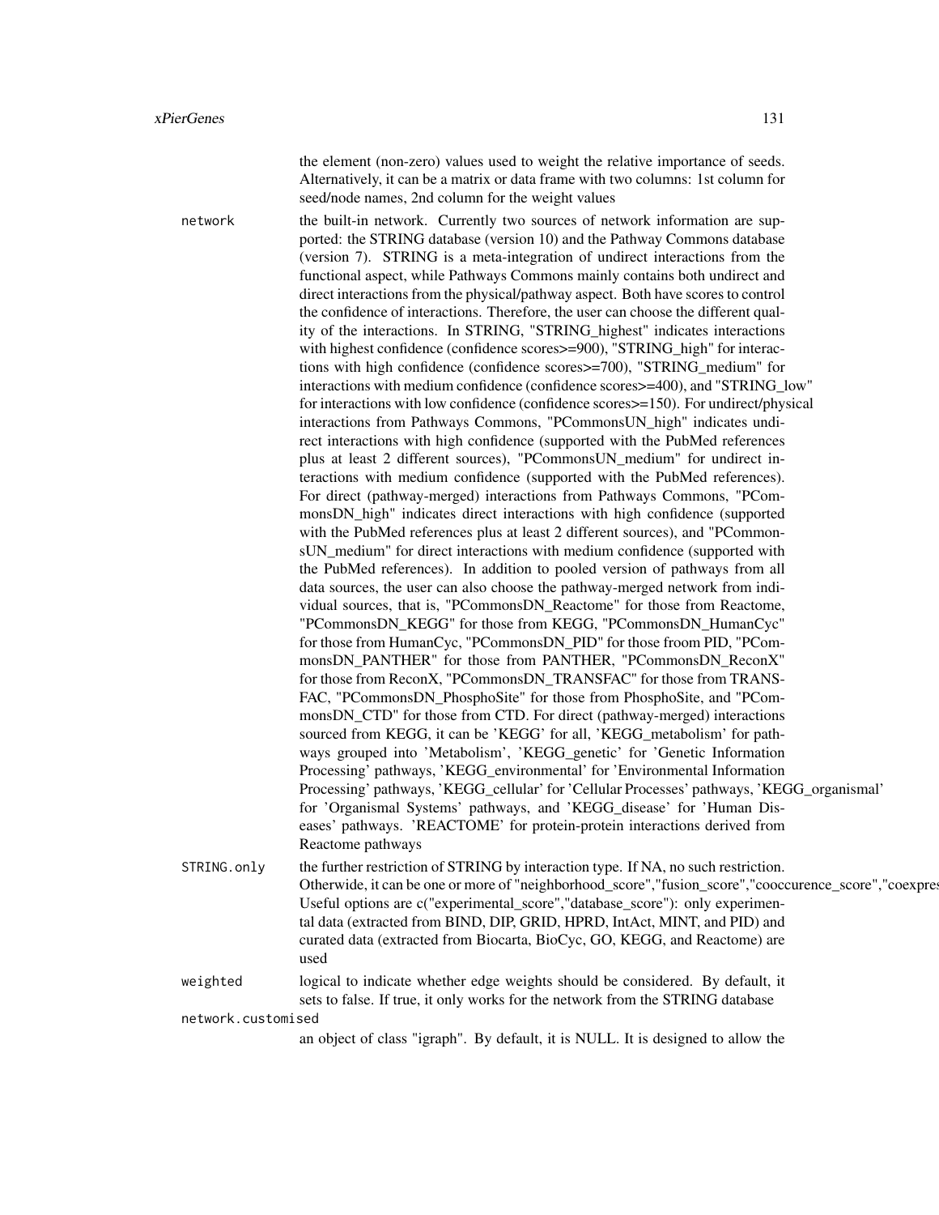the element (non-zero) values used to weight the relative importance of seeds. Alternatively, it can be a matrix or data frame with two columns: 1st column for seed/node names, 2nd column for the weight values

`network` the built-in network. Currently two sources of network information are supported: the STRING database (version 10) and the Pathway Commons database (version 7). STRING is a meta-integration of undirect interactions from the functional aspect, while Pathways Commons mainly contains both undirect and direct interactions from the physical/pathway aspect. Both have scores to control the confidence of interactions. Therefore, the user can choose the different quality of the interactions. In STRING, "STRING_highest" indicates interactions with highest confidence (confidence scores>=900), "STRING_high" for interactions with high confidence (confidence scores>=700), "STRING_medium" for interactions with medium confidence (confidence scores>=400), and "STRING_low" for interactions with low confidence (confidence scores>=150). For undirect/physical interactions from Pathways Commons, "PCommonsUN_high" indicates undirect interactions with high confidence (supported with the PubMed references plus at least 2 different sources), "PCommonsUN_medium" for undirect interactions with medium confidence (supported with the PubMed references). For direct (pathway-merged) interactions from Pathways Commons, "PCommonsDN_high" indicates direct interactions with high confidence (supported with the PubMed references plus at least 2 different sources), and "PCommonsUN_medium" for direct interactions with medium confidence (supported with the PubMed references). In addition to pooled version of pathways from all data sources, the user can also choose the pathway-merged network from individual sources, that is, "PCommonsDN_Reactome" for those from Reactome, "PCommonsDN_KEGG" for those from KEGG, "PCommonsDN_HumanCyc" for those from HumanCyc, "PCommonsDN_PID" for those froom PID, "PCommonsDN_PANTHER" for those from PANTHER, "PCommonsDN_ReconX" for those from ReconX, "PCommonsDN_TRANSFAC" for those from TRANSFAC, "PCommonsDN_PhosphoSite" for those from PhosphoSite, and "PCommonsDN_CTD" for those from CTD. For direct (pathway-merged) interactions sourced from KEGG, it can be 'KEGG' for all, 'KEGG_metabolism' for pathways grouped into 'Metabolism', 'KEGG_genetic' for 'Genetic Information Processing' pathways, 'KEGG_environmental' for 'Environmental Information Processing' pathways, 'KEGG_cellular' for 'Cellular Processes' pathways, 'KEGG_organismal' for 'Organismal Systems' pathways, and 'KEGG_disease' for 'Human Diseases' pathways. 'REACTOME' for protein-protein interactions derived from Reactome pathways

`STRING.only` the further restriction of STRING by interaction type. If NA, no such restriction. Otherwide, it can be one or more of "neighborhood_score","fusion_score","cooccurence_score","coexpres Useful options are c("experimental_score","database_score"): only experimental data (extracted from BIND, DIP, GRID, HPRD, IntAct, MINT, and PID) and curated data (extracted from Biocarta, BioCyc, GO, KEGG, and Reactome) are used

`weighted` logical to indicate whether edge weights should be considered. By default, it sets to false. If true, it only works for the network from the STRING database

`network.customised` an object of class "igraph". By default, it is NULL. It is designed to allow the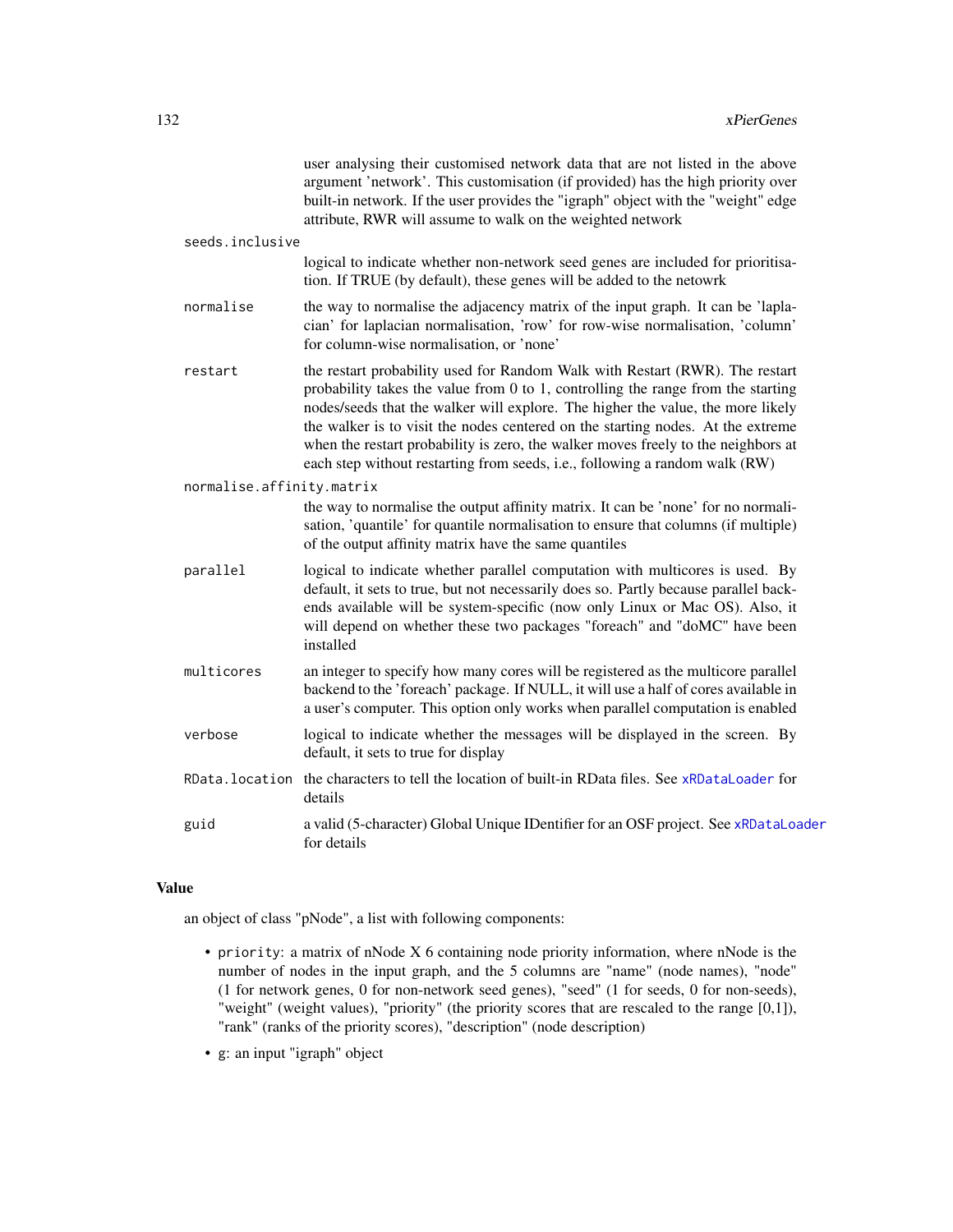user analysing their customised network data that are not listed in the above argument 'network'. This customisation (if provided) has the high priority over built-in network. If the user provides the "igraph" object with the "weight" edge attribute, RWR will assume to walk on the weighted network

`seeds.inclusive`
: logical to indicate whether non-network seed genes are included for prioritisation. If TRUE (by default), these genes will be added to the netowrk

`normalise`
: the way to normalise the adjacency matrix of the input graph. It can be 'laplacian' for laplacian normalisation, 'row' for row-wise normalisation, 'column' for column-wise normalisation, or 'none'

`restart`
: the restart probability used for Random Walk with Restart (RWR). The restart probability takes the value from 0 to 1, controlling the range from the starting nodes/seeds that the walker will explore. The higher the value, the more likely the walker is to visit the nodes centered on the starting nodes. At the extreme when the restart probability is zero, the walker moves freely to the neighbors at each step without restarting from seeds, i.e., following a random walk (RW)

`normalise.affinity.matrix`
: the way to normalise the output affinity matrix. It can be 'none' for no normalisation, 'quantile' for quantile normalisation to ensure that columns (if multiple) of the output affinity matrix have the same quantiles

`parallel`
: logical to indicate whether parallel computation with multicores is used. By default, it sets to true, but not necessarily does so. Partly because parallel backends available will be system-specific (now only Linux or Mac OS). Also, it will depend on whether these two packages "foreach" and "doMC" have been installed

`multicores`
: an integer to specify how many cores will be registered as the multicore parallel backend to the 'foreach' package. If NULL, it will use a half of cores available in a user's computer. This option only works when parallel computation is enabled

`verbose`
: logical to indicate whether the messages will be displayed in the screen. By default, it sets to true for display

`RData.location`
: the characters to tell the location of built-in RData files. See `xRDataLoader` for details

`guid`
: a valid (5-character) Global Unique IDentifier for an OSF project. See `xRDataLoader` for details

## Value

an object of class "pNode", a list with following components:

- `priority`: a matrix of nNode X 6 containing node priority information, where nNode is the number of nodes in the input graph, and the 5 columns are "name" (node names), "node" (1 for network genes, 0 for non-network seed genes), "seed" (1 for seeds, 0 for non-seeds), "weight" (weight values), "priority" (the priority scores that are rescaled to the range [0,1]), "rank" (ranks of the priority scores), "description" (node description)
- `g`: an input "igraph" object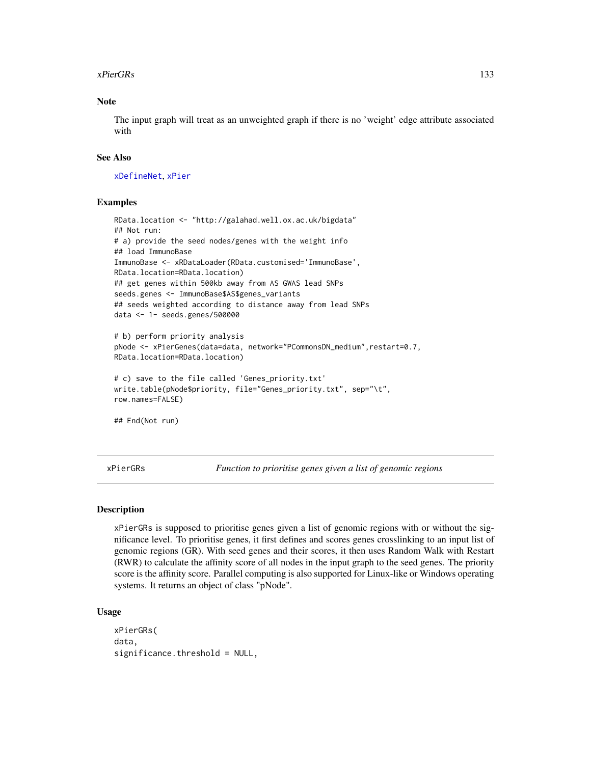## Note

The input graph will treat as an unweighted graph if there is no 'weight' edge attribute associated with

## See Also

xDefineNet, xPier

## Examples

```
RData.location <- "http://galahad.well.ox.ac.uk/bigdata"
## Not run:
# a) provide the seed nodes/genes with the weight info
## load ImmunoBase
ImmunoBase <- xRDataLoader(RData.customised='ImmunoBase',
RData.location=RData.location)
## get genes within 500kb away from AS GWAS lead SNPs
seeds.genes <- ImmunoBase$AS$genes_variants
## seeds weighted according to distance away from lead SNPs
data <- 1- seeds.genes/500000

# b) perform priority analysis
pNode <- xPierGenes(data=data, network="PCommonsDN_medium",restart=0.7,
RData.location=RData.location)

# c) save to the file called 'Genes_priority.txt'
write.table(pNode$priority, file="Genes_priority.txt", sep="\t",
row.names=FALSE)

## End(Not run)
```

---

# xPierGRs — *Function to prioritise genes given a list of genomic regions*

## Description

xPierGRs is supposed to prioritise genes given a list of genomic regions with or without the significance level. To prioritise genes, it first defines and scores genes crosslinking to an input list of genomic regions (GR). With seed genes and their scores, it then uses Random Walk with Restart (RWR) to calculate the affinity score of all nodes in the input graph to the seed genes. The priority score is the affinity score. Parallel computing is also supported for Linux-like or Windows operating systems. It returns an object of class "pNode".

## Usage

```
xPierGRs(
data,
significance.threshold = NULL,
```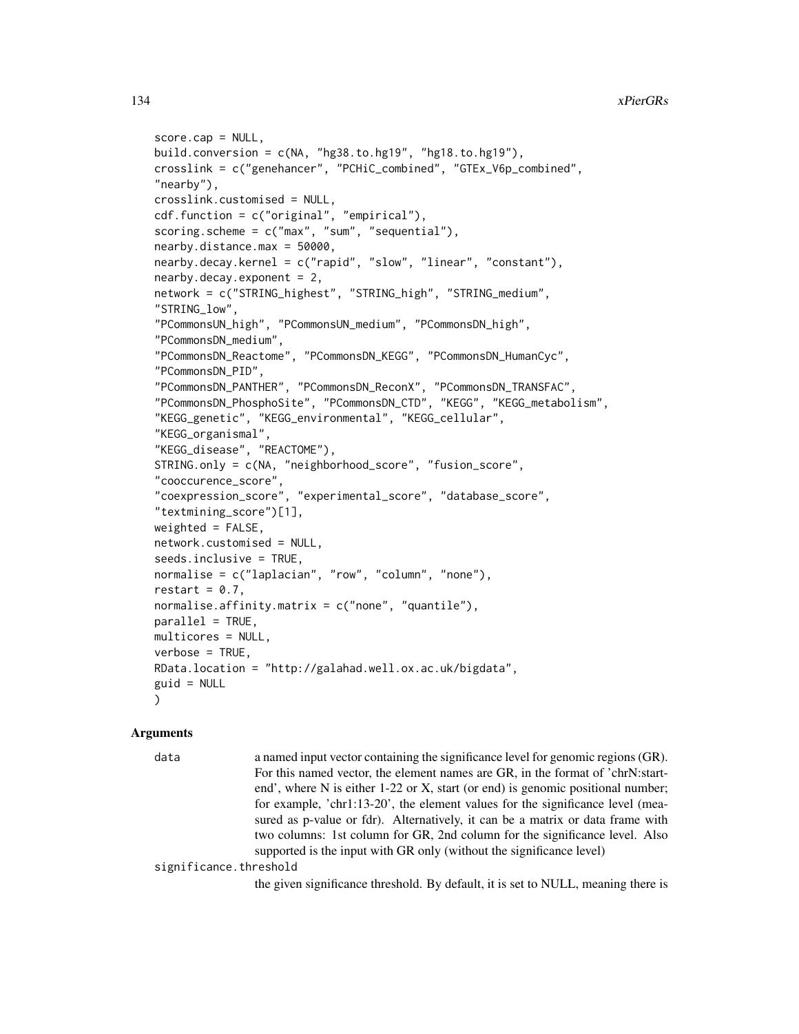```
score.cap = NULL,
build.conversion = c(NA, "hg38.to.hg19", "hg18.to.hg19"),
crosslink = c("genehancer", "PCHiC_combined", "GTEx_V6p_combined",
"nearby"),
crosslink.customised = NULL,
cdf.function = c("original", "empirical"),
scoring.scheme = c("max", "sum", "sequential"),
nearby.distance.max = 50000,
nearby.decay.kernel = c("rapid", "slow", "linear", "constant"),
nearby.decay.exponent = 2,
network = c("STRING_highest", "STRING_high", "STRING_medium",
"STRING_low",
"PCommonsUN_high", "PCommonsUN_medium", "PCommonsDN_high",
"PCommonsDN_medium",
"PCommonsDN_Reactome", "PCommonsDN_KEGG", "PCommonsDN_HumanCyc",
"PCommonsDN_PID",
"PCommonsDN_PANTHER", "PCommonsDN_ReconX", "PCommonsDN_TRANSFAC",
"PCommonsDN_PhosphoSite", "PCommonsDN_CTD", "KEGG", "KEGG_metabolism",
"KEGG_genetic", "KEGG_environmental", "KEGG_cellular",
"KEGG_organismal",
"KEGG_disease", "REACTOME"),
STRING.only = c(NA, "neighborhood_score", "fusion_score",
"cooccurence_score",
"coexpression_score", "experimental_score", "database_score",
"textmining_score")[1],
weighted = FALSE,
network.customised = NULL,
seeds.inclusive = TRUE,
normalise = c("laplacian", "row", "column", "none"),
restart = 0.7,
normalise.affinity.matrix = c("none", "quantile"),
parallel = TRUE,
multicores = NULL,
verbose = TRUE,
RData.location = "http://galahad.well.ox.ac.uk/bigdata",
guid = NULL
)
```

## Arguments

**data** a named input vector containing the significance level for genomic regions (GR). For this named vector, the element names are GR, in the format of 'chrN:start-end', where N is either 1-22 or X, start (or end) is genomic positional number; for example, 'chr1:13-20', the element values for the significance level (measured as p-value or fdr). Alternatively, it can be a matrix or data frame with two columns: 1st column for GR, 2nd column for the significance level. Also supported is the input with GR only (without the significance level)

**significance.threshold** the given significance threshold. By default, it is set to NULL, meaning there is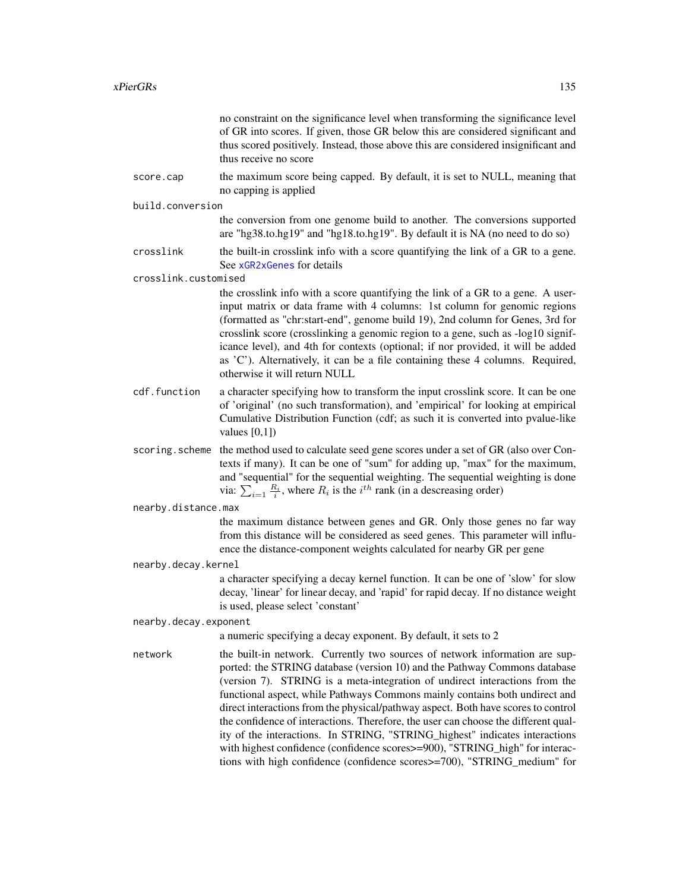no constraint on the significance level when transforming the significance level of GR into scores. If given, those GR below this are considered significant and thus scored positively. Instead, those above this are considered insignificant and thus receive no score

`score.cap`
: the maximum score being capped. By default, it is set to NULL, meaning that no capping is applied

`build.conversion`
: the conversion from one genome build to another. The conversions supported are "hg38.to.hg19" and "hg18.to.hg19". By default it is NA (no need to do so)

`crosslink`
: the built-in crosslink info with a score quantifying the link of a GR to a gene. See xGR2xGenes for details

`crosslink.customised`
: the crosslink info with a score quantifying the link of a GR to a gene. A user-input matrix or data frame with 4 columns: 1st column for genomic regions (formatted as "chr:start-end", genome build 19), 2nd column for Genes, 3rd for crosslink score (crosslinking a genomic region to a gene, such as -log10 significance level), and 4th for contexts (optional; if nor provided, it will be added as 'C'). Alternatively, it can be a file containing these 4 columns. Required, otherwise it will return NULL

`cdf.function`
: a character specifying how to transform the input crosslink score. It can be one of 'original' (no such transformation), and 'empirical' for looking at empirical Cumulative Distribution Function (cdf; as such it is converted into pvalue-like values [0,1])

`scoring.scheme`
: the method used to calculate seed gene scores under a set of GR (also over Contexts if many). It can be one of "sum" for adding up, "max" for the maximum, and "sequential" for the sequential weighting. The sequential weighting is done via: $\sum_{i=1} \frac{R_i}{i}$, where $R_i$ is the $i^{th}$ rank (in a descreasing order)

`nearby.distance.max`
: the maximum distance between genes and GR. Only those genes no far way from this distance will be considered as seed genes. This parameter will influence the distance-component weights calculated for nearby GR per gene

`nearby.decay.kernel`
: a character specifying a decay kernel function. It can be one of 'slow' for slow decay, 'linear' for linear decay, and 'rapid' for rapid decay. If no distance weight is used, please select 'constant'

`nearby.decay.exponent`
: a numeric specifying a decay exponent. By default, it sets to 2

`network`
: the built-in network. Currently two sources of network information are supported: the STRING database (version 10) and the Pathway Commons database (version 7). STRING is a meta-integration of undirect interactions from the functional aspect, while Pathways Commons mainly contains both undirect and direct interactions from the physical/pathway aspect. Both have scores to control the confidence of interactions. Therefore, the user can choose the different quality of the interactions. In STRING, "STRING_highest" indicates interactions with highest confidence (confidence scores>=900), "STRING_high" for interactions with high confidence (confidence scores>=700), "STRING_medium" for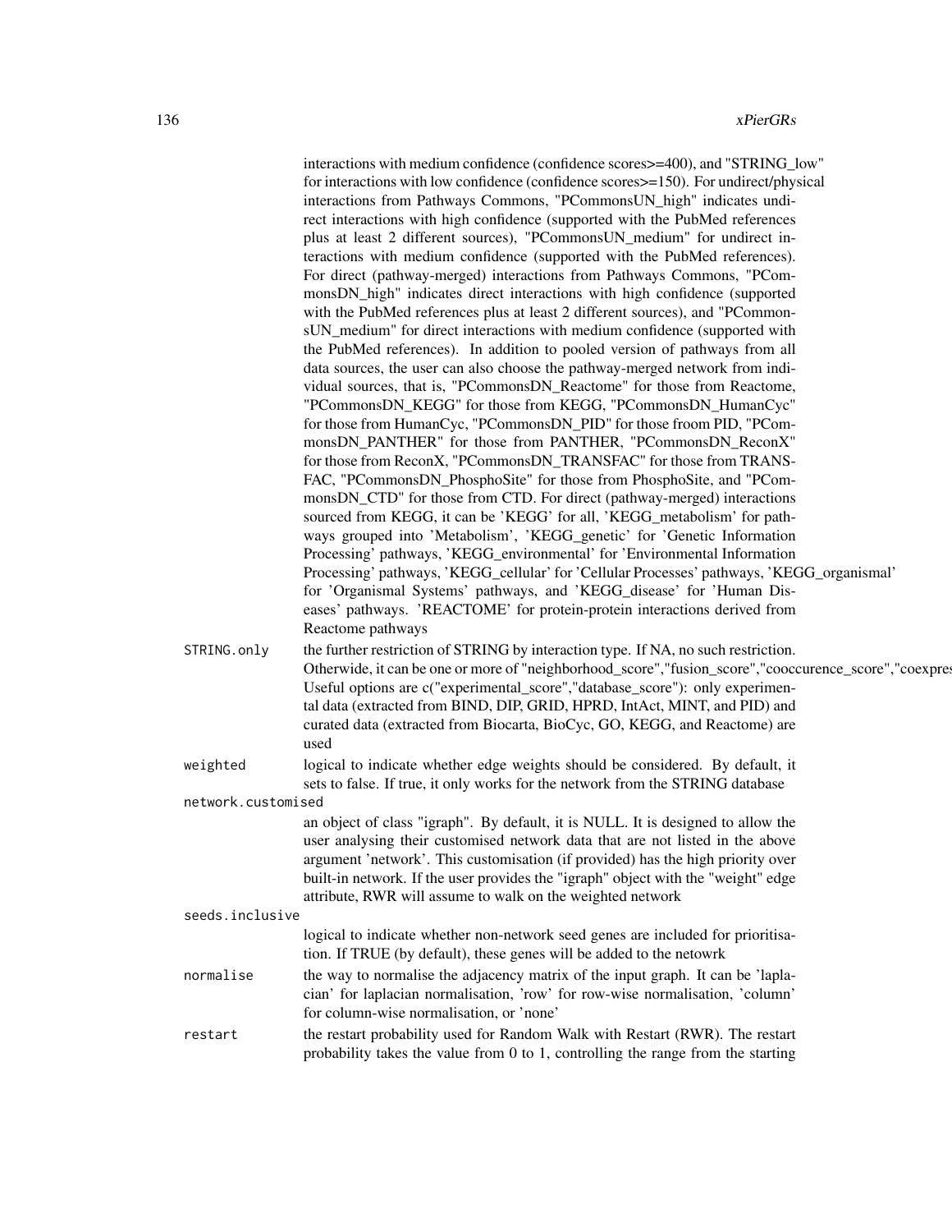interactions with medium confidence (confidence scores>=400), and "STRING_low" for interactions with low confidence (confidence scores>=150). For undirect/physical interactions from Pathways Commons, "PCommonsUN_high" indicates undirect interactions with high confidence (supported with the PubMed references plus at least 2 different sources), "PCommonsUN_medium" for undirect interactions with medium confidence (supported with the PubMed references). For direct (pathway-merged) interactions from Pathways Commons, "PCommonsDN_high" indicates direct interactions with high confidence (supported with the PubMed references plus at least 2 different sources), and "PCommonsUN_medium" for direct interactions with medium confidence (supported with the PubMed references). In addition to pooled version of pathways from all data sources, the user can also choose the pathway-merged network from individual sources, that is, "PCommonsDN_Reactome" for those from Reactome, "PCommonsDN_KEGG" for those from KEGG, "PCommonsDN_HumanCyc" for those from HumanCyc, "PCommonsDN_PID" for those froom PID, "PCommonsDN_PANTHER" for those from PANTHER, "PCommonsDN_ReconX" for those from ReconX, "PCommonsDN_TRANSFAC" for those from TRANSFAC, "PCommonsDN_PhosphoSite" for those from PhosphoSite, and "PCommonsDN_CTD" for those from CTD. For direct (pathway-merged) interactions sourced from KEGG, it can be 'KEGG' for all, 'KEGG_metabolism' for pathways grouped into 'Metabolism', 'KEGG_genetic' for 'Genetic Information Processing' pathways, 'KEGG_environmental' for 'Environmental Information Processing' pathways, 'KEGG_cellular' for 'Cellular Processes' pathways, 'KEGG_organismal' for 'Organismal Systems' pathways, and 'KEGG_disease' for 'Human Diseases' pathways. 'REACTOME' for protein-protein interactions derived from Reactome pathways

STRING.only
: the further restriction of STRING by interaction type. If NA, no such restriction. Otherwide, it can be one or more of "neighborhood_score","fusion_score","cooccurence_score","coexpres
Useful options are c("experimental_score","database_score"): only experimental data (extracted from BIND, DIP, GRID, HPRD, IntAct, MINT, and PID) and curated data (extracted from Biocarta, BioCyc, GO, KEGG, and Reactome) are used

weighted
: logical to indicate whether edge weights should be considered. By default, it sets to false. If true, it only works for the network from the STRING database

network.customised
: an object of class "igraph". By default, it is NULL. It is designed to allow the user analysing their customised network data that are not listed in the above argument 'network'. This customisation (if provided) has the high priority over built-in network. If the user provides the "igraph" object with the "weight" edge attribute, RWR will assume to walk on the weighted network

seeds.inclusive
: logical to indicate whether non-network seed genes are included for prioritisation. If TRUE (by default), these genes will be added to the netowrk

normalise
: the way to normalise the adjacency matrix of the input graph. It can be 'laplacian' for laplacian normalisation, 'row' for row-wise normalisation, 'column' for column-wise normalisation, or 'none'

restart
: the restart probability used for Random Walk with Restart (RWR). The restart probability takes the value from 0 to 1, controlling the range from the starting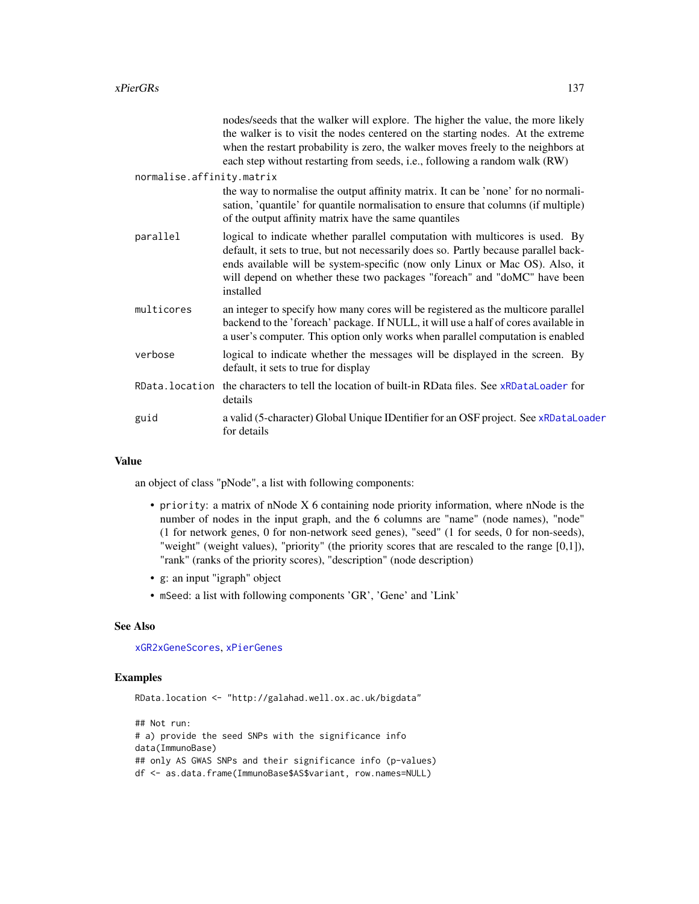nodes/seeds that the walker will explore. The higher the value, the more likely the walker is to visit the nodes centered on the starting nodes. At the extreme when the restart probability is zero, the walker moves freely to the neighbors at each step without restarting from seeds, i.e., following a random walk (RW)

`normalise.affinity.matrix`
: the way to normalise the output affinity matrix. It can be 'none' for no normalisation, 'quantile' for quantile normalisation to ensure that columns (if multiple) of the output affinity matrix have the same quantiles

`parallel`
: logical to indicate whether parallel computation with multicores is used. By default, it sets to true, but not necessarily does so. Partly because parallel backends available will be system-specific (now only Linux or Mac OS). Also, it will depend on whether these two packages "foreach" and "doMC" have been installed

`multicores`
: an integer to specify how many cores will be registered as the multicore parallel backend to the 'foreach' package. If NULL, it will use a half of cores available in a user's computer. This option only works when parallel computation is enabled

`verbose`
: logical to indicate whether the messages will be displayed in the screen. By default, it sets to true for display

`RData.location`
: the characters to tell the location of built-in RData files. See `xRDataLoader` for details

`guid`
: a valid (5-character) Global Unique IDentifier for an OSF project. See `xRDataLoader` for details

## Value

an object of class "pNode", a list with following components:

- `priority`: a matrix of nNode X 6 containing node priority information, where nNode is the number of nodes in the input graph, and the 6 columns are "name" (node names), "node" (1 for network genes, 0 for non-network seed genes), "seed" (1 for seeds, 0 for non-seeds), "weight" (weight values), "priority" (the priority scores that are rescaled to the range [0,1]), "rank" (ranks of the priority scores), "description" (node description)
- `g`: an input "igraph" object
- `mSeed`: a list with following components 'GR', 'Gene' and 'Link'

## See Also

`xGR2xGeneScores`, `xPierGenes`

## Examples

```
RData.location <- "http://galahad.well.ox.ac.uk/bigdata"

## Not run:
# a) provide the seed SNPs with the significance info
data(ImmunoBase)
## only AS GWAS SNPs and their significance info (p-values)
df <- as.data.frame(ImmunoBase$AS$variant, row.names=NULL)
```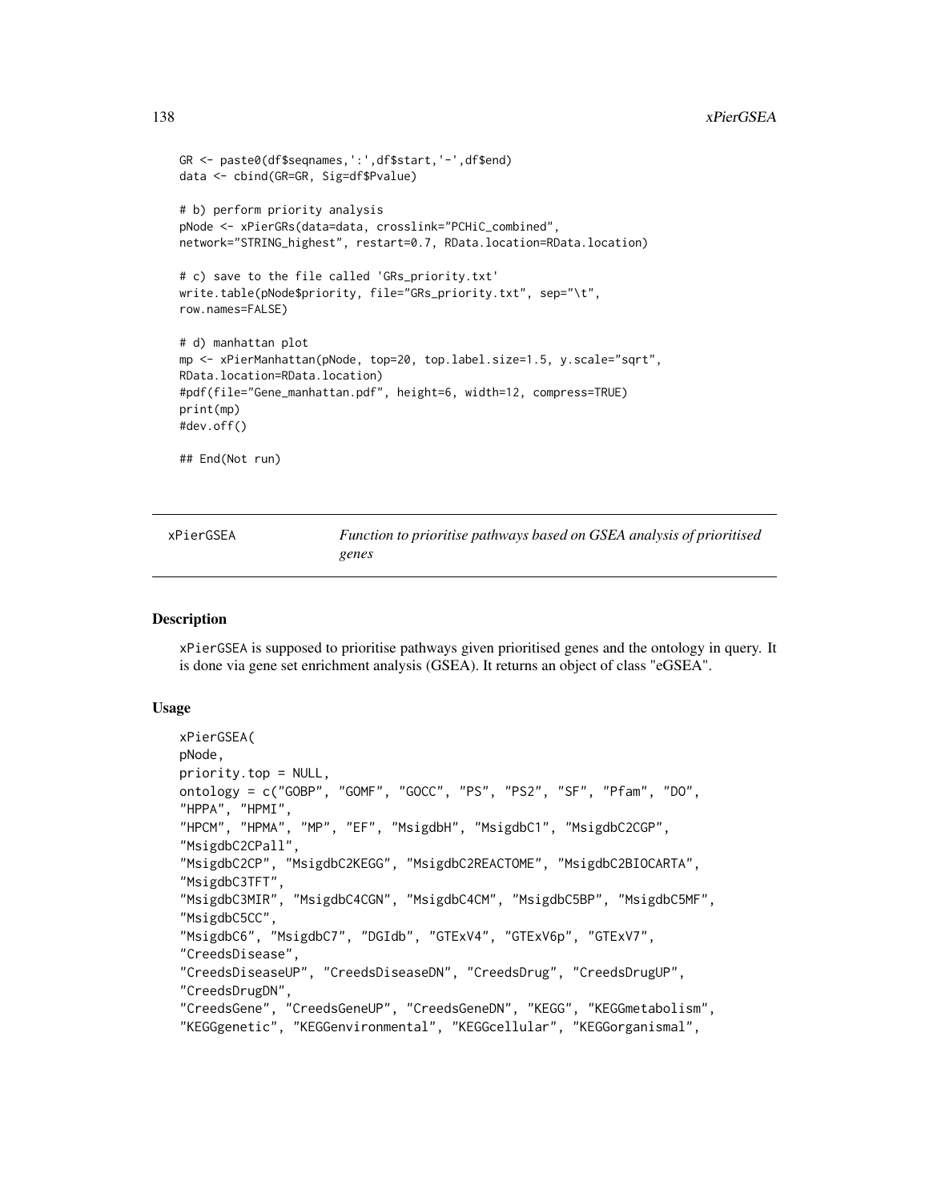```
GR <- paste0(df$seqnames,':',df$start,'-',df$end)
data <- cbind(GR=GR, Sig=df$Pvalue)

# b) perform priority analysis
pNode <- xPierGRs(data=data, crosslink="PCHiC_combined",
network="STRING_highest", restart=0.7, RData.location=RData.location)

# c) save to the file called 'GRs_priority.txt'
write.table(pNode$priority, file="GRs_priority.txt", sep="\t",
row.names=FALSE)

# d) manhattan plot
mp <- xPierManhattan(pNode, top=20, top.label.size=1.5, y.scale="sqrt",
RData.location=RData.location)
#pdf(file="Gene_manhattan.pdf", height=6, width=12, compress=TRUE)
print(mp)
#dev.off()

## End(Not run)
```

---

## xPierGSEA — *Function to prioritise pathways based on GSEA analysis of prioritised genes*

### Description

xPierGSEA is supposed to prioritise pathways given prioritised genes and the ontology in query. It is done via gene set enrichment analysis (GSEA). It returns an object of class "eGSEA".

### Usage

```
xPierGSEA(
pNode,
priority.top = NULL,
ontology = c("GOBP", "GOMF", "GOCC", "PS", "PS2", "SF", "Pfam", "DO",
"HPPA", "HPMI",
"HPCM", "HPMA", "MP", "EF", "MsigdbH", "MsigdbC1", "MsigdbC2CGP",
"MsigdbC2CPall",
"MsigdbC2CP", "MsigdbC2KEGG", "MsigdbC2REACTOME", "MsigdbC2BIOCARTA",
"MsigdbC3TFT",
"MsigdbC3MIR", "MsigdbC4CGN", "MsigdbC4CM", "MsigdbC5BP", "MsigdbC5MF",
"MsigdbC5CC",
"MsigdbC6", "MsigdbC7", "DGIdb", "GTExV4", "GTExV6p", "GTExV7",
"CreedsDisease",
"CreedsDiseaseUP", "CreedsDiseaseDN", "CreedsDrug", "CreedsDrugUP",
"CreedsDrugDN",
"CreedsGene", "CreedsGeneUP", "CreedsGeneDN", "KEGG", "KEGGmetabolism",
"KEGGgenetic", "KEGGenvironmental", "KEGGcellular", "KEGGorganismal",
```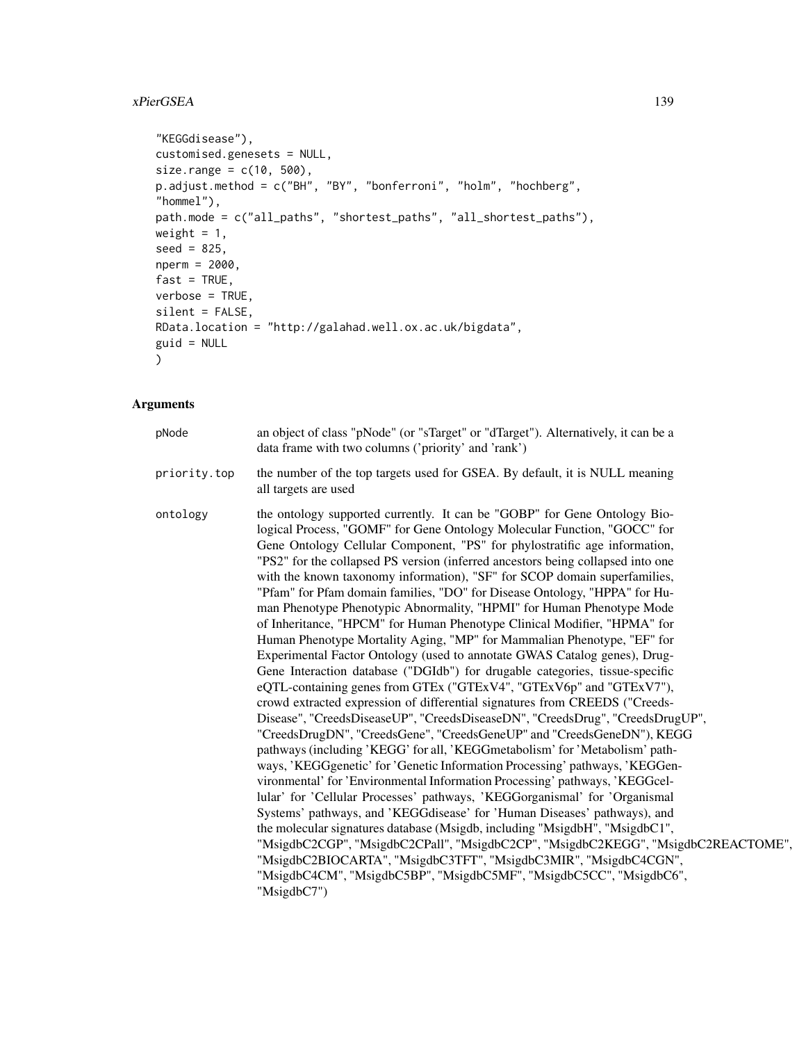```
"KEGGdisease"),
customised.genesets = NULL,
size.range = c(10, 500),
p.adjust.method = c("BH", "BY", "bonferroni", "holm", "hochberg",
"hommel"),
path.mode = c("all_paths", "shortest_paths", "all_shortest_paths"),
weight = 1,
seed = 825,
nperm = 2000,
fast = TRUE,
verbose = TRUE,
silent = FALSE,
RData.location = "http://galahad.well.ox.ac.uk/bigdata",
guid = NULL
)
```

## Arguments

| | |
|---|---|
| pNode | an object of class "pNode" (or "sTarget" or "dTarget"). Alternatively, it can be a data frame with two columns ('priority' and 'rank') |
| priority.top | the number of the top targets used for GSEA. By default, it is NULL meaning all targets are used |
| ontology | the ontology supported currently. It can be "GOBP" for Gene Ontology Biological Process, "GOMF" for Gene Ontology Molecular Function, "GOCC" for Gene Ontology Cellular Component, "PS" for phylostratific age information, "PS2" for the collapsed PS version (inferred ancestors being collapsed into one with the known taxonomy information), "SF" for SCOP domain superfamilies, "Pfam" for Pfam domain families, "DO" for Disease Ontology, "HPPA" for Human Phenotype Phenotypic Abnormality, "HPMI" for Human Phenotype Mode of Inheritance, "HPCM" for Human Phenotype Clinical Modifier, "HPMA" for Human Phenotype Mortality Aging, "MP" for Mammalian Phenotype, "EF" for Experimental Factor Ontology (used to annotate GWAS Catalog genes), Drug-Gene Interaction database ("DGIdb") for drugable categories, tissue-specific eQTL-containing genes from GTEx ("GTExV4", "GTExV6p" and "GTExV7"), crowd extracted expression of differential signatures from CREEDS ("CreedsDisease", "CreedsDiseaseUP", "CreedsDiseaseDN", "CreedsDrug", "CreedsDrugUP", "CreedsDrugDN", "CreedsGene", "CreedsGeneUP" and "CreedsGeneDN"), KEGG pathways (including 'KEGG' for all, 'KEGGmetabolism' for 'Metabolism' pathways, 'KEGGgenetic' for 'Genetic Information Processing' pathways, 'KEGGenvironmental' for 'Environmental Information Processing' pathways, 'KEGGcellular' for 'Cellular Processes' pathways, 'KEGGorganismal' for 'Organismal Systems' pathways, and 'KEGGdisease' for 'Human Diseases' pathways), and the molecular signatures database (Msigdb, including "MsigdbH", "MsigdbC1", "MsigdbC2CGP", "MsigdbC2CPall", "MsigdbC2CP", "MsigdbC2KEGG", "MsigdbC2REACTOME", "MsigdbC2BIOCARTA", "MsigdbC3TFT", "MsigdbC3MIR", "MsigdbC4CGN", "MsigdbC4CM", "MsigdbC5BP", "MsigdbC5MF", "MsigdbC5CC", "MsigdbC6", "MsigdbC7") |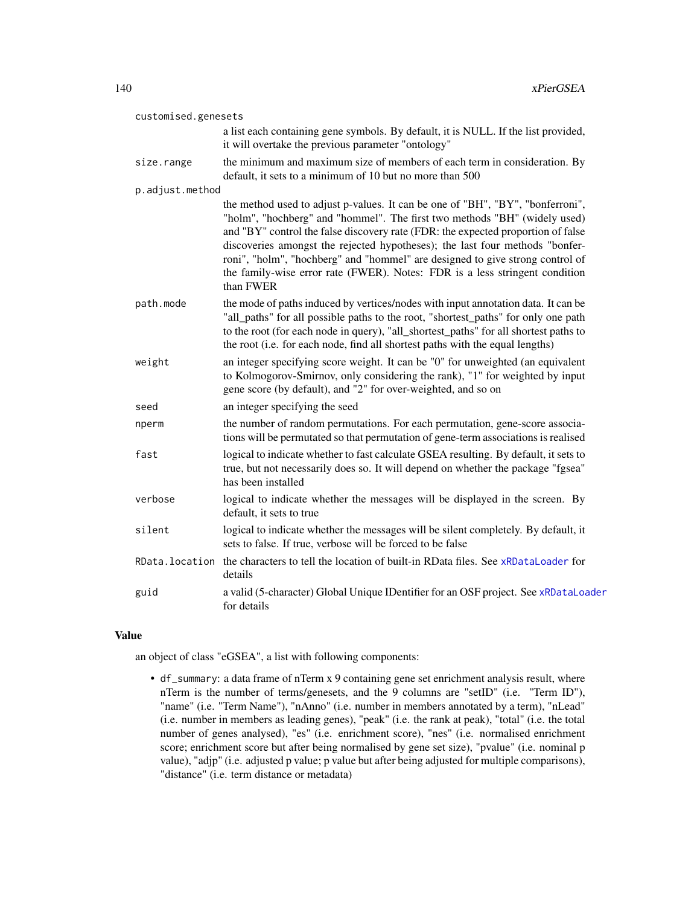| | |
|---|---|
| customised.genesets | a list each containing gene symbols. By default, it is NULL. If the list provided, it will overtake the previous parameter "ontology" |
| size.range | the minimum and maximum size of members of each term in consideration. By default, it sets to a minimum of 10 but no more than 500 |
| p.adjust.method | the method used to adjust p-values. It can be one of "BH", "BY", "bonferroni", "holm", "hochberg" and "hommel". The first two methods "BH" (widely used) and "BY" control the false discovery rate (FDR: the expected proportion of false discoveries amongst the rejected hypotheses); the last four methods "bonferroni", "holm", "hochberg" and "hommel" are designed to give strong control of the family-wise error rate (FWER). Notes: FDR is a less stringent condition than FWER |
| path.mode | the mode of paths induced by vertices/nodes with input annotation data. It can be "all_paths" for all possible paths to the root, "shortest_paths" for only one path to the root (for each node in query), "all_shortest_paths" for all shortest paths to the root (i.e. for each node, find all shortest paths with the equal lengths) |
| weight | an integer specifying score weight. It can be "0" for unweighted (an equivalent to Kolmogorov-Smirnov, only considering the rank), "1" for weighted by input gene score (by default), and "2" for over-weighted, and so on |
| seed | an integer specifying the seed |
| nperm | the number of random permutations. For each permutation, gene-score associations will be permutated so that permutation of gene-term associations is realised |
| fast | logical to indicate whether to fast calculate GSEA resulting. By default, it sets to true, but not necessarily does so. It will depend on whether the package "fgsea" has been installed |
| verbose | logical to indicate whether the messages will be displayed in the screen. By default, it sets to true |
| silent | logical to indicate whether the messages will be silent completely. By default, it sets to false. If true, verbose will be forced to be false |
| RData.location | the characters to tell the location of built-in RData files. See xRDataLoader for details |
| guid | a valid (5-character) Global Unique IDentifier for an OSF project. See xRDataLoader for details |

## Value

an object of class "eGSEA", a list with following components:

- df_summary: a data frame of nTerm x 9 containing gene set enrichment analysis result, where nTerm is the number of terms/genesets, and the 9 columns are "setID" (i.e. "Term ID"), "name" (i.e. "Term Name"), "nAnno" (i.e. number in members annotated by a term), "nLead" (i.e. number in members as leading genes), "peak" (i.e. the rank at peak), "total" (i.e. the total number of genes analysed), "es" (i.e. enrichment score), "nes" (i.e. normalised enrichment score; enrichment score but after being normalised by gene set size), "pvalue" (i.e. nominal p value), "adjp" (i.e. adjusted p value; p value but after being adjusted for multiple comparisons), "distance" (i.e. term distance or metadata)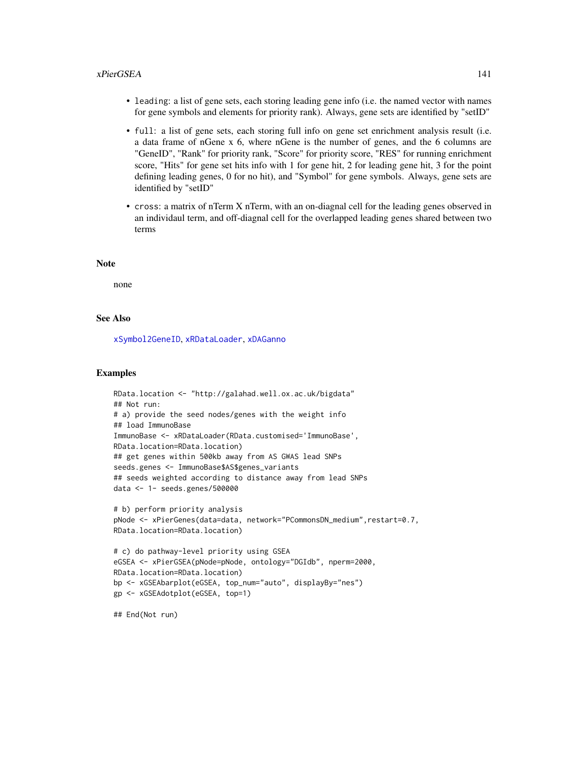- `leading`: a list of gene sets, each storing leading gene info (i.e. the named vector with names for gene symbols and elements for priority rank). Always, gene sets are identified by "setID"
- `full`: a list of gene sets, each storing full info on gene set enrichment analysis result (i.e. a data frame of nGene x 6, where nGene is the number of genes, and the 6 columns are "GeneID", "Rank" for priority rank, "Score" for priority score, "RES" for running enrichment score, "Hits" for gene set hits info with 1 for gene hit, 2 for leading gene hit, 3 for the point defining leading genes, 0 for no hit), and "Symbol" for gene symbols. Always, gene sets are identified by "setID"
- `cross`: a matrix of nTerm X nTerm, with an on-diagnal cell for the leading genes observed in an individaul term, and off-diagnal cell for the overlapped leading genes shared between two terms

## Note

none

## See Also

xSymbol2GeneID, xRDataLoader, xDAGanno

## Examples

```
RData.location <- "http://galahad.well.ox.ac.uk/bigdata"
## Not run:
# a) provide the seed nodes/genes with the weight info
## load ImmunoBase
ImmunoBase <- xRDataLoader(RData.customised='ImmunoBase',
RData.location=RData.location)
## get genes within 500kb away from AS GWAS lead SNPs
seeds.genes <- ImmunoBase$AS$genes_variants
## seeds weighted according to distance away from lead SNPs
data <- 1- seeds.genes/500000

# b) perform priority analysis
pNode <- xPierGenes(data=data, network="PCommonsDN_medium",restart=0.7,
RData.location=RData.location)

# c) do pathway-level priority using GSEA
eGSEA <- xPierGSEA(pNode=pNode, ontology="DGIdb", nperm=2000,
RData.location=RData.location)
bp <- xGSEAbarplot(eGSEA, top_num="auto", displayBy="nes")
gp <- xGSEAdotplot(eGSEA, top=1)

## End(Not run)
```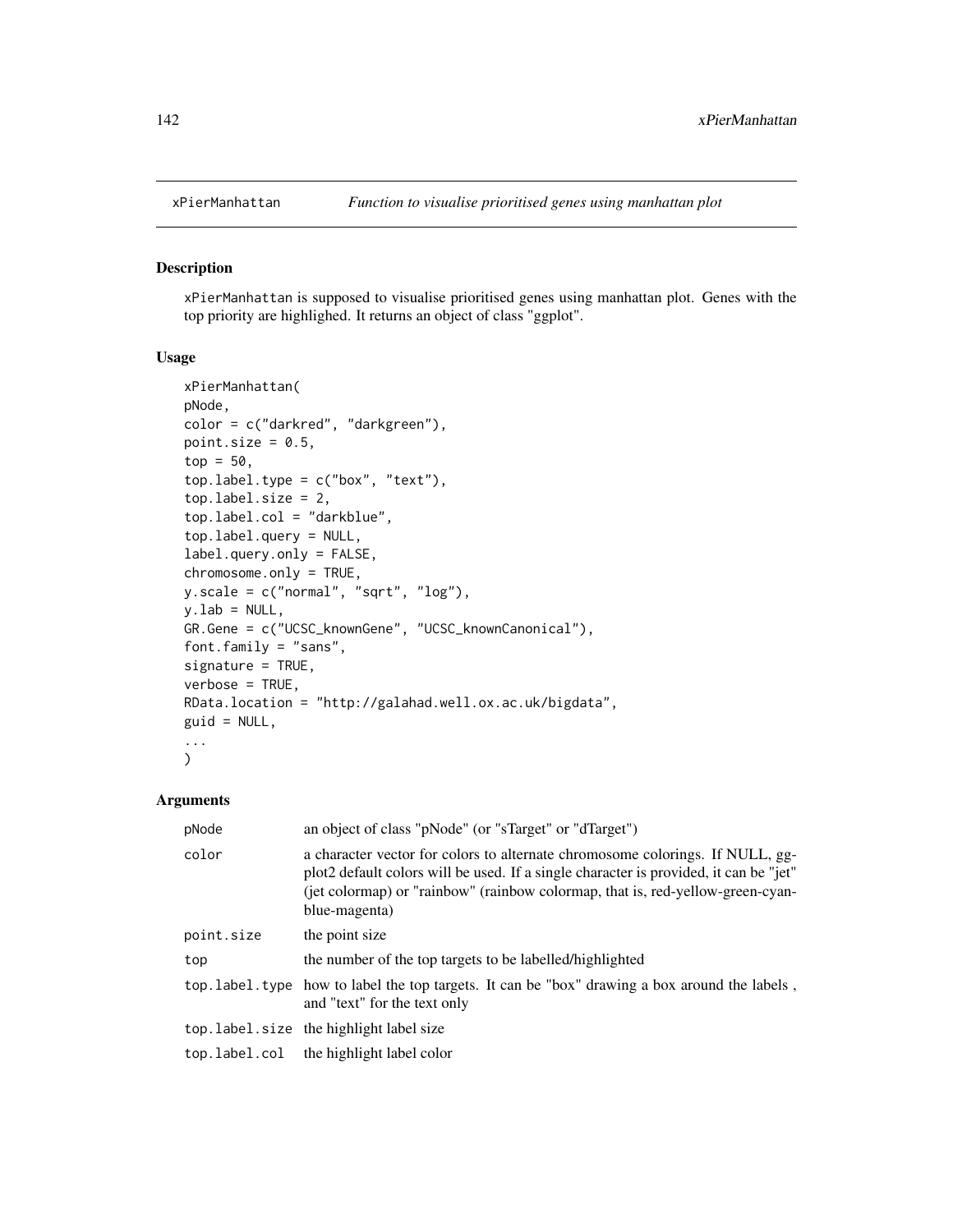# xPierManhattan

*Function to visualise prioritised genes using manhattan plot*

## Description

xPierManhattan is supposed to visualise prioritised genes using manhattan plot. Genes with the top priority are highlighed. It returns an object of class "ggplot".

## Usage

```
xPierManhattan(
pNode,
color = c("darkred", "darkgreen"),
point.size = 0.5,
top = 50,
top.label.type = c("box", "text"),
top.label.size = 2,
top.label.col = "darkblue",
top.label.query = NULL,
label.query.only = FALSE,
chromosome.only = TRUE,
y.scale = c("normal", "sqrt", "log"),
y.lab = NULL,
GR.Gene = c("UCSC_knownGene", "UCSC_knownCanonical"),
font.family = "sans",
signature = TRUE,
verbose = TRUE,
RData.location = "http://galahad.well.ox.ac.uk/bigdata",
guid = NULL,
...
)
```

## Arguments

| | |
|---|---|
| pNode | an object of class "pNode" (or "sTarget" or "dTarget") |
| color | a character vector for colors to alternate chromosome colorings. If NULL, ggplot2 default colors will be used. If a single character is provided, it can be "jet" (jet colormap) or "rainbow" (rainbow colormap, that is, red-yellow-green-cyan-blue-magenta) |
| point.size | the point size |
| top | the number of the top targets to be labelled/highlighted |
| top.label.type | how to label the top targets. It can be "box" drawing a box around the labels , and "text" for the text only |
| top.label.size | the highlight label size |
| top.label.col | the highlight label color |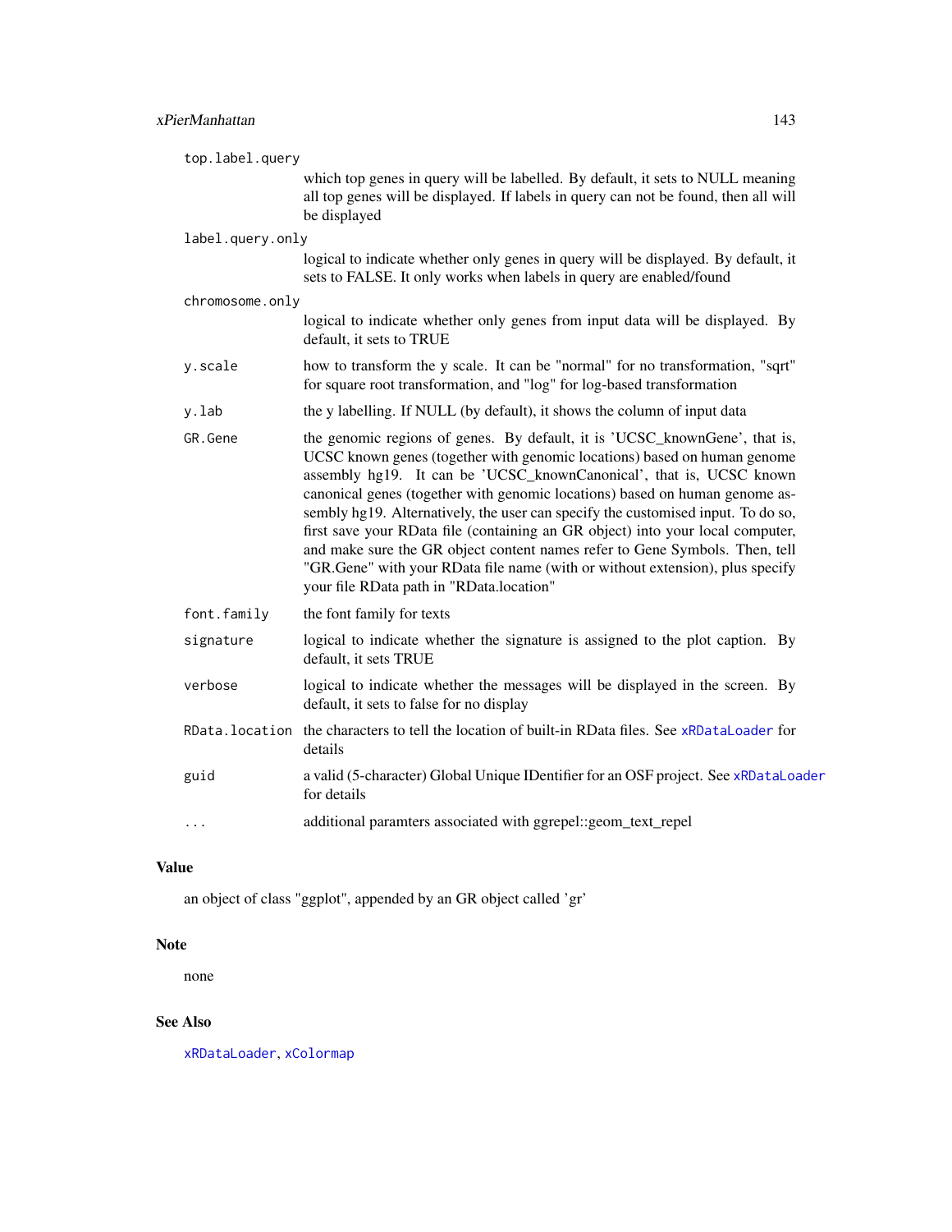top.label.query
: which top genes in query will be labelled. By default, it sets to NULL meaning all top genes will be displayed. If labels in query can not be found, then all will be displayed

label.query.only
: logical to indicate whether only genes in query will be displayed. By default, it sets to FALSE. It only works when labels in query are enabled/found

chromosome.only
: logical to indicate whether only genes from input data will be displayed. By default, it sets to TRUE

y.scale
: how to transform the y scale. It can be "normal" for no transformation, "sqrt" for square root transformation, and "log" for log-based transformation

y.lab
: the y labelling. If NULL (by default), it shows the column of input data

GR.Gene
: the genomic regions of genes. By default, it is 'UCSC_knownGene', that is, UCSC known genes (together with genomic locations) based on human genome assembly hg19. It can be 'UCSC_knownCanonical', that is, UCSC known canonical genes (together with genomic locations) based on human genome assembly hg19. Alternatively, the user can specify the customised input. To do so, first save your RData file (containing an GR object) into your local computer, and make sure the GR object content names refer to Gene Symbols. Then, tell "GR.Gene" with your RData file name (with or without extension), plus specify your file RData path in "RData.location"

font.family
: the font family for texts

signature
: logical to indicate whether the signature is assigned to the plot caption. By default, it sets TRUE

verbose
: logical to indicate whether the messages will be displayed in the screen. By default, it sets to false for no display

RData.location
: the characters to tell the location of built-in RData files. See xRDataLoader for details

guid
: a valid (5-character) Global Unique IDentifier for an OSF project. See xRDataLoader for details

...
: additional paramters associated with ggrepel::geom_text_repel

## Value

an object of class "ggplot", appended by an GR object called 'gr'

## Note

none

## See Also

xRDataLoader, xColormap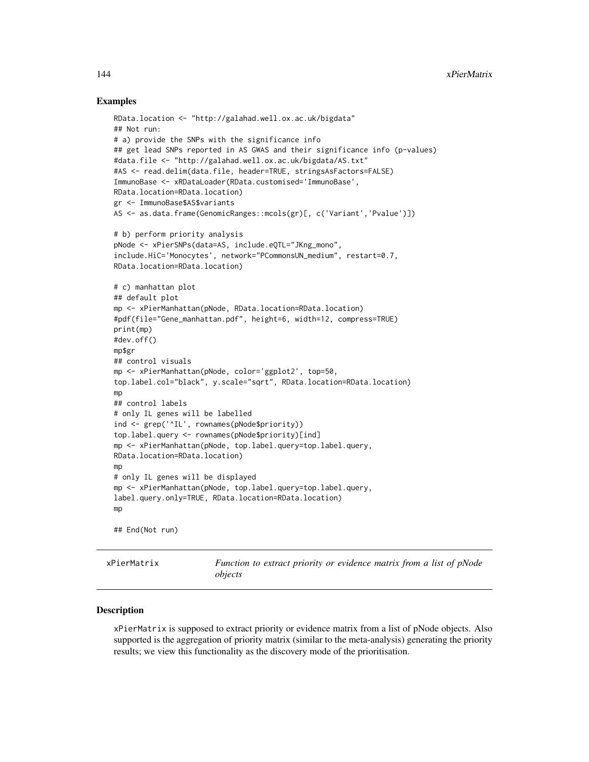## Examples

```
RData.location <- "http://galahad.well.ox.ac.uk/bigdata"
## Not run:
# a) provide the SNPs with the significance info
## get lead SNPs reported in AS GWAS and their significance info (p-values)
#data.file <- "http://galahad.well.ox.ac.uk/bigdata/AS.txt"
#AS <- read.delim(data.file, header=TRUE, stringsAsFactors=FALSE)
ImmunoBase <- xRDataLoader(RData.customised='ImmunoBase',
RData.location=RData.location)
gr <- ImmunoBase$AS$variants
AS <- as.data.frame(GenomicRanges::mcols(gr)[, c('Variant','Pvalue')])

# b) perform priority analysis
pNode <- xPierSNPs(data=AS, include.eQTL="JKng_mono",
include.HiC='Monocytes', network="PCommonsUN_medium", restart=0.7,
RData.location=RData.location)

# c) manhattan plot
## default plot
mp <- xPierManhattan(pNode, RData.location=RData.location)
#pdf(file="Gene_manhattan.pdf", height=6, width=12, compress=TRUE)
print(mp)
#dev.off()
mp$gr
## control visuals
mp <- xPierManhattan(pNode, color='ggplot2', top=50,
top.label.col="black", y.scale="sqrt", RData.location=RData.location)
mp
## control labels
# only IL genes will be labelled
ind <- grep('^IL', rownames(pNode$priority))
top.label.query <- rownames(pNode$priority)[ind]
mp <- xPierManhattan(pNode, top.label.query=top.label.query,
RData.location=RData.location)
mp
# only IL genes will be displayed
mp <- xPierManhattan(pNode, top.label.query=top.label.query,
label.query.only=TRUE, RData.location=RData.location)
mp

## End(Not run)
```

---

# xPierMatrix — *Function to extract priority or evidence matrix from a list of pNode objects*

---

## Description

xPierMatrix is supposed to extract priority or evidence matrix from a list of pNode objects. Also supported is the aggregation of priority matrix (similar to the meta-analysis) generating the priority results; we view this functionality as the discovery mode of the prioritisation.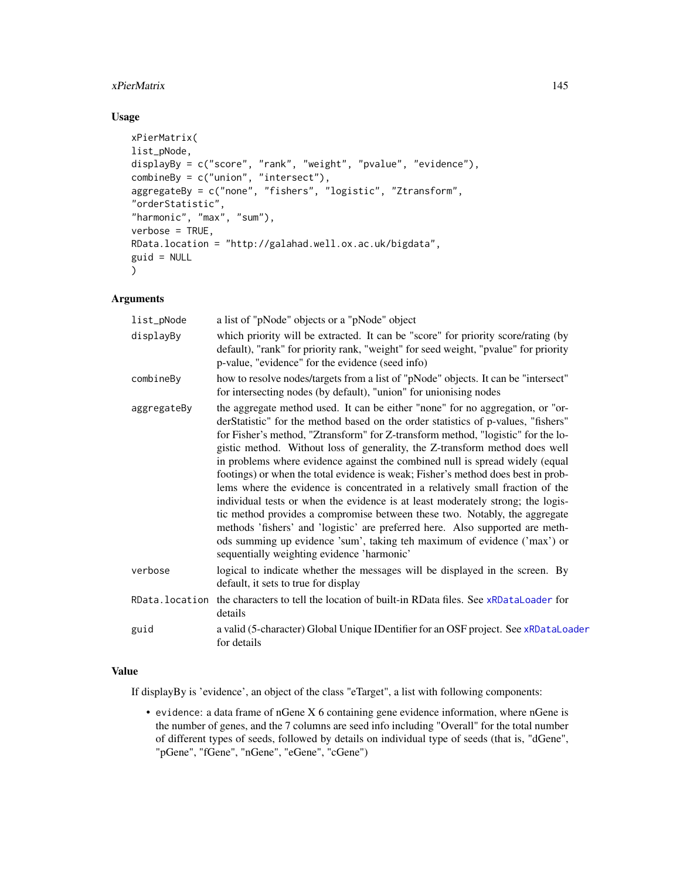## Usage

```
xPierMatrix(
list_pNode,
displayBy = c("score", "rank", "weight", "pvalue", "evidence"),
combineBy = c("union", "intersect"),
aggregateBy = c("none", "fishers", "logistic", "Ztransform",
"orderStatistic",
"harmonic", "max", "sum"),
verbose = TRUE,
RData.location = "http://galahad.well.ox.ac.uk/bigdata",
guid = NULL
)
```

## Arguments

| | |
|---|---|
| `list_pNode` | a list of "pNode" objects or a "pNode" object |
| `displayBy` | which priority will be extracted. It can be "score" for priority score/rating (by default), "rank" for priority rank, "weight" for seed weight, "pvalue" for priority p-value, "evidence" for the evidence (seed info) |
| `combineBy` | how to resolve nodes/targets from a list of "pNode" objects. It can be "intersect" for intersecting nodes (by default), "union" for unionising nodes |
| `aggregateBy` | the aggregate method used. It can be either "none" for no aggregation, or "orderStatistic" for the method based on the order statistics of p-values, "fishers" for Fisher's method, "Ztransform" for Z-transform method, "logistic" for the logistic method. Without loss of generality, the Z-transform method does well in problems where evidence against the combined null is spread widely (equal footings) or when the total evidence is weak; Fisher's method does best in problems where the evidence is concentrated in a relatively small fraction of the individual tests or when the evidence is at least moderately strong; the logistic method provides a compromise between these two. Notably, the aggregate methods 'fishers' and 'logistic' are preferred here. Also supported are methods summing up evidence 'sum', taking teh maximum of evidence ('max') or sequentially weighting evidence 'harmonic' |
| `verbose` | logical to indicate whether the messages will be displayed in the screen. By default, it sets to true for display |
| `RData.location` | the characters to tell the location of built-in RData files. See `xRDataLoader` for details |
| `guid` | a valid (5-character) Global Unique IDentifier for an OSF project. See `xRDataLoader` for details |

## Value

If displayBy is 'evidence', an object of the class "eTarget", a list with following components:

- `evidence`: a data frame of nGene X 6 containing gene evidence information, where nGene is the number of genes, and the 7 columns are seed info including "Overall" for the total number of different types of seeds, followed by details on individual type of seeds (that is, "dGene", "pGene", "fGene", "nGene", "eGene", "cGene")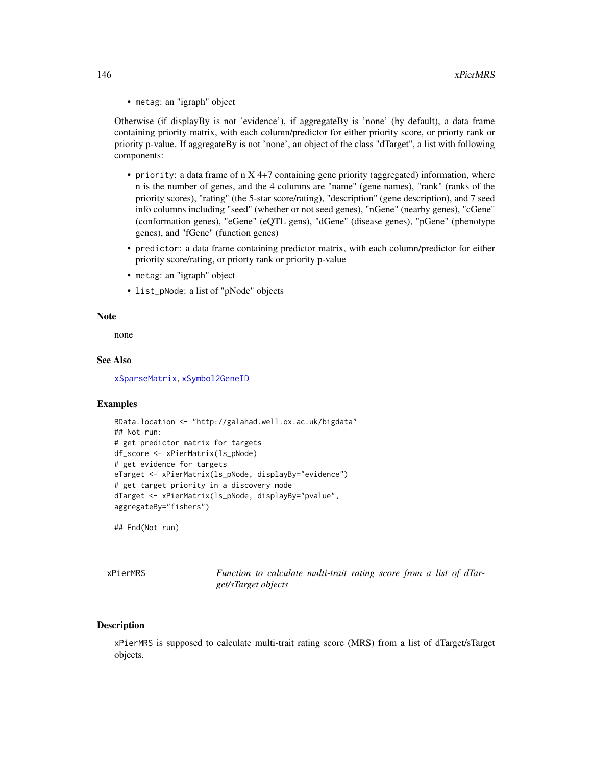- `metag`: an "igraph" object

Otherwise (if displayBy is not 'evidence'), if aggregateBy is 'none' (by default), a data frame containing priority matrix, with each column/predictor for either priority score, or priorty rank or priority p-value. If aggregateBy is not 'none', an object of the class "dTarget", a list with following components:

- `priority`: a data frame of n X 4+7 containing gene priority (aggregated) information, where n is the number of genes, and the 4 columns are "name" (gene names), "rank" (ranks of the priority scores), "rating" (the 5-star score/rating), "description" (gene description), and 7 seed info columns including "seed" (whether or not seed genes), "nGene" (nearby genes), "cGene" (conformation genes), "eGene" (eQTL gens), "dGene" (disease genes), "pGene" (phenotype genes), and "fGene" (function genes)
- `predictor`: a data frame containing predictor matrix, with each column/predictor for either priority score/rating, or priorty rank or priority p-value
- `metag`: an "igraph" object
- `list_pNode`: a list of "pNode" objects

### Note

none

### See Also

`xSparseMatrix`, `xSymbol2GeneID`

### Examples

```
RData.location <- "http://galahad.well.ox.ac.uk/bigdata"
## Not run:
# get predictor matrix for targets
df_score <- xPierMatrix(ls_pNode)
# get evidence for targets
eTarget <- xPierMatrix(ls_pNode, displayBy="evidence")
# get target priority in a discovery mode
dTarget <- xPierMatrix(ls_pNode, displayBy="pvalue",
aggregateBy="fishers")

## End(Not run)
```

---

## xPierMRS — *Function to calculate multi-trait rating score from a list of dTarget/sTarget objects*

### Description

xPierMRS is supposed to calculate multi-trait rating score (MRS) from a list of dTarget/sTarget objects.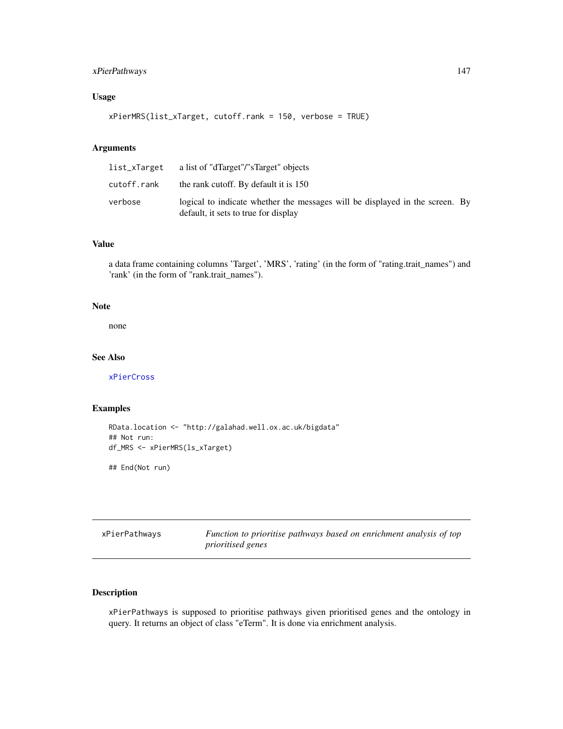### Usage

```
xPierMRS(list_xTarget, cutoff.rank = 150, verbose = TRUE)
```

### Arguments

| | |
|---|---|
| `list_xTarget` | a list of "dTarget"/"sTarget" objects |
| `cutoff.rank` | the rank cutoff. By default it is 150 |
| `verbose` | logical to indicate whether the messages will be displayed in the screen. By default, it sets to true for display |

### Value

a data frame containing columns 'Target', 'MRS', 'rating' (in the form of "rating.trait_names") and 'rank' (in the form of "rank.trait_names").

### Note

none

### See Also

`xPierCross`

### Examples

```
RData.location <- "http://galahad.well.ox.ac.uk/bigdata"
## Not run:
df_MRS <- xPierMRS(ls_xTarget)

## End(Not run)
```

---

## xPierPathways — *Function to prioritise pathways based on enrichment analysis of top prioritised genes*

---

### Description

`xPierPathways` is supposed to prioritise pathways given prioritised genes and the ontology in query. It returns an object of class "eTerm". It is done via enrichment analysis.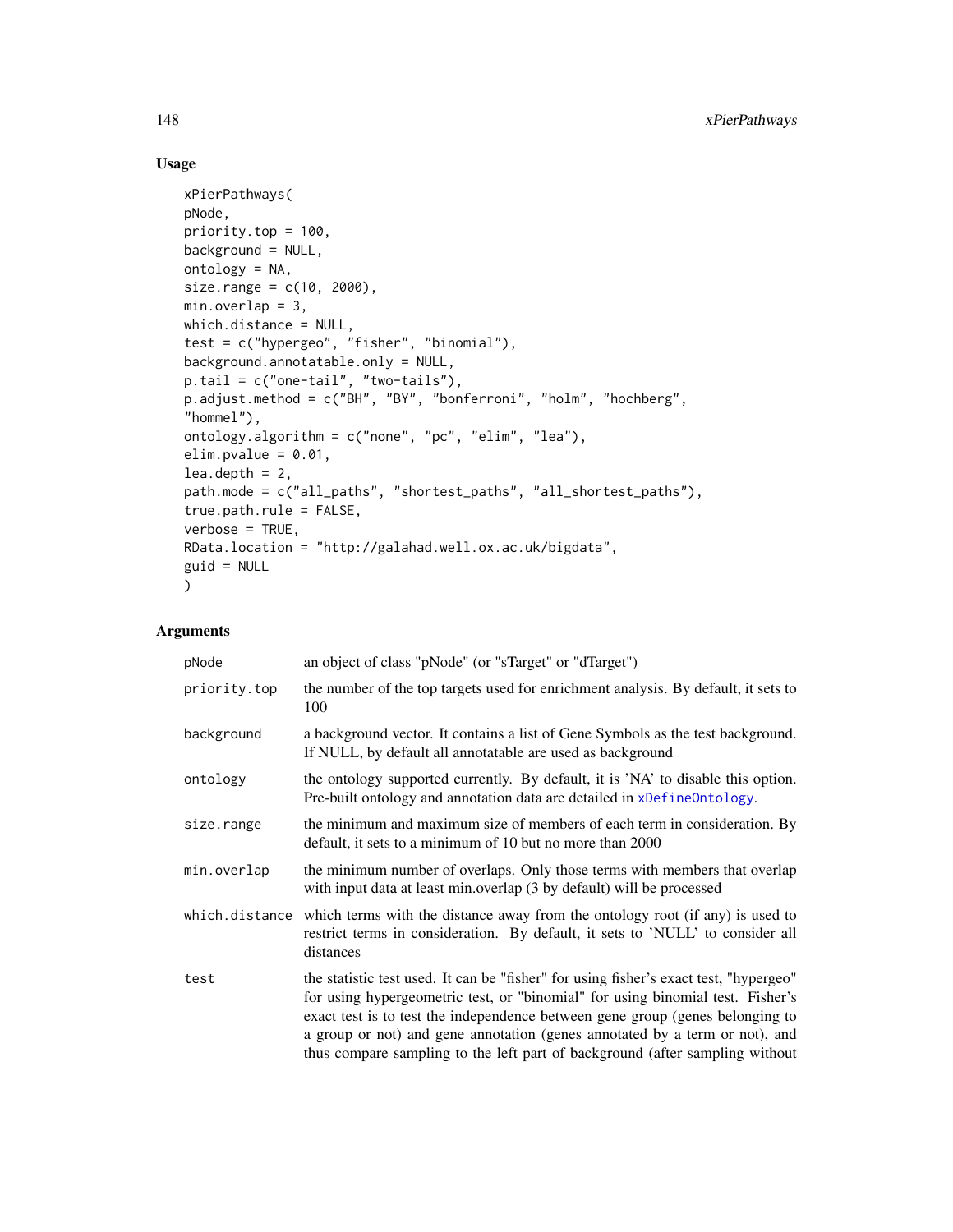## Usage

```
xPierPathways(
pNode,
priority.top = 100,
background = NULL,
ontology = NA,
size.range = c(10, 2000),
min.overlap = 3,
which.distance = NULL,
test = c("hypergeo", "fisher", "binomial"),
background.annotatable.only = NULL,
p.tail = c("one-tail", "two-tails"),
p.adjust.method = c("BH", "BY", "bonferroni", "holm", "hochberg",
"hommel"),
ontology.algorithm = c("none", "pc", "elim", "lea"),
elim.pvalue = 0.01,
lea.depth = 2,
path.mode = c("all_paths", "shortest_paths", "all_shortest_paths"),
true.path.rule = FALSE,
verbose = TRUE,
RData.location = "http://galahad.well.ox.ac.uk/bigdata",
guid = NULL
)
```

## Arguments

| | |
|---|---|
| pNode | an object of class "pNode" (or "sTarget" or "dTarget") |
| priority.top | the number of the top targets used for enrichment analysis. By default, it sets to 100 |
| background | a background vector. It contains a list of Gene Symbols as the test background. If NULL, by default all annotatable are used as background |
| ontology | the ontology supported currently. By default, it is 'NA' to disable this option. Pre-built ontology and annotation data are detailed in xDefineOntology. |
| size.range | the minimum and maximum size of members of each term in consideration. By default, it sets to a minimum of 10 but no more than 2000 |
| min.overlap | the minimum number of overlaps. Only those terms with members that overlap with input data at least min.overlap (3 by default) will be processed |
| which.distance | which terms with the distance away from the ontology root (if any) is used to restrict terms in consideration. By default, it sets to 'NULL' to consider all distances |
| test | the statistic test used. It can be "fisher" for using fisher's exact test, "hypergeo" for using hypergeometric test, or "binomial" for using binomial test. Fisher's exact test is to test the independence between gene group (genes belonging to a group or not) and gene annotation (genes annotated by a term or not), and thus compare sampling to the left part of background (after sampling without |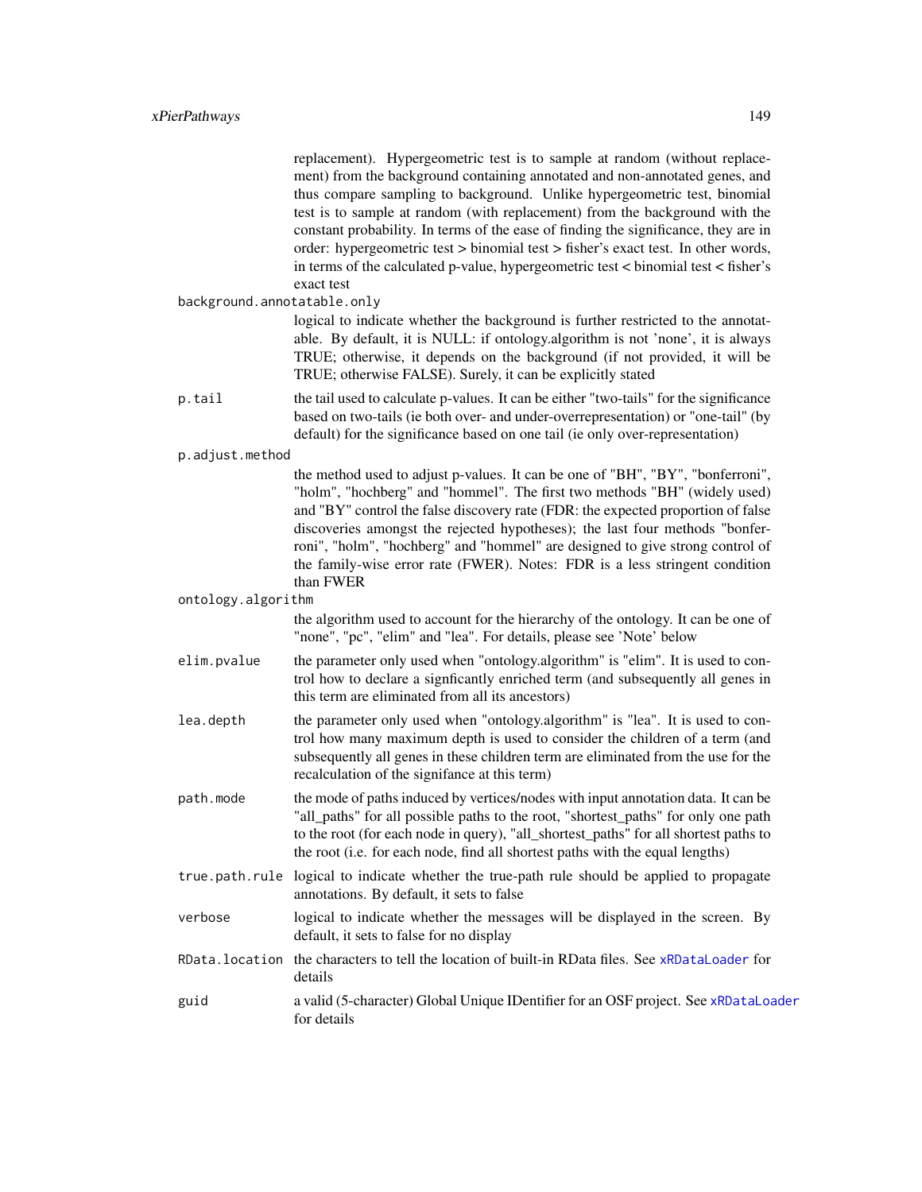replacement). Hypergeometric test is to sample at random (without replacement) from the background containing annotated and non-annotated genes, and thus compare sampling to background. Unlike hypergeometric test, binomial test is to sample at random (with replacement) from the background with the constant probability. In terms of the ease of finding the significance, they are in order: hypergeometric test > binomial test > fisher's exact test. In other words, in terms of the calculated p-value, hypergeometric test < binomial test < fisher's exact test

`background.annotatable.only`
: logical to indicate whether the background is further restricted to the annotatable. By default, it is NULL: if ontology.algorithm is not 'none', it is always TRUE; otherwise, it depends on the background (if not provided, it will be TRUE; otherwise FALSE). Surely, it can be explicitly stated

`p.tail`
: the tail used to calculate p-values. It can be either "two-tails" for the significance based on two-tails (ie both over- and under-overrepresentation) or "one-tail" (by default) for the significance based on one tail (ie only over-representation)

`p.adjust.method`
: the method used to adjust p-values. It can be one of "BH", "BY", "bonferroni", "holm", "hochberg" and "hommel". The first two methods "BH" (widely used) and "BY" control the false discovery rate (FDR: the expected proportion of false discoveries amongst the rejected hypotheses); the last four methods "bonferroni", "holm", "hochberg" and "hommel" are designed to give strong control of the family-wise error rate (FWER). Notes: FDR is a less stringent condition than FWER

`ontology.algorithm`
: the algorithm used to account for the hierarchy of the ontology. It can be one of "none", "pc", "elim" and "lea". For details, please see 'Note' below

`elim.pvalue`
: the parameter only used when "ontology.algorithm" is "elim". It is used to control how to declare a signficantly enriched term (and subsequently all genes in this term are eliminated from all its ancestors)

`lea.depth`
: the parameter only used when "ontology.algorithm" is "lea". It is used to control how many maximum depth is used to consider the children of a term (and subsequently all genes in these children term are eliminated from the use for the recalculation of the signifance at this term)

`path.mode`
: the mode of paths induced by vertices/nodes with input annotation data. It can be "all_paths" for all possible paths to the root, "shortest_paths" for only one path to the root (for each node in query), "all_shortest_paths" for all shortest paths to the root (i.e. for each node, find all shortest paths with the equal lengths)

`true.path.rule`
: logical to indicate whether the true-path rule should be applied to propagate annotations. By default, it sets to false

`verbose`
: logical to indicate whether the messages will be displayed in the screen. By default, it sets to false for no display

`RData.location`
: the characters to tell the location of built-in RData files. See `xRDataLoader` for details

`guid`
: a valid (5-character) Global Unique IDentifier for an OSF project. See `xRDataLoader` for details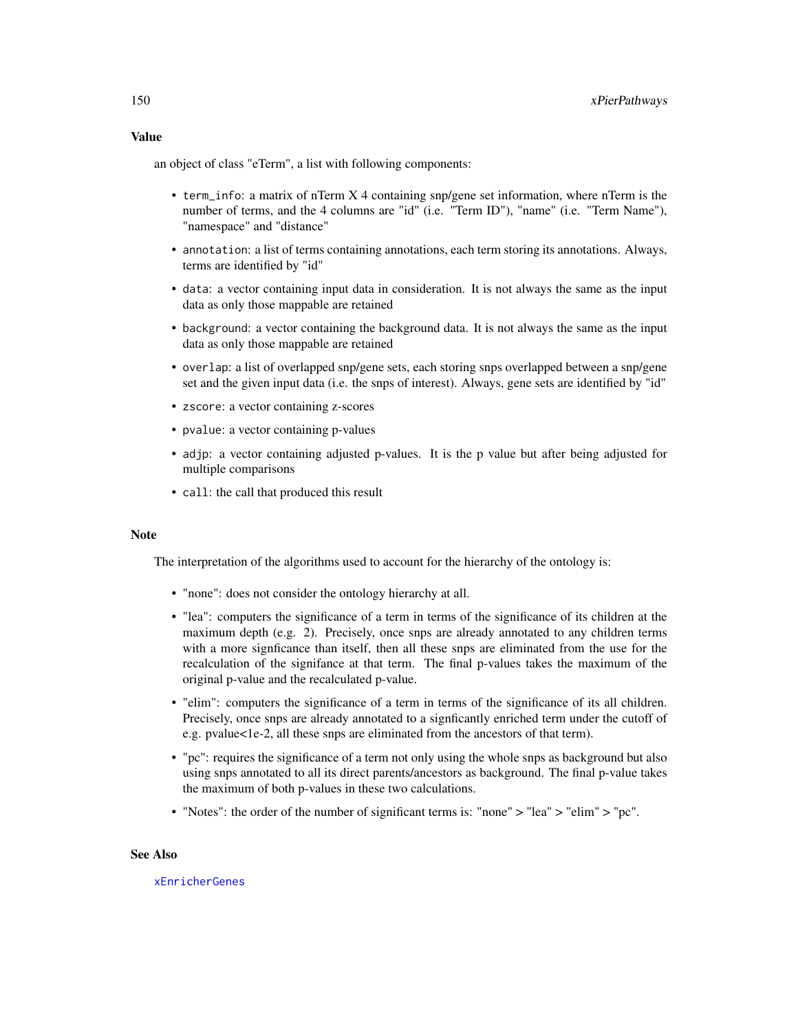## Value

an object of class "eTerm", a list with following components:

- `term_info`: a matrix of nTerm X 4 containing snp/gene set information, where nTerm is the number of terms, and the 4 columns are "id" (i.e. "Term ID"), "name" (i.e. "Term Name"), "namespace" and "distance"
- `annotation`: a list of terms containing annotations, each term storing its annotations. Always, terms are identified by "id"
- `data`: a vector containing input data in consideration. It is not always the same as the input data as only those mappable are retained
- `background`: a vector containing the background data. It is not always the same as the input data as only those mappable are retained
- `overlap`: a list of overlapped snp/gene sets, each storing snps overlapped between a snp/gene set and the given input data (i.e. the snps of interest). Always, gene sets are identified by "id"
- `zscore`: a vector containing z-scores
- `pvalue`: a vector containing p-values
- `adjp`: a vector containing adjusted p-values. It is the p value but after being adjusted for multiple comparisons
- `call`: the call that produced this result

## Note

The interpretation of the algorithms used to account for the hierarchy of the ontology is:

- "none": does not consider the ontology hierarchy at all.
- "lea": computers the significance of a term in terms of the significance of its children at the maximum depth (e.g. 2). Precisely, once snps are already annotated to any children terms with a more signficance than itself, then all these snps are eliminated from the use for the recalculation of the signifance at that term. The final p-values takes the maximum of the original p-value and the recalculated p-value.
- "elim": computers the significance of a term in terms of the significance of its all children. Precisely, once snps are already annotated to a signficantly enriched term under the cutoff of e.g. pvalue<1e-2, all these snps are eliminated from the ancestors of that term).
- "pc": requires the significance of a term not only using the whole snps as background but also using snps annotated to all its direct parents/ancestors as background. The final p-value takes the maximum of both p-values in these two calculations.
- "Notes": the order of the number of significant terms is: "none" > "lea" > "elim" > "pc".

## See Also

xEnricherGenes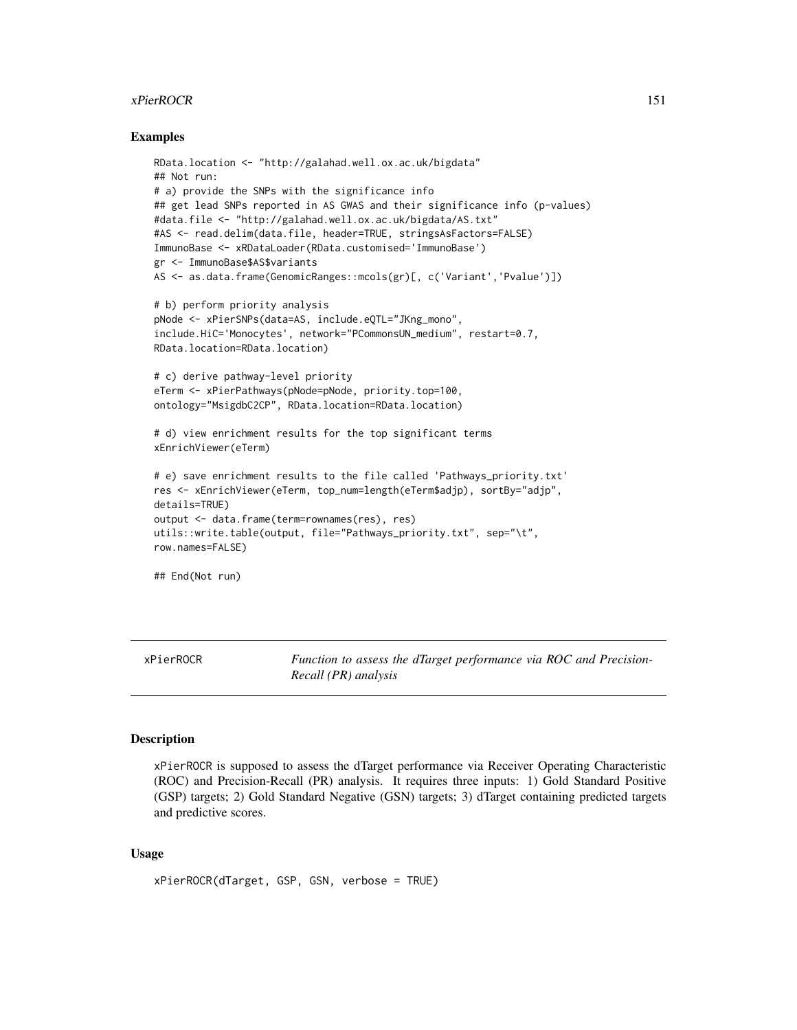## Examples

```
RData.location <- "http://galahad.well.ox.ac.uk/bigdata"
## Not run:
# a) provide the SNPs with the significance info
## get lead SNPs reported in AS GWAS and their significance info (p-values)
#data.file <- "http://galahad.well.ox.ac.uk/bigdata/AS.txt"
#AS <- read.delim(data.file, header=TRUE, stringsAsFactors=FALSE)
ImmunoBase <- xRDataLoader(RData.customised='ImmunoBase')
gr <- ImmunoBase$AS$variants
AS <- as.data.frame(GenomicRanges::mcols(gr)[, c('Variant','Pvalue')])

# b) perform priority analysis
pNode <- xPierSNPs(data=AS, include.eQTL="JKng_mono",
include.HiC='Monocytes', network="PCommonsUN_medium", restart=0.7,
RData.location=RData.location)

# c) derive pathway-level priority
eTerm <- xPierPathways(pNode=pNode, priority.top=100,
ontology="MsigdbC2CP", RData.location=RData.location)

# d) view enrichment results for the top significant terms
xEnrichViewer(eTerm)

# e) save enrichment results to the file called 'Pathways_priority.txt'
res <- xEnrichViewer(eTerm, top_num=length(eTerm$adjp), sortBy="adjp",
details=TRUE)
output <- data.frame(term=rownames(res), res)
utils::write.table(output, file="Pathways_priority.txt", sep="\t",
row.names=FALSE)

## End(Not run)
```

---

# xPierROCR

*Function to assess the dTarget performance via ROC and Precision-Recall (PR) analysis*

## Description

xPierROCR is supposed to assess the dTarget performance via Receiver Operating Characteristic (ROC) and Precision-Recall (PR) analysis. It requires three inputs: 1) Gold Standard Positive (GSP) targets; 2) Gold Standard Negative (GSN) targets; 3) dTarget containing predicted targets and predictive scores.

## Usage

```
xPierROCR(dTarget, GSP, GSN, verbose = TRUE)
```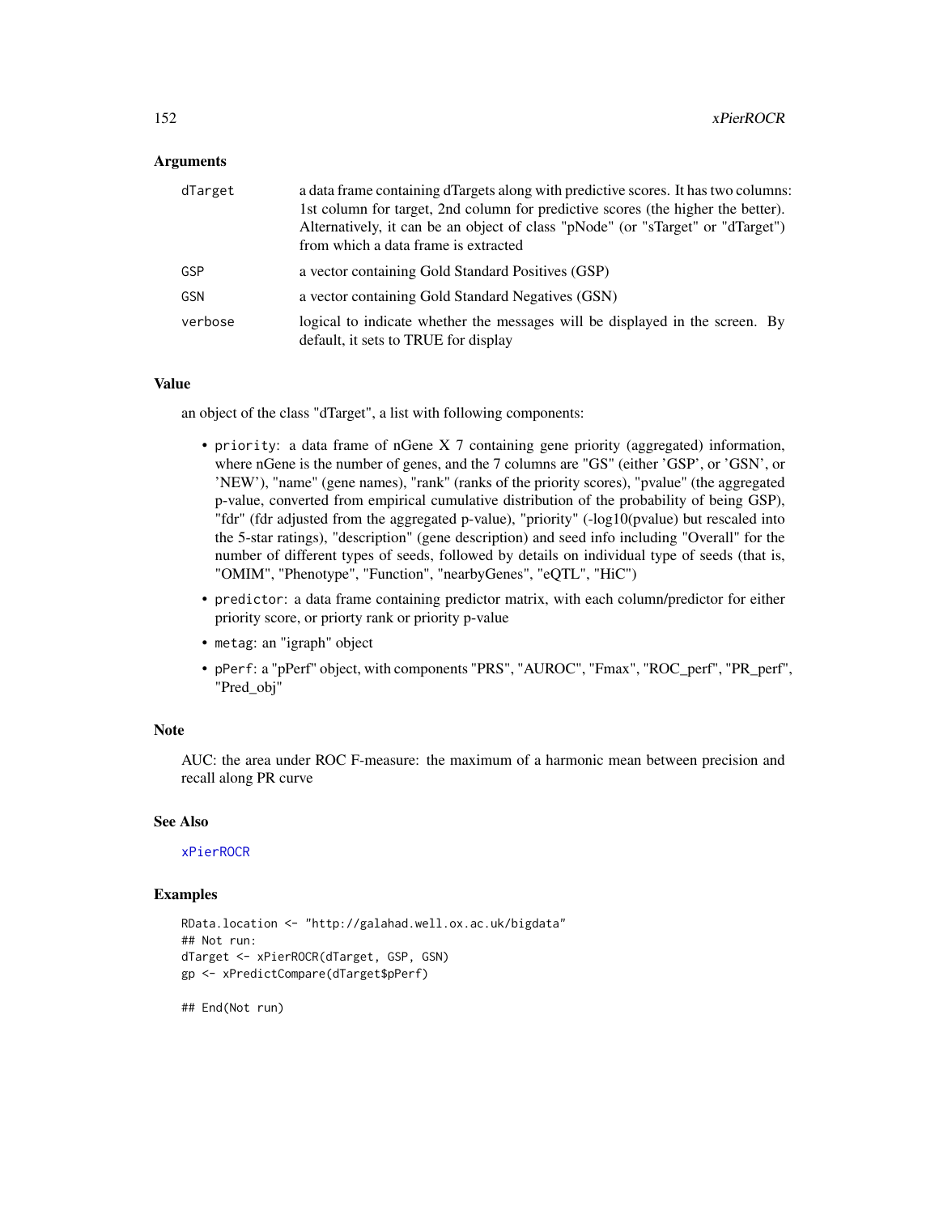## Arguments

| | |
|---|---|
| dTarget | a data frame containing dTargets along with predictive scores. It has two columns: 1st column for target, 2nd column for predictive scores (the higher the better). Alternatively, it can be an object of class "pNode" (or "sTarget" or "dTarget") from which a data frame is extracted |
| GSP | a vector containing Gold Standard Positives (GSP) |
| GSN | a vector containing Gold Standard Negatives (GSN) |
| verbose | logical to indicate whether the messages will be displayed in the screen. By default, it sets to TRUE for display |

## Value

an object of the class "dTarget", a list with following components:

- `priority`: a data frame of nGene X 7 containing gene priority (aggregated) information, where nGene is the number of genes, and the 7 columns are "GS" (either 'GSP', or 'GSN', or 'NEW'), "name" (gene names), "rank" (ranks of the priority scores), "pvalue" (the aggregated p-value, converted from empirical cumulative distribution of the probability of being GSP), "fdr" (fdr adjusted from the aggregated p-value), "priority" (-log10(pvalue) but rescaled into the 5-star ratings), "description" (gene description) and seed info including "Overall" for the number of different types of seeds, followed by details on individual type of seeds (that is, "OMIM", "Phenotype", "Function", "nearbyGenes", "eQTL", "HiC")
- `predictor`: a data frame containing predictor matrix, with each column/predictor for either priority score, or priorty rank or priority p-value
- `metag`: an "igraph" object
- `pPerf`: a "pPerf" object, with components "PRS", "AUROC", "Fmax", "ROC_perf", "PR_perf", "Pred_obj"

## Note

AUC: the area under ROC F-measure: the maximum of a harmonic mean between precision and recall along PR curve

## See Also

xPierROCR

## Examples

```
RData.location <- "http://galahad.well.ox.ac.uk/bigdata"
## Not run:
dTarget <- xPierROCR(dTarget, GSP, GSN)
gp <- xPredictCompare(dTarget$pPerf)

## End(Not run)
```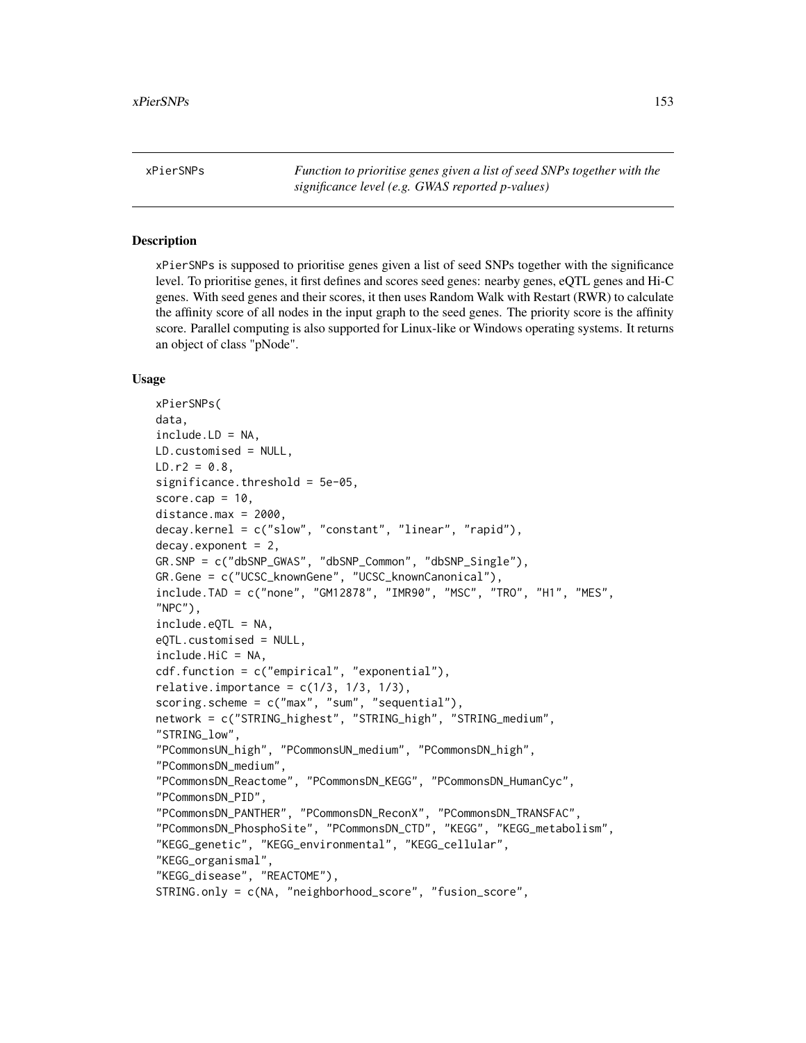# xPierSNPs

*Function to prioritise genes given a list of seed SNPs together with the significance level (e.g. GWAS reported p-values)*

## Description

xPierSNPs is supposed to prioritise genes given a list of seed SNPs together with the significance level. To prioritise genes, it first defines and scores seed genes: nearby genes, eQTL genes and Hi-C genes. With seed genes and their scores, it then uses Random Walk with Restart (RWR) to calculate the affinity score of all nodes in the input graph to the seed genes. The priority score is the affinity score. Parallel computing is also supported for Linux-like or Windows operating systems. It returns an object of class "pNode".

## Usage

```
xPierSNPs(
data,
include.LD = NA,
LD.customised = NULL,
LD.r2 = 0.8,
significance.threshold = 5e-05,
score.cap = 10,
distance.max = 2000,
decay.kernel = c("slow", "constant", "linear", "rapid"),
decay.exponent = 2,
GR.SNP = c("dbSNP_GWAS", "dbSNP_Common", "dbSNP_Single"),
GR.Gene = c("UCSC_knownGene", "UCSC_knownCanonical"),
include.TAD = c("none", "GM12878", "IMR90", "MSC", "TRO", "H1", "MES",
"NPC"),
include.eQTL = NA,
eQTL.customised = NULL,
include.HiC = NA,
cdf.function = c("empirical", "exponential"),
relative.importance = c(1/3, 1/3, 1/3),
scoring.scheme = c("max", "sum", "sequential"),
network = c("STRING_highest", "STRING_high", "STRING_medium",
"STRING_low",
"PCommonsUN_high", "PCommonsUN_medium", "PCommonsDN_high",
"PCommonsDN_medium",
"PCommonsDN_Reactome", "PCommonsDN_KEGG", "PCommonsDN_HumanCyc",
"PCommonsDN_PID",
"PCommonsDN_PANTHER", "PCommonsDN_ReconX", "PCommonsDN_TRANSFAC",
"PCommonsDN_PhosphoSite", "PCommonsDN_CTD", "KEGG", "KEGG_metabolism",
"KEGG_genetic", "KEGG_environmental", "KEGG_cellular",
"KEGG_organismal",
"KEGG_disease", "REACTOME"),
STRING.only = c(NA, "neighborhood_score", "fusion_score",
```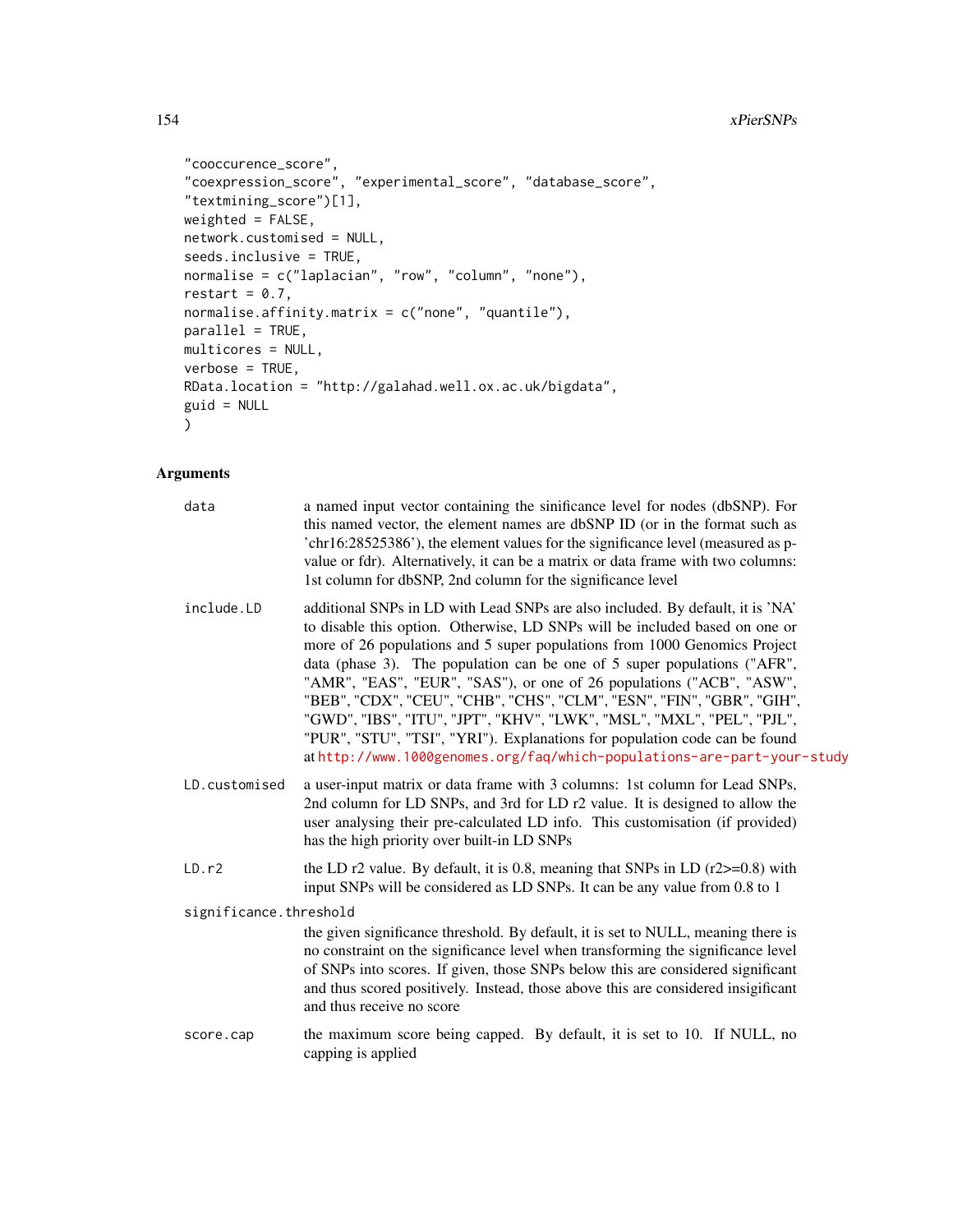```
"cooccurence_score",
"coexpression_score", "experimental_score", "database_score",
"textmining_score")[1],
weighted = FALSE,
network.customised = NULL,
seeds.inclusive = TRUE,
normalise = c("laplacian", "row", "column", "none"),
restart = 0.7,
normalise.affinity.matrix = c("none", "quantile"),
parallel = TRUE,
multicores = NULL,
verbose = TRUE,
RData.location = "http://galahad.well.ox.ac.uk/bigdata",
guid = NULL
)
```

## Arguments

`data` — a named input vector containing the sinificance level for nodes (dbSNP). For this named vector, the element names are dbSNP ID (or in the format such as 'chr16:28525386'), the element values for the significance level (measured as p-value or fdr). Alternatively, it can be a matrix or data frame with two columns: 1st column for dbSNP, 2nd column for the significance level

`include.LD` — additional SNPs in LD with Lead SNPs are also included. By default, it is 'NA' to disable this option. Otherwise, LD SNPs will be included based on one or more of 26 populations and 5 super populations from 1000 Genomics Project data (phase 3). The population can be one of 5 super populations ("AFR", "AMR", "EAS", "EUR", "SAS"), or one of 26 populations ("ACB", "ASW", "BEB", "CDX", "CEU", "CHB", "CHS", "CLM", "ESN", "FIN", "GBR", "GIH", "GWD", "IBS", "ITU", "JPT", "KHV", "LWK", "MSL", "MXL", "PEL", "PJL", "PUR", "STU", "TSI", "YRI"). Explanations for population code can be found at http://www.1000genomes.org/faq/which-populations-are-part-your-study

`LD.customised` — a user-input matrix or data frame with 3 columns: 1st column for Lead SNPs, 2nd column for LD SNPs, and 3rd for LD r2 value. It is designed to allow the user analysing their pre-calculated LD info. This customisation (if provided) has the high priority over built-in LD SNPs

`LD.r2` — the LD r2 value. By default, it is 0.8, meaning that SNPs in LD (r2>=0.8) with input SNPs will be considered as LD SNPs. It can be any value from 0.8 to 1

`significance.threshold` — the given significance threshold. By default, it is set to NULL, meaning there is no constraint on the significance level when transforming the significance level of SNPs into scores. If given, those SNPs below this are considered significant and thus scored positively. Instead, those above this are considered insigificant and thus receive no score

`score.cap` — the maximum score being capped. By default, it is set to 10. If NULL, no capping is applied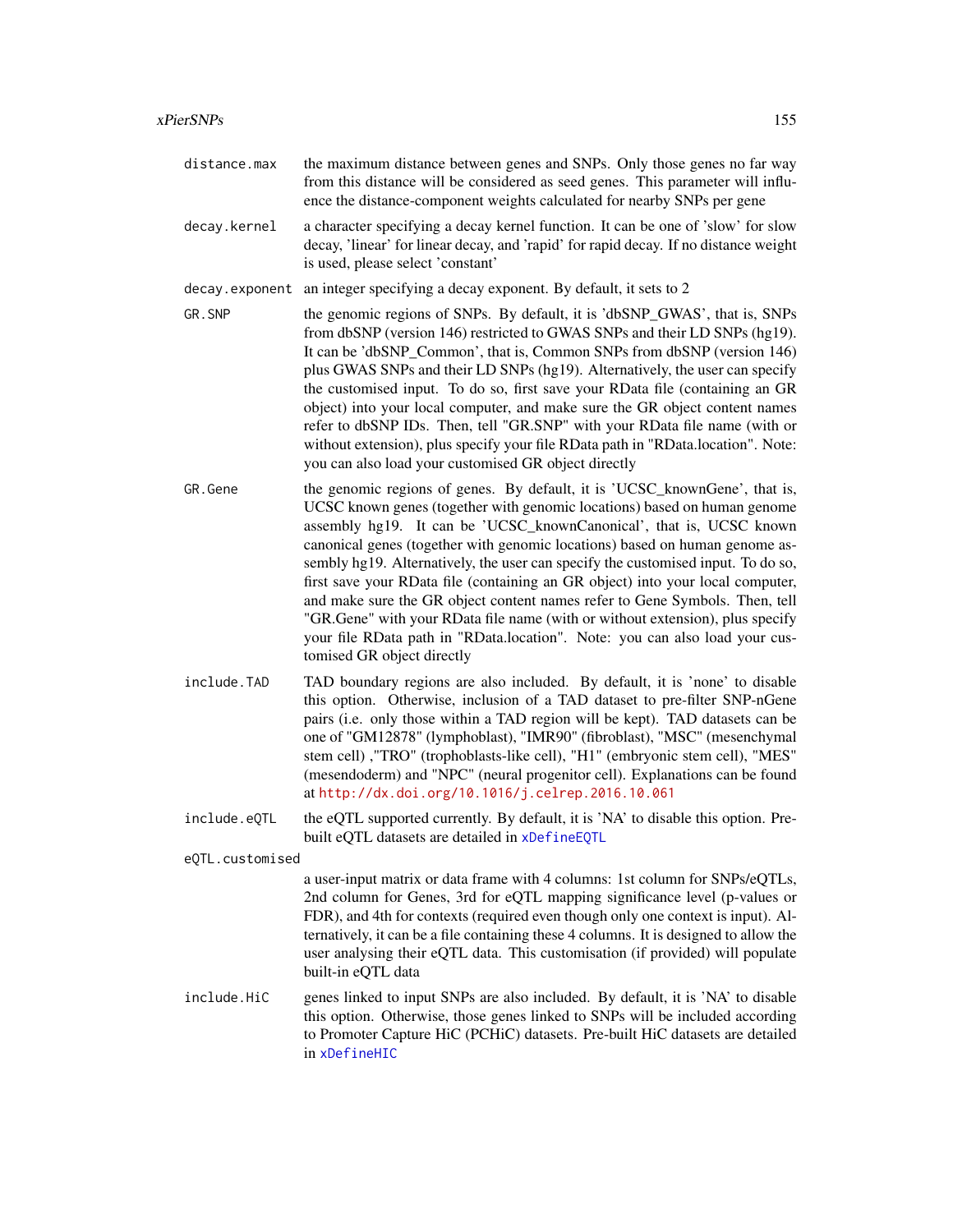`distance.max`
: the maximum distance between genes and SNPs. Only those genes no far way from this distance will be considered as seed genes. This parameter will influence the distance-component weights calculated for nearby SNPs per gene

`decay.kernel`
: a character specifying a decay kernel function. It can be one of 'slow' for slow decay, 'linear' for linear decay, and 'rapid' for rapid decay. If no distance weight is used, please select 'constant'

`decay.exponent`
: an integer specifying a decay exponent. By default, it sets to 2

`GR.SNP`
: the genomic regions of SNPs. By default, it is 'dbSNP_GWAS', that is, SNPs from dbSNP (version 146) restricted to GWAS SNPs and their LD SNPs (hg19). It can be 'dbSNP_Common', that is, Common SNPs from dbSNP (version 146) plus GWAS SNPs and their LD SNPs (hg19). Alternatively, the user can specify the customised input. To do so, first save your RData file (containing an GR object) into your local computer, and make sure the GR object content names refer to dbSNP IDs. Then, tell "GR.SNP" with your RData file name (with or without extension), plus specify your file RData path in "RData.location". Note: you can also load your customised GR object directly

`GR.Gene`
: the genomic regions of genes. By default, it is 'UCSC_knownGene', that is, UCSC known genes (together with genomic locations) based on human genome assembly hg19. It can be 'UCSC_knownCanonical', that is, UCSC known canonical genes (together with genomic locations) based on human genome assembly hg19. Alternatively, the user can specify the customised input. To do so, first save your RData file (containing an GR object) into your local computer, and make sure the GR object content names refer to Gene Symbols. Then, tell "GR.Gene" with your RData file name (with or without extension), plus specify your file RData path in "RData.location". Note: you can also load your customised GR object directly

`include.TAD`
: TAD boundary regions are also included. By default, it is 'none' to disable this option. Otherwise, inclusion of a TAD dataset to pre-filter SNP-nGene pairs (i.e. only those within a TAD region will be kept). TAD datasets can be one of "GM12878" (lymphoblast), "IMR90" (fibroblast), "MSC" (mesenchymal stem cell) ,"TRO" (trophoblasts-like cell), "H1" (embryonic stem cell), "MES" (mesendoderm) and "NPC" (neural progenitor cell). Explanations can be found at http://dx.doi.org/10.1016/j.celrep.2016.10.061

`include.eQTL`
: the eQTL supported currently. By default, it is 'NA' to disable this option. Pre-built eQTL datasets are detailed in `xDefineEQTL`

`eQTL.customised`
: a user-input matrix or data frame with 4 columns: 1st column for SNPs/eQTLs, 2nd column for Genes, 3rd for eQTL mapping significance level (p-values or FDR), and 4th for contexts (required even though only one context is input). Alternatively, it can be a file containing these 4 columns. It is designed to allow the user analysing their eQTL data. This customisation (if provided) will populate built-in eQTL data

`include.HiC`
: genes linked to input SNPs are also included. By default, it is 'NA' to disable this option. Otherwise, those genes linked to SNPs will be included according to Promoter Capture HiC (PCHiC) datasets. Pre-built HiC datasets are detailed in `xDefineHIC`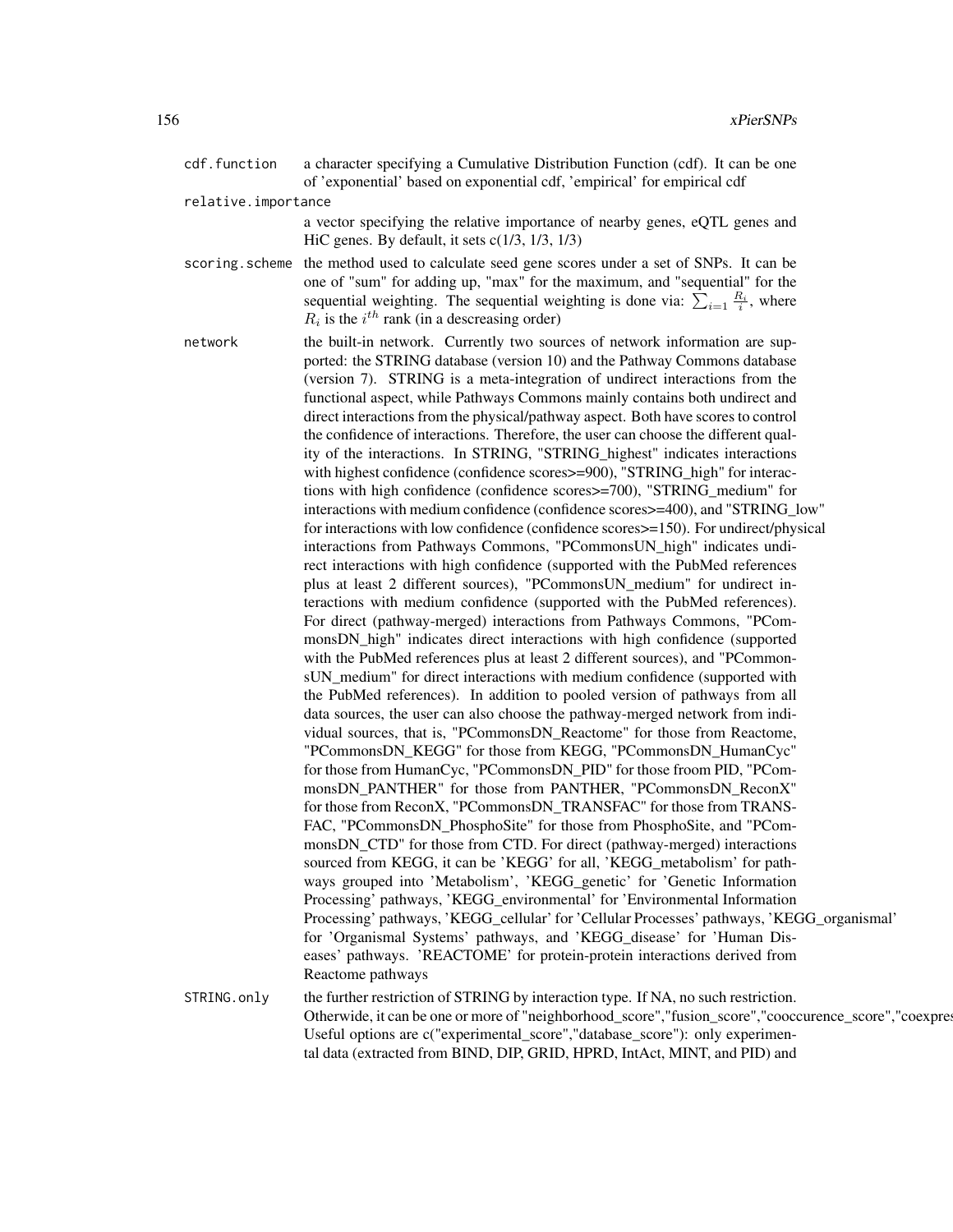cdf.function
: a character specifying a Cumulative Distribution Function (cdf). It can be one of 'exponential' based on exponential cdf, 'empirical' for empirical cdf

relative.importance
: a vector specifying the relative importance of nearby genes, eQTL genes and HiC genes. By default, it sets c(1/3, 1/3, 1/3)

scoring.scheme
: the method used to calculate seed gene scores under a set of SNPs. It can be one of "sum" for adding up, "max" for the maximum, and "sequential" for the sequential weighting. The sequential weighting is done via: $\sum_{i=1} \frac{R_i}{i}$, where $R_i$ is the $i^{th}$ rank (in a descreasing order)

network
: the built-in network. Currently two sources of network information are supported: the STRING database (version 10) and the Pathway Commons database (version 7). STRING is a meta-integration of undirect interactions from the functional aspect, while Pathways Commons mainly contains both undirect and direct interactions from the physical/pathway aspect. Both have scores to control the confidence of interactions. Therefore, the user can choose the different quality of the interactions. In STRING, "STRING_highest" indicates interactions with highest confidence (confidence scores>=900), "STRING_high" for interactions with high confidence (confidence scores>=700), "STRING_medium" for interactions with medium confidence (confidence scores>=400), and "STRING_low" for interactions with low confidence (confidence scores>=150). For undirect/physical interactions from Pathways Commons, "PCommonsUN_high" indicates undirect interactions with high confidence (supported with the PubMed references plus at least 2 different sources), "PCommonsUN_medium" for undirect interactions with medium confidence (supported with the PubMed references). For direct (pathway-merged) interactions from Pathways Commons, "PCommonsDN_high" indicates direct interactions with high confidence (supported with the PubMed references plus at least 2 different sources), and "PCommonsUN_medium" for direct interactions with medium confidence (supported with the PubMed references). In addition to pooled version of pathways from all data sources, the user can also choose the pathway-merged network from individual sources, that is, "PCommonsDN_Reactome" for those from Reactome, "PCommonsDN_KEGG" for those from KEGG, "PCommonsDN_HumanCyc" for those from HumanCyc, "PCommonsDN_PID" for those froom PID, "PCommonsDN_PANTHER" for those from PANTHER, "PCommonsDN_ReconX" for those from ReconX, "PCommonsDN_TRANSFAC" for those from TRANSFAC, "PCommonsDN_PhosphoSite" for those from PhosphoSite, and "PCommonsDN_CTD" for those from CTD. For direct (pathway-merged) interactions sourced from KEGG, it can be 'KEGG' for all, 'KEGG_metabolism' for pathways grouped into 'Metabolism', 'KEGG_genetic' for 'Genetic Information Processing' pathways, 'KEGG_environmental' for 'Environmental Information Processing' pathways, 'KEGG_cellular' for 'Cellular Processes' pathways, 'KEGG_organismal' for 'Organismal Systems' pathways, and 'KEGG_disease' for 'Human Diseases' pathways. 'REACTOME' for protein-protein interactions derived from Reactome pathways

STRING.only
: the further restriction of STRING by interaction type. If NA, no such restriction. Otherwide, it can be one or more of "neighborhood_score","fusion_score","cooccurence_score","coexpres Useful options are c("experimental_score","database_score"): only experimental data (extracted from BIND, DIP, GRID, HPRD, IntAct, MINT, and PID) and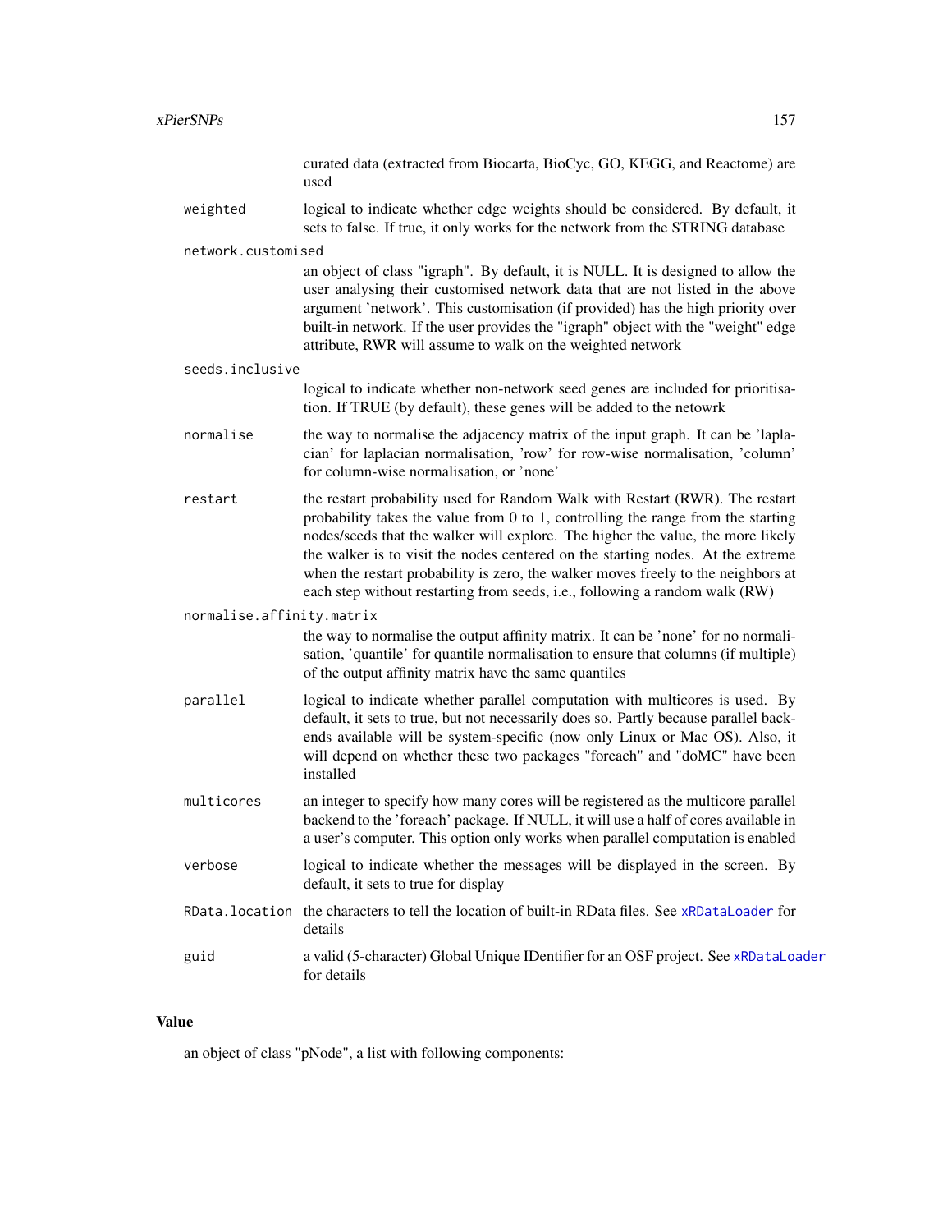curated data (extracted from Biocarta, BioCyc, GO, KEGG, and Reactome) are used

`weighted`
: logical to indicate whether edge weights should be considered. By default, it sets to false. If true, it only works for the network from the STRING database

`network.customised`
: an object of class "igraph". By default, it is NULL. It is designed to allow the user analysing their customised network data that are not listed in the above argument 'network'. This customisation (if provided) has the high priority over built-in network. If the user provides the "igraph" object with the "weight" edge attribute, RWR will assume to walk on the weighted network

`seeds.inclusive`
: logical to indicate whether non-network seed genes are included for prioritisation. If TRUE (by default), these genes will be added to the netowrk

`normalise`
: the way to normalise the adjacency matrix of the input graph. It can be 'laplacian' for laplacian normalisation, 'row' for row-wise normalisation, 'column' for column-wise normalisation, or 'none'

`restart`
: the restart probability used for Random Walk with Restart (RWR). The restart probability takes the value from 0 to 1, controlling the range from the starting nodes/seeds that the walker will explore. The higher the value, the more likely the walker is to visit the nodes centered on the starting nodes. At the extreme when the restart probability is zero, the walker moves freely to the neighbors at each step without restarting from seeds, i.e., following a random walk (RW)

`normalise.affinity.matrix`
: the way to normalise the output affinity matrix. It can be 'none' for no normalisation, 'quantile' for quantile normalisation to ensure that columns (if multiple) of the output affinity matrix have the same quantiles

`parallel`
: logical to indicate whether parallel computation with multicores is used. By default, it sets to true, but not necessarily does so. Partly because parallel backends available will be system-specific (now only Linux or Mac OS). Also, it will depend on whether these two packages "foreach" and "doMC" have been installed

`multicores`
: an integer to specify how many cores will be registered as the multicore parallel backend to the 'foreach' package. If NULL, it will use a half of cores available in a user's computer. This option only works when parallel computation is enabled

`verbose`
: logical to indicate whether the messages will be displayed in the screen. By default, it sets to true for display

`RData.location`
: the characters to tell the location of built-in RData files. See `xRDataLoader` for details

`guid`
: a valid (5-character) Global Unique IDentifier for an OSF project. See `xRDataLoader` for details

## Value

an object of class "pNode", a list with following components: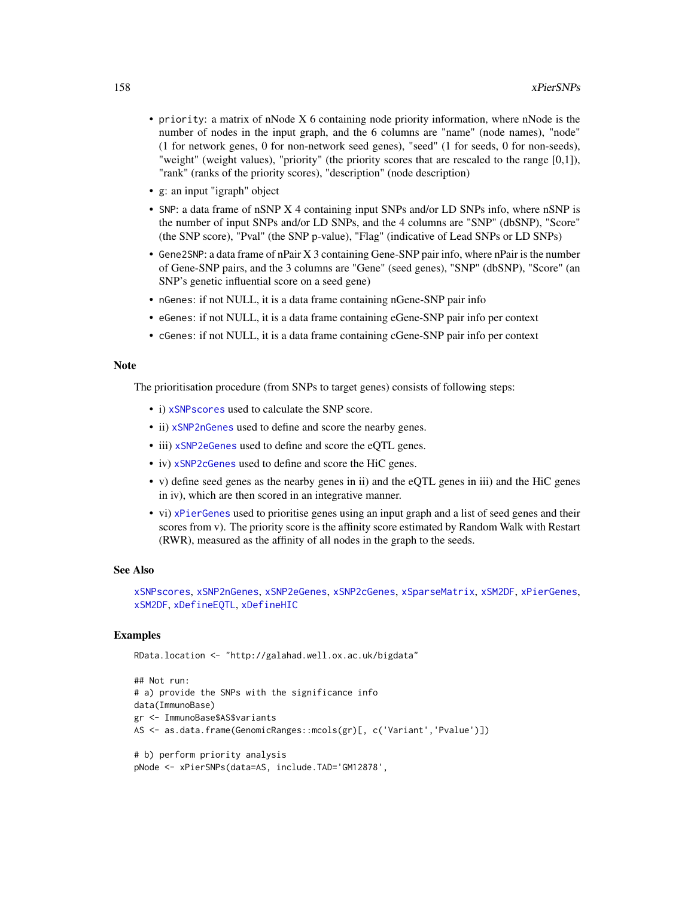- priority: a matrix of nNode X 6 containing node priority information, where nNode is the number of nodes in the input graph, and the 6 columns are "name" (node names), "node" (1 for network genes, 0 for non-network seed genes), "seed" (1 for seeds, 0 for non-seeds), "weight" (weight values), "priority" (the priority scores that are rescaled to the range [0,1]), "rank" (ranks of the priority scores), "description" (node description)
- g: an input "igraph" object
- SNP: a data frame of nSNP X 4 containing input SNPs and/or LD SNPs info, where nSNP is the number of input SNPs and/or LD SNPs, and the 4 columns are "SNP" (dbSNP), "Score" (the SNP score), "Pval" (the SNP p-value), "Flag" (indicative of Lead SNPs or LD SNPs)
- Gene2SNP: a data frame of nPair X 3 containing Gene-SNP pair info, where nPair is the number of Gene-SNP pairs, and the 3 columns are "Gene" (seed genes), "SNP" (dbSNP), "Score" (an SNP's genetic influential score on a seed gene)
- nGenes: if not NULL, it is a data frame containing nGene-SNP pair info
- eGenes: if not NULL, it is a data frame containing eGene-SNP pair info per context
- cGenes: if not NULL, it is a data frame containing cGene-SNP pair info per context

## Note

The prioritisation procedure (from SNPs to target genes) consists of following steps:

- i) xSNPscores used to calculate the SNP score.
- ii) xSNP2nGenes used to define and score the nearby genes.
- iii) xSNP2eGenes used to define and score the eQTL genes.
- iv) xSNP2cGenes used to define and score the HiC genes.
- v) define seed genes as the nearby genes in ii) and the eQTL genes in iii) and the HiC genes in iv), which are then scored in an integrative manner.
- vi) xPierGenes used to prioritise genes using an input graph and a list of seed genes and their scores from v). The priority score is the affinity score estimated by Random Walk with Restart (RWR), measured as the affinity of all nodes in the graph to the seeds.

## See Also

xSNPscores, xSNP2nGenes, xSNP2eGenes, xSNP2cGenes, xSparseMatrix, xSM2DF, xPierGenes, xSM2DF, xDefineEQTL, xDefineHIC

## Examples

```
RData.location <- "http://galahad.well.ox.ac.uk/bigdata"

## Not run:
# a) provide the SNPs with the significance info
data(ImmunoBase)
gr <- ImmunoBase$AS$variants
AS <- as.data.frame(GenomicRanges::mcols(gr)[, c('Variant','Pvalue')])

# b) perform priority analysis
pNode <- xPierSNPs(data=AS, include.TAD='GM12878',
```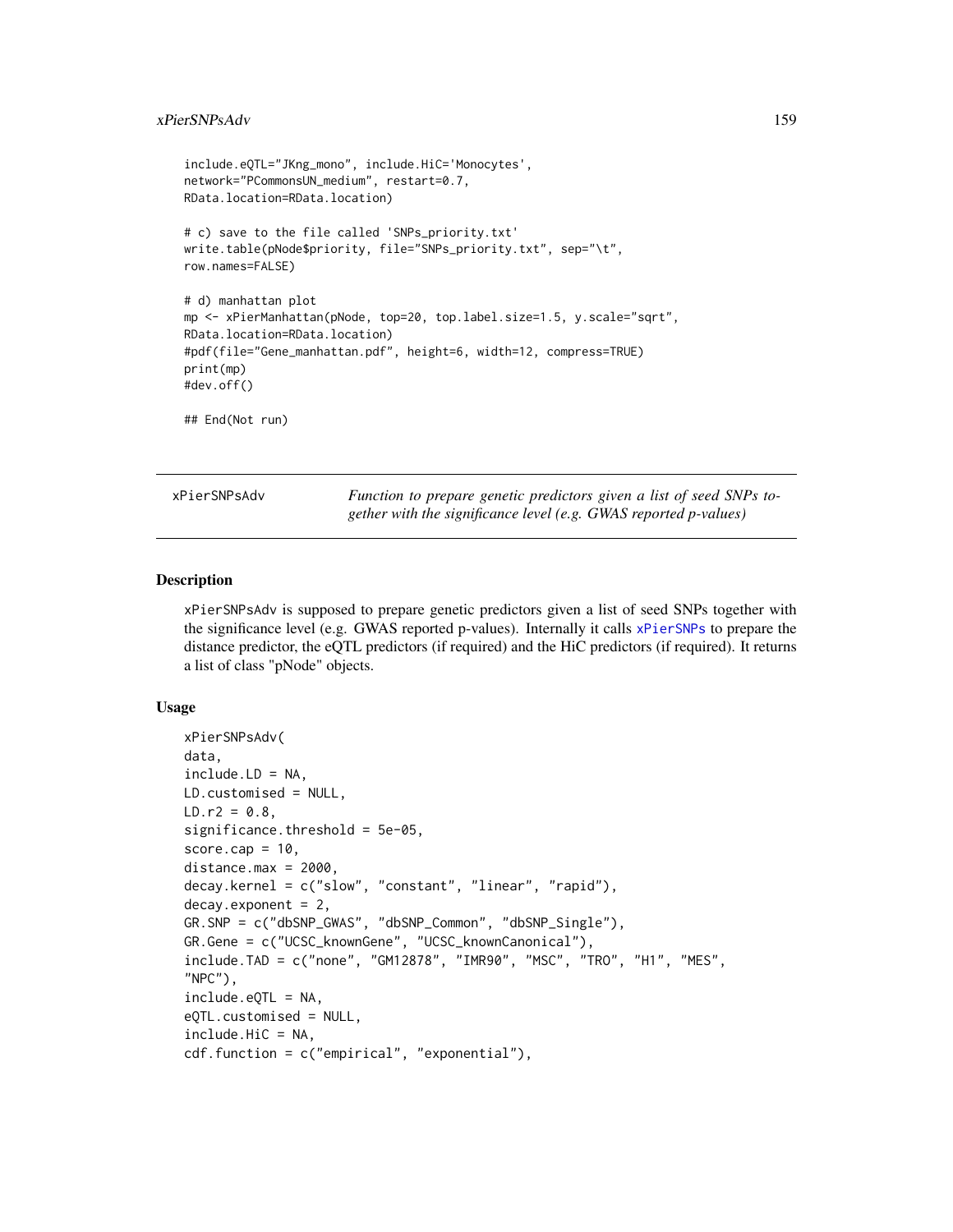```
include.eQTL="JKng_mono", include.HiC='Monocytes',
network="PCommonsUN_medium", restart=0.7,
RData.location=RData.location)

# c) save to the file called 'SNPs_priority.txt'
write.table(pNode$priority, file="SNPs_priority.txt", sep="\t",
row.names=FALSE)

# d) manhattan plot
mp <- xPierManhattan(pNode, top=20, top.label.size=1.5, y.scale="sqrt",
RData.location=RData.location)
#pdf(file="Gene_manhattan.pdf", height=6, width=12, compress=TRUE)
print(mp)
#dev.off()

## End(Not run)
```

## xPierSNPsAdv

*Function to prepare genetic predictors given a list of seed SNPs together with the significance level (e.g. GWAS reported p-values)*

### Description

xPierSNPsAdv is supposed to prepare genetic predictors given a list of seed SNPs together with the significance level (e.g. GWAS reported p-values). Internally it calls xPierSNPs to prepare the distance predictor, the eQTL predictors (if required) and the HiC predictors (if required). It returns a list of class "pNode" objects.

### Usage

```
xPierSNPsAdv(
data,
include.LD = NA,
LD.customised = NULL,
LD.r2 = 0.8,
significance.threshold = 5e-05,
score.cap = 10,
distance.max = 2000,
decay.kernel = c("slow", "constant", "linear", "rapid"),
decay.exponent = 2,
GR.SNP = c("dbSNP_GWAS", "dbSNP_Common", "dbSNP_Single"),
GR.Gene = c("UCSC_knownGene", "UCSC_knownCanonical"),
include.TAD = c("none", "GM12878", "IMR90", "MSC", "TRO", "H1", "MES",
"NPC"),
include.eQTL = NA,
eQTL.customised = NULL,
include.HiC = NA,
cdf.function = c("empirical", "exponential"),
```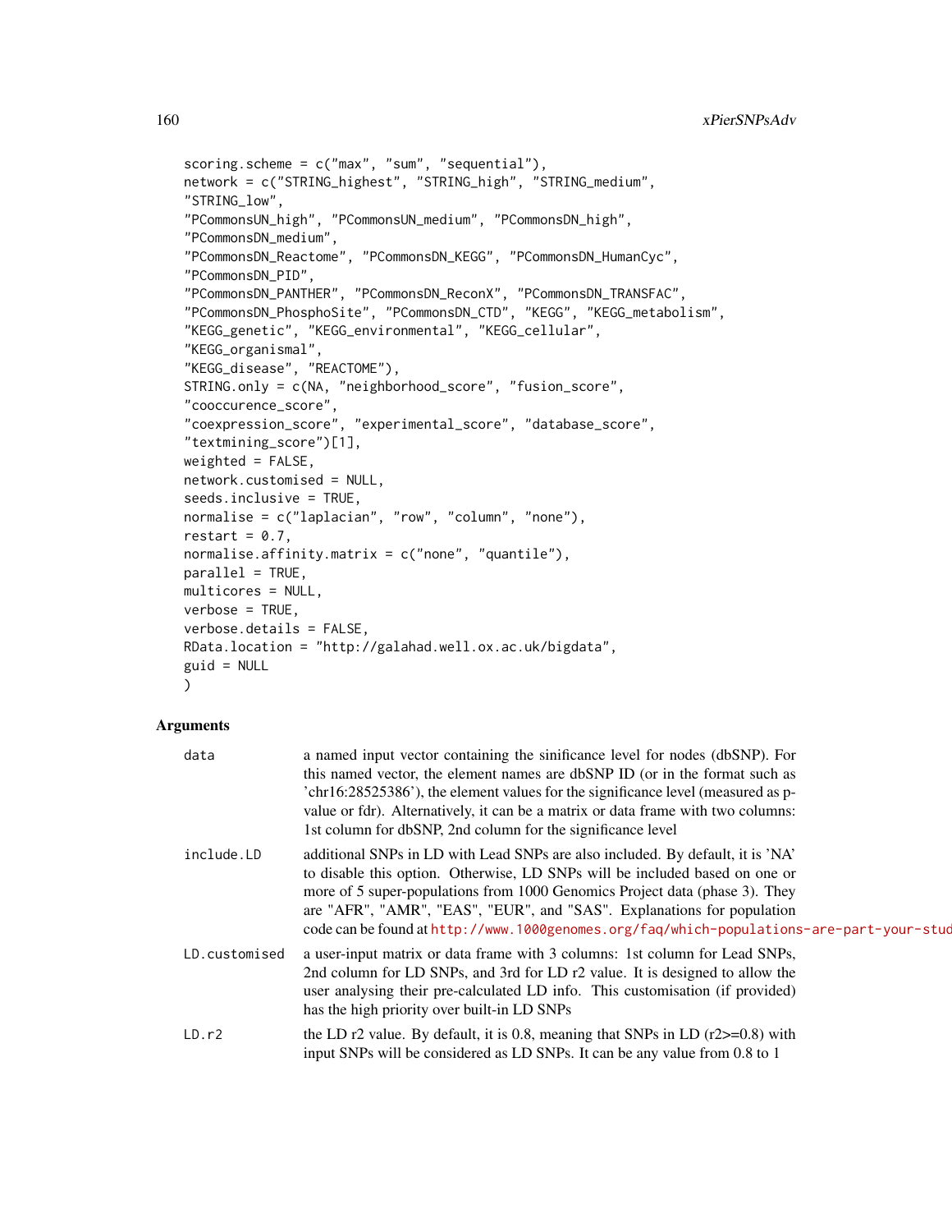```
scoring.scheme = c("max", "sum", "sequential"),
network = c("STRING_highest", "STRING_high", "STRING_medium",
"STRING_low",
"PCommonsUN_high", "PCommonsUN_medium", "PCommonsDN_high",
"PCommonsDN_medium",
"PCommonsDN_Reactome", "PCommonsDN_KEGG", "PCommonsDN_HumanCyc",
"PCommonsDN_PID",
"PCommonsDN_PANTHER", "PCommonsDN_ReconX", "PCommonsDN_TRANSFAC",
"PCommonsDN_PhosphoSite", "PCommonsDN_CTD", "KEGG", "KEGG_metabolism",
"KEGG_genetic", "KEGG_environmental", "KEGG_cellular",
"KEGG_organismal",
"KEGG_disease", "REACTOME"),
STRING.only = c(NA, "neighborhood_score", "fusion_score",
"cooccurence_score",
"coexpression_score", "experimental_score", "database_score",
"textmining_score")[1],
weighted = FALSE,
network.customised = NULL,
seeds.inclusive = TRUE,
normalise = c("laplacian", "row", "column", "none"),
restart = 0.7,
normalise.affinity.matrix = c("none", "quantile"),
parallel = TRUE,
multicores = NULL,
verbose = TRUE,
verbose.details = FALSE,
RData.location = "http://galahad.well.ox.ac.uk/bigdata",
guid = NULL
)
```

## Arguments

**data** a named input vector containing the sinificance level for nodes (dbSNP). For this named vector, the element names are dbSNP ID (or in the format such as 'chr16:28525386'), the element values for the significance level (measured as p-value or fdr). Alternatively, it can be a matrix or data frame with two columns: 1st column for dbSNP, 2nd column for the significance level

**include.LD** additional SNPs in LD with Lead SNPs are also included. By default, it is 'NA' to disable this option. Otherwise, LD SNPs will be included based on one or more of 5 super-populations from 1000 Genomics Project data (phase 3). They are "AFR", "AMR", "EAS", "EUR", and "SAS". Explanations for population code can be found at http://www.1000genomes.org/faq/which-populations-are-part-your-stud

**LD.customised** a user-input matrix or data frame with 3 columns: 1st column for Lead SNPs, 2nd column for LD SNPs, and 3rd for LD r2 value. It is designed to allow the user analysing their pre-calculated LD info. This customisation (if provided) has the high priority over built-in LD SNPs

**LD.r2** the LD r2 value. By default, it is 0.8, meaning that SNPs in LD (r2>=0.8) with input SNPs will be considered as LD SNPs. It can be any value from 0.8 to 1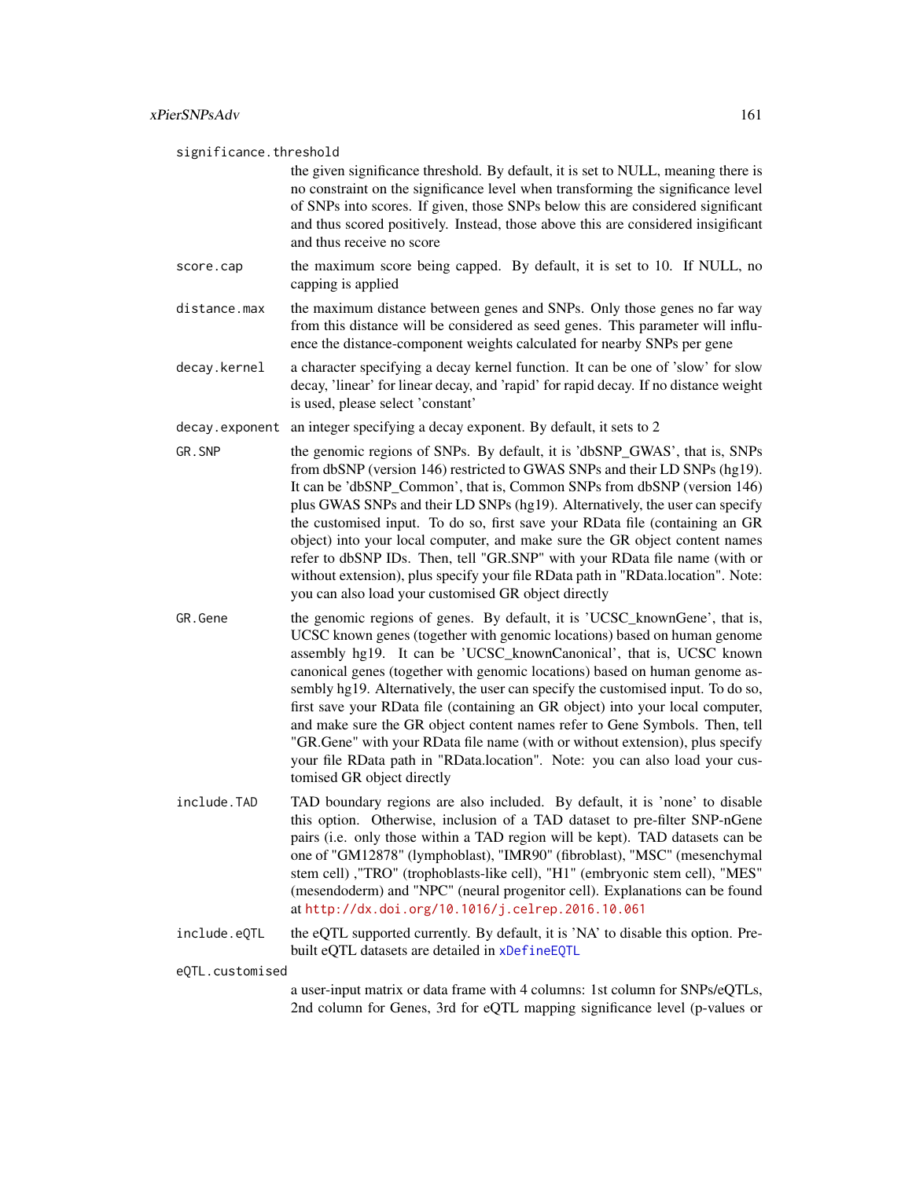`significance.threshold`
: the given significance threshold. By default, it is set to NULL, meaning there is no constraint on the significance level when transforming the significance level of SNPs into scores. If given, those SNPs below this are considered significant and thus scored positively. Instead, those above this are considered insigificant and thus receive no score

`score.cap`
: the maximum score being capped. By default, it is set to 10. If NULL, no capping is applied

`distance.max`
: the maximum distance between genes and SNPs. Only those genes no far way from this distance will be considered as seed genes. This parameter will influence the distance-component weights calculated for nearby SNPs per gene

`decay.kernel`
: a character specifying a decay kernel function. It can be one of 'slow' for slow decay, 'linear' for linear decay, and 'rapid' for rapid decay. If no distance weight is used, please select 'constant'

`decay.exponent`
: an integer specifying a decay exponent. By default, it sets to 2

`GR.SNP`
: the genomic regions of SNPs. By default, it is 'dbSNP_GWAS', that is, SNPs from dbSNP (version 146) restricted to GWAS SNPs and their LD SNPs (hg19). It can be 'dbSNP_Common', that is, Common SNPs from dbSNP (version 146) plus GWAS SNPs and their LD SNPs (hg19). Alternatively, the user can specify the customised input. To do so, first save your RData file (containing an GR object) into your local computer, and make sure the GR object content names refer to dbSNP IDs. Then, tell "GR.SNP" with your RData file name (with or without extension), plus specify your file RData path in "RData.location". Note: you can also load your customised GR object directly

`GR.Gene`
: the genomic regions of genes. By default, it is 'UCSC_knownGene', that is, UCSC known genes (together with genomic locations) based on human genome assembly hg19. It can be 'UCSC_knownCanonical', that is, UCSC known canonical genes (together with genomic locations) based on human genome assembly hg19. Alternatively, the user can specify the customised input. To do so, first save your RData file (containing an GR object) into your local computer, and make sure the GR object content names refer to Gene Symbols. Then, tell "GR.Gene" with your RData file name (with or without extension), plus specify your file RData path in "RData.location". Note: you can also load your customised GR object directly

`include.TAD`
: TAD boundary regions are also included. By default, it is 'none' to disable this option. Otherwise, inclusion of a TAD dataset to pre-filter SNP-nGene pairs (i.e. only those within a TAD region will be kept). TAD datasets can be one of "GM12878" (lymphoblast), "IMR90" (fibroblast), "MSC" (mesenchymal stem cell) ,"TRO" (trophoblasts-like cell), "H1" (embryonic stem cell), "MES" (mesendoderm) and "NPC" (neural progenitor cell). Explanations can be found at http://dx.doi.org/10.1016/j.celrep.2016.10.061

`include.eQTL`
: the eQTL supported currently. By default, it is 'NA' to disable this option. Pre-built eQTL datasets are detailed in `xDefineEQTL`

`eQTL.customised`
: a user-input matrix or data frame with 4 columns: 1st column for SNPs/eQTLs, 2nd column for Genes, 3rd for eQTL mapping significance level (p-values or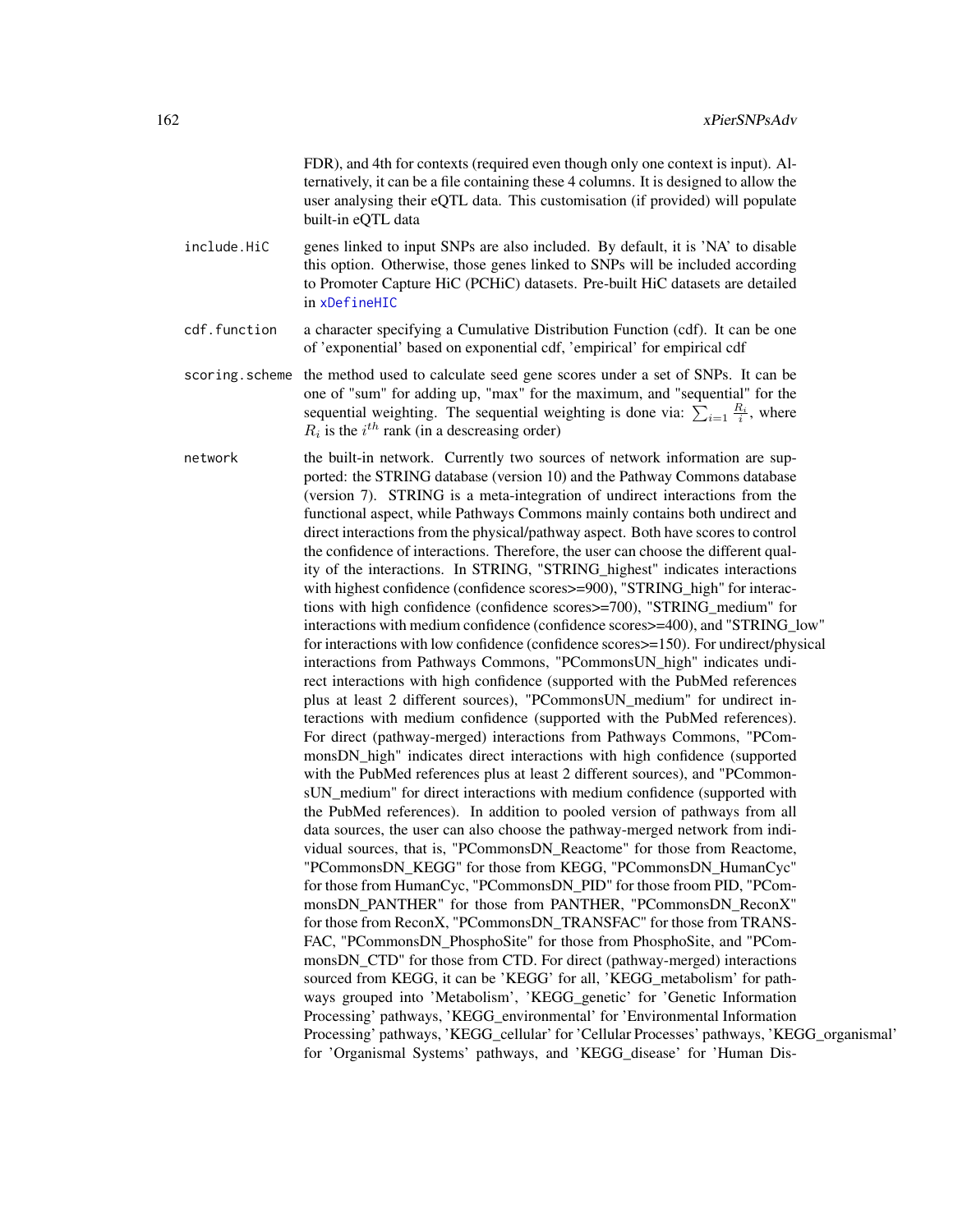FDR), and 4th for contexts (required even though only one context is input). Alternatively, it can be a file containing these 4 columns. It is designed to allow the user analysing their eQTL data. This customisation (if provided) will populate built-in eQTL data

include.HiC
: genes linked to input SNPs are also included. By default, it is 'NA' to disable this option. Otherwise, those genes linked to SNPs will be included according to Promoter Capture HiC (PCHiC) datasets. Pre-built HiC datasets are detailed in xDefineHIC

cdf.function
: a character specifying a Cumulative Distribution Function (cdf). It can be one of 'exponential' based on exponential cdf, 'empirical' for empirical cdf

scoring.scheme
: the method used to calculate seed gene scores under a set of SNPs. It can be one of "sum" for adding up, "max" for the maximum, and "sequential" for the sequential weighting. The sequential weighting is done via: $\sum_{i=1} \frac{R_i}{i}$, where $R_i$ is the $i^{th}$ rank (in a descreasing order)

network
: the built-in network. Currently two sources of network information are supported: the STRING database (version 10) and the Pathway Commons database (version 7). STRING is a meta-integration of undirect interactions from the functional aspect, while Pathways Commons mainly contains both undirect and direct interactions from the physical/pathway aspect. Both have scores to control the confidence of interactions. Therefore, the user can choose the different quality of the interactions. In STRING, "STRING_highest" indicates interactions with highest confidence (confidence scores>=900), "STRING_high" for interactions with high confidence (confidence scores>=700), "STRING_medium" for interactions with medium confidence (confidence scores>=400), and "STRING_low" for interactions with low confidence (confidence scores>=150). For undirect/physical interactions from Pathways Commons, "PCommonsUN_high" indicates undirect interactions with high confidence (supported with the PubMed references plus at least 2 different sources), "PCommonsUN_medium" for undirect interactions with medium confidence (supported with the PubMed references). For direct (pathway-merged) interactions from Pathways Commons, "PCommonsDN_high" indicates direct interactions with high confidence (supported with the PubMed references plus at least 2 different sources), and "PCommonsUN_medium" for direct interactions with medium confidence (supported with the PubMed references). In addition to pooled version of pathways from all data sources, the user can also choose the pathway-merged network from individual sources, that is, "PCommonsDN_Reactome" for those from Reactome, "PCommonsDN_KEGG" for those from KEGG, "PCommonsDN_HumanCyc" for those from HumanCyc, "PCommonsDN_PID" for those froom PID, "PCommonsDN_PANTHER" for those from PANTHER, "PCommonsDN_ReconX" for those from ReconX, "PCommonsDN_TRANSFAC" for those from TRANSFAC, "PCommonsDN_PhosphoSite" for those from PhosphoSite, and "PCommonsDN_CTD" for those from CTD. For direct (pathway-merged) interactions sourced from KEGG, it can be 'KEGG' for all, 'KEGG_metabolism' for pathways grouped into 'Metabolism', 'KEGG_genetic' for 'Genetic Information Processing' pathways, 'KEGG_environmental' for 'Environmental Information Processing' pathways, 'KEGG_cellular' for 'Cellular Processes' pathways, 'KEGG_organismal' for 'Organismal Systems' pathways, and 'KEGG_disease' for 'Human Dis-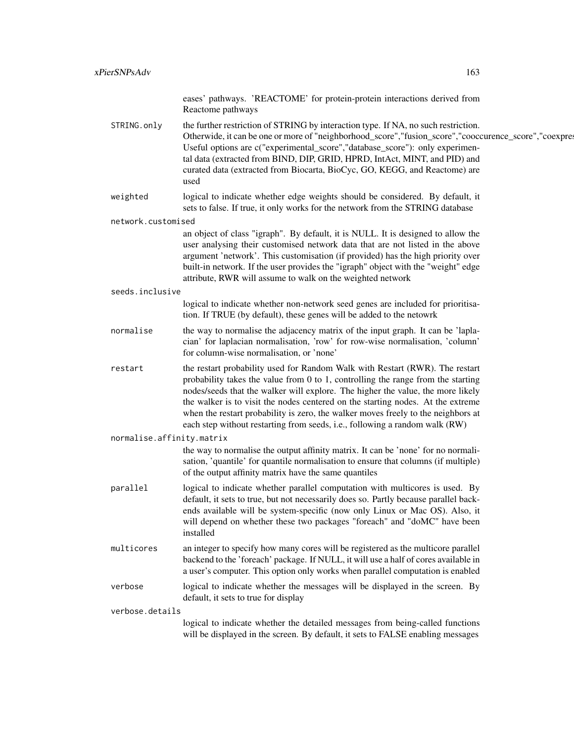eases' pathways. 'REACTOME' for protein-protein interactions derived from Reactome pathways

`STRING.only`
: the further restriction of STRING by interaction type. If NA, no such restriction. Otherwide, it can be one or more of "neighborhood_score","fusion_score","cooccurence_score","coexpres Useful options are c("experimental_score","database_score"): only experimental data (extracted from BIND, DIP, GRID, HPRD, IntAct, MINT, and PID) and curated data (extracted from Biocarta, BioCyc, GO, KEGG, and Reactome) are used

`weighted`
: logical to indicate whether edge weights should be considered. By default, it sets to false. If true, it only works for the network from the STRING database

`network.customised`
: an object of class "igraph". By default, it is NULL. It is designed to allow the user analysing their customised network data that are not listed in the above argument 'network'. This customisation (if provided) has the high priority over built-in network. If the user provides the "igraph" object with the "weight" edge attribute, RWR will assume to walk on the weighted network

`seeds.inclusive`
: logical to indicate whether non-network seed genes are included for prioritisation. If TRUE (by default), these genes will be added to the netowrk

`normalise`
: the way to normalise the adjacency matrix of the input graph. It can be 'laplacian' for laplacian normalisation, 'row' for row-wise normalisation, 'column' for column-wise normalisation, or 'none'

`restart`
: the restart probability used for Random Walk with Restart (RWR). The restart probability takes the value from 0 to 1, controlling the range from the starting nodes/seeds that the walker will explore. The higher the value, the more likely the walker is to visit the nodes centered on the starting nodes. At the extreme when the restart probability is zero, the walker moves freely to the neighbors at each step without restarting from seeds, i.e., following a random walk (RW)

`normalise.affinity.matrix`
: the way to normalise the output affinity matrix. It can be 'none' for no normalisation, 'quantile' for quantile normalisation to ensure that columns (if multiple) of the output affinity matrix have the same quantiles

`parallel`
: logical to indicate whether parallel computation with multicores is used. By default, it sets to true, but not necessarily does so. Partly because parallel backends available will be system-specific (now only Linux or Mac OS). Also, it will depend on whether these two packages "foreach" and "doMC" have been installed

`multicores`
: an integer to specify how many cores will be registered as the multicore parallel backend to the 'foreach' package. If NULL, it will use a half of cores available in a user's computer. This option only works when parallel computation is enabled

`verbose`
: logical to indicate whether the messages will be displayed in the screen. By default, it sets to true for display

`verbose.details`
: logical to indicate whether the detailed messages from being-called functions will be displayed in the screen. By default, it sets to FALSE enabling messages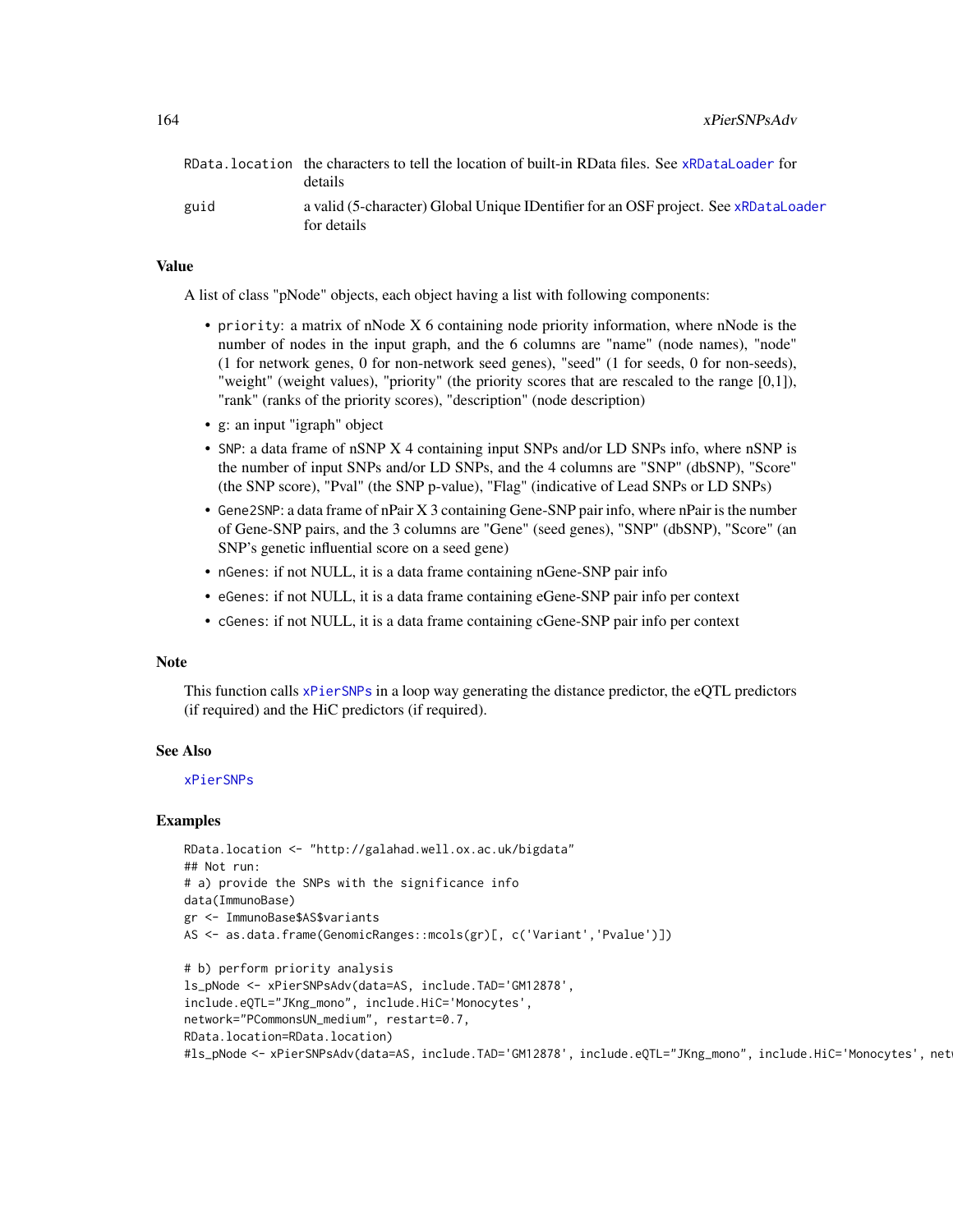| | |
|---|---|
| RData.location | the characters to tell the location of built-in RData files. See xRDataLoader for details |
| guid | a valid (5-character) Global Unique IDentifier for an OSF project. See xRDataLoader for details |

## Value

A list of class "pNode" objects, each object having a list with following components:

- priority: a matrix of nNode X 6 containing node priority information, where nNode is the number of nodes in the input graph, and the 6 columns are "name" (node names), "node" (1 for network genes, 0 for non-network seed genes), "seed" (1 for seeds, 0 for non-seeds), "weight" (weight values), "priority" (the priority scores that are rescaled to the range [0,1]), "rank" (ranks of the priority scores), "description" (node description)
- g: an input "igraph" object
- SNP: a data frame of nSNP X 4 containing input SNPs and/or LD SNPs info, where nSNP is the number of input SNPs and/or LD SNPs, and the 4 columns are "SNP" (dbSNP), "Score" (the SNP score), "Pval" (the SNP p-value), "Flag" (indicative of Lead SNPs or LD SNPs)
- Gene2SNP: a data frame of nPair X 3 containing Gene-SNP pair info, where nPair is the number of Gene-SNP pairs, and the 3 columns are "Gene" (seed genes), "SNP" (dbSNP), "Score" (an SNP's genetic influential score on a seed gene)
- nGenes: if not NULL, it is a data frame containing nGene-SNP pair info
- eGenes: if not NULL, it is a data frame containing eGene-SNP pair info per context
- cGenes: if not NULL, it is a data frame containing cGene-SNP pair info per context

## Note

This function calls xPierSNPs in a loop way generating the distance predictor, the eQTL predictors (if required) and the HiC predictors (if required).

## See Also

xPierSNPs

## Examples

```
RData.location <- "http://galahad.well.ox.ac.uk/bigdata"
## Not run:
# a) provide the SNPs with the significance info
data(ImmunoBase)
gr <- ImmunoBase$AS$variants
AS <- as.data.frame(GenomicRanges::mcols(gr)[, c('Variant','Pvalue')])

# b) perform priority analysis
ls_pNode <- xPierSNPsAdv(data=AS, include.TAD='GM12878',
include.eQTL="JKng_mono", include.HiC='Monocytes',
network="PCommonsUN_medium", restart=0.7,
RData.location=RData.location)
#ls_pNode <- xPierSNPsAdv(data=AS, include.TAD='GM12878', include.eQTL="JKng_mono", include.HiC='Monocytes', net
```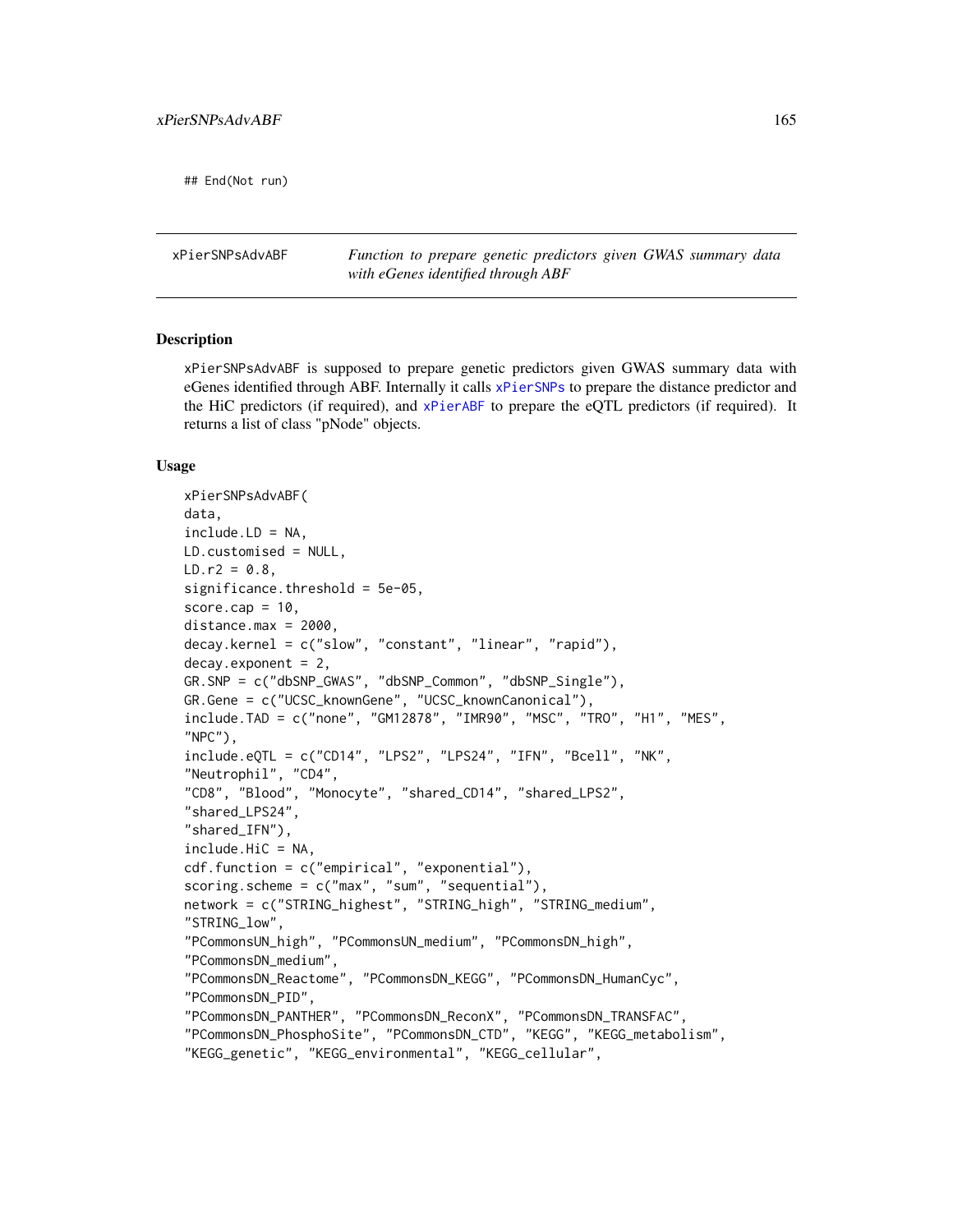```
## End(Not run)
```

---

## xPierSNPsAdvABF — *Function to prepare genetic predictors given GWAS summary data with eGenes identified through ABF*

### Description

xPierSNPsAdvABF is supposed to prepare genetic predictors given GWAS summary data with eGenes identified through ABF. Internally it calls xPierSNPs to prepare the distance predictor and the HiC predictors (if required), and xPierABF to prepare the eQTL predictors (if required). It returns a list of class "pNode" objects.

### Usage

```
xPierSNPsAdvABF(
data,
include.LD = NA,
LD.customised = NULL,
LD.r2 = 0.8,
significance.threshold = 5e-05,
score.cap = 10,
distance.max = 2000,
decay.kernel = c("slow", "constant", "linear", "rapid"),
decay.exponent = 2,
GR.SNP = c("dbSNP_GWAS", "dbSNP_Common", "dbSNP_Single"),
GR.Gene = c("UCSC_knownGene", "UCSC_knownCanonical"),
include.TAD = c("none", "GM12878", "IMR90", "MSC", "TRO", "H1", "MES",
"NPC"),
include.eQTL = c("CD14", "LPS2", "LPS24", "IFN", "Bcell", "NK",
"Neutrophil", "CD4",
"CD8", "Blood", "Monocyte", "shared_CD14", "shared_LPS2",
"shared_LPS24",
"shared_IFN"),
include.HiC = NA,
cdf.function = c("empirical", "exponential"),
scoring.scheme = c("max", "sum", "sequential"),
network = c("STRING_highest", "STRING_high", "STRING_medium",
"STRING_low",
"PCommonsUN_high", "PCommonsUN_medium", "PCommonsDN_high",
"PCommonsDN_medium",
"PCommonsDN_Reactome", "PCommonsDN_KEGG", "PCommonsDN_HumanCyc",
"PCommonsDN_PID",
"PCommonsDN_PANTHER", "PCommonsDN_ReconX", "PCommonsDN_TRANSFAC",
"PCommonsDN_PhosphoSite", "PCommonsDN_CTD", "KEGG", "KEGG_metabolism",
"KEGG_genetic", "KEGG_environmental", "KEGG_cellular",
```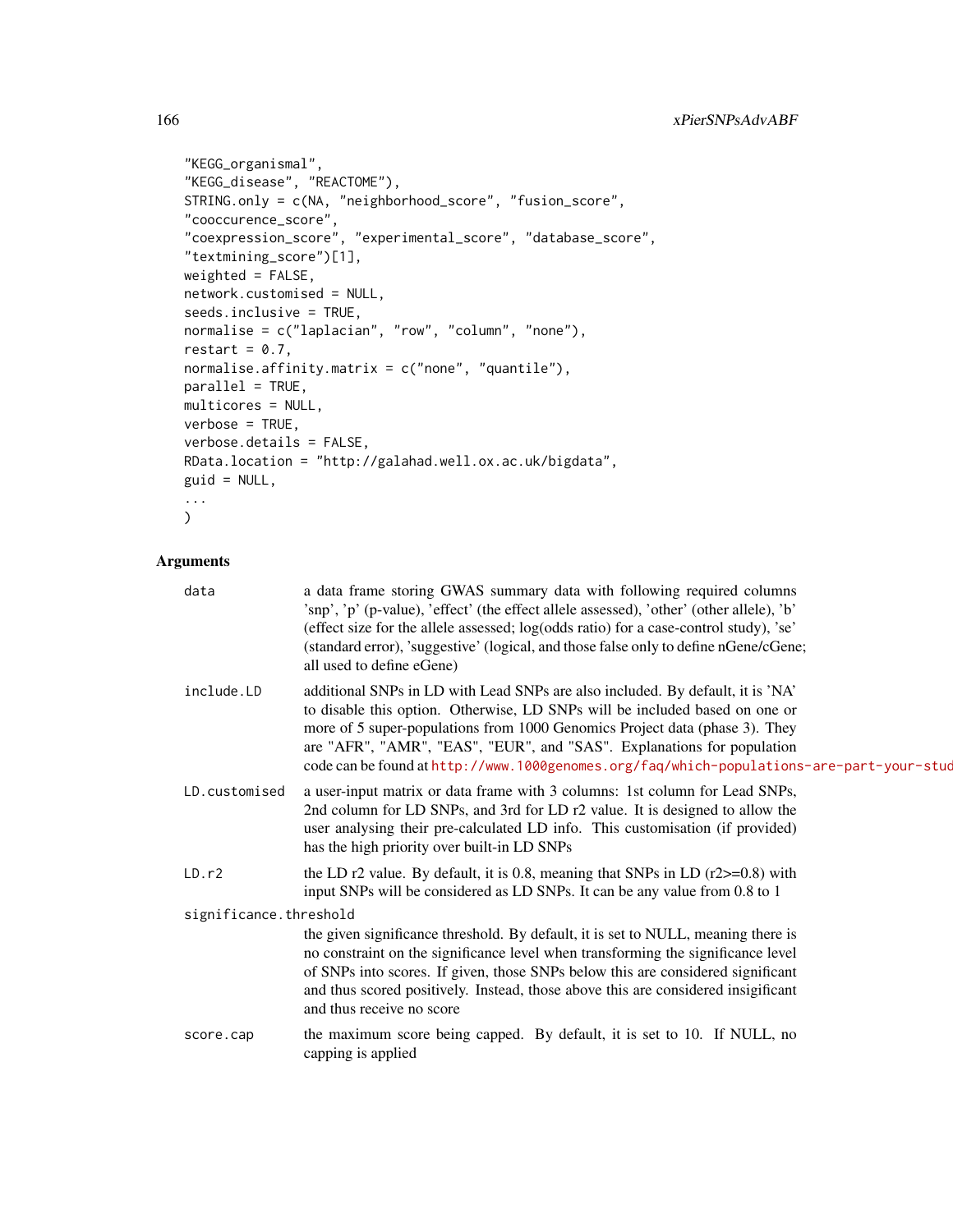```
"KEGG_organismal",
"KEGG_disease", "REACTOME"),
STRING.only = c(NA, "neighborhood_score", "fusion_score",
"cooccurence_score",
"coexpression_score", "experimental_score", "database_score",
"textmining_score")[1],
weighted = FALSE,
network.customised = NULL,
seeds.inclusive = TRUE,
normalise = c("laplacian", "row", "column", "none"),
restart = 0.7,
normalise.affinity.matrix = c("none", "quantile"),
parallel = TRUE,
multicores = NULL,
verbose = TRUE,
verbose.details = FALSE,
RData.location = "http://galahad.well.ox.ac.uk/bigdata",
guid = NULL,
...
)
```

## Arguments

`data` a data frame storing GWAS summary data with following required columns 'snp', 'p' (p-value), 'effect' (the effect allele assessed), 'other' (other allele), 'b' (effect size for the allele assessed; log(odds ratio) for a case-control study), 'se' (standard error), 'suggestive' (logical, and those false only to define nGene/cGene; all used to define eGene)

`include.LD` additional SNPs in LD with Lead SNPs are also included. By default, it is 'NA' to disable this option. Otherwise, LD SNPs will be included based on one or more of 5 super-populations from 1000 Genomics Project data (phase 3). They are "AFR", "AMR", "EAS", "EUR", and "SAS". Explanations for population code can be found at http://www.1000genomes.org/faq/which-populations-are-part-your-stud

`LD.customised` a user-input matrix or data frame with 3 columns: 1st column for Lead SNPs, 2nd column for LD SNPs, and 3rd for LD r2 value. It is designed to allow the user analysing their pre-calculated LD info. This customisation (if provided) has the high priority over built-in LD SNPs

`LD.r2` the LD r2 value. By default, it is 0.8, meaning that SNPs in LD (r2>=0.8) with input SNPs will be considered as LD SNPs. It can be any value from 0.8 to 1

`significance.threshold` the given significance threshold. By default, it is set to NULL, meaning there is no constraint on the significance level when transforming the significance level of SNPs into scores. If given, those SNPs below this are considered significant and thus scored positively. Instead, those above this are considered insigificant and thus receive no score

`score.cap` the maximum score being capped. By default, it is set to 10. If NULL, no capping is applied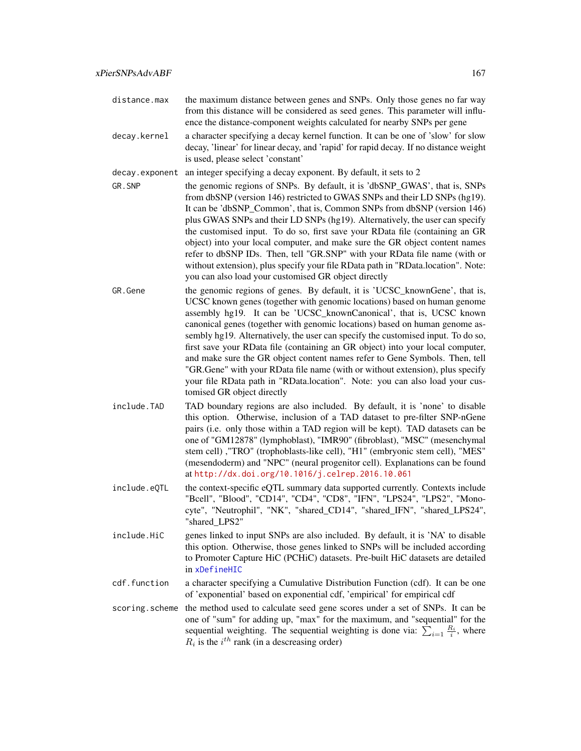distance.max
: the maximum distance between genes and SNPs. Only those genes no far way from this distance will be considered as seed genes. This parameter will influence the distance-component weights calculated for nearby SNPs per gene

decay.kernel
: a character specifying a decay kernel function. It can be one of 'slow' for slow decay, 'linear' for linear decay, and 'rapid' for rapid decay. If no distance weight is used, please select 'constant'

decay.exponent
: an integer specifying a decay exponent. By default, it sets to 2

GR.SNP
: the genomic regions of SNPs. By default, it is 'dbSNP_GWAS', that is, SNPs from dbSNP (version 146) restricted to GWAS SNPs and their LD SNPs (hg19). It can be 'dbSNP_Common', that is, Common SNPs from dbSNP (version 146) plus GWAS SNPs and their LD SNPs (hg19). Alternatively, the user can specify the customised input. To do so, first save your RData file (containing an GR object) into your local computer, and make sure the GR object content names refer to dbSNP IDs. Then, tell "GR.SNP" with your RData file name (with or without extension), plus specify your file RData path in "RData.location". Note: you can also load your customised GR object directly

GR.Gene
: the genomic regions of genes. By default, it is 'UCSC_knownGene', that is, UCSC known genes (together with genomic locations) based on human genome assembly hg19. It can be 'UCSC_knownCanonical', that is, UCSC known canonical genes (together with genomic locations) based on human genome assembly hg19. Alternatively, the user can specify the customised input. To do so, first save your RData file (containing an GR object) into your local computer, and make sure the GR object content names refer to Gene Symbols. Then, tell "GR.Gene" with your RData file name (with or without extension), plus specify your file RData path in "RData.location". Note: you can also load your customised GR object directly

include.TAD
: TAD boundary regions are also included. By default, it is 'none' to disable this option. Otherwise, inclusion of a TAD dataset to pre-filter SNP-nGene pairs (i.e. only those within a TAD region will be kept). TAD datasets can be one of "GM12878" (lymphoblast), "IMR90" (fibroblast), "MSC" (mesenchymal stem cell) ,"TRO" (trophoblasts-like cell), "H1" (embryonic stem cell), "MES" (mesendoderm) and "NPC" (neural progenitor cell). Explanations can be found at http://dx.doi.org/10.1016/j.celrep.2016.10.061

include.eQTL
: the context-specific eQTL summary data supported currently. Contexts include "Bcell", "Blood", "CD14", "CD4", "CD8", "IFN", "LPS24", "LPS2", "Monocyte", "Neutrophil", "NK", "shared_CD14", "shared_IFN", "shared_LPS24", "shared_LPS2"

include.HiC
: genes linked to input SNPs are also included. By default, it is 'NA' to disable this option. Otherwise, those genes linked to SNPs will be included according to Promoter Capture HiC (PCHiC) datasets. Pre-built HiC datasets are detailed in xDefineHIC

cdf.function
: a character specifying a Cumulative Distribution Function (cdf). It can be one of 'exponential' based on exponential cdf, 'empirical' for empirical cdf

scoring.scheme
: the method used to calculate seed gene scores under a set of SNPs. It can be one of "sum" for adding up, "max" for the maximum, and "sequential" for the sequential weighting. The sequential weighting is done via: $\sum_{i=1} \frac{R_i}{i}$, where $R_i$ is the $i^{th}$ rank (in a descreasing order)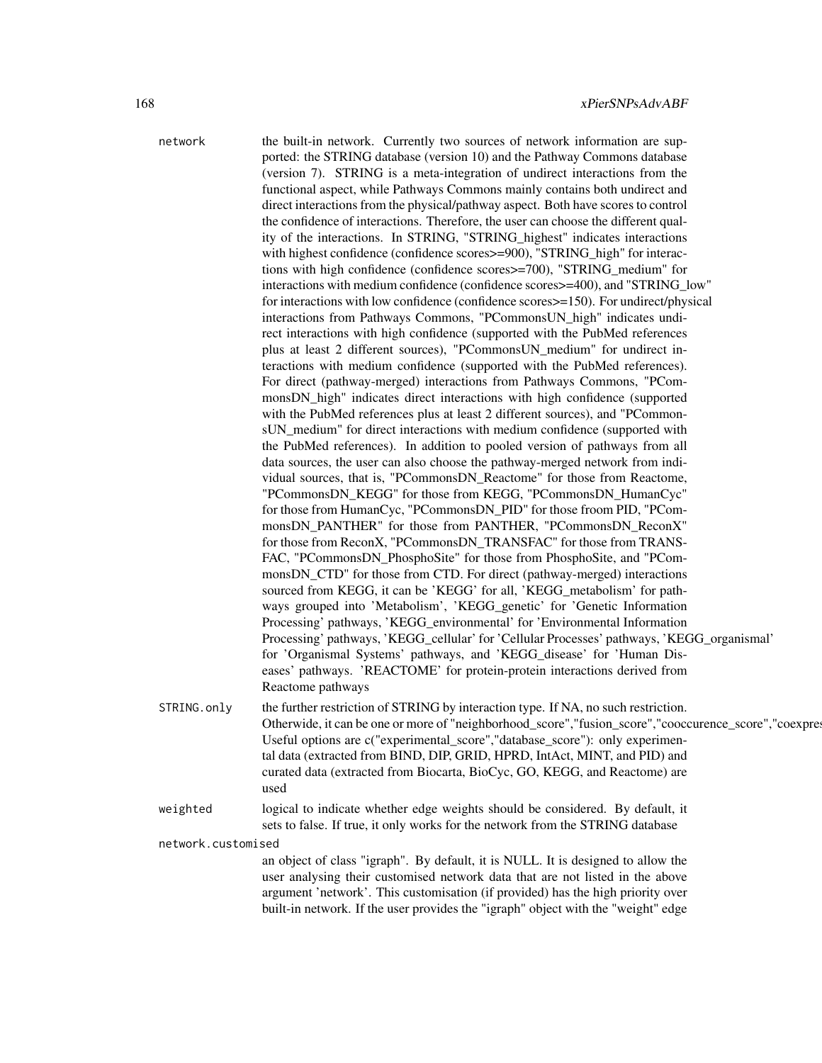network the built-in network. Currently two sources of network information are supported: the STRING database (version 10) and the Pathway Commons database (version 7). STRING is a meta-integration of undirect interactions from the functional aspect, while Pathways Commons mainly contains both undirect and direct interactions from the physical/pathway aspect. Both have scores to control the confidence of interactions. Therefore, the user can choose the different quality of the interactions. In STRING, "STRING_highest" indicates interactions with highest confidence (confidence scores>=900), "STRING_high" for interactions with high confidence (confidence scores>=700), "STRING_medium" for interactions with medium confidence (confidence scores>=400), and "STRING_low" for interactions with low confidence (confidence scores>=150). For undirect/physical interactions from Pathways Commons, "PCommonsUN_high" indicates undirect interactions with high confidence (supported with the PubMed references plus at least 2 different sources), "PCommonsUN_medium" for undirect interactions with medium confidence (supported with the PubMed references). For direct (pathway-merged) interactions from Pathways Commons, "PCommonsDN_high" indicates direct interactions with high confidence (supported with the PubMed references plus at least 2 different sources), and "PCommonsUN_medium" for direct interactions with medium confidence (supported with the PubMed references). In addition to pooled version of pathways from all data sources, the user can also choose the pathway-merged network from individual sources, that is, "PCommonsDN_Reactome" for those from Reactome, "PCommonsDN_KEGG" for those from KEGG, "PCommonsDN_HumanCyc" for those from HumanCyc, "PCommonsDN_PID" for those froom PID, "PCommonsDN_PANTHER" for those from PANTHER, "PCommonsDN_ReconX" for those from ReconX, "PCommonsDN_TRANSFAC" for those from TRANSFAC, "PCommonsDN_PhosphoSite" for those from PhosphoSite, and "PCommonsDN_CTD" for those from CTD. For direct (pathway-merged) interactions sourced from KEGG, it can be 'KEGG' for all, 'KEGG_metabolism' for pathways grouped into 'Metabolism', 'KEGG_genetic' for 'Genetic Information Processing' pathways, 'KEGG_environmental' for 'Environmental Information Processing' pathways, 'KEGG_cellular' for 'Cellular Processes' pathways, 'KEGG_organismal' for 'Organismal Systems' pathways, and 'KEGG_disease' for 'Human Diseases' pathways. 'REACTOME' for protein-protein interactions derived from Reactome pathways

STRING.only the further restriction of STRING by interaction type. If NA, no such restriction. Otherwide, it can be one or more of "neighborhood_score","fusion_score","cooccurence_score","coexpres Useful options are c("experimental_score","database_score"): only experimental data (extracted from BIND, DIP, GRID, HPRD, IntAct, MINT, and PID) and curated data (extracted from Biocarta, BioCyc, GO, KEGG, and Reactome) are used

weighted logical to indicate whether edge weights should be considered. By default, it sets to false. If true, it only works for the network from the STRING database

network.customised

an object of class "igraph". By default, it is NULL. It is designed to allow the user analysing their customised network data that are not listed in the above argument 'network'. This customisation (if provided) has the high priority over built-in network. If the user provides the "igraph" object with the "weight" edge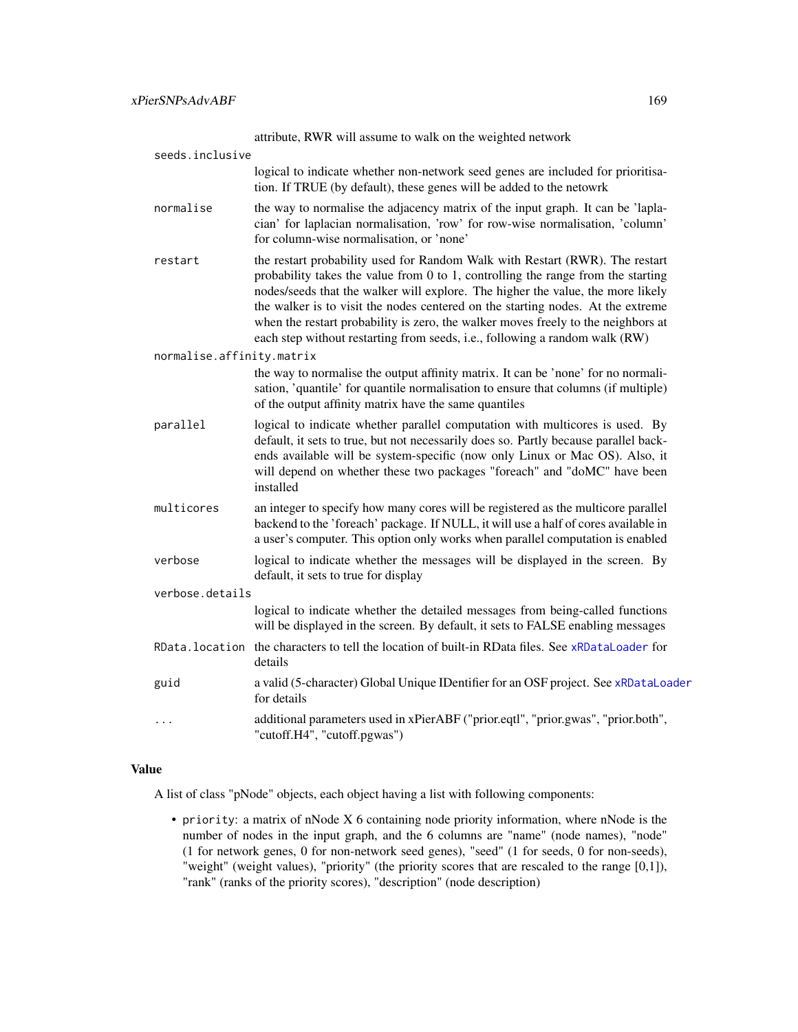attribute, RWR will assume to walk on the weighted network

`seeds.inclusive`
: logical to indicate whether non-network seed genes are included for prioritisation. If TRUE (by default), these genes will be added to the netowrk

`normalise`
: the way to normalise the adjacency matrix of the input graph. It can be 'laplacian' for laplacian normalisation, 'row' for row-wise normalisation, 'column' for column-wise normalisation, or 'none'

`restart`
: the restart probability used for Random Walk with Restart (RWR). The restart probability takes the value from 0 to 1, controlling the range from the starting nodes/seeds that the walker will explore. The higher the value, the more likely the walker is to visit the nodes centered on the starting nodes. At the extreme when the restart probability is zero, the walker moves freely to the neighbors at each step without restarting from seeds, i.e., following a random walk (RW)

`normalise.affinity.matrix`
: the way to normalise the output affinity matrix. It can be 'none' for no normalisation, 'quantile' for quantile normalisation to ensure that columns (if multiple) of the output affinity matrix have the same quantiles

`parallel`
: logical to indicate whether parallel computation with multicores is used. By default, it sets to true, but not necessarily does so. Partly because parallel backends available will be system-specific (now only Linux or Mac OS). Also, it will depend on whether these two packages "foreach" and "doMC" have been installed

`multicores`
: an integer to specify how many cores will be registered as the multicore parallel backend to the 'foreach' package. If NULL, it will use a half of cores available in a user's computer. This option only works when parallel computation is enabled

`verbose`
: logical to indicate whether the messages will be displayed in the screen. By default, it sets to true for display

`verbose.details`
: logical to indicate whether the detailed messages from being-called functions will be displayed in the screen. By default, it sets to FALSE enabling messages

`RData.location`
: the characters to tell the location of built-in RData files. See `xRDataLoader` for details

`guid`
: a valid (5-character) Global Unique IDentifier for an OSF project. See `xRDataLoader` for details

`...`
: additional parameters used in xPierABF ("prior.eqtl", "prior.gwas", "prior.both", "cutoff.H4", "cutoff.pgwas")

### Value

A list of class "pNode" objects, each object having a list with following components:

- `priority`: a matrix of nNode X 6 containing node priority information, where nNode is the number of nodes in the input graph, and the 6 columns are "name" (node names), "node" (1 for network genes, 0 for non-network seed genes), "seed" (1 for seeds, 0 for non-seeds), "weight" (weight values), "priority" (the priority scores that are rescaled to the range [0,1]), "rank" (ranks of the priority scores), "description" (node description)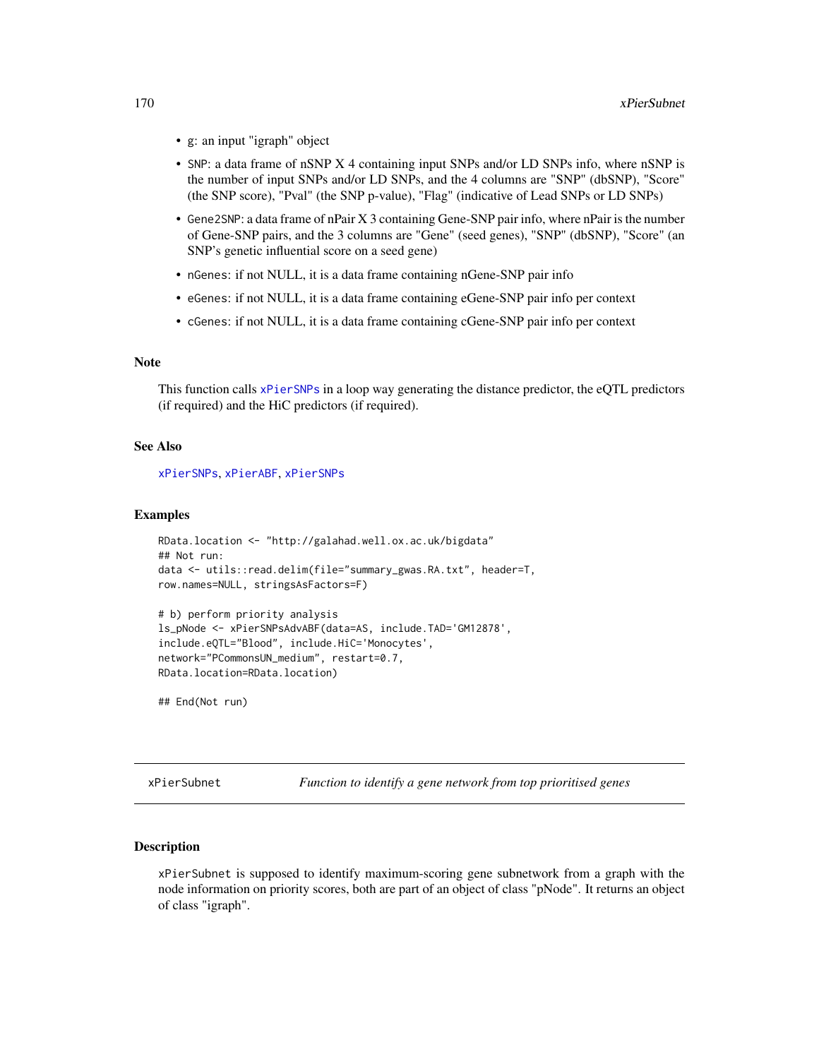- g: an input "igraph" object
- SNP: a data frame of nSNP X 4 containing input SNPs and/or LD SNPs info, where nSNP is the number of input SNPs and/or LD SNPs, and the 4 columns are "SNP" (dbSNP), "Score" (the SNP score), "Pval" (the SNP p-value), "Flag" (indicative of Lead SNPs or LD SNPs)
- Gene2SNP: a data frame of nPair X 3 containing Gene-SNP pair info, where nPair is the number of Gene-SNP pairs, and the 3 columns are "Gene" (seed genes), "SNP" (dbSNP), "Score" (an SNP's genetic influential score on a seed gene)
- nGenes: if not NULL, it is a data frame containing nGene-SNP pair info
- eGenes: if not NULL, it is a data frame containing eGene-SNP pair info per context
- cGenes: if not NULL, it is a data frame containing cGene-SNP pair info per context

### Note

This function calls xPierSNPs in a loop way generating the distance predictor, the eQTL predictors (if required) and the HiC predictors (if required).

### See Also

xPierSNPs, xPierABF, xPierSNPs

### Examples

```
RData.location <- "http://galahad.well.ox.ac.uk/bigdata"
## Not run:
data <- utils::read.delim(file="summary_gwas.RA.txt", header=T,
row.names=NULL, stringsAsFactors=F)

# b) perform priority analysis
ls_pNode <- xPierSNPsAdvABF(data=AS, include.TAD='GM12878',
include.eQTL="Blood", include.HiC='Monocytes',
network="PCommonsUN_medium", restart=0.7,
RData.location=RData.location)

## End(Not run)
```

## xPierSubnet — *Function to identify a gene network from top prioritised genes*

### Description

xPierSubnet is supposed to identify maximum-scoring gene subnetwork from a graph with the node information on priority scores, both are part of an object of class "pNode". It returns an object of class "igraph".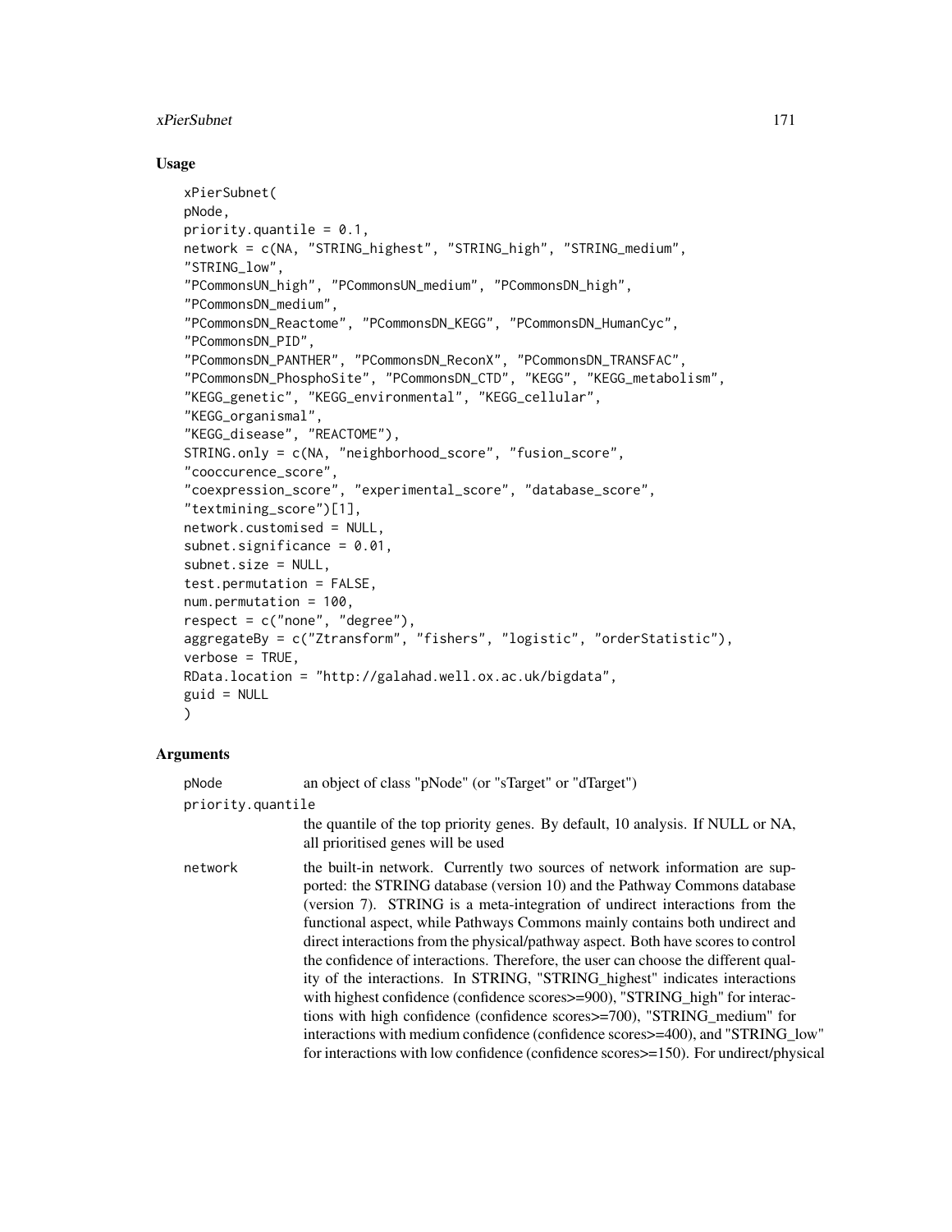## Usage

```
xPierSubnet(
pNode,
priority.quantile = 0.1,
network = c(NA, "STRING_highest", "STRING_high", "STRING_medium",
"STRING_low",
"PCommonsUN_high", "PCommonsUN_medium", "PCommonsDN_high",
"PCommonsDN_medium",
"PCommonsDN_Reactome", "PCommonsDN_KEGG", "PCommonsDN_HumanCyc",
"PCommonsDN_PID",
"PCommonsDN_PANTHER", "PCommonsDN_ReconX", "PCommonsDN_TRANSFAC",
"PCommonsDN_PhosphoSite", "PCommonsDN_CTD", "KEGG", "KEGG_metabolism",
"KEGG_genetic", "KEGG_environmental", "KEGG_cellular",
"KEGG_organismal",
"KEGG_disease", "REACTOME"),
STRING.only = c(NA, "neighborhood_score", "fusion_score",
"cooccurence_score",
"coexpression_score", "experimental_score", "database_score",
"textmining_score")[1],
network.customised = NULL,
subnet.significance = 0.01,
subnet.size = NULL,
test.permutation = FALSE,
num.permutation = 100,
respect = c("none", "degree"),
aggregateBy = c("Ztransform", "fishers", "logistic", "orderStatistic"),
verbose = TRUE,
RData.location = "http://galahad.well.ox.ac.uk/bigdata",
guid = NULL
)
```

## Arguments

| | |
|---|---|
| pNode | an object of class "pNode" (or "sTarget" or "dTarget") |
| priority.quantile | the quantile of the top priority genes. By default, 10 analysis. If NULL or NA, all prioritised genes will be used |
| network | the built-in network. Currently two sources of network information are supported: the STRING database (version 10) and the Pathway Commons database (version 7). STRING is a meta-integration of undirect interactions from the functional aspect, while Pathways Commons mainly contains both undirect and direct interactions from the physical/pathway aspect. Both have scores to control the confidence of interactions. Therefore, the user can choose the different quality of the interactions. In STRING, "STRING_highest" indicates interactions with highest confidence (confidence scores>=900), "STRING_high" for interactions with high confidence (confidence scores>=700), "STRING_medium" for interactions with medium confidence (confidence scores>=400), and "STRING_low" for interactions with low confidence (confidence scores>=150). For undirect/physical |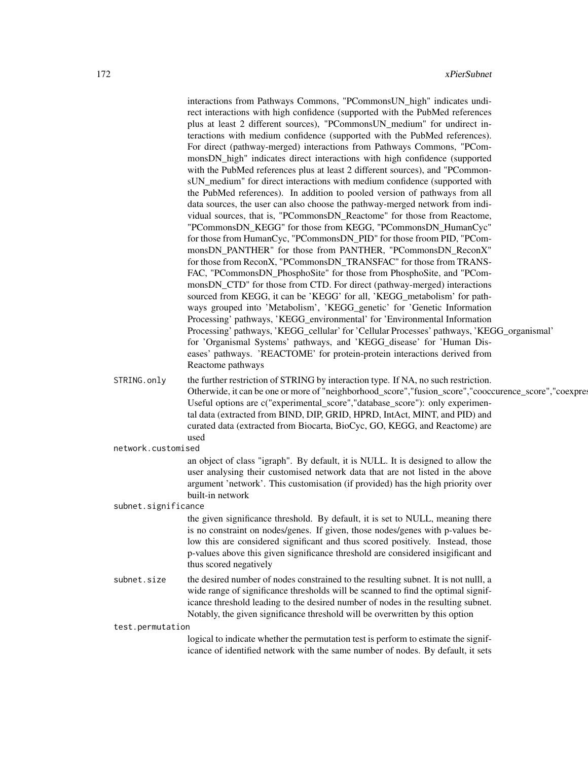interactions from Pathways Commons, "PCommonsUN_high" indicates undirect interactions with high confidence (supported with the PubMed references plus at least 2 different sources), "PCommonsUN_medium" for undirect interactions with medium confidence (supported with the PubMed references). For direct (pathway-merged) interactions from Pathways Commons, "PCommonsDN_high" indicates direct interactions with high confidence (supported with the PubMed references plus at least 2 different sources), and "PCommonsUN_medium" for direct interactions with medium confidence (supported with the PubMed references). In addition to pooled version of pathways from all data sources, the user can also choose the pathway-merged network from individual sources, that is, "PCommonsDN_Reactome" for those from Reactome, "PCommonsDN_KEGG" for those from KEGG, "PCommonsDN_HumanCyc" for those from HumanCyc, "PCommonsDN_PID" for those froom PID, "PCommonsDN_PANTHER" for those from PANTHER, "PCommonsDN_ReconX" for those from ReconX, "PCommonsDN_TRANSFAC" for those from TRANSFAC, "PCommonsDN_PhosphoSite" for those from PhosphoSite, and "PCommonsDN_CTD" for those from CTD. For direct (pathway-merged) interactions sourced from KEGG, it can be 'KEGG' for all, 'KEGG_metabolism' for pathways grouped into 'Metabolism', 'KEGG_genetic' for 'Genetic Information Processing' pathways, 'KEGG_environmental' for 'Environmental Information Processing' pathways, 'KEGG_cellular' for 'Cellular Processes' pathways, 'KEGG_organismal' for 'Organismal Systems' pathways, and 'KEGG_disease' for 'Human Diseases' pathways. 'REACTOME' for protein-protein interactions derived from Reactome pathways

`STRING.only`
: the further restriction of STRING by interaction type. If NA, no such restriction. Otherwide, it can be one or more of "neighborhood_score","fusion_score","cooccurence_score","coexpres Useful options are c("experimental_score","database_score"): only experimental data (extracted from BIND, DIP, GRID, HPRD, IntAct, MINT, and PID) and curated data (extracted from Biocarta, BioCyc, GO, KEGG, and Reactome) are used

`network.customised`
: an object of class "igraph". By default, it is NULL. It is designed to allow the user analysing their customised network data that are not listed in the above argument 'network'. This customisation (if provided) has the high priority over built-in network

`subnet.significance`
: the given significance threshold. By default, it is set to NULL, meaning there is no constraint on nodes/genes. If given, those nodes/genes with p-values below this are considered significant and thus scored positively. Instead, those p-values above this given significance threshold are considered insigificant and thus scored negatively

`subnet.size`
: the desired number of nodes constrained to the resulting subnet. It is not nulll, a wide range of significance thresholds will be scanned to find the optimal significance threshold leading to the desired number of nodes in the resulting subnet. Notably, the given significance threshold will be overwritten by this option

`test.permutation`
: logical to indicate whether the permutation test is perform to estimate the significance of identified network with the same number of nodes. By default, it sets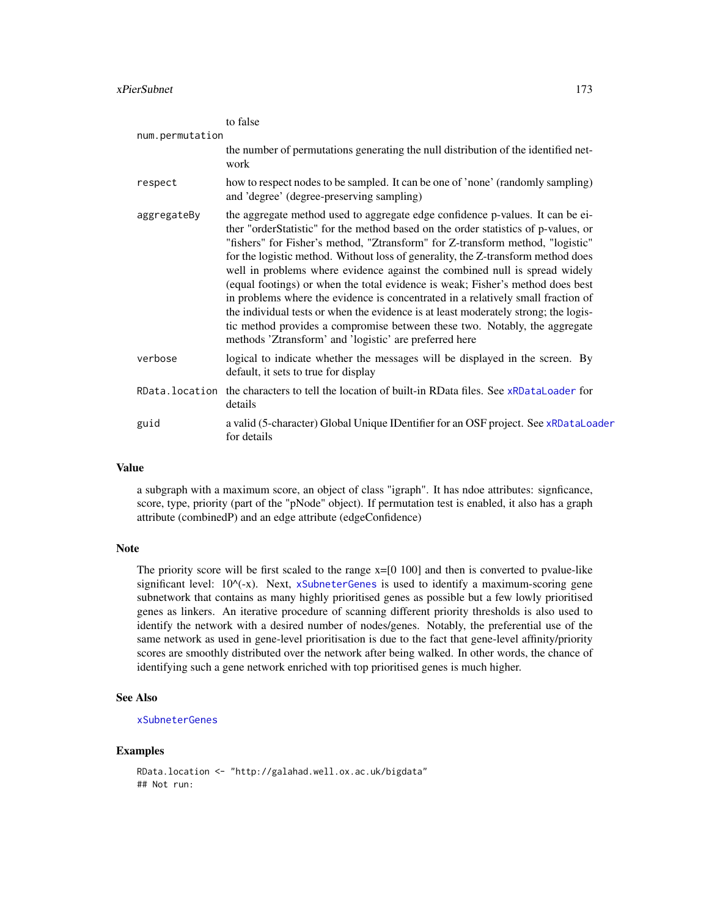to false

num.permutation
the number of permutations generating the null distribution of the identified network

respect
how to respect nodes to be sampled. It can be one of 'none' (randomly sampling) and 'degree' (degree-preserving sampling)

aggregateBy
the aggregate method used to aggregate edge confidence p-values. It can be either "orderStatistic" for the method based on the order statistics of p-values, or "fishers" for Fisher's method, "Ztransform" for Z-transform method, "logistic" for the logistic method. Without loss of generality, the Z-transform method does well in problems where evidence against the combined null is spread widely (equal footings) or when the total evidence is weak; Fisher's method does best in problems where the evidence is concentrated in a relatively small fraction of the individual tests or when the evidence is at least moderately strong; the logistic method provides a compromise between these two. Notably, the aggregate methods 'Ztransform' and 'logistic' are preferred here

verbose
logical to indicate whether the messages will be displayed in the screen. By default, it sets to true for display

RData.location
the characters to tell the location of built-in RData files. See xRDataLoader for details

guid
a valid (5-character) Global Unique IDentifier for an OSF project. See xRDataLoader for details

## Value

a subgraph with a maximum score, an object of class "igraph". It has ndoe attributes: signficance, score, type, priority (part of the "pNode" object). If permutation test is enabled, it also has a graph attribute (combinedP) and an edge attribute (edgeConfidence)

## Note

The priority score will be first scaled to the range x=[0 100] and then is converted to pvalue-like significant level: 10^(-x). Next, xSubneterGenes is used to identify a maximum-scoring gene subnetwork that contains as many highly prioritised genes as possible but a few lowly prioritised genes as linkers. An iterative procedure of scanning different priority thresholds is also used to identify the network with a desired number of nodes/genes. Notably, the preferential use of the same network as used in gene-level prioritisation is due to the fact that gene-level affinity/priority scores are smoothly distributed over the network after being walked. In other words, the chance of identifying such a gene network enriched with top prioritised genes is much higher.

## See Also

xSubneterGenes

## Examples

```
RData.location <- "http://galahad.well.ox.ac.uk/bigdata"
## Not run:
```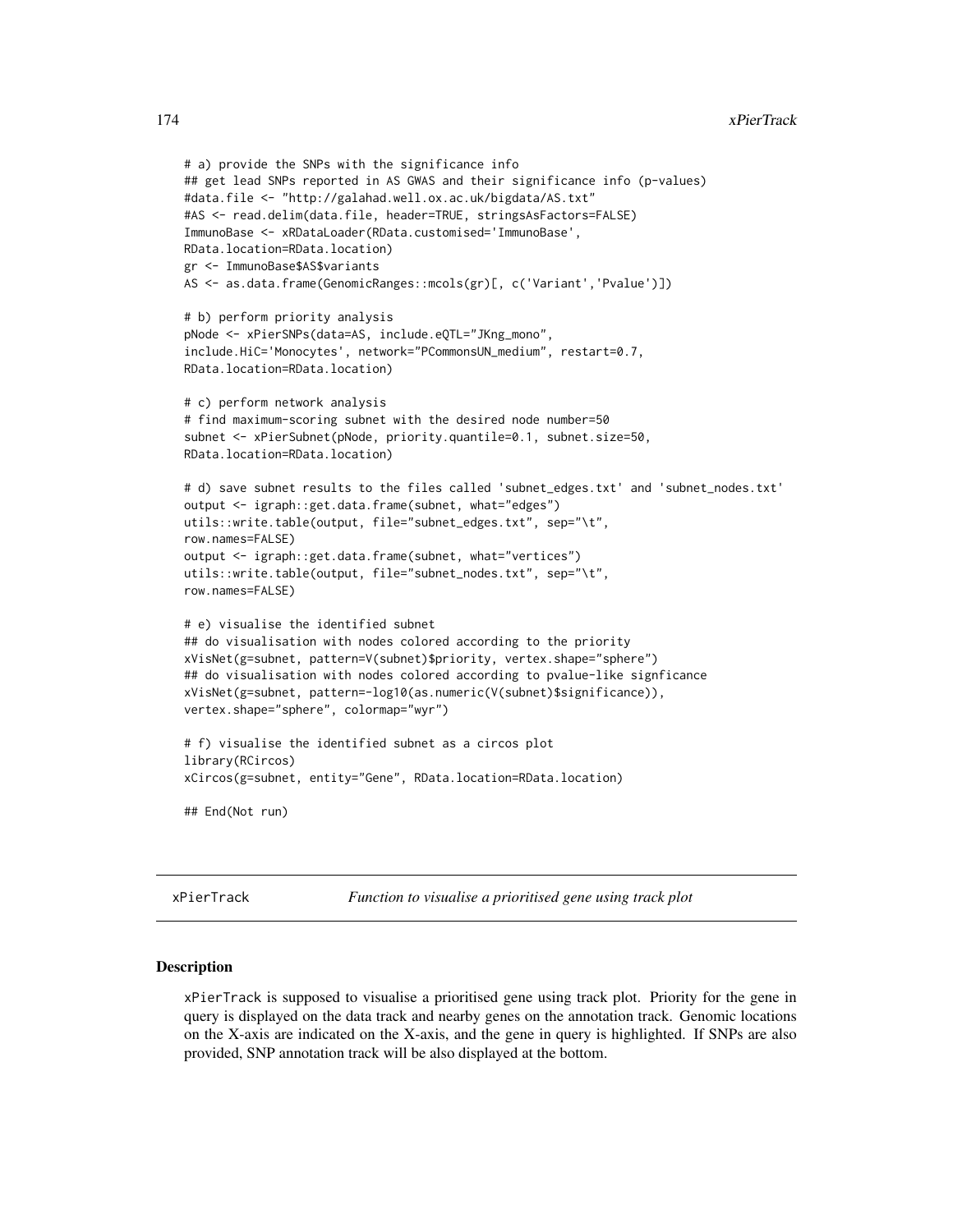```
# a) provide the SNPs with the significance info
## get lead SNPs reported in AS GWAS and their significance info (p-values)
#data.file <- "http://galahad.well.ox.ac.uk/bigdata/AS.txt"
#AS <- read.delim(data.file, header=TRUE, stringsAsFactors=FALSE)
ImmunoBase <- xRDataLoader(RData.customised='ImmunoBase',
RData.location=RData.location)
gr <- ImmunoBase$AS$variants
AS <- as.data.frame(GenomicRanges::mcols(gr)[, c('Variant','Pvalue')])

# b) perform priority analysis
pNode <- xPierSNPs(data=AS, include.eQTL="JKng_mono",
include.HiC='Monocytes', network="PCommonsUN_medium", restart=0.7,
RData.location=RData.location)

# c) perform network analysis
# find maximum-scoring subnet with the desired node number=50
subnet <- xPierSubnet(pNode, priority.quantile=0.1, subnet.size=50,
RData.location=RData.location)

# d) save subnet results to the files called 'subnet_edges.txt' and 'subnet_nodes.txt'
output <- igraph::get.data.frame(subnet, what="edges")
utils::write.table(output, file="subnet_edges.txt", sep="\t",
row.names=FALSE)
output <- igraph::get.data.frame(subnet, what="vertices")
utils::write.table(output, file="subnet_nodes.txt", sep="\t",
row.names=FALSE)

# e) visualise the identified subnet
## do visualisation with nodes colored according to the priority
xVisNet(g=subnet, pattern=V(subnet)$priority, vertex.shape="sphere")
## do visualisation with nodes colored according to pvalue-like signficance
xVisNet(g=subnet, pattern=-log10(as.numeric(V(subnet)$significance)),
vertex.shape="sphere", colormap="wyr")

# f) visualise the identified subnet as a circos plot
library(RCircos)
xCircos(g=subnet, entity="Gene", RData.location=RData.location)

## End(Not run)
```

---

xPierTrack — *Function to visualise a prioritised gene using track plot*

---

## Description

xPierTrack is supposed to visualise a prioritised gene using track plot. Priority for the gene in query is displayed on the data track and nearby genes on the annotation track. Genomic locations on the X-axis are indicated on the X-axis, and the gene in query is highlighted. If SNPs are also provided, SNP annotation track will be also displayed at the bottom.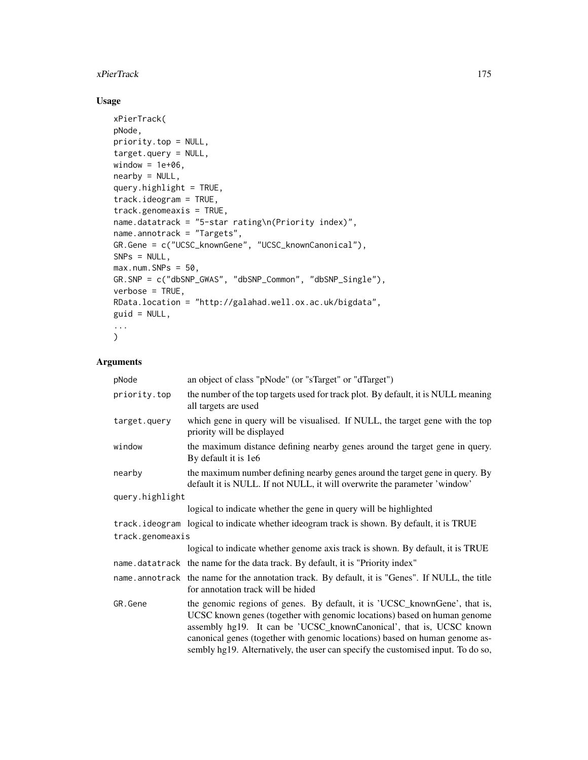## Usage

```
xPierTrack(
pNode,
priority.top = NULL,
target.query = NULL,
window = 1e+06,
nearby = NULL,
query.highlight = TRUE,
track.ideogram = TRUE,
track.genomeaxis = TRUE,
name.datatrack = "5-star rating\n(Priority index)",
name.annotrack = "Targets",
GR.Gene = c("UCSC_knownGene", "UCSC_knownCanonical"),
SNPs = NULL,
max.num.SNPs = 50,
GR.SNP = c("dbSNP_GWAS", "dbSNP_Common", "dbSNP_Single"),
verbose = TRUE,
RData.location = "http://galahad.well.ox.ac.uk/bigdata",
guid = NULL,
...
)
```

## Arguments

| Argument | Description |
|---|---|
| `pNode` | an object of class "pNode" (or "sTarget" or "dTarget") |
| `priority.top` | the number of the top targets used for track plot. By default, it is NULL meaning all targets are used |
| `target.query` | which gene in query will be visualised. If NULL, the target gene with the top priority will be displayed |
| `window` | the maximum distance defining nearby genes around the target gene in query. By default it is 1e6 |
| `nearby` | the maximum number defining nearby genes around the target gene in query. By default it is NULL. If not NULL, it will overwrite the parameter 'window' |
| `query.highlight` | logical to indicate whether the gene in query will be highlighted |
| `track.ideogram` | logical to indicate whether ideogram track is shown. By default, it is TRUE |
| `track.genomeaxis` | logical to indicate whether genome axis track is shown. By default, it is TRUE |
| `name.datatrack` | the name for the data track. By default, it is "Priority index" |
| `name.annotrack` | the name for the annotation track. By default, it is "Genes". If NULL, the title for annotation track will be hided |
| `GR.Gene` | the genomic regions of genes. By default, it is 'UCSC_knownGene', that is, UCSC known genes (together with genomic locations) based on human genome assembly hg19. It can be 'UCSC_knownCanonical', that is, UCSC known canonical genes (together with genomic locations) based on human genome assembly hg19. Alternatively, the user can specify the customised input. To do so, |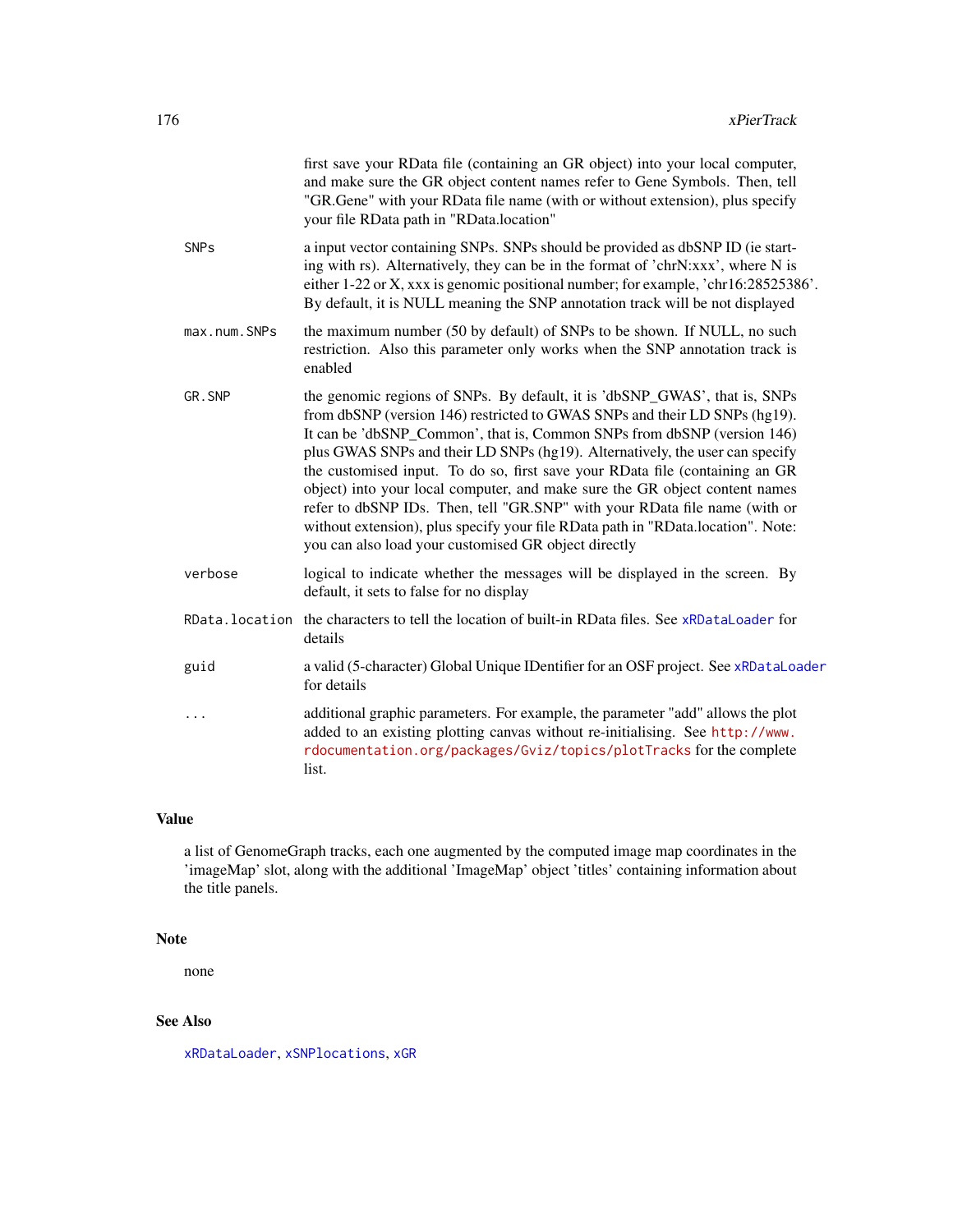first save your RData file (containing an GR object) into your local computer, and make sure the GR object content names refer to Gene Symbols. Then, tell "GR.Gene" with your RData file name (with or without extension), plus specify your file RData path in "RData.location"

| | |
|---|---|
| `SNPs` | a input vector containing SNPs. SNPs should be provided as dbSNP ID (ie starting with rs). Alternatively, they can be in the format of 'chrN:xxx', where N is either 1-22 or X, xxx is genomic positional number; for example, 'chr16:28525386'. By default, it is NULL meaning the SNP annotation track will be not displayed |
| `max.num.SNPs` | the maximum number (50 by default) of SNPs to be shown. If NULL, no such restriction. Also this parameter only works when the SNP annotation track is enabled |
| `GR.SNP` | the genomic regions of SNPs. By default, it is 'dbSNP_GWAS', that is, SNPs from dbSNP (version 146) restricted to GWAS SNPs and their LD SNPs (hg19). It can be 'dbSNP_Common', that is, Common SNPs from dbSNP (version 146) plus GWAS SNPs and their LD SNPs (hg19). Alternatively, the user can specify the customised input. To do so, first save your RData file (containing an GR object) into your local computer, and make sure the GR object content names refer to dbSNP IDs. Then, tell "GR.SNP" with your RData file name (with or without extension), plus specify your file RData path in "RData.location". Note: you can also load your customised GR object directly |
| `verbose` | logical to indicate whether the messages will be displayed in the screen. By default, it sets to false for no display |
| `RData.location` | the characters to tell the location of built-in RData files. See `xRDataLoader` for details |
| `guid` | a valid (5-character) Global Unique IDentifier for an OSF project. See `xRDataLoader` for details |
| `...` | additional graphic parameters. For example, the parameter "add" allows the plot added to an existing plotting canvas without re-initialising. See http://www.rdocumentation.org/packages/Gviz/topics/plotTracks for the complete list. |

## Value

a list of GenomeGraph tracks, each one augmented by the computed image map coordinates in the 'imageMap' slot, along with the additional 'ImageMap' object 'titles' containing information about the title panels.

## Note

none

## See Also

`xRDataLoader`, `xSNPlocations`, `xGR`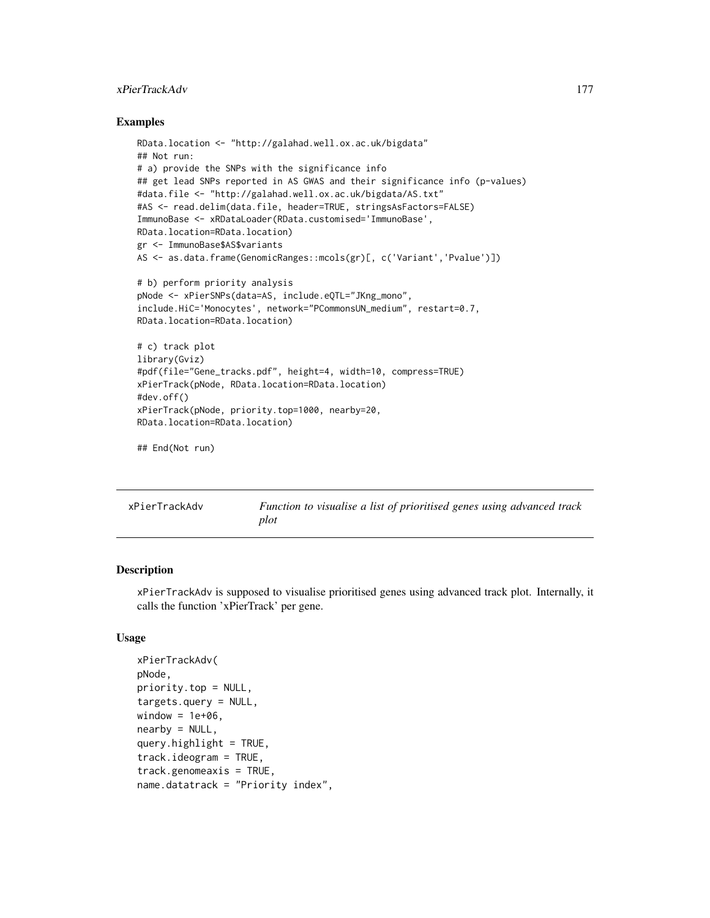## Examples

```
RData.location <- "http://galahad.well.ox.ac.uk/bigdata"
## Not run:
# a) provide the SNPs with the significance info
## get lead SNPs reported in AS GWAS and their significance info (p-values)
#data.file <- "http://galahad.well.ox.ac.uk/bigdata/AS.txt"
#AS <- read.delim(data.file, header=TRUE, stringsAsFactors=FALSE)
ImmunoBase <- xRDataLoader(RData.customised='ImmunoBase',
RData.location=RData.location)
gr <- ImmunoBase$AS$variants
AS <- as.data.frame(GenomicRanges::mcols(gr)[, c('Variant','Pvalue')])

# b) perform priority analysis
pNode <- xPierSNPs(data=AS, include.eQTL="JKng_mono",
include.HiC='Monocytes', network="PCommonsUN_medium", restart=0.7,
RData.location=RData.location)

# c) track plot
library(Gviz)
#pdf(file="Gene_tracks.pdf", height=4, width=10, compress=TRUE)
xPierTrack(pNode, RData.location=RData.location)
#dev.off()
xPierTrack(pNode, priority.top=1000, nearby=20,
RData.location=RData.location)

## End(Not run)
```

---

# xPierTrackAdv

*Function to visualise a list of prioritised genes using advanced track plot*

---

## Description

xPierTrackAdv is supposed to visualise prioritised genes using advanced track plot. Internally, it calls the function 'xPierTrack' per gene.

## Usage

```
xPierTrackAdv(
pNode,
priority.top = NULL,
targets.query = NULL,
window = 1e+06,
nearby = NULL,
query.highlight = TRUE,
track.ideogram = TRUE,
track.genomeaxis = TRUE,
name.datatrack = "Priority index",
```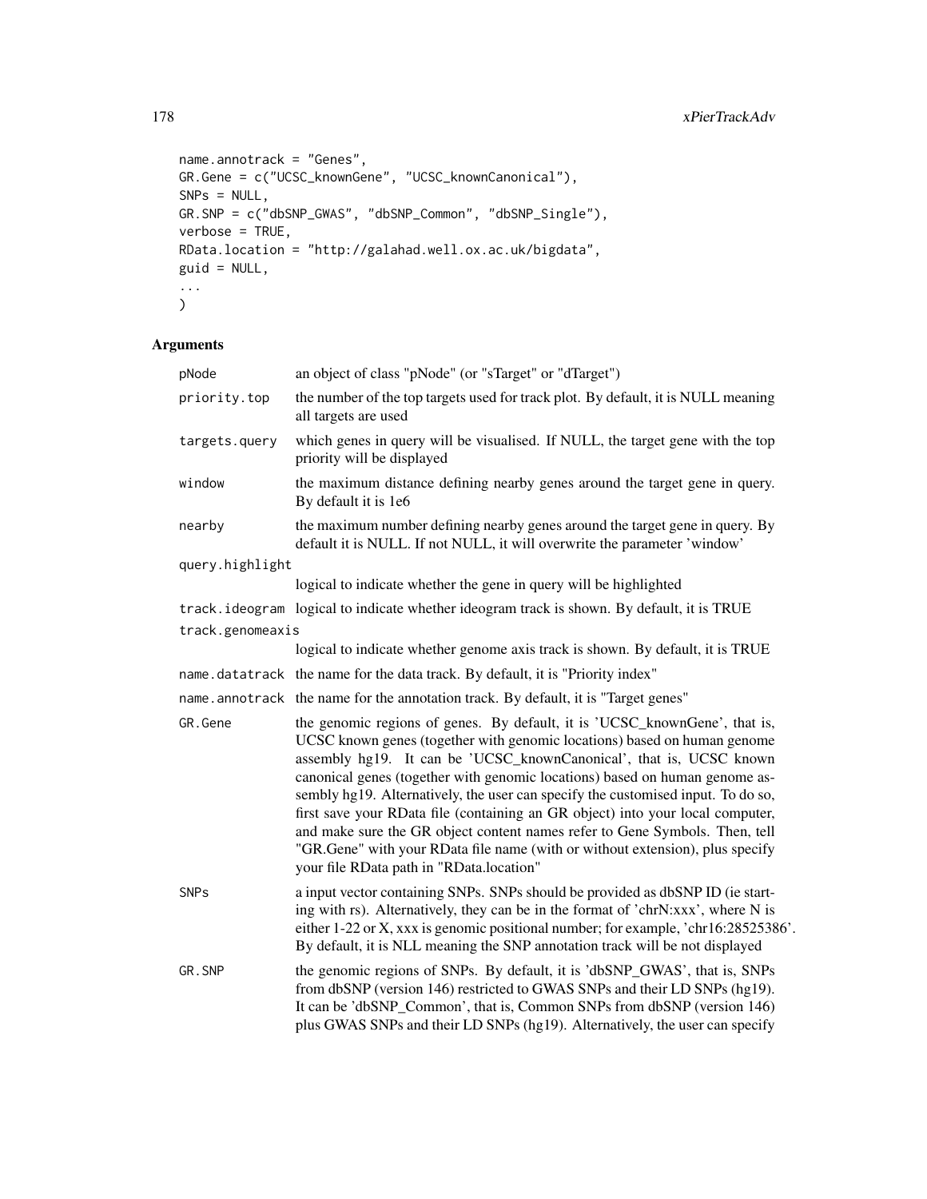```
name.annotrack = "Genes",
GR.Gene = c("UCSC_knownGene", "UCSC_knownCanonical"),
SNPs = NULL,
GR.SNP = c("dbSNP_GWAS", "dbSNP_Common", "dbSNP_Single"),
verbose = TRUE,
RData.location = "http://galahad.well.ox.ac.uk/bigdata",
guid = NULL,
...
)
```

## Arguments

| | |
|---|---|
| pNode | an object of class "pNode" (or "sTarget" or "dTarget") |
| priority.top | the number of the top targets used for track plot. By default, it is NULL meaning all targets are used |
| targets.query | which genes in query will be visualised. If NULL, the target gene with the top priority will be displayed |
| window | the maximum distance defining nearby genes around the target gene in query. By default it is 1e6 |
| nearby | the maximum number defining nearby genes around the target gene in query. By default it is NULL. If not NULL, it will overwrite the parameter 'window' |
| query.highlight | logical to indicate whether the gene in query will be highlighted |
| track.ideogram | logical to indicate whether ideogram track is shown. By default, it is TRUE |
| track.genomeaxis | logical to indicate whether genome axis track is shown. By default, it is TRUE |
| name.datatrack | the name for the data track. By default, it is "Priority index" |
| name.annotrack | the name for the annotation track. By default, it is "Target genes" |
| GR.Gene | the genomic regions of genes. By default, it is 'UCSC_knownGene', that is, UCSC known genes (together with genomic locations) based on human genome assembly hg19. It can be 'UCSC_knownCanonical', that is, UCSC known canonical genes (together with genomic locations) based on human genome assembly hg19. Alternatively, the user can specify the customised input. To do so, first save your RData file (containing an GR object) into your local computer, and make sure the GR object content names refer to Gene Symbols. Then, tell "GR.Gene" with your RData file name (with or without extension), plus specify your file RData path in "RData.location" |
| SNPs | a input vector containing SNPs. SNPs should be provided as dbSNP ID (ie starting with rs). Alternatively, they can be in the format of 'chrN:xxx', where N is either 1-22 or X, xxx is genomic positional number; for example, 'chr16:28525386'. By default, it is NLL meaning the SNP annotation track will be not displayed |
| GR.SNP | the genomic regions of SNPs. By default, it is 'dbSNP_GWAS', that is, SNPs from dbSNP (version 146) restricted to GWAS SNPs and their LD SNPs (hg19). It can be 'dbSNP_Common', that is, Common SNPs from dbSNP (version 146) plus GWAS SNPs and their LD SNPs (hg19). Alternatively, the user can specify |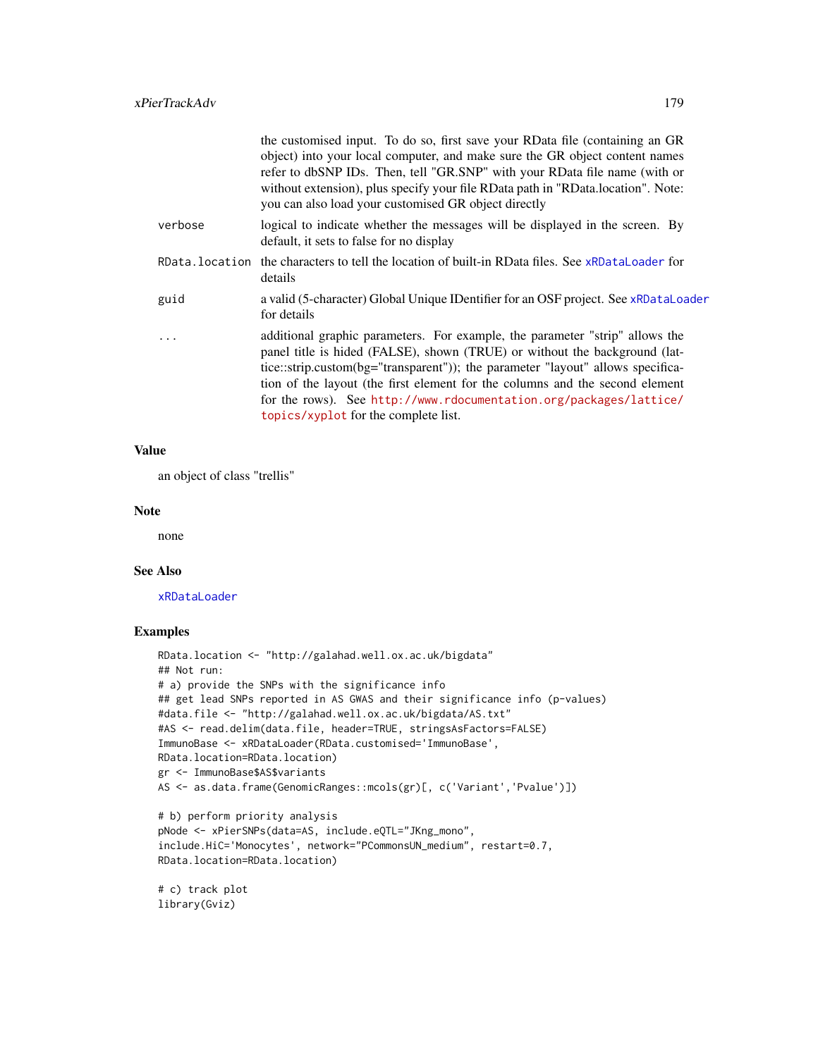| | |
|---|---|
| | the customised input. To do so, first save your RData file (containing an GR object) into your local computer, and make sure the GR object content names refer to dbSNP IDs. Then, tell "GR.SNP" with your RData file name (with or without extension), plus specify your file RData path in "RData.location". Note: you can also load your customised GR object directly |
| verbose | logical to indicate whether the messages will be displayed in the screen. By default, it sets to false for no display |
| RData.location | the characters to tell the location of built-in RData files. See xRDataLoader for details |
| guid | a valid (5-character) Global Unique IDentifier for an OSF project. See xRDataLoader for details |
| ... | additional graphic parameters. For example, the parameter "strip" allows the panel title is hided (FALSE), shown (TRUE) or without the background (lattice::strip.custom(bg="transparent")); the parameter "layout" allows specification of the layout (the first element for the columns and the second element for the rows). See http://www.rdocumentation.org/packages/lattice/topics/xyplot for the complete list. |

## Value

an object of class "trellis"

## Note

none

## See Also

xRDataLoader

## Examples

```
RData.location <- "http://galahad.well.ox.ac.uk/bigdata"
## Not run:
# a) provide the SNPs with the significance info
## get lead SNPs reported in AS GWAS and their significance info (p-values)
#data.file <- "http://galahad.well.ox.ac.uk/bigdata/AS.txt"
#AS <- read.delim(data.file, header=TRUE, stringsAsFactors=FALSE)
ImmunoBase <- xRDataLoader(RData.customised='ImmunoBase',
RData.location=RData.location)
gr <- ImmunoBase$AS$variants
AS <- as.data.frame(GenomicRanges::mcols(gr)[, c('Variant','Pvalue')])

# b) perform priority analysis
pNode <- xPierSNPs(data=AS, include.eQTL="JKng_mono",
include.HiC='Monocytes', network="PCommonsUN_medium", restart=0.7,
RData.location=RData.location)

# c) track plot
library(Gviz)
```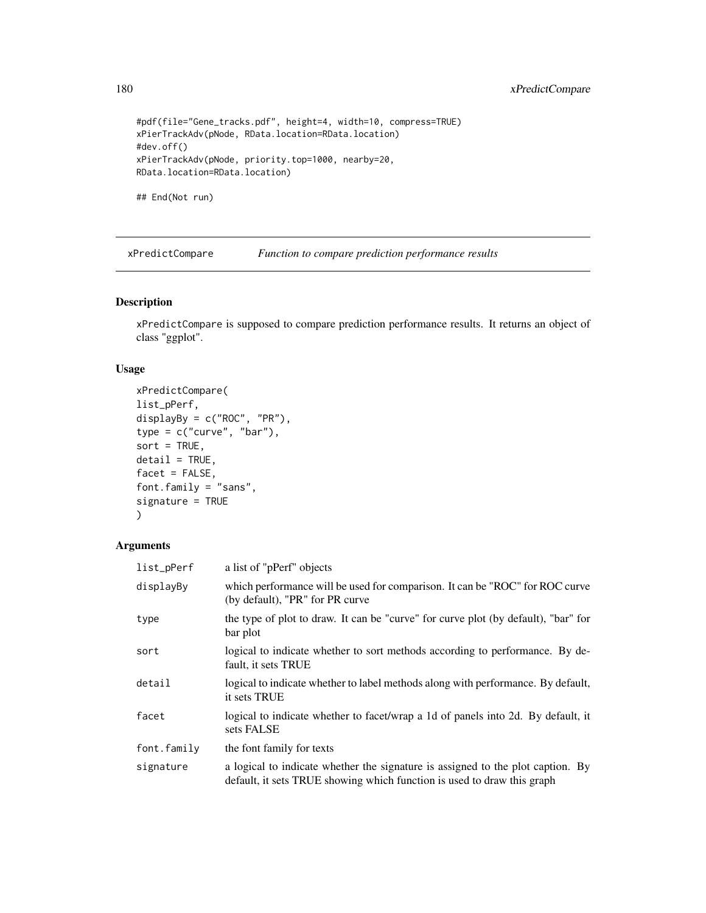```
#pdf(file="Gene_tracks.pdf", height=4, width=10, compress=TRUE)
xPierTrackAdv(pNode, RData.location=RData.location)
#dev.off()
xPierTrackAdv(pNode, priority.top=1000, nearby=20,
RData.location=RData.location)

## End(Not run)
```

## xPredictCompare — *Function to compare prediction performance results*

### Description

xPredictCompare is supposed to compare prediction performance results. It returns an object of class "ggplot".

### Usage

```
xPredictCompare(
list_pPerf,
displayBy = c("ROC", "PR"),
type = c("curve", "bar"),
sort = TRUE,
detail = TRUE,
facet = FALSE,
font.family = "sans",
signature = TRUE
)
```

### Arguments

| | |
|---|---|
| list_pPerf | a list of "pPerf" objects |
| displayBy | which performance will be used for comparison. It can be "ROC" for ROC curve (by default), "PR" for PR curve |
| type | the type of plot to draw. It can be "curve" for curve plot (by default), "bar" for bar plot |
| sort | logical to indicate whether to sort methods according to performance. By default, it sets TRUE |
| detail | logical to indicate whether to label methods along with performance. By default, it sets TRUE |
| facet | logical to indicate whether to facet/wrap a 1d of panels into 2d. By default, it sets FALSE |
| font.family | the font family for texts |
| signature | a logical to indicate whether the signature is assigned to the plot caption. By default, it sets TRUE showing which function is used to draw this graph |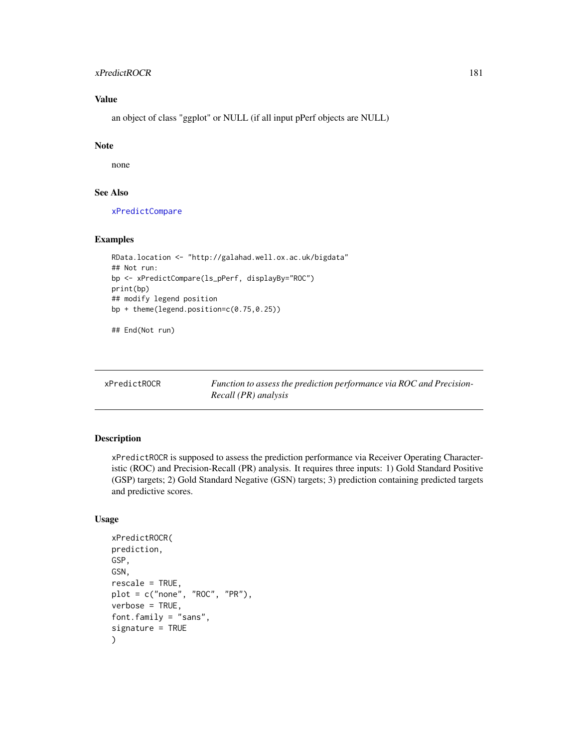## Value

an object of class "ggplot" or NULL (if all input pPerf objects are NULL)

## Note

none

## See Also

xPredictCompare

## Examples

```
RData.location <- "http://galahad.well.ox.ac.uk/bigdata"
## Not run:
bp <- xPredictCompare(ls_pPerf, displayBy="ROC")
print(bp)
## modify legend position
bp + theme(legend.position=c(0.75,0.25))

## End(Not run)
```

---

# xPredictROCR — *Function to assess the prediction performance via ROC and Precision-Recall (PR) analysis*

## Description

xPredictROCR is supposed to assess the prediction performance via Receiver Operating Characteristic (ROC) and Precision-Recall (PR) analysis. It requires three inputs: 1) Gold Standard Positive (GSP) targets; 2) Gold Standard Negative (GSN) targets; 3) prediction containing predicted targets and predictive scores.

## Usage

```
xPredictROCR(
prediction,
GSP,
GSN,
rescale = TRUE,
plot = c("none", "ROC", "PR"),
verbose = TRUE,
font.family = "sans",
signature = TRUE
)
```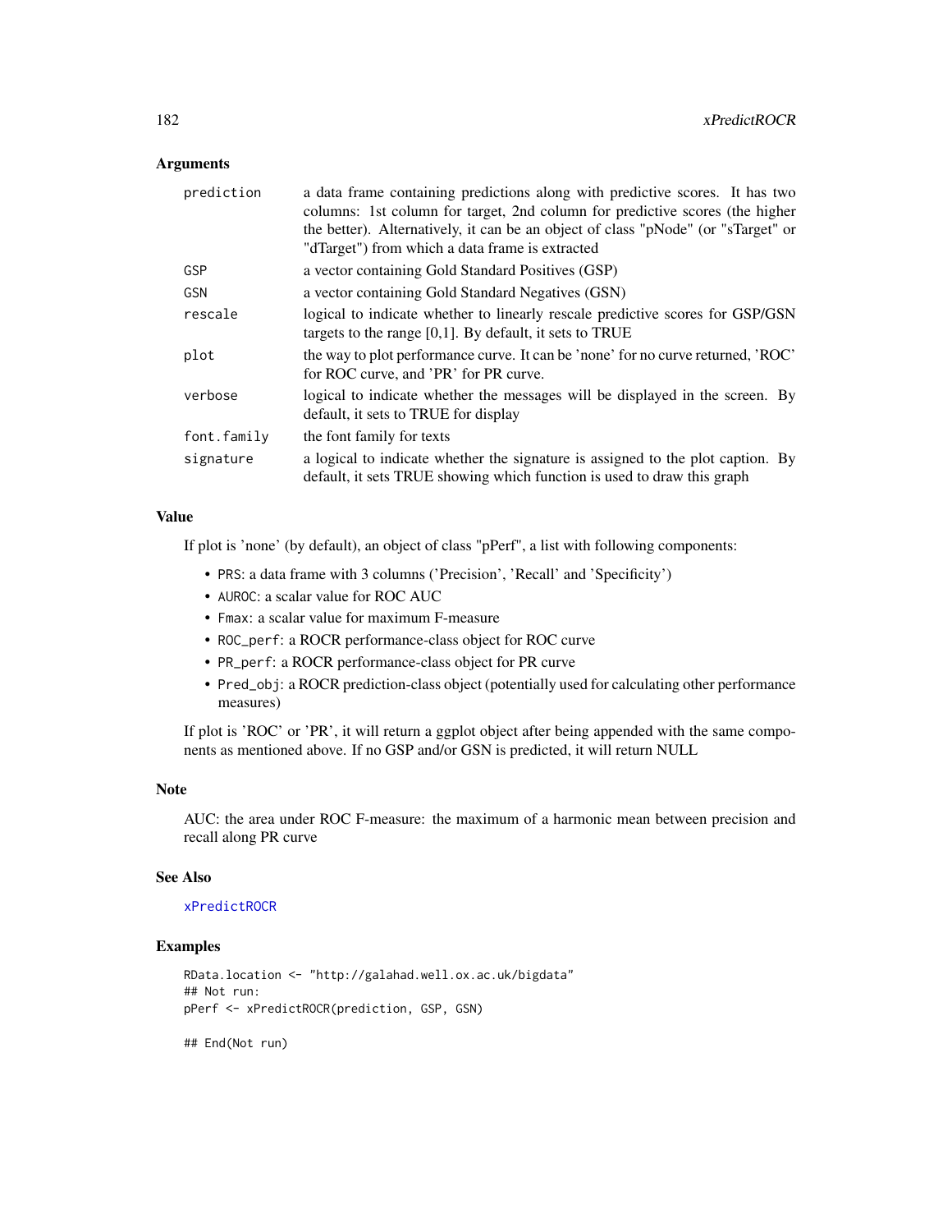## Arguments

| | |
|---|---|
| `prediction` | a data frame containing predictions along with predictive scores. It has two columns: 1st column for target, 2nd column for predictive scores (the higher the better). Alternatively, it can be an object of class "pNode" (or "sTarget" or "dTarget") from which a data frame is extracted |
| `GSP` | a vector containing Gold Standard Positives (GSP) |
| `GSN` | a vector containing Gold Standard Negatives (GSN) |
| `rescale` | logical to indicate whether to linearly rescale predictive scores for GSP/GSN targets to the range [0,1]. By default, it sets to TRUE |
| `plot` | the way to plot performance curve. It can be 'none' for no curve returned, 'ROC' for ROC curve, and 'PR' for PR curve. |
| `verbose` | logical to indicate whether the messages will be displayed in the screen. By default, it sets to TRUE for display |
| `font.family` | the font family for texts |
| `signature` | a logical to indicate whether the signature is assigned to the plot caption. By default, it sets TRUE showing which function is used to draw this graph |

## Value

If plot is 'none' (by default), an object of class "pPerf", a list with following components:

- `PRS`: a data frame with 3 columns ('Precision', 'Recall' and 'Specificity')
- `AUROC`: a scalar value for ROC AUC
- `Fmax`: a scalar value for maximum F-measure
- `ROC_perf`: a ROCR performance-class object for ROC curve
- `PR_perf`: a ROCR performance-class object for PR curve
- `Pred_obj`: a ROCR prediction-class object (potentially used for calculating other performance measures)

If plot is 'ROC' or 'PR', it will return a ggplot object after being appended with the same components as mentioned above. If no GSP and/or GSN is predicted, it will return NULL

## Note

AUC: the area under ROC F-measure: the maximum of a harmonic mean between precision and recall along PR curve

## See Also

`xPredictROCR`

## Examples

```
RData.location <- "http://galahad.well.ox.ac.uk/bigdata"
## Not run:
pPerf <- xPredictROCR(prediction, GSP, GSN)

## End(Not run)
```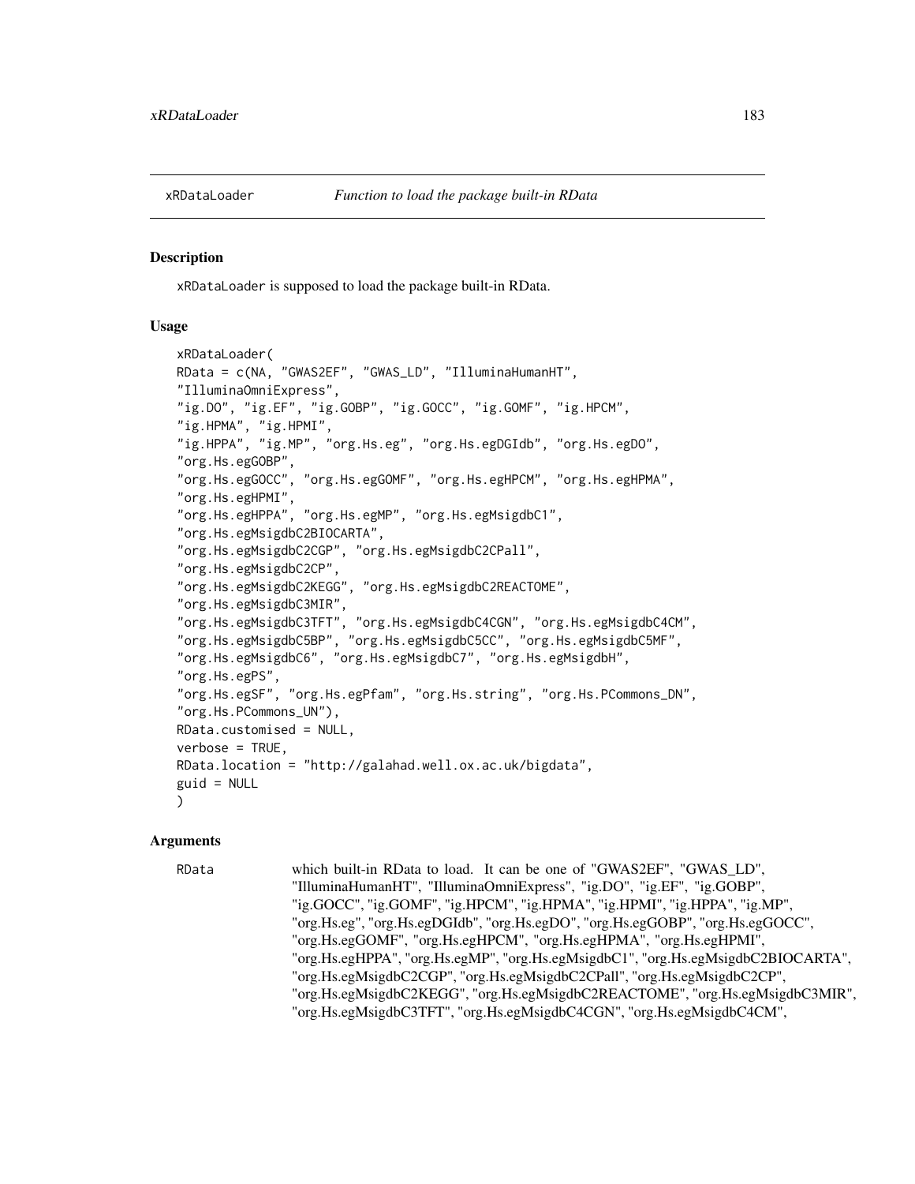## xRDataLoader — *Function to load the package built-in RData*

### Description

xRDataLoader is supposed to load the package built-in RData.

### Usage

```
xRDataLoader(
RData = c(NA, "GWAS2EF", "GWAS_LD", "IlluminaHumanHT",
"IlluminaOmniExpress",
"ig.DO", "ig.EF", "ig.GOBP", "ig.GOCC", "ig.GOMF", "ig.HPCM",
"ig.HPMA", "ig.HPMI",
"ig.HPPA", "ig.MP", "org.Hs.eg", "org.Hs.egDGIdb", "org.Hs.egDO",
"org.Hs.egGOBP",
"org.Hs.egGOCC", "org.Hs.egGOMF", "org.Hs.egHPCM", "org.Hs.egHPMA",
"org.Hs.egHPMI",
"org.Hs.egHPPA", "org.Hs.egMP", "org.Hs.egMsigdbC1",
"org.Hs.egMsigdbC2BIOCARTA",
"org.Hs.egMsigdbC2CGP", "org.Hs.egMsigdbC2CPall",
"org.Hs.egMsigdbC2CP",
"org.Hs.egMsigdbC2KEGG", "org.Hs.egMsigdbC2REACTOME",
"org.Hs.egMsigdbC3MIR",
"org.Hs.egMsigdbC3TFT", "org.Hs.egMsigdbC4CGN", "org.Hs.egMsigdbC4CM",
"org.Hs.egMsigdbC5BP", "org.Hs.egMsigdbC5CC", "org.Hs.egMsigdbC5MF",
"org.Hs.egMsigdbC6", "org.Hs.egMsigdbC7", "org.Hs.egMsigdbH",
"org.Hs.egPS",
"org.Hs.egSF", "org.Hs.egPfam", "org.Hs.string", "org.Hs.PCommons_DN",
"org.Hs.PCommons_UN"),
RData.customised = NULL,
verbose = TRUE,
RData.location = "http://galahad.well.ox.ac.uk/bigdata",
guid = NULL
)
```

### Arguments

RData — which built-in RData to load. It can be one of "GWAS2EF", "GWAS_LD", "IlluminaHumanHT", "IlluminaOmniExpress", "ig.DO", "ig.EF", "ig.GOBP", "ig.GOCC", "ig.GOMF", "ig.HPCM", "ig.HPMA", "ig.HPMI", "ig.HPPA", "ig.MP", "org.Hs.eg", "org.Hs.egDGIdb", "org.Hs.egDO", "org.Hs.egGOBP", "org.Hs.egGOCC", "org.Hs.egGOMF", "org.Hs.egHPCM", "org.Hs.egHPMA", "org.Hs.egHPMI", "org.Hs.egHPPA", "org.Hs.egMP", "org.Hs.egMsigdbC1", "org.Hs.egMsigdbC2BIOCARTA", "org.Hs.egMsigdbC2CGP", "org.Hs.egMsigdbC2CPall", "org.Hs.egMsigdbC2CP", "org.Hs.egMsigdbC2KEGG", "org.Hs.egMsigdbC2REACTOME", "org.Hs.egMsigdbC3MIR", "org.Hs.egMsigdbC3TFT", "org.Hs.egMsigdbC4CGN", "org.Hs.egMsigdbC4CM",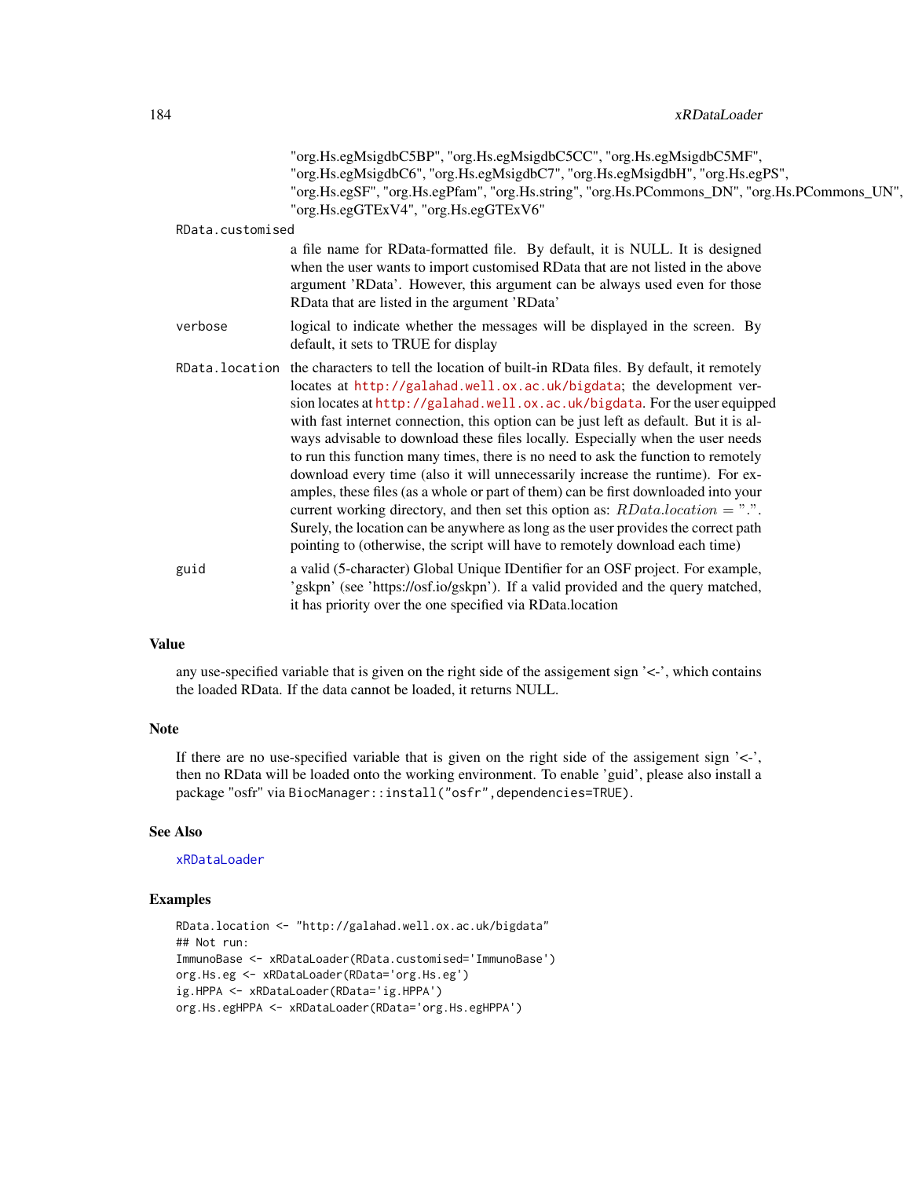"org.Hs.egMsigdbC5BP", "org.Hs.egMsigdbC5CC", "org.Hs.egMsigdbC5MF", "org.Hs.egMsigdbC6", "org.Hs.egMsigdbC7", "org.Hs.egMsigdbH", "org.Hs.egPS", "org.Hs.egSF", "org.Hs.egPfam", "org.Hs.string", "org.Hs.PCommons_DN", "org.Hs.PCommons_UN", "org.Hs.egGTExV4", "org.Hs.egGTExV6"

`RData.customised`
: a file name for RData-formatted file. By default, it is NULL. It is designed when the user wants to import customised RData that are not listed in the above argument 'RData'. However, this argument can be always used even for those RData that are listed in the argument 'RData'

`verbose`
: logical to indicate whether the messages will be displayed in the screen. By default, it sets to TRUE for display

`RData.location`
: the characters to tell the location of built-in RData files. By default, it remotely locates at http://galahad.well.ox.ac.uk/bigdata; the development version locates at http://galahad.well.ox.ac.uk/bigdata. For the user equipped with fast internet connection, this option can be just left as default. But it is always advisable to download these files locally. Especially when the user needs to run this function many times, there is no need to ask the function to remotely download every time (also it will unnecessarily increase the runtime). For examples, these files (as a whole or part of them) can be first downloaded into your current working directory, and then set this option as: $RData.location = "."$. Surely, the location can be anywhere as long as the user provides the correct path pointing to (otherwise, the script will have to remotely download each time)

`guid`
: a valid (5-character) Global Unique IDentifier for an OSF project. For example, 'gskpn' (see 'https://osf.io/gskpn'). If a valid provided and the query matched, it has priority over the one specified via RData.location

## Value

any use-specified variable that is given on the right side of the assigement sign '<-', which contains the loaded RData. If the data cannot be loaded, it returns NULL.

## Note

If there are no use-specified variable that is given on the right side of the assigement sign '<-', then no RData will be loaded onto the working environment. To enable 'guid', please also install a package "osfr" via `BiocManager::install("osfr",dependencies=TRUE)`.

## See Also

xRDataLoader

## Examples

```
RData.location <- "http://galahad.well.ox.ac.uk/bigdata"
## Not run:
ImmunoBase <- xRDataLoader(RData.customised='ImmunoBase')
org.Hs.eg <- xRDataLoader(RData='org.Hs.eg')
ig.HPPA <- xRDataLoader(RData='ig.HPPA')
org.Hs.egHPPA <- xRDataLoader(RData='org.Hs.egHPPA')
```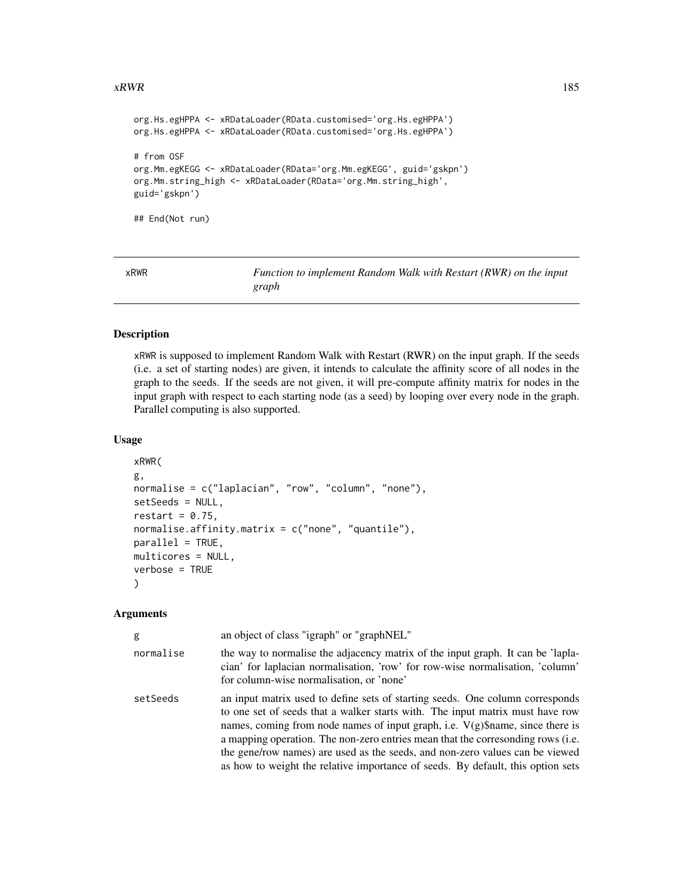```
org.Hs.egHPPA <- xRDataLoader(RData.customised='org.Hs.egHPPA')
org.Hs.egHPPA <- xRDataLoader(RData.customised='org.Hs.egHPPA')

# from OSF
org.Mm.egKEGG <- xRDataLoader(RData='org.Mm.egKEGG', guid='gskpn')
org.Mm.string_high <- xRDataLoader(RData='org.Mm.string_high',
guid='gskpn')

## End(Not run)
```

## xRWR — *Function to implement Random Walk with Restart (RWR) on the input graph*

### Description

xRWR is supposed to implement Random Walk with Restart (RWR) on the input graph. If the seeds (i.e. a set of starting nodes) are given, it intends to calculate the affinity score of all nodes in the graph to the seeds. If the seeds are not given, it will pre-compute affinity matrix for nodes in the input graph with respect to each starting node (as a seed) by looping over every node in the graph. Parallel computing is also supported.

### Usage

```
xRWR(
g,
normalise = c("laplacian", "row", "column", "none"),
setSeeds = NULL,
restart = 0.75,
normalise.affinity.matrix = c("none", "quantile"),
parallel = TRUE,
multicores = NULL,
verbose = TRUE
)
```

### Arguments

| | |
|---|---|
| g | an object of class "igraph" or "graphNEL" |
| normalise | the way to normalise the adjacency matrix of the input graph. It can be 'laplacian' for laplacian normalisation, 'row' for row-wise normalisation, 'column' for column-wise normalisation, or 'none' |
| setSeeds | an input matrix used to define sets of starting seeds. One column corresponds to one set of seeds that a walker starts with. The input matrix must have row names, coming from node names of input graph, i.e. V(g)$name, since there is a mapping operation. The non-zero entries mean that the corresonding rows (i.e. the gene/row names) are used as the seeds, and non-zero values can be viewed as how to weight the relative importance of seeds. By default, this option sets |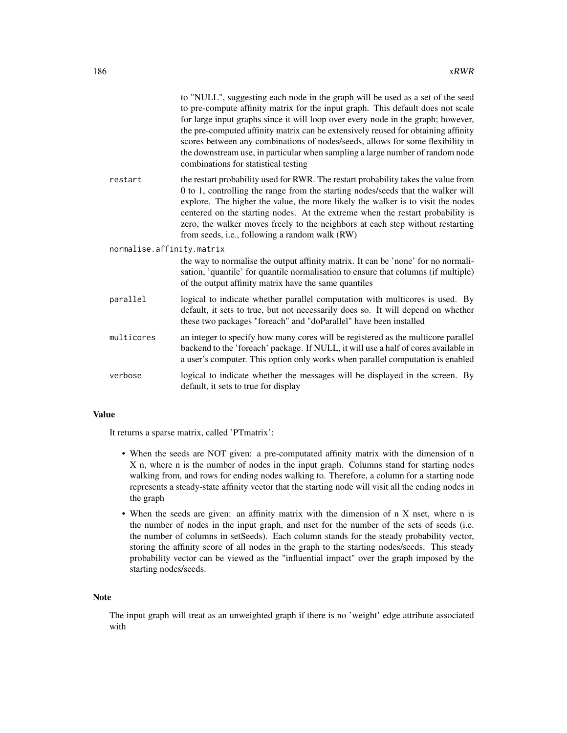to "NULL", suggesting each node in the graph will be used as a set of the seed to pre-compute affinity matrix for the input graph. This default does not scale for large input graphs since it will loop over every node in the graph; however, the pre-computed affinity matrix can be extensively reused for obtaining affinity scores between any combinations of nodes/seeds, allows for some flexibility in the downstream use, in particular when sampling a large number of random node combinations for statistical testing

restart
: the restart probability used for RWR. The restart probability takes the value from 0 to 1, controlling the range from the starting nodes/seeds that the walker will explore. The higher the value, the more likely the walker is to visit the nodes centered on the starting nodes. At the extreme when the restart probability is zero, the walker moves freely to the neighbors at each step without restarting from seeds, i.e., following a random walk (RW)

normalise.affinity.matrix
: the way to normalise the output affinity matrix. It can be 'none' for no normalisation, 'quantile' for quantile normalisation to ensure that columns (if multiple) of the output affinity matrix have the same quantiles

parallel
: logical to indicate whether parallel computation with multicores is used. By default, it sets to true, but not necessarily does so. It will depend on whether these two packages "foreach" and "doParallel" have been installed

multicores
: an integer to specify how many cores will be registered as the multicore parallel backend to the 'foreach' package. If NULL, it will use a half of cores available in a user's computer. This option only works when parallel computation is enabled

verbose
: logical to indicate whether the messages will be displayed in the screen. By default, it sets to true for display

### Value

It returns a sparse matrix, called 'PTmatrix':

- When the seeds are NOT given: a pre-computated affinity matrix with the dimension of n X n, where n is the number of nodes in the input graph. Columns stand for starting nodes walking from, and rows for ending nodes walking to. Therefore, a column for a starting node represents a steady-state affinity vector that the starting node will visit all the ending nodes in the graph
- When the seeds are given: an affinity matrix with the dimension of n X nset, where n is the number of nodes in the input graph, and nset for the number of the sets of seeds (i.e. the number of columns in setSeeds). Each column stands for the steady probability vector, storing the affinity score of all nodes in the graph to the starting nodes/seeds. This steady probability vector can be viewed as the "influential impact" over the graph imposed by the starting nodes/seeds.

### Note

The input graph will treat as an unweighted graph if there is no 'weight' edge attribute associated with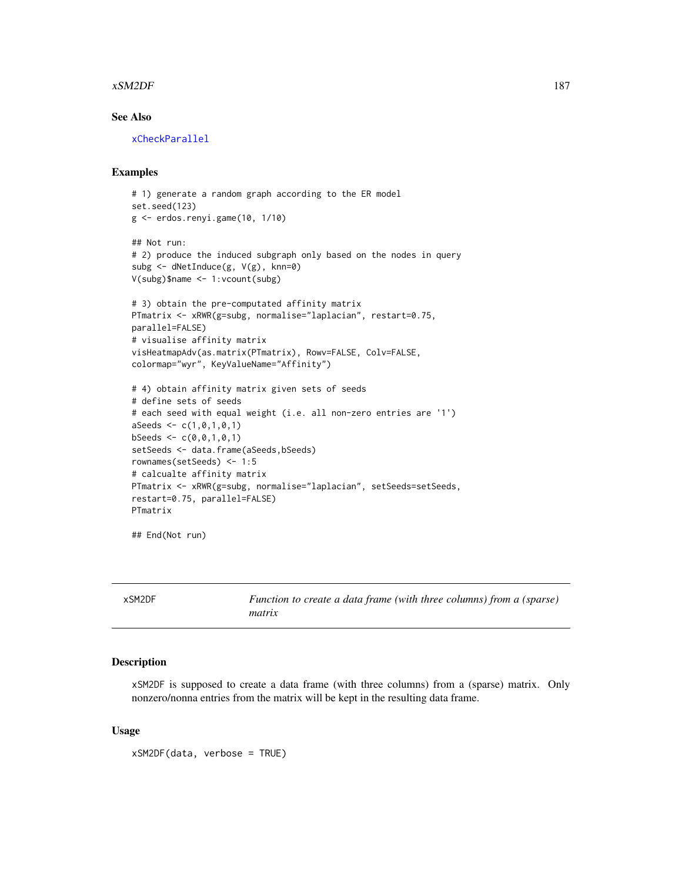## See Also

xCheckParallel

## Examples

```
# 1) generate a random graph according to the ER model
set.seed(123)
g <- erdos.renyi.game(10, 1/10)

## Not run:
# 2) produce the induced subgraph only based on the nodes in query
subg <- dNetInduce(g, V(g), knn=0)
V(subg)$name <- 1:vcount(subg)

# 3) obtain the pre-computated affinity matrix
PTmatrix <- xRWR(g=subg, normalise="laplacian", restart=0.75,
parallel=FALSE)
# visualise affinity matrix
visHeatmapAdv(as.matrix(PTmatrix), Rowv=FALSE, Colv=FALSE,
colormap="wyr", KeyValueName="Affinity")

# 4) obtain affinity matrix given sets of seeds
# define sets of seeds
# each seed with equal weight (i.e. all non-zero entries are '1')
aSeeds <- c(1,0,1,0,1)
bSeeds <- c(0,0,1,0,1)
setSeeds <- data.frame(aSeeds,bSeeds)
rownames(setSeeds) <- 1:5
# calcualte affinity matrix
PTmatrix <- xRWR(g=subg, normalise="laplacian", setSeeds=setSeeds,
restart=0.75, parallel=FALSE)
PTmatrix

## End(Not run)
```

---

# xSM2DF *Function to create a data frame (with three columns) from a (sparse) matrix*

## Description

xSM2DF is supposed to create a data frame (with three columns) from a (sparse) matrix. Only nonzero/nonna entries from the matrix will be kept in the resulting data frame.

## Usage

```
xSM2DF(data, verbose = TRUE)
```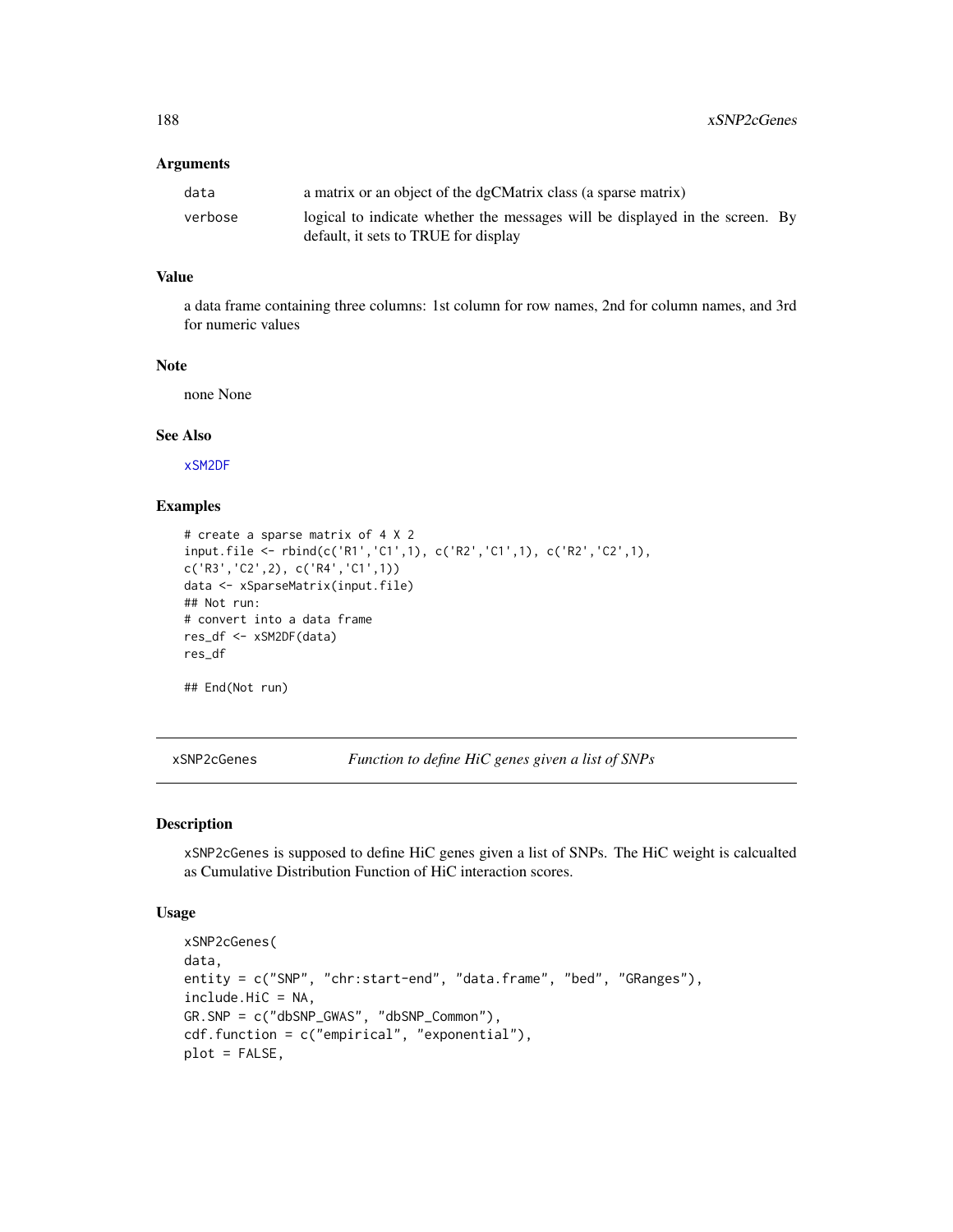## Arguments

| | |
|---|---|
| data | a matrix or an object of the dgCMatrix class (a sparse matrix) |
| verbose | logical to indicate whether the messages will be displayed in the screen. By default, it sets to TRUE for display |

## Value

a data frame containing three columns: 1st column for row names, 2nd for column names, and 3rd for numeric values

## Note

none None

## See Also

xSM2DF

## Examples

```
# create a sparse matrix of 4 X 2
input.file <- rbind(c('R1','C1',1), c('R2','C1',1), c('R2','C2',1),
c('R3','C2',2), c('R4','C1',1))
data <- xSparseMatrix(input.file)
## Not run:
# convert into a data frame
res_df <- xSM2DF(data)
res_df

## End(Not run)
```

---

# xSNP2cGenes    *Function to define HiC genes given a list of SNPs*

## Description

xSNP2cGenes is supposed to define HiC genes given a list of SNPs. The HiC weight is calcualted as Cumulative Distribution Function of HiC interaction scores.

## Usage

```
xSNP2cGenes(
data,
entity = c("SNP", "chr:start-end", "data.frame", "bed", "GRanges"),
include.HiC = NA,
GR.SNP = c("dbSNP_GWAS", "dbSNP_Common"),
cdf.function = c("empirical", "exponential"),
plot = FALSE,
```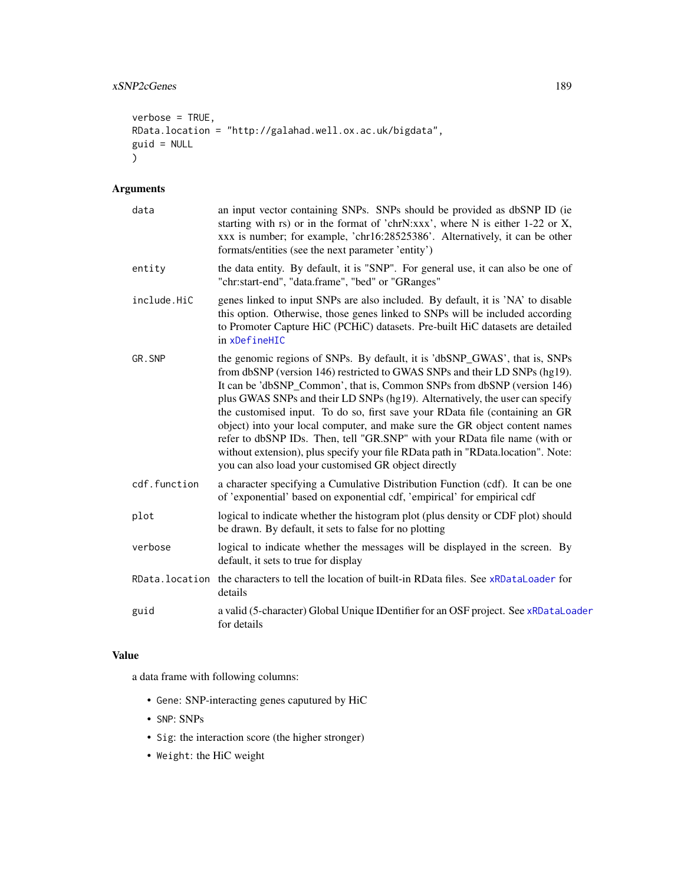```
verbose = TRUE,
RData.location = "http://galahad.well.ox.ac.uk/bigdata",
guid = NULL
)
```

## Arguments

| | |
|---|---|
| data | an input vector containing SNPs. SNPs should be provided as dbSNP ID (ie starting with rs) or in the format of 'chrN:xxx', where N is either 1-22 or X, xxx is number; for example, 'chr16:28525386'. Alternatively, it can be other formats/entities (see the next parameter 'entity') |
| entity | the data entity. By default, it is "SNP". For general use, it can also be one of "chr:start-end", "data.frame", "bed" or "GRanges" |
| include.HiC | genes linked to input SNPs are also included. By default, it is 'NA' to disable this option. Otherwise, those genes linked to SNPs will be included according to Promoter Capture HiC (PCHiC) datasets. Pre-built HiC datasets are detailed in xDefineHIC |
| GR.SNP | the genomic regions of SNPs. By default, it is 'dbSNP_GWAS', that is, SNPs from dbSNP (version 146) restricted to GWAS SNPs and their LD SNPs (hg19). It can be 'dbSNP_Common', that is, Common SNPs from dbSNP (version 146) plus GWAS SNPs and their LD SNPs (hg19). Alternatively, the user can specify the customised input. To do so, first save your RData file (containing an GR object) into your local computer, and make sure the GR object content names refer to dbSNP IDs. Then, tell "GR.SNP" with your RData file name (with or without extension), plus specify your file RData path in "RData.location". Note: you can also load your customised GR object directly |
| cdf.function | a character specifying a Cumulative Distribution Function (cdf). It can be one of 'exponential' based on exponential cdf, 'empirical' for empirical cdf |
| plot | logical to indicate whether the histogram plot (plus density or CDF plot) should be drawn. By default, it sets to false for no plotting |
| verbose | logical to indicate whether the messages will be displayed in the screen. By default, it sets to true for display |
| RData.location | the characters to tell the location of built-in RData files. See xRDataLoader for details |
| guid | a valid (5-character) Global Unique IDentifier for an OSF project. See xRDataLoader for details |

## Value

a data frame with following columns:

- Gene: SNP-interacting genes caputured by HiC
- SNP: SNPs
- Sig: the interaction score (the higher stronger)
- Weight: the HiC weight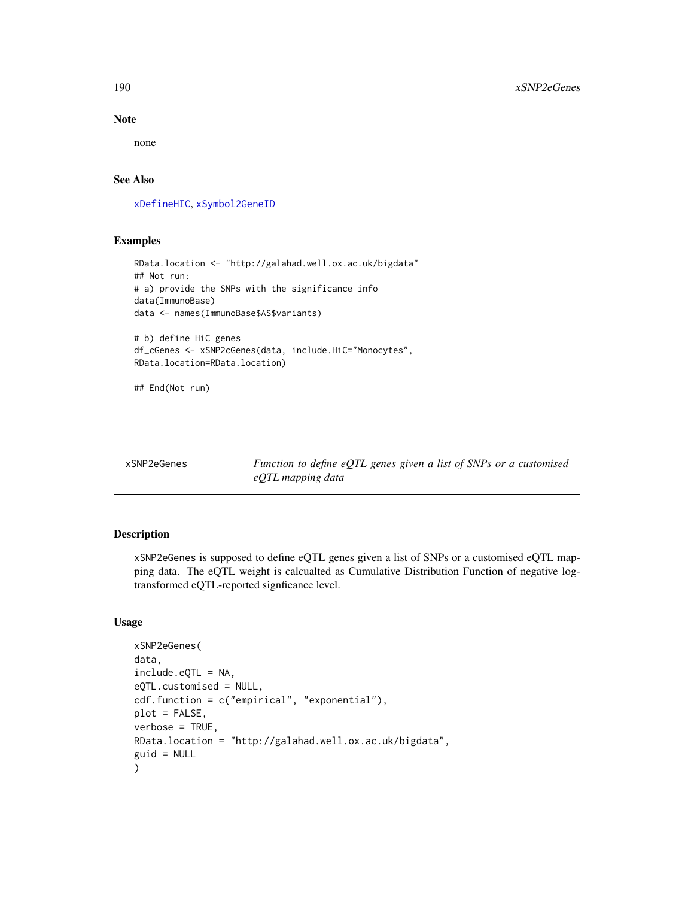## Note

none

## See Also

xDefineHIC, xSymbol2GeneID

## Examples

```
RData.location <- "http://galahad.well.ox.ac.uk/bigdata"
## Not run:
# a) provide the SNPs with the significance info
data(ImmunoBase)
data <- names(ImmunoBase$AS$variants)

# b) define HiC genes
df_cGenes <- xSNP2cGenes(data, include.HiC="Monocytes",
RData.location=RData.location)

## End(Not run)
```

---

# xSNP2eGenes — *Function to define eQTL genes given a list of SNPs or a customised eQTL mapping data*

## Description

xSNP2eGenes is supposed to define eQTL genes given a list of SNPs or a customised eQTL mapping data. The eQTL weight is calcualted as Cumulative Distribution Function of negative log-transformed eQTL-reported signficance level.

## Usage

```
xSNP2eGenes(
data,
include.eQTL = NA,
eQTL.customised = NULL,
cdf.function = c("empirical", "exponential"),
plot = FALSE,
verbose = TRUE,
RData.location = "http://galahad.well.ox.ac.uk/bigdata",
guid = NULL
)
```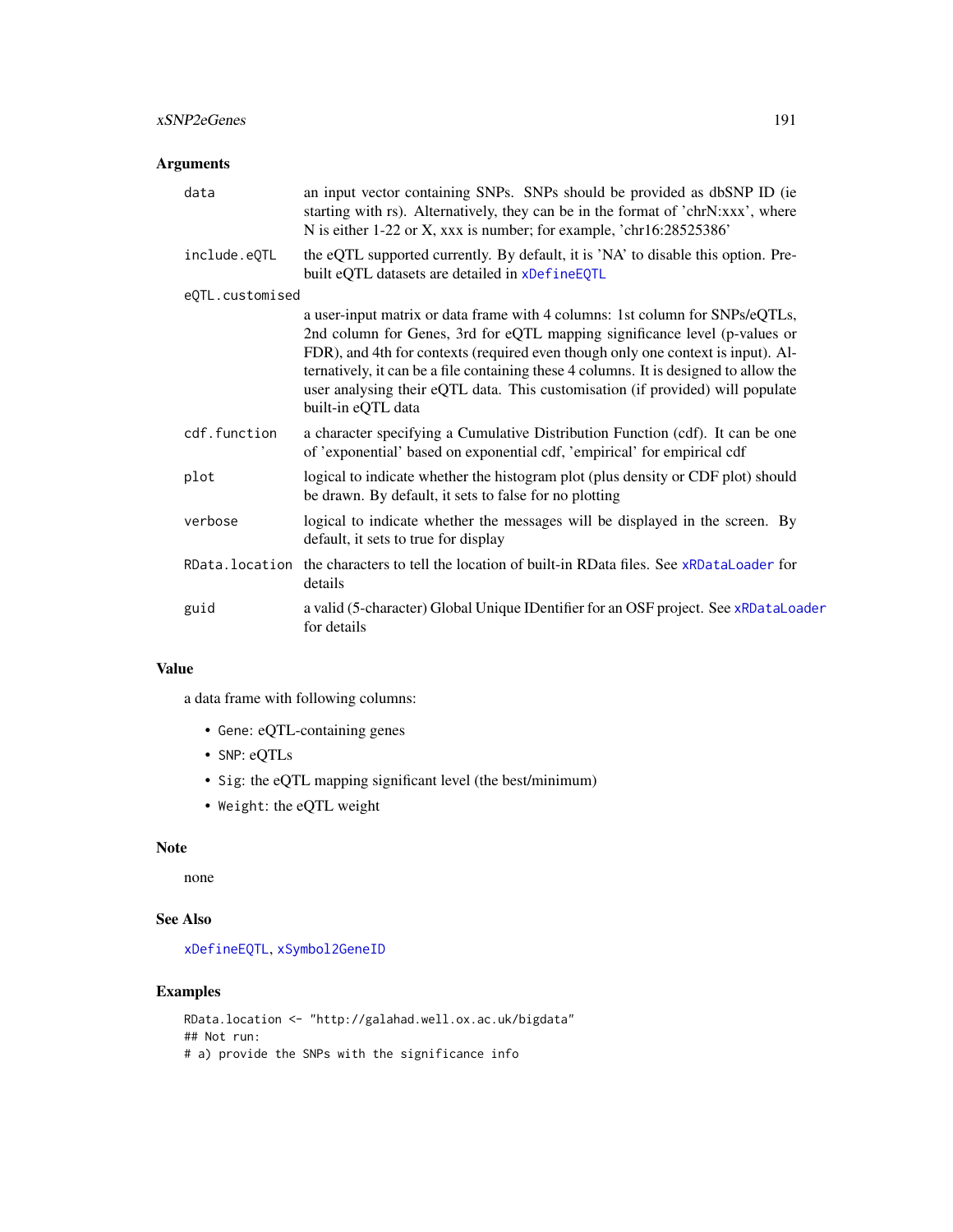## Arguments

**data** an input vector containing SNPs. SNPs should be provided as dbSNP ID (ie starting with rs). Alternatively, they can be in the format of 'chrN:xxx', where N is either 1-22 or X, xxx is number; for example, 'chr16:28525386'

**include.eQTL** the eQTL supported currently. By default, it is 'NA' to disable this option. Pre-built eQTL datasets are detailed in `xDefineEQTL`

**eQTL.customised** a user-input matrix or data frame with 4 columns: 1st column for SNPs/eQTLs, 2nd column for Genes, 3rd for eQTL mapping significance level (p-values or FDR), and 4th for contexts (required even though only one context is input). Alternatively, it can be a file containing these 4 columns. It is designed to allow the user analysing their eQTL data. This customisation (if provided) will populate built-in eQTL data

**cdf.function** a character specifying a Cumulative Distribution Function (cdf). It can be one of 'exponential' based on exponential cdf, 'empirical' for empirical cdf

**plot** logical to indicate whether the histogram plot (plus density or CDF plot) should be drawn. By default, it sets to false for no plotting

**verbose** logical to indicate whether the messages will be displayed in the screen. By default, it sets to true for display

**RData.location** the characters to tell the location of built-in RData files. See `xRDataLoader` for details

**guid** a valid (5-character) Global Unique IDentifier for an OSF project. See `xRDataLoader` for details

## Value

a data frame with following columns:

- `Gene`: eQTL-containing genes
- `SNP`: eQTLs
- `Sig`: the eQTL mapping significant level (the best/minimum)
- `Weight`: the eQTL weight

## Note

none

## See Also

`xDefineEQTL`, `xSymbol2GeneID`

## Examples

```
RData.location <- "http://galahad.well.ox.ac.uk/bigdata"
## Not run:
# a) provide the SNPs with the significance info
```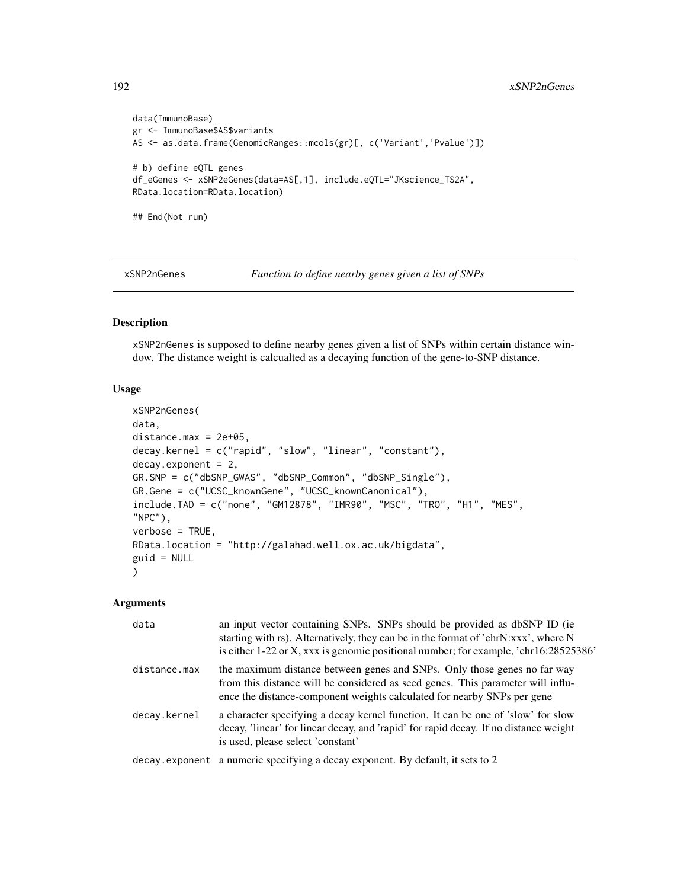```
data(ImmunoBase)
gr <- ImmunoBase$AS$variants
AS <- as.data.frame(GenomicRanges::mcols(gr)[, c('Variant','Pvalue')])

# b) define eQTL genes
df_eGenes <- xSNP2eGenes(data=AS[,1], include.eQTL="JKscience_TS2A",
RData.location=RData.location)

## End(Not run)
```

---

## xSNP2nGenes — *Function to define nearby genes given a list of SNPs*

---

### Description

xSNP2nGenes is supposed to define nearby genes given a list of SNPs within certain distance window. The distance weight is calcualted as a decaying function of the gene-to-SNP distance.

### Usage

```
xSNP2nGenes(
data,
distance.max = 2e+05,
decay.kernel = c("rapid", "slow", "linear", "constant"),
decay.exponent = 2,
GR.SNP = c("dbSNP_GWAS", "dbSNP_Common", "dbSNP_Single"),
GR.Gene = c("UCSC_knownGene", "UCSC_knownCanonical"),
include.TAD = c("none", "GM12878", "IMR90", "MSC", "TRO", "H1", "MES",
"NPC"),
verbose = TRUE,
RData.location = "http://galahad.well.ox.ac.uk/bigdata",
guid = NULL
)
```

### Arguments

| | |
|---|---|
| data | an input vector containing SNPs. SNPs should be provided as dbSNP ID (ie starting with rs). Alternatively, they can be in the format of 'chrN:xxx', where N is either 1-22 or X, xxx is genomic positional number; for example, 'chr16:28525386' |
| distance.max | the maximum distance between genes and SNPs. Only those genes no far way from this distance will be considered as seed genes. This parameter will influence the distance-component weights calculated for nearby SNPs per gene |
| decay.kernel | a character specifying a decay kernel function. It can be one of 'slow' for slow decay, 'linear' for linear decay, and 'rapid' for rapid decay. If no distance weight is used, please select 'constant' |
| decay.exponent | a numeric specifying a decay exponent. By default, it sets to 2 |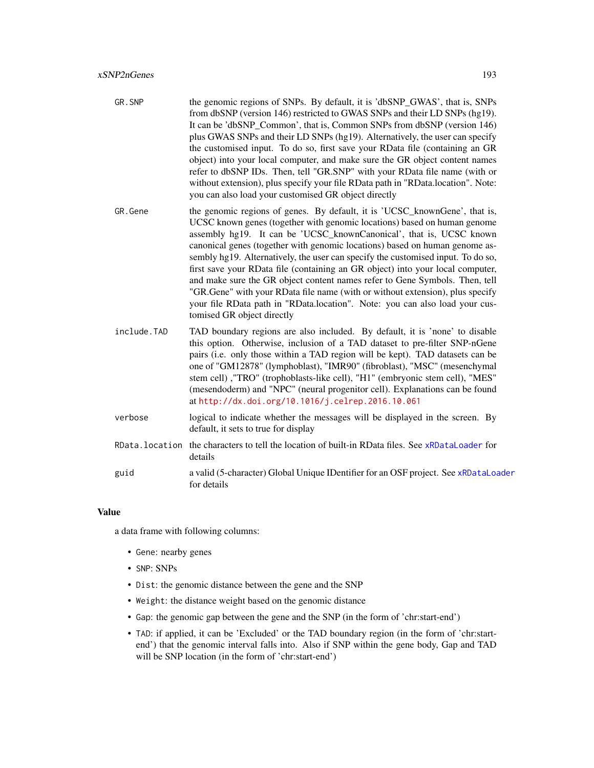| | |
|---|---|
| GR.SNP | the genomic regions of SNPs. By default, it is 'dbSNP_GWAS', that is, SNPs from dbSNP (version 146) restricted to GWAS SNPs and their LD SNPs (hg19). It can be 'dbSNP_Common', that is, Common SNPs from dbSNP (version 146) plus GWAS SNPs and their LD SNPs (hg19). Alternatively, the user can specify the customised input. To do so, first save your RData file (containing an GR object) into your local computer, and make sure the GR object content names refer to dbSNP IDs. Then, tell "GR.SNP" with your RData file name (with or without extension), plus specify your file RData path in "RData.location". Note: you can also load your customised GR object directly |
| GR.Gene | the genomic regions of genes. By default, it is 'UCSC_knownGene', that is, UCSC known genes (together with genomic locations) based on human genome assembly hg19. It can be 'UCSC_knownCanonical', that is, UCSC known canonical genes (together with genomic locations) based on human genome assembly hg19. Alternatively, the user can specify the customised input. To do so, first save your RData file (containing an GR object) into your local computer, and make sure the GR object content names refer to Gene Symbols. Then, tell "GR.Gene" with your RData file name (with or without extension), plus specify your file RData path in "RData.location". Note: you can also load your customised GR object directly |
| include.TAD | TAD boundary regions are also included. By default, it is 'none' to disable this option. Otherwise, inclusion of a TAD dataset to pre-filter SNP-nGene pairs (i.e. only those within a TAD region will be kept). TAD datasets can be one of "GM12878" (lymphoblast), "IMR90" (fibroblast), "MSC" (mesenchymal stem cell) ,"TRO" (trophoblasts-like cell), "H1" (embryonic stem cell), "MES" (mesendoderm) and "NPC" (neural progenitor cell). Explanations can be found at http://dx.doi.org/10.1016/j.celrep.2016.10.061 |
| verbose | logical to indicate whether the messages will be displayed in the screen. By default, it sets to true for display |
| RData.location | the characters to tell the location of built-in RData files. See xRDataLoader for details |
| guid | a valid (5-character) Global Unique IDentifier for an OSF project. See xRDataLoader for details |

## Value

a data frame with following columns:

- Gene: nearby genes
- SNP: SNPs
- Dist: the genomic distance between the gene and the SNP
- Weight: the distance weight based on the genomic distance
- Gap: the genomic gap between the gene and the SNP (in the form of 'chr:start-end')
- TAD: if applied, it can be 'Excluded' or the TAD boundary region (in the form of 'chr:start-end') that the genomic interval falls into. Also if SNP within the gene body, Gap and TAD will be SNP location (in the form of 'chr:start-end')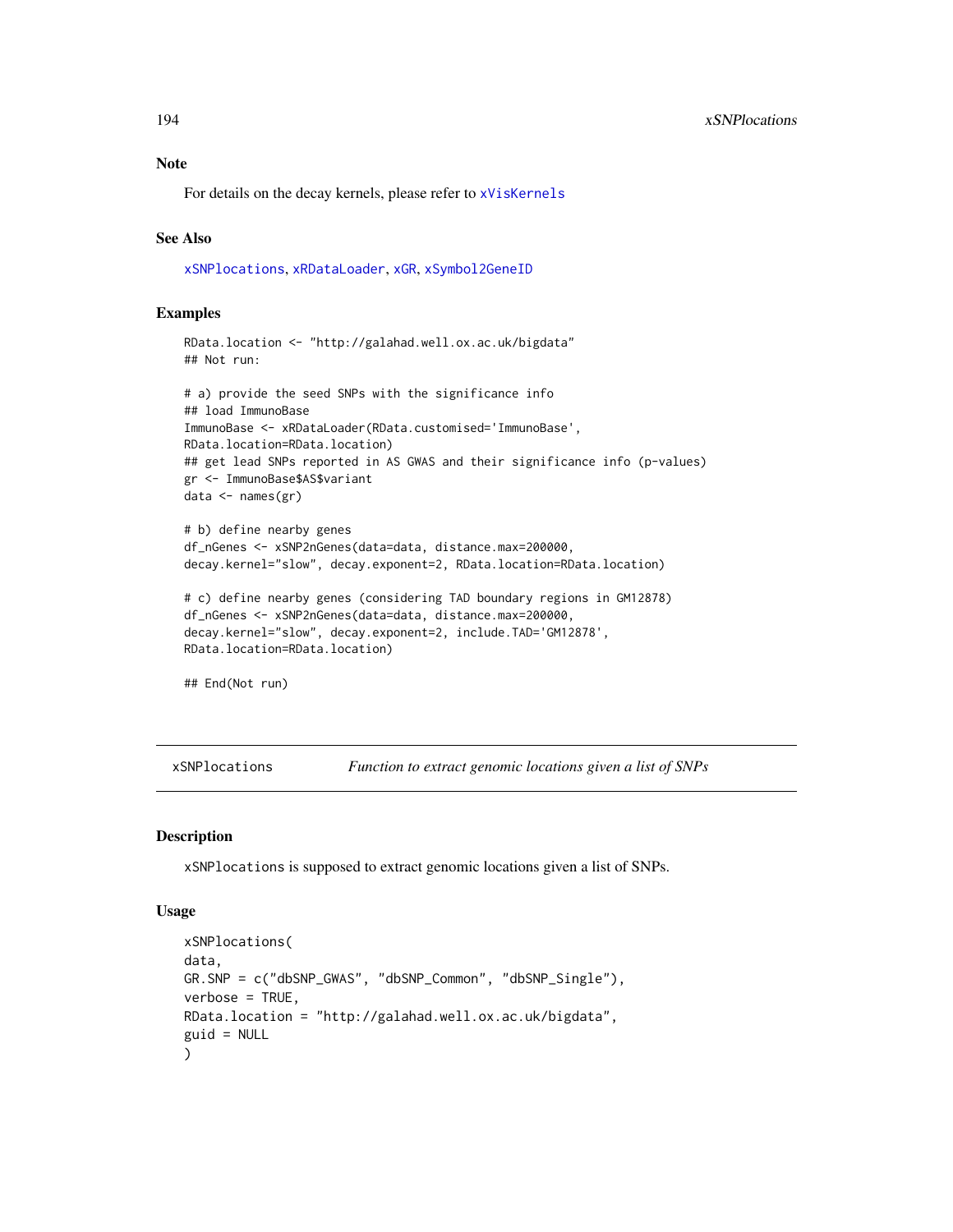## Note

For details on the decay kernels, please refer to `xVisKernels`

## See Also

`xSNPlocations`, `xRDataLoader`, `xGR`, `xSymbol2GeneID`

## Examples

```
RData.location <- "http://galahad.well.ox.ac.uk/bigdata"
## Not run:

# a) provide the seed SNPs with the significance info
## load ImmunoBase
ImmunoBase <- xRDataLoader(RData.customised='ImmunoBase',
RData.location=RData.location)
## get lead SNPs reported in AS GWAS and their significance info (p-values)
gr <- ImmunoBase$AS$variant
data <- names(gr)

# b) define nearby genes
df_nGenes <- xSNP2nGenes(data=data, distance.max=200000,
decay.kernel="slow", decay.exponent=2, RData.location=RData.location)

# c) define nearby genes (considering TAD boundary regions in GM12878)
df_nGenes <- xSNP2nGenes(data=data, distance.max=200000,
decay.kernel="slow", decay.exponent=2, include.TAD='GM12878',
RData.location=RData.location)

## End(Not run)
```

---

# xSNPlocations — *Function to extract genomic locations given a list of SNPs*

## Description

`xSNPlocations` is supposed to extract genomic locations given a list of SNPs.

## Usage

```
xSNPlocations(
data,
GR.SNP = c("dbSNP_GWAS", "dbSNP_Common", "dbSNP_Single"),
verbose = TRUE,
RData.location = "http://galahad.well.ox.ac.uk/bigdata",
guid = NULL
)
```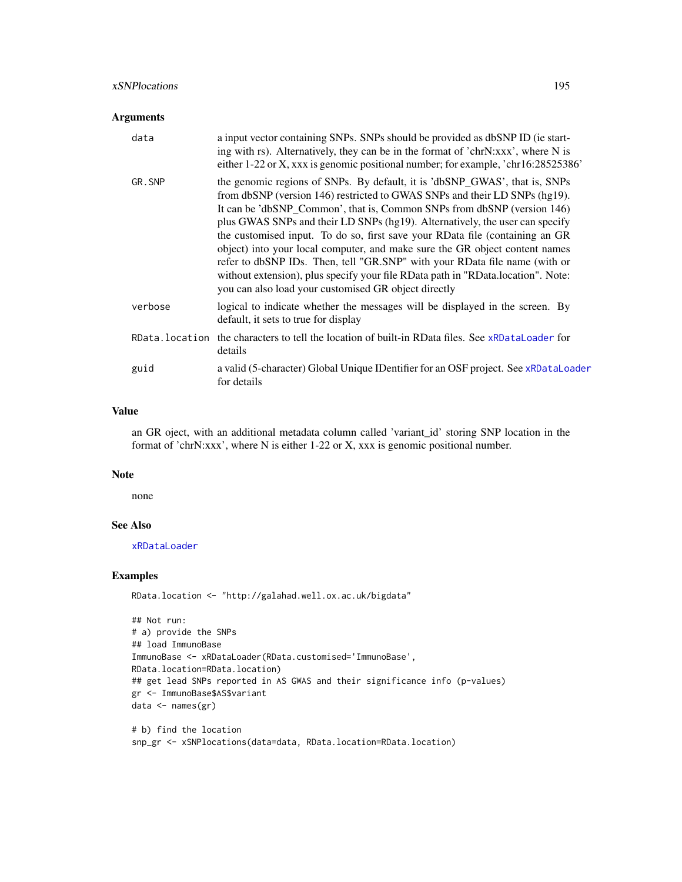## Arguments

| | |
|---|---|
| data | a input vector containing SNPs. SNPs should be provided as dbSNP ID (ie starting with rs). Alternatively, they can be in the format of 'chrN:xxx', where N is either 1-22 or X, xxx is genomic positional number; for example, 'chr16:28525386' |
| GR.SNP | the genomic regions of SNPs. By default, it is 'dbSNP_GWAS', that is, SNPs from dbSNP (version 146) restricted to GWAS SNPs and their LD SNPs (hg19). It can be 'dbSNP_Common', that is, Common SNPs from dbSNP (version 146) plus GWAS SNPs and their LD SNPs (hg19). Alternatively, the user can specify the customised input. To do so, first save your RData file (containing an GR object) into your local computer, and make sure the GR object content names refer to dbSNP IDs. Then, tell "GR.SNP" with your RData file name (with or without extension), plus specify your file RData path in "RData.location". Note: you can also load your customised GR object directly |
| verbose | logical to indicate whether the messages will be displayed in the screen. By default, it sets to true for display |
| RData.location | the characters to tell the location of built-in RData files. See xRDataLoader for details |
| guid | a valid (5-character) Global Unique IDentifier for an OSF project. See xRDataLoader for details |

## Value

an GR oject, with an additional metadata column called 'variant_id' storing SNP location in the format of 'chrN:xxx', where N is either 1-22 or X, xxx is genomic positional number.

## Note

none

## See Also

xRDataLoader

## Examples

```
RData.location <- "http://galahad.well.ox.ac.uk/bigdata"

## Not run:
# a) provide the SNPs
## load ImmunoBase
ImmunoBase <- xRDataLoader(RData.customised='ImmunoBase',
RData.location=RData.location)
## get lead SNPs reported in AS GWAS and their significance info (p-values)
gr <- ImmunoBase$AS$variant
data <- names(gr)

# b) find the location
snp_gr <- xSNPlocations(data=data, RData.location=RData.location)
```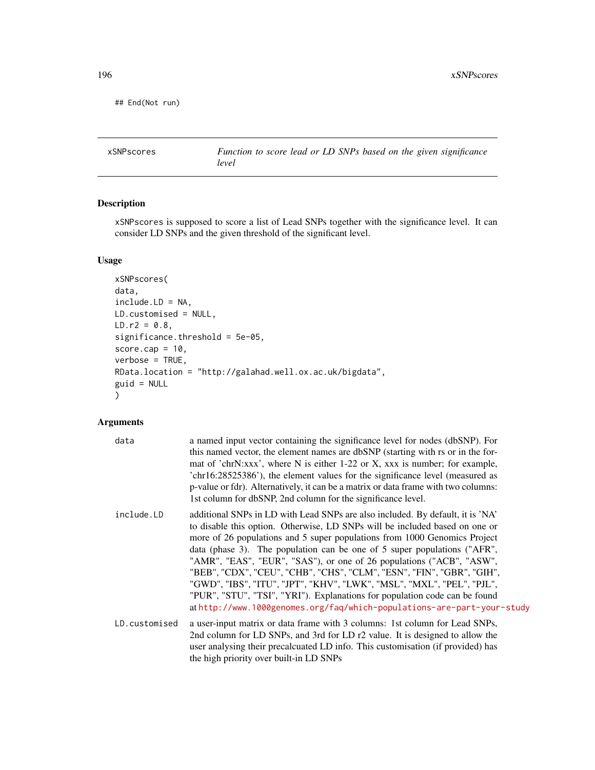```
## End(Not run)
```

## xSNPscores — *Function to score lead or LD SNPs based on the given significance level*

### Description

xSNPscores is supposed to score a list of Lead SNPs together with the significance level. It can consider LD SNPs and the given threshold of the significant level.

### Usage

```
xSNPscores(
data,
include.LD = NA,
LD.customised = NULL,
LD.r2 = 0.8,
significance.threshold = 5e-05,
score.cap = 10,
verbose = TRUE,
RData.location = "http://galahad.well.ox.ac.uk/bigdata",
guid = NULL
)
```

### Arguments

| | |
|---|---|
| data | a named input vector containing the significance level for nodes (dbSNP). For this named vector, the element names are dbSNP (starting with rs or in the format of 'chrN:xxx', where N is either 1-22 or X, xxx is number; for example, 'chr16:28525386'), the element values for the significance level (measured as p-value or fdr). Alternatively, it can be a matrix or data frame with two columns: 1st column for dbSNP, 2nd column for the significance level. |
| include.LD | additional SNPs in LD with Lead SNPs are also included. By default, it is 'NA' to disable this option. Otherwise, LD SNPs will be included based on one or more of 26 populations and 5 super populations from 1000 Genomics Project data (phase 3). The population can be one of 5 super populations ("AFR", "AMR", "EAS", "EUR", "SAS"), or one of 26 populations ("ACB", "ASW", "BEB", "CDX", "CEU", "CHB", "CHS", "CLM", "ESN", "FIN", "GBR", "GIH", "GWD", "IBS", "ITU", "JPT", "KHV", "LWK", "MSL", "MXL", "PEL", "PJL", "PUR", "STU", "TSI", "YRI"). Explanations for population code can be found at http://www.1000genomes.org/faq/which-populations-are-part-your-study |
| LD.customised | a user-input matrix or data frame with 3 columns: 1st column for Lead SNPs, 2nd column for LD SNPs, and 3rd for LD r2 value. It is designed to allow the user analysing their precalcuated LD info. This customisation (if provided) has the high priority over built-in LD SNPs |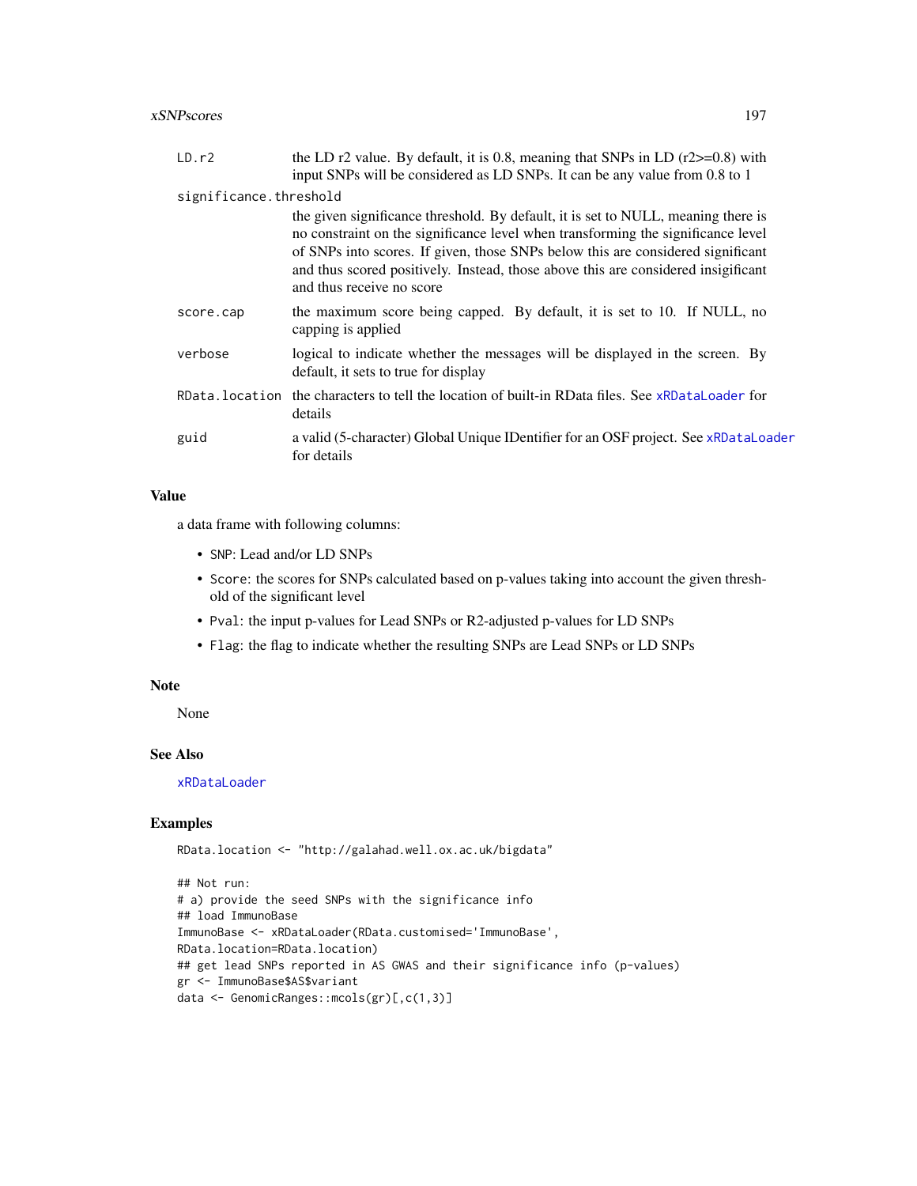| | |
|---|---|
| LD.r2 | the LD r2 value. By default, it is 0.8, meaning that SNPs in LD (r2>=0.8) with input SNPs will be considered as LD SNPs. It can be any value from 0.8 to 1 |
| significance.threshold | the given significance threshold. By default, it is set to NULL, meaning there is no constraint on the significance level when transforming the significance level of SNPs into scores. If given, those SNPs below this are considered significant and thus scored positively. Instead, those above this are considered insigificant and thus receive no score |
| score.cap | the maximum score being capped. By default, it is set to 10. If NULL, no capping is applied |
| verbose | logical to indicate whether the messages will be displayed in the screen. By default, it sets to true for display |
| RData.location | the characters to tell the location of built-in RData files. See xRDataLoader for details |
| guid | a valid (5-character) Global Unique IDentifier for an OSF project. See xRDataLoader for details |

## Value

a data frame with following columns:

- SNP: Lead and/or LD SNPs
- Score: the scores for SNPs calculated based on p-values taking into account the given threshold of the significant level
- Pval: the input p-values for Lead SNPs or R2-adjusted p-values for LD SNPs
- Flag: the flag to indicate whether the resulting SNPs are Lead SNPs or LD SNPs

## Note

None

## See Also

xRDataLoader

## Examples

```
RData.location <- "http://galahad.well.ox.ac.uk/bigdata"

## Not run:
# a) provide the seed SNPs with the significance info
## load ImmunoBase
ImmunoBase <- xRDataLoader(RData.customised='ImmunoBase',
RData.location=RData.location)
## get lead SNPs reported in AS GWAS and their significance info (p-values)
gr <- ImmunoBase$AS$variant
data <- GenomicRanges::mcols(gr)[,c(1,3)]
```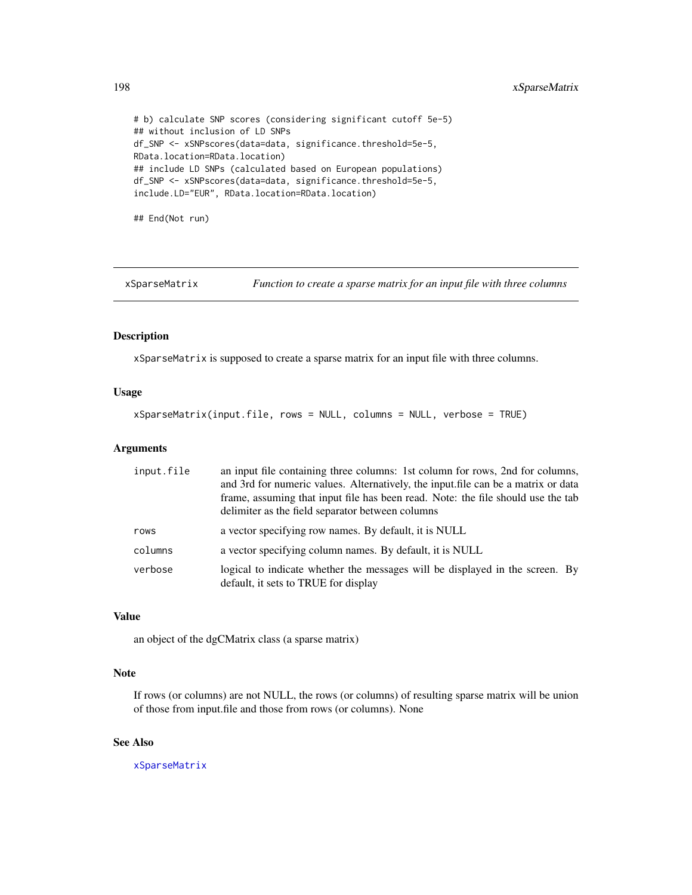```
# b) calculate SNP scores (considering significant cutoff 5e-5)
## without inclusion of LD SNPs
df_SNP <- xSNPscores(data=data, significance.threshold=5e-5,
RData.location=RData.location)
## include LD SNPs (calculated based on European populations)
df_SNP <- xSNPscores(data=data, significance.threshold=5e-5,
include.LD="EUR", RData.location=RData.location)

## End(Not run)
```

---

## xSparseMatrix — *Function to create a sparse matrix for an input file with three columns*

### Description

xSparseMatrix is supposed to create a sparse matrix for an input file with three columns.

### Usage

```
xSparseMatrix(input.file, rows = NULL, columns = NULL, verbose = TRUE)
```

### Arguments

| | |
|---|---|
| input.file | an input file containing three columns: 1st column for rows, 2nd for columns, and 3rd for numeric values. Alternatively, the input.file can be a matrix or data frame, assuming that input file has been read. Note: the file should use the tab delimiter as the field separator between columns |
| rows | a vector specifying row names. By default, it is NULL |
| columns | a vector specifying column names. By default, it is NULL |
| verbose | logical to indicate whether the messages will be displayed in the screen. By default, it sets to TRUE for display |

### Value

an object of the dgCMatrix class (a sparse matrix)

### Note

If rows (or columns) are not NULL, the rows (or columns) of resulting sparse matrix will be union of those from input.file and those from rows (or columns). None

### See Also

xSparseMatrix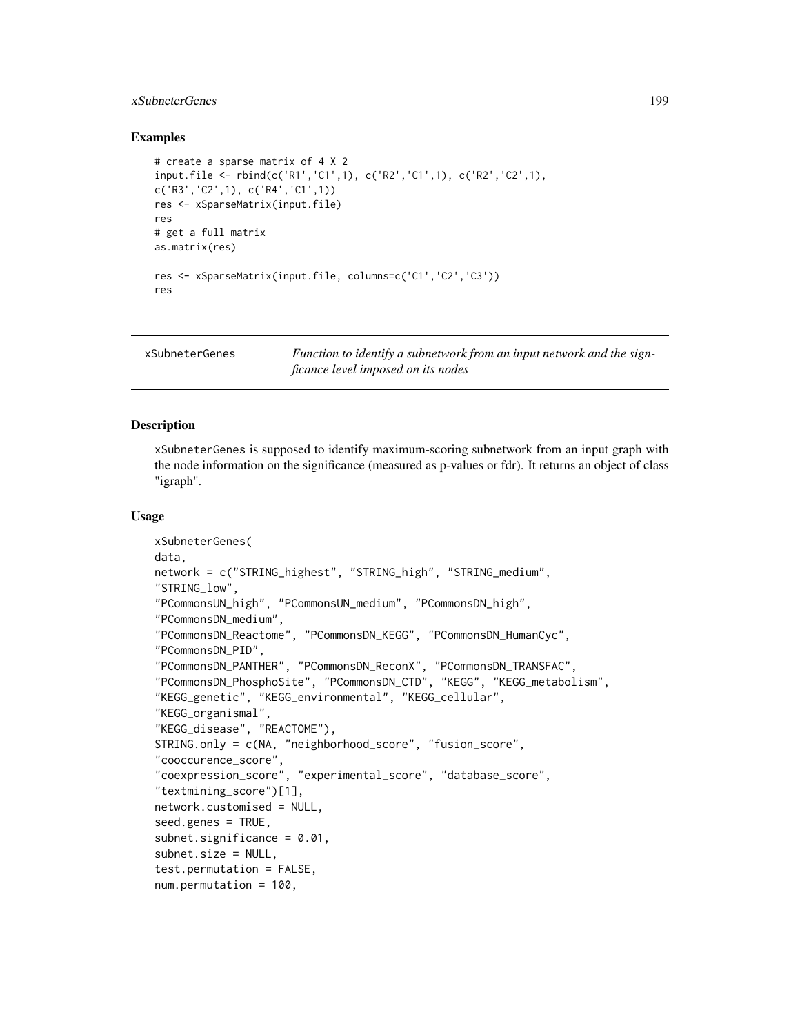## Examples

```
# create a sparse matrix of 4 X 2
input.file <- rbind(c('R1','C1',1), c('R2','C1',1), c('R2','C2',1),
c('R3','C2',1), c('R4','C1',1))
res <- xSparseMatrix(input.file)
res
# get a full matrix
as.matrix(res)

res <- xSparseMatrix(input.file, columns=c('C1','C2','C3'))
res
```

---

# xSubneterGenes

*Function to identify a subnetwork from an input network and the signficance level imposed on its nodes*

---

## Description

xSubneterGenes is supposed to identify maximum-scoring subnetwork from an input graph with the node information on the significance (measured as p-values or fdr). It returns an object of class "igraph".

## Usage

```
xSubneterGenes(
data,
network = c("STRING_highest", "STRING_high", "STRING_medium",
"STRING_low",
"PCommonsUN_high", "PCommonsUN_medium", "PCommonsDN_high",
"PCommonsDN_medium",
"PCommonsDN_Reactome", "PCommonsDN_KEGG", "PCommonsDN_HumanCyc",
"PCommonsDN_PID",
"PCommonsDN_PANTHER", "PCommonsDN_ReconX", "PCommonsDN_TRANSFAC",
"PCommonsDN_PhosphoSite", "PCommonsDN_CTD", "KEGG", "KEGG_metabolism",
"KEGG_genetic", "KEGG_environmental", "KEGG_cellular",
"KEGG_organismal",
"KEGG_disease", "REACTOME"),
STRING.only = c(NA, "neighborhood_score", "fusion_score",
"cooccurence_score",
"coexpression_score", "experimental_score", "database_score",
"textmining_score")[1],
network.customised = NULL,
seed.genes = TRUE,
subnet.significance = 0.01,
subnet.size = NULL,
test.permutation = FALSE,
num.permutation = 100,
```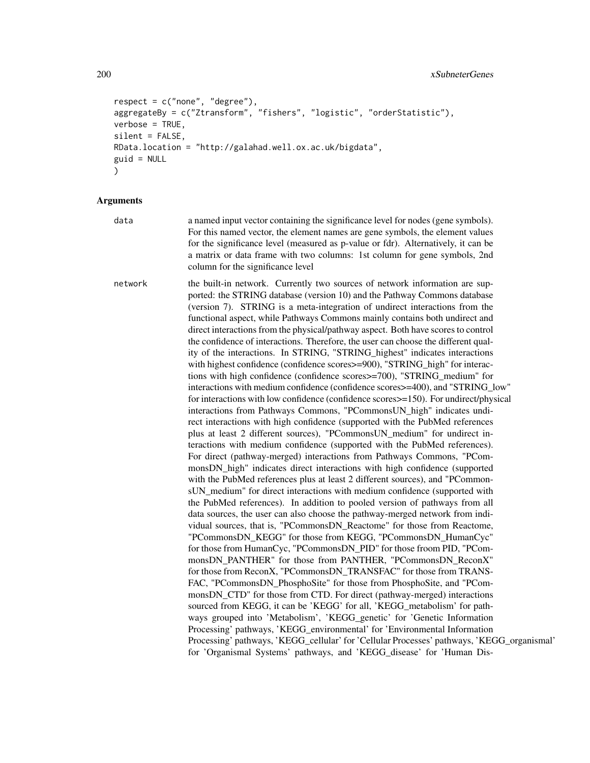```
respect = c("none", "degree"),
aggregateBy = c("Ztransform", "fishers", "logistic", "orderStatistic"),
verbose = TRUE,
silent = FALSE,
RData.location = "http://galahad.well.ox.ac.uk/bigdata",
guid = NULL
)
```

## Arguments

data
: a named input vector containing the significance level for nodes (gene symbols). For this named vector, the element names are gene symbols, the element values for the significance level (measured as p-value or fdr). Alternatively, it can be a matrix or data frame with two columns: 1st column for gene symbols, 2nd column for the significance level

network
: the built-in network. Currently two sources of network information are supported: the STRING database (version 10) and the Pathway Commons database (version 7). STRING is a meta-integration of undirect interactions from the functional aspect, while Pathways Commons mainly contains both undirect and direct interactions from the physical/pathway aspect. Both have scores to control the confidence of interactions. Therefore, the user can choose the different quality of the interactions. In STRING, "STRING_highest" indicates interactions with highest confidence (confidence scores>=900), "STRING_high" for interactions with high confidence (confidence scores>=700), "STRING_medium" for interactions with medium confidence (confidence scores>=400), and "STRING_low" for interactions with low confidence (confidence scores>=150). For undirect/physical interactions from Pathways Commons, "PCommonsUN_high" indicates undirect interactions with high confidence (supported with the PubMed references plus at least 2 different sources), "PCommonsUN_medium" for undirect interactions with medium confidence (supported with the PubMed references). For direct (pathway-merged) interactions from Pathways Commons, "PCommonsDN_high" indicates direct interactions with high confidence (supported with the PubMed references plus at least 2 different sources), and "PCommonsUN_medium" for direct interactions with medium confidence (supported with the PubMed references). In addition to pooled version of pathways from all data sources, the user can also choose the pathway-merged network from individual sources, that is, "PCommonsDN_Reactome" for those from Reactome, "PCommonsDN_KEGG" for those from KEGG, "PCommonsDN_HumanCyc" for those from HumanCyc, "PCommonsDN_PID" for those froom PID, "PCommonsDN_PANTHER" for those from PANTHER, "PCommonsDN_ReconX" for those from ReconX, "PCommonsDN_TRANSFAC" for those from TRANSFAC, "PCommonsDN_PhosphoSite" for those from PhosphoSite, and "PCommonsDN_CTD" for those from CTD. For direct (pathway-merged) interactions sourced from KEGG, it can be 'KEGG' for all, 'KEGG_metabolism' for pathways grouped into 'Metabolism', 'KEGG_genetic' for 'Genetic Information Processing' pathways, 'KEGG_environmental' for 'Environmental Information Processing' pathways, 'KEGG_cellular' for 'Cellular Processes' pathways, 'KEGG_organismal' for 'Organismal Systems' pathways, and 'KEGG_disease' for 'Human Dis-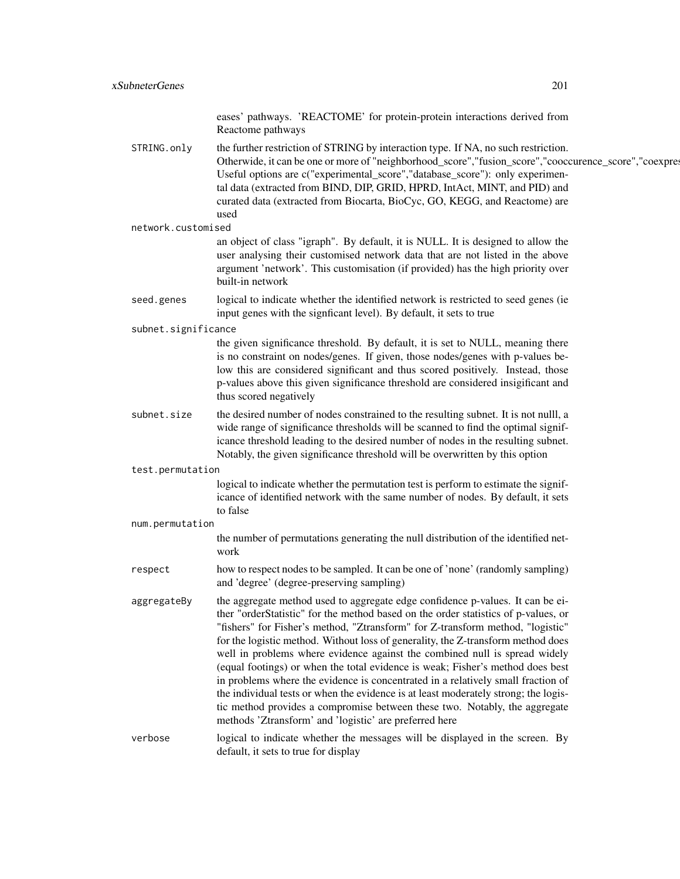eases' pathways. 'REACTOME' for protein-protein interactions derived from Reactome pathways

STRING.only
: the further restriction of STRING by interaction type. If NA, no such restriction. Otherwide, it can be one or more of "neighborhood_score","fusion_score","cooccurence_score","coexpres Useful options are c("experimental_score","database_score"): only experimental data (extracted from BIND, DIP, GRID, HPRD, IntAct, MINT, and PID) and curated data (extracted from Biocarta, BioCyc, GO, KEGG, and Reactome) are used

network.customised
: an object of class "igraph". By default, it is NULL. It is designed to allow the user analysing their customised network data that are not listed in the above argument 'network'. This customisation (if provided) has the high priority over built-in network

seed.genes
: logical to indicate whether the identified network is restricted to seed genes (ie input genes with the signficant level). By default, it sets to true

subnet.significance
: the given significance threshold. By default, it is set to NULL, meaning there is no constraint on nodes/genes. If given, those nodes/genes with p-values below this are considered significant and thus scored positively. Instead, those p-values above this given significance threshold are considered insigificant and thus scored negatively

subnet.size
: the desired number of nodes constrained to the resulting subnet. It is not nulll, a wide range of significance thresholds will be scanned to find the optimal significance threshold leading to the desired number of nodes in the resulting subnet. Notably, the given significance threshold will be overwritten by this option

test.permutation
: logical to indicate whether the permutation test is perform to estimate the significance of identified network with the same number of nodes. By default, it sets to false

num.permutation
: the number of permutations generating the null distribution of the identified network

respect
: how to respect nodes to be sampled. It can be one of 'none' (randomly sampling) and 'degree' (degree-preserving sampling)

aggregateBy
: the aggregate method used to aggregate edge confidence p-values. It can be either "orderStatistic" for the method based on the order statistics of p-values, or "fishers" for Fisher's method, "Ztransform" for Z-transform method, "logistic" for the logistic method. Without loss of generality, the Z-transform method does well in problems where evidence against the combined null is spread widely (equal footings) or when the total evidence is weak; Fisher's method does best in problems where the evidence is concentrated in a relatively small fraction of the individual tests or when the evidence is at least moderately strong; the logistic method provides a compromise between these two. Notably, the aggregate methods 'Ztransform' and 'logistic' are preferred here

verbose
: logical to indicate whether the messages will be displayed in the screen. By default, it sets to true for display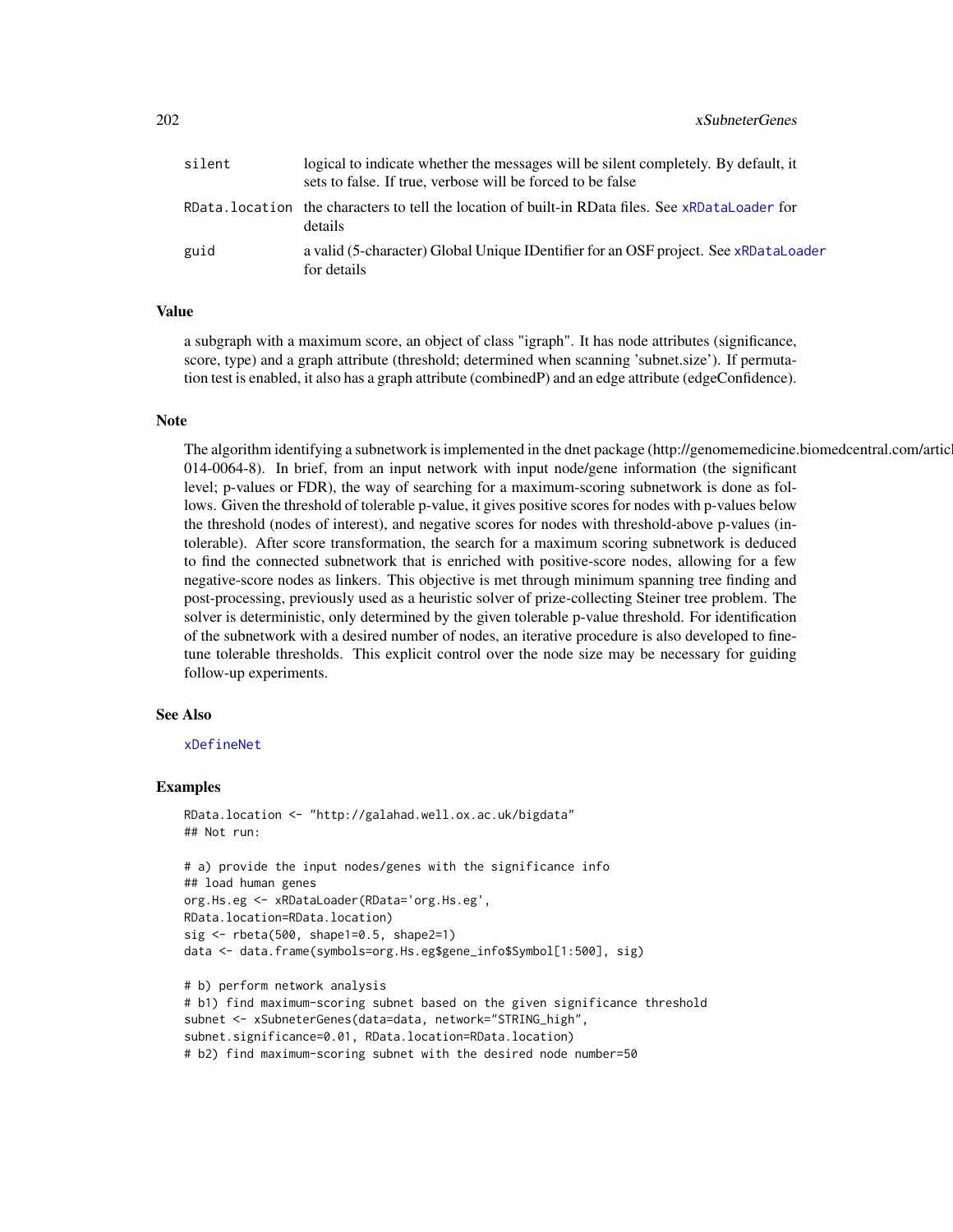| | |
|---|---|
| silent | logical to indicate whether the messages will be silent completely. By default, it sets to false. If true, verbose will be forced to be false |
| RData.location | the characters to tell the location of built-in RData files. See xRDataLoader for details |
| guid | a valid (5-character) Global Unique IDentifier for an OSF project. See xRDataLoader for details |

## Value

a subgraph with a maximum score, an object of class "igraph". It has node attributes (significance, score, type) and a graph attribute (threshold; determined when scanning 'subnet.size'). If permutation test is enabled, it also has a graph attribute (combinedP) and an edge attribute (edgeConfidence).

## Note

The algorithm identifying a subnetwork is implemented in the dnet package (http://genomemedicine.biomedcentral.com/articl 014-0064-8). In brief, from an input network with input node/gene information (the significant level; p-values or FDR), the way of searching for a maximum-scoring subnetwork is done as follows. Given the threshold of tolerable p-value, it gives positive scores for nodes with p-values below the threshold (nodes of interest), and negative scores for nodes with threshold-above p-values (intolerable). After score transformation, the search for a maximum scoring subnetwork is deduced to find the connected subnetwork that is enriched with positive-score nodes, allowing for a few negative-score nodes as linkers. This objective is met through minimum spanning tree finding and post-processing, previously used as a heuristic solver of prize-collecting Steiner tree problem. The solver is deterministic, only determined by the given tolerable p-value threshold. For identification of the subnetwork with a desired number of nodes, an iterative procedure is also developed to fine-tune tolerable thresholds. This explicit control over the node size may be necessary for guiding follow-up experiments.

## See Also

xDefineNet

## Examples

```
RData.location <- "http://galahad.well.ox.ac.uk/bigdata"
## Not run:

# a) provide the input nodes/genes with the significance info
## load human genes
org.Hs.eg <- xRDataLoader(RData='org.Hs.eg',
RData.location=RData.location)
sig <- rbeta(500, shape1=0.5, shape2=1)
data <- data.frame(symbols=org.Hs.eg$gene_info$Symbol[1:500], sig)

# b) perform network analysis
# b1) find maximum-scoring subnet based on the given significance threshold
subnet <- xSubneterGenes(data=data, network="STRING_high",
subnet.significance=0.01, RData.location=RData.location)
# b2) find maximum-scoring subnet with the desired node number=50
```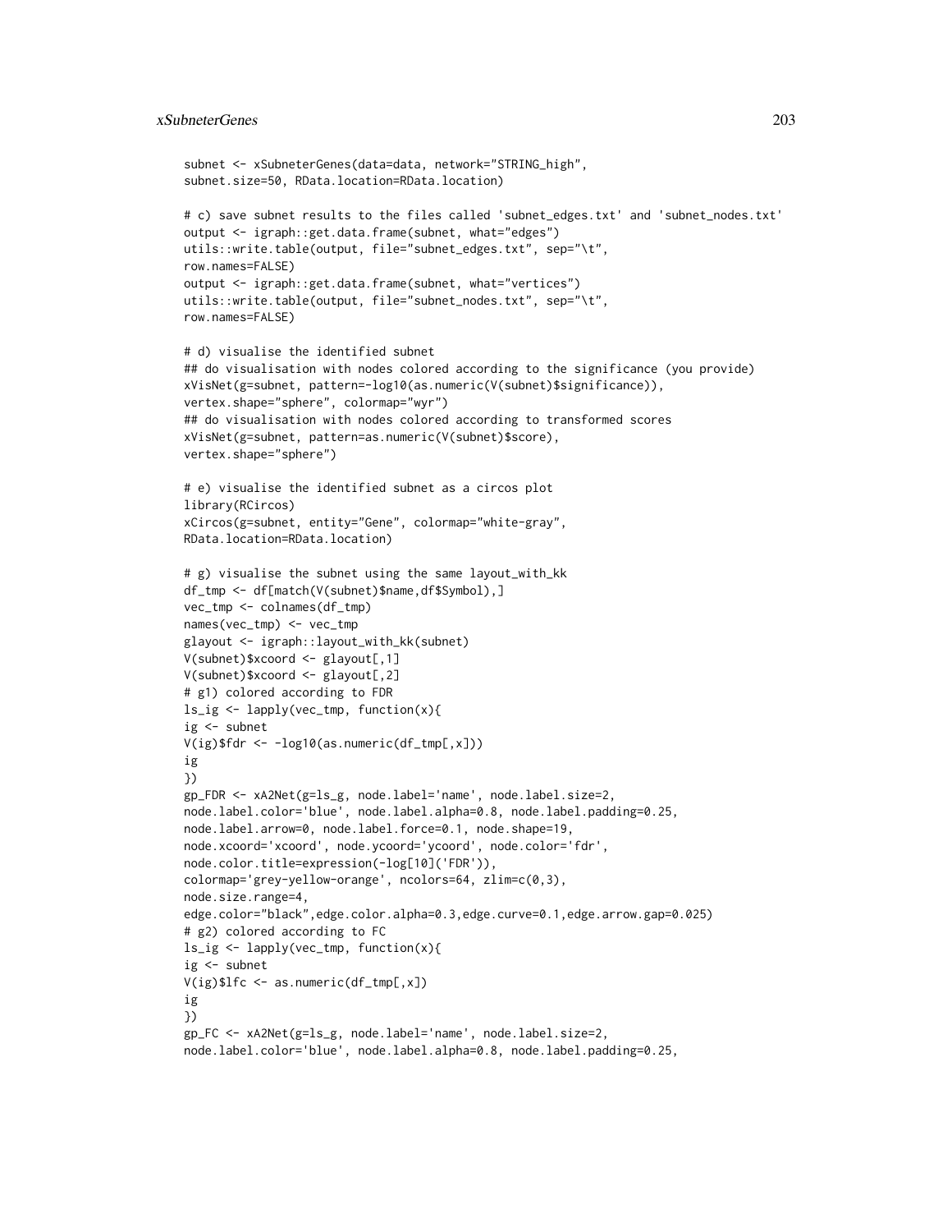```
subnet <- xSubneterGenes(data=data, network="STRING_high",
subnet.size=50, RData.location=RData.location)

# c) save subnet results to the files called 'subnet_edges.txt' and 'subnet_nodes.txt'
output <- igraph::get.data.frame(subnet, what="edges")
utils::write.table(output, file="subnet_edges.txt", sep="\t",
row.names=FALSE)
output <- igraph::get.data.frame(subnet, what="vertices")
utils::write.table(output, file="subnet_nodes.txt", sep="\t",
row.names=FALSE)

# d) visualise the identified subnet
## do visualisation with nodes colored according to the significance (you provide)
xVisNet(g=subnet, pattern=-log10(as.numeric(V(subnet)$significance)),
vertex.shape="sphere", colormap="wyr")
## do visualisation with nodes colored according to transformed scores
xVisNet(g=subnet, pattern=as.numeric(V(subnet)$score),
vertex.shape="sphere")

# e) visualise the identified subnet as a circos plot
library(RCircos)
xCircos(g=subnet, entity="Gene", colormap="white-gray",
RData.location=RData.location)

# g) visualise the subnet using the same layout_with_kk
df_tmp <- df[match(V(subnet)$name,df$Symbol),]
vec_tmp <- colnames(df_tmp)
names(vec_tmp) <- vec_tmp
glayout <- igraph::layout_with_kk(subnet)
V(subnet)$xcoord <- glayout[,1]
V(subnet)$xcoord <- glayout[,2]
# g1) colored according to FDR
ls_ig <- lapply(vec_tmp, function(x){
ig <- subnet
V(ig)$fdr <- -log10(as.numeric(df_tmp[,x]))
ig
})
gp_FDR <- xA2Net(g=ls_g, node.label='name', node.label.size=2,
node.label.color='blue', node.label.alpha=0.8, node.label.padding=0.25,
node.label.arrow=0, node.label.force=0.1, node.shape=19,
node.xcoord='xcoord', node.ycoord='ycoord', node.color='fdr',
node.color.title=expression(-log[10]('FDR')),
colormap='grey-yellow-orange', ncolors=64, zlim=c(0,3),
node.size.range=4,
edge.color="black",edge.color.alpha=0.3,edge.curve=0.1,edge.arrow.gap=0.025)
# g2) colored according to FC
ls_ig <- lapply(vec_tmp, function(x){
ig <- subnet
V(ig)$lfc <- as.numeric(df_tmp[,x])
ig
})
gp_FC <- xA2Net(g=ls_g, node.label='name', node.label.size=2,
node.label.color='blue', node.label.alpha=0.8, node.label.padding=0.25,
```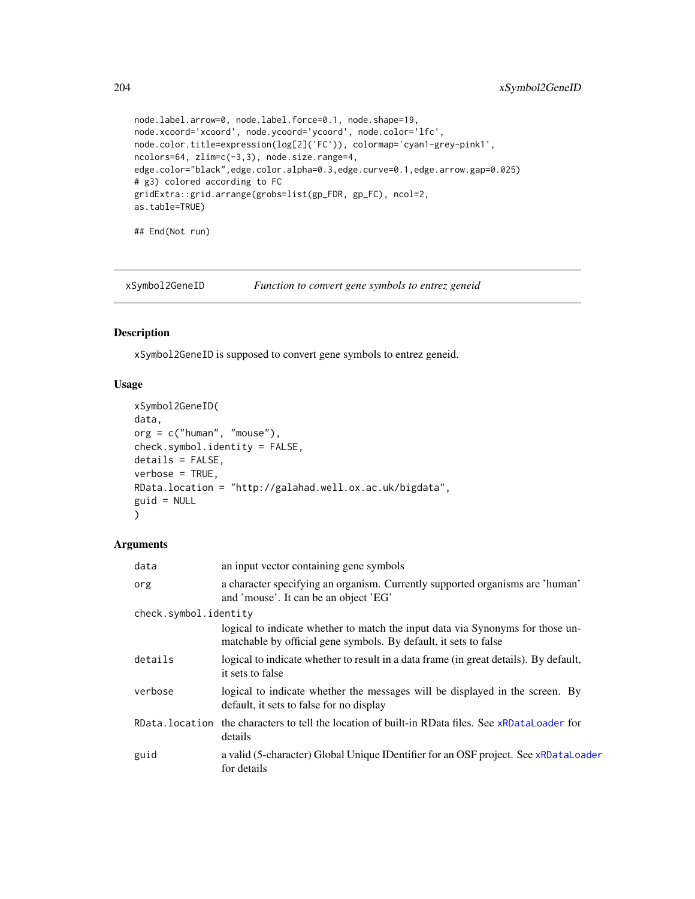```
node.label.arrow=0, node.label.force=0.1, node.shape=19,
node.xcoord='xcoord', node.ycoord='ycoord', node.color='lfc',
node.color.title=expression(log[2]('FC')), colormap='cyan1-grey-pink1',
ncolors=64, zlim=c(-3,3), node.size.range=4,
edge.color="black",edge.color.alpha=0.3,edge.curve=0.1,edge.arrow.gap=0.025)
# g3) colored according to FC
gridExtra::grid.arrange(grobs=list(gp_FDR, gp_FC), ncol=2,
as.table=TRUE)

## End(Not run)
```

## xSymbol2GeneID — *Function to convert gene symbols to entrez geneid*

### Description

`xSymbol2GeneID` is supposed to convert gene symbols to entrez geneid.

### Usage

```
xSymbol2GeneID(
data,
org = c("human", "mouse"),
check.symbol.identity = FALSE,
details = FALSE,
verbose = TRUE,
RData.location = "http://galahad.well.ox.ac.uk/bigdata",
guid = NULL
)
```

### Arguments

| | |
|---|---|
| `data` | an input vector containing gene symbols |
| `org` | a character specifying an organism. Currently supported organisms are 'human' and 'mouse'. It can be an object 'EG' |
| `check.symbol.identity` | logical to indicate whether to match the input data via Synonyms for those unmatchable by official gene symbols. By default, it sets to false |
| `details` | logical to indicate whether to result in a data frame (in great details). By default, it sets to false |
| `verbose` | logical to indicate whether the messages will be displayed in the screen. By default, it sets to false for no display |
| `RData.location` | the characters to tell the location of built-in RData files. See `xRDataLoader` for details |
| `guid` | a valid (5-character) Global Unique IDentifier for an OSF project. See `xRDataLoader` for details |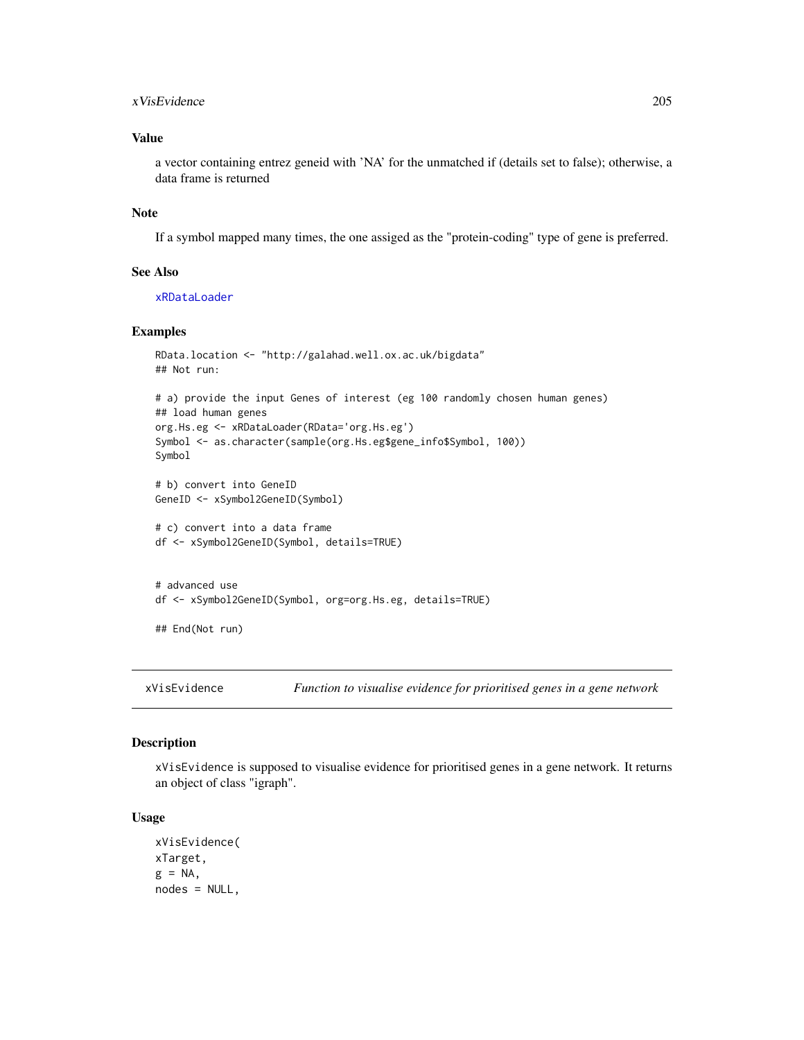## Value

a vector containing entrez geneid with 'NA' for the unmatched if (details set to false); otherwise, a data frame is returned

## Note

If a symbol mapped many times, the one assiged as the "protein-coding" type of gene is preferred.

## See Also

xRDataLoader

## Examples

```
RData.location <- "http://galahad.well.ox.ac.uk/bigdata"
## Not run:

# a) provide the input Genes of interest (eg 100 randomly chosen human genes)
## load human genes
org.Hs.eg <- xRDataLoader(RData='org.Hs.eg')
Symbol <- as.character(sample(org.Hs.eg$gene_info$Symbol, 100))
Symbol

# b) convert into GeneID
GeneID <- xSymbol2GeneID(Symbol)

# c) convert into a data frame
df <- xSymbol2GeneID(Symbol, details=TRUE)


# advanced use
df <- xSymbol2GeneID(Symbol, org=org.Hs.eg, details=TRUE)

## End(Not run)
```

---

# xVisEvidence — *Function to visualise evidence for prioritised genes in a gene network*

## Description

xVisEvidence is supposed to visualise evidence for prioritised genes in a gene network. It returns an object of class "igraph".

## Usage

```
xVisEvidence(
xTarget,
g = NA,
nodes = NULL,
```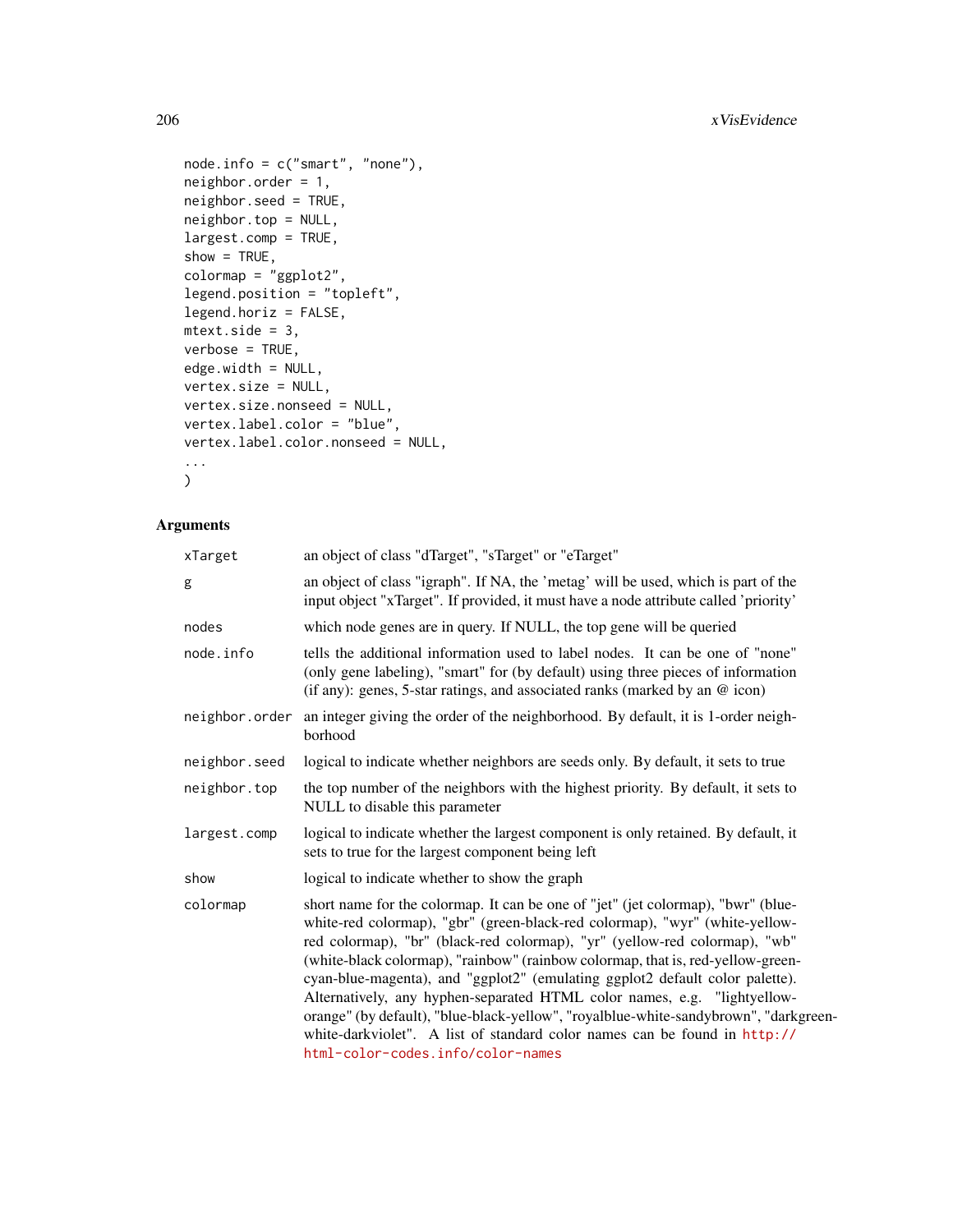```
node.info = c("smart", "none"),
neighbor.order = 1,
neighbor.seed = TRUE,
neighbor.top = NULL,
largest.comp = TRUE,
show = TRUE,
colormap = "ggplot2",
legend.position = "topleft",
legend.horiz = FALSE,
mtext.side = 3,
verbose = TRUE,
edge.width = NULL,
vertex.size = NULL,
vertex.size.nonseed = NULL,
vertex.label.color = "blue",
vertex.label.color.nonseed = NULL,
...
)
```

## Arguments

| | |
|---|---|
| `xTarget` | an object of class "dTarget", "sTarget" or "eTarget" |
| `g` | an object of class "igraph". If NA, the 'metag' will be used, which is part of the input object "xTarget". If provided, it must have a node attribute called 'priority' |
| `nodes` | which node genes are in query. If NULL, the top gene will be queried |
| `node.info` | tells the additional information used to label nodes. It can be one of "none" (only gene labeling), "smart" for (by default) using three pieces of information (if any): genes, 5-star ratings, and associated ranks (marked by an @ icon) |
| `neighbor.order` | an integer giving the order of the neighborhood. By default, it is 1-order neighborhood |
| `neighbor.seed` | logical to indicate whether neighbors are seeds only. By default, it sets to true |
| `neighbor.top` | the top number of the neighbors with the highest priority. By default, it sets to NULL to disable this parameter |
| `largest.comp` | logical to indicate whether the largest component is only retained. By default, it sets to true for the largest component being left |
| `show` | logical to indicate whether to show the graph |
| `colormap` | short name for the colormap. It can be one of "jet" (jet colormap), "bwr" (blue-white-red colormap), "gbr" (green-black-red colormap), "wyr" (white-yellow-red colormap), "br" (black-red colormap), "yr" (yellow-red colormap), "wb" (white-black colormap), "rainbow" (rainbow colormap, that is, red-yellow-green-cyan-blue-magenta), and "ggplot2" (emulating ggplot2 default color palette). Alternatively, any hyphen-separated HTML color names, e.g. "lightyellow-orange" (by default), "blue-black-yellow", "royalblue-white-sandybrown", "darkgreen-white-darkviolet". A list of standard color names can be found in http://html-color-codes.info/color-names |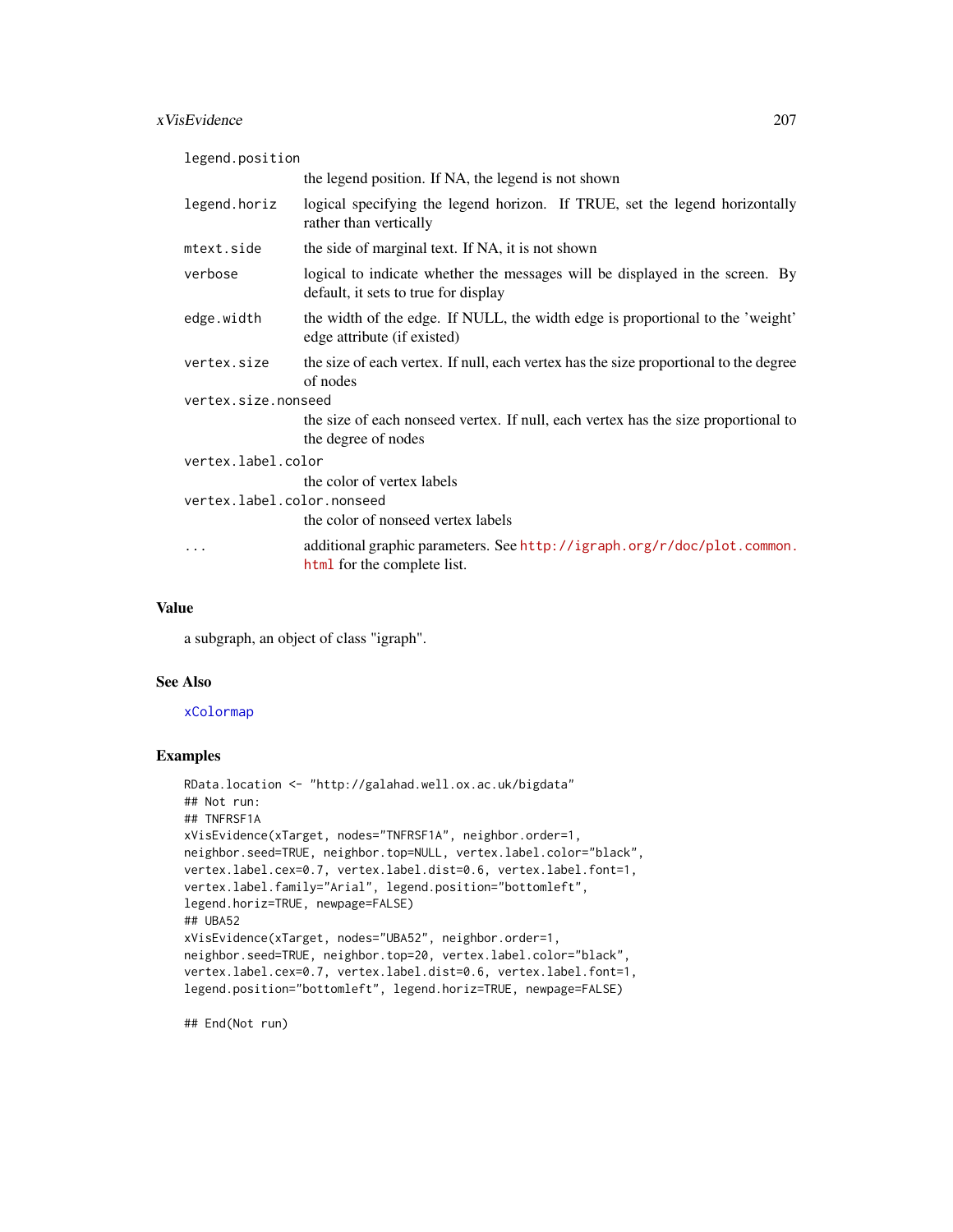| | |
|---|---|
| `legend.position` | the legend position. If NA, the legend is not shown |
| `legend.horiz` | logical specifying the legend horizon. If TRUE, set the legend horizontally rather than vertically |
| `mtext.side` | the side of marginal text. If NA, it is not shown |
| `verbose` | logical to indicate whether the messages will be displayed in the screen. By default, it sets to true for display |
| `edge.width` | the width of the edge. If NULL, the width edge is proportional to the 'weight' edge attribute (if existed) |
| `vertex.size` | the size of each vertex. If null, each vertex has the size proportional to the degree of nodes |
| `vertex.size.nonseed` | the size of each nonseed vertex. If null, each vertex has the size proportional to the degree of nodes |
| `vertex.label.color` | the color of vertex labels |
| `vertex.label.color.nonseed` | the color of nonseed vertex labels |
| `...` | additional graphic parameters. See http://igraph.org/r/doc/plot.common.html for the complete list. |

## Value

a subgraph, an object of class "igraph".

## See Also

`xColormap`

## Examples

```
RData.location <- "http://galahad.well.ox.ac.uk/bigdata"
## Not run:
## TNFRSF1A
xVisEvidence(xTarget, nodes="TNFRSF1A", neighbor.order=1,
neighbor.seed=TRUE, neighbor.top=NULL, vertex.label.color="black",
vertex.label.cex=0.7, vertex.label.dist=0.6, vertex.label.font=1,
vertex.label.family="Arial", legend.position="bottomleft",
legend.horiz=TRUE, newpage=FALSE)
## UBA52
xVisEvidence(xTarget, nodes="UBA52", neighbor.order=1,
neighbor.seed=TRUE, neighbor.top=20, vertex.label.color="black",
vertex.label.cex=0.7, vertex.label.dist=0.6, vertex.label.font=1,
legend.position="bottomleft", legend.horiz=TRUE, newpage=FALSE)

## End(Not run)
```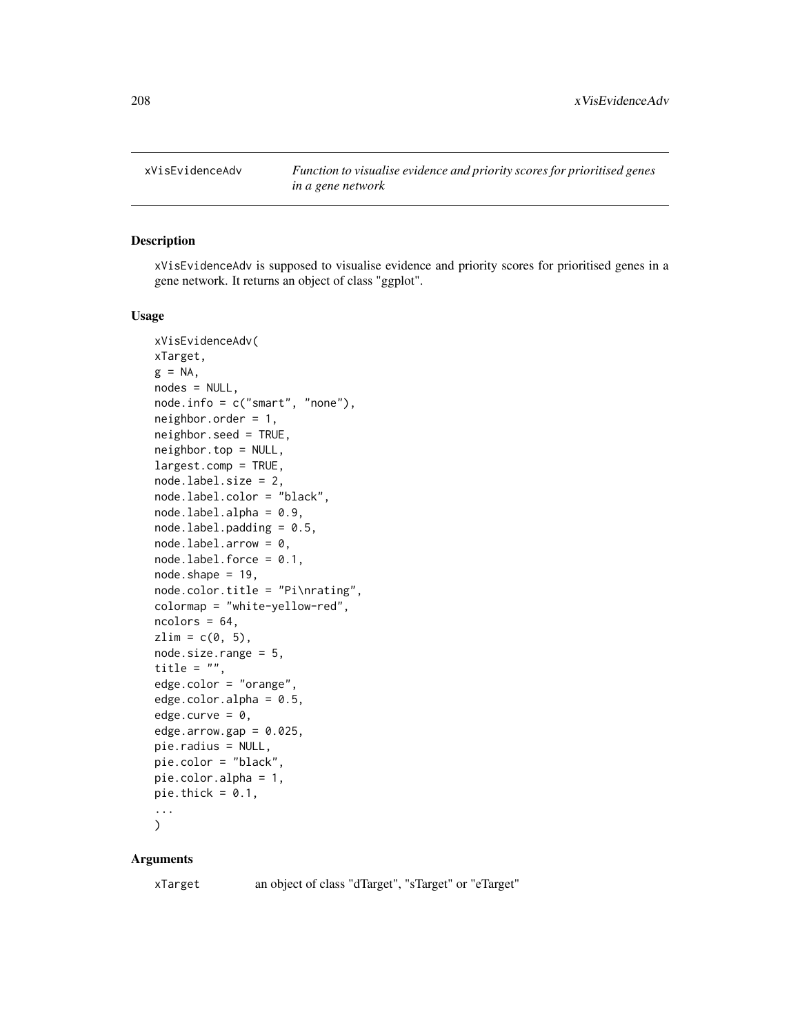xVisEvidenceAdv *Function to visualise evidence and priority scores for prioritised genes in a gene network*

## Description

xVisEvidenceAdv is supposed to visualise evidence and priority scores for prioritised genes in a gene network. It returns an object of class "ggplot".

## Usage

```
xVisEvidenceAdv(
xTarget,
g = NA,
nodes = NULL,
node.info = c("smart", "none"),
neighbor.order = 1,
neighbor.seed = TRUE,
neighbor.top = NULL,
largest.comp = TRUE,
node.label.size = 2,
node.label.color = "black",
node.label.alpha = 0.9,
node.label.padding = 0.5,
node.label.arrow = 0,
node.label.force = 0.1,
node.shape = 19,
node.color.title = "Pi\nrating",
colormap = "white-yellow-red",
ncolors = 64,
zlim = c(0, 5),
node.size.range = 5,
title = "",
edge.color = "orange",
edge.color.alpha = 0.5,
edge.curve = 0,
edge.arrow.gap = 0.025,
pie.radius = NULL,
pie.color = "black",
pie.color.alpha = 1,
pie.thick = 0.1,
...
)
```

## Arguments

xTarget an object of class "dTarget", "sTarget" or "eTarget"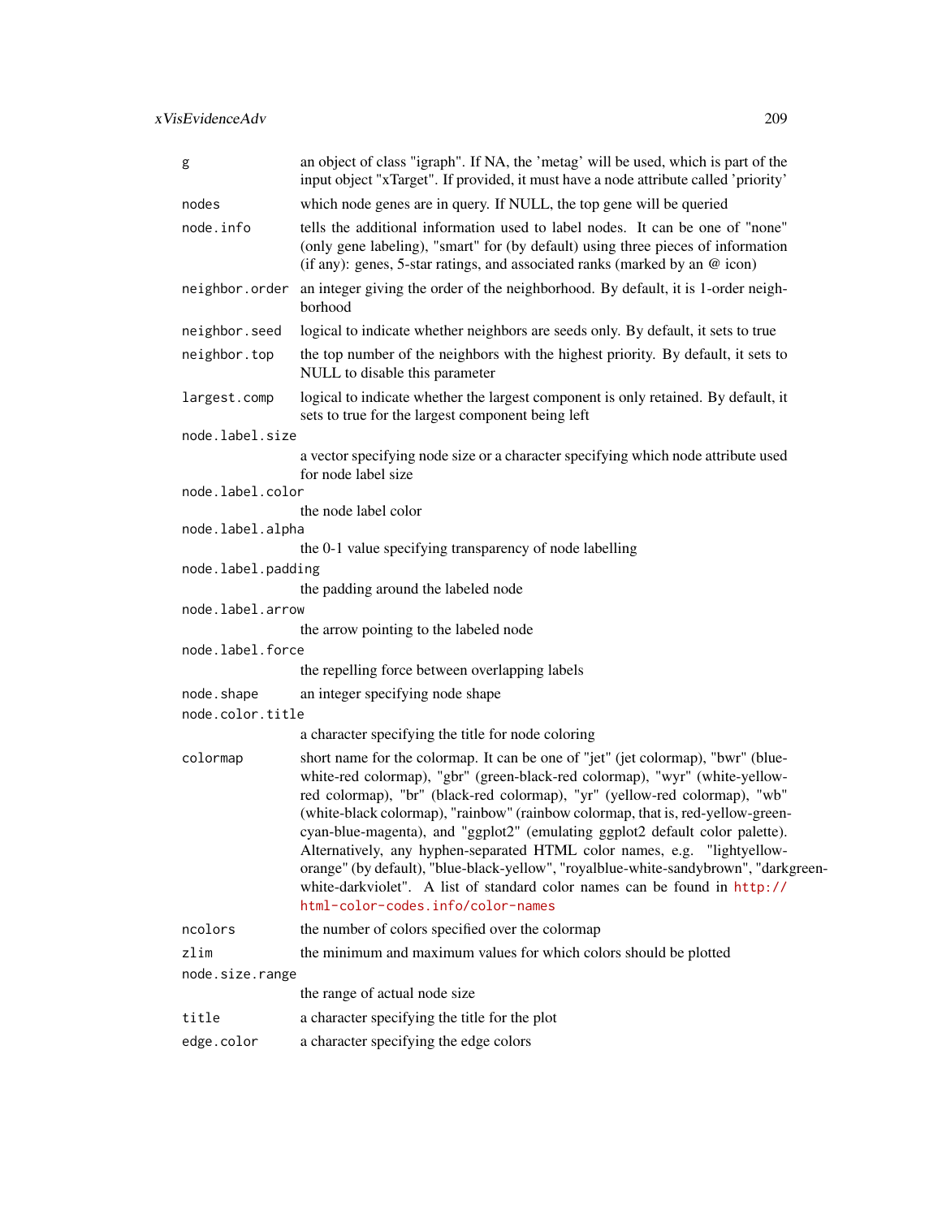| | |
|---|---|
| `g` | an object of class "igraph". If NA, the 'metag' will be used, which is part of the input object "xTarget". If provided, it must have a node attribute called 'priority' |
| `nodes` | which node genes are in query. If NULL, the top gene will be queried |
| `node.info` | tells the additional information used to label nodes. It can be one of "none" (only gene labeling), "smart" for (by default) using three pieces of information (if any): genes, 5-star ratings, and associated ranks (marked by an @ icon) |
| `neighbor.order` | an integer giving the order of the neighborhood. By default, it is 1-order neighborhood |
| `neighbor.seed` | logical to indicate whether neighbors are seeds only. By default, it sets to true |
| `neighbor.top` | the top number of the neighbors with the highest priority. By default, it sets to NULL to disable this parameter |
| `largest.comp` | logical to indicate whether the largest component is only retained. By default, it sets to true for the largest component being left |
| `node.label.size` | a vector specifying node size or a character specifying which node attribute used for node label size |
| `node.label.color` | the node label color |
| `node.label.alpha` | the 0-1 value specifying transparency of node labelling |
| `node.label.padding` | the padding around the labeled node |
| `node.label.arrow` | the arrow pointing to the labeled node |
| `node.label.force` | the repelling force between overlapping labels |
| `node.shape` | an integer specifying node shape |
| `node.color.title` | a character specifying the title for node coloring |
| `colormap` | short name for the colormap. It can be one of "jet" (jet colormap), "bwr" (blue-white-red colormap), "gbr" (green-black-red colormap), "wyr" (white-yellow-red colormap), "br" (black-red colormap), "yr" (yellow-red colormap), "wb" (white-black colormap), "rainbow" (rainbow colormap, that is, red-yellow-green-cyan-blue-magenta), and "ggplot2" (emulating ggplot2 default color palette). Alternatively, any hyphen-separated HTML color names, e.g. "lightyellow-orange" (by default), "blue-black-yellow", "royalblue-white-sandybrown", "darkgreen-white-darkviolet". A list of standard color names can be found in http://html-color-codes.info/color-names |
| `ncolors` | the number of colors specified over the colormap |
| `zlim` | the minimum and maximum values for which colors should be plotted |
| `node.size.range` | the range of actual node size |
| `title` | a character specifying the title for the plot |
| `edge.color` | a character specifying the edge colors |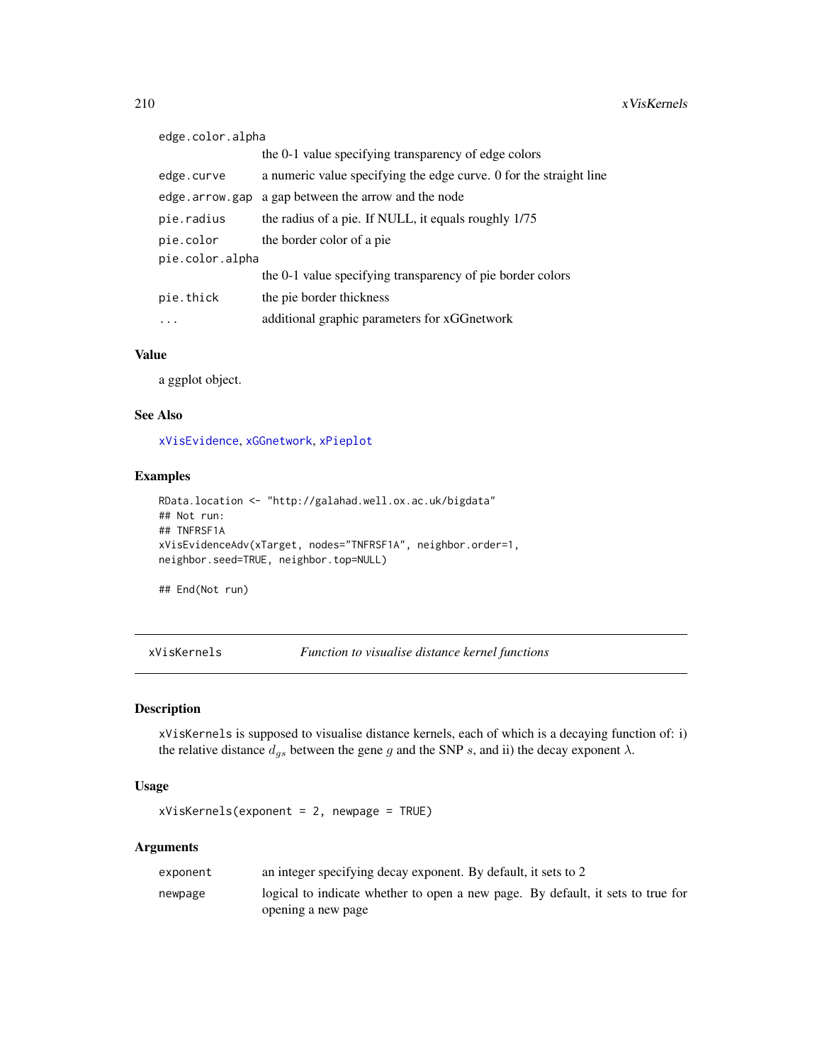| | |
|---|---|
| edge.color.alpha | the 0-1 value specifying transparency of edge colors |
| edge.curve | a numeric value specifying the edge curve. 0 for the straight line |
| edge.arrow.gap | a gap between the arrow and the node |
| pie.radius | the radius of a pie. If NULL, it equals roughly 1/75 |
| pie.color | the border color of a pie |
| pie.color.alpha | the 0-1 value specifying transparency of pie border colors |
| pie.thick | the pie border thickness |
| ... | additional graphic parameters for xGGnetwork |

### Value

a ggplot object.

### See Also

xVisEvidence, xGGnetwork, xPieplot

### Examples

```
RData.location <- "http://galahad.well.ox.ac.uk/bigdata"
## Not run:
## TNFRSF1A
xVisEvidenceAdv(xTarget, nodes="TNFRSF1A", neighbor.order=1,
neighbor.seed=TRUE, neighbor.top=NULL)

## End(Not run)
```

---

## xVisKernels *Function to visualise distance kernel functions*

### Description

`xVisKernels` is supposed to visualise distance kernels, each of which is a decaying function of: i) the relative distance $d_{gs}$ between the gene $g$ and the SNP $s$, and ii) the decay exponent $\lambda$.

### Usage

```
xVisKernels(exponent = 2, newpage = TRUE)
```

### Arguments

| | |
|---|---|
| exponent | an integer specifying decay exponent. By default, it sets to 2 |
| newpage | logical to indicate whether to open a new page. By default, it sets to true for opening a new page |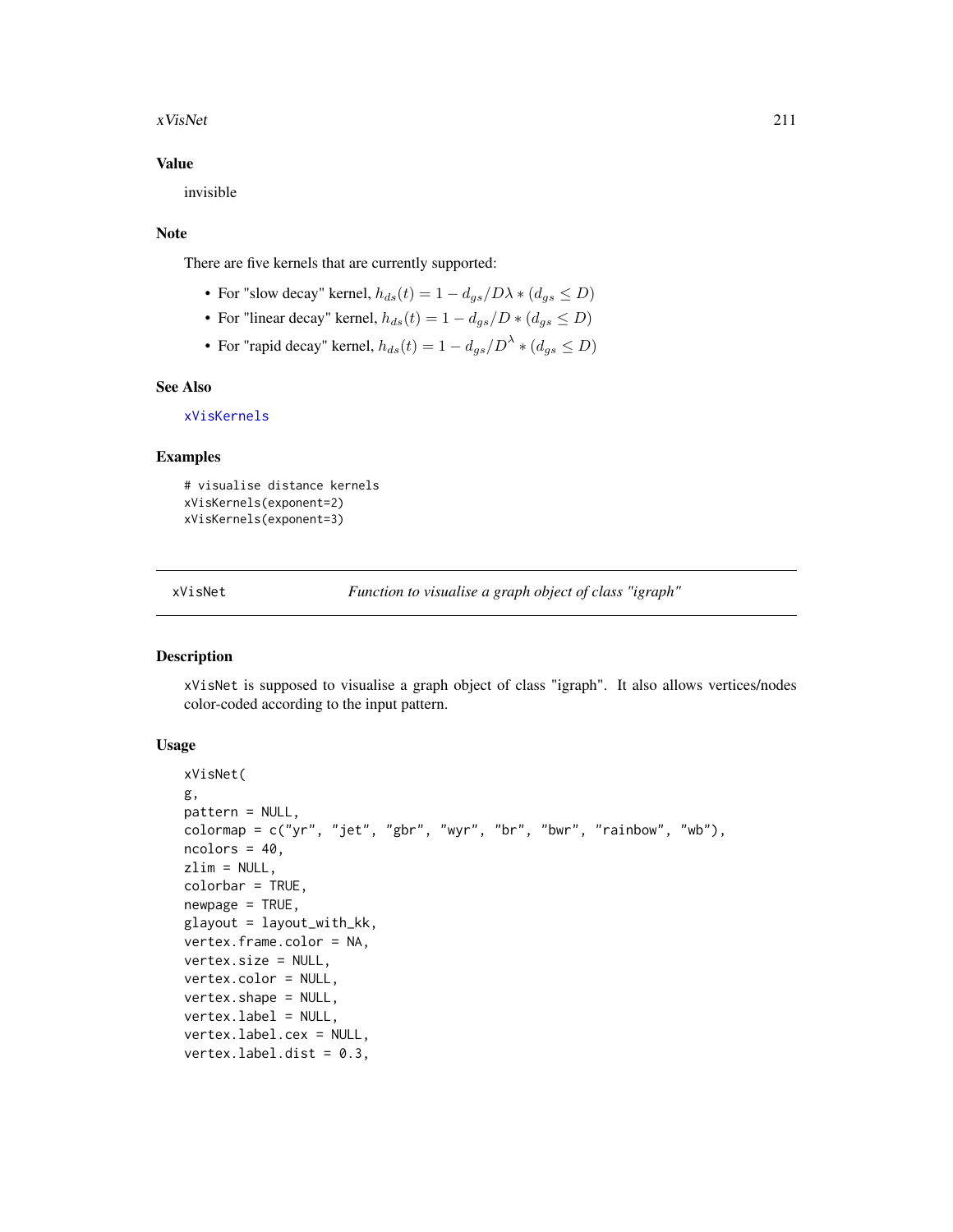## Value

invisible

## Note

There are five kernels that are currently supported:

- For "slow decay" kernel, $h_{ds}(t) = 1 - d_{gs}/D\lambda * (d_{gs} \leq D)$
- For "linear decay" kernel, $h_{ds}(t) = 1 - d_{gs}/D * (d_{gs} \leq D)$
- For "rapid decay" kernel, $h_{ds}(t) = 1 - d_{gs}/D^{\lambda} * (d_{gs} \leq D)$

## See Also

xVisKernels

## Examples

```
# visualise distance kernels
xVisKernels(exponent=2)
xVisKernels(exponent=3)
```

---

# xVisNet — *Function to visualise a graph object of class "igraph"*

## Description

`xVisNet` is supposed to visualise a graph object of class "igraph". It also allows vertices/nodes color-coded according to the input pattern.

## Usage

```
xVisNet(
g,
pattern = NULL,
colormap = c("yr", "jet", "gbr", "wyr", "br", "bwr", "rainbow", "wb"),
ncolors = 40,
zlim = NULL,
colorbar = TRUE,
newpage = TRUE,
glayout = layout_with_kk,
vertex.frame.color = NA,
vertex.size = NULL,
vertex.color = NULL,
vertex.shape = NULL,
vertex.label = NULL,
vertex.label.cex = NULL,
vertex.label.dist = 0.3,
```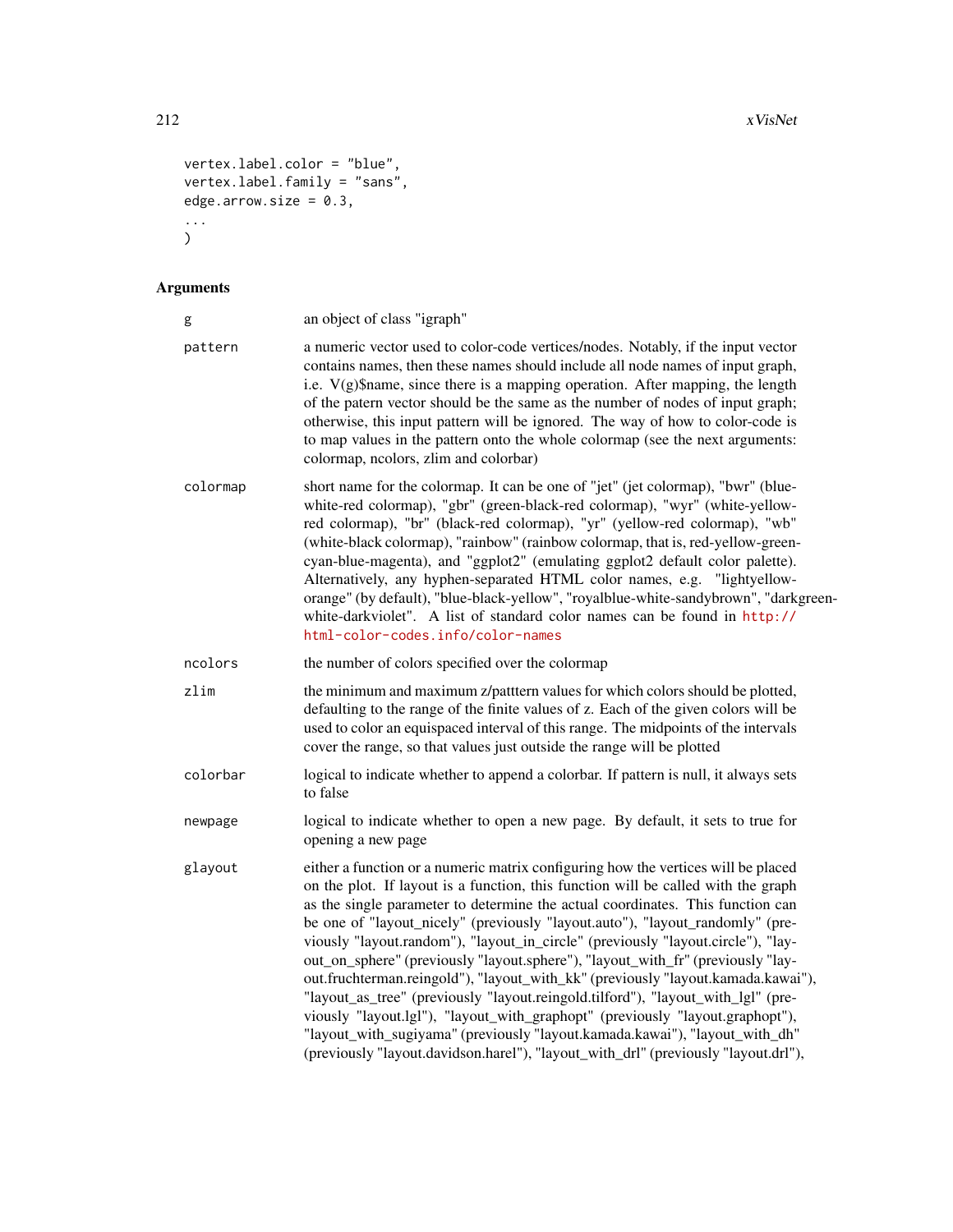```
vertex.label.color = "blue",
vertex.label.family = "sans",
edge.arrow.size = 0.3,
...
)
```

## Arguments

| | |
|---|---|
| g | an object of class "igraph" |
| pattern | a numeric vector used to color-code vertices/nodes. Notably, if the input vector contains names, then these names should include all node names of input graph, i.e. V(g)$name, since there is a mapping operation. After mapping, the length of the patern vector should be the same as the number of nodes of input graph; otherwise, this input pattern will be ignored. The way of how to color-code is to map values in the pattern onto the whole colormap (see the next arguments: colormap, ncolors, zlim and colorbar) |
| colormap | short name for the colormap. It can be one of "jet" (jet colormap), "bwr" (blue-white-red colormap), "gbr" (green-black-red colormap), "wyr" (white-yellow-red colormap), "br" (black-red colormap), "yr" (yellow-red colormap), "wb" (white-black colormap), "rainbow" (rainbow colormap, that is, red-yellow-green-cyan-blue-magenta), and "ggplot2" (emulating ggplot2 default color palette). Alternatively, any hyphen-separated HTML color names, e.g. "lightyellow-orange" (by default), "blue-black-yellow", "royalblue-white-sandybrown", "darkgreen-white-darkviolet". A list of standard color names can be found in http://html-color-codes.info/color-names |
| ncolors | the number of colors specified over the colormap |
| zlim | the minimum and maximum z/patttern values for which colors should be plotted, defaulting to the range of the finite values of z. Each of the given colors will be used to color an equispaced interval of this range. The midpoints of the intervals cover the range, so that values just outside the range will be plotted |
| colorbar | logical to indicate whether to append a colorbar. If pattern is null, it always sets to false |
| newpage | logical to indicate whether to open a new page. By default, it sets to true for opening a new page |
| glayout | either a function or a numeric matrix configuring how the vertices will be placed on the plot. If layout is a function, this function will be called with the graph as the single parameter to determine the actual coordinates. This function can be one of "layout_nicely" (previously "layout.auto"), "layout_randomly" (previously "layout.random"), "layout_in_circle" (previously "layout.circle"), "layout_on_sphere" (previously "layout.sphere"), "layout_with_fr" (previously "layout.fruchterman.reingold"), "layout_with_kk" (previously "layout.kamada.kawai"), "layout_as_tree" (previously "layout.reingold.tilford"), "layout_with_lgl" (previously "layout.lgl"), "layout_with_graphopt" (previously "layout.graphopt"), "layout_with_sugiyama" (previously "layout.kamada.kawai"), "layout_with_dh" (previously "layout.davidson.harel"), "layout_with_drl" (previously "layout.drl"), |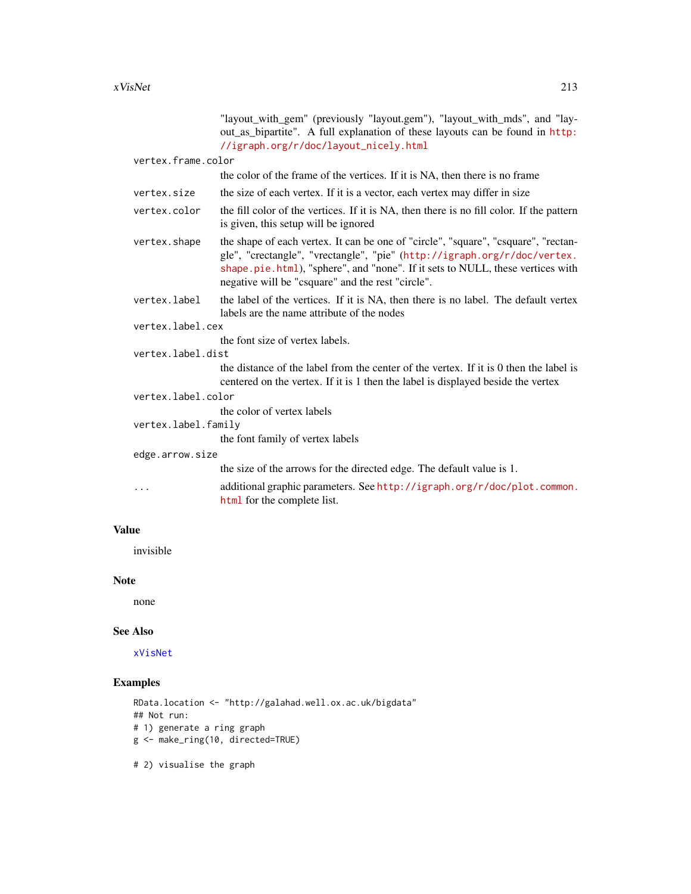"layout_with_gem" (previously "layout.gem"), "layout_with_mds", and "layout_as_bipartite". A full explanation of these layouts can be found in http://igraph.org/r/doc/layout_nicely.html

`vertex.frame.color`
: the color of the frame of the vertices. If it is NA, then there is no frame

`vertex.size`
: the size of each vertex. If it is a vector, each vertex may differ in size

`vertex.color`
: the fill color of the vertices. If it is NA, then there is no fill color. If the pattern is given, this setup will be ignored

`vertex.shape`
: the shape of each vertex. It can be one of "circle", "square", "csquare", "rectangle", "crectangle", "vrectangle", "pie" (http://igraph.org/r/doc/vertex.shape.pie.html), "sphere", and "none". If it sets to NULL, these vertices with negative will be "csquare" and the rest "circle".

`vertex.label`
: the label of the vertices. If it is NA, then there is no label. The default vertex labels are the name attribute of the nodes

`vertex.label.cex`
: the font size of vertex labels.

`vertex.label.dist`
: the distance of the label from the center of the vertex. If it is 0 then the label is centered on the vertex. If it is 1 then the label is displayed beside the vertex

`vertex.label.color`
: the color of vertex labels

`vertex.label.family`
: the font family of vertex labels

`edge.arrow.size`
: the size of the arrows for the directed edge. The default value is 1.

`...`
: additional graphic parameters. See http://igraph.org/r/doc/plot.common.html for the complete list.

## Value

invisible

## Note

none

## See Also

xVisNet

## Examples

```
RData.location <- "http://galahad.well.ox.ac.uk/bigdata"
## Not run:
# 1) generate a ring graph
g <- make_ring(10, directed=TRUE)

# 2) visualise the graph
```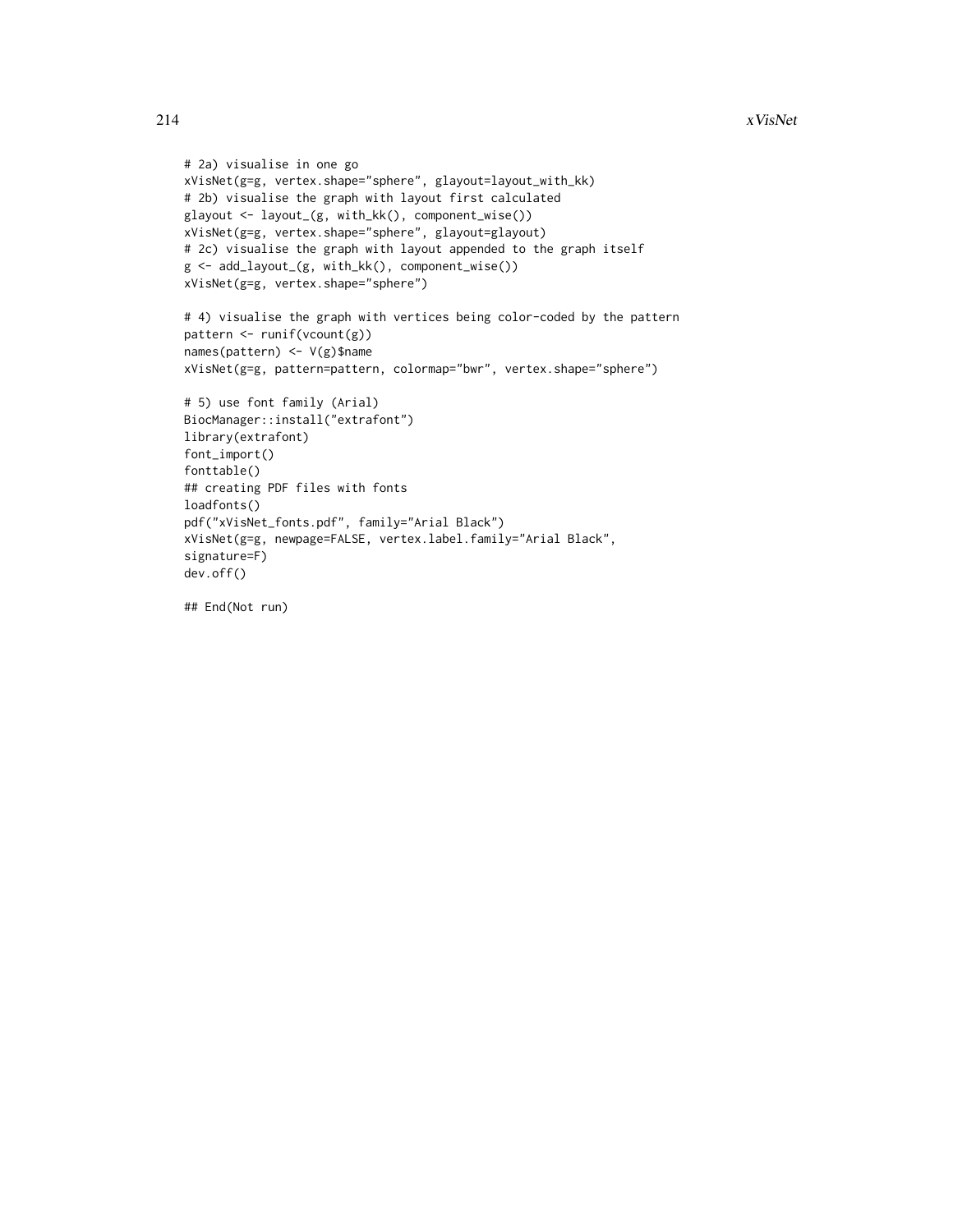```
# 2a) visualise in one go
xVisNet(g=g, vertex.shape="sphere", glayout=layout_with_kk)
# 2b) visualise the graph with layout first calculated
glayout <- layout_(g, with_kk(), component_wise())
xVisNet(g=g, vertex.shape="sphere", glayout=glayout)
# 2c) visualise the graph with layout appended to the graph itself
g <- add_layout_(g, with_kk(), component_wise())
xVisNet(g=g, vertex.shape="sphere")

# 4) visualise the graph with vertices being color-coded by the pattern
pattern <- runif(vcount(g))
names(pattern) <- V(g)$name
xVisNet(g=g, pattern=pattern, colormap="bwr", vertex.shape="sphere")

# 5) use font family (Arial)
BiocManager::install("extrafont")
library(extrafont)
font_import()
fonttable()
## creating PDF files with fonts
loadfonts()
pdf("xVisNet_fonts.pdf", family="Arial Black")
xVisNet(g=g, newpage=FALSE, vertex.label.family="Arial Black",
signature=F)
dev.off()

## End(Not run)
```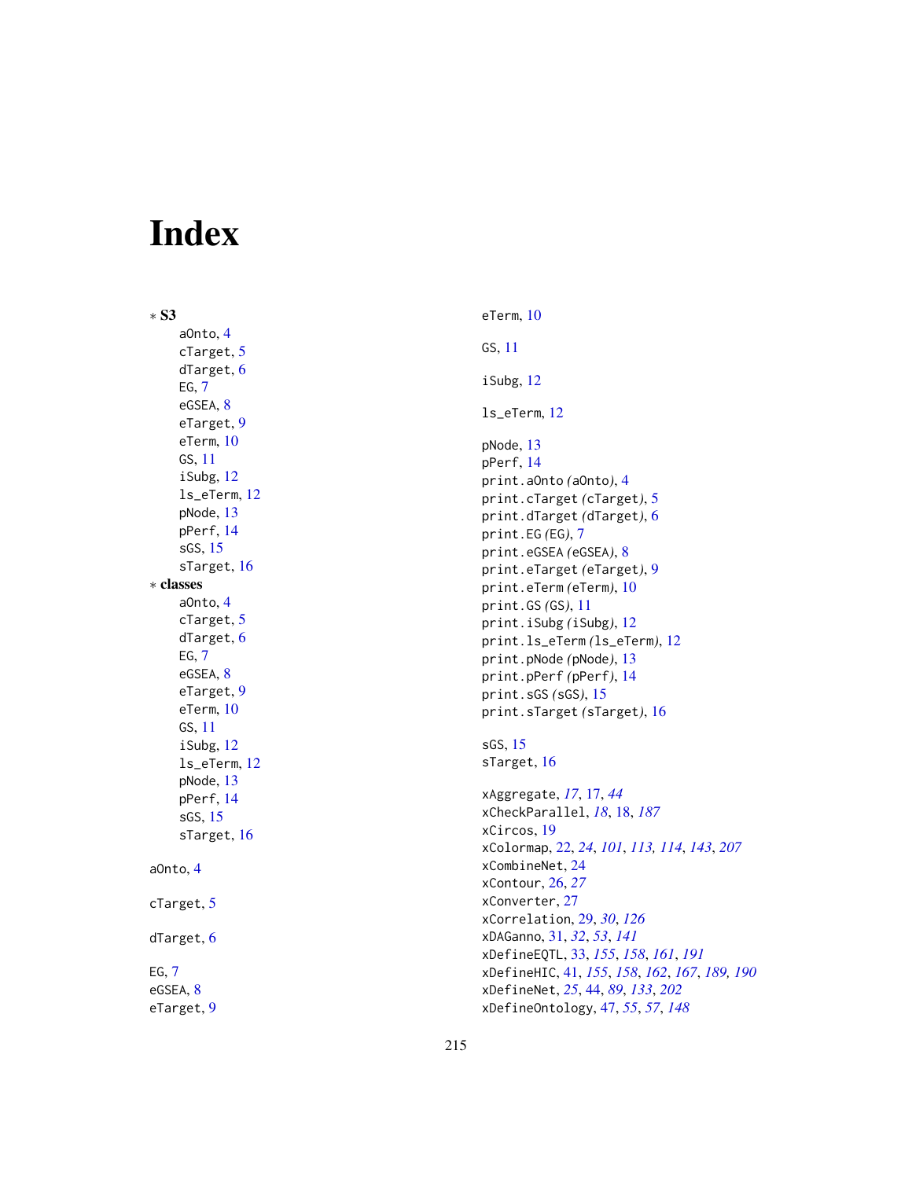# Index

∗ **S3**
- aOnto, 4
- cTarget, 5
- dTarget, 6
- EG, 7
- eGSEA, 8
- eTarget, 9
- eTerm, 10
- GS, 11
- iSubg, 12
- ls_eTerm, 12
- pNode, 13
- pPerf, 14
- sGS, 15
- sTarget, 16

∗ **classes**
- aOnto, 4
- cTarget, 5
- dTarget, 6
- EG, 7
- eGSEA, 8
- eTarget, 9
- eTerm, 10
- GS, 11
- iSubg, 12
- ls_eTerm, 12
- pNode, 13
- pPerf, 14
- sGS, 15
- sTarget, 16

aOnto, 4

cTarget, 5

dTarget, 6

EG, 7
eGSEA, 8
eTarget, 9
eTerm, 10

GS, 11

iSubg, 12

ls_eTerm, 12

pNode, 13
pPerf, 14
print.aOnto *(aOnto)*, 4
print.cTarget *(cTarget)*, 5
print.dTarget *(dTarget)*, 6
print.EG *(EG)*, 7
print.eGSEA *(eGSEA)*, 8
print.eTarget *(eTarget)*, 9
print.eTerm *(eTerm)*, 10
print.GS *(GS)*, 11
print.iSubg *(iSubg)*, 12
print.ls_eTerm *(ls_eTerm)*, 12
print.pNode *(pNode)*, 13
print.pPerf *(pPerf)*, 14
print.sGS *(sGS)*, 15
print.sTarget *(sTarget)*, 16

sGS, 15
sTarget, 16

xAggregate, *17*, 17, *44*
xCheckParallel, *18*, 18, *187*
xCircos, 19
xColormap, 22, *24*, *101*, *113, 114*, *143*, *207*
xCombineNet, 24
xContour, 26, *27*
xConverter, 27
xCorrelation, 29, *30*, *126*
xDAGanno, 31, *32*, *53*, *141*
xDefineEQTL, 33, *155*, *158*, *161*, *191*
xDefineHIC, 41, *155*, *158*, *162*, *167*, *189, 190*
xDefineNet, *25*, 44, *89*, *133*, *202*
xDefineOntology, 47, *55*, *57*, *148*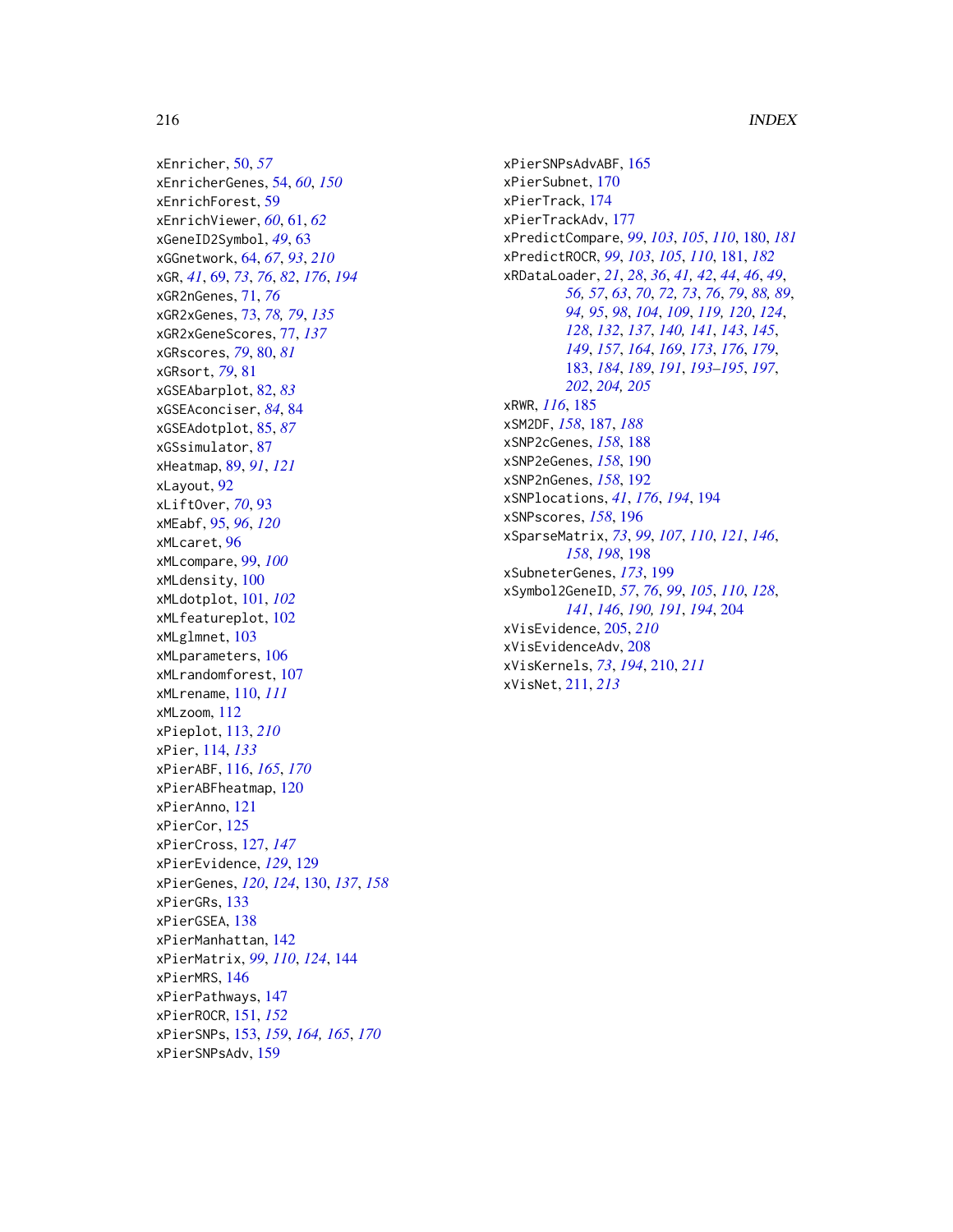xEnricher, 50, *57*
xEnricherGenes, 54, *60*, *150*
xEnrichForest, 59
xEnrichViewer, *60*, 61, *62*
xGeneID2Symbol, *49*, 63
xGGnetwork, 64, *67*, *93*, *210*
xGR, *41*, 69, *73*, *76*, *82*, *176*, *194*
xGR2nGenes, 71, *76*
xGR2xGenes, 73, *78*, *79*, *135*
xGR2xGeneScores, 77, *137*
xGRscores, *79*, 80, *81*
xGRsort, *79*, 81
xGSEAbarplot, 82, *83*
xGSEAconciser, *84*, 84
xGSEAdotplot, 85, *87*
xGSsimulator, 87
xHeatmap, 89, *91*, *121*
xLayout, 92
xLiftOver, *70*, 93
xMEabf, 95, *96*, *120*
xMLcaret, 96
xMLcompare, 99, *100*
xMLdensity, 100
xMLdotplot, 101, *102*
xMLfeatureplot, 102
xMLglmnet, 103
xMLparameters, 106
xMLrandomforest, 107
xMLrename, 110, *111*
xMLzoom, 112
xPieplot, 113, *210*
xPier, 114, *133*
xPierABF, 116, *165*, *170*
xPierABFheatmap, 120
xPierAnno, 121
xPierCor, 125
xPierCross, 127, *147*
xPierEvidence, *129*, 129
xPierGenes, *120*, *124*, 130, *137*, *158*
xPierGRs, 133
xPierGSEA, 138
xPierManhattan, 142
xPierMatrix, *99*, *110*, *124*, 144
xPierMRS, 146
xPierPathways, 147
xPierROCR, 151, *152*
xPierSNPs, 153, *159*, *164*, *165*, *170*
xPierSNPsAdv, 159
xPierSNPsAdvABF, 165
xPierSubnet, 170
xPierTrack, 174
xPierTrackAdv, 177
xPredictCompare, *99*, *103*, *105*, *110*, 180, *181*
xPredictROCR, *99*, *103*, *105*, *110*, 181, *182*
xRDataLoader, *21*, *28*, *36*, *41*, *42*, *44*, *46*, *49*, *56*, *57*, *63*, *70*, *72*, *73*, *76*, *79*, *88*, *89*, *94*, *95*, *98*, *104*, *109*, *119*, *120*, *124*, *128*, *132*, *137*, *140*, *141*, *143*, *145*, *149*, *157*, *164*, *169*, *173*, *176*, *179*, 183, *184*, *189*, *191*, *193–195*, *197*, *202*, *204*, *205*
xRWR, *116*, 185
xSM2DF, *158*, 187, *188*
xSNP2cGenes, *158*, 188
xSNP2eGenes, *158*, 190
xSNP2nGenes, *158*, 192
xSNPlocations, *41*, *176*, *194*, 194
xSNPscores, *158*, 196
xSparseMatrix, *73*, *99*, *107*, *110*, *121*, *146*, *158*, *198*, 198
xSubneterGenes, *173*, 199
xSymbol2GeneID, *57*, *76*, *99*, *105*, *110*, *128*, *141*, *146*, *190*, *191*, *194*, 204
xVisEvidence, 205, *210*
xVisEvidenceAdv, 208
xVisKernels, *73*, *194*, 210, *211*
xVisNet, 211, *213*